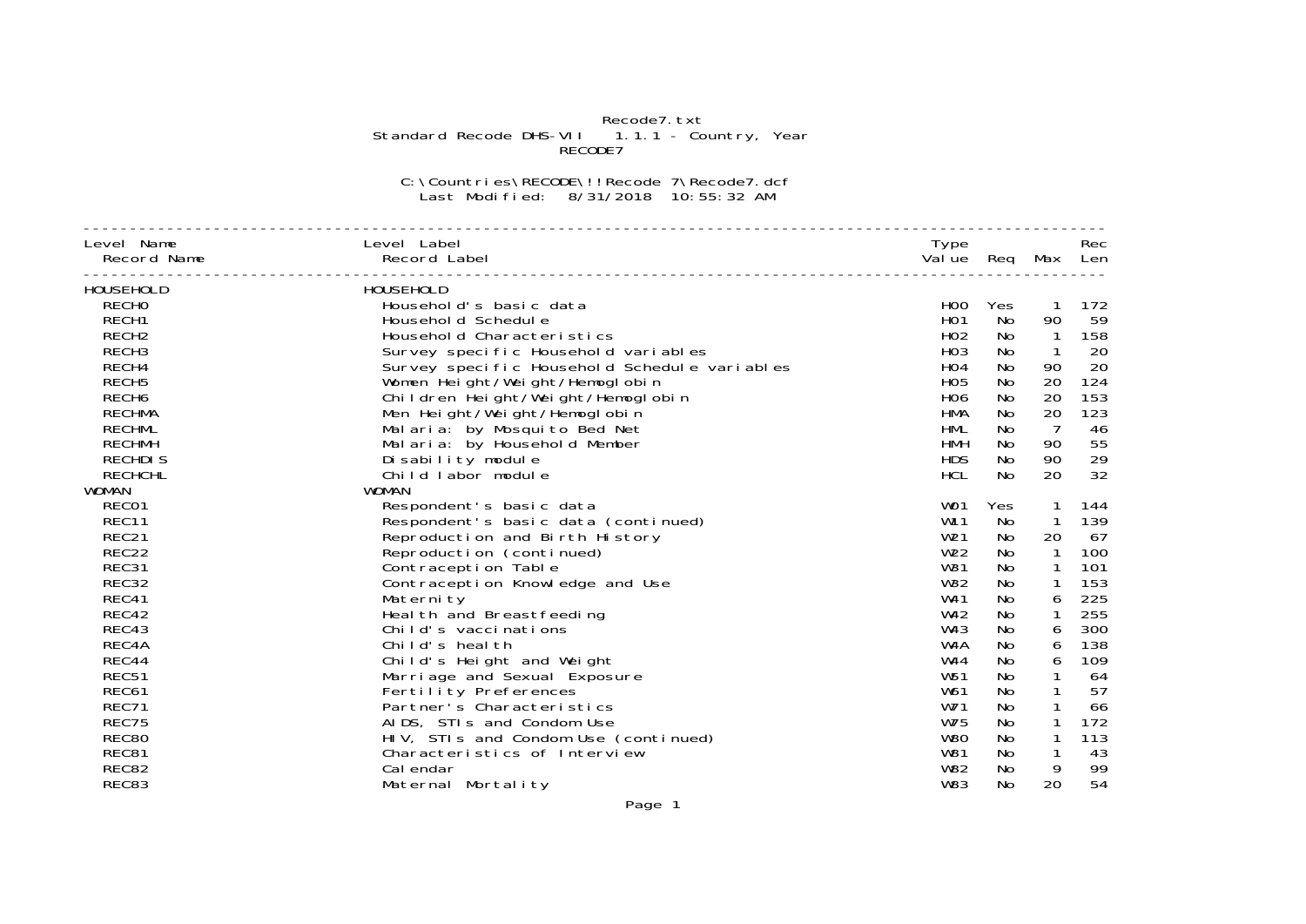Recode7.txt
Standard Recode DHS-VII 1.1.1 - Country, Year
RECODE7

C:\Countries\RECODE\!!Recode 7\Recode7.dcf
Last Modified: 8/31/2018 10:55:32 AM

| Level Name / Record Name | Level Label / Record Label | Type Value | Req | Max | Rec Len |
|---|---|---|---|---|---|
| HOUSEHOLD | HOUSEHOLD | | | | |
| RECH0 | Household's basic data | H00 | Yes | 1 | 172 |
| RECH1 | Household Schedule | H01 | No | 90 | 59 |
| RECH2 | Household Characteristics | H02 | No | 1 | 158 |
| RECH3 | Survey specific Household variables | H03 | No | 1 | 20 |
| RECH4 | Survey specific Household Schedule variables | H04 | No | 90 | 20 |
| RECH5 | Women Height/Weight/Hemoglobin | H05 | No | 20 | 124 |
| RECH6 | Children Height/Weight/Hemoglobin | H06 | No | 20 | 153 |
| RECHMA | Men Height/Weight/Hemoglobin | HMA | No | 20 | 123 |
| RECHML | Malaria: by Mosquito Bed Net | HML | No | 7 | 46 |
| RECHMH | Malaria: by Household Member | HMH | No | 90 | 55 |
| RECHDIS | Disability module | HDS | No | 90 | 29 |
| RECHCHL | Child labor module | HCL | No | 20 | 32 |
| WOMAN | WOMAN | | | | |
| REC01 | Respondent's basic data | W01 | Yes | 1 | 144 |
| REC11 | Respondent's basic data (continued) | W11 | No | 1 | 139 |
| REC21 | Reproduction and Birth History | W21 | No | 20 | 67 |
| REC22 | Reproduction (continued) | W22 | No | 1 | 100 |
| REC31 | Contraception Table | W31 | No | 1 | 101 |
| REC32 | Contraception Knowledge and Use | W32 | No | 1 | 153 |
| REC41 | Maternity | W41 | No | 6 | 225 |
| REC42 | Health and Breastfeeding | W42 | No | 1 | 255 |
| REC43 | Child's vaccinations | W43 | No | 6 | 300 |
| REC4A | Child's health | W4A | No | 6 | 138 |
| REC44 | Child's Height and Weight | W44 | No | 6 | 109 |
| REC51 | Marriage and Sexual Exposure | W51 | No | 1 | 64 |
| REC61 | Fertility Preferences | W61 | No | 1 | 57 |
| REC71 | Partner's Characteristics | W71 | No | 1 | 66 |
| REC75 | AIDS, STIs and Condom Use | W75 | No | 1 | 172 |
| REC80 | HIV, STIs and Condom Use (continued) | W80 | No | 1 | 113 |
| REC81 | Characteristics of Interview | W81 | No | 1 | 43 |
| REC82 | Calendar | W82 | No | 9 | 99 |
| REC83 | Maternal Mortality | W83 | No | 20 | 54 |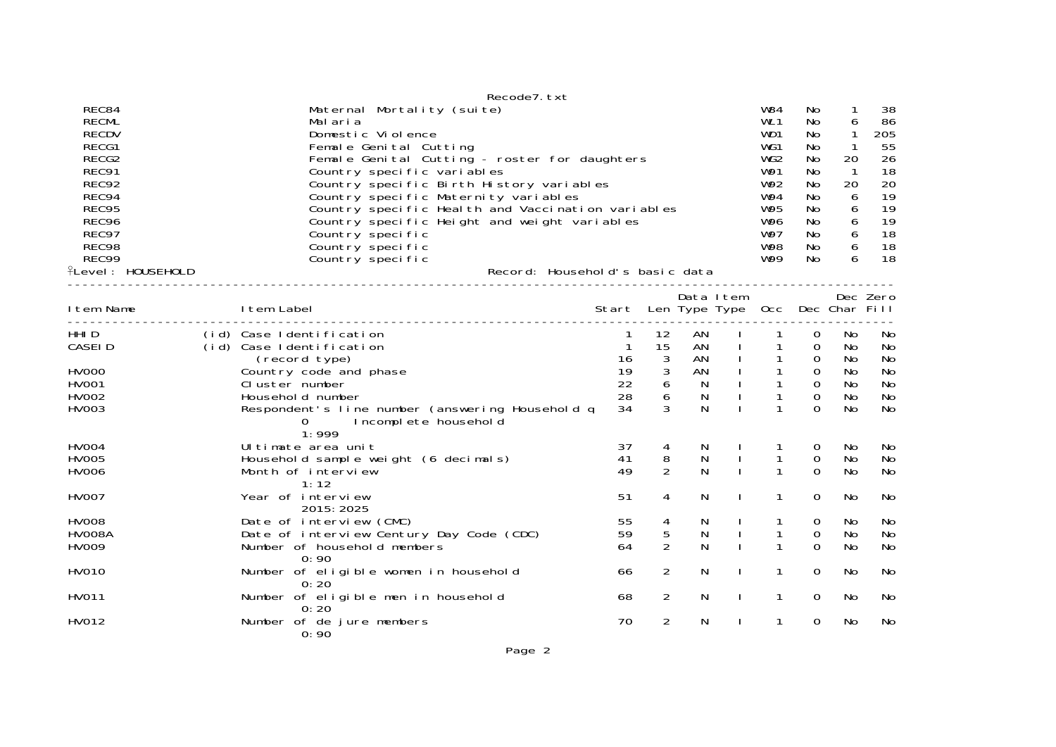| | | | | | |
|---|---|---|---|---|---|
| REC84 | Maternal Mortality (suite) | W84 | No | 1 | 38 |
| RECML | Malaria | WL1 | No | 6 | 86 |
| RECDV | Domestic Violence | WD1 | No | 1 | 205 |
| RECG1 | Female Genital Cutting | WG1 | No | 1 | 55 |
| RECG2 | Female Genital Cutting - roster for daughters | WG2 | No | 20 | 26 |
| REC91 | Country specific variables | W91 | No | 1 | 18 |
| REC92 | Country specific Birth History variables | W92 | No | 20 | 20 |
| REC94 | Country specific Maternity variables | W94 | No | 6 | 19 |
| REC95 | Country specific Health and Vaccination variables | W95 | No | 6 | 19 |
| REC96 | Country specific Height and weight variables | W96 | No | 6 | 19 |
| REC97 | Country specific | W97 | No | 6 | 18 |
| REC98 | Country specific | W98 | No | 6 | 18 |
| REC99 | Country specific | W99 | No | 6 | 18 |

Level: HOUSEHOLD    Record: Household's basic data

| Item Name | | Item Label | Start | Len | Data Type | Item Type | Occ | Dec | Dec Char | Zero Fill |
|---|---|---|---|---|---|---|---|---|---|---|
| HHID | (id) | Case Identification | 1 | 12 | AN | I | 1 | 0 | No | No |
| CASEID | (id) | Case Identification | 1 | 15 | AN | I | 1 | 0 | No | No |
| | | (record type) | 16 | 3 | AN | I | 1 | 0 | No | No |
| HV000 | | Country code and phase | 19 | 3 | AN | I | 1 | 0 | No | No |
| HV001 | | Cluster number | 22 | 6 | N | I | 1 | 0 | No | No |
| HV002 | | Household number | 28 | 6 | N | I | 1 | 0 | No | No |
| HV003 | | Respondent's line number (answering Household q<br>0 Incomplete household<br>1:999 | 34 | 3 | N | I | 1 | 0 | No | No |
| HV004 | | Ultimate area unit | 37 | 4 | N | I | 1 | 0 | No | No |
| HV005 | | Household sample weight (6 decimals) | 41 | 8 | N | I | 1 | 0 | No | No |
| HV006 | | Month of interview<br>1:12 | 49 | 2 | N | I | 1 | 0 | No | No |
| HV007 | | Year of interview<br>2015:2025 | 51 | 4 | N | I | 1 | 0 | No | No |
| HV008 | | Date of interview (CMC) | 55 | 4 | N | I | 1 | 0 | No | No |
| HV008A | | Date of interview Century Day Code (CDC) | 59 | 5 | N | I | 1 | 0 | No | No |
| HV009 | | Number of household members<br>0:90 | 64 | 2 | N | I | 1 | 0 | No | No |
| HV010 | | Number of eligible women in household<br>0:20 | 66 | 2 | N | I | 1 | 0 | No | No |
| HV011 | | Number of eligible men in household<br>0:20 | 68 | 2 | N | I | 1 | 0 | No | No |
| HV012 | | Number of de jure members<br>0:90 | 70 | 2 | N | I | 1 | 0 | No | No |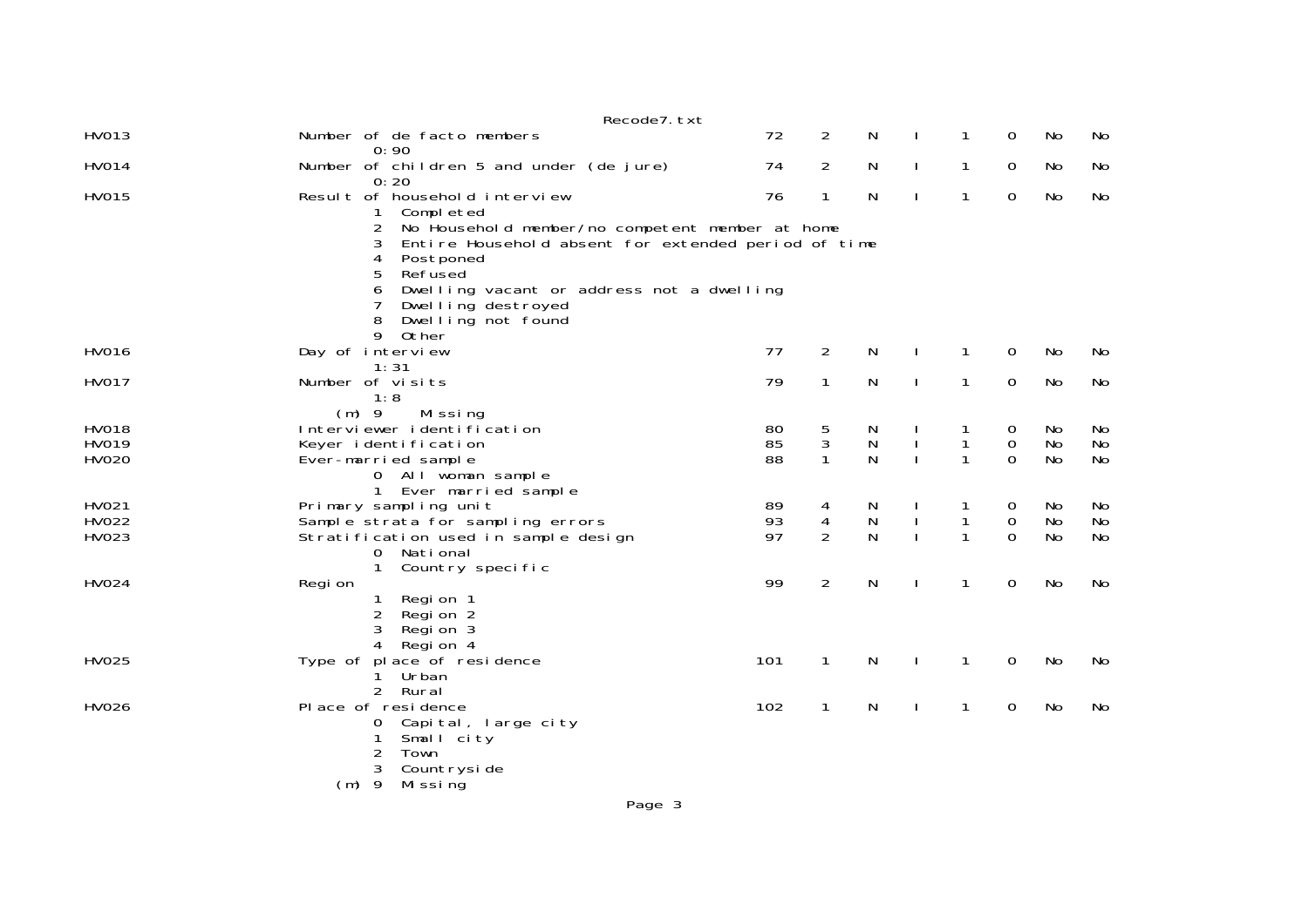| Variable | Description | Start | Len | Type | I | Occ | Dec | Col8 | Col9 |
|---|---|---|---|---|---|---|---|---|---|
| HV013 | Number of de facto members<br>0:90 | 72 | 2 | N | I | 1 | 0 | No | No |
| HV014 | Number of children 5 and under (de jure)<br>0:20 | 74 | 2 | N | I | 1 | 0 | No | No |
| HV015 | Result of household interview<br>1 Completed<br>2 No Household member/no competent member at home<br>3 Entire Household absent for extended period of time<br>4 Postponed<br>5 Refused<br>6 Dwelling vacant or address not a dwelling<br>7 Dwelling destroyed<br>8 Dwelling not found<br>9 Other | 76 | 1 | N | I | 1 | 0 | No | No |
| HV016 | Day of interview<br>1:31 | 77 | 2 | N | I | 1 | 0 | No | No |
| HV017 | Number of visits<br>1:8<br>(m) 9 Missing | 79 | 1 | N | I | 1 | 0 | No | No |
| HV018 | Interviewer identification | 80 | 5 | N | I | 1 | 0 | No | No |
| HV019 | Keyer identification | 85 | 3 | N | I | 1 | 0 | No | No |
| HV020 | Ever-married sample<br>0 All woman sample<br>1 Ever married sample | 88 | 1 | N | I | 1 | 0 | No | No |
| HV021 | Primary sampling unit | 89 | 4 | N | I | 1 | 0 | No | No |
| HV022 | Sample strata for sampling errors | 93 | 4 | N | I | 1 | 0 | No | No |
| HV023 | Stratification used in sample design<br>0 National<br>1 Country specific | 97 | 2 | N | I | 1 | 0 | No | No |
| HV024 | Region<br>1 Region 1<br>2 Region 2<br>3 Region 3<br>4 Region 4 | 99 | 2 | N | I | 1 | 0 | No | No |
| HV025 | Type of place of residence<br>1 Urban<br>2 Rural | 101 | 1 | N | I | 1 | 0 | No | No |
| HV026 | Place of residence<br>0 Capital, large city<br>1 Small city<br>2 Town<br>3 Countryside<br>(m) 9 Missing | 102 | 1 | N | I | 1 | 0 | No | No |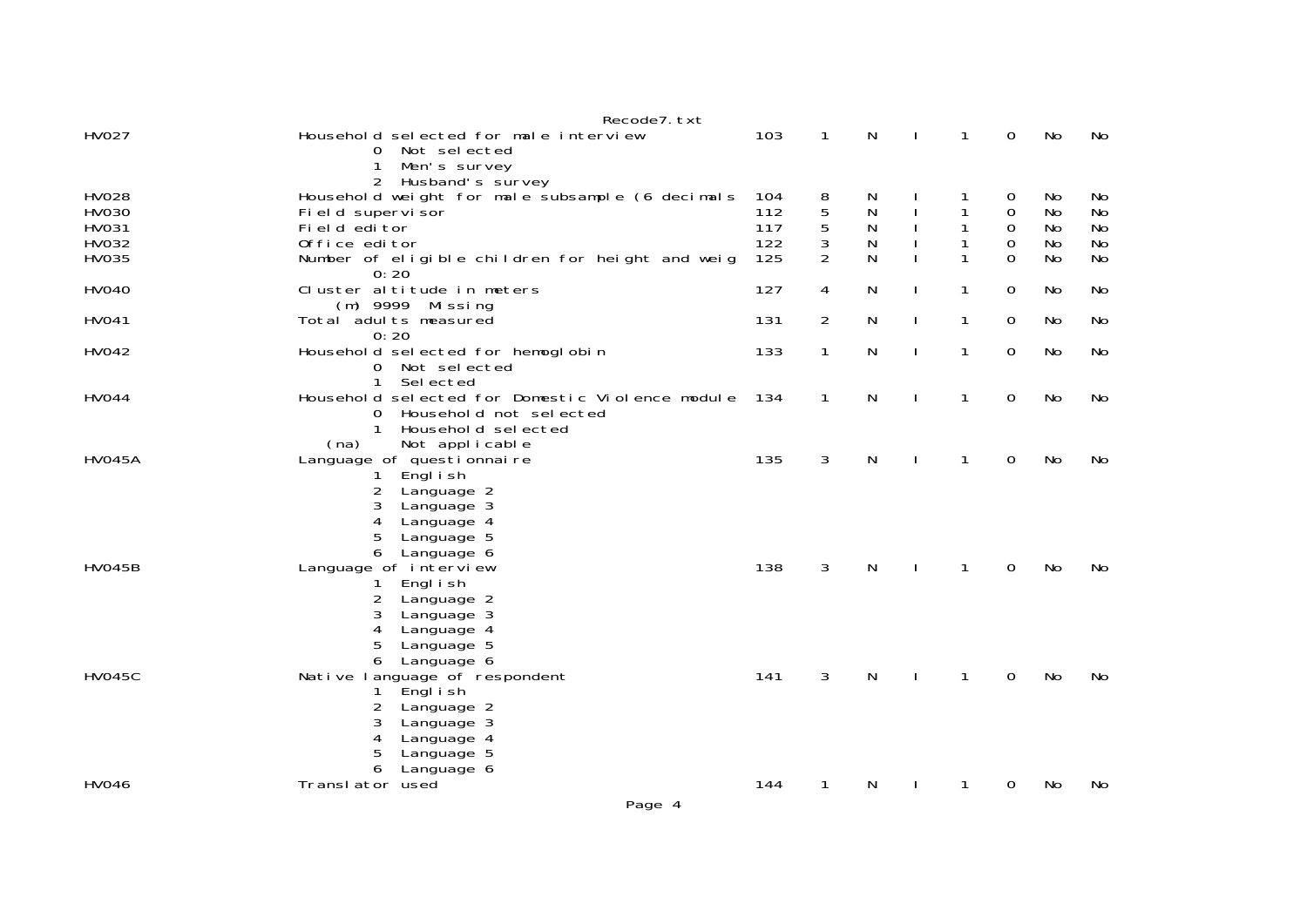```
HV027                   Household selected for male interview             103    1    N    I    1    0    No    No
                                 0  Not selected
                                 1  Men's survey
                                 2  Husband's survey
HV028                   Household weight for male subsample (6 decimals   104    8    N    I    1    0    No    No
HV030                   Field supervisor                                  112    5    N    I    1    0    No    No
HV031                   Field editor                                      117    5    N    I    1    0    No    No
HV032                   Office editor                                     122    3    N    I    1    0    No    No
HV035                   Number of eligible children for height and weig   125    2    N    I    1    0    No    No
                                 0:20
HV040                   Cluster altitude in meters                        127    4    N    I    1    0    No    No
                             (m) 9999  Missing
HV041                   Total adults measured                             131    2    N    I    1    0    No    No
                                 0:20
HV042                   Household selected for hemoglobin                 133    1    N    I    1    0    No    No
                                 0  Not selected
                                 1  Selected
HV044                   Household selected for Domestic Violence module   134    1    N    I    1    0    No    No
                                 0  Household not selected
                                 1  Household selected
                            (na)    Not applicable
HV045A                  Language of questionnaire                         135    3    N    I    1    0    No    No
                                 1  English
                                 2  Language 2
                                 3  Language 3
                                 4  Language 4
                                 5  Language 5
                                 6  Language 6
HV045B                  Language of interview                             138    3    N    I    1    0    No    No
                                 1  English
                                 2  Language 2
                                 3  Language 3
                                 4  Language 4
                                 5  Language 5
                                 6  Language 6
HV045C                  Native language of respondent                     141    3    N    I    1    0    No    No
                                 1  English
                                 2  Language 2
                                 3  Language 3
                                 4  Language 4
                                 5  Language 5
                                 6  Language 6
HV046                   Translator used                                   144    1    N    I    1    0    No    No
```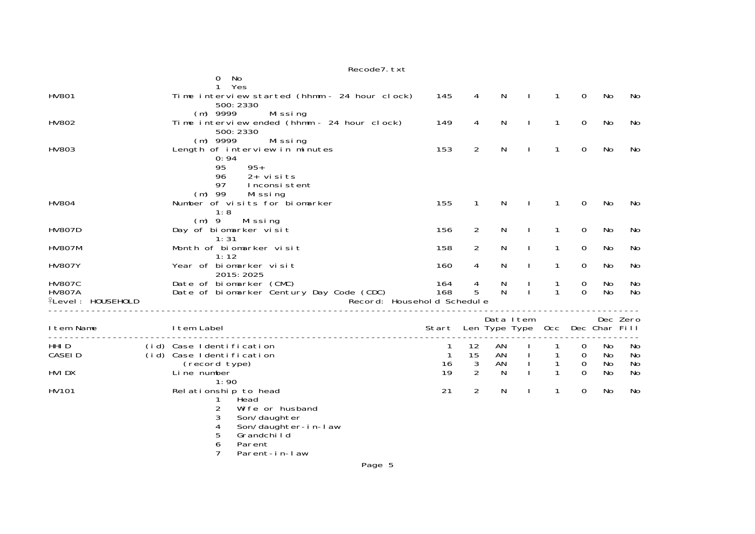| Item Name | | Item Label | Start | Len | Data Type | Item Type | Occ | Dec | Dec Char | Zero Fill |
|---|---|---|---|---|---|---|---|---|---|---|
| | | 0 No | | | | | | | | |
| | | 1 Yes | | | | | | | | |
| HV801 | | Time interview started (hhmm - 24 hour clock) | 145 | 4 | N | I | 1 | 0 | No | No |
| | | 500:2330 | | | | | | | | |
| | | (m) 9999 Missing | | | | | | | | |
| HV802 | | Time interview ended (hhmm - 24 hour clock) | 149 | 4 | N | I | 1 | 0 | No | No |
| | | 500:2330 | | | | | | | | |
| | | (m) 9999 Missing | | | | | | | | |
| HV803 | | Length of interview in minutes | 153 | 2 | N | I | 1 | 0 | No | No |
| | | 0:94 | | | | | | | | |
| | | 95 95+ | | | | | | | | |
| | | 96 2+ visits | | | | | | | | |
| | | 97 Inconsistent | | | | | | | | |
| | | (m) 99 Missing | | | | | | | | |
| HV804 | | Number of visits for biomarker | 155 | 1 | N | I | 1 | 0 | No | No |
| | | 1:8 | | | | | | | | |
| | | (m) 9 Missing | | | | | | | | |
| HV807D | | Day of biomarker visit | 156 | 2 | N | I | 1 | 0 | No | No |
| | | 1:31 | | | | | | | | |
| HV807M | | Month of biomarker visit | 158 | 2 | N | I | 1 | 0 | No | No |
| | | 1:12 | | | | | | | | |
| HV807Y | | Year of biomarker visit | 160 | 4 | N | I | 1 | 0 | No | No |
| | | 2015:2025 | | | | | | | | |
| HV807C | | Date of biomarker (CMC) | 164 | 4 | N | I | 1 | 0 | No | No |
| HV807A | | Date of biomarker Century Day Code (CDC) | 168 | 5 | N | I | 1 | 0 | No | No |

Level: HOUSEHOLD — Record: Household Schedule

| Item Name | | Item Label | Start | Len | Data Type | Item Type | Occ | Dec | Dec Char | Zero Fill |
|---|---|---|---|---|---|---|---|---|---|---|
| HHID | (id) | Case Identification | 1 | 12 | AN | I | 1 | 0 | No | No |
| CASEID | (id) | Case Identification | 1 | 15 | AN | I | 1 | 0 | No | No |
| | | (record type) | 16 | 3 | AN | I | 1 | 0 | No | No |
| HVIDX | | Line number | 19 | 2 | N | I | 1 | 0 | No | No |
| | | 1:90 | | | | | | | | |
| HV101 | | Relationship to head | 21 | 2 | N | I | 1 | 0 | No | No |
| | | 1 Head | | | | | | | | |
| | | 2 Wife or husband | | | | | | | | |
| | | 3 Son/daughter | | | | | | | | |
| | | 4 Son/daughter-in-law | | | | | | | | |
| | | 5 Grandchild | | | | | | | | |
| | | 6 Parent | | | | | | | | |
| | | 7 Parent-in-law | | | | | | | | |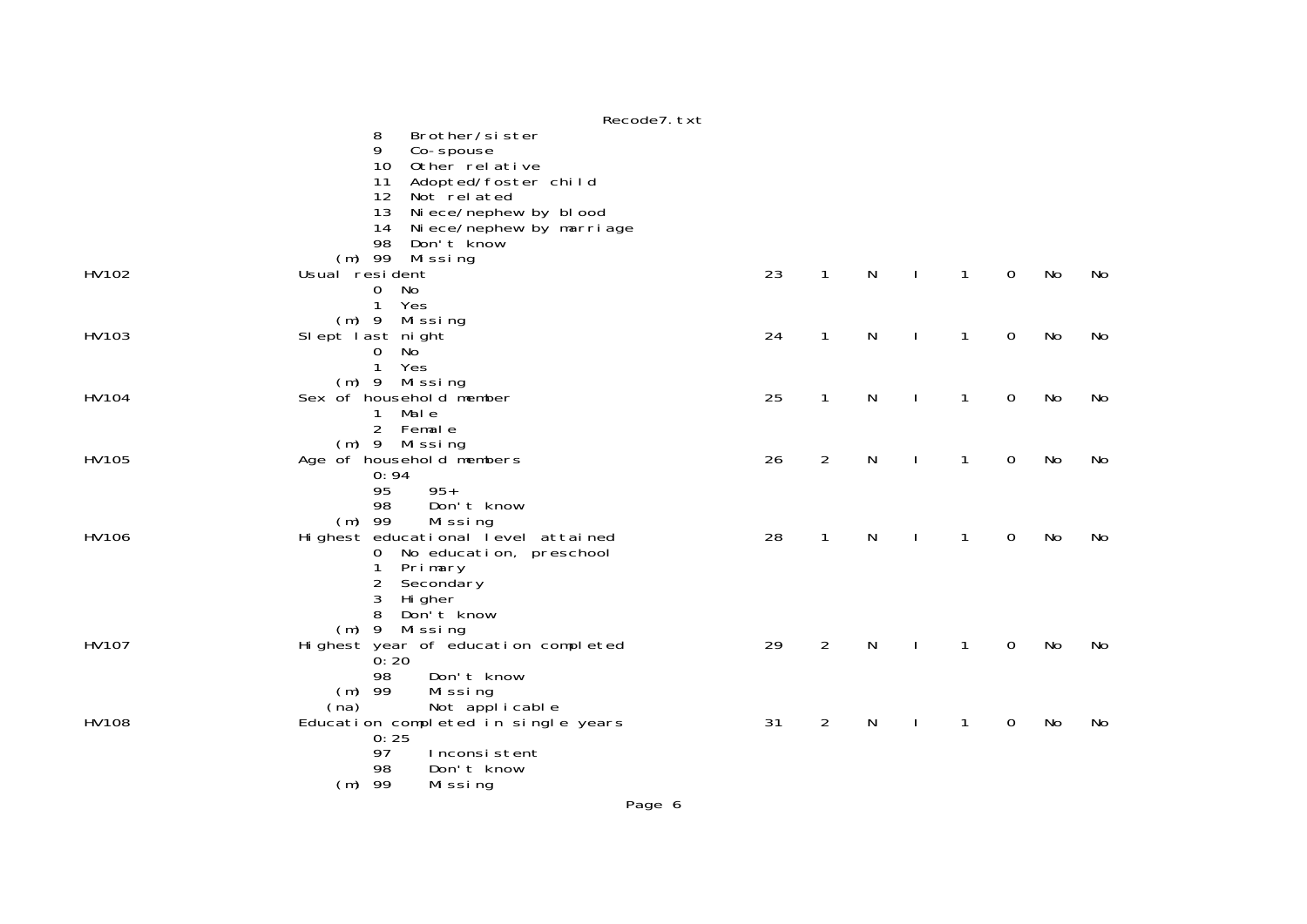```
                                                  8   Brother/sister
                                                  9   Co-spouse
                                                  10  Other relative
                                                  11  Adopted/foster child
                                                  12  Not related
                                                  13  Niece/nephew by blood
                                                  14  Niece/nephew by marriage
                                                  98  Don't know
                                             (m)  99  Missing
HV102                                   Usual resident                                  23   1   N   I   1   0   No   No
                                                  0  No
                                                  1  Yes
                                             (m)  9  Missing
HV103                                   Slept last night                                24   1   N   I   1   0   No   No
                                                  0  No
                                                  1  Yes
                                             (m)  9  Missing
HV104                                   Sex of household member                         25   1   N   I   1   0   No   No
                                                  1  Male
                                                  2  Female
                                             (m)  9  Missing
HV105                                   Age of household members                        26   2   N   I   1   0   No   No
                                                  0:94
                                                  95     95+
                                                  98     Don't know
                                             (m)  99     Missing
HV106                                   Highest educational level attained              28   1   N   I   1   0   No   No
                                                  0  No education, preschool
                                                  1  Primary
                                                  2  Secondary
                                                  3  Higher
                                                  8  Don't know
                                             (m)  9  Missing
HV107                                   Highest year of education completed             29   2   N   I   1   0   No   No
                                                  0:20
                                                  98     Don't know
                                             (m)  99     Missing
                                            (na)         Not applicable
HV108                                   Education completed in single years             31   2   N   I   1   0   No   No
                                                  0:25
                                                  97     Inconsistent
                                                  98     Don't know
                                             (m)  99     Missing
```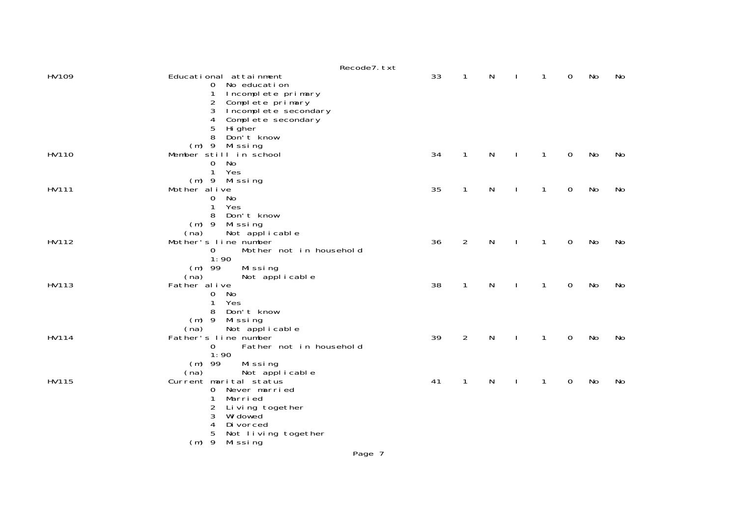```
HV109                 Educational attainment                            33   1   N   I   1   0   No   No
                              0  No education
                              1  Incomplete primary
                              2  Complete primary
                              3  Incomplete secondary
                              4  Complete secondary
                              5  Higher
                              8  Don't know
                         (m)  9  Missing
HV110                 Member still in school                            34   1   N   I   1   0   No   No
                              0  No
                              1  Yes
                         (m)  9  Missing
HV111                 Mother alive                                      35   1   N   I   1   0   No   No
                              0  No
                              1  Yes
                              8  Don't know
                         (m)  9  Missing
                        (na)     Not applicable
HV112                 Mother's line number                              36   2   N   I   1   0   No   No
                              0      Mother not in household
                              1:90
                         (m)  99     Missing
                        (na)         Not applicable
HV113                 Father alive                                      38   1   N   I   1   0   No   No
                              0  No
                              1  Yes
                              8  Don't know
                         (m)  9  Missing
                        (na)     Not applicable
HV114                 Father's line number                              39   2   N   I   1   0   No   No
                              0      Father not in household
                              1:90
                         (m)  99     Missing
                        (na)         Not applicable
HV115                 Current marital status                            41   1   N   I   1   0   No   No
                              0  Never married
                              1  Married
                              2  Living together
                              3  Widowed
                              4  Divorced
                              5  Not living together
                         (m)  9  Missing
```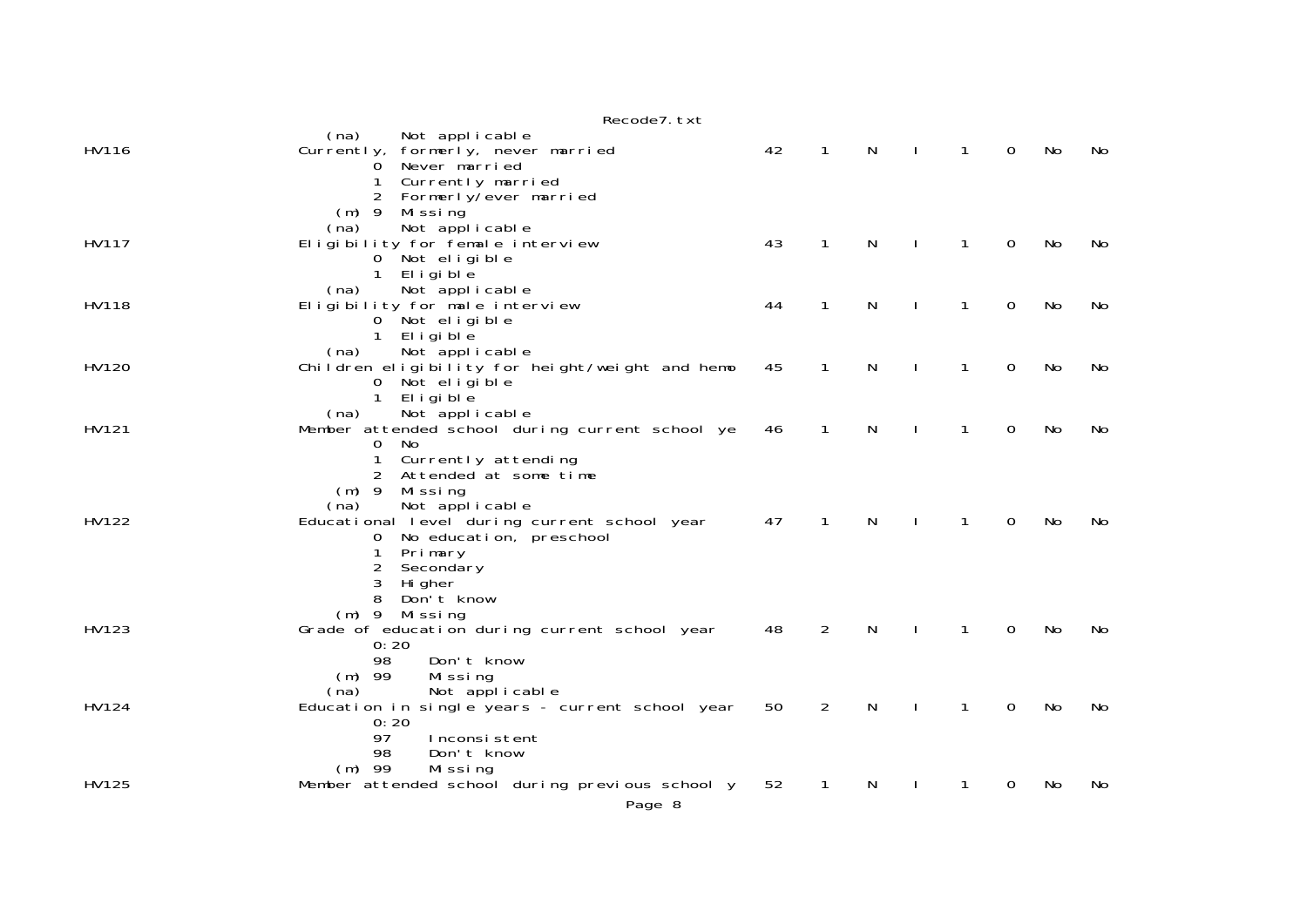```
   (na)     Not applicable
HV116                  Currently, formerly, never married                 42    1    N    I    1    0   No   No
         0  Never married
         1  Currently married
         2  Formerly/ever married
     (m) 9  Missing
   (na)     Not applicable
HV117                  Eligibility for female interview                   43    1    N    I    1    0   No   No
         0  Not eligible
         1  Eligible
   (na)     Not applicable
HV118                  Eligibility for male interview                     44    1    N    I    1    0   No   No
         0  Not eligible
         1  Eligible
   (na)     Not applicable
HV120                  Children eligibility for height/weight and hemo    45    1    N    I    1    0   No   No
         0  Not eligible
         1  Eligible
   (na)     Not applicable
HV121                  Member attended school during current school ye    46    1    N    I    1    0   No   No
         0  No
         1  Currently attending
         2  Attended at some time
     (m) 9  Missing
   (na)     Not applicable
HV122                  Educational level during current school year       47    1    N    I    1    0   No   No
         0  No education, preschool
         1  Primary
         2  Secondary
         3  Higher
         8  Don't know
     (m) 9  Missing
HV123                  Grade of education during current school year      48    2    N    I    1    0   No   No
         0:20
         98     Don't know
     (m) 99     Missing
   (na)         Not applicable
HV124                  Education in single years - current school year    50    2    N    I    1    0   No   No
         0:20
         97     Inconsistent
         98     Don't know
     (m) 99     Missing
HV125                  Member attended school during previous school y    52    1    N    I    1    0   No   No
```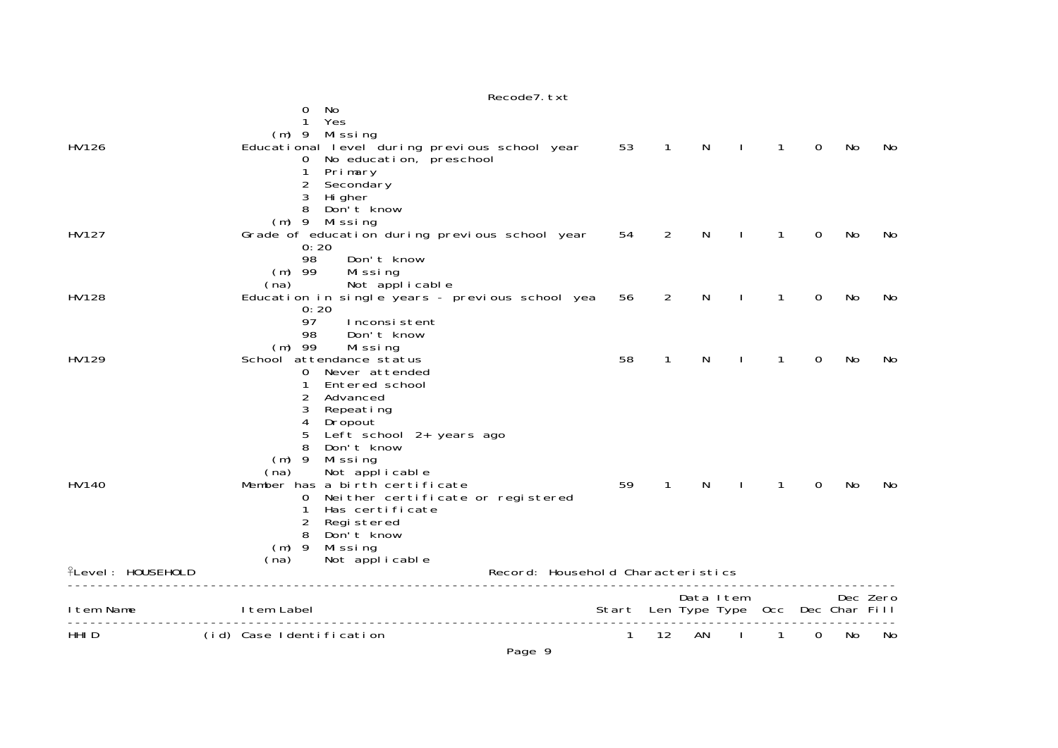```
                          0  No
                          1  Yes
                     (m)  9  Missing
HV126                Educational level during previous school year      53    1    N    I    1    0   No    No
                          0  No education, preschool
                          1  Primary
                          2  Secondary
                          3  Higher
                          8  Don't know
                     (m)  9  Missing
HV127                Grade of education during previous school year     54    2    N    I    1    0   No    No
                          0:20
                          98     Don't know
                     (m)  99     Missing
                    (na)         Not applicable
HV128                Education in single years - previous school yea    56    2    N    I    1    0   No    No
                          0:20
                          97     Inconsistent
                          98     Don't know
                     (m)  99     Missing
HV129                School attendance status                           58    1    N    I    1    0   No    No
                          0  Never attended
                          1  Entered school
                          2  Advanced
                          3  Repeating
                          4  Dropout
                          5  Left school 2+ years ago
                          8  Don't know
                     (m)  9  Missing
                    (na)     Not applicable
HV140                Member has a birth certificate                     59    1    N    I    1    0   No    No
                          0  Neither certificate or registered
                          1  Has certificate
                          2  Registered
                          8  Don't know
                     (m)  9  Missing
                    (na)     Not applicable
```

Level: HOUSEHOLD                                Record: Household Characteristics

| Item Name | | Item Label | Start | Len | Data Type | Item Type | Occ | Dec | Dec Char | Zero Fill |
|---|---|---|---|---|---|---|---|---|---|---|
| HHID | (id) | Case Identification | 1 | 12 | AN | I | 1 | 0 | No | No |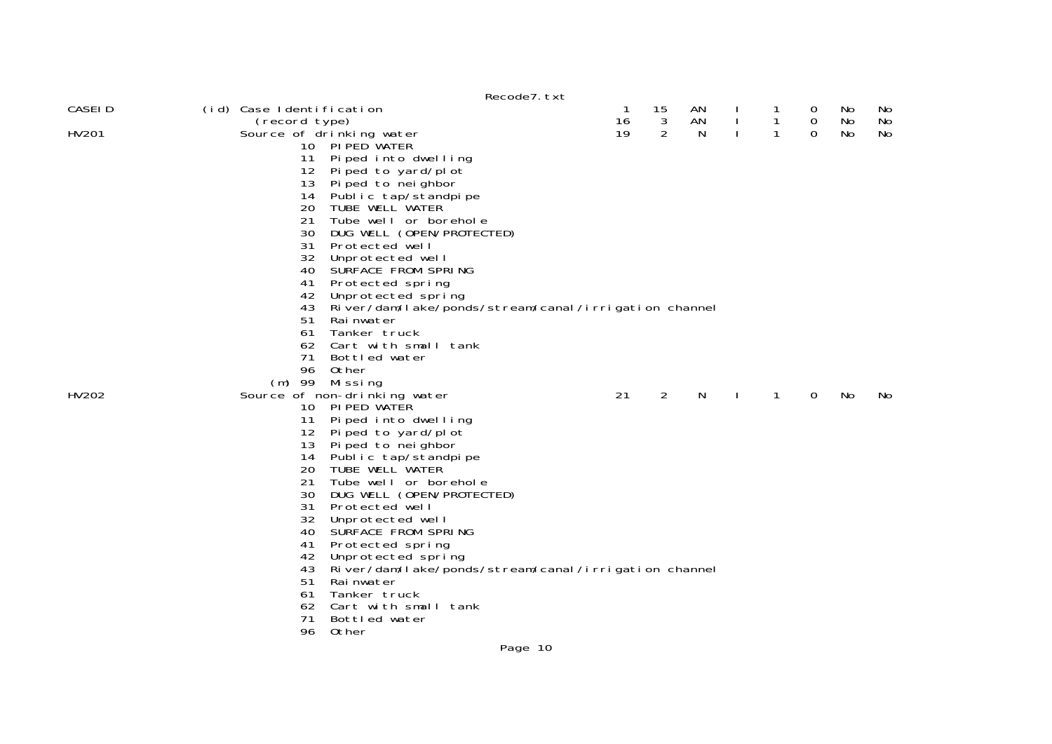```
CASEID            (id) Case Identification                                  1    15    AN    I    1    0    No    No
                         (record type)                                     16     3    AN    I    1    0    No    No
HV201                  Source of drinking water                            19     2     N    I    1    0    No    No
                                10  PIPED WATER
                                11  Piped into dwelling
                                12  Piped to yard/plot
                                13  Piped to neighbor
                                14  Public tap/standpipe
                                20  TUBE WELL WATER
                                21  Tube well or borehole
                                30  DUG WELL (OPEN/PROTECTED)
                                31  Protected well
                                32  Unprotected well
                                40  SURFACE FROM SPRING
                                41  Protected spring
                                42  Unprotected spring
                                43  River/dam/lake/ponds/stream/canal/irrigation channel
                                51  Rainwater
                                61  Tanker truck
                                62  Cart with small tank
                                71  Bottled water
                                96  Other
                            (m) 99  Missing
HV202                  Source of non-drinking water                        21     2     N    I    1    0    No    No
                                10  PIPED WATER
                                11  Piped into dwelling
                                12  Piped to yard/plot
                                13  Piped to neighbor
                                14  Public tap/standpipe
                                20  TUBE WELL WATER
                                21  Tube well or borehole
                                30  DUG WELL (OPEN/PROTECTED)
                                31  Protected well
                                32  Unprotected well
                                40  SURFACE FROM SPRING
                                41  Protected spring
                                42  Unprotected spring
                                43  River/dam/lake/ponds/stream/canal/irrigation channel
                                51  Rainwater
                                61  Tanker truck
                                62  Cart with small tank
                                71  Bottled water
                                96  Other
```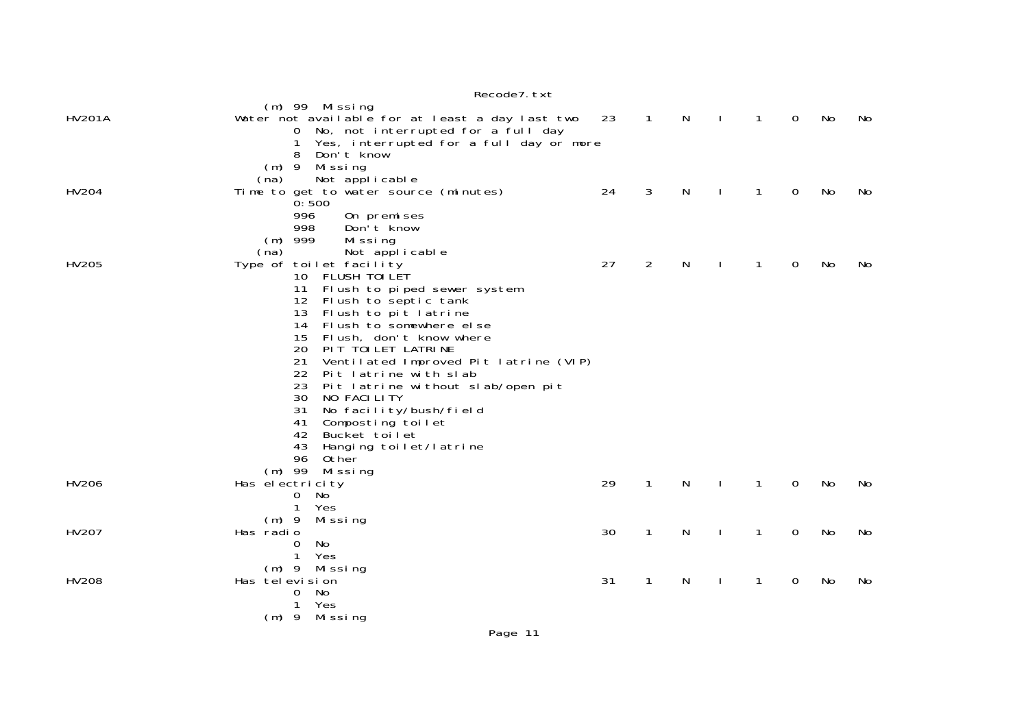```
                  (m) 99  Missing
HV201A            Water not available for at least a day last two   23    1    N    I    1    0    No    No
                          0  No, not interrupted for a full day
                          1  Yes, interrupted for a full day or more
                          8  Don't know
                      (m) 9  Missing
                     (na)    Not applicable
HV204             Time to get to water source (minutes)             24    3    N    I    1    0    No    No
                          0:500
                          996     On premises
                          998     Don't know
                      (m) 999     Missing
                     (na)         Not applicable
HV205             Type of toilet facility                           27    2    N    I    1    0    No    No
                          10  FLUSH TOILET
                          11  Flush to piped sewer system
                          12  Flush to septic tank
                          13  Flush to pit latrine
                          14  Flush to somewhere else
                          15  Flush, don't know where
                          20  PIT TOILET LATRINE
                          21  Ventilated Improved Pit latrine (VIP)
                          22  Pit latrine with slab
                          23  Pit latrine without slab/open pit
                          30  NO FACILITY
                          31  No facility/bush/field
                          41  Composting toilet
                          42  Bucket toilet
                          43  Hanging toilet/latrine
                          96  Other
                      (m) 99  Missing
HV206             Has electricity                                   29    1    N    I    1    0    No    No
                          0  No
                          1  Yes
                      (m) 9  Missing
HV207             Has radio                                         30    1    N    I    1    0    No    No
                          0  No
                          1  Yes
                      (m) 9  Missing
HV208             Has television                                    31    1    N    I    1    0    No    No
                          0  No
                          1  Yes
                      (m) 9  Missing
```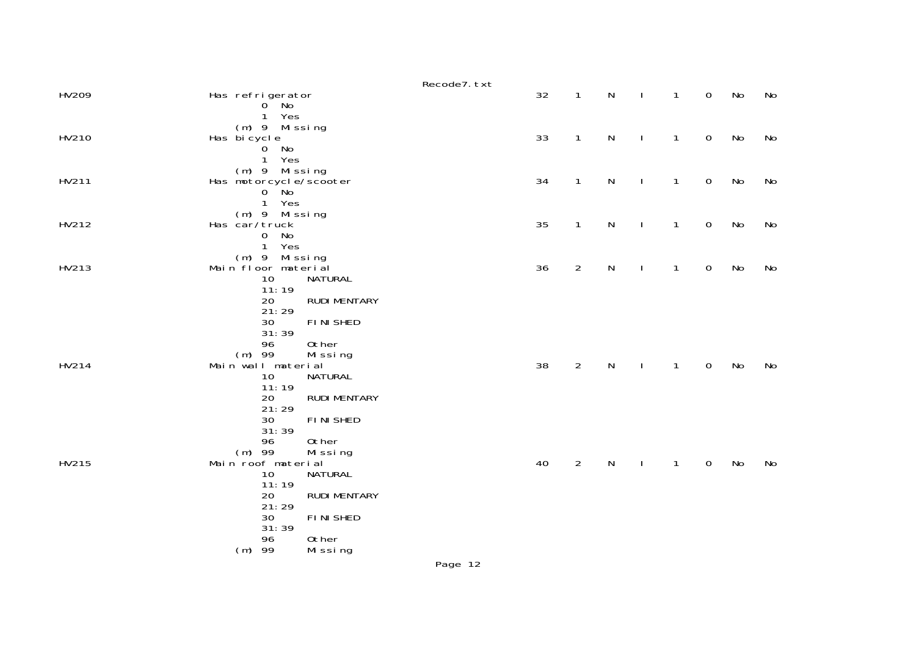```
HV209                  Has refrigerator                                          32    1    N    I    1    0    No    No
                              0  No
                              1  Yes
                          (m) 9  Missing
HV210                  Has bicycle                                               33    1    N    I    1    0    No    No
                              0  No
                              1  Yes
                          (m) 9  Missing
HV211                  Has motorcycle/scooter                                    34    1    N    I    1    0    No    No
                              0  No
                              1  Yes
                          (m) 9  Missing
HV212                  Has car/truck                                             35    1    N    I    1    0    No    No
                              0  No
                              1  Yes
                          (m) 9  Missing
HV213                  Main floor material                                       36    2    N    I    1    0    No    No
                              10      NATURAL
                              11:19
                              20      RUDIMENTARY
                              21:29
                              30      FINISHED
                              31:39
                              96      Other
                          (m) 99      Missing
HV214                  Main wall material                                        38    2    N    I    1    0    No    No
                              10      NATURAL
                              11:19
                              20      RUDIMENTARY
                              21:29
                              30      FINISHED
                              31:39
                              96      Other
                          (m) 99      Missing
HV215                  Main roof material                                        40    2    N    I    1    0    No    No
                              10      NATURAL
                              11:19
                              20      RUDIMENTARY
                              21:29
                              30      FINISHED
                              31:39
                              96      Other
                          (m) 99      Missing
```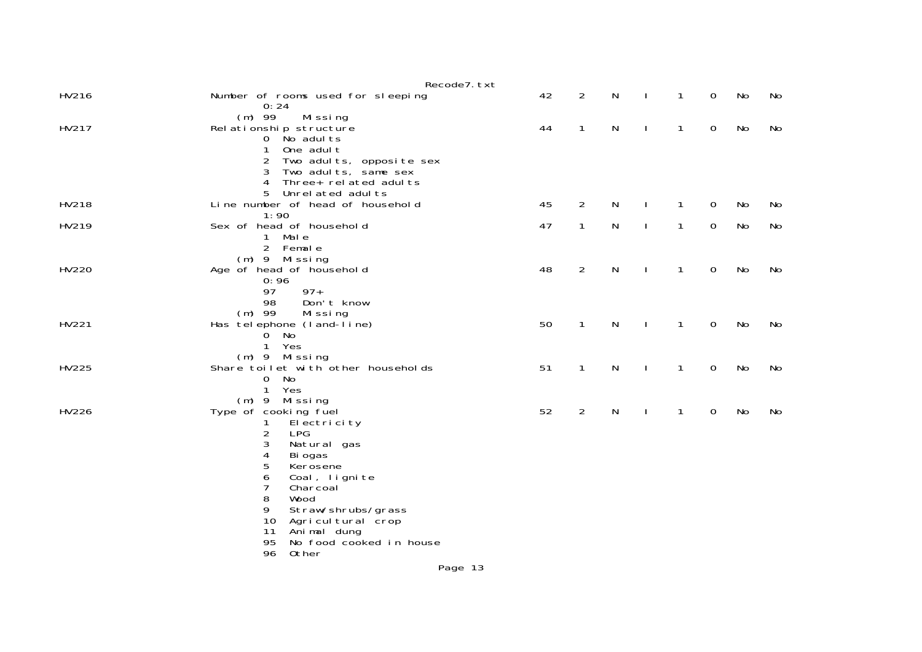```
HV216                   Number of rooms used for sleeping               42    2    N    I    1    0    No    No
                                0:24
                            (m) 99     Missing
HV217                   Relationship structure                          44    1    N    I    1    0    No    No
                                0  No adults
                                1  One adult
                                2  Two adults, opposite sex
                                3  Two adults, same sex
                                4  Three+ related adults
                                5  Unrelated adults
HV218                   Line number of head of household                45    2    N    I    1    0    No    No
                                1:90
HV219                   Sex of head of household                        47    1    N    I    1    0    No    No
                                1  Male
                                2  Female
                            (m) 9  Missing
HV220                   Age of head of household                        48    2    N    I    1    0    No    No
                                0:96
                                97     97+
                                98     Don't know
                            (m) 99     Missing
HV221                   Has telephone (land-line)                       50    1    N    I    1    0    No    No
                                0  No
                                1  Yes
                            (m) 9  Missing
HV225                   Share toilet with other households              51    1    N    I    1    0    No    No
                                0  No
                                1  Yes
                            (m) 9  Missing
HV226                   Type of cooking fuel                            52    2    N    I    1    0    No    No
                                1   Electricity
                                2   LPG
                                3   Natural gas
                                4   Biogas
                                5   Kerosene
                                6   Coal, lignite
                                7   Charcoal
                                8   Wood
                                9   Straw/shrubs/grass
                                10  Agricultural crop
                                11  Animal dung
                                95  No food cooked in house
                                96  Other
```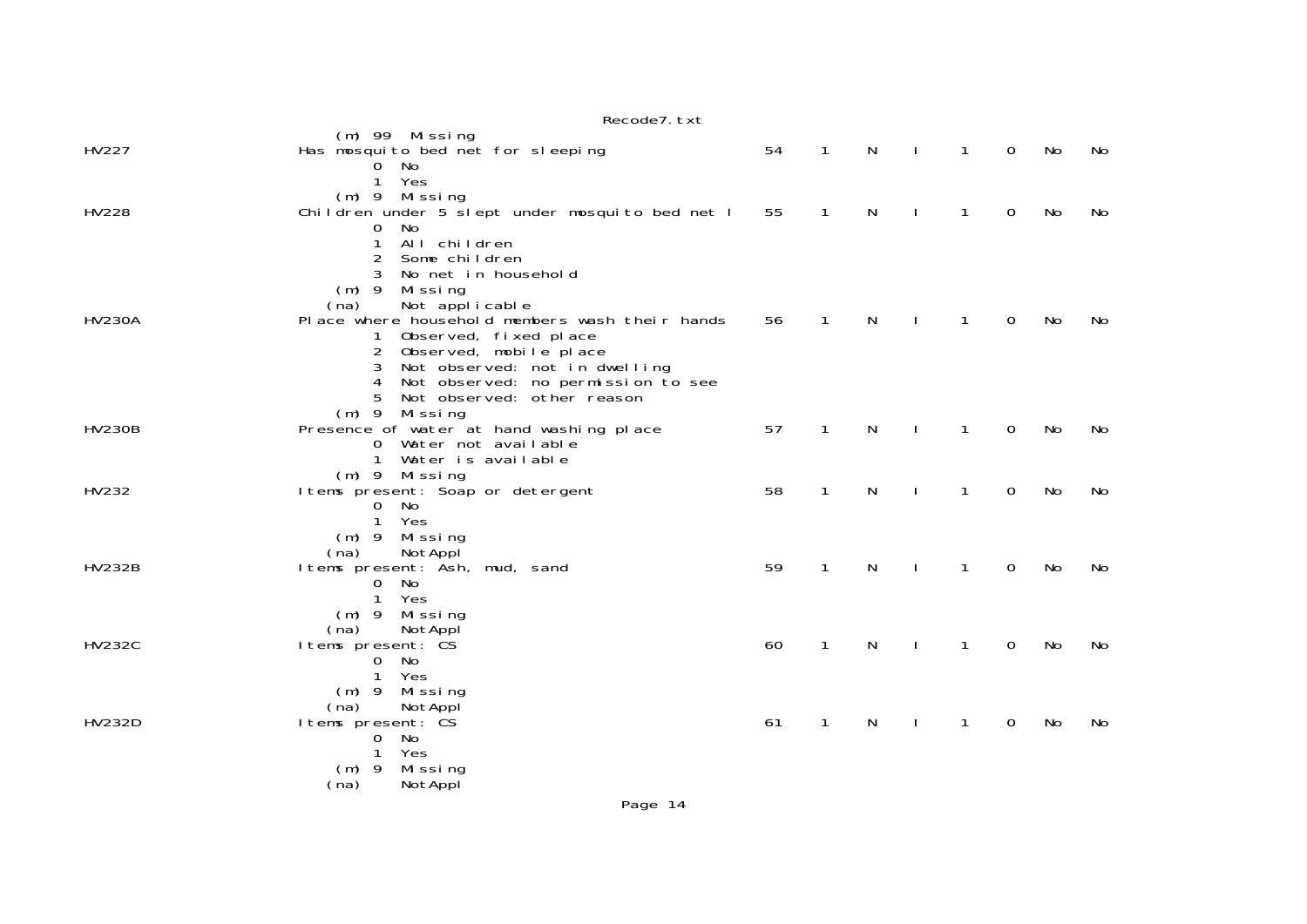```
                   (m) 99  Missing
HV227              Has mosquito bed net for sleeping                 54    1    N    I    1    0   No   No
                          0  No
                          1  Yes
                   (m) 9  Missing
HV228              Children under 5 slept under mosquito bed net l   55    1    N    I    1    0   No   No
                          0  No
                          1  All children
                          2  Some children
                          3  No net in household
                   (m) 9  Missing
                   (na)     Not applicable
HV230A             Place where household members wash their hands    56    1    N    I    1    0   No   No
                          1  Observed, fixed place
                          2  Observed, mobile place
                          3  Not observed: not in dwelling
                          4  Not observed: no permission to see
                          5  Not observed: other reason
                   (m) 9  Missing
HV230B             Presence of water at hand washing place           57    1    N    I    1    0   No   No
                          0  Water not available
                          1  Water is available
                   (m) 9  Missing
HV232              Items present: Soap or detergent                  58    1    N    I    1    0   No   No
                          0  No
                          1  Yes
                   (m) 9  Missing
                   (na)     NotAppl
HV232B             Items present: Ash, mud, sand                     59    1    N    I    1    0   No   No
                          0  No
                          1  Yes
                   (m) 9  Missing
                   (na)     NotAppl
HV232C             Items present: CS                                 60    1    N    I    1    0   No   No
                          0  No
                          1  Yes
                   (m) 9  Missing
                   (na)     NotAppl
HV232D             Items present: CS                                 61    1    N    I    1    0   No   No
                          0  No
                          1  Yes
                   (m) 9  Missing
                   (na)     NotAppl
```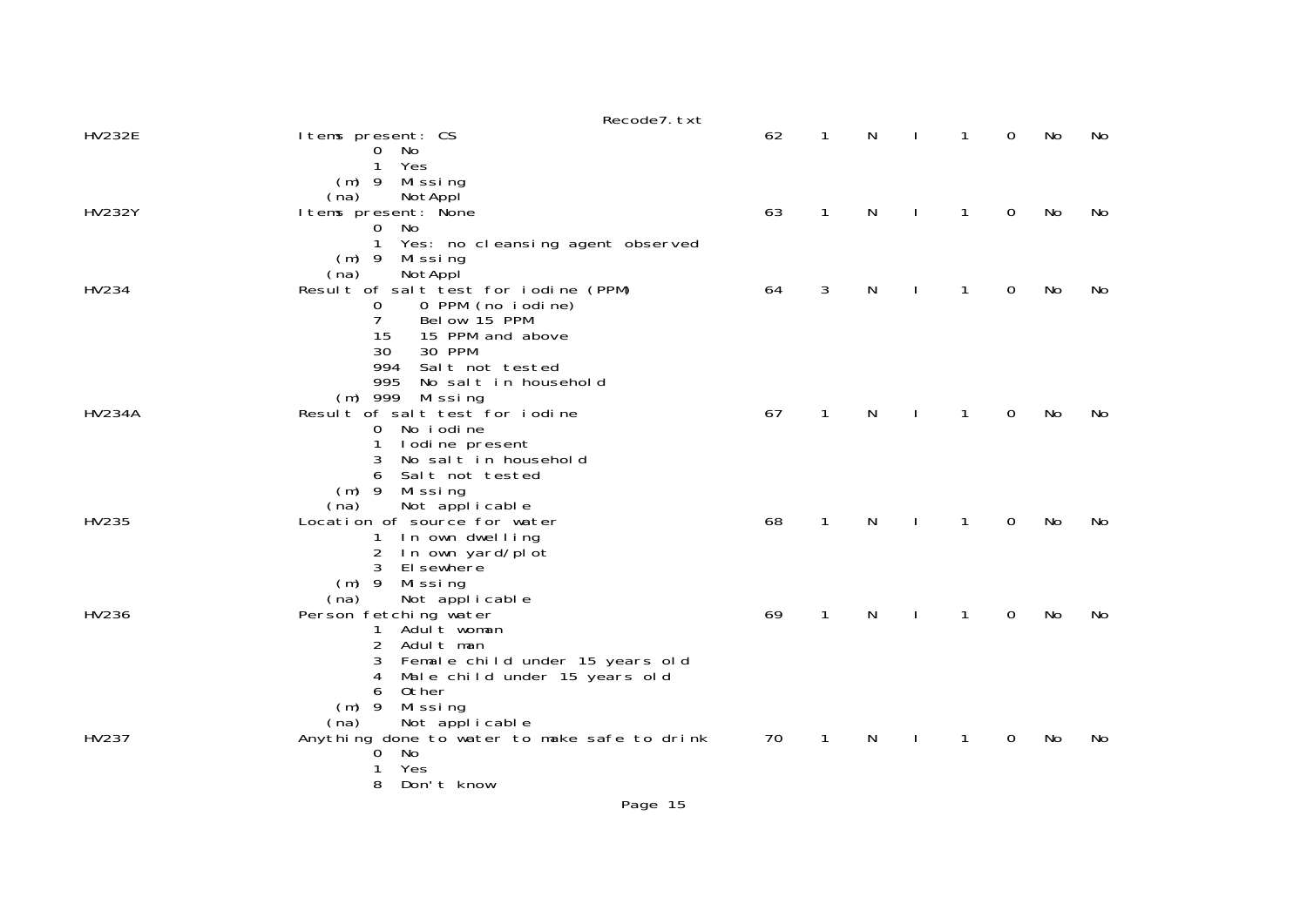```
HV232E                  Items present: CS                                62    1    N    I    1    0    No    No
                                0  No
                                1  Yes
                            (m) 9  Missing
                           (na)    NotAppl
HV232Y                  Items present: None                              63    1    N    I    1    0    No    No
                                0  No
                                1  Yes: no cleansing agent observed
                            (m) 9  Missing
                           (na)    NotAppl
HV234                   Result of salt test for iodine (PPM)             64    3    N    I    1    0    No    No
                                0     0 PPM (no iodine)
                                7     Below 15 PPM
                                15    15 PPM and above
                                30    30 PPM
                                994   Salt not tested
                                995   No salt in household
                            (m) 999   Missing
HV234A                  Result of salt test for iodine                   67    1    N    I    1    0    No    No
                                0  No iodine
                                1  Iodine present
                                3  No salt in household
                                6  Salt not tested
                            (m) 9  Missing
                           (na)    Not applicable
HV235                   Location of source for water                     68    1    N    I    1    0    No    No
                                1  In own dwelling
                                2  In own yard/plot
                                3  Elsewhere
                            (m) 9  Missing
                           (na)    Not applicable
HV236                   Person fetching water                            69    1    N    I    1    0    No    No
                                1  Adult woman
                                2  Adult man
                                3  Female child under 15 years old
                                4  Male child under 15 years old
                                6  Other
                            (m) 9  Missing
                           (na)    Not applicable
HV237                   Anything done to water to make safe to drink     70    1    N    I    1    0    No    No
                                0  No
                                1  Yes
                                8  Don't know
```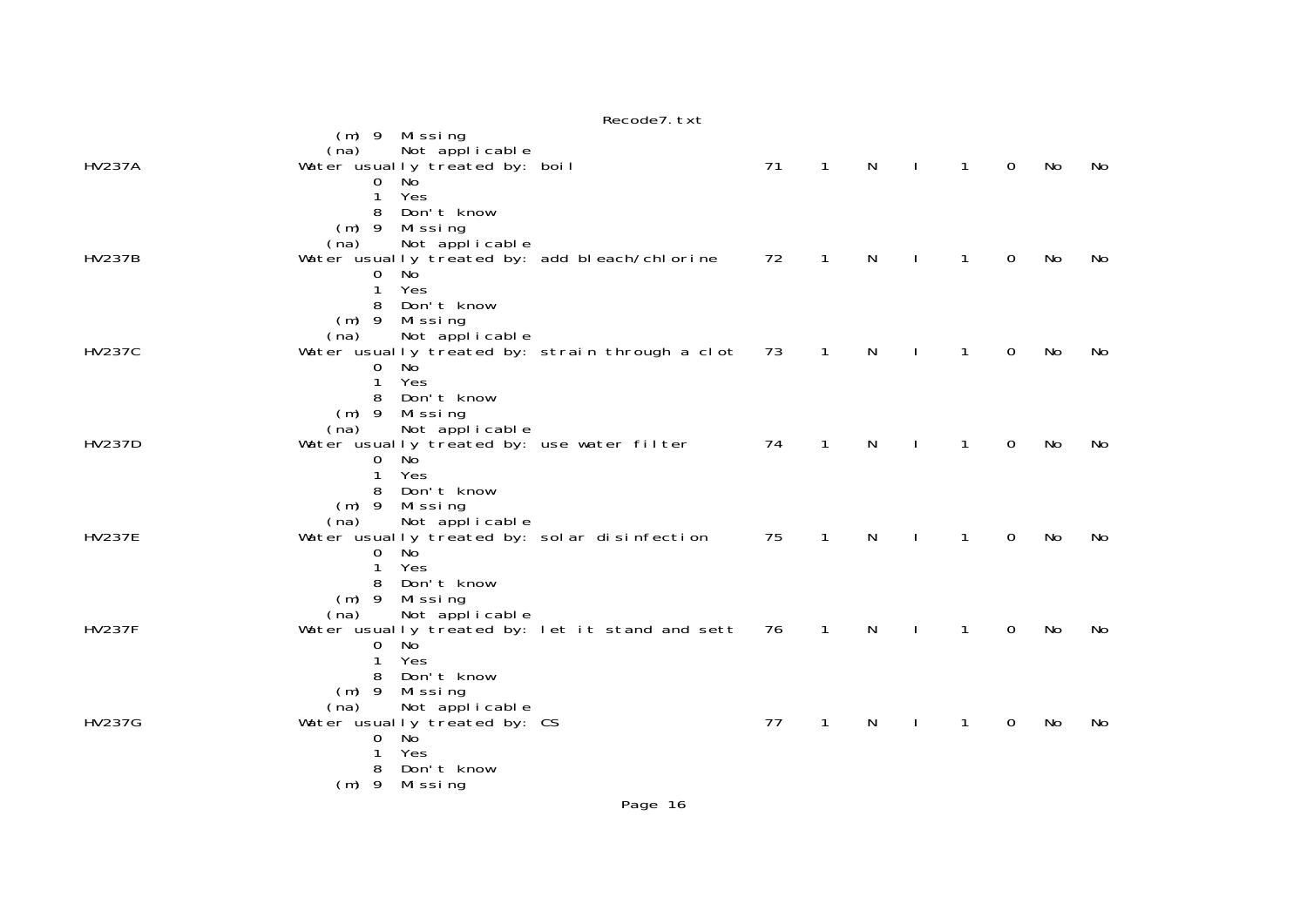```
                    (m) 9  Missing
                   (na)    Not applicable
HV237A            Water usually treated by: boil                    71    1    N    I    1    0    No    No
                         0  No
                         1  Yes
                         8  Don't know
                     (m) 9  Missing
                    (na)    Not applicable
HV237B            Water usually treated by: add bleach/chlorine     72    1    N    I    1    0    No    No
                         0  No
                         1  Yes
                         8  Don't know
                     (m) 9  Missing
                    (na)    Not applicable
HV237C            Water usually treated by: strain through a clot   73    1    N    I    1    0    No    No
                         0  No
                         1  Yes
                         8  Don't know
                     (m) 9  Missing
                    (na)    Not applicable
HV237D            Water usually treated by: use water filter        74    1    N    I    1    0    No    No
                         0  No
                         1  Yes
                         8  Don't know
                     (m) 9  Missing
                    (na)    Not applicable
HV237E            Water usually treated by: solar disinfection      75    1    N    I    1    0    No    No
                         0  No
                         1  Yes
                         8  Don't know
                     (m) 9  Missing
                    (na)    Not applicable
HV237F            Water usually treated by: let it stand and sett   76    1    N    I    1    0    No    No
                         0  No
                         1  Yes
                         8  Don't know
                     (m) 9  Missing
                    (na)    Not applicable
HV237G            Water usually treated by: CS                      77    1    N    I    1    0    No    No
                         0  No
                         1  Yes
                         8  Don't know
                     (m) 9  Missing
```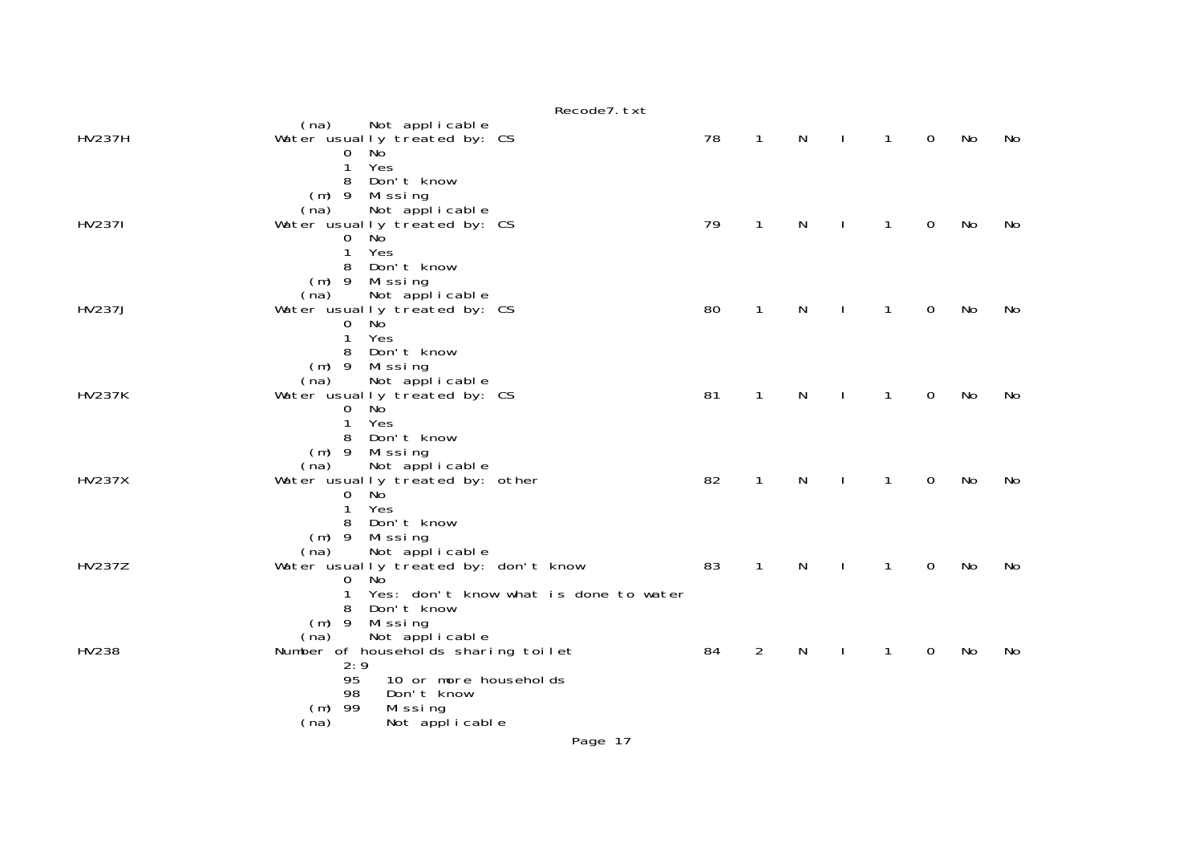```
                    (na)     Not applicable
HV237H              Water usually treated by: CS                    78    1    N    I    1    0    No    No
                           0  No
                           1  Yes
                           8  Don't know
                       (m) 9  Missing
                    (na)     Not applicable
HV237I              Water usually treated by: CS                    79    1    N    I    1    0    No    No
                           0  No
                           1  Yes
                           8  Don't know
                       (m) 9  Missing
                    (na)     Not applicable
HV237J              Water usually treated by: CS                    80    1    N    I    1    0    No    No
                           0  No
                           1  Yes
                           8  Don't know
                       (m) 9  Missing
                    (na)     Not applicable
HV237K              Water usually treated by: CS                    81    1    N    I    1    0    No    No
                           0  No
                           1  Yes
                           8  Don't know
                       (m) 9  Missing
                    (na)     Not applicable
HV237X              Water usually treated by: other                 82    1    N    I    1    0    No    No
                           0  No
                           1  Yes
                           8  Don't know
                       (m) 9  Missing
                    (na)     Not applicable
HV237Z              Water usually treated by: don't know            83    1    N    I    1    0    No    No
                           0  No
                           1  Yes: don't know what is done to water
                           8  Don't know
                       (m) 9  Missing
                    (na)     Not applicable
HV238               Number of households sharing toilet             84    2    N    I    1    0    No    No
                           2:9
                           95   10 or more households
                           98   Don't know
                       (m) 99   Missing
                    (na)        Not applicable
```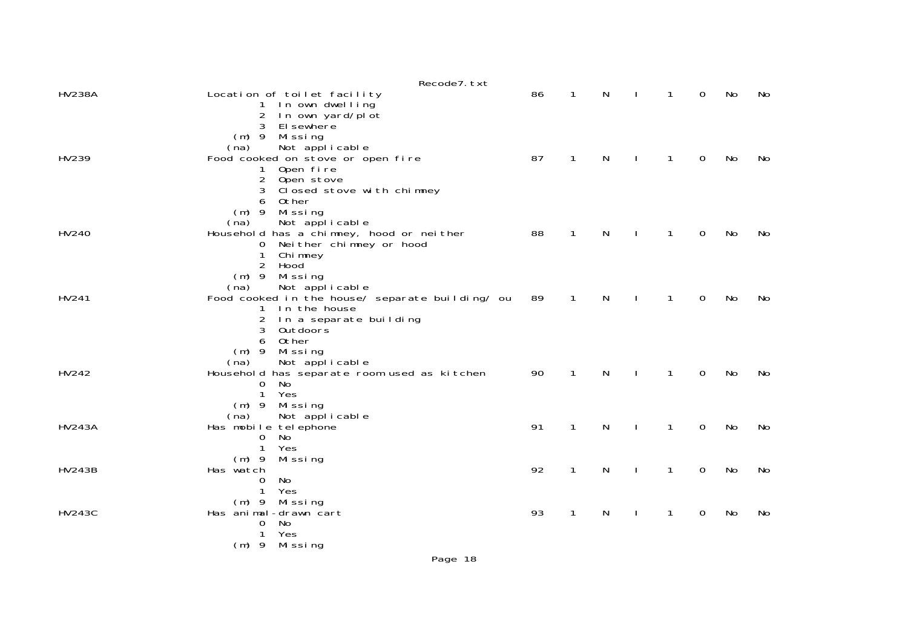```
HV238A              Location of toilet facility                    86   1   N   I   1   0   No   No
                            1  In own dwelling
                            2  In own yard/plot
                            3  Elsewhere
                        (m) 9  Missing
                       (na)    Not applicable
HV239               Food cooked on stove or open fire              87   1   N   I   1   0   No   No
                            1  Open fire
                            2  Open stove
                            3  Closed stove with chimney
                            6  Other
                        (m) 9  Missing
                       (na)    Not applicable
HV240               Household has a chimney, hood or neither       88   1   N   I   1   0   No   No
                            0  Neither chimney or hood
                            1  Chimney
                            2  Hood
                        (m) 9  Missing
                       (na)    Not applicable
HV241               Food cooked in the house/ separate building/ ou 89  1   N   I   1   0   No   No
                            1  In the house
                            2  In a separate building
                            3  Outdoors
                            6  Other
                        (m) 9  Missing
                       (na)    Not applicable
HV242               Household has separate room used as kitchen    90   1   N   I   1   0   No   No
                            0  No
                            1  Yes
                        (m) 9  Missing
                       (na)    Not applicable
HV243A              Has mobile telephone                           91   1   N   I   1   0   No   No
                            0  No
                            1  Yes
                        (m) 9  Missing
HV243B              Has watch                                      92   1   N   I   1   0   No   No
                            0  No
                            1  Yes
                        (m) 9  Missing
HV243C              Has animal-drawn cart                          93   1   N   I   1   0   No   No
                            0  No
                            1  Yes
                        (m) 9  Missing
```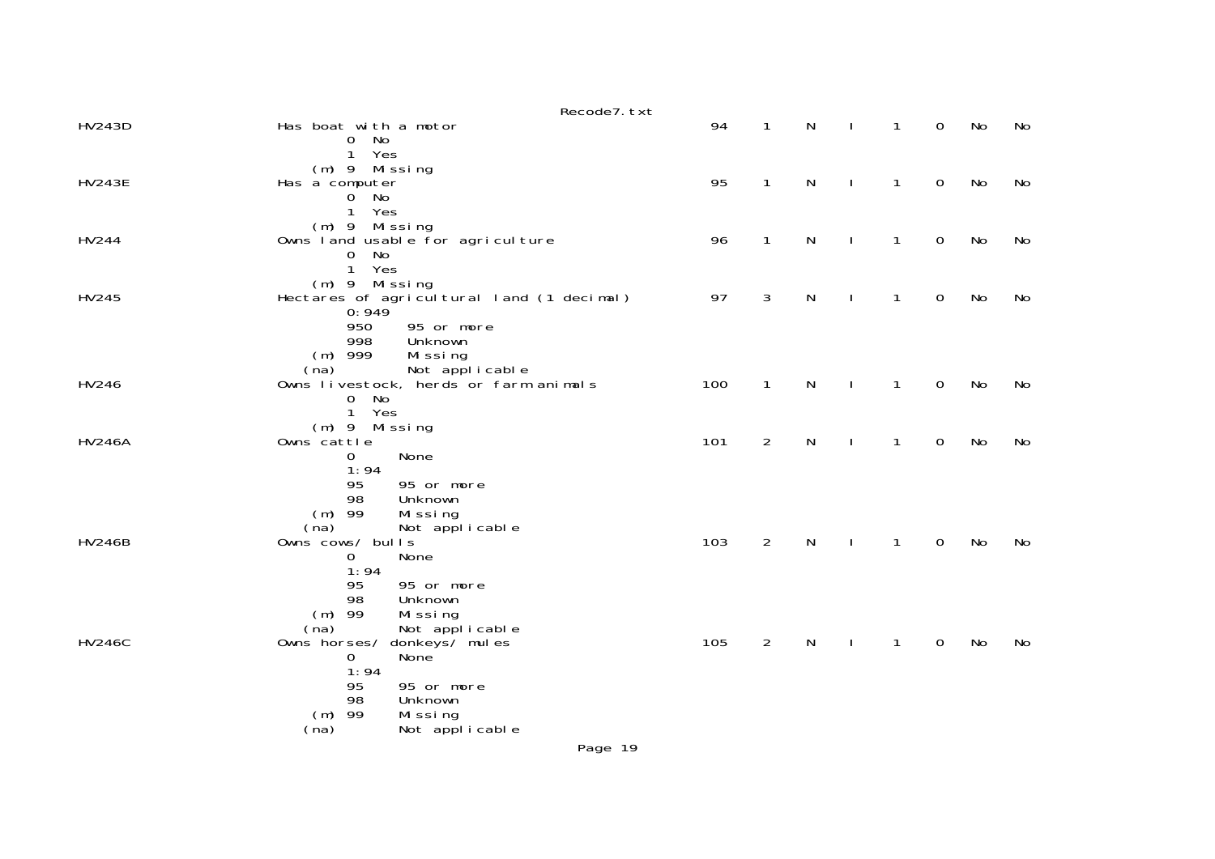```
HV243D            Has boat with a motor                          94    1    N    I    1    0   No   No
                         0  No
                         1  Yes
                     (m) 9  Missing
HV243E            Has a computer                                 95    1    N    I    1    0   No   No
                         0  No
                         1  Yes
                     (m) 9  Missing
HV244             Owns land usable for agriculture               96    1    N    I    1    0   No   No
                         0  No
                         1  Yes
                     (m) 9  Missing
HV245             Hectares of agricultural land (1 decimal)      97    3    N    I    1    0   No   No
                         0:949
                         950     95 or more
                         998     Unknown
                     (m) 999     Missing
                    (na)         Not applicable
HV246             Owns livestock, herds or farm animals         100    1    N    I    1    0   No   No
                         0  No
                         1  Yes
                     (m) 9  Missing
HV246A            Owns cattle                                   101    2    N    I    1    0   No   No
                         0      None
                         1:94
                         95     95 or more
                         98     Unknown
                     (m) 99     Missing
                    (na)        Not applicable
HV246B            Owns cows/ bulls                              103    2    N    I    1    0   No   No
                         0      None
                         1:94
                         95     95 or more
                         98     Unknown
                     (m) 99     Missing
                    (na)        Not applicable
HV246C            Owns horses/ donkeys/ mules                   105    2    N    I    1    0   No   No
                         0      None
                         1:94
                         95     95 or more
                         98     Unknown
                     (m) 99     Missing
                    (na)        Not applicable
```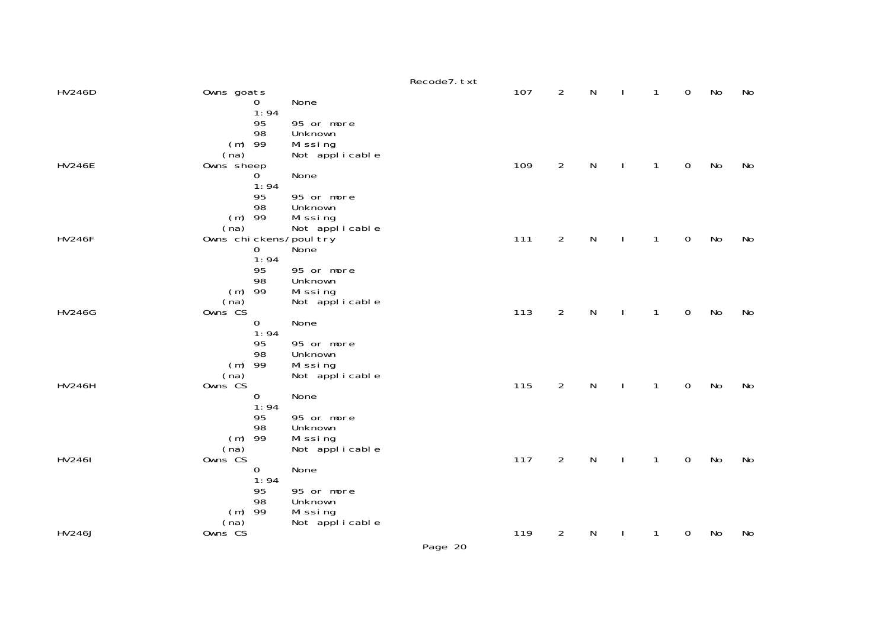```
HV246D                  Owns goats                                  107    2    N    I    1    0    No    No
                                0      None
                                1:94
                                95     95 or more
                                98     Unknown
                            (m) 99     Missing
                           (na)        Not applicable
HV246E                  Owns sheep                                  109    2    N    I    1    0    No    No
                                0      None
                                1:94
                                95     95 or more
                                98     Unknown
                            (m) 99     Missing
                           (na)        Not applicable
HV246F                  Owns chickens/poultry                       111    2    N    I    1    0    No    No
                                0      None
                                1:94
                                95     95 or more
                                98     Unknown
                            (m) 99     Missing
                           (na)        Not applicable
HV246G                  Owns CS                                     113    2    N    I    1    0    No    No
                                0      None
                                1:94
                                95     95 or more
                                98     Unknown
                            (m) 99     Missing
                           (na)        Not applicable
HV246H                  Owns CS                                     115    2    N    I    1    0    No    No
                                0      None
                                1:94
                                95     95 or more
                                98     Unknown
                            (m) 99     Missing
                           (na)        Not applicable
HV246I                  Owns CS                                     117    2    N    I    1    0    No    No
                                0      None
                                1:94
                                95     95 or more
                                98     Unknown
                            (m) 99     Missing
                           (na)        Not applicable
HV246J                  Owns CS                                     119    2    N    I    1    0    No    No
```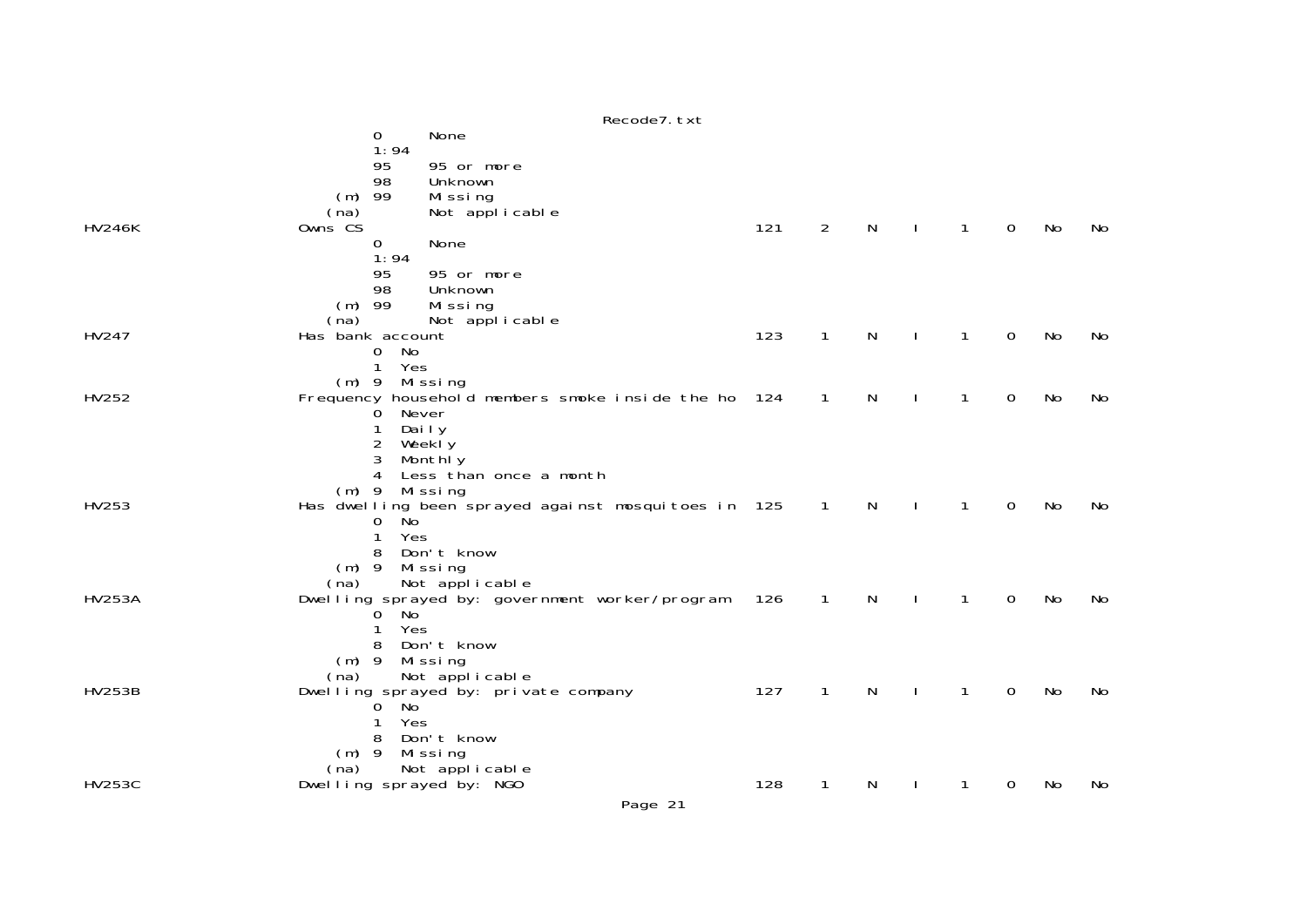```
                  0      None
                  1:94
                  95     95 or more
                  98     Unknown
              (m) 99     Missing
             (na)        Not applicable
HV246K          Owns CS                                          121    2    N    I    1    0    No    No
                  0      None
                  1:94
                  95     95 or more
                  98     Unknown
              (m) 99     Missing
             (na)        Not applicable
HV247           Has bank account                                 123    1    N    I    1    0    No    No
                  0  No
                  1  Yes
              (m) 9  Missing
HV252           Frequency household members smoke inside the ho  124    1    N    I    1    0    No    No
                  0  Never
                  1  Daily
                  2  Weekly
                  3  Monthly
                  4  Less than once a month
              (m) 9  Missing
HV253           Has dwelling been sprayed against mosquitoes in  125    1    N    I    1    0    No    No
                  0  No
                  1  Yes
                  8  Don't know
              (m) 9  Missing
             (na)    Not applicable
HV253A          Dwelling sprayed by: government worker/program   126    1    N    I    1    0    No    No
                  0  No
                  1  Yes
                  8  Don't know
              (m) 9  Missing
             (na)    Not applicable
HV253B          Dwelling sprayed by: private company             127    1    N    I    1    0    No    No
                  0  No
                  1  Yes
                  8  Don't know
              (m) 9  Missing
             (na)    Not applicable
HV253C          Dwelling sprayed by: NGO                         128    1    N    I    1    0    No    No
```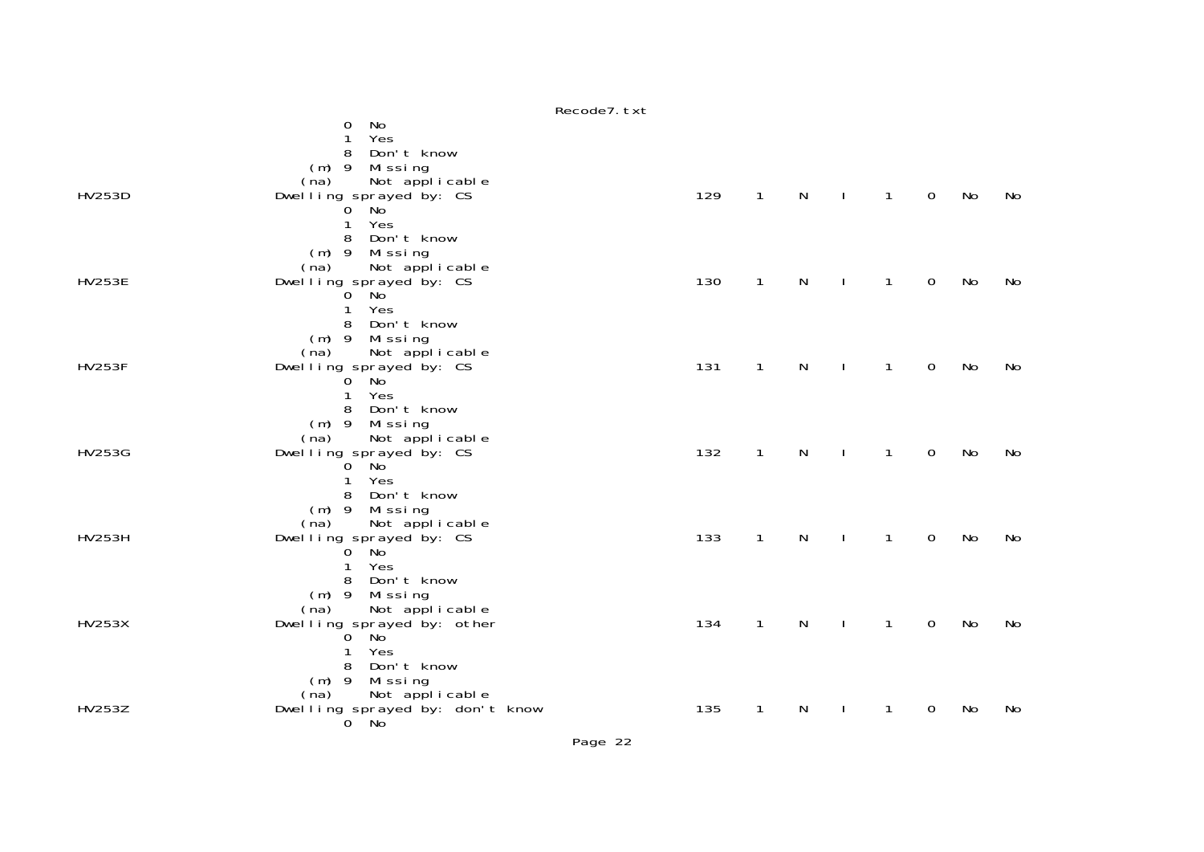```
                  0  No
                  1  Yes
                  8  Don't know
              (m) 9  Missing
             (na)    Not applicable
HV253D          Dwelling sprayed by: CS                      129   1   N   I   1   0   No   No
                  0  No
                  1  Yes
                  8  Don't know
              (m) 9  Missing
             (na)    Not applicable
HV253E          Dwelling sprayed by: CS                      130   1   N   I   1   0   No   No
                  0  No
                  1  Yes
                  8  Don't know
              (m) 9  Missing
             (na)    Not applicable
HV253F          Dwelling sprayed by: CS                      131   1   N   I   1   0   No   No
                  0  No
                  1  Yes
                  8  Don't know
              (m) 9  Missing
             (na)    Not applicable
HV253G          Dwelling sprayed by: CS                      132   1   N   I   1   0   No   No
                  0  No
                  1  Yes
                  8  Don't know
              (m) 9  Missing
             (na)    Not applicable
HV253H          Dwelling sprayed by: CS                      133   1   N   I   1   0   No   No
                  0  No
                  1  Yes
                  8  Don't know
              (m) 9  Missing
             (na)    Not applicable
HV253X          Dwelling sprayed by: other                   134   1   N   I   1   0   No   No
                  0  No
                  1  Yes
                  8  Don't know
              (m) 9  Missing
             (na)    Not applicable
HV253Z          Dwelling sprayed by: don't know              135   1   N   I   1   0   No   No
                  0  No
```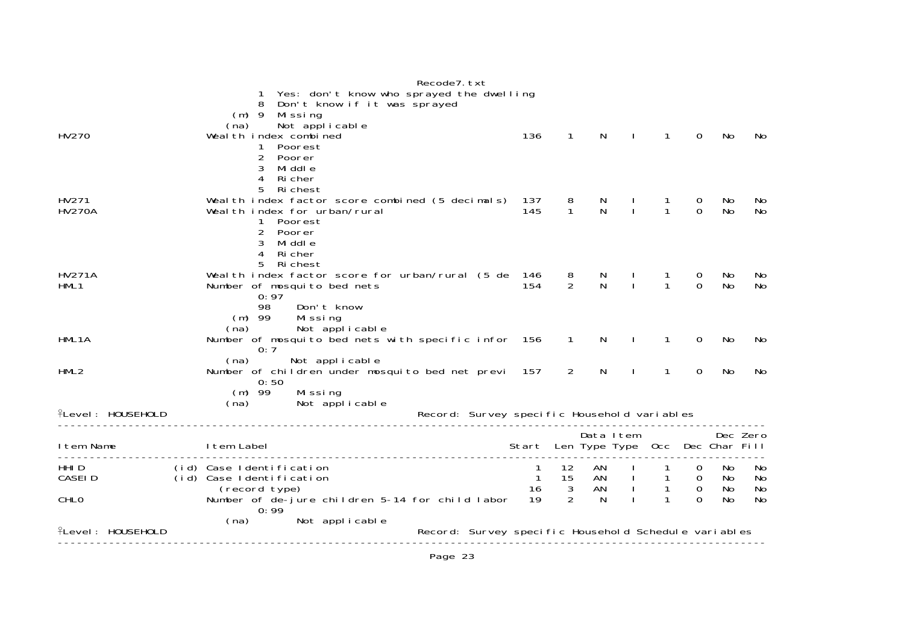```
                              1  Yes: don't know who sprayed the dwelling
                              8  Don't know if it was sprayed
                          (m) 9  Missing
                         (na)    Not applicable
HV270                    Wealth index combined                          136     1     N     I     1     0    No    No
                              1  Poorest
                              2  Poorer
                              3  Middle
                              4  Richer
                              5  Richest
HV271                    Wealth index factor score combined (5 decimals)  137     8     N     I     1     0    No    No
HV270A                   Wealth index for urban/rural                   145     1     N     I     1     0    No    No
                              1  Poorest
                              2  Poorer
                              3  Middle
                              4  Richer
                              5  Richest
HV271A                   Wealth index factor score for urban/rural (5 de  146     8     N     I     1     0    No    No
HML1                     Number of mosquito bed nets                    154     2     N     I     1     0    No    No
                              0:97
                              98     Don't know
                          (m) 99     Missing
                         (na)        Not applicable
HML1A                    Number of mosquito bed nets with specific infor  156     1     N     I     1     0    No    No
                              0:7
                         (na)       Not applicable
HML2                     Number of children under mosquito bed net previ  157     2     N     I     1     0    No    No
                              0:50
                          (m) 99     Missing
                         (na)        Not applicable
Level: HOUSEHOLD                                 Record: Survey specific Household variables
-------------------------------------------------------------------------------------------------------------------
                                                                                 Data Item              Dec Zero
Item Name                Item Label                                    Start   Len Type Type   Occ   Dec Char Fill
-------------------------------------------------------------------------------------------------------------------
HHID                (id) Case Identification                               1    12    AN     I     1     0    No    No
CASEID              (id) Case Identification                               1    15    AN     I     1     0    No    No
                           (record type)                                  16     3    AN     I     1     0    No    No
CHL0                     Number of de-jure children 5-14 for child labor  19     2     N     I     1     0    No    No
                              0:99
                         (na)        Not applicable
Level: HOUSEHOLD                                 Record: Survey specific Household Schedule variables
-------------------------------------------------------------------------------------------------------------------
```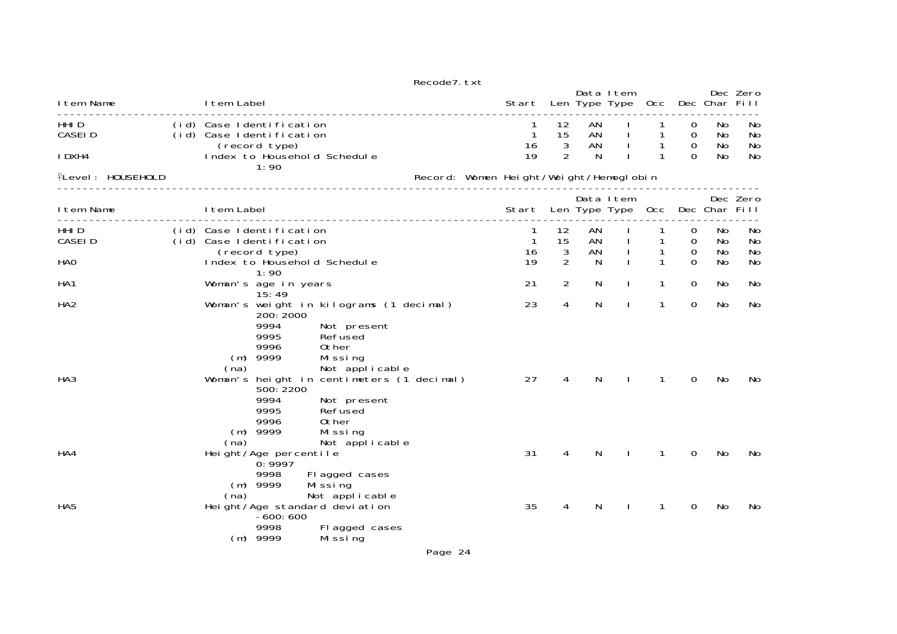Recode7.txt

| Item Name | | Item Label | Start | Len | Data Type | Item Type | Occ | Dec | Dec Char | Zero Fill |
|---|---|---|---|---|---|---|---|---|---|---|
| HHID | (id) | Case Identification | 1 | 12 | AN | I | 1 | 0 | No | No |
| CASEID | (id) | Case Identification | 1 | 15 | AN | I | 1 | 0 | No | No |
| | | (record type) | 16 | 3 | AN | I | 1 | 0 | No | No |
| IDXH4 | | Index to Household Schedule<br>1:90 | 19 | 2 | N | I | 1 | 0 | No | No |

Level: HOUSEHOLD Record: Women Height/Weight/Hemoglobin

| Item Name | | Item Label | Start | Len | Data Type | Item Type | Occ | Dec | Dec Char | Zero Fill |
|---|---|---|---|---|---|---|---|---|---|---|
| HHID | (id) | Case Identification | 1 | 12 | AN | I | 1 | 0 | No | No |
| CASEID | (id) | Case Identification | 1 | 15 | AN | I | 1 | 0 | No | No |
| | | (record type) | 16 | 3 | AN | I | 1 | 0 | No | No |
| HA0 | | Index to Household Schedule<br>1:90 | 19 | 2 | N | I | 1 | 0 | No | No |
| HA1 | | Woman's age in years<br>15:49 | 21 | 2 | N | I | 1 | 0 | No | No |
| HA2 | | Woman's weight in kilograms (1 decimal)<br>200:2000<br>9994 Not present<br>9995 Refused<br>9996 Other<br>(m) 9999 Missing<br>(na) Not applicable | 23 | 4 | N | I | 1 | 0 | No | No |
| HA3 | | Woman's height in centimeters (1 decimal)<br>500:2200<br>9994 Not present<br>9995 Refused<br>9996 Other<br>(m) 9999 Missing<br>(na) Not applicable | 27 | 4 | N | I | 1 | 0 | No | No |
| HA4 | | Height/Age percentile<br>0:9997<br>9998 Flagged cases<br>(m) 9999 Missing<br>(na) Not applicable | 31 | 4 | N | I | 1 | 0 | No | No |
| HA5 | | Height/Age standard deviation<br>-600:600<br>9998 Flagged cases<br>(m) 9999 Missing | 35 | 4 | N | I | 1 | 0 | No | No |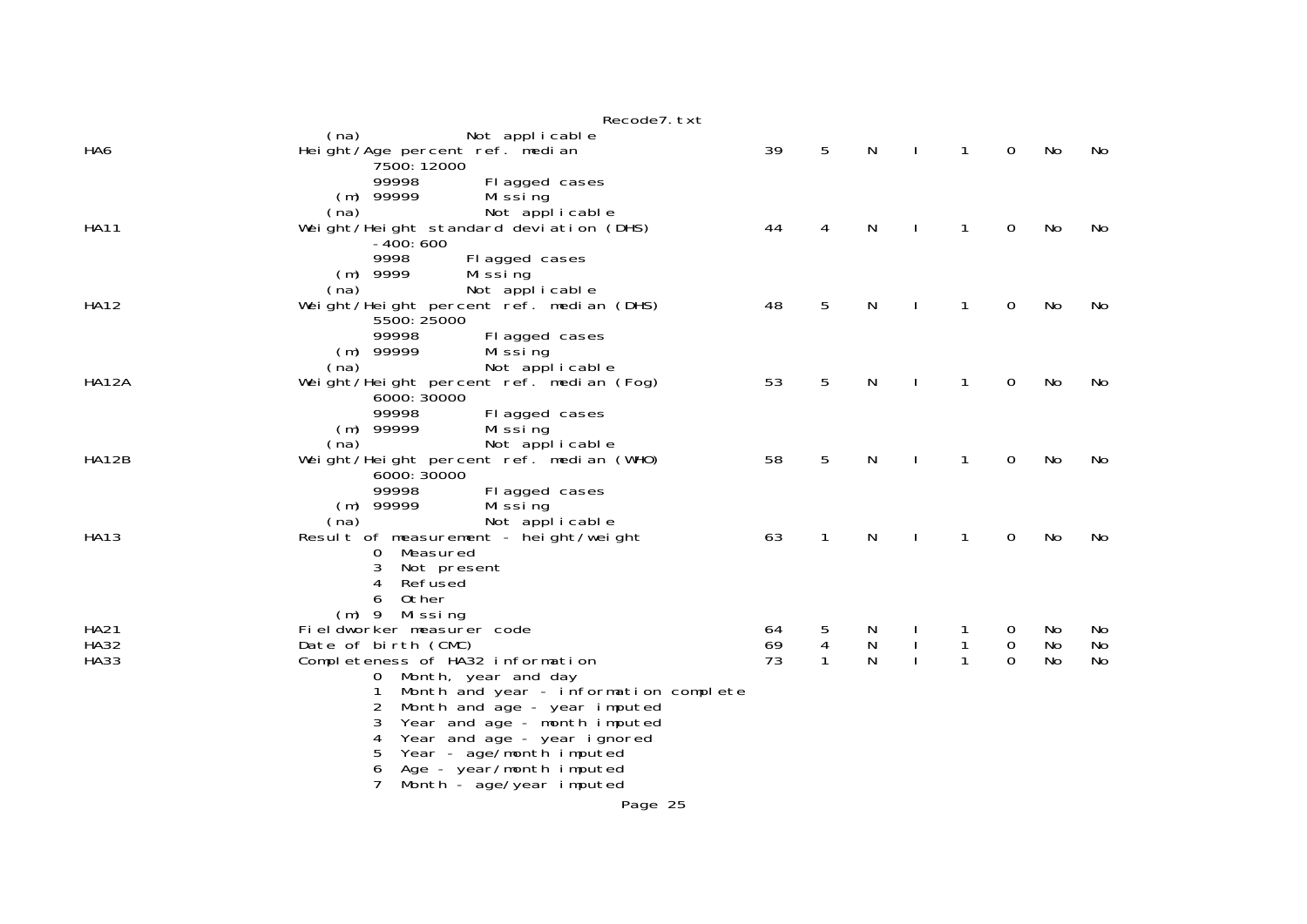```
        (na)            Not applicable
HA6                     Height/Age percent ref. median                  39    5    N    I    1    0    No    No
                7500:12000
                99998       Flagged cases
            (m) 99999       Missing
        (na)                Not applicable
HA11                    Weight/Height standard deviation (DHS)          44    4    N    I    1    0    No    No
                -400:600
                9998        Flagged cases
            (m) 9999        Missing
        (na)                Not applicable
HA12                    Weight/Height percent ref. median (DHS)         48    5    N    I    1    0    No    No
                5500:25000
                99998       Flagged cases
            (m) 99999       Missing
        (na)                Not applicable
HA12A                   Weight/Height percent ref. median (Fog)         53    5    N    I    1    0    No    No
                6000:30000
                99998       Flagged cases
            (m) 99999       Missing
        (na)                Not applicable
HA12B                   Weight/Height percent ref. median (WHO)         58    5    N    I    1    0    No    No
                6000:30000
                99998       Flagged cases
            (m) 99999       Missing
        (na)                Not applicable
HA13                    Result of measurement - height/weight           63    1    N    I    1    0    No    No
                0  Measured
                3  Not present
                4  Refused
                6  Other
            (m) 9  Missing
HA21                    Fieldworker measurer code                       64    5    N    I    1    0    No    No
HA32                    Date of birth (CMC)                             69    4    N    I    1    0    No    No
HA33                    Completeness of HA32 information                73    1    N    I    1    0    No    No
                0  Month, year and day
                1  Month and year - information complete
                2  Month and age - year imputed
                3  Year and age - month imputed
                4  Year and age - year ignored
                5  Year - age/month imputed
                6  Age - year/month imputed
                7  Month - age/year imputed
```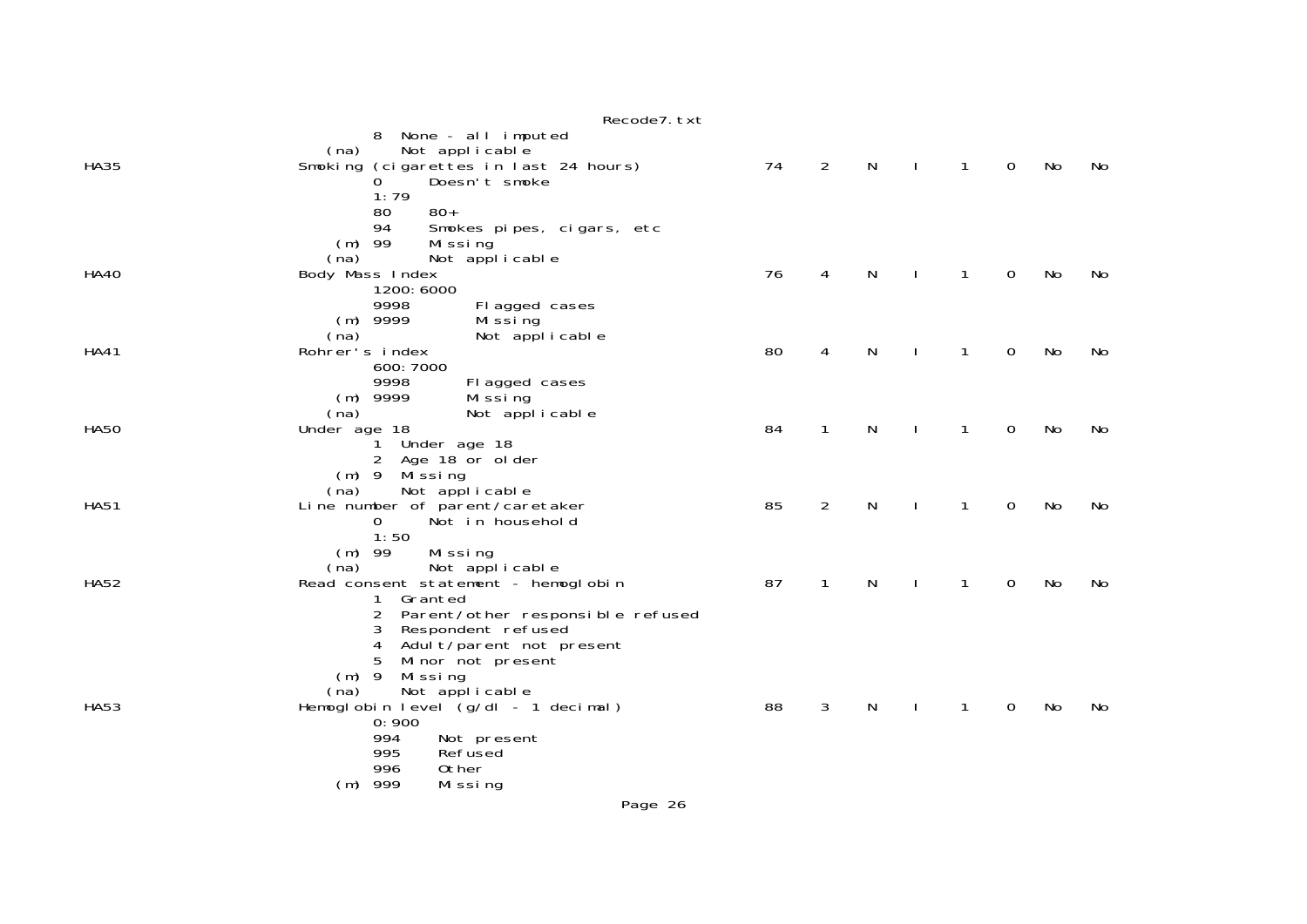```
                8  None - all imputed
          (na)     Not applicable
HA35            Smoking (cigarettes in last 24 hours)            74    2    N    I    1    0    No    No
                0      Doesn't smoke
                1:79
                80     80+
                94     Smokes pipes, cigars, etc
            (m) 99     Missing
          (na)         Not applicable
HA40            Body Mass Index                                  76    4    N    I    1    0    No    No
                1200:6000
                9998        Flagged cases
            (m) 9999        Missing
          (na)              Not applicable
HA41            Rohrer's index                                   80    4    N    I    1    0    No    No
                600:7000
                9998       Flagged cases
            (m) 9999       Missing
          (na)             Not applicable
HA50            Under age 18                                     84    1    N    I    1    0    No    No
                1  Under age 18
                2  Age 18 or older
            (m) 9  Missing
          (na)     Not applicable
HA51            Line number of parent/caretaker                  85    2    N    I    1    0    No    No
                0      Not in household
                1:50
            (m) 99     Missing
          (na)         Not applicable
HA52            Read consent statement - hemoglobin              87    1    N    I    1    0    No    No
                1  Granted
                2  Parent/other responsible refused
                3  Respondent refused
                4  Adult/parent not present
                5  Minor not present
            (m) 9  Missing
          (na)     Not applicable
HA53            Hemoglobin level (g/dl - 1 decimal)              88    3    N    I    1    0    No    No
                0:900
                994     Not present
                995     Refused
                996     Other
            (m) 999     Missing
```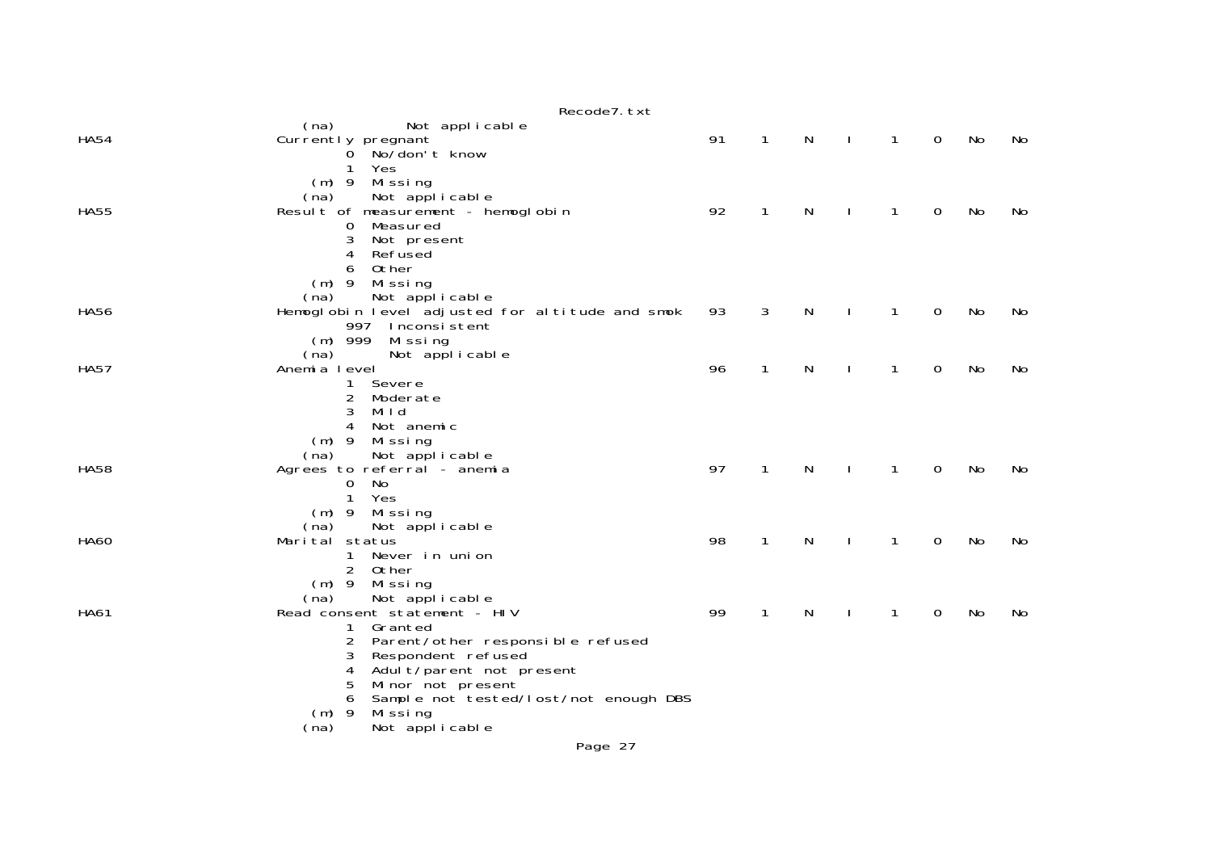```
                         (na)        Not applicable
HA54                 Currently pregnant                              91    1    N    I    1    0    No    No
                             0  No/don't know
                             1  Yes
                         (m) 9  Missing
                        (na)    Not applicable
HA55                 Result of measurement - hemoglobin              92    1    N    I    1    0    No    No
                             0  Measured
                             3  Not present
                             4  Refused
                             6  Other
                         (m) 9  Missing
                        (na)    Not applicable
HA56                 Hemoglobin level adjusted for altitude and smok 93    3    N    I    1    0    No    No
                             997  Inconsistent
                         (m) 999  Missing
                        (na)      Not applicable
HA57                 Anemia level                                    96    1    N    I    1    0    No    No
                             1  Severe
                             2  Moderate
                             3  Mild
                             4  Not anemic
                         (m) 9  Missing
                        (na)    Not applicable
HA58                 Agrees to referral - anemia                     97    1    N    I    1    0    No    No
                             0  No
                             1  Yes
                         (m) 9  Missing
                        (na)    Not applicable
HA60                 Marital status                                  98    1    N    I    1    0    No    No
                             1  Never in union
                             2  Other
                         (m) 9  Missing
                        (na)    Not applicable
HA61                 Read consent statement - HIV                    99    1    N    I    1    0    No    No
                             1  Granted
                             2  Parent/other responsible refused
                             3  Respondent refused
                             4  Adult/parent not present
                             5  Minor not present
                             6  Sample not tested/lost/not enough DBS
                         (m) 9  Missing
                        (na)    Not applicable
```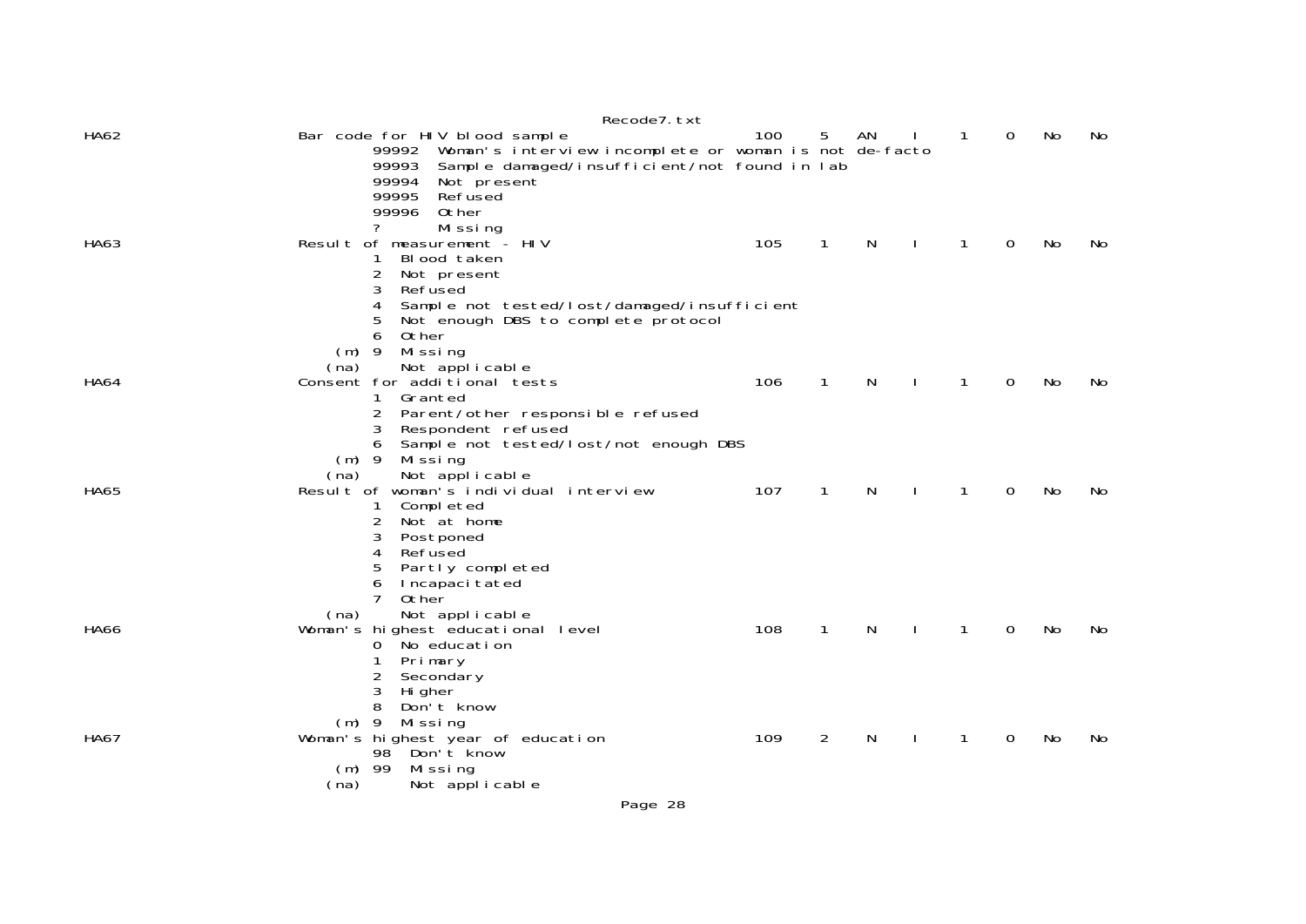```
HA62                    Bar code for HIV blood sample                        100    5    AN    I    1    0    No    No
                                99992  Woman's interview incomplete or woman is not de-facto
                                99993  Sample damaged/insufficient/not found in lab
                                99994  Not present
                                99995  Refused
                                99996  Other
                                ?      Missing
HA63                    Result of measurement - HIV                          105    1    N     I    1    0    No    No
                                1  Blood taken
                                2  Not present
                                3  Refused
                                4  Sample not tested/lost/damaged/insufficient
                                5  Not enough DBS to complete protocol
                                6  Other
                           (m)  9  Missing
                          (na)     Not applicable
HA64                    Consent for additional tests                         106    1    N     I    1    0    No    No
                                1  Granted
                                2  Parent/other responsible refused
                                3  Respondent refused
                                6  Sample not tested/lost/not enough DBS
                           (m)  9  Missing
                          (na)     Not applicable
HA65                    Result of woman's individual interview               107    1    N     I    1    0    No    No
                                1  Completed
                                2  Not at home
                                3  Postponed
                                4  Refused
                                5  Partly completed
                                6  Incapacitated
                                7  Other
                          (na)     Not applicable
HA66                    Woman's highest educational level                    108    1    N     I    1    0    No    No
                                0  No education
                                1  Primary
                                2  Secondary
                                3  Higher
                                8  Don't know
                           (m)  9  Missing
HA67                    Woman's highest year of education                    109    2    N     I    1    0    No    No
                                98  Don't know
                           (m)  99  Missing
                          (na)      Not applicable
```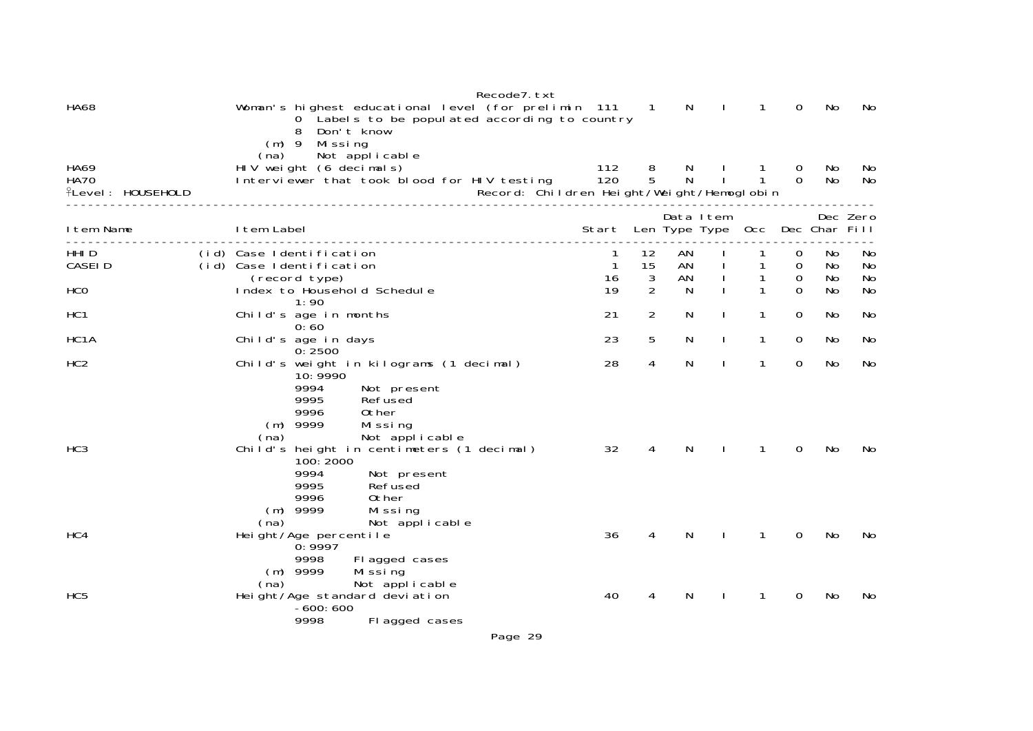| Item Name | | Item Label | Start | Len | Data Type | Item Type | Occ | Dec | Dec Char | Zero Fill |
|---|---|---|---|---|---|---|---|---|---|---|
| HA68 | | Woman's highest educational level (for prelimin | 111 | 1 | N | I | 1 | 0 | No | No |
| | | 0 Labels to be populated according to country | | | | | | | | |
| | | 8 Don't know | | | | | | | | |
| | | (m) 9 Missing | | | | | | | | |
| | | (na) Not applicable | | | | | | | | |
| HA69 | | HIV weight (6 decimals) | 112 | 8 | N | I | 1 | 0 | No | No |
| HA70 | | Interviewer that took blood for HIV testing | 120 | 5 | N | I | 1 | 0 | No | No |

Level: HOUSEHOLD Record: Children Height/Weight/Hemoglobin

| Item Name | | Item Label | Start | Len | Data Type | Item Type | Occ | Dec | Dec Char | Zero Fill |
|---|---|---|---|---|---|---|---|---|---|---|
| HHID | (id) | Case Identification | 1 | 12 | AN | I | 1 | 0 | No | No |
| CASEID | (id) | Case Identification | 1 | 15 | AN | I | 1 | 0 | No | No |
| | | (record type) | 16 | 3 | AN | I | 1 | 0 | No | No |
| HC0 | | Index to Household Schedule | 19 | 2 | N | I | 1 | 0 | No | No |
| | | 1:90 | | | | | | | | |
| HC1 | | Child's age in months | 21 | 2 | N | I | 1 | 0 | No | No |
| | | 0:60 | | | | | | | | |
| HC1A | | Child's age in days | 23 | 5 | N | I | 1 | 0 | No | No |
| | | 0:2500 | | | | | | | | |
| HC2 | | Child's weight in kilograms (1 decimal) | 28 | 4 | N | I | 1 | 0 | No | No |
| | | 10:9990 | | | | | | | | |
| | | 9994 Not present | | | | | | | | |
| | | 9995 Refused | | | | | | | | |
| | | 9996 Other | | | | | | | | |
| | | (m) 9999 Missing | | | | | | | | |
| | | (na) Not applicable | | | | | | | | |
| HC3 | | Child's height in centimeters (1 decimal) | 32 | 4 | N | I | 1 | 0 | No | No |
| | | 100:2000 | | | | | | | | |
| | | 9994 Not present | | | | | | | | |
| | | 9995 Refused | | | | | | | | |
| | | 9996 Other | | | | | | | | |
| | | (m) 9999 Missing | | | | | | | | |
| | | (na) Not applicable | | | | | | | | |
| HC4 | | Height/Age percentile | 36 | 4 | N | I | 1 | 0 | No | No |
| | | 0:9997 | | | | | | | | |
| | | 9998 Flagged cases | | | | | | | | |
| | | (m) 9999 Missing | | | | | | | | |
| | | (na) Not applicable | | | | | | | | |
| HC5 | | Height/Age standard deviation | 40 | 4 | N | I | 1 | 0 | No | No |
| | | -600:600 | | | | | | | | |
| | | 9998 Flagged cases | | | | | | | | |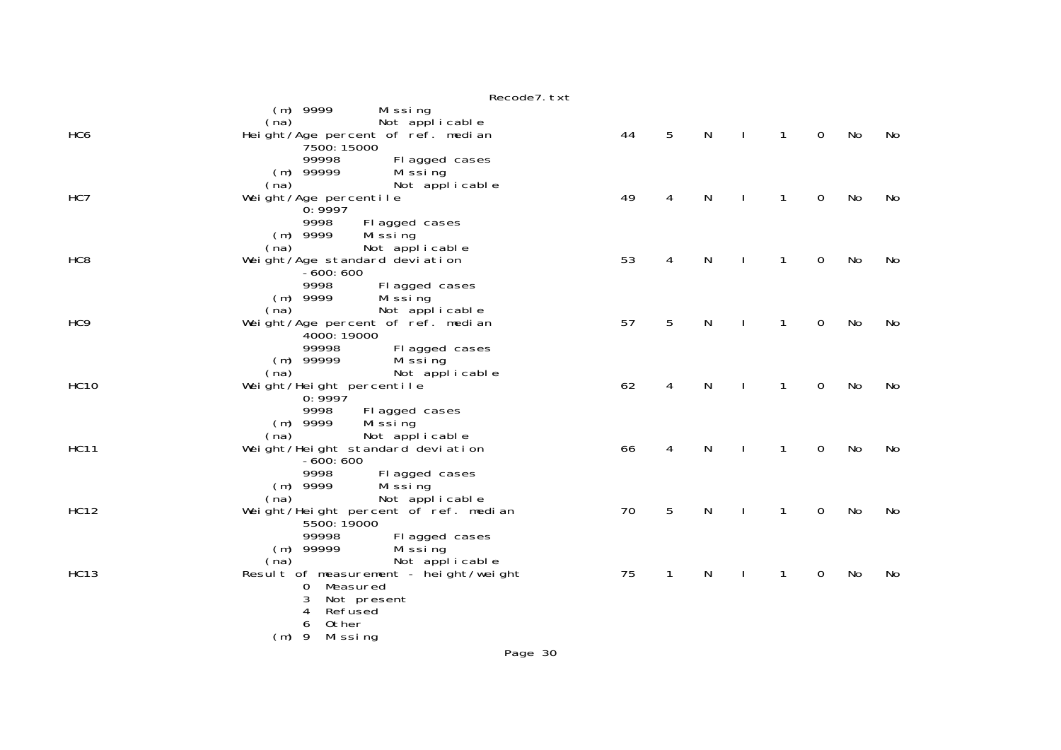```
                    (m) 9999       Missing
                    (na)           Not applicable
HC6                 Height/Age percent of ref. median                44   5   N   I   1   0   No   No
                        7500:15000
                        99998        Flagged cases
                    (m) 99999        Missing
                    (na)             Not applicable
HC7                 Weight/Age percentile                            49   4   N   I   1   0   No   No
                        0:9997
                        9998     Flagged cases
                    (m) 9999     Missing
                    (na)         Not applicable
HC8                 Weight/Age standard deviation                    53   4   N   I   1   0   No   No
                        -600:600
                        9998       Flagged cases
                    (m) 9999       Missing
                    (na)           Not applicable
HC9                 Weight/Age percent of ref. median                57   5   N   I   1   0   No   No
                        4000:19000
                        99998        Flagged cases
                    (m) 99999        Missing
                    (na)             Not applicable
HC10                Weight/Height percentile                         62   4   N   I   1   0   No   No
                        0:9997
                        9998     Flagged cases
                    (m) 9999     Missing
                    (na)         Not applicable
HC11                Weight/Height standard deviation                 66   4   N   I   1   0   No   No
                        -600:600
                        9998       Flagged cases
                    (m) 9999       Missing
                    (na)           Not applicable
HC12                Weight/Height percent of ref. median             70   5   N   I   1   0   No   No
                        5500:19000
                        99998        Flagged cases
                    (m) 99999        Missing
                    (na)             Not applicable
HC13                Result of measurement - height/weight            75   1   N   I   1   0   No   No
                        0  Measured
                        3  Not present
                        4  Refused
                        6  Other
                    (m) 9  Missing
```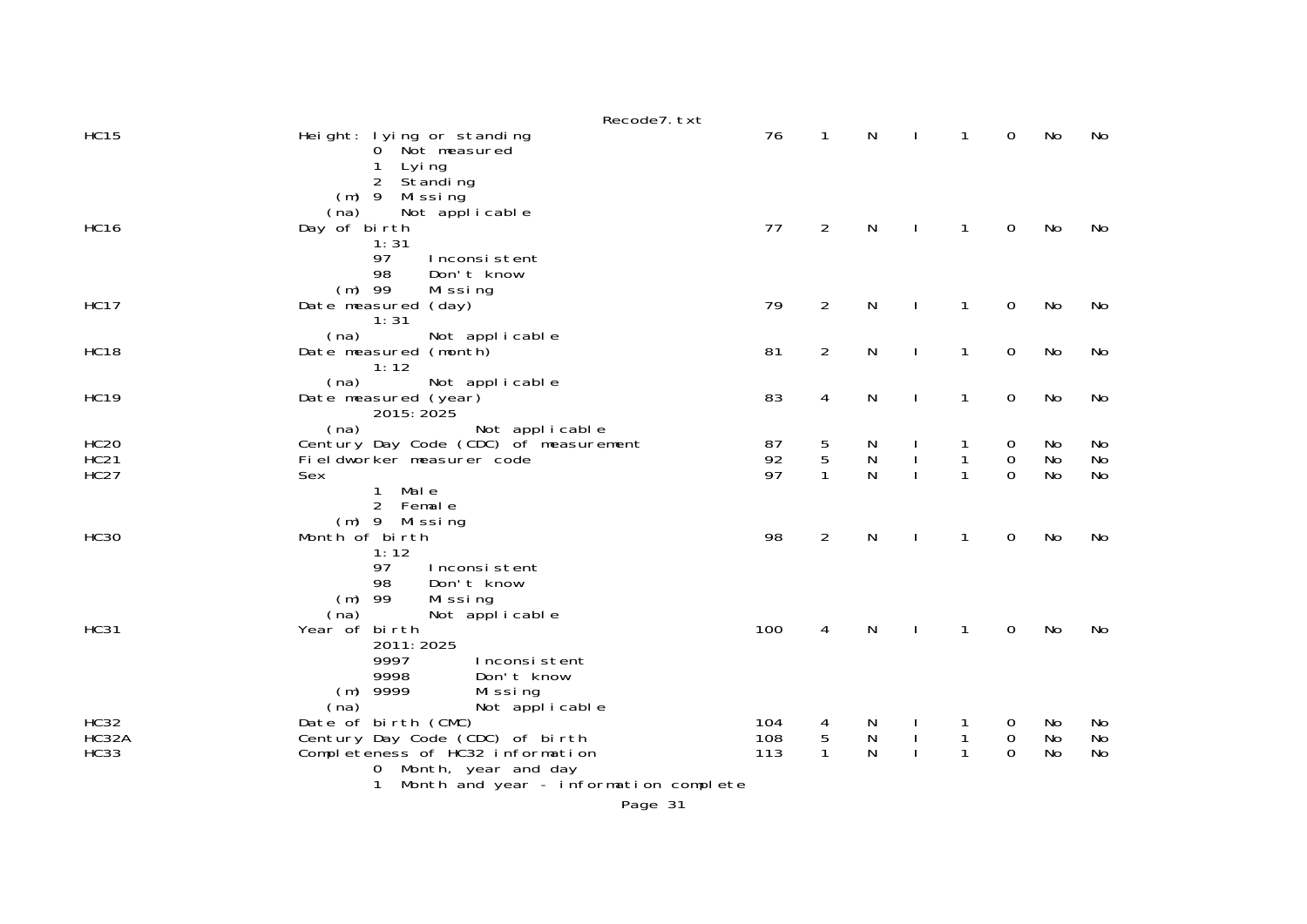```
HC15                    Height: lying or standing                    76    1    N    I    1    0    No    No
                                0  Not measured
                                1  Lying
                                2  Standing
                            (m) 9  Missing
                           (na)    Not applicable
HC16                    Day of birth                                 77    2    N    I    1    0    No    No
                                1:31
                                97     Inconsistent
                                98     Don't know
                            (m) 99     Missing
HC17                    Date measured (day)                          79    2    N    I    1    0    No    No
                                1:31
                           (na)        Not applicable
HC18                    Date measured (month)                        81    2    N    I    1    0    No    No
                                1:12
                           (na)        Not applicable
HC19                    Date measured (year)                         83    4    N    I    1    0    No    No
                                2015:2025
                           (na)              Not applicable
HC20                    Century Day Code (CDC) of measurement        87    5    N    I    1    0    No    No
HC21                    Fieldworker measurer code                    92    5    N    I    1    0    No    No
HC27                    Sex                                          97    1    N    I    1    0    No    No
                                1  Male
                                2  Female
                            (m) 9  Missing
HC30                    Month of birth                               98    2    N    I    1    0    No    No
                                1:12
                                97     Inconsistent
                                98     Don't know
                            (m) 99     Missing
                           (na)        Not applicable
HC31                    Year of birth                               100    4    N    I    1    0    No    No
                                2011:2025
                                9997         Inconsistent
                                9998         Don't know
                            (m) 9999         Missing
                           (na)              Not applicable
HC32                    Date of birth (CMC)                         104    4    N    I    1    0    No    No
HC32A                   Century Day Code (CDC) of birth             108    5    N    I    1    0    No    No
HC33                    Completeness of HC32 information            113    1    N    I    1    0    No    No
                                0  Month, year and day
                                1  Month and year - information complete
```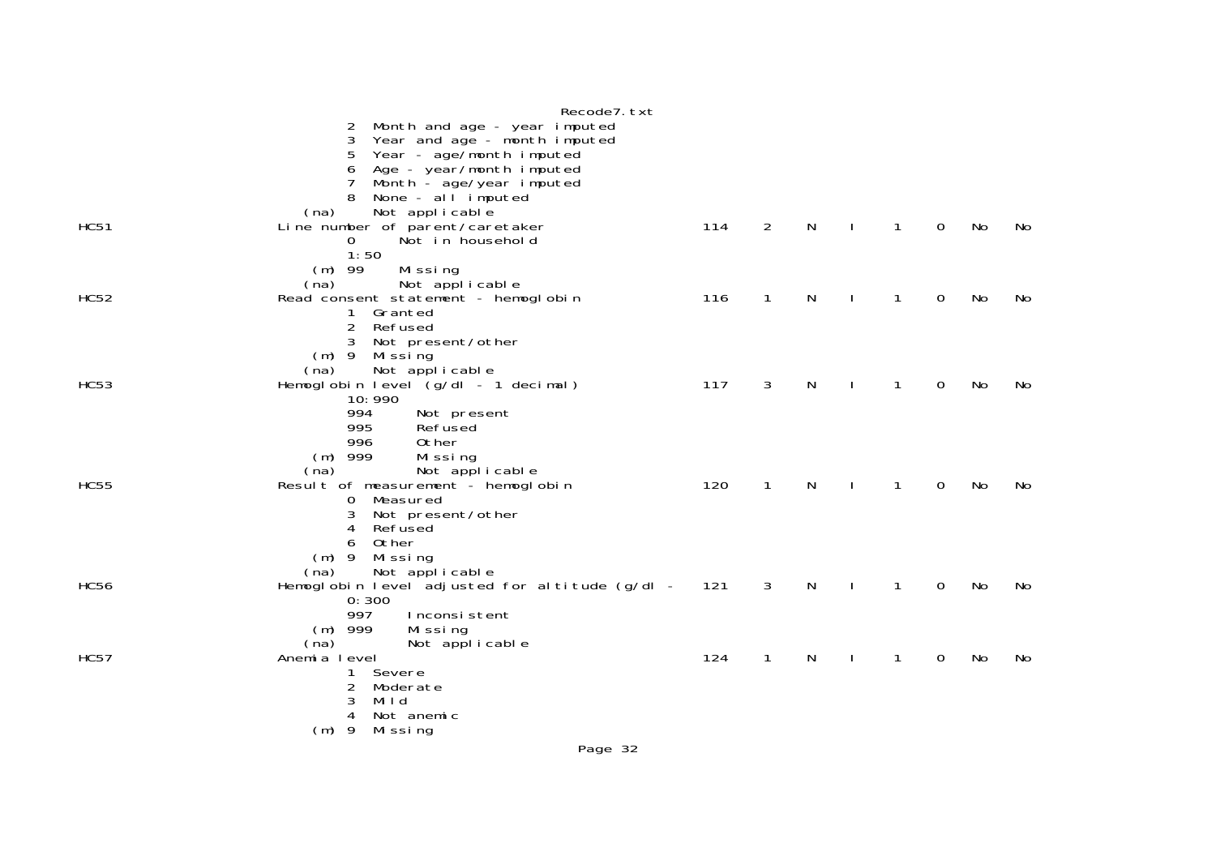```
                                  Recode7.txt
          2  Month and age - year imputed
          3  Year and age - month imputed
          5  Year - age/month imputed
          6  Age - year/month imputed
          7  Month - age/year imputed
          8  None - all imputed
     (na)    Not applicable
HC51             Line number of parent/caretaker                   114   2   N   I   1   0   No   No
          0      Not in household
          1:50
      (m) 99     Missing
     (na)        Not applicable
HC52             Read consent statement - hemoglobin               116   1   N   I   1   0   No   No
          1  Granted
          2  Refused
          3  Not present/other
      (m) 9  Missing
     (na)    Not applicable
HC53             Hemoglobin level (g/dl - 1 decimal)               117   3   N   I   1   0   No   No
          10:990
          994      Not present
          995      Refused
          996      Other
      (m) 999      Missing
     (na)          Not applicable
HC55             Result of measurement - hemoglobin                120   1   N   I   1   0   No   No
          0  Measured
          3  Not present/other
          4  Refused
          6  Other
      (m) 9  Missing
     (na)    Not applicable
HC56             Hemoglobin level adjusted for altitude (g/dl -    121   3   N   I   1   0   No   No
          0:300
          997     Inconsistent
      (m) 999     Missing
     (na)         Not applicable
HC57             Anemia level                                      124   1   N   I   1   0   No   No
          1  Severe
          2  Moderate
          3  Mild
          4  Not anemic
      (m) 9  Missing
```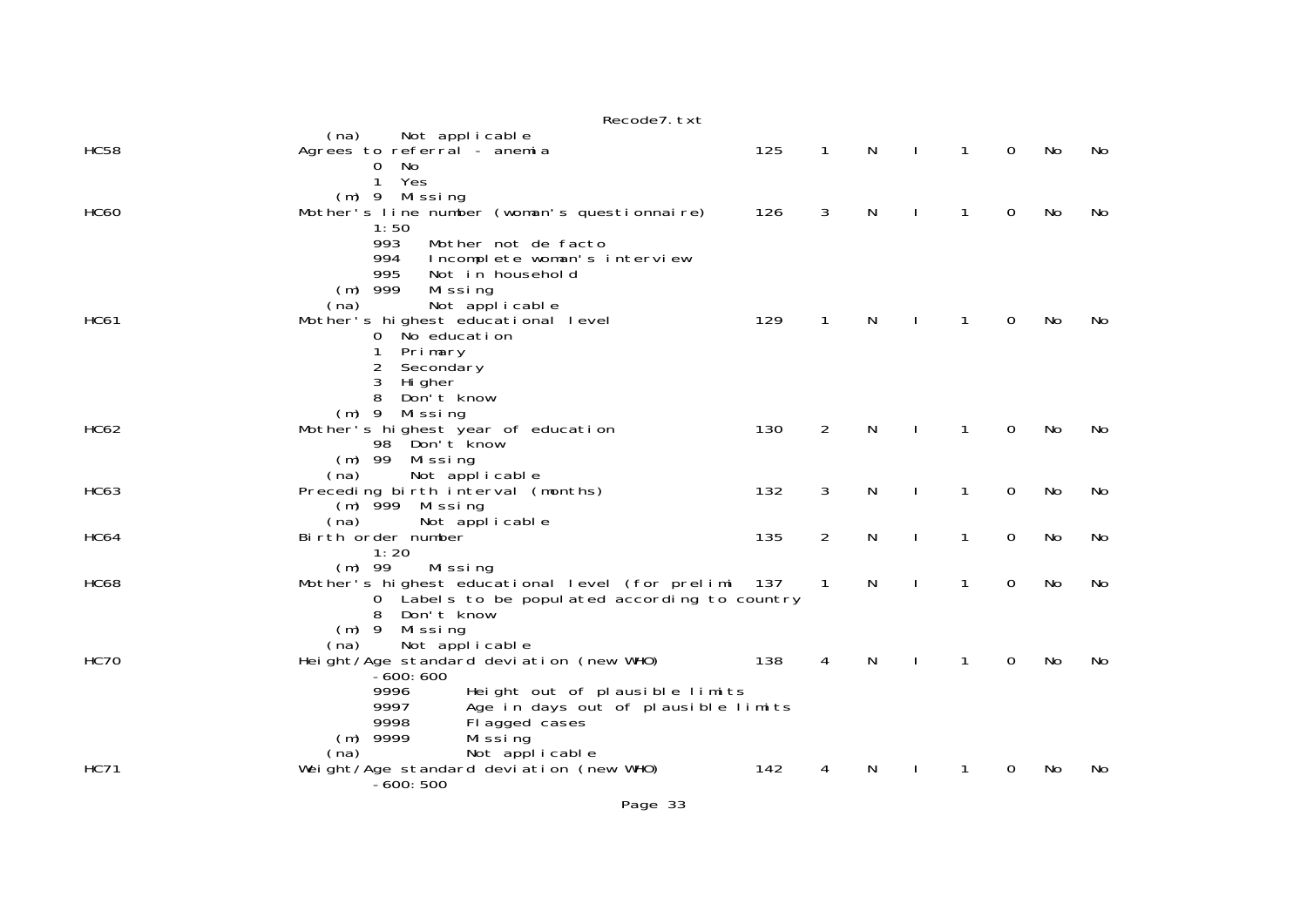```
                    (na)     Not applicable
HC58                Agrees to referral - anemia                        125    1    N    I    1    0    No    No
                            0  No
                            1  Yes
                      (m) 9  Missing
HC60                Mother's line number (woman's questionnaire)       126    3    N    I    1    0    No    No
                            1:50
                            993   Mother not de facto
                            994   Incomplete woman's interview
                            995   Not in household
                      (m) 999   Missing
                    (na)        Not applicable
HC61                Mother's highest educational level                 129    1    N    I    1    0    No    No
                            0  No education
                            1  Primary
                            2  Secondary
                            3  Higher
                            8  Don't know
                      (m) 9  Missing
HC62                Mother's highest year of education                 130    2    N    I    1    0    No    No
                            98  Don't know
                      (m) 99  Missing
                    (na)      Not applicable
HC63                Preceding birth interval (months)                  132    3    N    I    1    0    No    No
                      (m) 999  Missing
                    (na)       Not applicable
HC64                Birth order number                                 135    2    N    I    1    0    No    No
                            1:20
                      (m) 99    Missing
HC68                Mother's highest educational level (for prelimi    137    1    N    I    1    0    No    No
                            0  Labels to be populated according to country
                            8  Don't know
                      (m) 9  Missing
                    (na)     Not applicable
HC70                Height/Age standard deviation (new WHO)            138    4    N    I    1    0    No    No
                            -600:600
                            9996       Height out of plausible limits
                            9997       Age in days out of plausible limits
                            9998       Flagged cases
                      (m) 9999       Missing
                    (na)             Not applicable
HC71                Weight/Age standard deviation (new WHO)            142    4    N    I    1    0    No    No
                            -600:500
```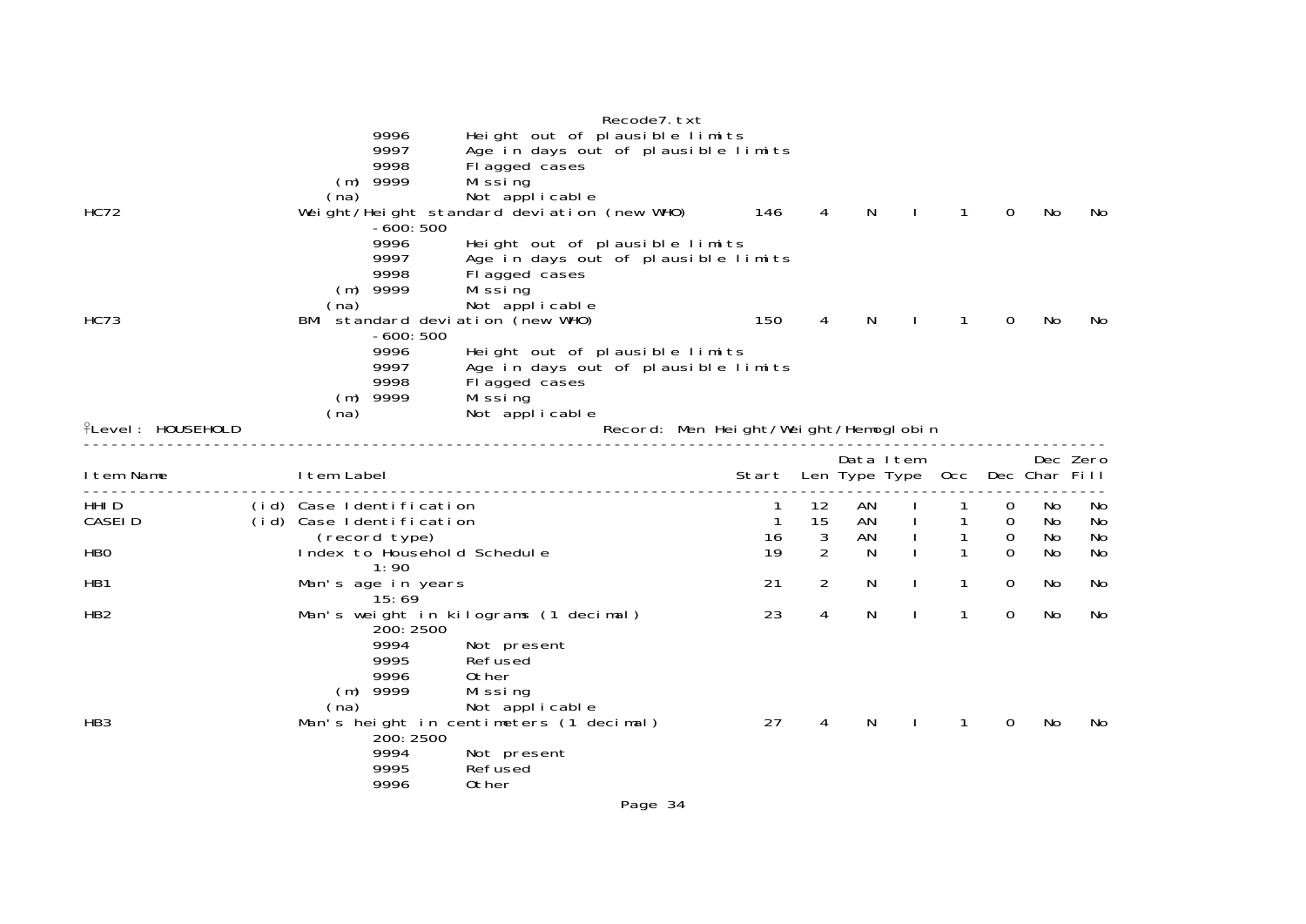```
                         9996       Height out of plausible limits
                         9997       Age in days out of plausible limits
                         9998       Flagged cases
                     (m) 9999       Missing
                    (na)            Not applicable
HC72                Weight/Height standard deviation (new WHO)        146    4    N    I    1    0   No   No
                         -600:500
                         9996       Height out of plausible limits
                         9997       Age in days out of plausible limits
                         9998       Flagged cases
                     (m) 9999       Missing
                    (na)            Not applicable
HC73                BMI standard deviation (new WHO)                  150    4    N    I    1    0   No   No
                         -600:500
                         9996       Height out of plausible limits
                         9997       Age in days out of plausible limits
                         9998       Flagged cases
                     (m) 9999       Missing
                    (na)            Not applicable
```

Level: HOUSEHOLD — Record: Men Height/Weight/Hemoglobin

| Item Name | | Item Label | Start | Len | Data Type | Item Type | Occ | Dec | Dec Char | Zero Fill |
|---|---|---|---|---|---|---|---|---|---|---|
| HHID | (id) | Case Identification | 1 | 12 | AN | I | 1 | 0 | No | No |
| CASEID | (id) | Case Identification | 1 | 15 | AN | I | 1 | 0 | No | No |
| | | (record type) | 16 | 3 | AN | I | 1 | 0 | No | No |
| HB0 | | Index to Household Schedule | 19 | 2 | N | I | 1 | 0 | No | No |
| | | 1:90 | | | | | | | | |
| HB1 | | Man's age in years | 21 | 2 | N | I | 1 | 0 | No | No |
| | | 15:69 | | | | | | | | |
| HB2 | | Man's weight in kilograms (1 decimal) | 23 | 4 | N | I | 1 | 0 | No | No |
| | | 200:2500 | | | | | | | | |
| | | 9994 Not present | | | | | | | | |
| | | 9995 Refused | | | | | | | | |
| | | 9996 Other | | | | | | | | |
| | | (m) 9999 Missing | | | | | | | | |
| | | (na) Not applicable | | | | | | | | |
| HB3 | | Man's height in centimeters (1 decimal) | 27 | 4 | N | I | 1 | 0 | No | No |
| | | 200:2500 | | | | | | | | |
| | | 9994 Not present | | | | | | | | |
| | | 9995 Refused | | | | | | | | |
| | | 9996 Other | | | | | | | | |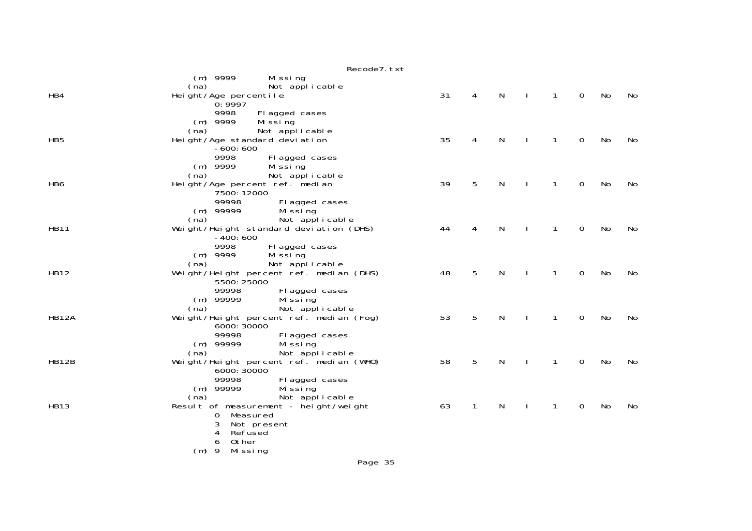```
                       (m) 9999        Missing
                      (na)             Not applicable
HB4                   Height/Age percentile                          31    4    N    I    1    0    No    No
                           0:9997
                           9998     Flagged cases
                       (m) 9999     Missing
                      (na)          Not applicable
HB5                   Height/Age standard deviation                  35    4    N    I    1    0    No    No
                           -600:600
                           9998        Flagged cases
                       (m) 9999        Missing
                      (na)             Not applicable
HB6                   Height/Age percent ref. median                 39    5    N    I    1    0    No    No
                           7500:12000
                           99998        Flagged cases
                       (m) 99999        Missing
                      (na)              Not applicable
HB11                  Weight/Height standard deviation (DHS)         44    4    N    I    1    0    No    No
                           -400:600
                           9998        Flagged cases
                       (m) 9999        Missing
                      (na)             Not applicable
HB12                  Weight/Height percent ref. median (DHS)        48    5    N    I    1    0    No    No
                           5500:25000
                           99998        Flagged cases
                       (m) 99999        Missing
                      (na)              Not applicable
HB12A                 Weight/Height percent ref. median (Fog)        53    5    N    I    1    0    No    No
                           6000:30000
                           99998        Flagged cases
                       (m) 99999        Missing
                      (na)              Not applicable
HB12B                 Weight/Height percent ref. median (WHO)        58    5    N    I    1    0    No    No
                           6000:30000
                           99998        Flagged cases
                       (m) 99999        Missing
                      (na)              Not applicable
HB13                  Result of measurement - height/weight          63    1    N    I    1    0    No    No
                           0  Measured
                           3  Not present
                           4  Refused
                           6  Other
                       (m) 9  Missing
```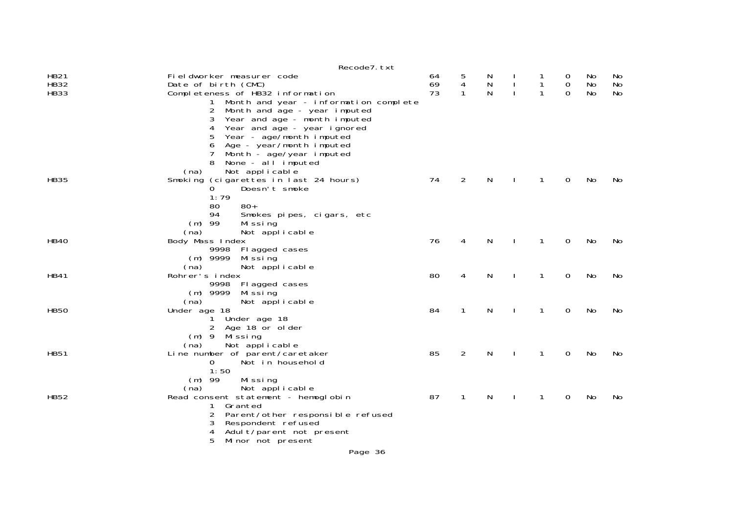| | | | | | | | | | |
|---|---|---|---|---|---|---|---|---|---|
| HB21 | Fieldworker measurer code | 64 | 5 | N | I | 1 | 0 | No | No |
| HB32 | Date of birth (CMC) | 69 | 4 | N | I | 1 | 0 | No | No |
| HB33 | Completeness of HB32 information | 73 | 1 | N | I | 1 | 0 | No | No |
| | 1 Month and year - information complete | | | | | | | | |
| | 2 Month and age - year imputed | | | | | | | | |
| | 3 Year and age - month imputed | | | | | | | | |
| | 4 Year and age - year ignored | | | | | | | | |
| | 5 Year - age/month imputed | | | | | | | | |
| | 6 Age - year/month imputed | | | | | | | | |
| | 7 Month - age/year imputed | | | | | | | | |
| | 8 None - all imputed | | | | | | | | |
| | (na) Not applicable | | | | | | | | |
| HB35 | Smoking (cigarettes in last 24 hours) | 74 | 2 | N | I | 1 | 0 | No | No |
| | 0 Doesn't smoke | | | | | | | | |
| | 1:79 | | | | | | | | |
| | 80 80+ | | | | | | | | |
| | 94 Smokes pipes, cigars, etc | | | | | | | | |
| | (m) 99 Missing | | | | | | | | |
| | (na) Not applicable | | | | | | | | |
| HB40 | Body Mass Index | 76 | 4 | N | I | 1 | 0 | No | No |
| | 9998 Flagged cases | | | | | | | | |
| | (m) 9999 Missing | | | | | | | | |
| | (na) Not applicable | | | | | | | | |
| HB41 | Rohrer's index | 80 | 4 | N | I | 1 | 0 | No | No |
| | 9998 Flagged cases | | | | | | | | |
| | (m) 9999 Missing | | | | | | | | |
| | (na) Not applicable | | | | | | | | |
| HB50 | Under age 18 | 84 | 1 | N | I | 1 | 0 | No | No |
| | 1 Under age 18 | | | | | | | | |
| | 2 Age 18 or older | | | | | | | | |
| | (m) 9 Missing | | | | | | | | |
| | (na) Not applicable | | | | | | | | |
| HB51 | Line number of parent/caretaker | 85 | 2 | N | I | 1 | 0 | No | No |
| | 0 Not in household | | | | | | | | |
| | 1:50 | | | | | | | | |
| | (m) 99 Missing | | | | | | | | |
| | (na) Not applicable | | | | | | | | |
| HB52 | Read consent statement - hemoglobin | 87 | 1 | N | I | 1 | 0 | No | No |
| | 1 Granted | | | | | | | | |
| | 2 Parent/other responsible refused | | | | | | | | |
| | 3 Respondent refused | | | | | | | | |
| | 4 Adult/parent not present | | | | | | | | |
| | 5 Minor not present | | | | | | | | |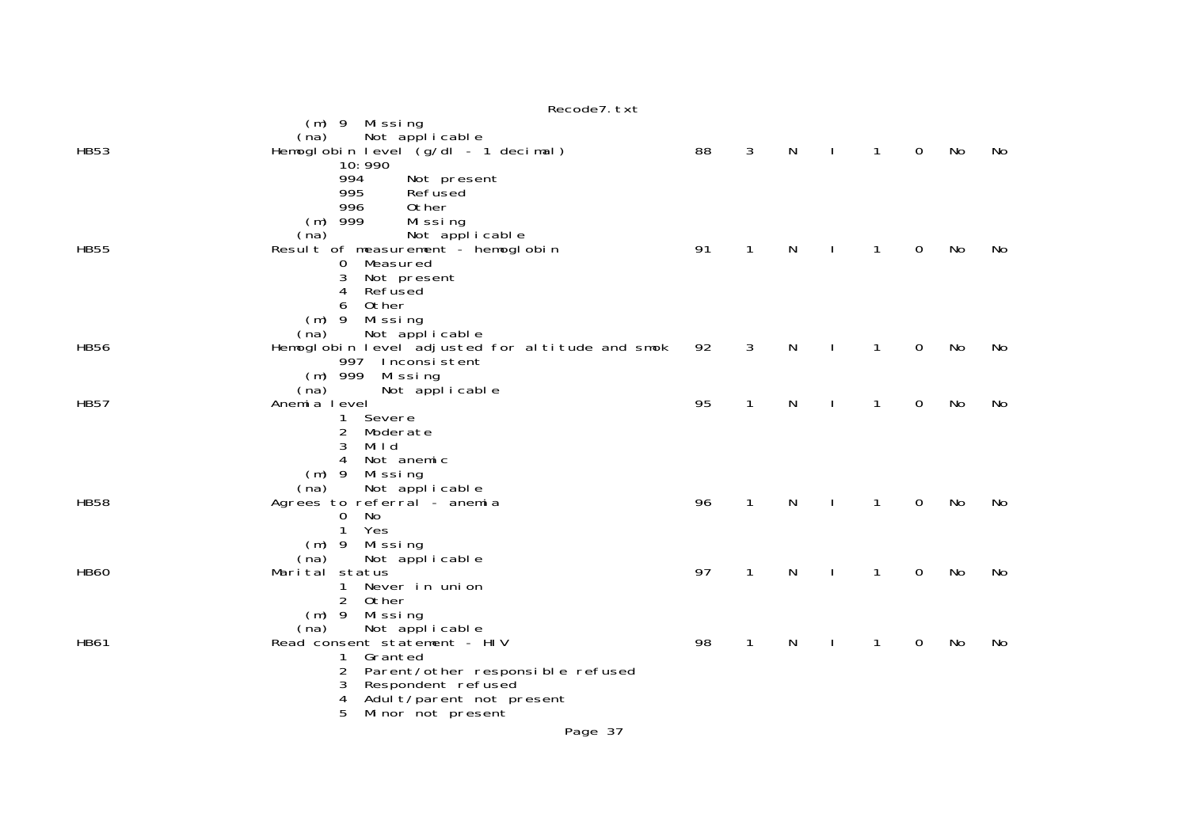```
                     (m) 9  Missing
                    (na)    Not applicable
HB53                Hemoglobin level (g/dl - 1 decimal)            88   3   N   I   1   0   No   No
                         10:990
                         994      Not present
                         995      Refused
                         996      Other
                     (m) 999      Missing
                    (na)          Not applicable
HB55                Result of measurement - hemoglobin             91   1   N   I   1   0   No   No
                         0  Measured
                         3  Not present
                         4  Refused
                         6  Other
                     (m) 9  Missing
                    (na)    Not applicable
HB56                Hemoglobin level adjusted for altitude and smok 92   3   N   I   1   0   No   No
                         997  Inconsistent
                     (m) 999  Missing
                    (na)      Not applicable
HB57                Anemia level                                   95   1   N   I   1   0   No   No
                         1  Severe
                         2  Moderate
                         3  Mild
                         4  Not anemic
                     (m) 9  Missing
                    (na)    Not applicable
HB58                Agrees to referral - anemia                    96   1   N   I   1   0   No   No
                         0  No
                         1  Yes
                     (m) 9  Missing
                    (na)    Not applicable
HB60                Marital status                                 97   1   N   I   1   0   No   No
                         1  Never in union
                         2  Other
                     (m) 9  Missing
                    (na)    Not applicable
HB61                Read consent statement - HIV                   98   1   N   I   1   0   No   No
                         1  Granted
                         2  Parent/other responsible refused
                         3  Respondent refused
                         4  Adult/parent not present
                         5  Minor not present
```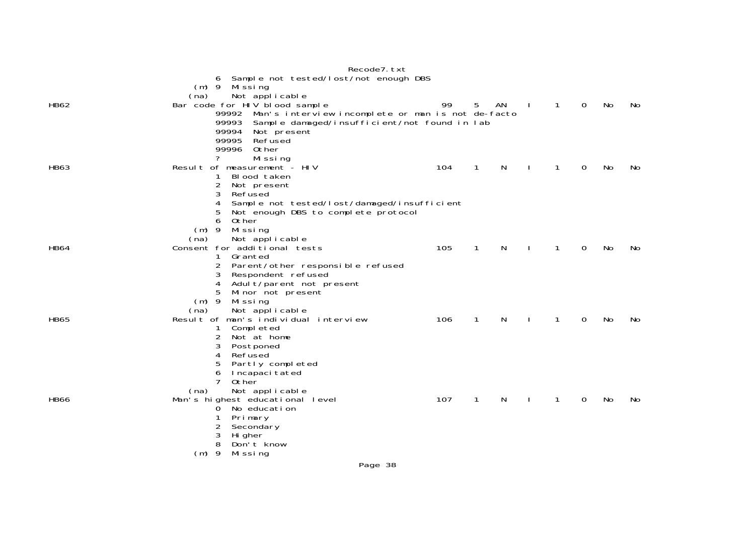```
                       6  Sample not tested/lost/not enough DBS
                   (m) 9  Missing
                  (na)    Not applicable
HB62                   Bar code for HIV blood sample                    99    5   AN    I    1    0   No    No
                       99992  Man's interview incomplete or man is not de-facto
                       99993  Sample damaged/insufficient/not found in lab
                       99994  Not present
                       99995  Refused
                       99996  Other
                       ?      Missing
HB63                   Result of measurement - HIV                     104    1   N     I    1    0   No    No
                       1  Blood taken
                       2  Not present
                       3  Refused
                       4  Sample not tested/lost/damaged/insufficient
                       5  Not enough DBS to complete protocol
                       6  Other
                   (m) 9  Missing
                  (na)    Not applicable
HB64                   Consent for additional tests                    105    1   N     I    1    0   No    No
                       1  Granted
                       2  Parent/other responsible refused
                       3  Respondent refused
                       4  Adult/parent not present
                       5  Minor not present
                   (m) 9  Missing
                  (na)    Not applicable
HB65                   Result of man's individual interview            106    1   N     I    1    0   No    No
                       1  Completed
                       2  Not at home
                       3  Postponed
                       4  Refused
                       5  Partly completed
                       6  Incapacitated
                       7  Other
                  (na)    Not applicable
HB66                   Man's highest educational level                 107    1   N     I    1    0   No    No
                       0  No education
                       1  Primary
                       2  Secondary
                       3  Higher
                       8  Don't know
                   (m) 9  Missing
```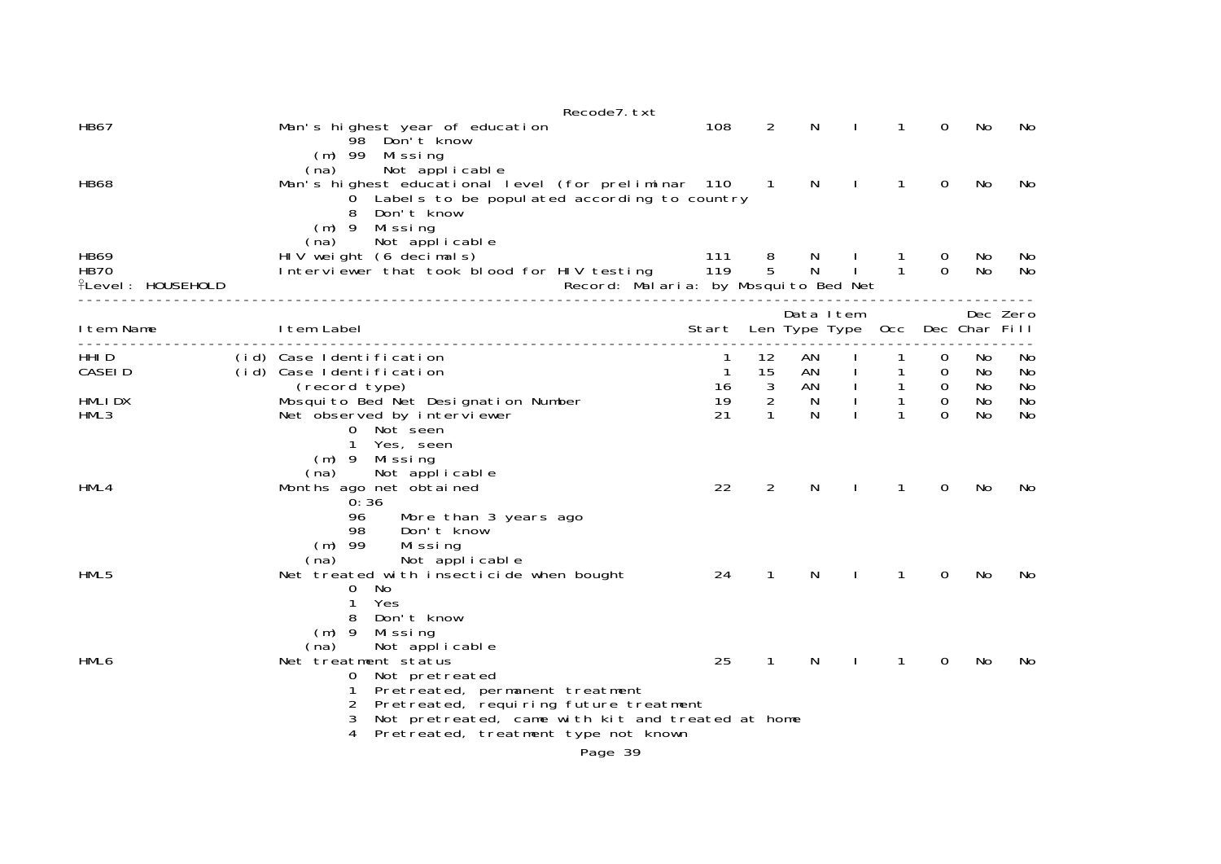```
HB67                          Man's highest year of education                   108     2     N     I     1     0    No    No
                                      98  Don't know
                                  (m) 99  Missing
                                 (na)     Not applicable
HB68                          Man's highest educational level (for preliminar  110     1     N     I     1     0    No    No
                                      0  Labels to be populated according to country
                                      8  Don't know
                                  (m) 9  Missing
                                 (na)    Not applicable
HB69                          HIV weight (6 decimals)                           111     8     N     I     1     0    No    No
HB70                          Interviewer that took blood for HIV testing       119     5     N     I     1     0    No    No
Level: HOUSEHOLD                                          Record: Malaria: by Mosquito Bed Net
---------------------------------------------------------------------------------------------------------------------------------
                                                                                          Data Item                Dec Zero
Item Name                     Item Label                                        Start   Len Type Type   Occ   Dec Char Fill
---------------------------------------------------------------------------------------------------------------------------------
HHID                     (id) Case Identification                                 1    12    AN     I     1     0    No    No
CASEID                   (id) Case Identification                                 1    15    AN     I     1     0    No    No
                                (record type)                                    16     3    AN     I     1     0    No    No
HMLIDX                        Mosquito Bed Net Designation Number                19     2     N     I     1     0    No    No
HML3                          Net observed by interviewer                        21     1     N     I     1     0    No    No
                                      0  Not seen
                                      1  Yes, seen
                                  (m) 9  Missing
                                 (na)    Not applicable
HML4                          Months ago net obtained                            22     2     N     I     1     0    No    No
                                      0:36
                                      96     More than 3 years ago
                                      98     Don't know
                                  (m) 99     Missing
                                 (na)        Not applicable
HML5                          Net treated with insecticide when bought           24     1     N     I     1     0    No    No
                                      0  No
                                      1  Yes
                                      8  Don't know
                                  (m) 9  Missing
                                 (na)    Not applicable
HML6                          Net treatment status                               25     1     N     I     1     0    No    No
                                      0  Not pretreated
                                      1  Pretreated, permanent treatment
                                      2  Pretreated, requiring future treatment
                                      3  Not pretreated, came with kit and treated at home
                                      4  Pretreated, treatment type not known
```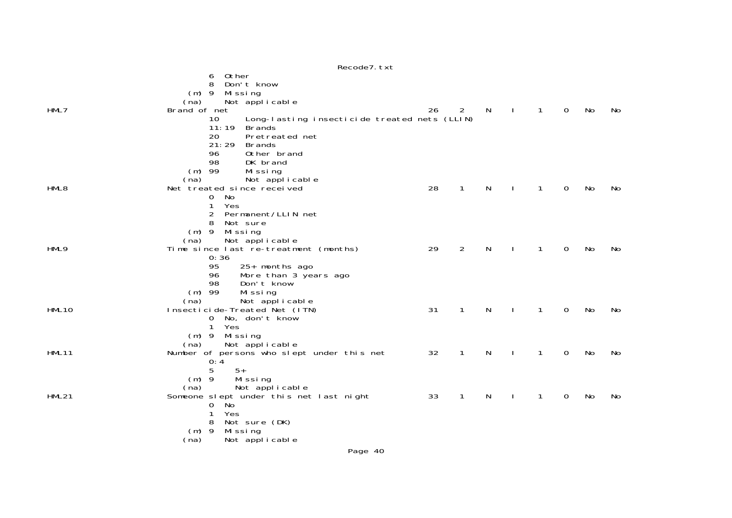```
                 6  Other
                 8  Don't know
             (m) 9  Missing
            (na)    Not applicable
HML7         Brand of net                                  26   2   N   I   1   0   No   No
                 10      Long-lasting insecticide treated nets (LLIN)
                 11:19   Brands
                 20      Pretreated net
                 21:29   Brands
                 96      Other brand
                 98      DK brand
             (m) 99      Missing
            (na)         Not applicable
HML8         Net treated since received                    28   1   N   I   1   0   No   No
                 0  No
                 1  Yes
                 2  Permanent/LLIN net
                 8  Not sure
             (m) 9  Missing
            (na)    Not applicable
HML9         Time since last re-treatment (months)         29   2   N   I   1   0   No   No
                 0:36
                 95     25+ months ago
                 96     More than 3 years ago
                 98     Don't know
             (m) 99     Missing
            (na)        Not applicable
HML10        Insecticide-Treated Net (ITN)                 31   1   N   I   1   0   No   No
                 0  No, don't know
                 1  Yes
             (m) 9  Missing
            (na)    Not applicable
HML11        Number of persons who slept under this net    32   1   N   I   1   0   No   No
                 0:4
                 5     5+
             (m) 9     Missing
            (na)       Not applicable
HML21        Someone slept under this net last night       33   1   N   I   1   0   No   No
                 0  No
                 1  Yes
                 8  Not sure (DK)
             (m) 9  Missing
            (na)    Not applicable
```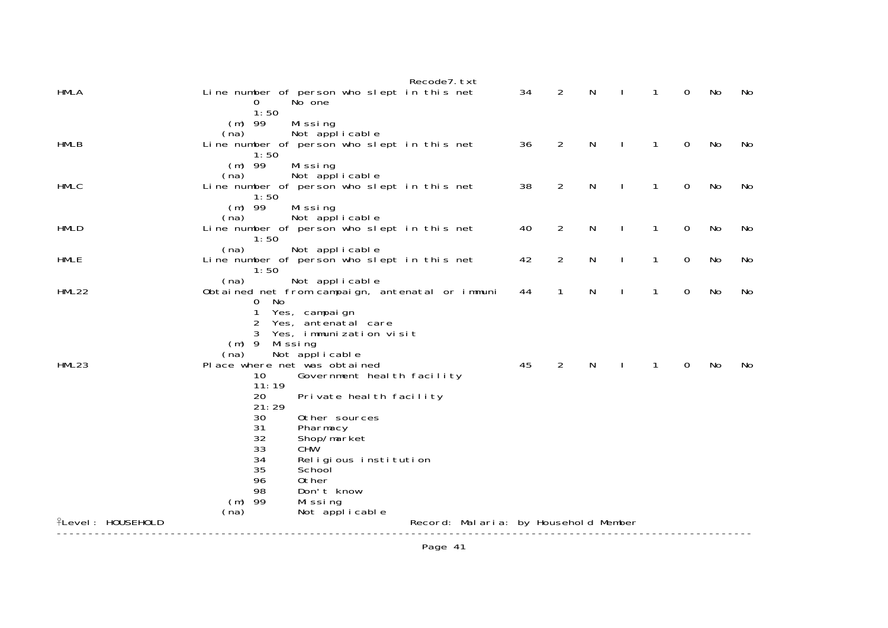```
HMLA                    Line number of person who slept in this net        34    2    N    I    1    0   No   No
                                0      No one
                                1:50
                            (m) 99     Missing
                           (na)        Not applicable
HMLB                    Line number of person who slept in this net        36    2    N    I    1    0   No   No
                                1:50
                            (m) 99     Missing
                           (na)        Not applicable
HMLC                    Line number of person who slept in this net        38    2    N    I    1    0   No   No
                                1:50
                            (m) 99     Missing
                           (na)        Not applicable
HMLD                    Line number of person who slept in this net        40    2    N    I    1    0   No   No
                                1:50
                           (na)        Not applicable
HMLE                    Line number of person who slept in this net        42    2    N    I    1    0   No   No
                                1:50
                           (na)        Not applicable
HML22                   Obtained net from campaign, antenatal or immuni    44    1    N    I    1    0   No   No
                                0  No
                                1  Yes, campaign
                                2  Yes, antenatal care
                                3  Yes, immunization visit
                            (m) 9  Missing
                           (na)    Not applicable
HML23                   Place where net was obtained                       45    2    N    I    1    0   No   No
                                10      Government health facility
                                11:19
                                20      Private health facility
                                21:29
                                30      Other sources
                                31      Pharmacy
                                32      Shop/market
                                33      CHW
                                34      Religious institution
                                35      School
                                96      Other
                                98      Don't know
                            (m) 99      Missing
                           (na)         Not applicable
Level: HOUSEHOLD                                      Record: Malaria: by Household Member
```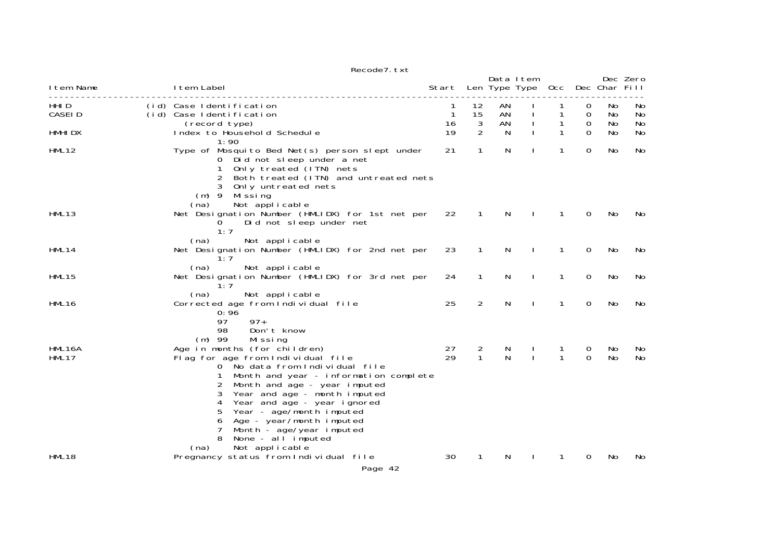Recode7.txt

| Item Name | | Item Label | Start | Len | Data Type | Item Type | Occ | Dec | Dec Char | Zero Fill |
|---|---|---|---|---|---|---|---|---|---|---|
| HHID | (id) | Case Identification | 1 | 12 | AN | I | 1 | 0 | No | No |
| CASEID | (id) | Case Identification | 1 | 15 | AN | I | 1 | 0 | No | No |
| | | (record type) | 16 | 3 | AN | I | 1 | 0 | No | No |
| HMHIDX | | Index to Household Schedule | 19 | 2 | N | I | 1 | 0 | No | No |
| | | 1:90 | | | | | | | | |
| HML12 | | Type of Mosquito Bed Net(s) person slept under | 21 | 1 | N | I | 1 | 0 | No | No |
| | | 0 Did not sleep under a net | | | | | | | | |
| | | 1 Only treated (ITN) nets | | | | | | | | |
| | | 2 Both treated (ITN) and untreated nets | | | | | | | | |
| | | 3 Only untreated nets | | | | | | | | |
| | | (m) 9 Missing | | | | | | | | |
| | | (na) Not applicable | | | | | | | | |
| HML13 | | Net Designation Number (HMLIDX) for 1st net per | 22 | 1 | N | I | 1 | 0 | No | No |
| | | 0 Did not sleep under net | | | | | | | | |
| | | 1:7 | | | | | | | | |
| | | (na) Not applicable | | | | | | | | |
| HML14 | | Net Designation Number (HMLIDX) for 2nd net per | 23 | 1 | N | I | 1 | 0 | No | No |
| | | 1:7 | | | | | | | | |
| | | (na) Not applicable | | | | | | | | |
| HML15 | | Net Designation Number (HMLIDX) for 3rd net per | 24 | 1 | N | I | 1 | 0 | No | No |
| | | 1:7 | | | | | | | | |
| | | (na) Not applicable | | | | | | | | |
| HML16 | | Corrected age from Individual file | 25 | 2 | N | I | 1 | 0 | No | No |
| | | 0:96 | | | | | | | | |
| | | 97 97+ | | | | | | | | |
| | | 98 Don't know | | | | | | | | |
| | | (m) 99 Missing | | | | | | | | |
| HML16A | | Age in months (for children) | 27 | 2 | N | I | 1 | 0 | No | No |
| HML17 | | Flag for age from Individual file | 29 | 1 | N | I | 1 | 0 | No | No |
| | | 0 No data from Individual file | | | | | | | | |
| | | 1 Month and year - information complete | | | | | | | | |
| | | 2 Month and age - year imputed | | | | | | | | |
| | | 3 Year and age - month imputed | | | | | | | | |
| | | 4 Year and age - year ignored | | | | | | | | |
| | | 5 Year - age/month imputed | | | | | | | | |
| | | 6 Age - year/month imputed | | | | | | | | |
| | | 7 Month - age/year imputed | | | | | | | | |
| | | 8 None - all imputed | | | | | | | | |
| | | (na) Not applicable | | | | | | | | |
| HML18 | | Pregnancy status from Individual file | 30 | 1 | N | I | 1 | 0 | No | No |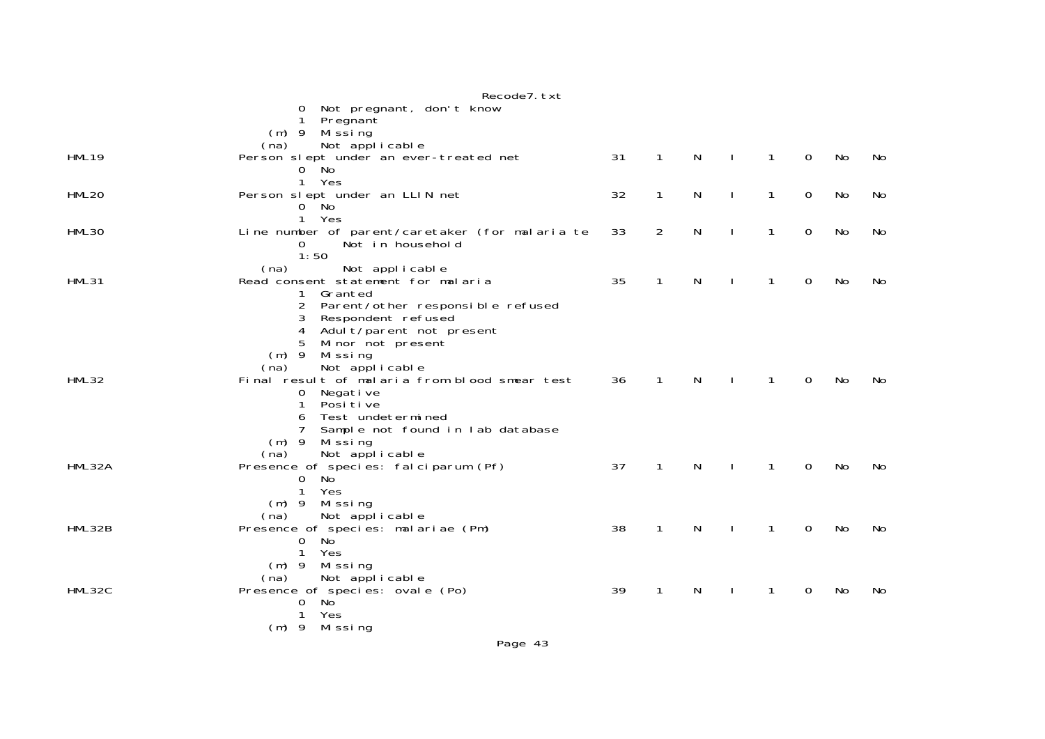```
                                0  Not pregnant, don't know
                                1  Pregnant
                            (m) 9  Missing
                           (na)    Not applicable
HML19                  Person slept under an ever-treated net            31    1    N    I    1    0    No    No
                                0  No
                                1  Yes
HML20                  Person slept under an LLIN net                    32    1    N    I    1    0    No    No
                                0  No
                                1  Yes
HML30                  Line number of parent/caretaker (for malaria te   33    2    N    I    1    0    No    No
                                0      Not in household
                                1:50
                           (na)        Not applicable
HML31                  Read consent statement for malaria                35    1    N    I    1    0    No    No
                                1  Granted
                                2  Parent/other responsible refused
                                3  Respondent refused
                                4  Adult/parent not present
                                5  Minor not present
                            (m) 9  Missing
                           (na)    Not applicable
HML32                  Final result of malaria from blood smear test     36    1    N    I    1    0    No    No
                                0  Negative
                                1  Positive
                                6  Test undetermined
                                7  Sample not found in lab database
                            (m) 9  Missing
                           (na)    Not applicable
HML32A                 Presence of species: falciparum (Pf)              37    1    N    I    1    0    No    No
                                0  No
                                1  Yes
                            (m) 9  Missing
                           (na)    Not applicable
HML32B                 Presence of species: malariae (Pm)                38    1    N    I    1    0    No    No
                                0  No
                                1  Yes
                            (m) 9  Missing
                           (na)    Not applicable
HML32C                 Presence of species: ovale (Po)                   39    1    N    I    1    0    No    No
                                0  No
                                1  Yes
                            (m) 9  Missing
```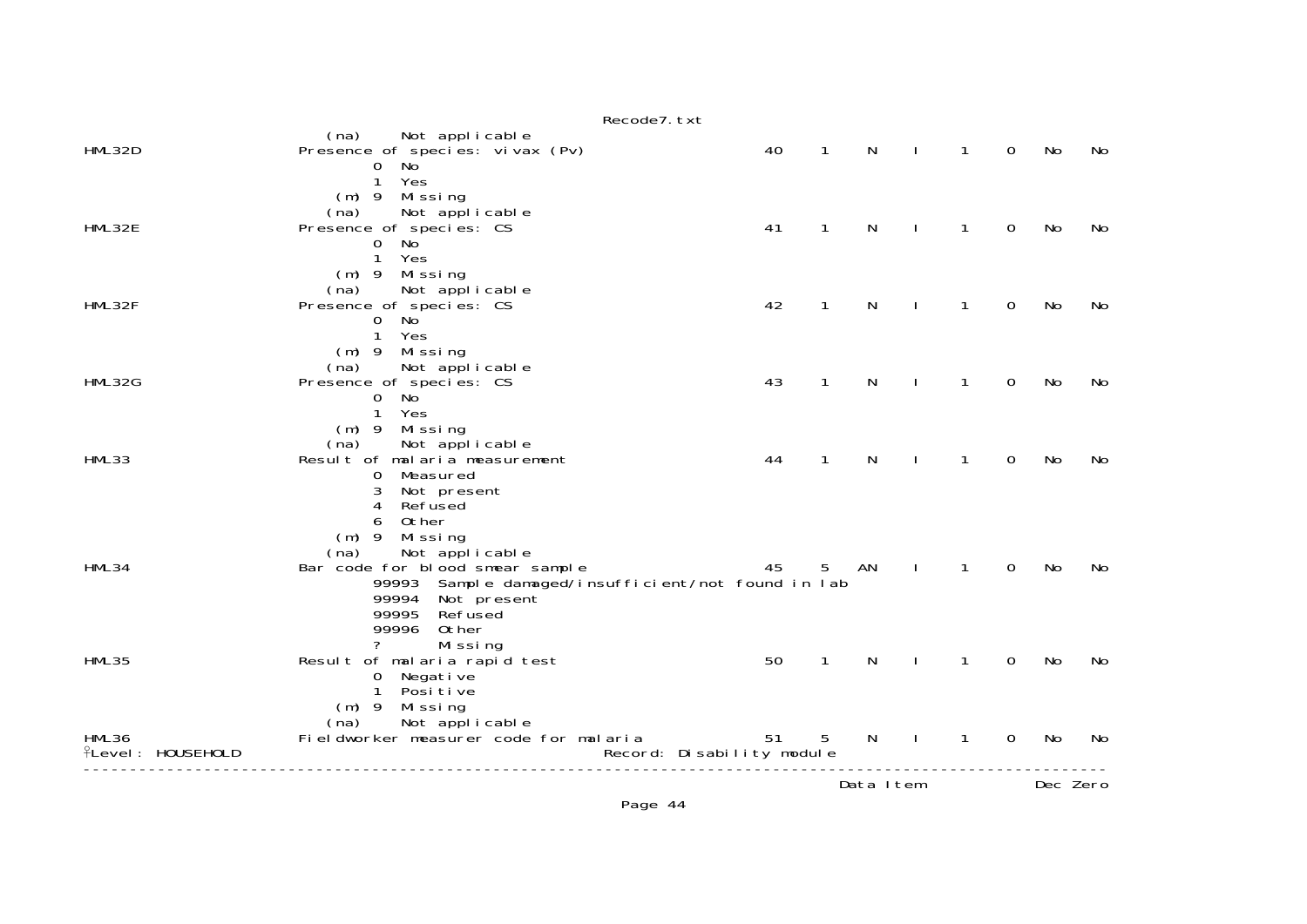```
                      (na)     Not applicable
HML32D                Presence of species: vivax (Pv)               40    1    N    I    1    0   No   No
                              0  No
                              1  Yes
                          (m) 9  Missing
                      (na)     Not applicable
HML32E                Presence of species: CS                       41    1    N    I    1    0   No   No
                              0  No
                              1  Yes
                          (m) 9  Missing
                      (na)     Not applicable
HML32F                Presence of species: CS                       42    1    N    I    1    0   No   No
                              0  No
                              1  Yes
                          (m) 9  Missing
                      (na)     Not applicable
HML32G                Presence of species: CS                       43    1    N    I    1    0   No   No
                              0  No
                              1  Yes
                          (m) 9  Missing
                      (na)     Not applicable
HML33                 Result of malaria measurement                 44    1    N    I    1    0   No   No
                              0  Measured
                              3  Not present
                              4  Refused
                              6  Other
                          (m) 9  Missing
                      (na)     Not applicable
HML34                 Bar code for blood smear sample               45    5    AN   I    1    0   No   No
                              99993  Sample damaged/insufficient/not found in lab
                              99994  Not present
                              99995  Refused
                              99996  Other
                              ?      Missing
HML35                 Result of malaria rapid test                  50    1    N    I    1    0   No   No
                              0  Negative
                              1  Positive
                          (m) 9  Missing
                      (na)     Not applicable
HML36                 Fieldworker measurer code for malaria         51    5    N    I    1    0   No   No
Level: HOUSEHOLD                              Record: Disability module
---------------------------------------------------------------------------------------------------------
                                                                   Data Item            Dec Zero
```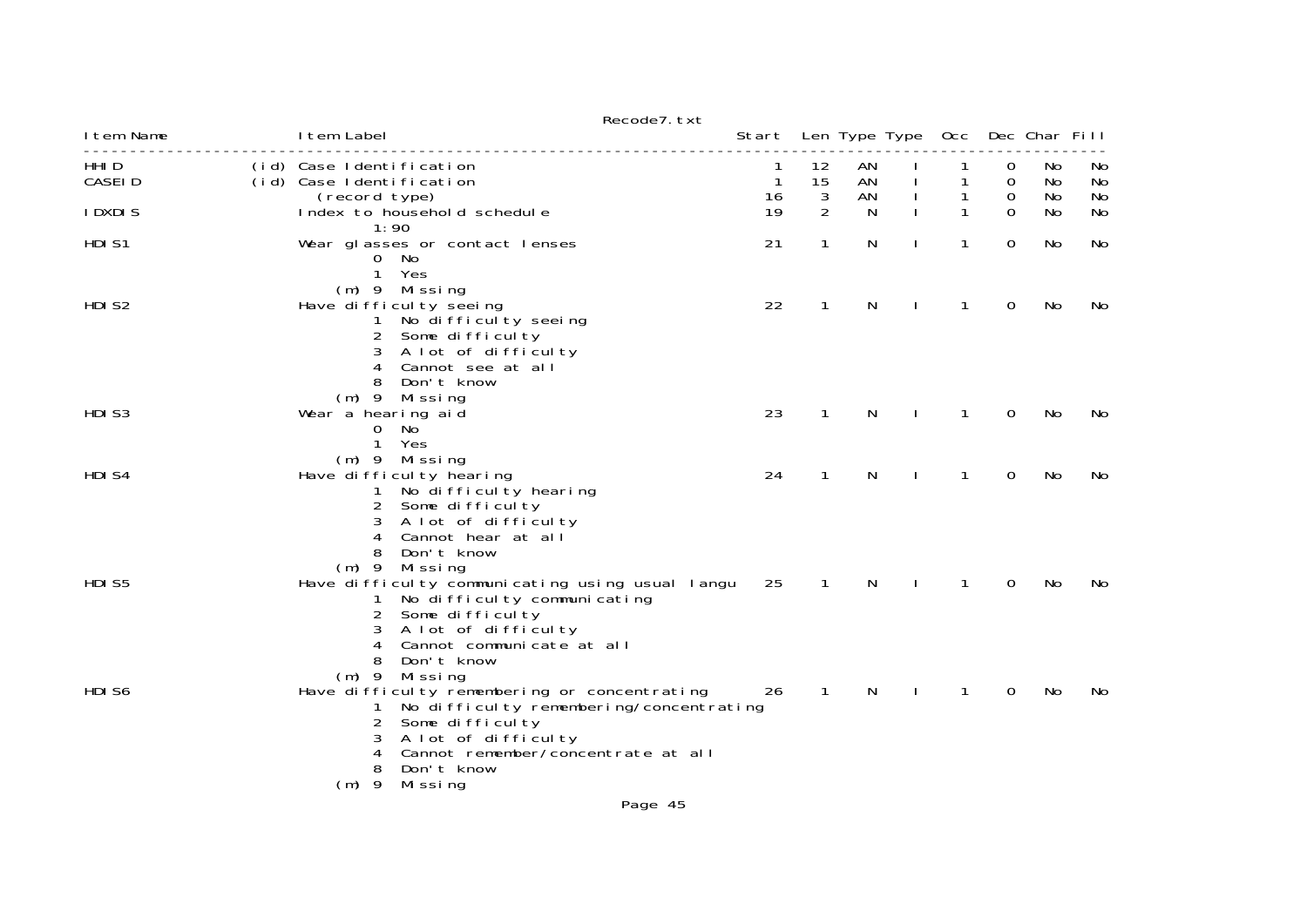Recode7.txt

| Item Name | | Item Label | Start | Len | Type | Type | Occ | Dec | Char | Fill |
|---|---|---|---|---|---|---|---|---|---|---|
| HHID | (id) | Case Identification | 1 | 12 | AN | I | 1 | 0 | No | No |
| CASEID | (id) | Case Identification | 1 | 15 | AN | I | 1 | 0 | No | No |
| | | (record type) | 16 | 3 | AN | I | 1 | 0 | No | No |
| IDXDIS | | Index to household schedule<br>1:90 | 19 | 2 | N | I | 1 | 0 | No | No |
| HDIS1 | | Wear glasses or contact lenses<br>0 No<br>1 Yes<br>(m) 9 Missing | 21 | 1 | N | I | 1 | 0 | No | No |
| HDIS2 | | Have difficulty seeing<br>1 No difficulty seeing<br>2 Some difficulty<br>3 A lot of difficulty<br>4 Cannot see at all<br>8 Don't know<br>(m) 9 Missing | 22 | 1 | N | I | 1 | 0 | No | No |
| HDIS3 | | Wear a hearing aid<br>0 No<br>1 Yes<br>(m) 9 Missing | 23 | 1 | N | I | 1 | 0 | No | No |
| HDIS4 | | Have difficulty hearing<br>1 No difficulty hearing<br>2 Some difficulty<br>3 A lot of difficulty<br>4 Cannot hear at all<br>8 Don't know<br>(m) 9 Missing | 24 | 1 | N | I | 1 | 0 | No | No |
| HDIS5 | | Have difficulty communicating using usual langu<br>1 No difficulty communicating<br>2 Some difficulty<br>3 A lot of difficulty<br>4 Cannot communicate at all<br>8 Don't know<br>(m) 9 Missing | 25 | 1 | N | I | 1 | 0 | No | No |
| HDIS6 | | Have difficulty remembering or concentrating<br>1 No difficulty remembering/concentrating<br>2 Some difficulty<br>3 A lot of difficulty<br>4 Cannot remember/concentrate at all<br>8 Don't know<br>(m) 9 Missing | 26 | 1 | N | I | 1 | 0 | No | No |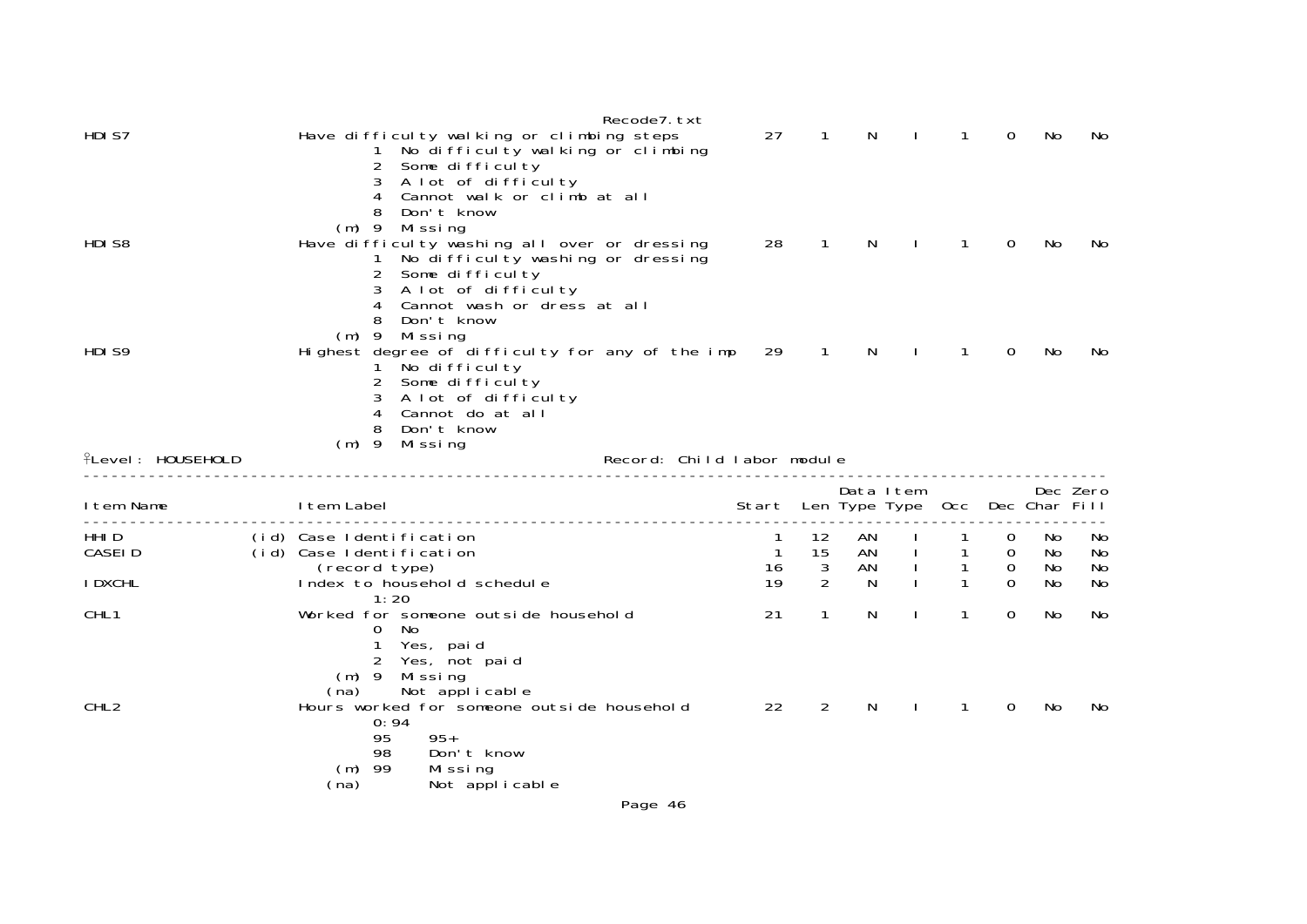| Item Name | | Item Label | Start | Len | Data Type | Item Type | Occ | Dec | Dec Char | Zero Fill |
|---|---|---|---|---|---|---|---|---|---|---|
| HDIS7 | | Have difficulty walking or climbing steps | 27 | 1 | N | I | 1 | 0 | No | No |
| | | 1 No difficulty walking or climbing | | | | | | | | |
| | | 2 Some difficulty | | | | | | | | |
| | | 3 A lot of difficulty | | | | | | | | |
| | | 4 Cannot walk or climb at all | | | | | | | | |
| | | 8 Don't know | | | | | | | | |
| | | (m) 9 Missing | | | | | | | | |
| HDIS8 | | Have difficulty washing all over or dressing | 28 | 1 | N | I | 1 | 0 | No | No |
| | | 1 No difficulty washing or dressing | | | | | | | | |
| | | 2 Some difficulty | | | | | | | | |
| | | 3 A lot of difficulty | | | | | | | | |
| | | 4 Cannot wash or dress at all | | | | | | | | |
| | | 8 Don't know | | | | | | | | |
| | | (m) 9 Missing | | | | | | | | |
| HDIS9 | | Highest degree of difficulty for any of the imp | 29 | 1 | N | I | 1 | 0 | No | No |
| | | 1 No difficulty | | | | | | | | |
| | | 2 Some difficulty | | | | | | | | |
| | | 3 A lot of difficulty | | | | | | | | |
| | | 4 Cannot do at all | | | | | | | | |
| | | 8 Don't know | | | | | | | | |
| | | (m) 9 Missing | | | | | | | | |

Level: HOUSEHOLD — Record: Child labor module

| Item Name | | Item Label | Start | Len | Data Type | Item Type | Occ | Dec | Dec Char | Zero Fill |
|---|---|---|---|---|---|---|---|---|---|---|
| HHID | (id) | Case Identification | 1 | 12 | AN | I | 1 | 0 | No | No |
| CASEID | (id) | Case Identification | 1 | 15 | AN | I | 1 | 0 | No | No |
| | | (record type) | 16 | 3 | AN | I | 1 | 0 | No | No |
| IDXCHL | | Index to household schedule | 19 | 2 | N | I | 1 | 0 | No | No |
| | | 1:20 | | | | | | | | |
| CHL1 | | Worked for someone outside household | 21 | 1 | N | I | 1 | 0 | No | No |
| | | 0 No | | | | | | | | |
| | | 1 Yes, paid | | | | | | | | |
| | | 2 Yes, not paid | | | | | | | | |
| | | (m) 9 Missing | | | | | | | | |
| | | (na) Not applicable | | | | | | | | |
| CHL2 | | Hours worked for someone outside household | 22 | 2 | N | I | 1 | 0 | No | No |
| | | 0:94 | | | | | | | | |
| | | 95 95+ | | | | | | | | |
| | | 98 Don't know | | | | | | | | |
| | | (m) 99 Missing | | | | | | | | |
| | | (na) Not applicable | | | | | | | | |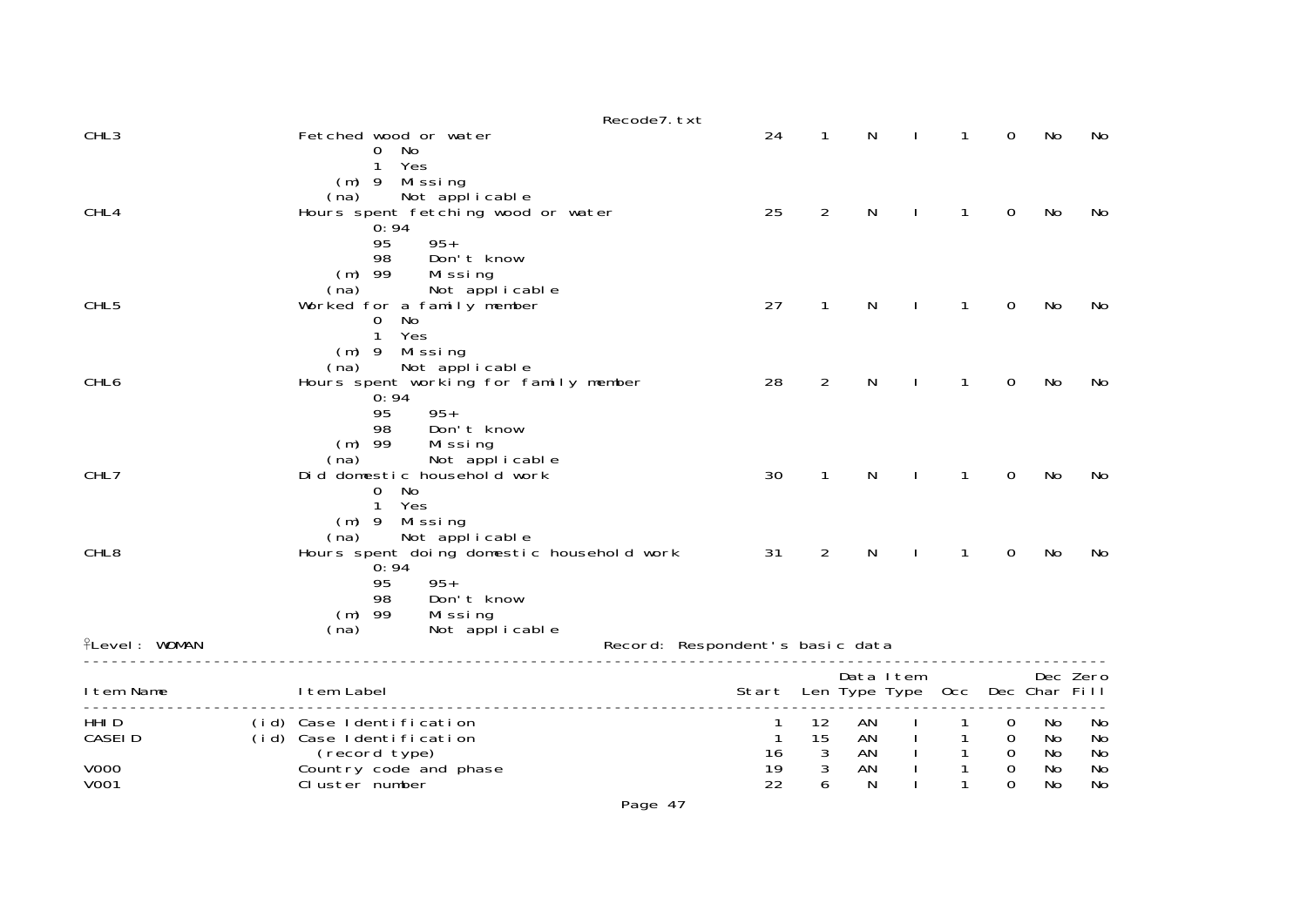| Item Name | Item Label | Start | Len | Data Type | Item Type | Occ | Dec | Dec Char | Zero Fill |
|---|---|---|---|---|---|---|---|---|---|
| CHL3 | Fetched wood or water | 24 | 1 | N | I | 1 | 0 | No | No |
| | 0 No | | | | | | | | |
| | 1 Yes | | | | | | | | |
| | (m) 9 Missing | | | | | | | | |
| | (na) Not applicable | | | | | | | | |
| CHL4 | Hours spent fetching wood or water | 25 | 2 | N | I | 1 | 0 | No | No |
| | 0:94 | | | | | | | | |
| | 95 95+ | | | | | | | | |
| | 98 Don't know | | | | | | | | |
| | (m) 99 Missing | | | | | | | | |
| | (na) Not applicable | | | | | | | | |
| CHL5 | Worked for a family member | 27 | 1 | N | I | 1 | 0 | No | No |
| | 0 No | | | | | | | | |
| | 1 Yes | | | | | | | | |
| | (m) 9 Missing | | | | | | | | |
| | (na) Not applicable | | | | | | | | |
| CHL6 | Hours spent working for family member | 28 | 2 | N | I | 1 | 0 | No | No |
| | 0:94 | | | | | | | | |
| | 95 95+ | | | | | | | | |
| | 98 Don't know | | | | | | | | |
| | (m) 99 Missing | | | | | | | | |
| | (na) Not applicable | | | | | | | | |
| CHL7 | Did domestic household work | 30 | 1 | N | I | 1 | 0 | No | No |
| | 0 No | | | | | | | | |
| | 1 Yes | | | | | | | | |
| | (m) 9 Missing | | | | | | | | |
| | (na) Not applicable | | | | | | | | |
| CHL8 | Hours spent doing domestic household work | 31 | 2 | N | I | 1 | 0 | No | No |
| | 0:94 | | | | | | | | |
| | 95 95+ | | | | | | | | |
| | 98 Don't know | | | | | | | | |
| | (m) 99 Missing | | | | | | | | |
| | (na) Not applicable | | | | | | | | |

Level: WOMAN Record: Respondent's basic data

| Item Name | | Item Label | Start | Len | Data Type | Item Type | Occ | Dec | Dec Char | Zero Fill |
|---|---|---|---|---|---|---|---|---|---|---|
| HHID | (id) | Case Identification | 1 | 12 | AN | I | 1 | 0 | No | No |
| CASEID | (id) | Case Identification | 1 | 15 | AN | I | 1 | 0 | No | No |
| | | (record type) | 16 | 3 | AN | I | 1 | 0 | No | No |
| V000 | | Country code and phase | 19 | 3 | AN | I | 1 | 0 | No | No |
| V001 | | Cluster number | 22 | 6 | N | I | 1 | 0 | No | No |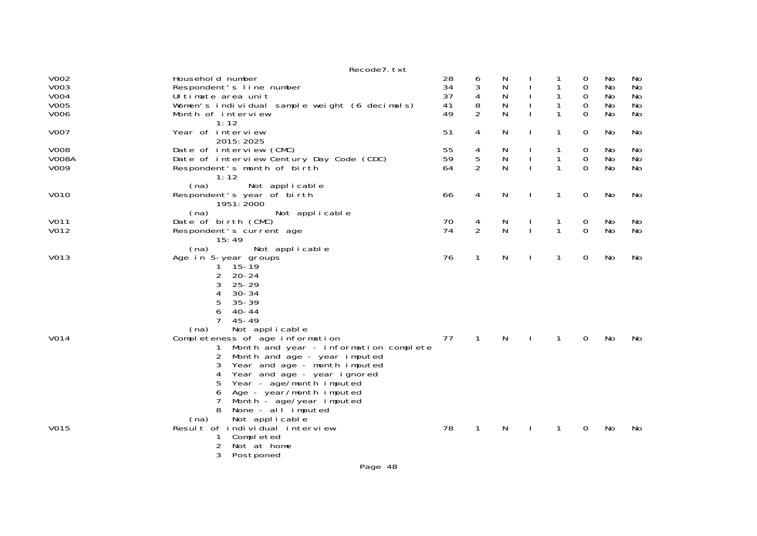| | | | | | | | | | |
|---|---|---|---|---|---|---|---|---|---|
| V002 | Household number | 28 | 6 | N | I | 1 | 0 | No | No |
| V003 | Respondent's line number | 34 | 3 | N | I | 1 | 0 | No | No |
| V004 | Ultimate area unit | 37 | 4 | N | I | 1 | 0 | No | No |
| V005 | Women's individual sample weight (6 decimals) | 41 | 8 | N | I | 1 | 0 | No | No |
| V006 | Month of interview | 49 | 2 | N | I | 1 | 0 | No | No |
| | 1:12 | | | | | | | | |
| V007 | Year of interview | 51 | 4 | N | I | 1 | 0 | No | No |
| | 2015:2025 | | | | | | | | |
| V008 | Date of interview (CMC) | 55 | 4 | N | I | 1 | 0 | No | No |
| V008A | Date of interview Century Day Code (CDC) | 59 | 5 | N | I | 1 | 0 | No | No |
| V009 | Respondent's month of birth | 64 | 2 | N | I | 1 | 0 | No | No |
| | 1:12 | | | | | | | | |
| | (na) Not applicable | | | | | | | | |
| V010 | Respondent's year of birth | 66 | 4 | N | I | 1 | 0 | No | No |
| | 1951:2000 | | | | | | | | |
| | (na) Not applicable | | | | | | | | |
| V011 | Date of birth (CMC) | 70 | 4 | N | I | 1 | 0 | No | No |
| V012 | Respondent's current age | 74 | 2 | N | I | 1 | 0 | No | No |
| | 15:49 | | | | | | | | |
| | (na) Not applicable | | | | | | | | |
| V013 | Age in 5-year groups | 76 | 1 | N | I | 1 | 0 | No | No |
| | 1 15-19 | | | | | | | | |
| | 2 20-24 | | | | | | | | |
| | 3 25-29 | | | | | | | | |
| | 4 30-34 | | | | | | | | |
| | 5 35-39 | | | | | | | | |
| | 6 40-44 | | | | | | | | |
| | 7 45-49 | | | | | | | | |
| | (na) Not applicable | | | | | | | | |
| V014 | Completeness of age information | 77 | 1 | N | I | 1 | 0 | No | No |
| | 1 Month and year - information complete | | | | | | | | |
| | 2 Month and age - year imputed | | | | | | | | |
| | 3 Year and age - month imputed | | | | | | | | |
| | 4 Year and age - year ignored | | | | | | | | |
| | 5 Year - age/month imputed | | | | | | | | |
| | 6 Age - year/month imputed | | | | | | | | |
| | 7 Month - age/year imputed | | | | | | | | |
| | 8 None - all imputed | | | | | | | | |
| | (na) Not applicable | | | | | | | | |
| V015 | Result of individual interview | 78 | 1 | N | I | 1 | 0 | No | No |
| | 1 Completed | | | | | | | | |
| | 2 Not at home | | | | | | | | |
| | 3 Postponed | | | | | | | | |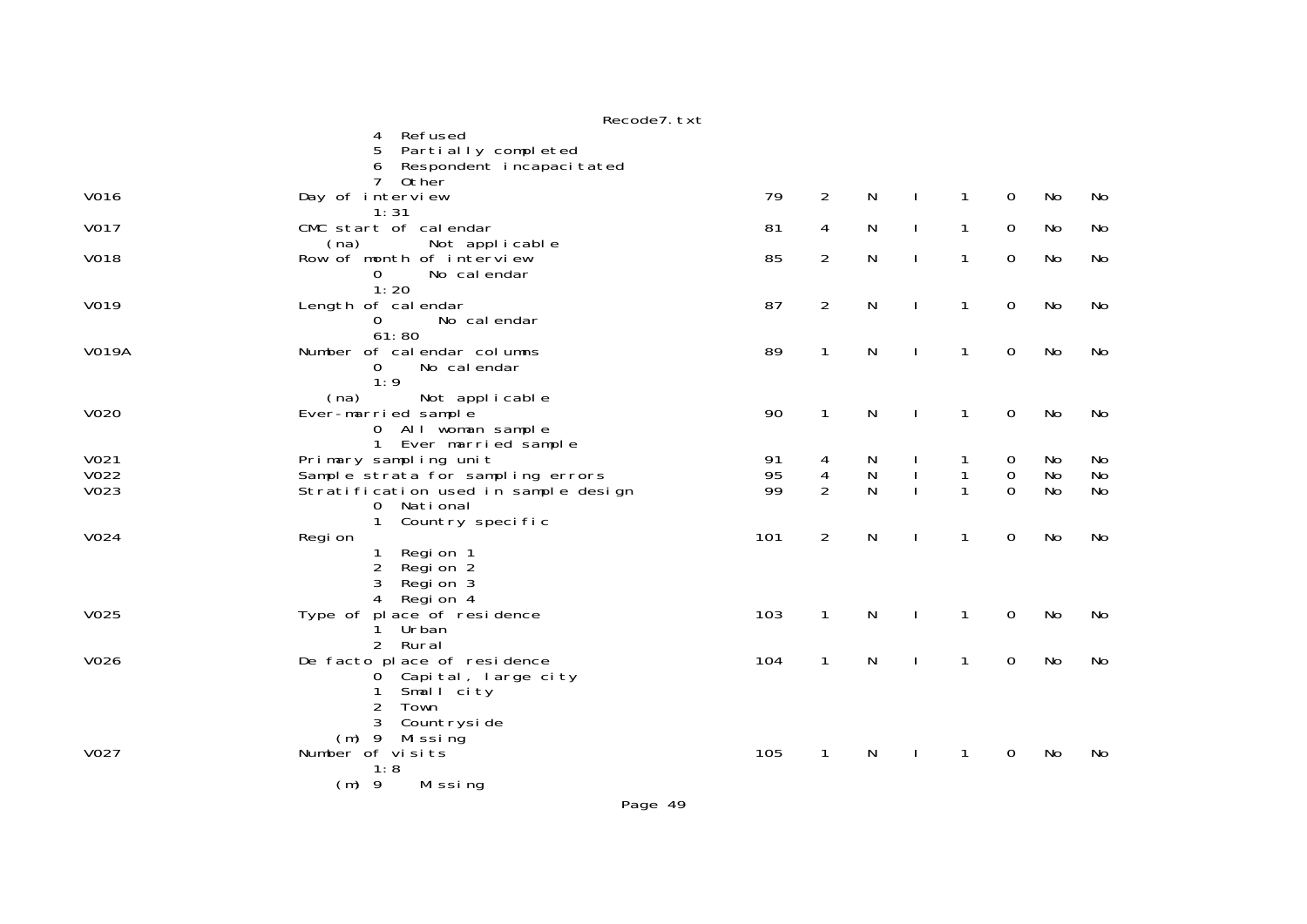```
          4  Refused
          5  Partially completed
          6  Respondent incapacitated
          7  Other
V016      Day of interview                         79   2   N   I   1   0   No   No
          1:31
V017      CMC start of calendar                    81   4   N   I   1   0   No   No
     (na)        Not applicable
V018      Row of month of interview                85   2   N   I   1   0   No   No
          0      No calendar
          1:20
V019      Length of calendar                       87   2   N   I   1   0   No   No
          0       No calendar
          61:80
V019A     Number of calendar columns               89   1   N   I   1   0   No   No
          0     No calendar
          1:9
     (na)       Not applicable
V020      Ever-married sample                      90   1   N   I   1   0   No   No
          0  All woman sample
          1  Ever married sample
V021      Primary sampling unit                    91   4   N   I   1   0   No   No
V022      Sample strata for sampling errors        95   4   N   I   1   0   No   No
V023      Stratification used in sample design     99   2   N   I   1   0   No   No
          0  National
          1  Country specific
V024      Region                                  101   2   N   I   1   0   No   No
          1  Region 1
          2  Region 2
          3  Region 3
          4  Region 4
V025      Type of place of residence              103   1   N   I   1   0   No   No
          1  Urban
          2  Rural
V026      De facto place of residence             104   1   N   I   1   0   No   No
          0  Capital, large city
          1  Small city
          2  Town
          3  Countryside
      (m) 9  Missing
V027      Number of visits                        105   1   N   I   1   0   No   No
          1:8
      (m) 9     Missing
```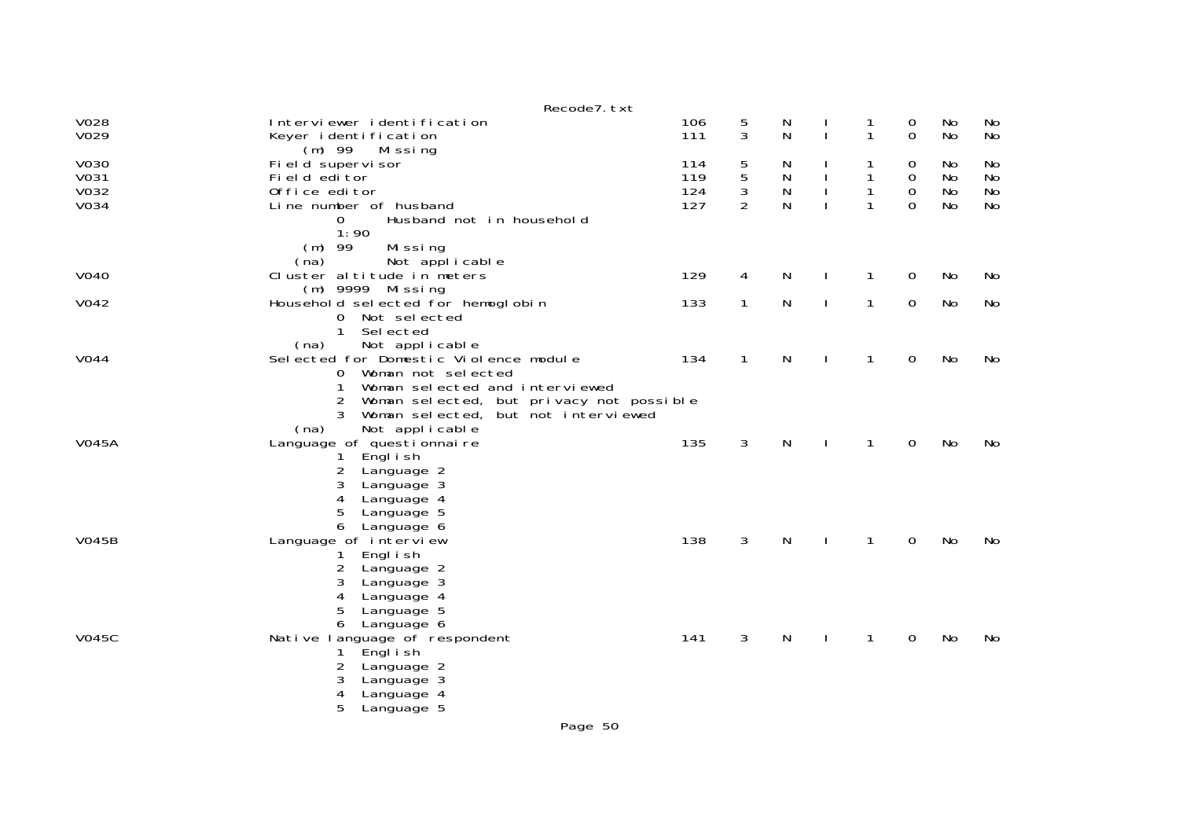| | | | | | | | | | |
|---|---|---|---|---|---|---|---|---|---|
| V028 | Interviewer identification | 106 | 5 | N | I | 1 | 0 | No | No |
| V029 | Keyer identification | 111 | 3 | N | I | 1 | 0 | No | No |
| | (m) 99 Missing | | | | | | | | |
| V030 | Field supervisor | 114 | 5 | N | I | 1 | 0 | No | No |
| V031 | Field editor | 119 | 5 | N | I | 1 | 0 | No | No |
| V032 | Office editor | 124 | 3 | N | I | 1 | 0 | No | No |
| V034 | Line number of husband | 127 | 2 | N | I | 1 | 0 | No | No |
| | 0 Husband not in household | | | | | | | | |
| | 1:90 | | | | | | | | |
| | (m) 99 Missing | | | | | | | | |
| | (na) Not applicable | | | | | | | | |
| V040 | Cluster altitude in meters | 129 | 4 | N | I | 1 | 0 | No | No |
| | (m) 9999 Missing | | | | | | | | |
| V042 | Household selected for hemoglobin | 133 | 1 | N | I | 1 | 0 | No | No |
| | 0 Not selected | | | | | | | | |
| | 1 Selected | | | | | | | | |
| | (na) Not applicable | | | | | | | | |
| V044 | Selected for Domestic Violence module | 134 | 1 | N | I | 1 | 0 | No | No |
| | 0 Woman not selected | | | | | | | | |
| | 1 Woman selected and interviewed | | | | | | | | |
| | 2 Woman selected, but privacy not possible | | | | | | | | |
| | 3 Woman selected, but not interviewed | | | | | | | | |
| | (na) Not applicable | | | | | | | | |
| V045A | Language of questionnaire | 135 | 3 | N | I | 1 | 0 | No | No |
| | 1 English | | | | | | | | |
| | 2 Language 2 | | | | | | | | |
| | 3 Language 3 | | | | | | | | |
| | 4 Language 4 | | | | | | | | |
| | 5 Language 5 | | | | | | | | |
| | 6 Language 6 | | | | | | | | |
| V045B | Language of interview | 138 | 3 | N | I | 1 | 0 | No | No |
| | 1 English | | | | | | | | |
| | 2 Language 2 | | | | | | | | |
| | 3 Language 3 | | | | | | | | |
| | 4 Language 4 | | | | | | | | |
| | 5 Language 5 | | | | | | | | |
| | 6 Language 6 | | | | | | | | |
| V045C | Native language of respondent | 141 | 3 | N | I | 1 | 0 | No | No |
| | 1 English | | | | | | | | |
| | 2 Language 2 | | | | | | | | |
| | 3 Language 3 | | | | | | | | |
| | 4 Language 4 | | | | | | | | |
| | 5 Language 5 | | | | | | | | |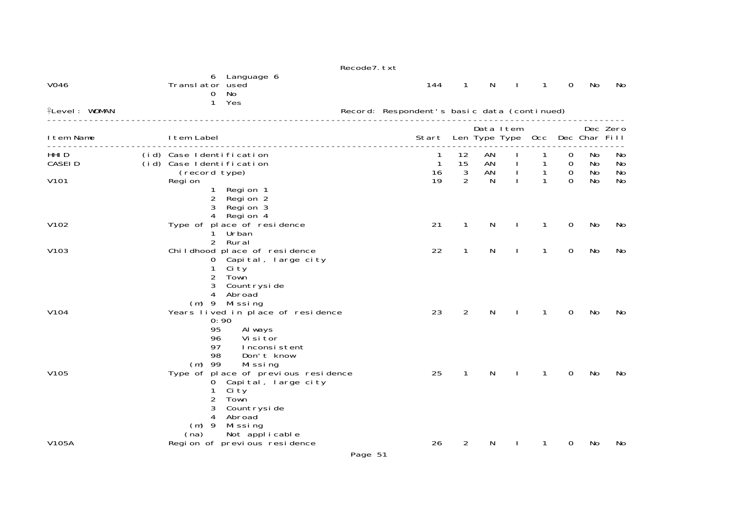|  | 6 Language 6 |  |  |  |  |  |  |  |  |
|---|---|---|---|---|---|---|---|---|---|
| V046 | Translator used | 144 | 1 | N | I | 1 | 0 | No | No |
|  | 0 No |  |  |  |  |  |  |  |  |
|  | 1 Yes |  |  |  |  |  |  |  |  |

Level: WOMAN — Record: Respondent's basic data (continued)

| Item Name | Item Label | Start | Len | Data Type | Item Type | Occ | Dec | Dec Char | Zero Fill |
|---|---|---|---|---|---|---|---|---|---|
| HHID | (id) Case Identification | 1 | 12 | AN | I | 1 | 0 | No | No |
| CASEID | (id) Case Identification | 1 | 15 | AN | I | 1 | 0 | No | No |
|  | (record type) | 16 | 3 | AN | I | 1 | 0 | No | No |
| V101 | Region | 19 | 2 | N | I | 1 | 0 | No | No |
|  | 1 Region 1 |  |  |  |  |  |  |  |  |
|  | 2 Region 2 |  |  |  |  |  |  |  |  |
|  | 3 Region 3 |  |  |  |  |  |  |  |  |
|  | 4 Region 4 |  |  |  |  |  |  |  |  |
| V102 | Type of place of residence | 21 | 1 | N | I | 1 | 0 | No | No |
|  | 1 Urban |  |  |  |  |  |  |  |  |
|  | 2 Rural |  |  |  |  |  |  |  |  |
| V103 | Childhood place of residence | 22 | 1 | N | I | 1 | 0 | No | No |
|  | 0 Capital, large city |  |  |  |  |  |  |  |  |
|  | 1 City |  |  |  |  |  |  |  |  |
|  | 2 Town |  |  |  |  |  |  |  |  |
|  | 3 Countryside |  |  |  |  |  |  |  |  |
|  | 4 Abroad |  |  |  |  |  |  |  |  |
|  | (m) 9 Missing |  |  |  |  |  |  |  |  |
| V104 | Years lived in place of residence | 23 | 2 | N | I | 1 | 0 | No | No |
|  | 0:90 |  |  |  |  |  |  |  |  |
|  | 95 Always |  |  |  |  |  |  |  |  |
|  | 96 Visitor |  |  |  |  |  |  |  |  |
|  | 97 Inconsistent |  |  |  |  |  |  |  |  |
|  | 98 Don't know |  |  |  |  |  |  |  |  |
|  | (m) 99 Missing |  |  |  |  |  |  |  |  |
| V105 | Type of place of previous residence | 25 | 1 | N | I | 1 | 0 | No | No |
|  | 0 Capital, large city |  |  |  |  |  |  |  |  |
|  | 1 City |  |  |  |  |  |  |  |  |
|  | 2 Town |  |  |  |  |  |  |  |  |
|  | 3 Countryside |  |  |  |  |  |  |  |  |
|  | 4 Abroad |  |  |  |  |  |  |  |  |
|  | (m) 9 Missing |  |  |  |  |  |  |  |  |
|  | (na) Not applicable |  |  |  |  |  |  |  |  |
| V105A | Region of previous residence | 26 | 2 | N | I | 1 | 0 | No | No |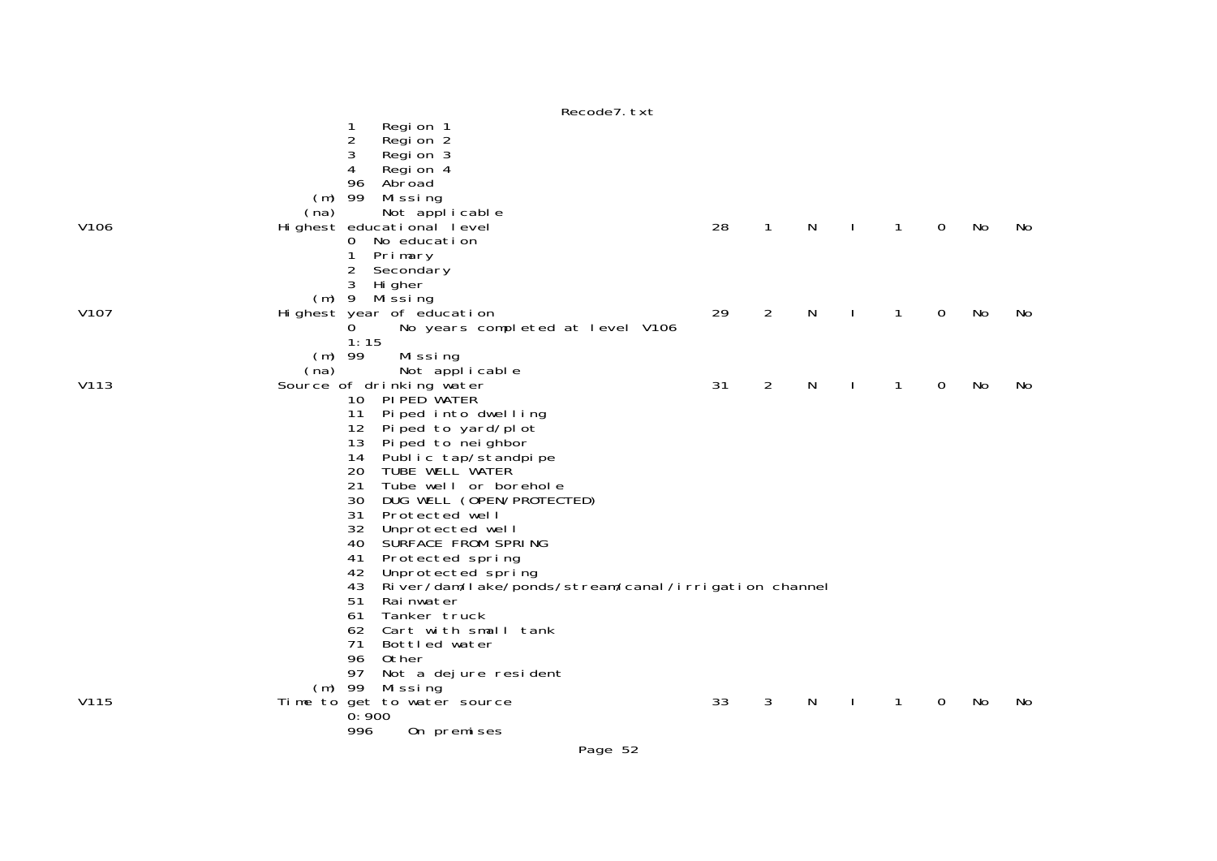```
               1    Region 1
               2    Region 2
               3    Region 3
               4    Region 4
               96   Abroad
          (m)  99   Missing
         (na)       Not applicable
V106      Highest educational level                      28   1   N   I   1   0   No   No
               0  No education
               1  Primary
               2  Secondary
               3  Higher
          (m)  9  Missing
V107      Highest year of education                      29   2   N   I   1   0   No   No
               0      No years completed at level V106
               1:15
          (m)  99     Missing
         (na)         Not applicable
V113      Source of drinking water                       31   2   N   I   1   0   No   No
               10   PIPED WATER
               11   Piped into dwelling
               12   Piped to yard/plot
               13   Piped to neighbor
               14   Public tap/standpipe
               20   TUBE WELL WATER
               21   Tube well or borehole
               30   DUG WELL (OPEN/PROTECTED)
               31   Protected well
               32   Unprotected well
               40   SURFACE FROM SPRING
               41   Protected spring
               42   Unprotected spring
               43   River/dam/lake/ponds/stream/canal/irrigation channel
               51   Rainwater
               61   Tanker truck
               62   Cart with small tank
               71   Bottled water
               96   Other
               97   Not a dejure resident
          (m)  99   Missing
V115      Time to get to water source                    33   3   N   I   1   0   No   No
               0:900
               996     On premises
```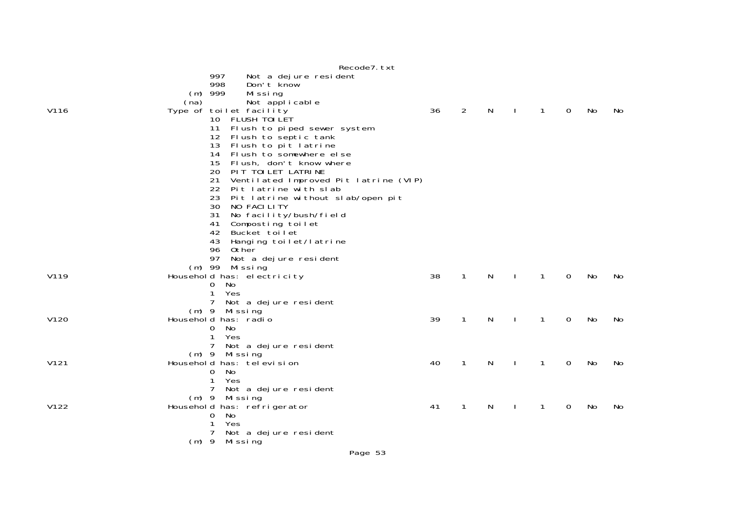```
                    997     Not a dejure resident
                    998     Don't know
               (m)  999     Missing
               (na)         Not applicable
V116           Type of toilet facility                          36    2    N    I    1    0    No    No
                    10  FLUSH TOILET
                    11  Flush to piped sewer system
                    12  Flush to septic tank
                    13  Flush to pit latrine
                    14  Flush to somewhere else
                    15  Flush, don't know where
                    20  PIT TOILET LATRINE
                    21  Ventilated Improved Pit latrine (VIP)
                    22  Pit latrine with slab
                    23  Pit latrine without slab/open pit
                    30  NO FACILITY
                    31  No facility/bush/field
                    41  Composting toilet
                    42  Bucket toilet
                    43  Hanging toilet/latrine
                    96  Other
                    97  Not a dejure resident
               (m)  99  Missing
V119           Household has: electricity                       38    1    N    I    1    0    No    No
                    0  No
                    1  Yes
                    7  Not a dejure resident
               (m)  9  Missing
V120           Household has: radio                             39    1    N    I    1    0    No    No
                    0  No
                    1  Yes
                    7  Not a dejure resident
               (m)  9  Missing
V121           Household has: television                        40    1    N    I    1    0    No    No
                    0  No
                    1  Yes
                    7  Not a dejure resident
               (m)  9  Missing
V122           Household has: refrigerator                      41    1    N    I    1    0    No    No
                    0  No
                    1  Yes
                    7  Not a dejure resident
               (m)  9  Missing
```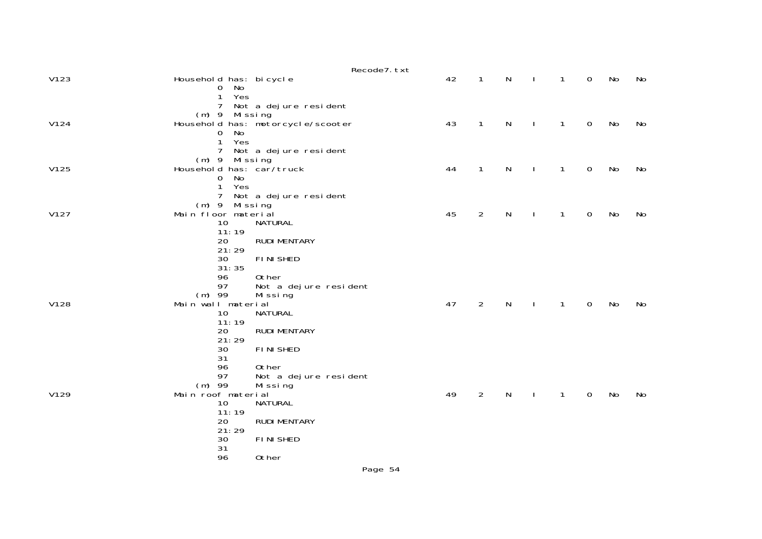```
V123                    Household has: bicycle                          42    1    N    I    1    0    No    No
                                0  No
                                1  Yes
                                7  Not a dejure resident
                            (m) 9  Missing
V124                    Household has: motorcycle/scooter               43    1    N    I    1    0    No    No
                                0  No
                                1  Yes
                                7  Not a dejure resident
                            (m) 9  Missing
V125                    Household has: car/truck                        44    1    N    I    1    0    No    No
                                0  No
                                1  Yes
                                7  Not a dejure resident
                            (m) 9  Missing
V127                    Main floor material                             45    2    N    I    1    0    No    No
                                10      NATURAL
                                11:19
                                20      RUDIMENTARY
                                21:29
                                30      FINISHED
                                31:35
                                96      Other
                                97      Not a dejure resident
                            (m) 99      Missing
V128                    Main wall material                              47    2    N    I    1    0    No    No
                                10      NATURAL
                                11:19
                                20      RUDIMENTARY
                                21:29
                                30      FINISHED
                                31
                                96      Other
                                97      Not a dejure resident
                            (m) 99      Missing
V129                    Main roof material                              49    2    N    I    1    0    No    No
                                10      NATURAL
                                11:19
                                20      RUDIMENTARY
                                21:29
                                30      FINISHED
                                31
                                96      Other
```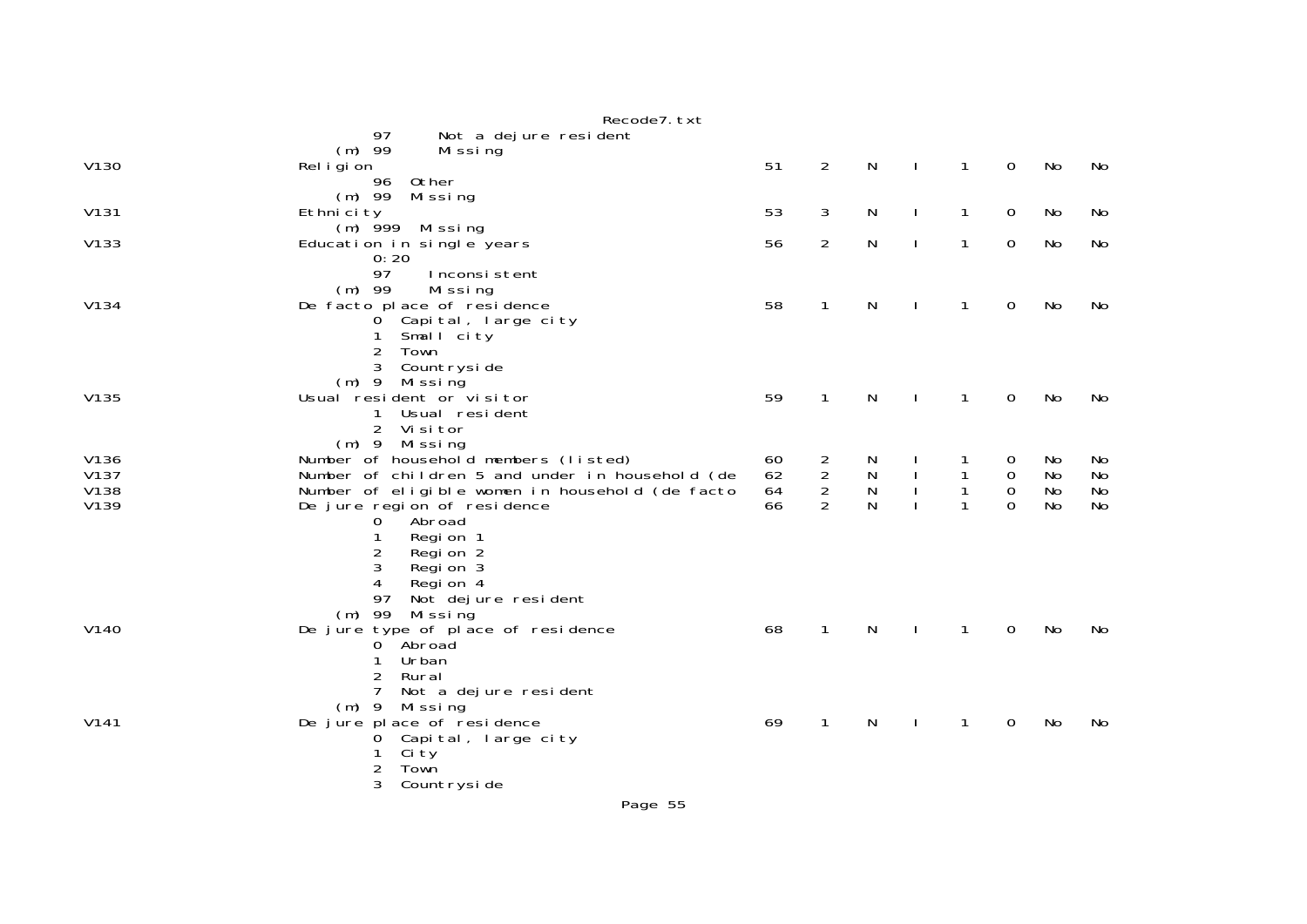```
                97      Not a dejure resident
            (m) 99      Missing
V130                    Religion                                          51   2   N   I   1   0   No   No
                96  Other
            (m) 99  Missing
V131                    Ethnicity                                         53   3   N   I   1   0   No   No
            (m) 999  Missing
V133                    Education in single years                         56   2   N   I   1   0   No   No
                0:20
                97    Inconsistent
            (m) 99    Missing
V134                    De facto place of residence                       58   1   N   I   1   0   No   No
                0  Capital, large city
                1  Small city
                2  Town
                3  Countryside
            (m) 9  Missing
V135                    Usual resident or visitor                         59   1   N   I   1   0   No   No
                1  Usual resident
                2  Visitor
            (m) 9  Missing
V136                    Number of household members (listed)              60   2   N   I   1   0   No   No
V137                    Number of children 5 and under in household (de  62   2   N   I   1   0   No   No
V138                    Number of eligible women in household (de facto  64   2   N   I   1   0   No   No
V139                    De jure region of residence                       66   2   N   I   1   0   No   No
                0    Abroad
                1    Region 1
                2    Region 2
                3    Region 3
                4    Region 4
                97  Not dejure resident
            (m) 99  Missing
V140                    De jure type of place of residence                68   1   N   I   1   0   No   No
                0  Abroad
                1  Urban
                2  Rural
                7  Not a dejure resident
            (m) 9  Missing
V141                    De jure place of residence                        69   1   N   I   1   0   No   No
                0  Capital, large city
                1  City
                2  Town
                3  Countryside
```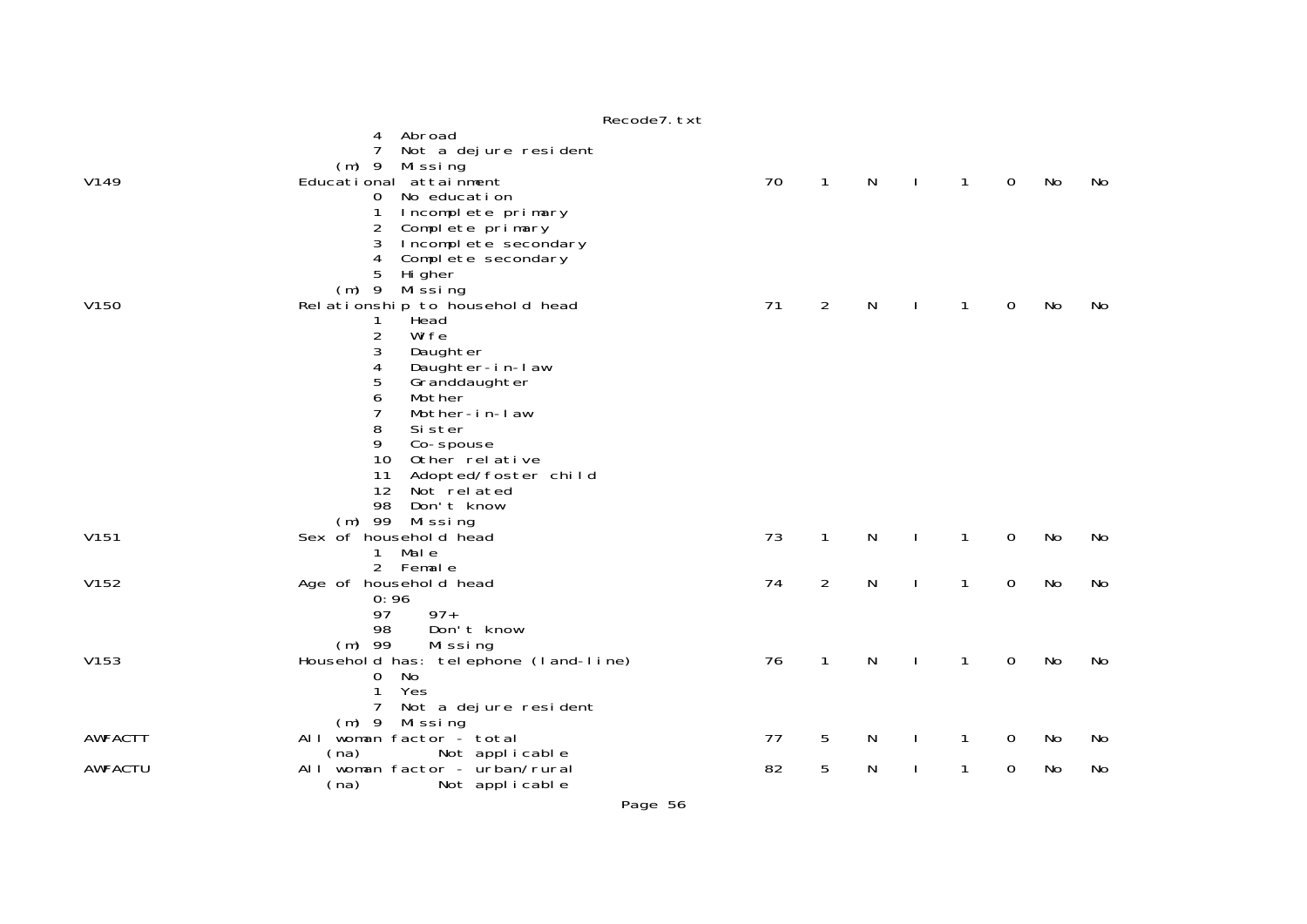```
                         4  Abroad
                         7  Not a dejure resident
                     (m) 9  Missing
V149                 Educational attainment                          70    1    N    I    1    0    No    No
                         0  No education
                         1  Incomplete primary
                         2  Complete primary
                         3  Incomplete secondary
                         4  Complete secondary
                         5  Higher
                     (m) 9  Missing
V150                 Relationship to household head                  71    2    N    I    1    0    No    No
                         1   Head
                         2   Wife
                         3   Daughter
                         4   Daughter-in-law
                         5   Granddaughter
                         6   Mother
                         7   Mother-in-law
                         8   Sister
                         9   Co-spouse
                         10  Other relative
                         11  Adopted/foster child
                         12  Not related
                         98  Don't know
                     (m) 99  Missing
V151                 Sex of household head                           73    1    N    I    1    0    No    No
                         1  Male
                         2  Female
V152                 Age of household head                           74    2    N    I    1    0    No    No
                         0:96
                         97     97+
                         98     Don't know
                     (m) 99     Missing
V153                 Household has: telephone (land-line)            76    1    N    I    1    0    No    No
                         0  No
                         1  Yes
                         7  Not a dejure resident
                     (m) 9  Missing
AWFACTT              All woman factor - total                        77    5    N    I    1    0    No    No
                       (na)        Not applicable
AWFACTU              All woman factor - urban/rural                  82    5    N    I    1    0    No    No
                       (na)        Not applicable
```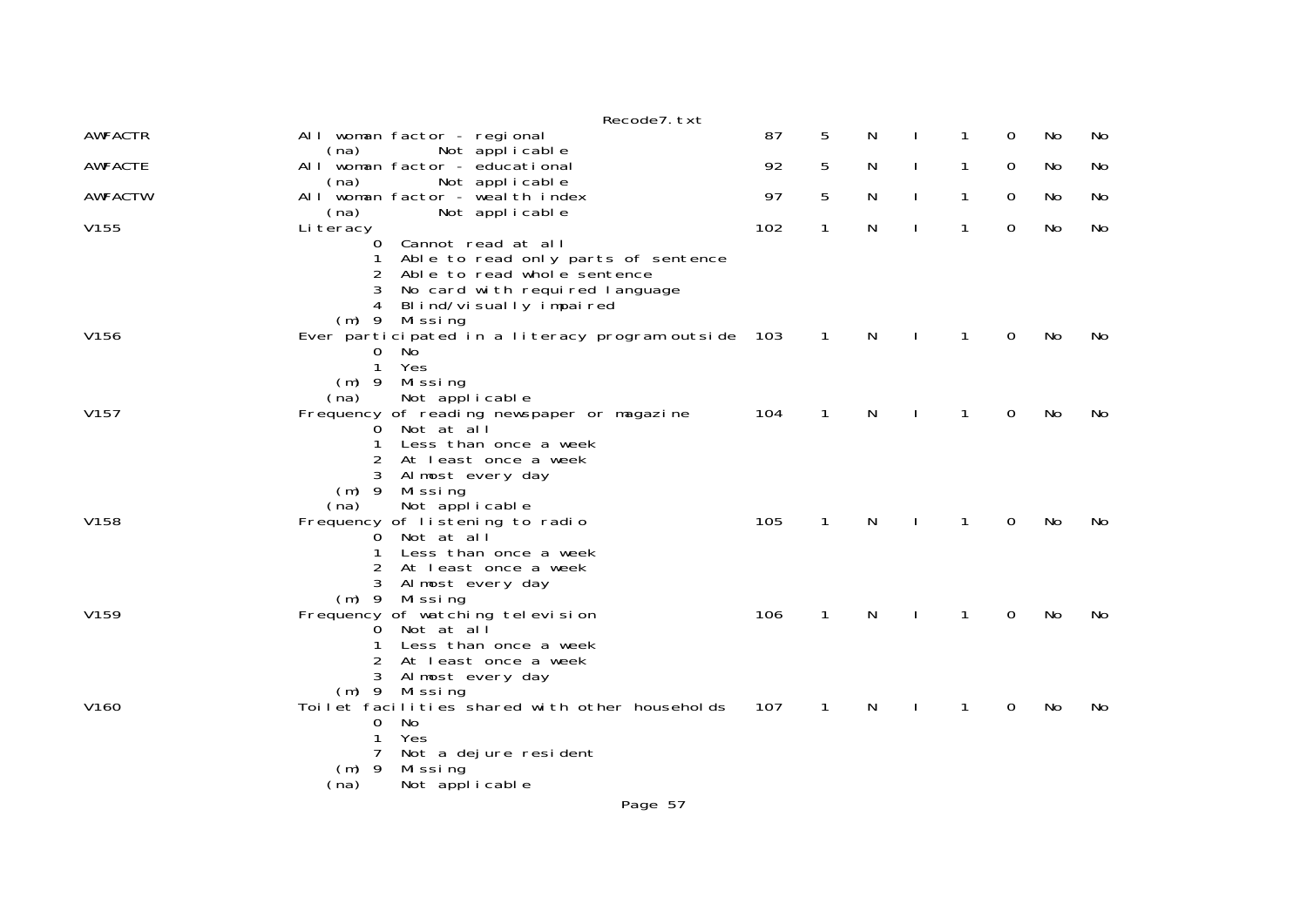| Variable | Description | Start | Length | Type | I | 1 | 0 | No | No |
|---|---|---|---|---|---|---|---|---|---|
| AWFACTR | All woman factor - regional | 87 | 5 | N | I | 1 | 0 | No | No |
| | (na) Not applicable | | | | | | | | |
| AWFACTE | All woman factor - educational | 92 | 5 | N | I | 1 | 0 | No | No |
| | (na) Not applicable | | | | | | | | |
| AWFACTW | All woman factor - wealth index | 97 | 5 | N | I | 1 | 0 | No | No |
| | (na) Not applicable | | | | | | | | |
| V155 | Literacy | 102 | 1 | N | I | 1 | 0 | No | No |
| | 0 Cannot read at all | | | | | | | | |
| | 1 Able to read only parts of sentence | | | | | | | | |
| | 2 Able to read whole sentence | | | | | | | | |
| | 3 No card with required language | | | | | | | | |
| | 4 Blind/visually impaired | | | | | | | | |
| | (m) 9 Missing | | | | | | | | |
| V156 | Ever participated in a literacy program outside | 103 | 1 | N | I | 1 | 0 | No | No |
| | 0 No | | | | | | | | |
| | 1 Yes | | | | | | | | |
| | (m) 9 Missing | | | | | | | | |
| | (na) Not applicable | | | | | | | | |
| V157 | Frequency of reading newspaper or magazine | 104 | 1 | N | I | 1 | 0 | No | No |
| | 0 Not at all | | | | | | | | |
| | 1 Less than once a week | | | | | | | | |
| | 2 At least once a week | | | | | | | | |
| | 3 Almost every day | | | | | | | | |
| | (m) 9 Missing | | | | | | | | |
| | (na) Not applicable | | | | | | | | |
| V158 | Frequency of listening to radio | 105 | 1 | N | I | 1 | 0 | No | No |
| | 0 Not at all | | | | | | | | |
| | 1 Less than once a week | | | | | | | | |
| | 2 At least once a week | | | | | | | | |
| | 3 Almost every day | | | | | | | | |
| | (m) 9 Missing | | | | | | | | |
| V159 | Frequency of watching television | 106 | 1 | N | I | 1 | 0 | No | No |
| | 0 Not at all | | | | | | | | |
| | 1 Less than once a week | | | | | | | | |
| | 2 At least once a week | | | | | | | | |
| | 3 Almost every day | | | | | | | | |
| | (m) 9 Missing | | | | | | | | |
| V160 | Toilet facilities shared with other households | 107 | 1 | N | I | 1 | 0 | No | No |
| | 0 No | | | | | | | | |
| | 1 Yes | | | | | | | | |
| | 7 Not a dejure resident | | | | | | | | |
| | (m) 9 Missing | | | | | | | | |
| | (na) Not applicable | | | | | | | | |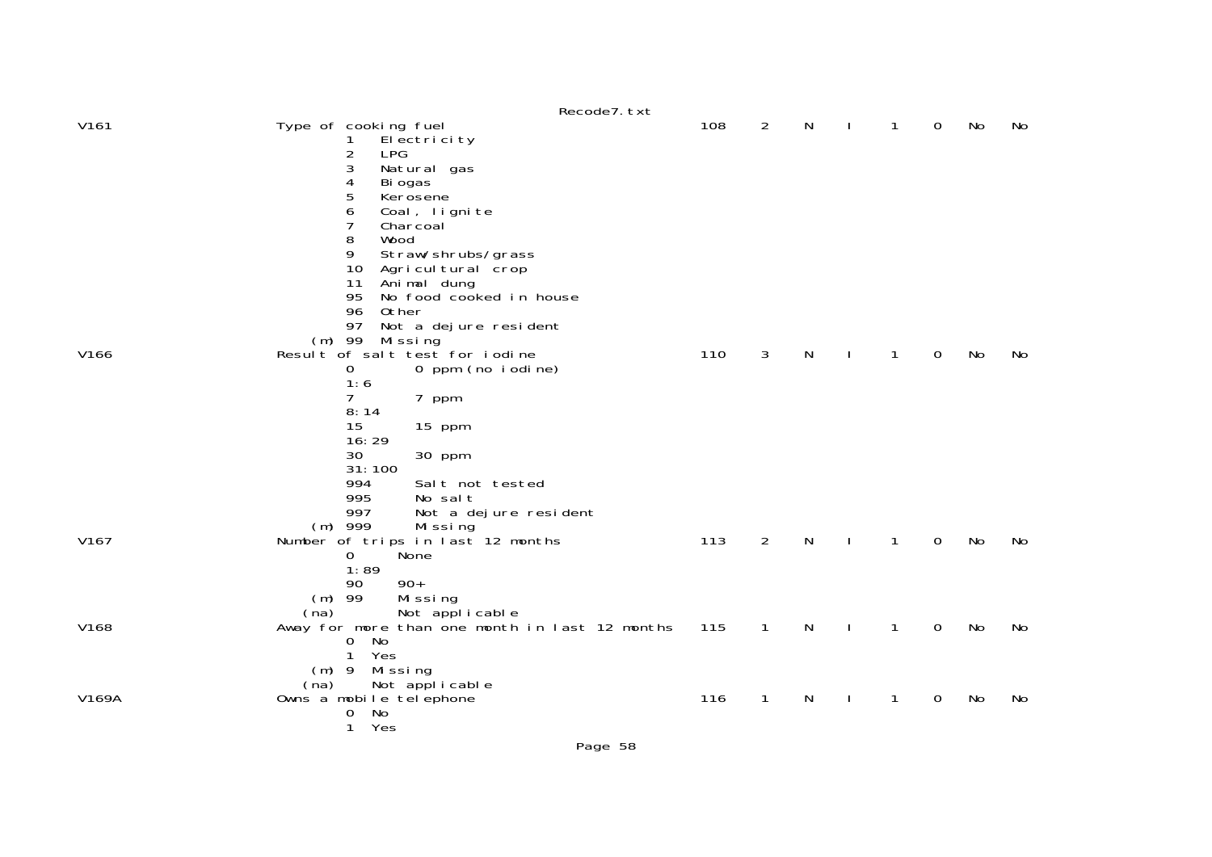```
V161                    Type of cooking fuel                              108    2    N    I    1    0    No    No
                                1   Electricity
                                2   LPG
                                3   Natural gas
                                4   Biogas
                                5   Kerosene
                                6   Coal, lignite
                                7   Charcoal
                                8   Wood
                                9   Straw/shrubs/grass
                                10  Agricultural crop
                                11  Animal dung
                                95  No food cooked in house
                                96  Other
                                97  Not a dejure resident
                            (m) 99  Missing
V166                    Result of salt test for iodine                    110    3    N    I    1    0    No    No
                                0        0 ppm (no iodine)
                                1:6
                                7        7 ppm
                                8:14
                                15       15 ppm
                                16:29
                                30       30 ppm
                                31:100
                                994      Salt not tested
                                995      No salt
                                997      Not a dejure resident
                            (m) 999      Missing
V167                    Number of trips in last 12 months                 113    2    N    I    1    0    No    No
                                0      None
                                1:89
                                90     90+
                            (m) 99     Missing
                           (na)        Not applicable
V168                    Away for more than one month in last 12 months    115    1    N    I    1    0    No    No
                                0  No
                                1  Yes
                            (m) 9  Missing
                           (na)    Not applicable
V169A                   Owns a mobile telephone                           116    1    N    I    1    0    No    No
                                0  No
                                1  Yes
```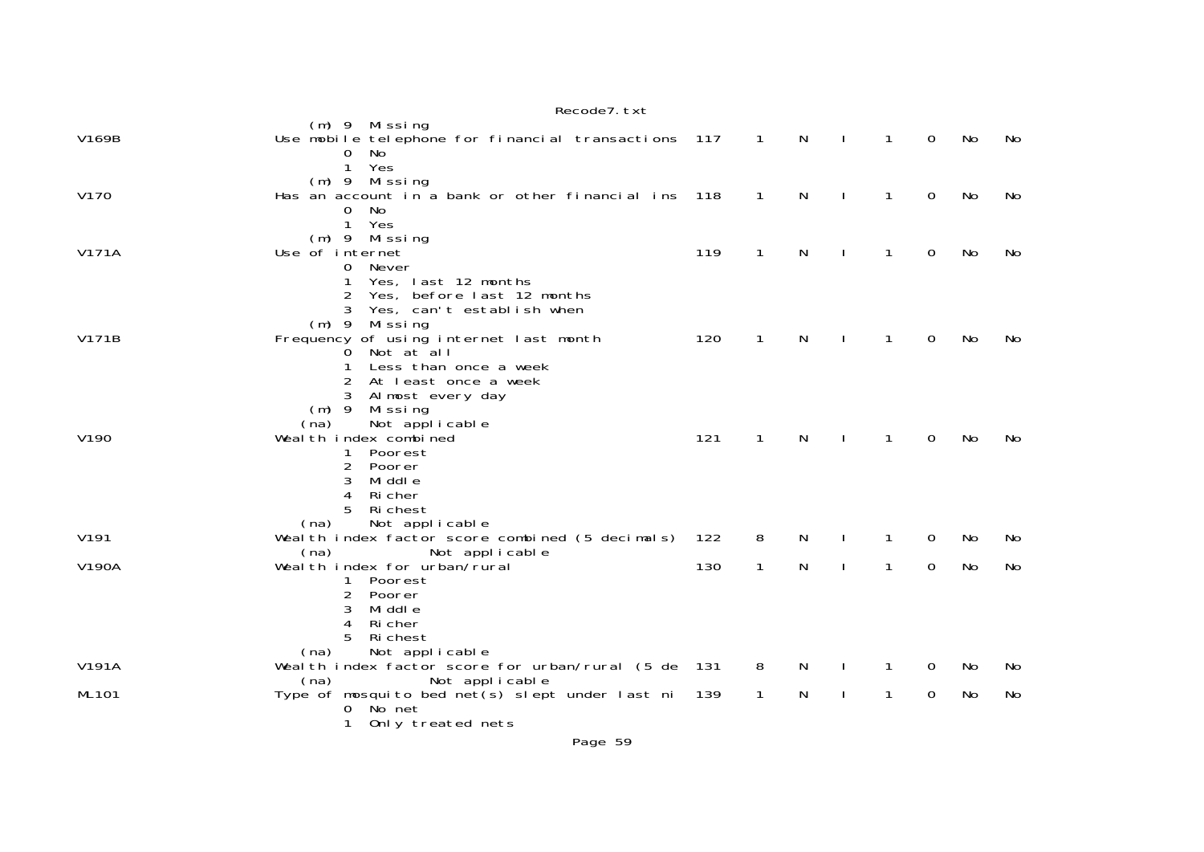```
                    (m) 9  Missing
V169B               Use mobile telephone for financial transactions  117    1    N    I    1    0    No    No
                           0  No
                           1  Yes
                    (m) 9  Missing
V170                Has an account in a bank or other financial ins  118    1    N    I    1    0    No    No
                           0  No
                           1  Yes
                    (m) 9  Missing
V171A               Use of internet                                  119    1    N    I    1    0    No    No
                           0  Never
                           1  Yes, last 12 months
                           2  Yes, before last 12 months
                           3  Yes, can't establish when
                    (m) 9  Missing
V171B               Frequency of using internet last month           120    1    N    I    1    0    No    No
                           0  Not at all
                           1  Less than once a week
                           2  At least once a week
                           3  Almost every day
                    (m) 9  Missing
                   (na)       Not applicable
V190                Wealth index combined                            121    1    N    I    1    0    No    No
                           1  Poorest
                           2  Poorer
                           3  Middle
                           4  Richer
                           5  Richest
                   (na)       Not applicable
V191                Wealth index factor score combined (5 decimals)  122    8    N    I    1    0    No    No
                   (na)             Not applicable
V190A               Wealth index for urban/rural                     130    1    N    I    1    0    No    No
                           1  Poorest
                           2  Poorer
                           3  Middle
                           4  Richer
                           5  Richest
                   (na)       Not applicable
V191A               Wealth index factor score for urban/rural (5 de  131    8    N    I    1    0    No    No
                   (na)             Not applicable
ML101               Type of mosquito bed net(s) slept under last ni  139    1    N    I    1    0    No    No
                           0  No net
                           1  Only treated nets
```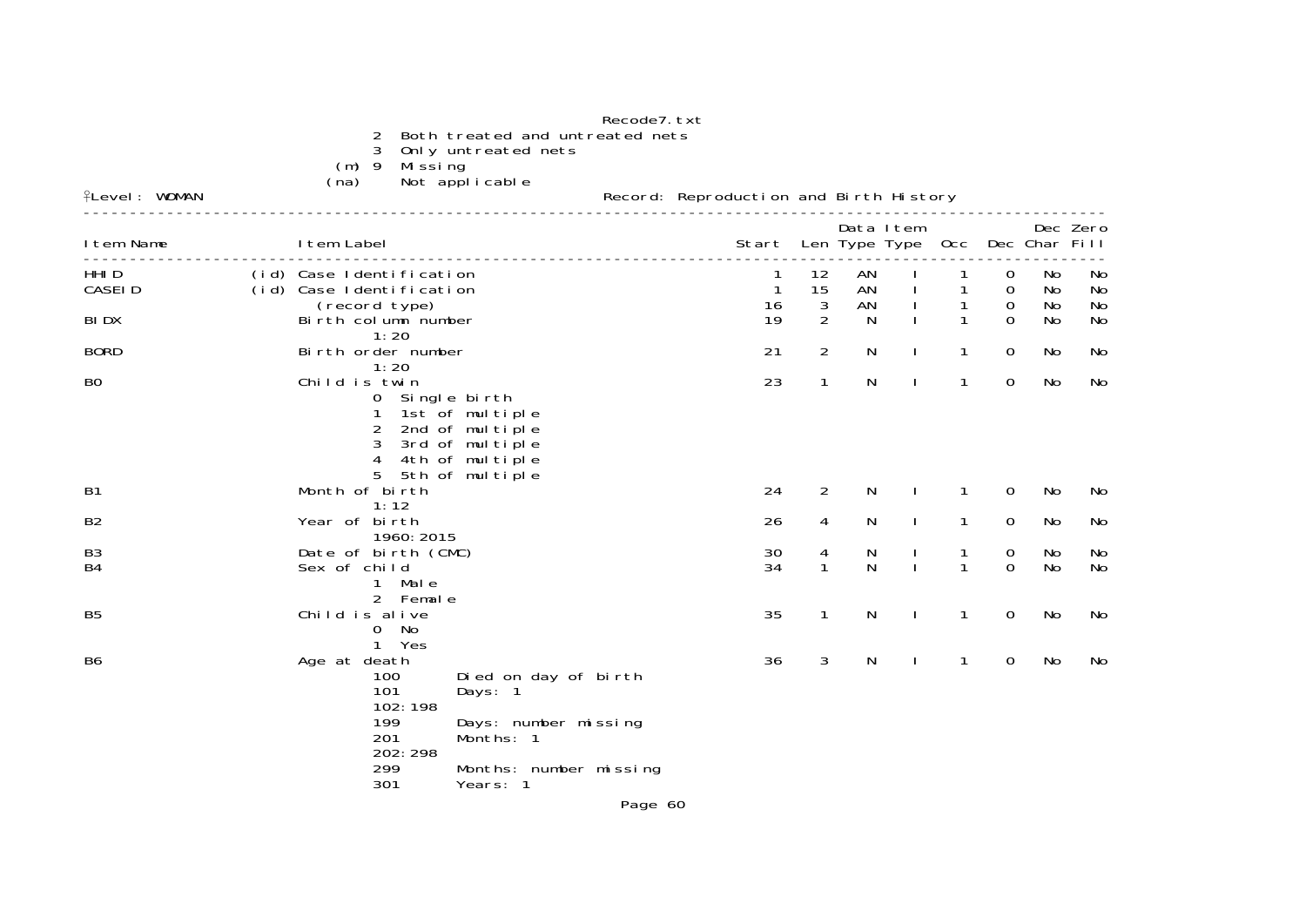2 Both treated and untreated nets
3 Only untreated nets
(m) 9 Missing
(na) Not applicable

Level: WOMAN — Record: Reproduction and Birth History

| Item Name | | Item Label | Start | Len | Data Type | Item Type | Occ | Dec | Dec Char | Zero Fill |
|---|---|---|---|---|---|---|---|---|---|---|
| HHID | (id) | Case Identification | 1 | 12 | AN | I | 1 | 0 | No | No |
| CASEID | (id) | Case Identification | 1 | 15 | AN | I | 1 | 0 | No | No |
| | | (record type) | 16 | 3 | AN | I | 1 | 0 | No | No |
| BIDX | | Birth column number<br>1:20 | 19 | 2 | N | I | 1 | 0 | No | No |
| BORD | | Birth order number<br>1:20 | 21 | 2 | N | I | 1 | 0 | No | No |
| B0 | | Child is twin<br>0 Single birth<br>1 1st of multiple<br>2 2nd of multiple<br>3 3rd of multiple<br>4 4th of multiple<br>5 5th of multiple | 23 | 1 | N | I | 1 | 0 | No | No |
| B1 | | Month of birth<br>1:12 | 24 | 2 | N | I | 1 | 0 | No | No |
| B2 | | Year of birth<br>1960:2015 | 26 | 4 | N | I | 1 | 0 | No | No |
| B3 | | Date of birth (CMC) | 30 | 4 | N | I | 1 | 0 | No | No |
| B4 | | Sex of child<br>1 Male<br>2 Female | 34 | 1 | N | I | 1 | 0 | No | No |
| B5 | | Child is alive<br>0 No<br>1 Yes | 35 | 1 | N | I | 1 | 0 | No | No |
| B6 | | Age at death<br>100 Died on day of birth<br>101 Days: 1<br>102:198<br>199 Days: number missing<br>201 Months: 1<br>202:298<br>299 Months: number missing<br>301 Years: 1 | 36 | 3 | N | I | 1 | 0 | No | No |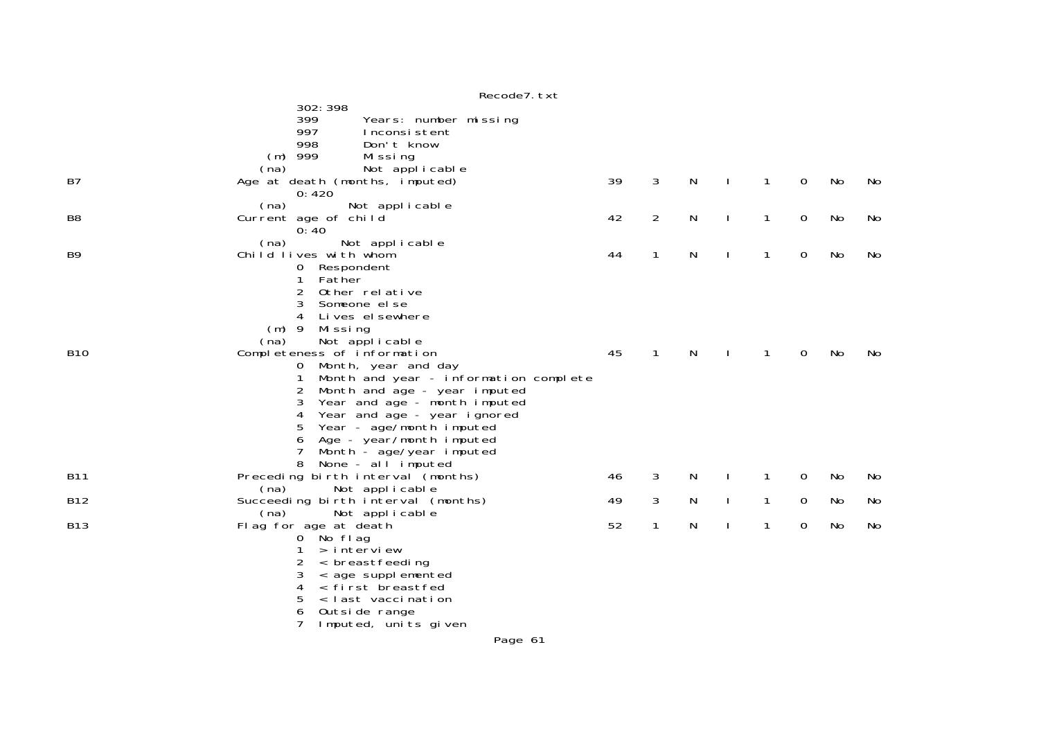```
          302:398
          399       Years: number missing
          997       Inconsistent
          998       Don't know
      (m) 999       Missing
     (na)           Not applicable
B7                     Age at death (months, imputed)                  39    3    N    I    1    0    No    No
          0:420
     (na)           Not applicable
B8                     Current age of child                            42    2    N    I    1    0    No    No
          0:40
     (na)           Not applicable
B9                     Child lives with whom                           44    1    N    I    1    0    No    No
          0  Respondent
          1  Father
          2  Other relative
          3  Someone else
          4  Lives elsewhere
      (m) 9  Missing
     (na)    Not applicable
B10                    Completeness of information                     45    1    N    I    1    0    No    No
          0  Month, year and day
          1  Month and year - information complete
          2  Month and age - year imputed
          3  Year and age - month imputed
          4  Year and age - year ignored
          5  Year - age/month imputed
          6  Age - year/month imputed
          7  Month - age/year imputed
          8  None - all imputed
B11                    Preceding birth interval (months)               46    3    N    I    1    0    No    No
     (na)    Not applicable
B12                    Succeeding birth interval (months)              49    3    N    I    1    0    No    No
     (na)    Not applicable
B13                    Flag for age at death                           52    1    N    I    1    0    No    No
          0  No flag
          1  > interview
          2  < breastfeeding
          3  < age supplemented
          4  < first breastfed
          5  < last vaccination
          6  Outside range
          7  Imputed, units given
```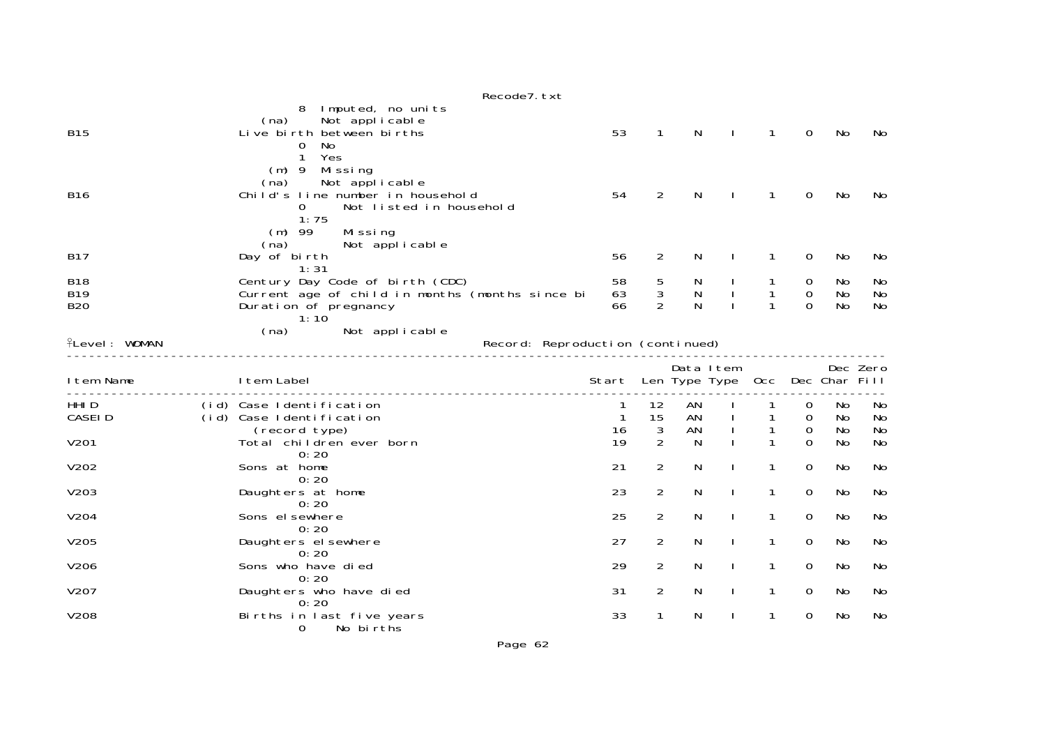| Item Name | | Item Label | Start | Len | Data Type | Item Type | Occ | Dec | Dec Char | Zero Fill |
|---|---|---|---|---|---|---|---|---|---|---|
| | | 8 Imputed, no units | | | | | | | | |
| | | (na) Not applicable | | | | | | | | |
| B15 | | Live birth between births | 53 | 1 | N | I | 1 | 0 | No | No |
| | | 0 No | | | | | | | | |
| | | 1 Yes | | | | | | | | |
| | | (m) 9 Missing | | | | | | | | |
| | | (na) Not applicable | | | | | | | | |
| B16 | | Child's line number in household | 54 | 2 | N | I | 1 | 0 | No | No |
| | | 0 Not listed in household | | | | | | | | |
| | | 1:75 | | | | | | | | |
| | | (m) 99 Missing | | | | | | | | |
| | | (na) Not applicable | | | | | | | | |
| B17 | | Day of birth | 56 | 2 | N | I | 1 | 0 | No | No |
| | | 1:31 | | | | | | | | |
| B18 | | Century Day Code of birth (CDC) | 58 | 5 | N | I | 1 | 0 | No | No |
| B19 | | Current age of child in months (months since bi | 63 | 3 | N | I | 1 | 0 | No | No |
| B20 | | Duration of pregnancy | 66 | 2 | N | I | 1 | 0 | No | No |
| | | 1:10 | | | | | | | | |
| | | (na) Not applicable | | | | | | | | |

Level: WOMAN                                                  Record: Reproduction (continued)

| Item Name | | Item Label | Start | Len | Data Type | Item Type | Occ | Dec | Dec Char | Zero Fill |
|---|---|---|---|---|---|---|---|---|---|---|
| HHID | (id) | Case Identification | 1 | 12 | AN | I | 1 | 0 | No | No |
| CASEID | (id) | Case Identification | 1 | 15 | AN | I | 1 | 0 | No | No |
| | | (record type) | 16 | 3 | AN | I | 1 | 0 | No | No |
| V201 | | Total children ever born | 19 | 2 | N | I | 1 | 0 | No | No |
| | | 0:20 | | | | | | | | |
| V202 | | Sons at home | 21 | 2 | N | I | 1 | 0 | No | No |
| | | 0:20 | | | | | | | | |
| V203 | | Daughters at home | 23 | 2 | N | I | 1 | 0 | No | No |
| | | 0:20 | | | | | | | | |
| V204 | | Sons elsewhere | 25 | 2 | N | I | 1 | 0 | No | No |
| | | 0:20 | | | | | | | | |
| V205 | | Daughters elsewhere | 27 | 2 | N | I | 1 | 0 | No | No |
| | | 0:20 | | | | | | | | |
| V206 | | Sons who have died | 29 | 2 | N | I | 1 | 0 | No | No |
| | | 0:20 | | | | | | | | |
| V207 | | Daughters who have died | 31 | 2 | N | I | 1 | 0 | No | No |
| | | 0:20 | | | | | | | | |
| V208 | | Births in last five years | 33 | 1 | N | I | 1 | 0 | No | No |
| | | 0 No births | | | | | | | | |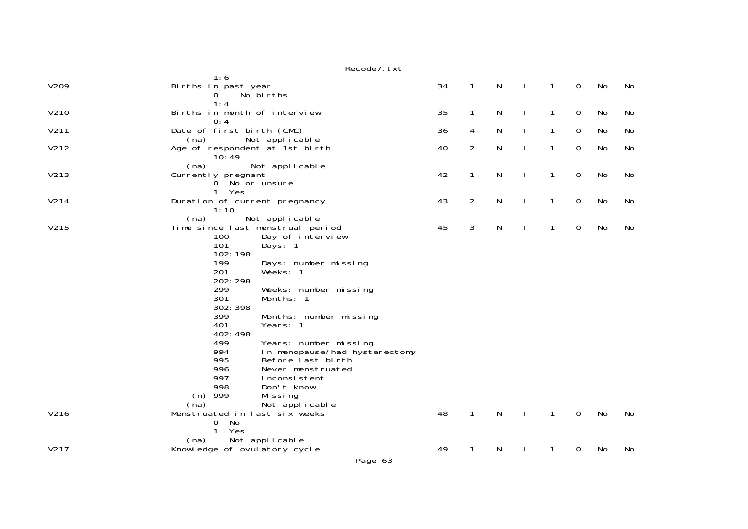```
                    1:6
V209                Births in past year                              34    1    N    I    1    0    No    No
                    0     No births
                    1:4
V210                Births in month of interview                     35    1    N    I    1    0    No    No
                    0:4
V211                Date of first birth (CMC)                        36    4    N    I    1    0    No    No
               (na)        Not applicable
V212                Age of respondent at 1st birth                   40    2    N    I    1    0    No    No
                    10:49
               (na)         Not applicable
V213                Currently pregnant                               42    1    N    I    1    0    No    No
                    0  No or unsure
                    1  Yes
V214                Duration of current pregnancy                    43    2    N    I    1    0    No    No
                    1:10
               (na)        Not applicable
V215                Time since last menstrual period                 45    3    N    I    1    0    No    No
                    100       Day of interview
                    101       Days: 1
                    102:198
                    199       Days: number missing
                    201       Weeks: 1
                    202:298
                    299       Weeks: number missing
                    301       Months: 1
                    302:398
                    399       Months: number missing
                    401       Years: 1
                    402:498
                    499       Years: number missing
                    994       In menopause/had hysterectomy
                    995       Before last birth
                    996       Never menstruated
                    997       Inconsistent
                    998       Don't know
                (m) 999       Missing
               (na)           Not applicable
V216                Menstruated in last six weeks                    48    1    N    I    1    0    No    No
                    0  No
                    1  Yes
               (na)    Not applicable
V217                Knowledge of ovulatory cycle                     49    1    N    I    1    0    No    No
```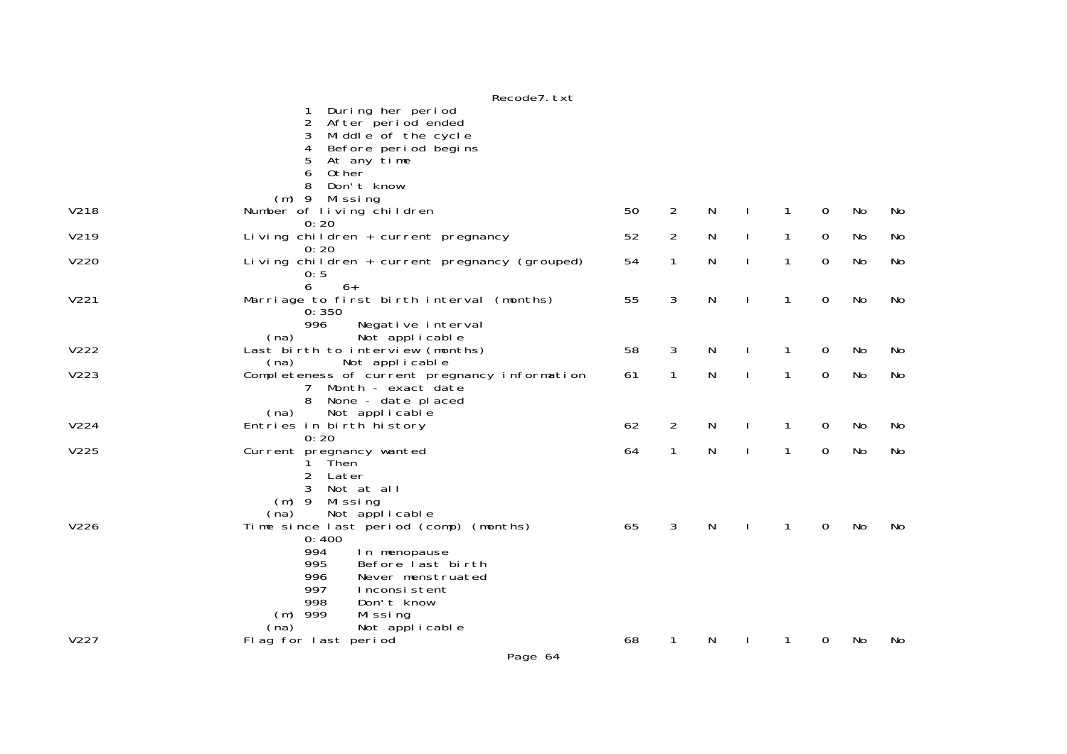```
          1  During her period
          2  After period ended
          3  Middle of the cycle
          4  Before period begins
          5  At any time
          6  Other
          8  Don't know
      (m) 9  Missing
V218                 Number of living children                        50    2    N    I    1    0    No    No
          0:20
V219                 Living children + current pregnancy              52    2    N    I    1    0    No    No
          0:20
V220                 Living children + current pregnancy (grouped)    54    1    N    I    1    0    No    No
          0:5
          6     6+
V221                 Marriage to first birth interval (months)        55    3    N    I    1    0    No    No
          0:350
          996      Negative interval
     (na)          Not applicable
V222                 Last birth to interview (months)                 58    3    N    I    1    0    No    No
     (na)        Not applicable
V223                 Completeness of current pregnancy information    61    1    N    I    1    0    No    No
          7  Month - exact date
          8  None - date placed
     (na)     Not applicable
V224                 Entries in birth history                         62    2    N    I    1    0    No    No
          0:20
V225                 Current pregnancy wanted                         64    1    N    I    1    0    No    No
          1  Then
          2  Later
          3  Not at all
      (m) 9  Missing
     (na)     Not applicable
V226                 Time since last period (comp) (months)           65    3    N    I    1    0    No    No
          0:400
          994      In menopause
          995      Before last birth
          996      Never menstruated
          997      Inconsistent
          998      Don't know
      (m) 999      Missing
     (na)          Not applicable
V227                 Flag for last period                             68    1    N    I    1    0    No    No
```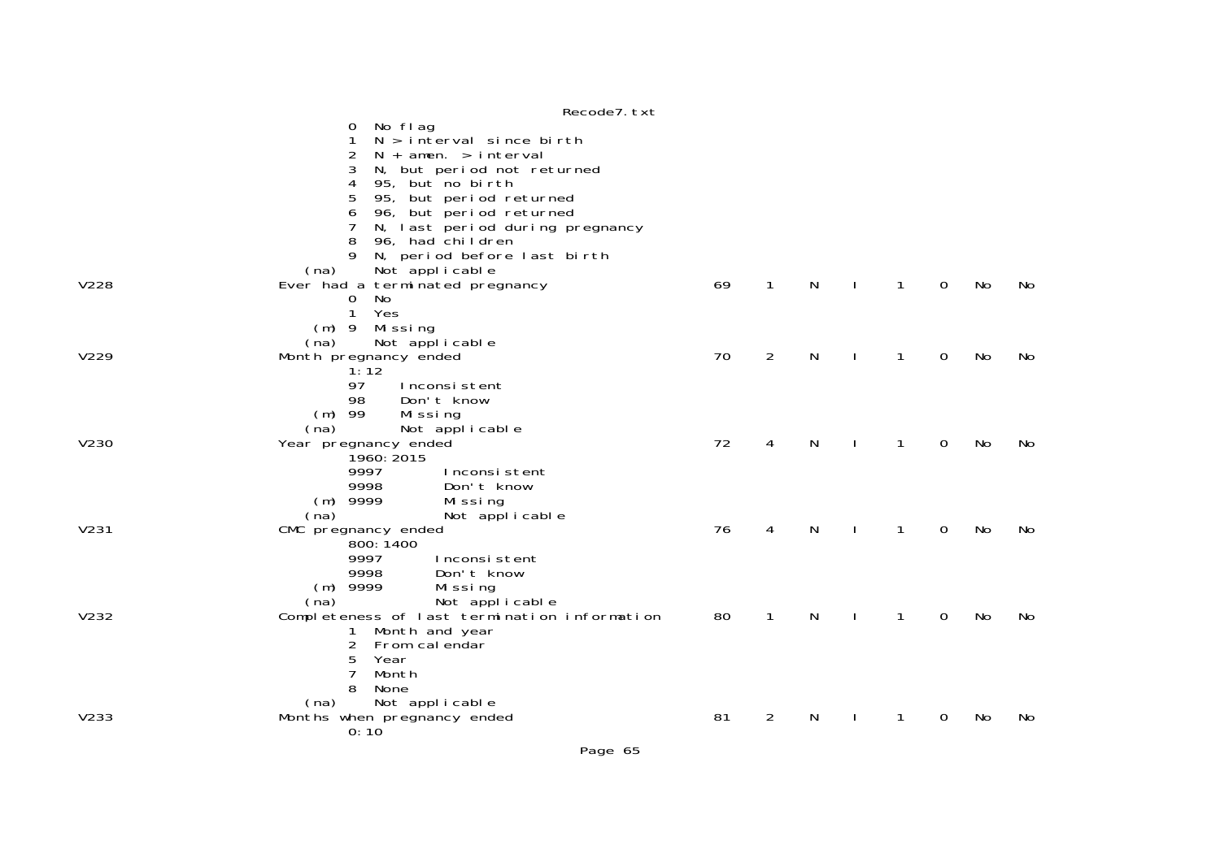```
          0  No flag
          1  N > interval since birth
          2  N + amen. > interval
          3  N, but period not returned
          4  95, but no birth
          5  95, but period returned
          6  96, but period returned
          7  N, last period during pregnancy
          8  96, had children
          9  N, period before last birth
     (na)     Not applicable
V228      Ever had a terminated pregnancy                   69    1    N    I    1    0    No    No
          0  No
          1  Yes
      (m) 9  Missing
     (na)     Not applicable
V229      Month pregnancy ended                             70    2    N    I    1    0    No    No
          1:12
          97     Inconsistent
          98     Don't know
      (m) 99     Missing
     (na)        Not applicable
V230      Year pregnancy ended                              72    4    N    I    1    0    No    No
          1960:2015
          9997        Inconsistent
          9998        Don't know
      (m) 9999        Missing
     (na)             Not applicable
V231      CMC pregnancy ended                               76    4    N    I    1    0    No    No
          800:1400
          9997       Inconsistent
          9998       Don't know
      (m) 9999       Missing
     (na)            Not applicable
V232      Completeness of last termination information      80    1    N    I    1    0    No    No
          1  Month and year
          2  From calendar
          5  Year
          7  Month
          8  None
     (na)     Not applicable
V233      Months when pregnancy ended                       81    2    N    I    1    0    No    No
          0:10
```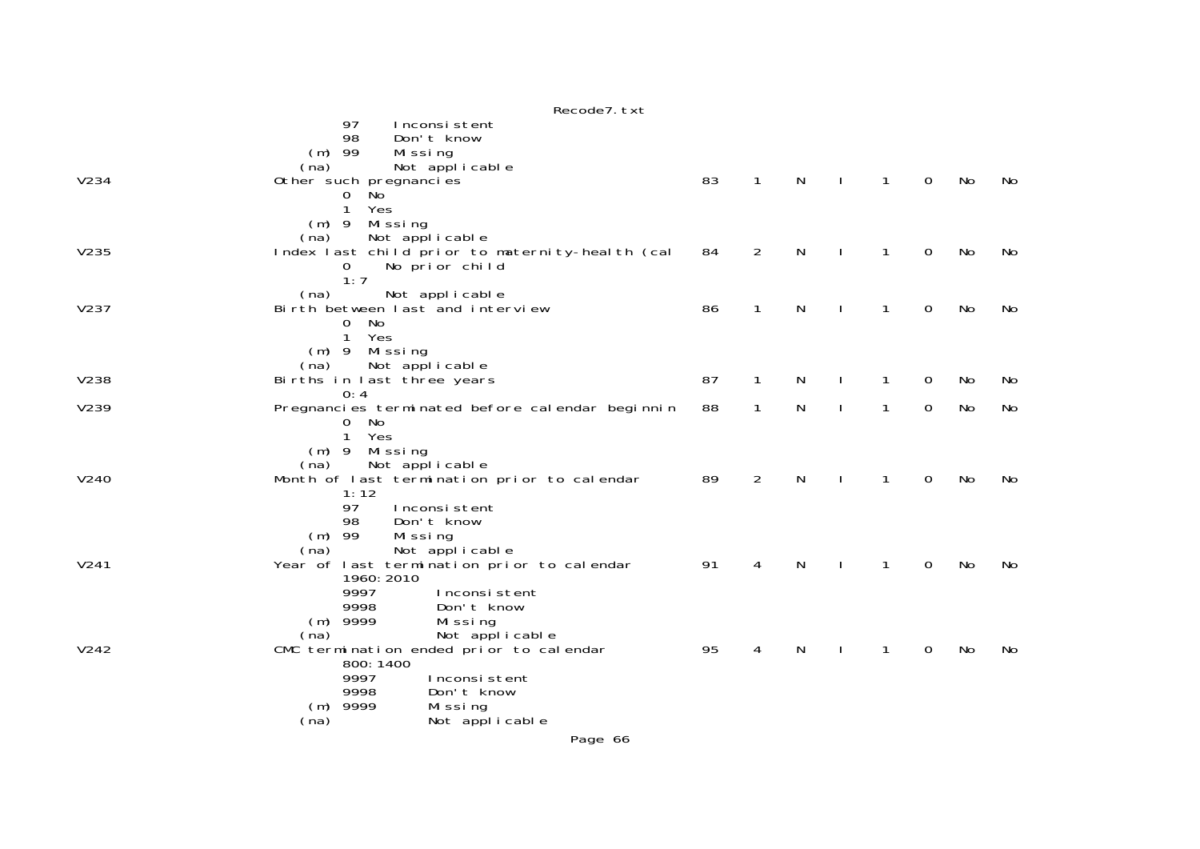```
                97     Inconsistent
                98     Don't know
            (m) 99     Missing
           (na)        Not applicable
V234           Other such pregnancies                           83    1    N    I    1    0    No    No
                0  No
                1  Yes
            (m) 9  Missing
           (na)    Not applicable
V235           Index last child prior to maternity-health (cal  84    2    N    I    1    0    No    No
                0     No prior child
                1:7
           (na)       Not applicable
V237           Birth between last and interview                 86    1    N    I    1    0    No    No
                0  No
                1  Yes
            (m) 9  Missing
           (na)    Not applicable
V238           Births in last three years                       87    1    N    I    1    0    No    No
                0:4
V239           Pregnancies terminated before calendar beginnin  88    1    N    I    1    0    No    No
                0  No
                1  Yes
            (m) 9  Missing
           (na)    Not applicable
V240           Month of last termination prior to calendar      89    2    N    I    1    0    No    No
                1:12
                97     Inconsistent
                98     Don't know
            (m) 99     Missing
           (na)        Not applicable
V241           Year of last termination prior to calendar       91    4    N    I    1    0    No    No
                1960:2010
                9997       Inconsistent
                9998       Don't know
            (m) 9999       Missing
           (na)            Not applicable
V242           CMC termination ended prior to calendar          95    4    N    I    1    0    No    No
                800:1400
                9997      Inconsistent
                9998      Don't know
            (m) 9999      Missing
           (na)           Not applicable
```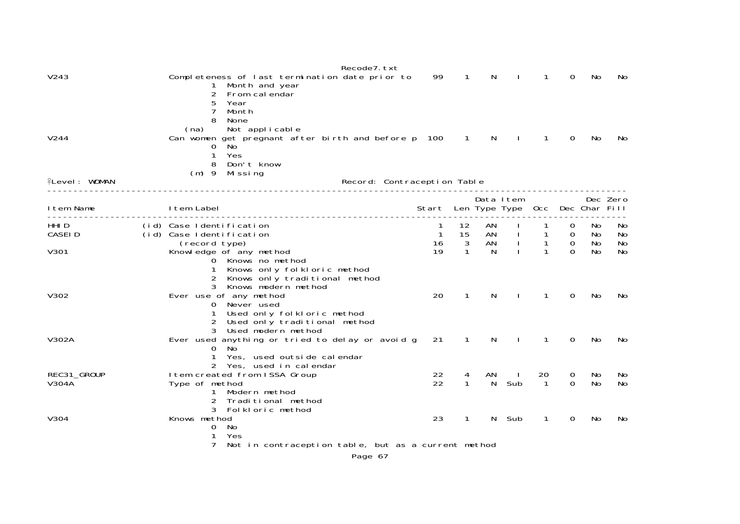| | | Item Label | Start | Len | Data Type | Item Type | Occ | Dec | Dec Char | Zero Fill |
|---|---|---|---|---|---|---|---|---|---|---|
| V243 | | Completeness of last termination date prior to | 99 | 1 | N | I | 1 | 0 | No | No |
| | | 1 Month and year | | | | | | | | |
| | | 2 From calendar | | | | | | | | |
| | | 5 Year | | | | | | | | |
| | | 7 Month | | | | | | | | |
| | | 8 None | | | | | | | | |
| | | (na) Not applicable | | | | | | | | |
| V244 | | Can women get pregnant after birth and before p | 100 | 1 | N | I | 1 | 0 | No | No |
| | | 0 No | | | | | | | | |
| | | 1 Yes | | | | | | | | |
| | | 8 Don't know | | | | | | | | |
| | | (m) 9 Missing | | | | | | | | |

Level: WOMAN — Record: Contraception Table

| Item Name | | Item Label | Start | Len | Data Type | Item Type | Occ | Dec | Dec Char | Zero Fill |
|---|---|---|---|---|---|---|---|---|---|---|
| HHID | (id) | Case Identification | 1 | 12 | AN | I | 1 | 0 | No | No |
| CASEID | (id) | Case Identification | 1 | 15 | AN | I | 1 | 0 | No | No |
| | | (record type) | 16 | 3 | AN | I | 1 | 0 | No | No |
| V301 | | Knowledge of any method | 19 | 1 | N | I | 1 | 0 | No | No |
| | | 0 Knows no method | | | | | | | | |
| | | 1 Knows only folkloric method | | | | | | | | |
| | | 2 Knows only traditional method | | | | | | | | |
| | | 3 Knows modern method | | | | | | | | |
| V302 | | Ever use of any method | 20 | 1 | N | I | 1 | 0 | No | No |
| | | 0 Never used | | | | | | | | |
| | | 1 Used only folkloric method | | | | | | | | |
| | | 2 Used only traditional method | | | | | | | | |
| | | 3 Used modern method | | | | | | | | |
| V302A | | Ever used anything or tried to delay or avoid g | 21 | 1 | N | I | 1 | 0 | No | No |
| | | 0 No | | | | | | | | |
| | | 1 Yes, used outside calendar | | | | | | | | |
| | | 2 Yes, used in calendar | | | | | | | | |
| REC31_GROUP | | Item created from ISSA Group | 22 | 4 | AN | I | 20 | 0 | No | No |
| V304A | | Type of method | 22 | 1 | N | Sub | 1 | 0 | No | No |
| | | 1 Modern method | | | | | | | | |
| | | 2 Traditional method | | | | | | | | |
| | | 3 Folkloric method | | | | | | | | |
| V304 | | Knows method | 23 | 1 | N | Sub | 1 | 0 | No | No |
| | | 0 No | | | | | | | | |
| | | 1 Yes | | | | | | | | |
| | | 7 Not in contraception table, but as a current method | | | | | | | | |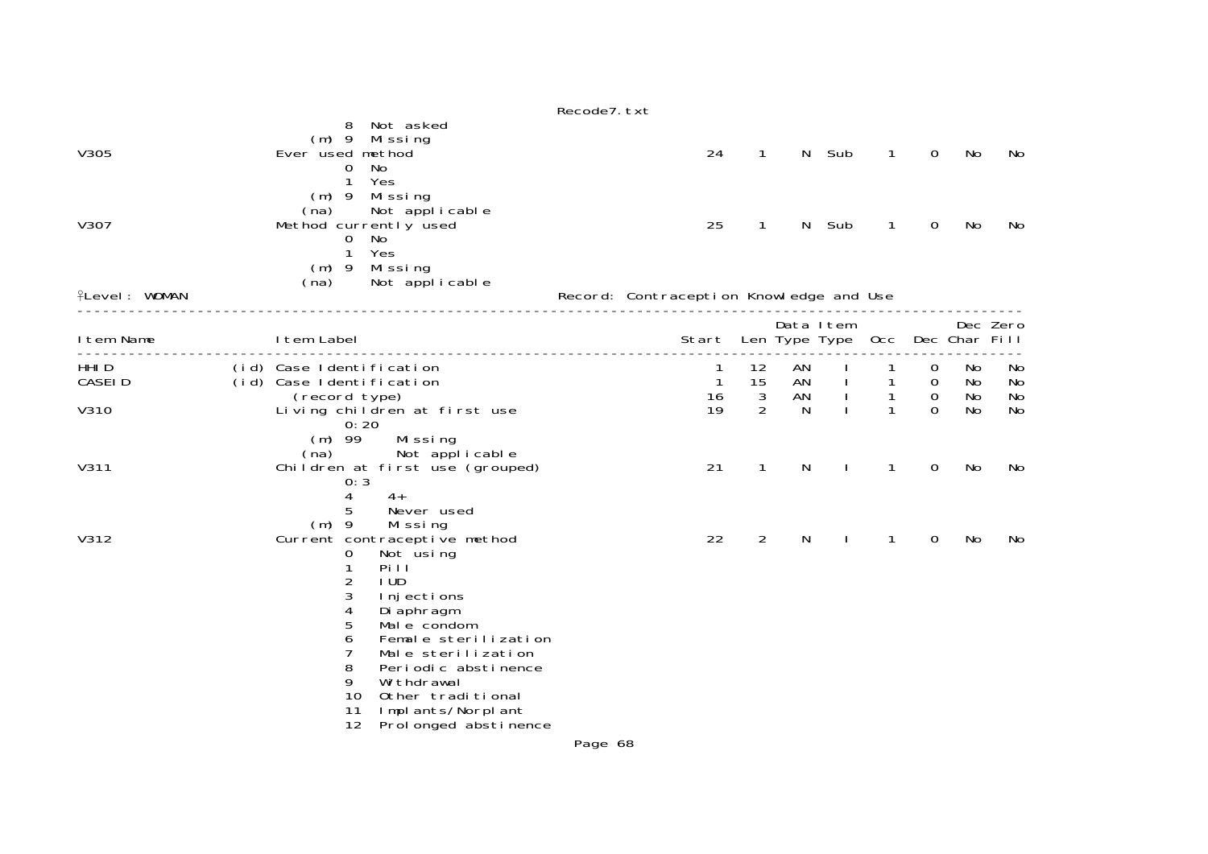```
                    8  Not asked
               (m)  9  Missing
V305              Ever used method                                24    1    N  Sub    1    0   No    No
                    0  No
                    1  Yes
               (m)  9  Missing
              (na)     Not applicable
V307              Method currently used                           25    1    N  Sub    1    0   No    No
                    0  No
                    1  Yes
               (m)  9  Missing
              (na)     Not applicable
```

Level: WOMAN                                    Record: Contraception Knowledge and Use

```
-----------------------------------------------------------------------------------------------------------
                                                                          Data Item            Dec Zero
Item Name              Item Label                               Start  Len Type Type  Occ  Dec Char Fill
-----------------------------------------------------------------------------------------------------------
HHID              (id) Case Identification                          1   12   AN    I    1    0   No    No
CASEID            (id) Case Identification                          1   15   AN    I    1    0   No    No
                       (record type)                               16    3   AN    I    1    0   No    No
V310                   Living children at first use                19    2    N    I    1    0   No    No
                         0:20
                     (m) 99     Missing
                    (na)        Not applicable
V311                   Children at first use (grouped)             21    1    N    I    1    0   No    No
                         0:3
                         4     4+
                         5     Never used
                     (m) 9     Missing
V312                   Current contraceptive method                22    2    N    I    1    0   No    No
                         0   Not using
                         1   Pill
                         2   IUD
                         3   Injections
                         4   Diaphragm
                         5   Male condom
                         6   Female sterilization
                         7   Male sterilization
                         8   Periodic abstinence
                         9   Withdrawal
                         10  Other traditional
                         11  Implants/Norplant
                         12  Prolonged abstinence
```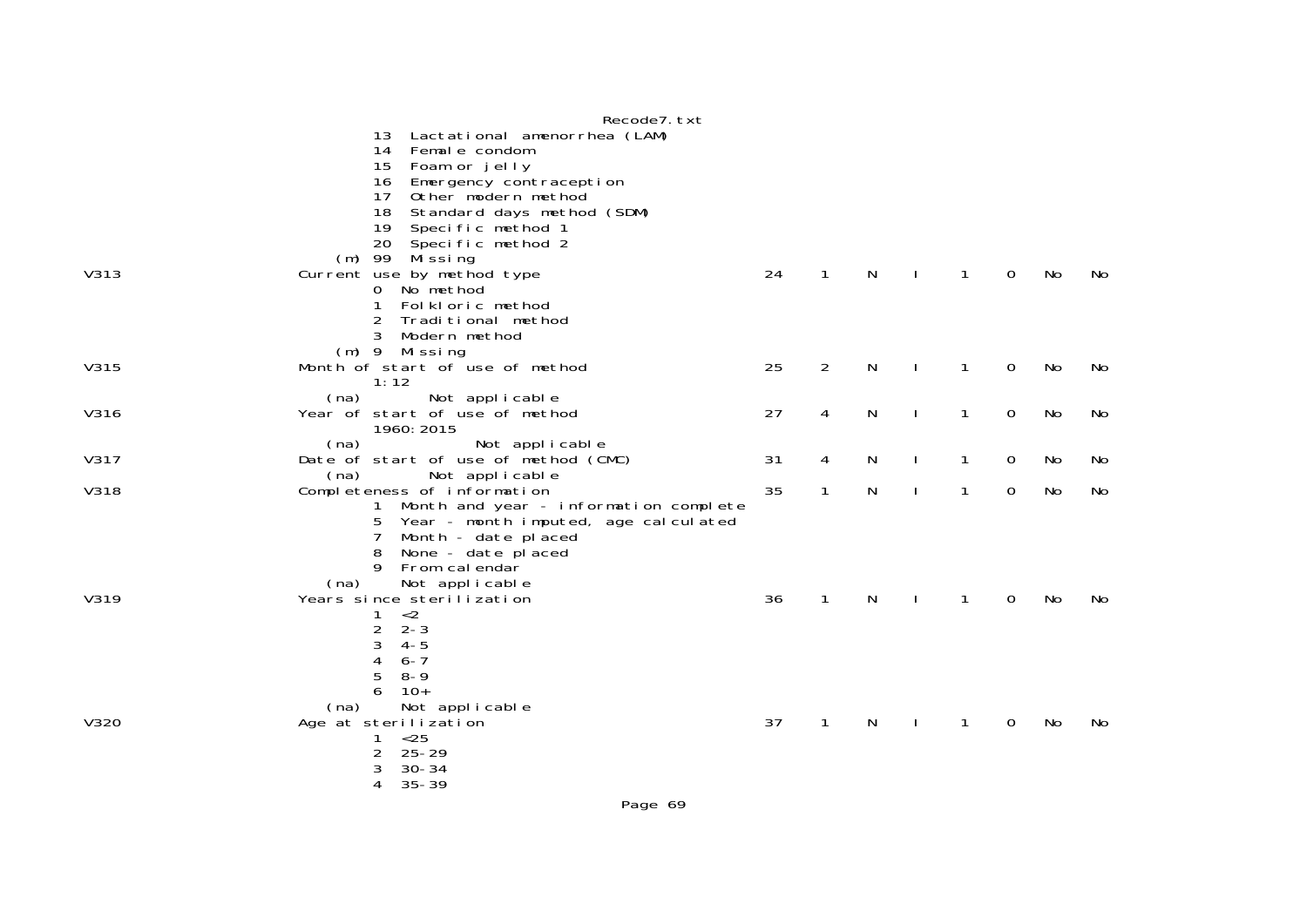```
             13  Lactational amenorrhea (LAM)
             14  Female condom
             15  Foam or jelly
             16  Emergency contraception
             17  Other modern method
             18  Standard days method (SDM)
             19  Specific method 1
             20  Specific method 2
         (m) 99  Missing
V313     Current use by method type                    24   1   N   I   1   0   No   No
              0  No method
              1  Folkloric method
              2  Traditional method
              3  Modern method
          (m) 9  Missing
V315     Month of start of use of method               25   2   N   I   1   0   No   No
             1:12
         (na)       Not applicable
V316     Year of start of use of method                27   4   N   I   1   0   No   No
             1960:2015
         (na)             Not applicable
V317     Date of start of use of method (CMC)          31   4   N   I   1   0   No   No
         (na)       Not applicable
V318     Completeness of information                   35   1   N   I   1   0   No   No
              1  Month and year - information complete
              5  Year - month imputed, age calculated
              7  Month - date placed
              8  None - date placed
              9  From calendar
         (na)    Not applicable
V319     Years since sterilization                     36   1   N   I   1   0   No   No
              1  <2
              2  2-3
              3  4-5
              4  6-7
              5  8-9
              6  10+
         (na)    Not applicable
V320     Age at sterilization                          37   1   N   I   1   0   No   No
              1  <25
              2  25-29
              3  30-34
              4  35-39
```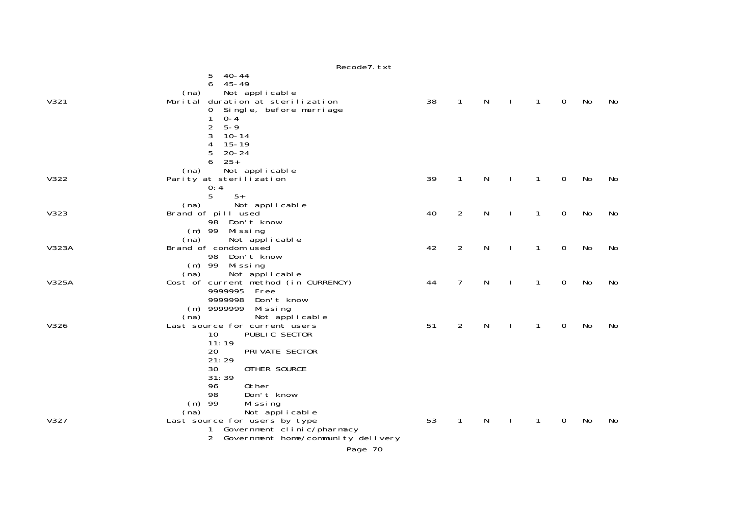```
                         5  40-44
                         6  45-49
                 (na)       Not applicable
V321                     Marital duration at sterilization                38    1    N    I    1    0    No    No
                         0  Single, before marriage
                         1  0-4
                         2  5-9
                         3  10-14
                         4  15-19
                         5  20-24
                         6  25+
                 (na)       Not applicable
V322                     Parity at sterilization                          39    1    N    I    1    0    No    No
                         0:4
                         5     5+
                 (na)          Not applicable
V323                     Brand of pill used                               40    2    N    I    1    0    No    No
                         98  Don't know
                  (m) 99  Missing
                 (na)        Not applicable
V323A                    Brand of condom used                             42    2    N    I    1    0    No    No
                         98  Don't know
                  (m) 99  Missing
                 (na)        Not applicable
V325A                    Cost of current method (in CURRENCY)             44    7    N    I    1    0    No    No
                         9999995  Free
                         9999998  Don't know
                  (m) 9999999  Missing
                 (na)             Not applicable
V326                     Last source for current users                    51    2    N    I    1    0    No    No
                         10       PUBLIC SECTOR
                         11:19
                         20       PRIVATE SECTOR
                         21:29
                         30       OTHER SOURCE
                         31:39
                         96       Other
                         98       Don't know
                  (m) 99       Missing
                 (na)          Not applicable
V327                     Last source for users by type                    53    1    N    I    1    0    No    No
                         1  Government clinic/pharmacy
                         2  Government home/community delivery
```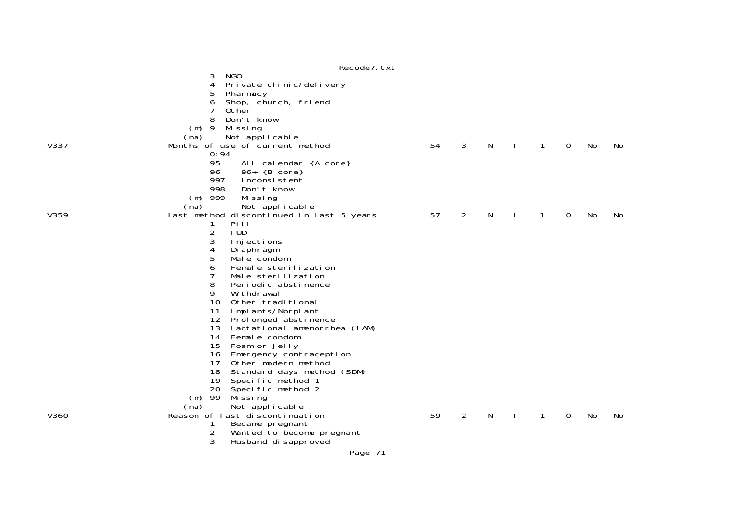```
          3  NGO
          4  Private clinic/delivery
          5  Pharmacy
          6  Shop, church, friend
          7  Other
          8  Don't know
      (m) 9  Missing
     (na)    Not applicable
V337                Months of use of current method              54   3   N   I   1   0   No   No
          0:94
          95     All calendar {A core}
          96     96+ {B core}
          997    Inconsistent
          998    Don't know
      (m) 999    Missing
     (na)        Not applicable
V359                Last method discontinued in last 5 years     57   2   N   I   1   0   No   No
          1    Pill
          2    IUD
          3    Injections
          4    Diaphragm
          5    Male condom
          6    Female sterilization
          7    Male sterilization
          8    Periodic abstinence
          9    Withdrawal
          10   Other traditional
          11   Implants/Norplant
          12   Prolonged abstinence
          13   Lactational amenorrhea (LAM)
          14   Female condom
          15   Foam or jelly
          16   Emergency contraception
          17   Other modern method
          18   Standard days method (SDM)
          19   Specific method 1
          20   Specific method 2
      (m) 99   Missing
     (na)      Not applicable
V360                Reason of last discontinuation               59   2   N   I   1   0   No   No
          1    Became pregnant
          2    Wanted to become pregnant
          3    Husband disapproved
```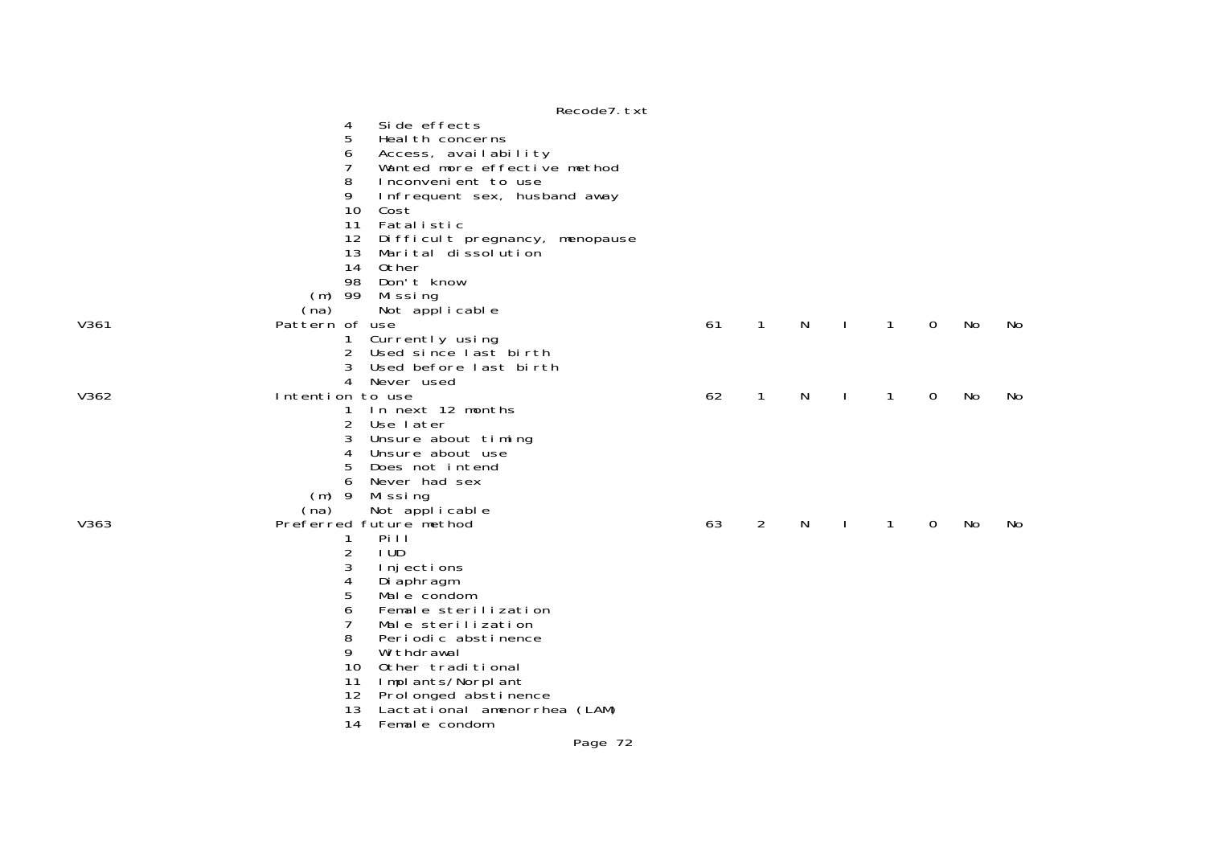```
                         4   Side effects
                         5   Health concerns
                         6   Access, availability
                         7   Wanted more effective method
                         8   Inconvenient to use
                         9   Infrequent sex, husband away
                         10  Cost
                         11  Fatalistic
                         12  Difficult pregnancy, menopause
                         13  Marital dissolution
                         14  Other
                         98  Don't know
                     (m) 99  Missing
                    (na)     Not applicable
V361                Pattern of use                            61   1   N   I   1   0   No   No
                         1  Currently using
                         2  Used since last birth
                         3  Used before last birth
                         4  Never used
V362                Intention to use                          62   1   N   I   1   0   No   No
                         1  In next 12 months
                         2  Use later
                         3  Unsure about timing
                         4  Unsure about use
                         5  Does not intend
                         6  Never had sex
                     (m) 9  Missing
                    (na)    Not applicable
V363                Preferred future method                   63   2   N   I   1   0   No   No
                         1   Pill
                         2   IUD
                         3   Injections
                         4   Diaphragm
                         5   Male condom
                         6   Female sterilization
                         7   Male sterilization
                         8   Periodic abstinence
                         9   Withdrawal
                         10  Other traditional
                         11  Implants/Norplant
                         12  Prolonged abstinence
                         13  Lactational amenorrhea (LAM)
                         14  Female condom
```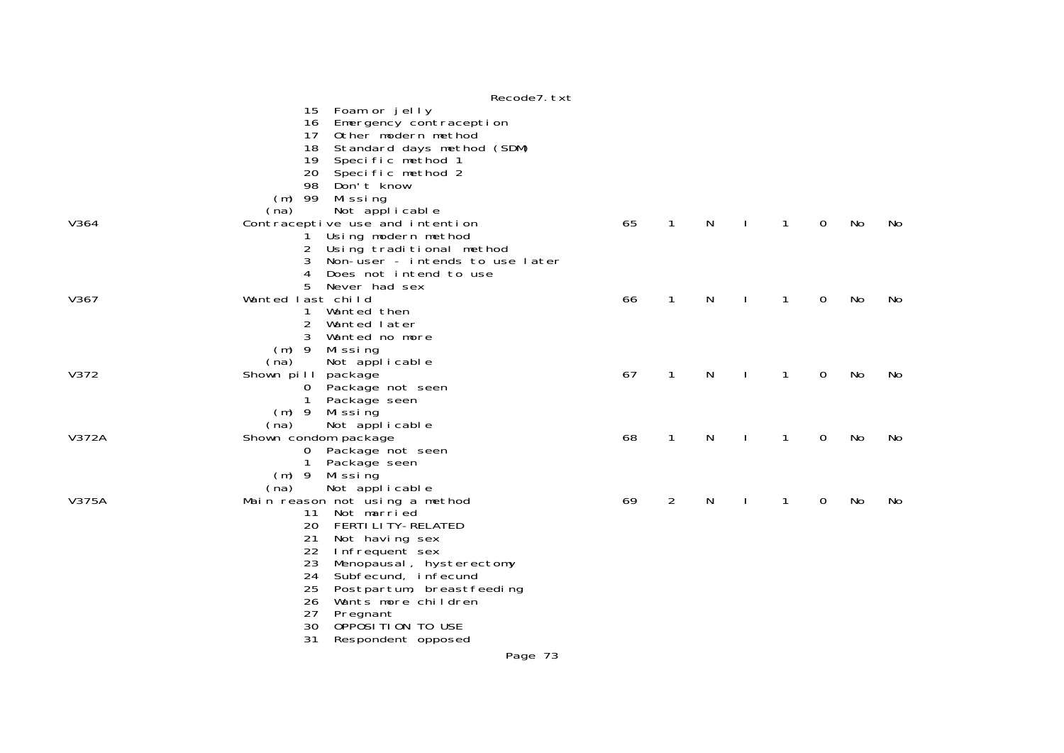```
                15  Foam or jelly
                16  Emergency contraception
                17  Other modern method
                18  Standard days method (SDM)
                19  Specific method 1
                20  Specific method 2
                98  Don't know
            (m) 99  Missing
           (na)     Not applicable
V364       Contraceptive use and intention               65   1   N   I   1   0   No   No
                1  Using modern method
                2  Using traditional method
                3  Non-user - intends to use later
                4  Does not intend to use
                5  Never had sex
V367       Wanted last child                             66   1   N   I   1   0   No   No
                1  Wanted then
                2  Wanted later
                3  Wanted no more
            (m) 9  Missing
           (na)    Not applicable
V372       Shown pill package                            67   1   N   I   1   0   No   No
                0  Package not seen
                1  Package seen
            (m) 9  Missing
           (na)    Not applicable
V372A      Shown condom package                          68   1   N   I   1   0   No   No
                0  Package not seen
                1  Package seen
            (m) 9  Missing
           (na)    Not applicable
V375A      Main reason not using a method                69   2   N   I   1   0   No   No
                11  Not married
                20  FERTILITY-RELATED
                21  Not having sex
                22  Infrequent sex
                23  Menopausal, hysterectomy
                24  Subfecund, infecund
                25  Postpartum, breastfeeding
                26  Wants more children
                27  Pregnant
                30  OPPOSITION TO USE
                31  Respondent opposed
```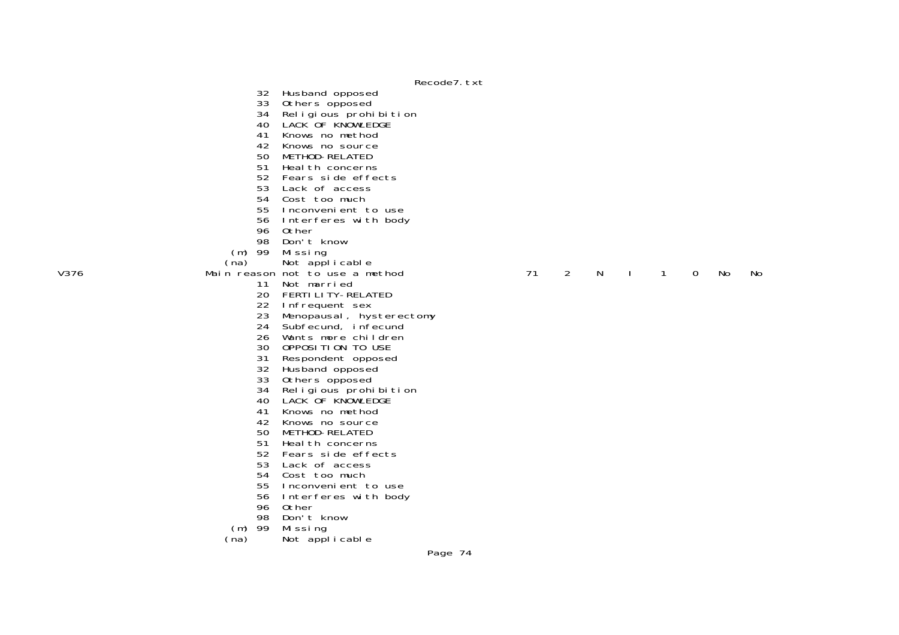```
                              32  Husband opposed
                              33  Others opposed
                              34  Religious prohibition
                              40  LACK OF KNOWLEDGE
                              41  Knows no method
                              42  Knows no source
                              50  METHOD-RELATED
                              51  Health concerns
                              52  Fears side effects
                              53  Lack of access
                              54  Cost too much
                              55  Inconvenient to use
                              56  Interferes with body
                              96  Other
                              98  Don't know
                          (m) 99  Missing
                         (na)     Not applicable
V376                 Main reason not to use a method           71    2    N    I    1    0    No    No
                              11  Not married
                              20  FERTILITY-RELATED
                              22  Infrequent sex
                              23  Menopausal, hysterectomy
                              24  Subfecund, infecund
                              26  Wants more children
                              30  OPPOSITION TO USE
                              31  Respondent opposed
                              32  Husband opposed
                              33  Others opposed
                              34  Religious prohibition
                              40  LACK OF KNOWLEDGE
                              41  Knows no method
                              42  Knows no source
                              50  METHOD-RELATED
                              51  Health concerns
                              52  Fears side effects
                              53  Lack of access
                              54  Cost too much
                              55  Inconvenient to use
                              56  Interferes with body
                              96  Other
                              98  Don't know
                          (m) 99  Missing
                         (na)     Not applicable
```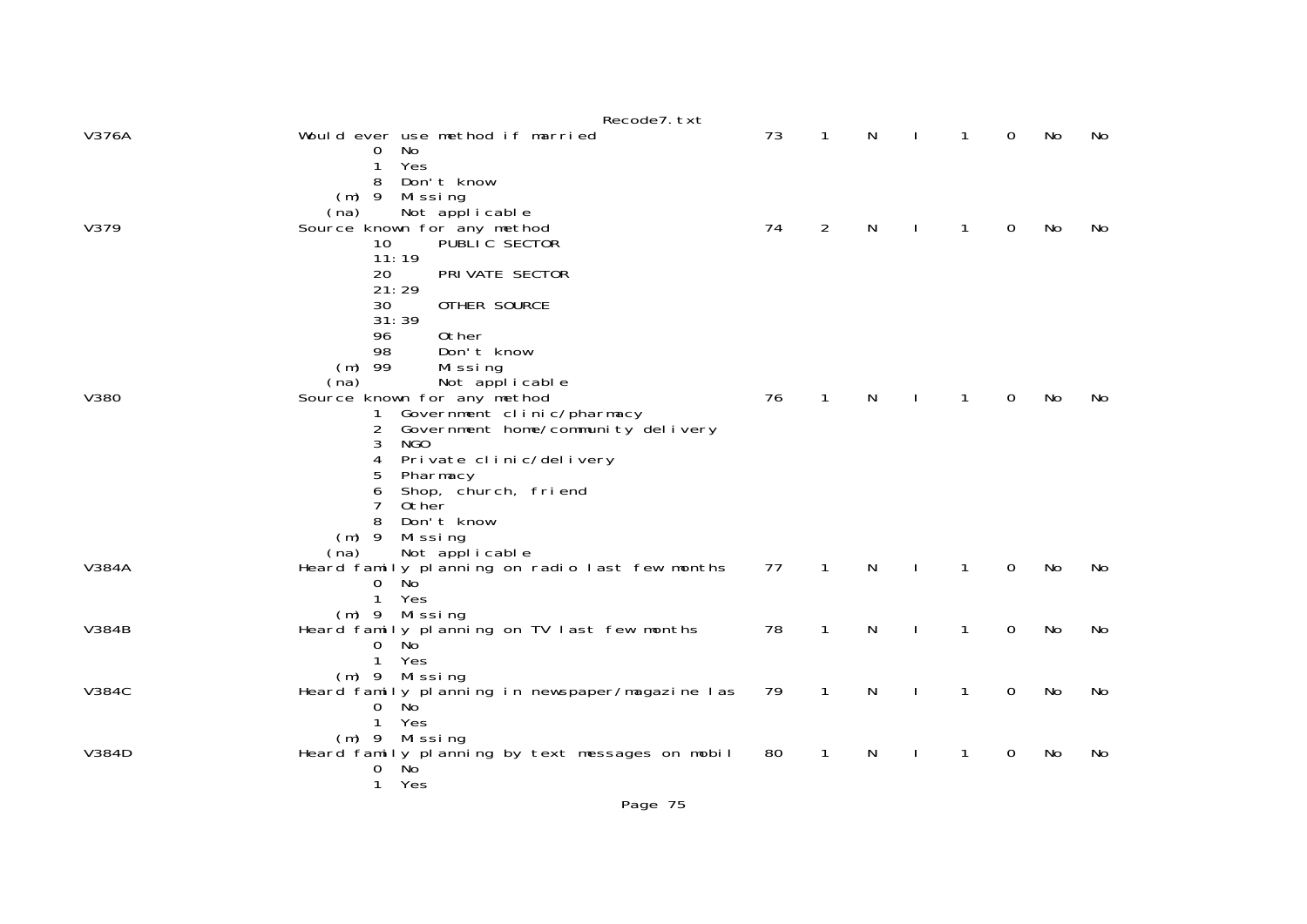```
V376A                Would ever use method if married               73    1    N    I    1    0    No    No
                             0  No
                             1  Yes
                             8  Don't know
                         (m) 9  Missing
                        (na)    Not applicable
V379                 Source known for any method                    74    2    N    I    1    0    No    No
                             10      PUBLIC SECTOR
                             11:19
                             20      PRIVATE SECTOR
                             21:29
                             30      OTHER SOURCE
                             31:39
                             96      Other
                             98      Don't know
                         (m) 99      Missing
                        (na)         Not applicable
V380                 Source known for any method                    76    1    N    I    1    0    No    No
                             1  Government clinic/pharmacy
                             2  Government home/community delivery
                             3  NGO
                             4  Private clinic/delivery
                             5  Pharmacy
                             6  Shop, church, friend
                             7  Other
                             8  Don't know
                         (m) 9  Missing
                        (na)    Not applicable
V384A                Heard family planning on radio last few months 77    1    N    I    1    0    No    No
                             0  No
                             1  Yes
                         (m) 9  Missing
V384B                Heard family planning on TV last few months    78    1    N    I    1    0    No    No
                             0  No
                             1  Yes
                         (m) 9  Missing
V384C                Heard family planning in newspaper/magazine las 79   1    N    I    1    0    No    No
                             0  No
                             1  Yes
                         (m) 9  Missing
V384D                Heard family planning by text messages on mobil 80   1    N    I    1    0    No    No
                             0  No
                             1  Yes
```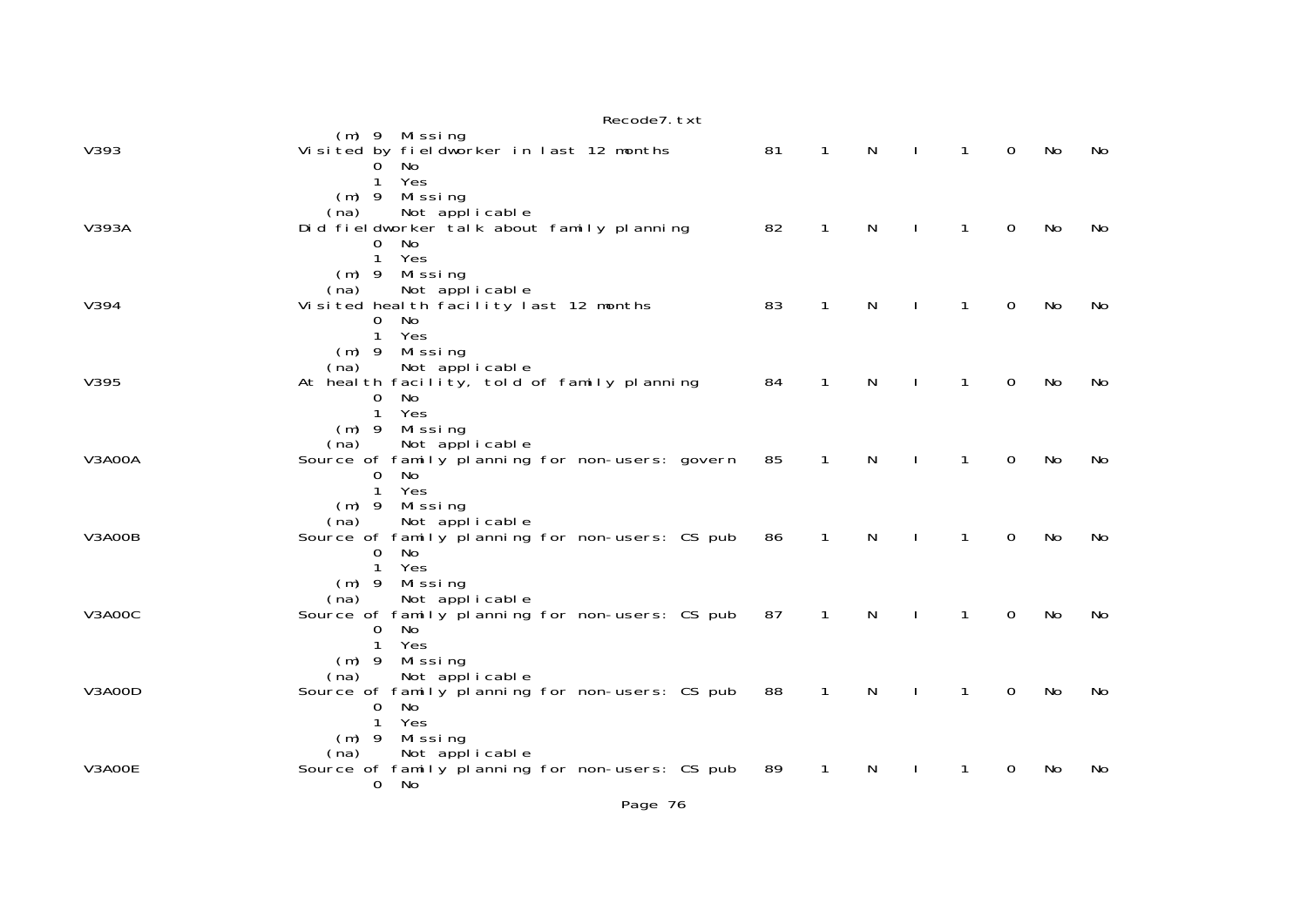```
                    (m) 9  Missing
V393                Visited by fieldworker in last 12 months          81    1    N    I    1    0    No    No
                          0  No
                          1  Yes
                      (m) 9  Missing
                     (na)    Not applicable
V393A               Did fieldworker talk about family planning        82    1    N    I    1    0    No    No
                          0  No
                          1  Yes
                      (m) 9  Missing
                     (na)    Not applicable
V394                Visited health facility last 12 months            83    1    N    I    1    0    No    No
                          0  No
                          1  Yes
                      (m) 9  Missing
                     (na)    Not applicable
V395                At health facility, told of family planning       84    1    N    I    1    0    No    No
                          0  No
                          1  Yes
                      (m) 9  Missing
                     (na)    Not applicable
V3A00A              Source of family planning for non-users: govern   85    1    N    I    1    0    No    No
                          0  No
                          1  Yes
                      (m) 9  Missing
                     (na)    Not applicable
V3A00B              Source of family planning for non-users: CS pub   86    1    N    I    1    0    No    No
                          0  No
                          1  Yes
                      (m) 9  Missing
                     (na)    Not applicable
V3A00C              Source of family planning for non-users: CS pub   87    1    N    I    1    0    No    No
                          0  No
                          1  Yes
                      (m) 9  Missing
                     (na)    Not applicable
V3A00D              Source of family planning for non-users: CS pub   88    1    N    I    1    0    No    No
                          0  No
                          1  Yes
                      (m) 9  Missing
                     (na)    Not applicable
V3A00E              Source of family planning for non-users: CS pub   89    1    N    I    1    0    No    No
                          0  No
```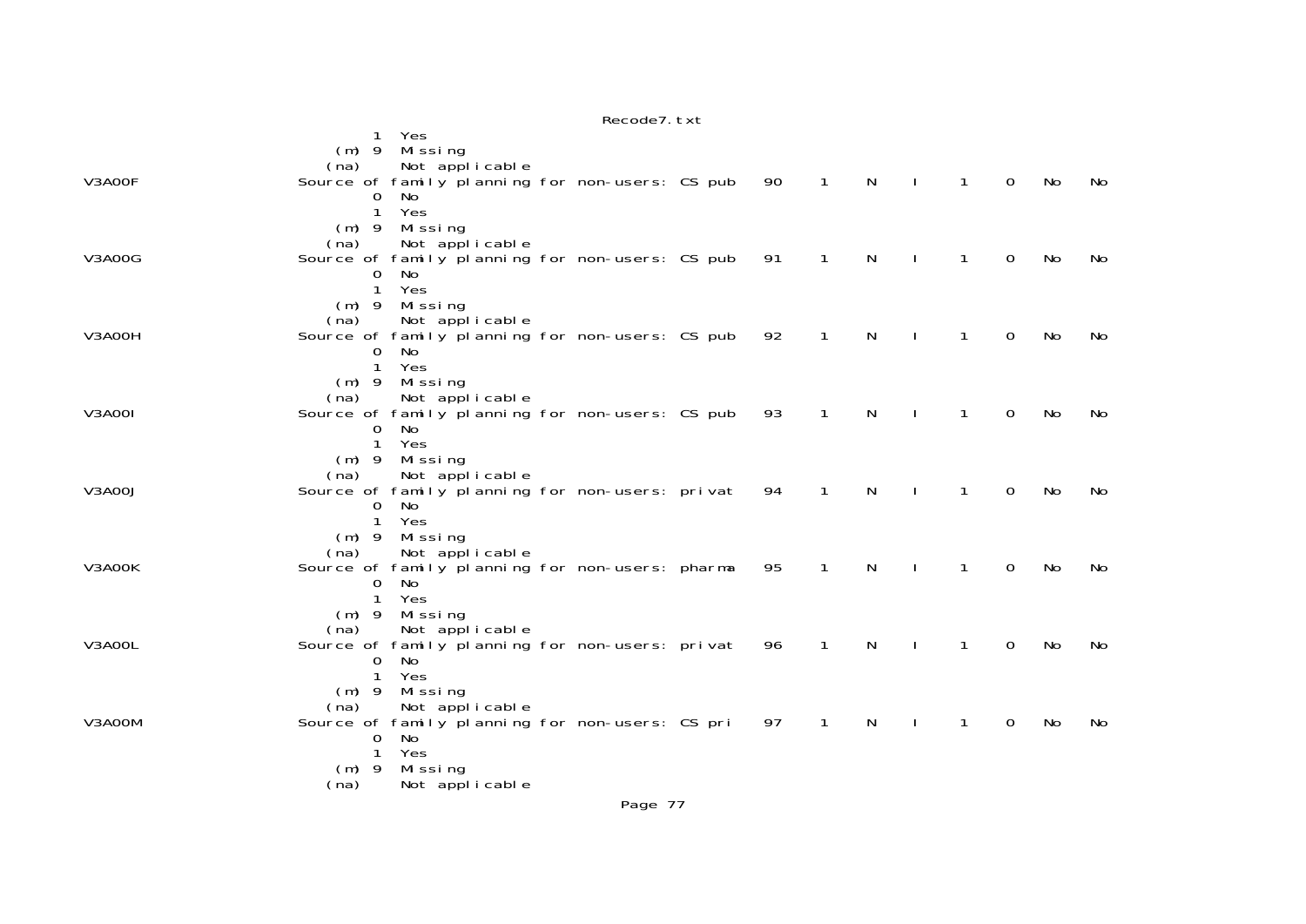```
                        1  Yes
                   (m)  9  Missing
                  (na)     Not applicable
V3A00F               Source of family planning for non-users: CS pub    90    1    N    I    1    0   No   No
                        0  No
                        1  Yes
                   (m)  9  Missing
                  (na)     Not applicable
V3A00G               Source of family planning for non-users: CS pub    91    1    N    I    1    0   No   No
                        0  No
                        1  Yes
                   (m)  9  Missing
                  (na)     Not applicable
V3A00H               Source of family planning for non-users: CS pub    92    1    N    I    1    0   No   No
                        0  No
                        1  Yes
                   (m)  9  Missing
                  (na)     Not applicable
V3A00I               Source of family planning for non-users: CS pub    93    1    N    I    1    0   No   No
                        0  No
                        1  Yes
                   (m)  9  Missing
                  (na)     Not applicable
V3A00J               Source of family planning for non-users: privat    94    1    N    I    1    0   No   No
                        0  No
                        1  Yes
                   (m)  9  Missing
                  (na)     Not applicable
V3A00K               Source of family planning for non-users: pharma    95    1    N    I    1    0   No   No
                        0  No
                        1  Yes
                   (m)  9  Missing
                  (na)     Not applicable
V3A00L               Source of family planning for non-users: privat    96    1    N    I    1    0   No   No
                        0  No
                        1  Yes
                   (m)  9  Missing
                  (na)     Not applicable
V3A00M               Source of family planning for non-users: CS pri    97    1    N    I    1    0   No   No
                        0  No
                        1  Yes
                   (m)  9  Missing
                  (na)     Not applicable
```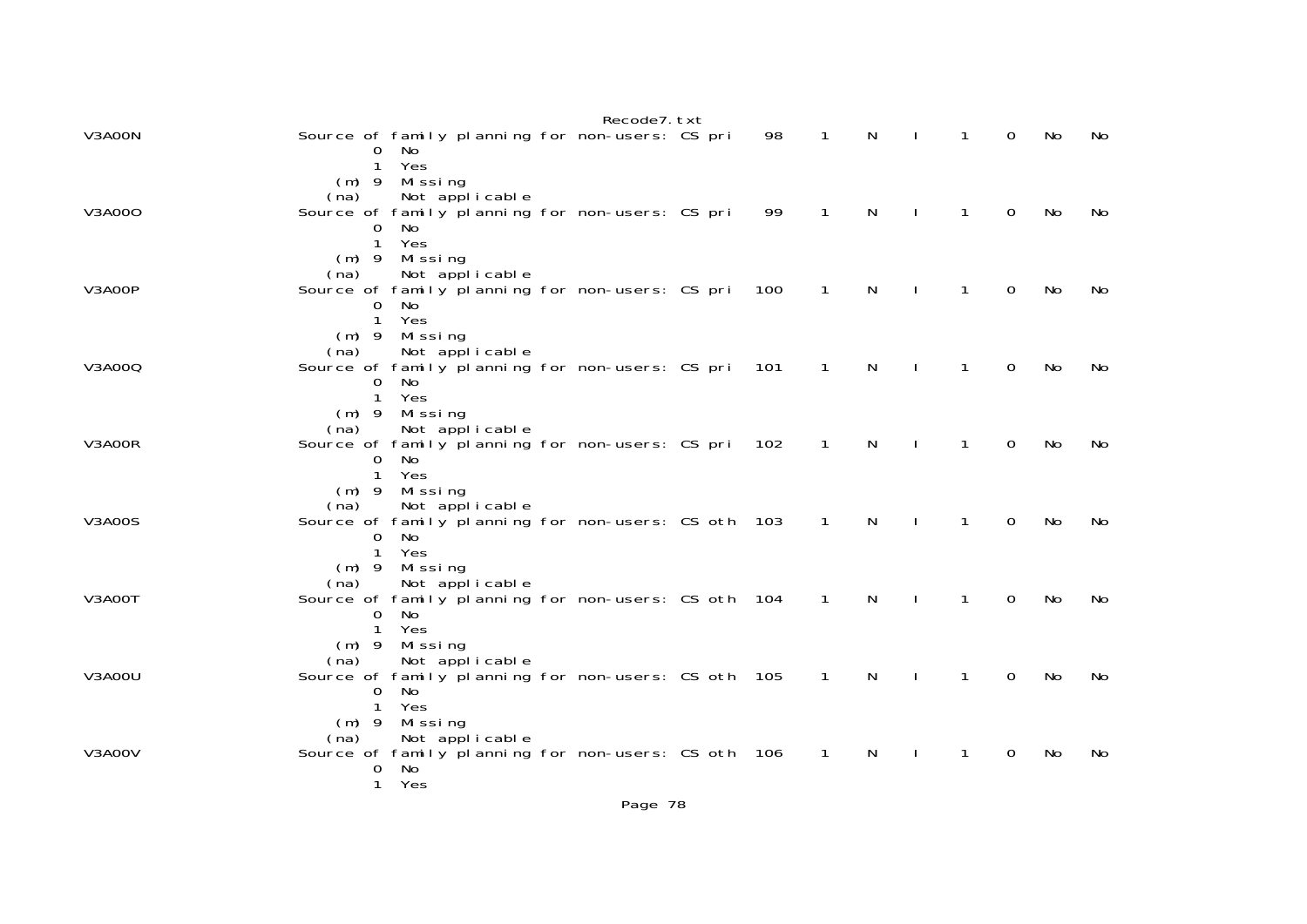```
V3A00N                  Source of family planning for non-users: CS pri    98    1    N    I    1    0   No   No
                                 0  No
                                 1  Yes
                             (m) 9  Missing
                            (na)    Not applicable
V3A00O                  Source of family planning for non-users: CS pri    99    1    N    I    1    0   No   No
                                 0  No
                                 1  Yes
                             (m) 9  Missing
                            (na)    Not applicable
V3A00P                  Source of family planning for non-users: CS pri   100    1    N    I    1    0   No   No
                                 0  No
                                 1  Yes
                             (m) 9  Missing
                            (na)    Not applicable
V3A00Q                  Source of family planning for non-users: CS pri   101    1    N    I    1    0   No   No
                                 0  No
                                 1  Yes
                             (m) 9  Missing
                            (na)    Not applicable
V3A00R                  Source of family planning for non-users: CS pri   102    1    N    I    1    0   No   No
                                 0  No
                                 1  Yes
                             (m) 9  Missing
                            (na)    Not applicable
V3A00S                  Source of family planning for non-users: CS oth   103    1    N    I    1    0   No   No
                                 0  No
                                 1  Yes
                             (m) 9  Missing
                            (na)    Not applicable
V3A00T                  Source of family planning for non-users: CS oth   104    1    N    I    1    0   No   No
                                 0  No
                                 1  Yes
                             (m) 9  Missing
                            (na)    Not applicable
V3A00U                  Source of family planning for non-users: CS oth   105    1    N    I    1    0   No   No
                                 0  No
                                 1  Yes
                             (m) 9  Missing
                            (na)    Not applicable
V3A00V                  Source of family planning for non-users: CS oth   106    1    N    I    1    0   No   No
                                 0  No
                                 1  Yes
```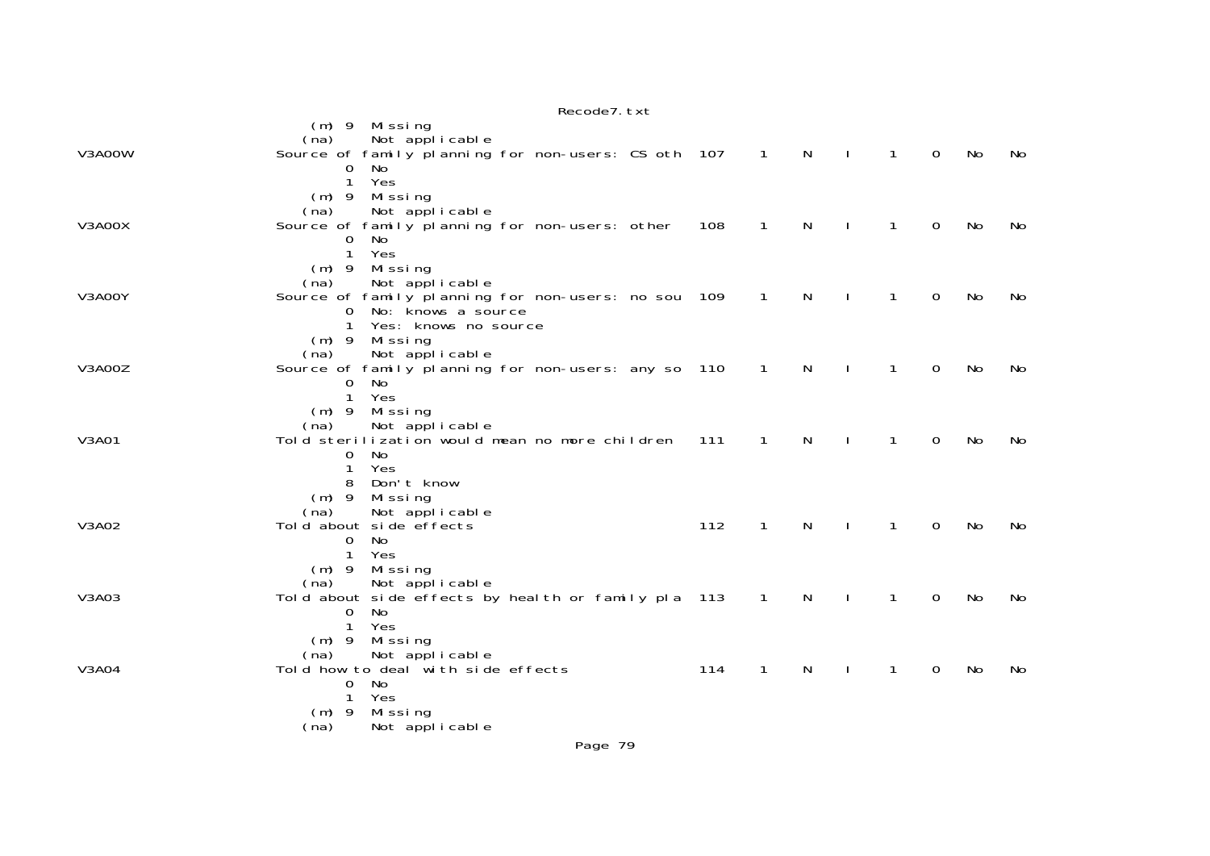```
                     (m) 9  Missing
                    (na)    Not applicable
V3A00W              Source of family planning for non-users: CS oth  107    1    N    I    1    0   No    No
                         0  No
                         1  Yes
                     (m) 9  Missing
                    (na)    Not applicable
V3A00X              Source of family planning for non-users: other   108    1    N    I    1    0   No    No
                         0  No
                         1  Yes
                     (m) 9  Missing
                    (na)    Not applicable
V3A00Y              Source of family planning for non-users: no sou  109    1    N    I    1    0   No    No
                         0  No: knows a source
                         1  Yes: knows no source
                     (m) 9  Missing
                    (na)    Not applicable
V3A00Z              Source of family planning for non-users: any so  110    1    N    I    1    0   No    No
                         0  No
                         1  Yes
                     (m) 9  Missing
                    (na)    Not applicable
V3A01               Told sterilization would mean no more children   111    1    N    I    1    0   No    No
                         0  No
                         1  Yes
                         8  Don't know
                     (m) 9  Missing
                    (na)    Not applicable
V3A02               Told about side effects                          112    1    N    I    1    0   No    No
                         0  No
                         1  Yes
                     (m) 9  Missing
                    (na)    Not applicable
V3A03               Told about side effects by health or family pla  113    1    N    I    1    0   No    No
                         0  No
                         1  Yes
                     (m) 9  Missing
                    (na)    Not applicable
V3A04               Told how to deal with side effects               114    1    N    I    1    0   No    No
                         0  No
                         1  Yes
                     (m) 9  Missing
                    (na)    Not applicable
```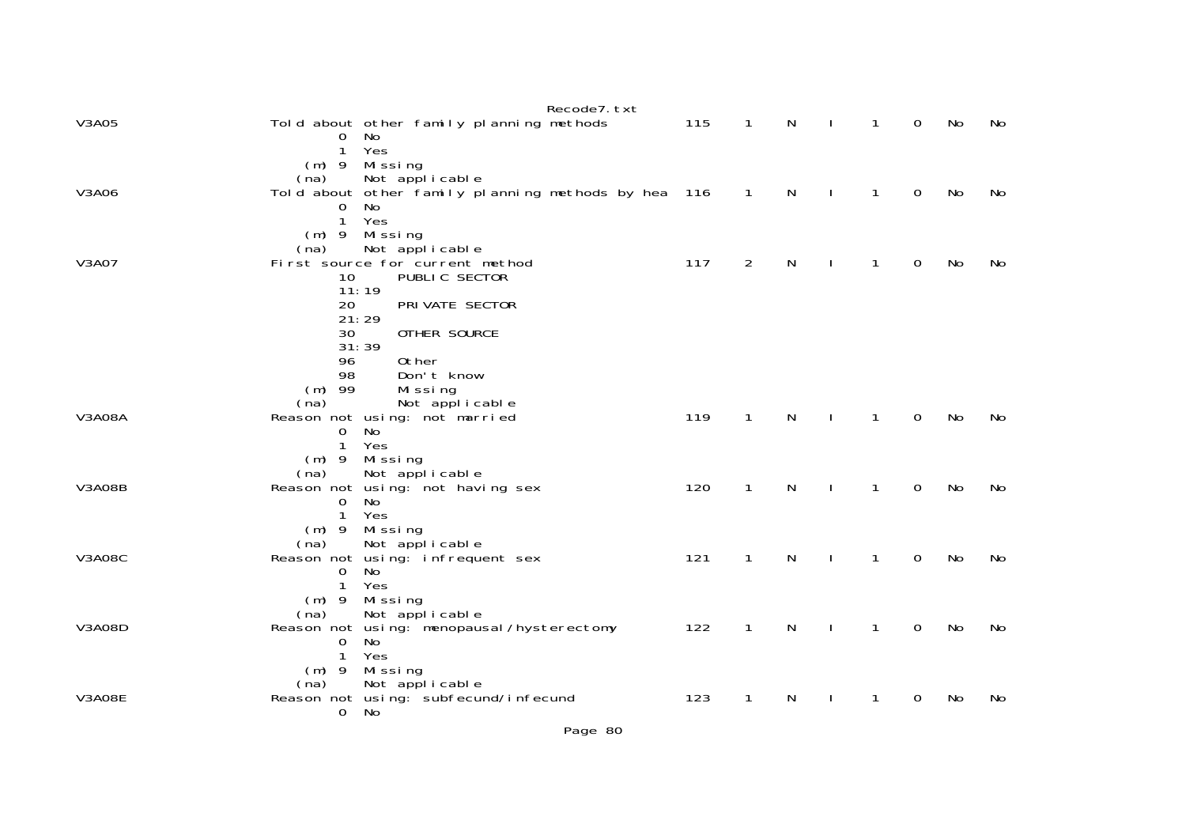```
V3A05                 Told about other family planning methods         115    1    N    I    1    0   No   No
                               0  No
                               1  Yes
                         (m) 9  Missing
                        (na)    Not applicable
V3A06                 Told about other family planning methods by hea  116    1    N    I    1    0   No   No
                               0  No
                               1  Yes
                         (m) 9  Missing
                        (na)    Not applicable
V3A07                 First source for current method                  117    2    N    I    1    0   No   No
                              10      PUBLIC SECTOR
                              11:19
                              20      PRIVATE SECTOR
                              21:29
                              30      OTHER SOURCE
                              31:39
                              96      Other
                              98      Don't know
                         (m) 99      Missing
                        (na)         Not applicable
V3A08A                Reason not using: not married                    119    1    N    I    1    0   No   No
                               0  No
                               1  Yes
                         (m) 9  Missing
                        (na)    Not applicable
V3A08B                Reason not using: not having sex                 120    1    N    I    1    0   No   No
                               0  No
                               1  Yes
                         (m) 9  Missing
                        (na)    Not applicable
V3A08C                Reason not using: infrequent sex                 121    1    N    I    1    0   No   No
                               0  No
                               1  Yes
                         (m) 9  Missing
                        (na)    Not applicable
V3A08D                Reason not using: menopausal/hysterectomy        122    1    N    I    1    0   No   No
                               0  No
                               1  Yes
                         (m) 9  Missing
                        (na)    Not applicable
V3A08E                Reason not using: subfecund/infecund             123    1    N    I    1    0   No   No
                               0  No
```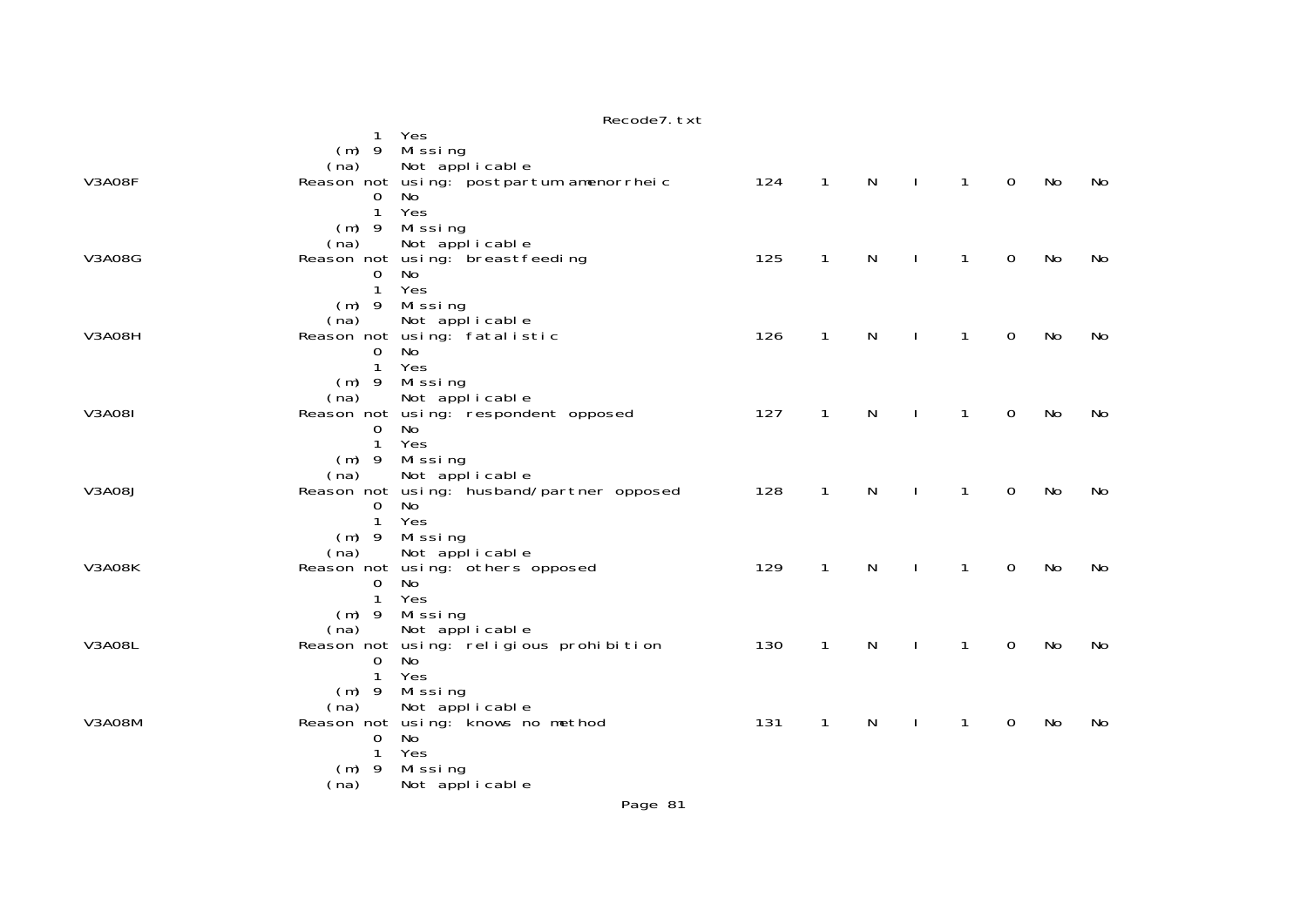```
                    1  Yes
               (m)  9  Missing
               (na)    Not applicable
V3A08F         Reason not using: postpartum amenorrheic      124    1    N    I    1    0    No    No
                    0  No
                    1  Yes
               (m)  9  Missing
               (na)    Not applicable
V3A08G         Reason not using: breastfeeding               125    1    N    I    1    0    No    No
                    0  No
                    1  Yes
               (m)  9  Missing
               (na)    Not applicable
V3A08H         Reason not using: fatalistic                  126    1    N    I    1    0    No    No
                    0  No
                    1  Yes
               (m)  9  Missing
               (na)    Not applicable
V3A08I         Reason not using: respondent opposed          127    1    N    I    1    0    No    No
                    0  No
                    1  Yes
               (m)  9  Missing
               (na)    Not applicable
V3A08J         Reason not using: husband/partner opposed     128    1    N    I    1    0    No    No
                    0  No
                    1  Yes
               (m)  9  Missing
               (na)    Not applicable
V3A08K         Reason not using: others opposed              129    1    N    I    1    0    No    No
                    0  No
                    1  Yes
               (m)  9  Missing
               (na)    Not applicable
V3A08L         Reason not using: religious prohibition       130    1    N    I    1    0    No    No
                    0  No
                    1  Yes
               (m)  9  Missing
               (na)    Not applicable
V3A08M         Reason not using: knows no method             131    1    N    I    1    0    No    No
                    0  No
                    1  Yes
               (m)  9  Missing
               (na)    Not applicable
```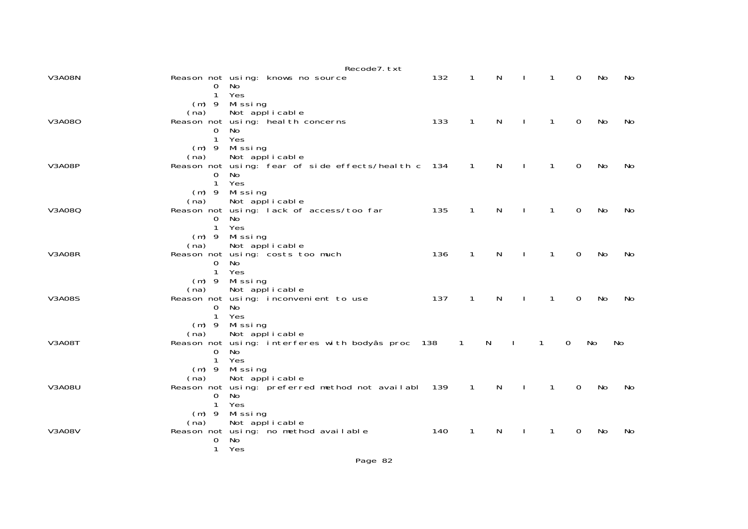```
V3A08N                    Reason not using: knows no source                132    1    N    I    1    0   No   No
                                0  No
                                1  Yes
                            (m) 9  Missing
                           (na)    Not applicable
V3A08O                    Reason not using: health concerns                133    1    N    I    1    0   No   No
                                0  No
                                1  Yes
                            (m) 9  Missing
                           (na)    Not applicable
V3A08P                    Reason not using: fear of side effects/health c  134    1    N    I    1    0   No   No
                                0  No
                                1  Yes
                            (m) 9  Missing
                           (na)    Not applicable
V3A08Q                    Reason not using: lack of access/too far         135    1    N    I    1    0   No   No
                                0  No
                                1  Yes
                            (m) 9  Missing
                           (na)    Not applicable
V3A08R                    Reason not using: costs too much                 136    1    N    I    1    0   No   No
                                0  No
                                1  Yes
                            (m) 9  Missing
                           (na)    Not applicable
V3A08S                    Reason not using: inconvenient to use            137    1    N    I    1    0   No   No
                                0  No
                                1  Yes
                            (m) 9  Missing
                           (na)    Not applicable
V3A08T                    Reason not using: interferes with bodyâs proc  138    1    N    I    1    0   No   No
                                0  No
                                1  Yes
                            (m) 9  Missing
                           (na)    Not applicable
V3A08U                    Reason not using: preferred method not availabl  139    1    N    I    1    0   No   No
                                0  No
                                1  Yes
                            (m) 9  Missing
                           (na)    Not applicable
V3A08V                    Reason not using: no method available            140    1    N    I    1    0   No   No
                                0  No
                                1  Yes
```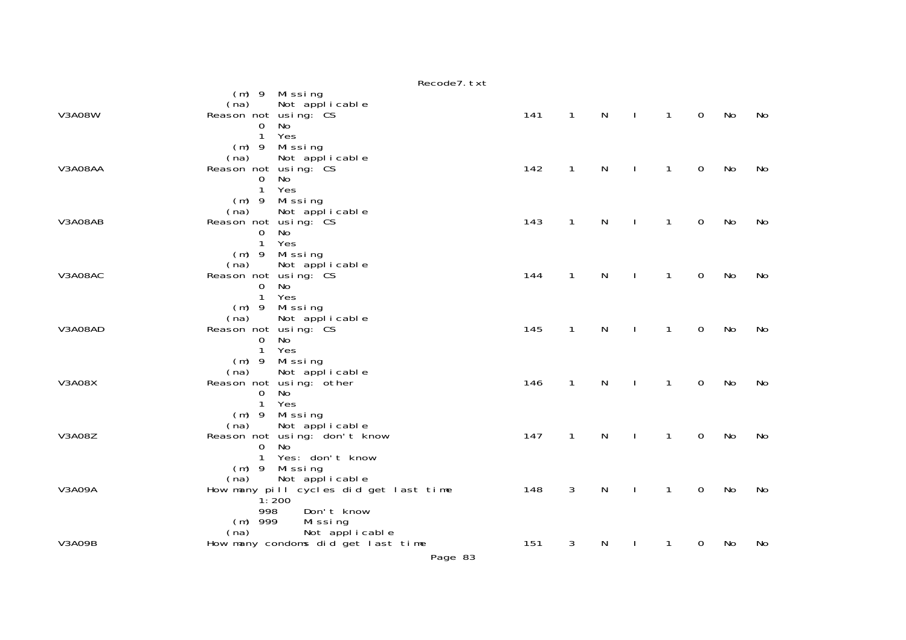```
                    (m) 9  Missing
                   (na)    Not applicable
V3A08W             Reason not using: CS                            141    1    N    I    1    0    No    No
                        0  No
                        1  Yes
                    (m) 9  Missing
                   (na)    Not applicable
V3A08AA            Reason not using: CS                            142    1    N    I    1    0    No    No
                        0  No
                        1  Yes
                    (m) 9  Missing
                   (na)    Not applicable
V3A08AB            Reason not using: CS                            143    1    N    I    1    0    No    No
                        0  No
                        1  Yes
                    (m) 9  Missing
                   (na)    Not applicable
V3A08AC            Reason not using: CS                            144    1    N    I    1    0    No    No
                        0  No
                        1  Yes
                    (m) 9  Missing
                   (na)    Not applicable
V3A08AD            Reason not using: CS                            145    1    N    I    1    0    No    No
                        0  No
                        1  Yes
                    (m) 9  Missing
                   (na)    Not applicable
V3A08X             Reason not using: other                         146    1    N    I    1    0    No    No
                        0  No
                        1  Yes
                    (m) 9  Missing
                   (na)    Not applicable
V3A08Z             Reason not using: don't know                    147    1    N    I    1    0    No    No
                        0  No
                        1  Yes: don't know
                    (m) 9  Missing
                   (na)    Not applicable
V3A09A             How many pill cycles did get last time          148    3    N    I    1    0    No    No
                        1:200
                        998     Don't know
                    (m) 999     Missing
                   (na)         Not applicable
V3A09B             How many condoms did get last time              151    3    N    I    1    0    No    No
```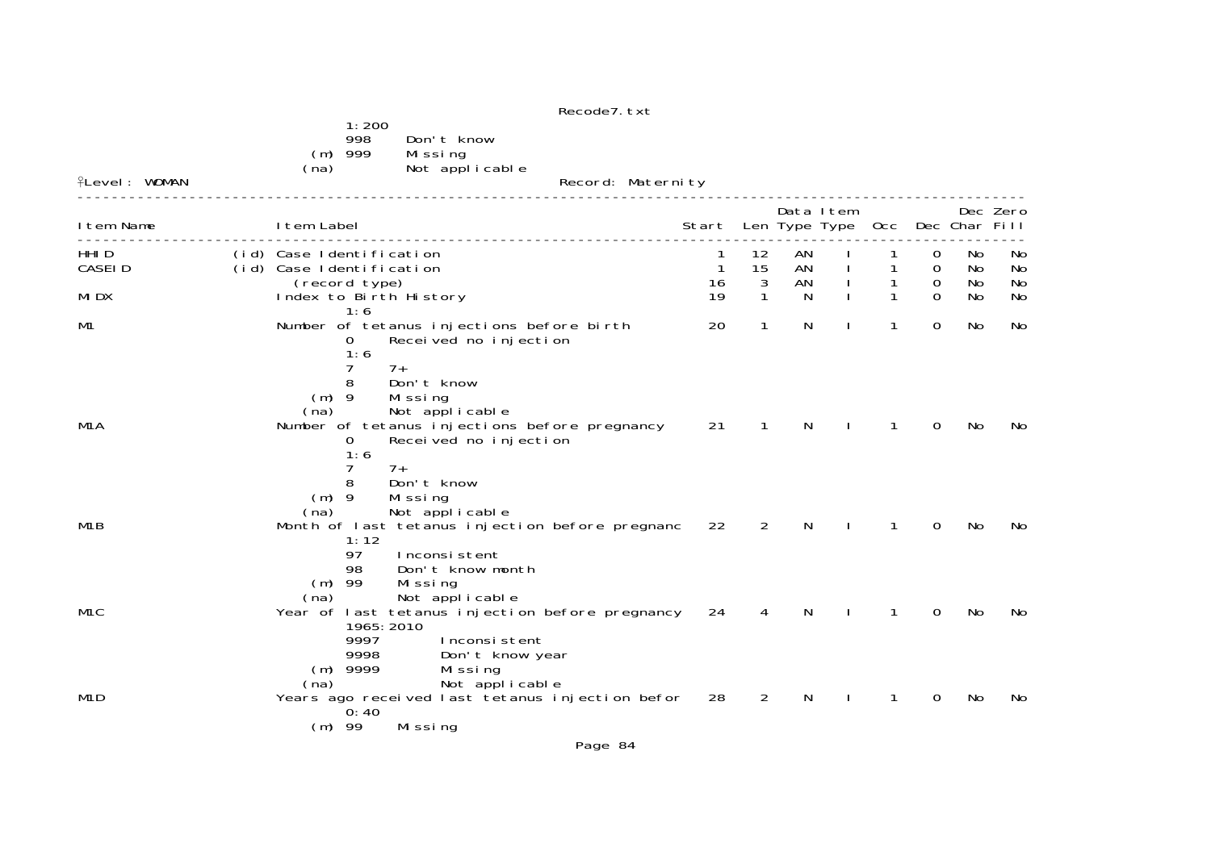```
                        1:200
                        998     Don't know
                   (m)  999     Missing
                  (na)          Not applicable
```

Level: WOMAN                                             Record: Maternity

| Item Name | | Item Label | Start | Len | Data Type | Item Type | Occ | Dec | Dec Char | Zero Fill |
|---|---|---|---|---|---|---|---|---|---|---|
| HHID | (id) | Case Identification | 1 | 12 | AN | I | 1 | 0 | No | No |
| CASEID | (id) | Case Identification | 1 | 15 | AN | I | 1 | 0 | No | No |
| | | (record type) | 16 | 3 | AN | I | 1 | 0 | No | No |
| MIDX | | Index to Birth History | 19 | 1 | N | I | 1 | 0 | No | No |
| | | 1:6 | | | | | | | | |
| M1 | | Number of tetanus injections before birth | 20 | 1 | N | I | 1 | 0 | No | No |
| | | 0 Received no injection | | | | | | | | |
| | | 1:6 | | | | | | | | |
| | | 7 7+ | | | | | | | | |
| | | 8 Don't know | | | | | | | | |
| | | (m) 9 Missing | | | | | | | | |
| | | (na) Not applicable | | | | | | | | |
| M1A | | Number of tetanus injections before pregnancy | 21 | 1 | N | I | 1 | 0 | No | No |
| | | 0 Received no injection | | | | | | | | |
| | | 1:6 | | | | | | | | |
| | | 7 7+ | | | | | | | | |
| | | 8 Don't know | | | | | | | | |
| | | (m) 9 Missing | | | | | | | | |
| | | (na) Not applicable | | | | | | | | |
| M1B | | Month of last tetanus injection before pregnanc | 22 | 2 | N | I | 1 | 0 | No | No |
| | | 1:12 | | | | | | | | |
| | | 97 Inconsistent | | | | | | | | |
| | | 98 Don't know month | | | | | | | | |
| | | (m) 99 Missing | | | | | | | | |
| | | (na) Not applicable | | | | | | | | |
| M1C | | Year of last tetanus injection before pregnancy | 24 | 4 | N | I | 1 | 0 | No | No |
| | | 1965:2010 | | | | | | | | |
| | | 9997 Inconsistent | | | | | | | | |
| | | 9998 Don't know year | | | | | | | | |
| | | (m) 9999 Missing | | | | | | | | |
| | | (na) Not applicable | | | | | | | | |
| M1D | | Years ago received last tetanus injection befor | 28 | 2 | N | I | 1 | 0 | No | No |
| | | 0:40 | | | | | | | | |
| | | (m) 99 Missing | | | | | | | | |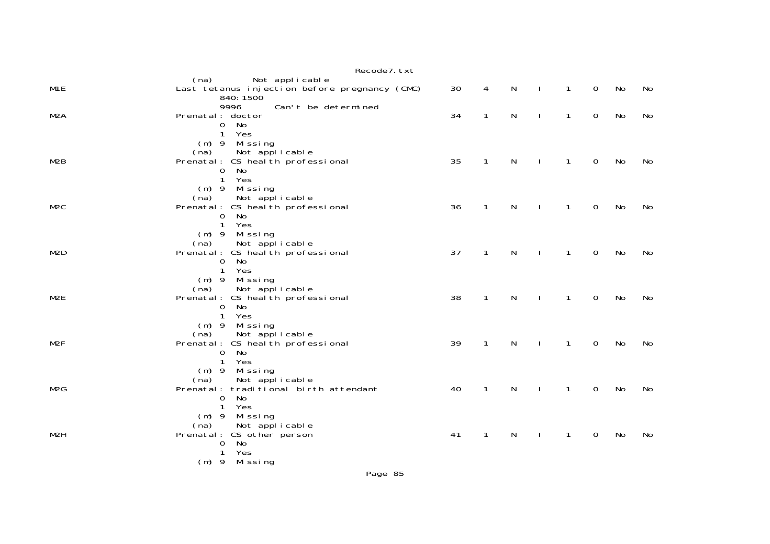```
                    (na)        Not applicable
M1E             Last tetanus injection before pregnancy (CMC)     30    4    N    I    1    0   No   No
                        840:1500
                        9996      Can't be determined
M2A             Prenatal: doctor                                  34    1    N    I    1    0   No   No
                        0  No
                        1  Yes
                    (m) 9  Missing
                   (na)    Not applicable
M2B             Prenatal: CS health professional                  35    1    N    I    1    0   No   No
                        0  No
                        1  Yes
                    (m) 9  Missing
                   (na)    Not applicable
M2C             Prenatal: CS health professional                  36    1    N    I    1    0   No   No
                        0  No
                        1  Yes
                    (m) 9  Missing
                   (na)    Not applicable
M2D             Prenatal: CS health professional                  37    1    N    I    1    0   No   No
                        0  No
                        1  Yes
                    (m) 9  Missing
                   (na)    Not applicable
M2E             Prenatal: CS health professional                  38    1    N    I    1    0   No   No
                        0  No
                        1  Yes
                    (m) 9  Missing
                   (na)    Not applicable
M2F             Prenatal: CS health professional                  39    1    N    I    1    0   No   No
                        0  No
                        1  Yes
                    (m) 9  Missing
                   (na)    Not applicable
M2G             Prenatal: traditional birth attendant             40    1    N    I    1    0   No   No
                        0  No
                        1  Yes
                    (m) 9  Missing
                   (na)    Not applicable
M2H             Prenatal: CS other person                         41    1    N    I    1    0   No   No
                        0  No
                        1  Yes
                    (m) 9  Missing
```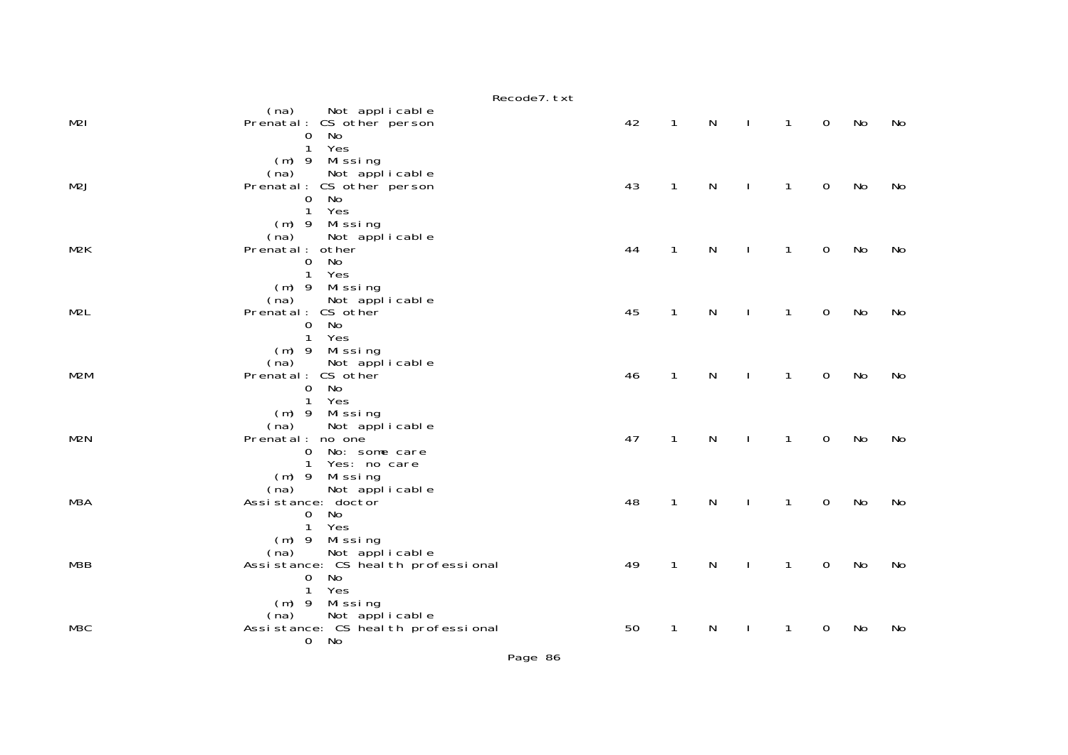```
                     (na)     Not applicable
M2I                 Prenatal: CS other person                         42    1    N    I    1    0    No    No
                          0  No
                          1  Yes
                      (m) 9  Missing
                     (na)     Not applicable
M2J                 Prenatal: CS other person                         43    1    N    I    1    0    No    No
                          0  No
                          1  Yes
                      (m) 9  Missing
                     (na)     Not applicable
M2K                 Prenatal: other                                   44    1    N    I    1    0    No    No
                          0  No
                          1  Yes
                      (m) 9  Missing
                     (na)     Not applicable
M2L                 Prenatal: CS other                                45    1    N    I    1    0    No    No
                          0  No
                          1  Yes
                      (m) 9  Missing
                     (na)     Not applicable
M2M                 Prenatal: CS other                                46    1    N    I    1    0    No    No
                          0  No
                          1  Yes
                      (m) 9  Missing
                     (na)     Not applicable
M2N                 Prenatal: no one                                  47    1    N    I    1    0    No    No
                          0  No: some care
                          1  Yes: no care
                      (m) 9  Missing
                     (na)     Not applicable
M3A                 Assistance: doctor                                48    1    N    I    1    0    No    No
                          0  No
                          1  Yes
                      (m) 9  Missing
                     (na)     Not applicable
M3B                 Assistance: CS health professional                49    1    N    I    1    0    No    No
                          0  No
                          1  Yes
                      (m) 9  Missing
                     (na)     Not applicable
M3C                 Assistance: CS health professional                50    1    N    I    1    0    No    No
                          0  No
```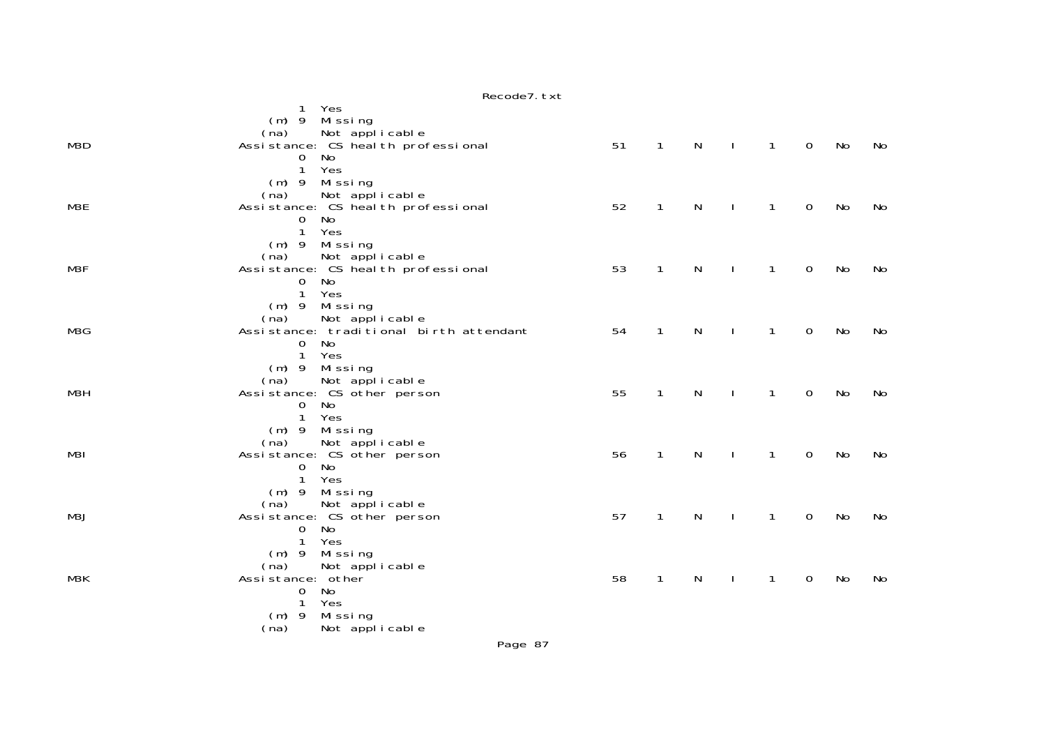```
         1  Yes
     (m) 9  Missing
    (na)    Not applicable
MBD                  Assistance: CS health professional              51   1   N   I   1   0   No   No
         0  No
         1  Yes
     (m) 9  Missing
    (na)    Not applicable
MBE                  Assistance: CS health professional              52   1   N   I   1   0   No   No
         0  No
         1  Yes
     (m) 9  Missing
    (na)    Not applicable
MBF                  Assistance: CS health professional              53   1   N   I   1   0   No   No
         0  No
         1  Yes
     (m) 9  Missing
    (na)    Not applicable
MBG                  Assistance: traditional birth attendant         54   1   N   I   1   0   No   No
         0  No
         1  Yes
     (m) 9  Missing
    (na)    Not applicable
MBH                  Assistance: CS other person                     55   1   N   I   1   0   No   No
         0  No
         1  Yes
     (m) 9  Missing
    (na)    Not applicable
MBI                  Assistance: CS other person                     56   1   N   I   1   0   No   No
         0  No
         1  Yes
     (m) 9  Missing
    (na)    Not applicable
MBJ                  Assistance: CS other person                     57   1   N   I   1   0   No   No
         0  No
         1  Yes
     (m) 9  Missing
    (na)    Not applicable
MBK                  Assistance: other                               58   1   N   I   1   0   No   No
         0  No
         1  Yes
     (m) 9  Missing
    (na)    Not applicable
```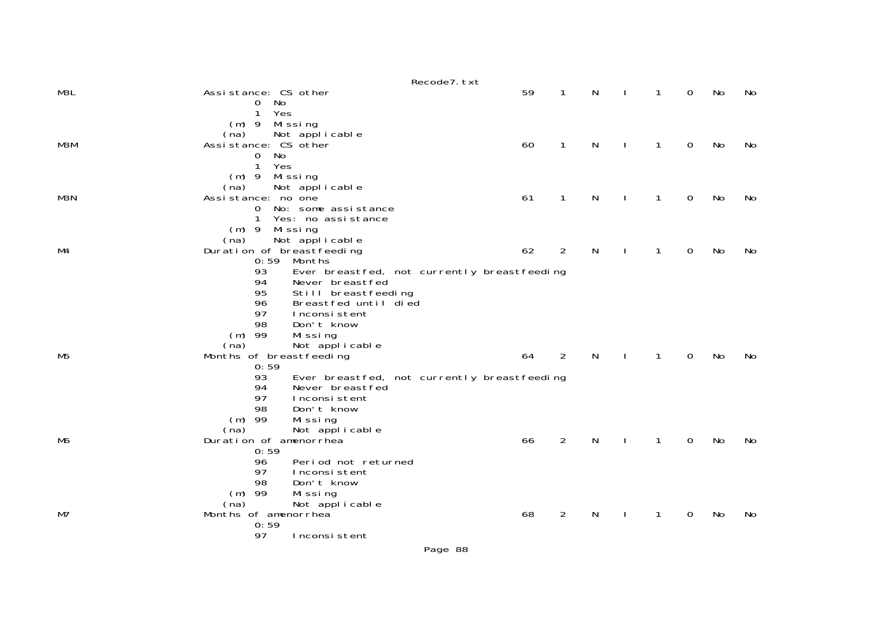```
M3L                     Assistance: CS other                          59    1    N    I    1    0    No    No
                                0  No
                                1  Yes
                           (m)  9  Missing
                          (na)     Not applicable
M3M                     Assistance: CS other                          60    1    N    I    1    0    No    No
                                0  No
                                1  Yes
                           (m)  9  Missing
                          (na)     Not applicable
M3N                     Assistance: no one                            61    1    N    I    1    0    No    No
                                0  No: some assistance
                                1  Yes: no assistance
                           (m)  9  Missing
                          (na)     Not applicable
M4                      Duration of breastfeeding                     62    2    N    I    1    0    No    No
                                0:59  Months
                                93    Ever breastfed, not currently breastfeeding
                                94    Never breastfed
                                95    Still breastfeeding
                                96    Breastfed until died
                                97    Inconsistent
                                98    Don't know
                           (m)  99    Missing
                          (na)        Not applicable
M5                      Months of breastfeeding                       64    2    N    I    1    0    No    No
                                0:59
                                93    Ever breastfed, not currently breastfeeding
                                94    Never breastfed
                                97    Inconsistent
                                98    Don't know
                           (m)  99    Missing
                          (na)        Not applicable
M6                      Duration of amenorrhea                        66    2    N    I    1    0    No    No
                                0:59
                                96    Period not returned
                                97    Inconsistent
                                98    Don't know
                           (m)  99    Missing
                          (na)        Not applicable
M7                      Months of amenorrhea                          68    2    N    I    1    0    No    No
                                0:59
                                97    Inconsistent
```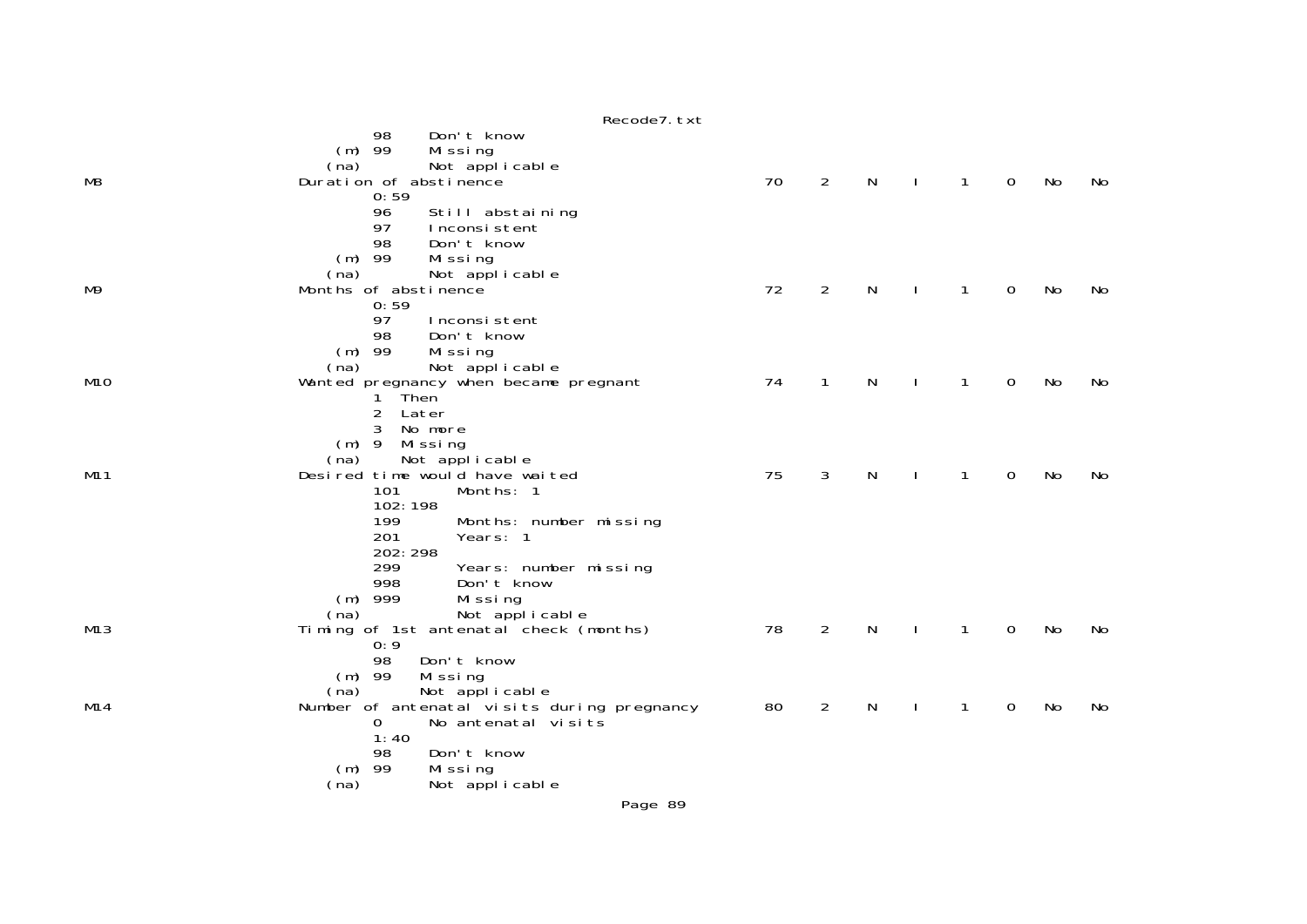```
         98     Don't know
    (m)  99     Missing
   (na)         Not applicable
M8                      Duration of abstinence                           70    2    N    I    1    0    No    No
         0:59
         96     Still abstaining
         97     Inconsistent
         98     Don't know
    (m)  99     Missing
   (na)         Not applicable
M9                      Months of abstinence                             72    2    N    I    1    0    No    No
         0:59
         97     Inconsistent
         98     Don't know
    (m)  99     Missing
   (na)         Not applicable
M10                     Wanted pregnancy when became pregnant            74    1    N    I    1    0    No    No
         1  Then
         2  Later
         3  No more
    (m)  9  Missing
   (na)     Not applicable
M11                     Desired time would have waited                   75    3    N    I    1    0    No    No
         101       Months: 1
         102:198
         199       Months: number missing
         201       Years: 1
         202:298
         299       Years: number missing
         998       Don't know
    (m)  999       Missing
   (na)            Not applicable
M13                     Timing of 1st antenatal check (months)           78    2    N    I    1    0    No    No
         0:9
         98    Don't know
    (m)  99    Missing
   (na)        Not applicable
M14                     Number of antenatal visits during pregnancy      80    2    N    I    1    0    No    No
         0      No antenatal visits
         1:40
         98     Don't know
    (m)  99     Missing
   (na)         Not applicable
```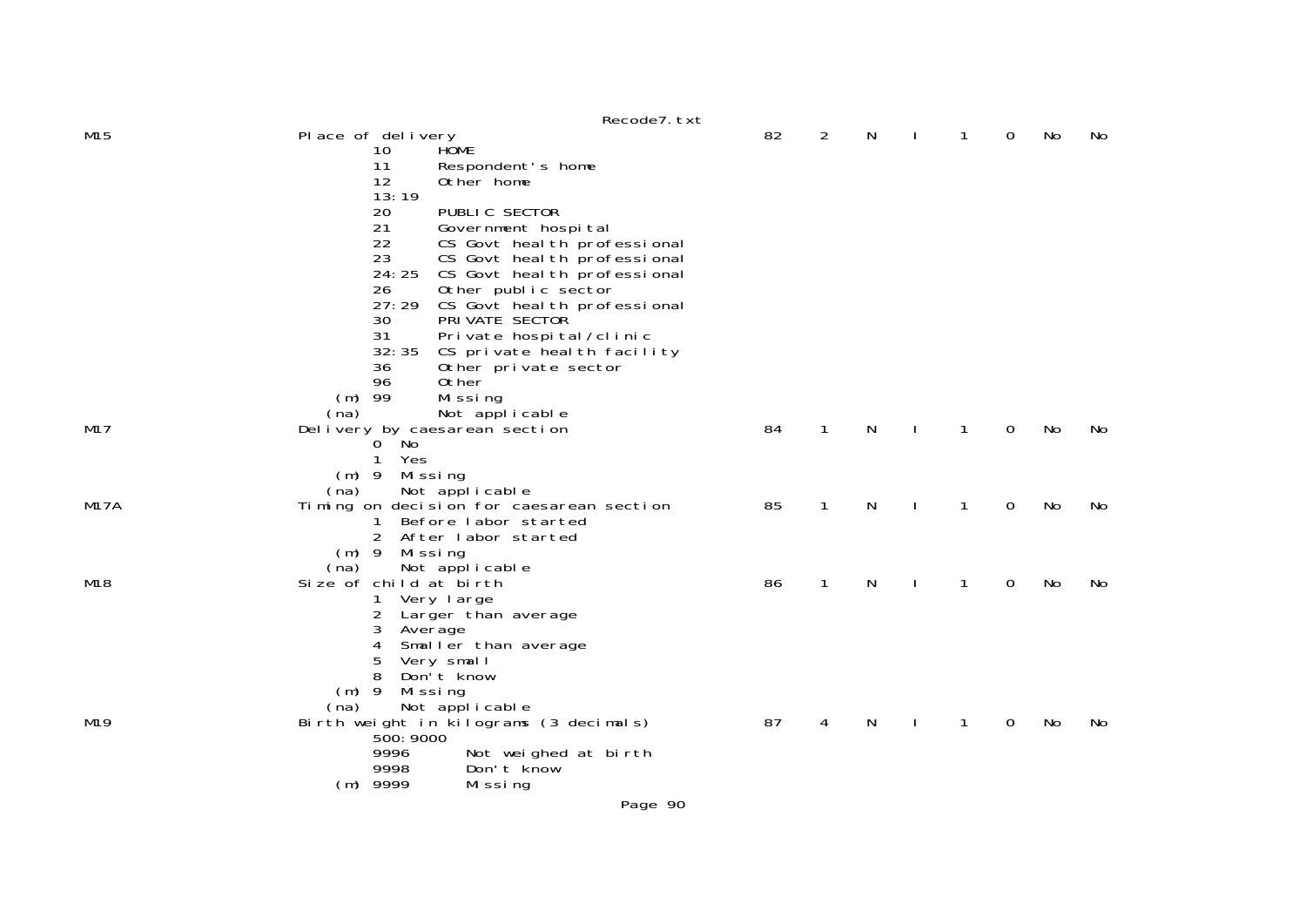```
M15                     Place of delivery                                    82    2    N    I    1    0    No    No
                                10      HOME
                                11      Respondent's home
                                12      Other home
                                13:19
                                20      PUBLIC SECTOR
                                21      Government hospital
                                22      CS Govt health professional
                                23      CS Govt health professional
                                24:25   CS Govt health professional
                                26      Other public sector
                                27:29   CS Govt health professional
                                30      PRIVATE SECTOR
                                31      Private hospital/clinic
                                32:35   CS private health facility
                                36      Other private sector
                                96      Other
                            (m) 99      Missing
                           (na)         Not applicable
M17                     Delivery by caesarean section                        84    1    N    I    1    0    No    No
                                0  No
                                1  Yes
                            (m) 9  Missing
                           (na)    Not applicable
M17A                    Timing on decision for caesarean section             85    1    N    I    1    0    No    No
                                1  Before labor started
                                2  After labor started
                            (m) 9  Missing
                           (na)    Not applicable
M18                     Size of child at birth                               86    1    N    I    1    0    No    No
                                1  Very large
                                2  Larger than average
                                3  Average
                                4  Smaller than average
                                5  Very small
                                8  Don't know
                            (m) 9  Missing
                           (na)    Not applicable
M19                     Birth weight in kilograms (3 decimals)               87    4    N    I    1    0    No    No
                                500:9000
                                9996       Not weighed at birth
                                9998       Don't know
                            (m) 9999       Missing
```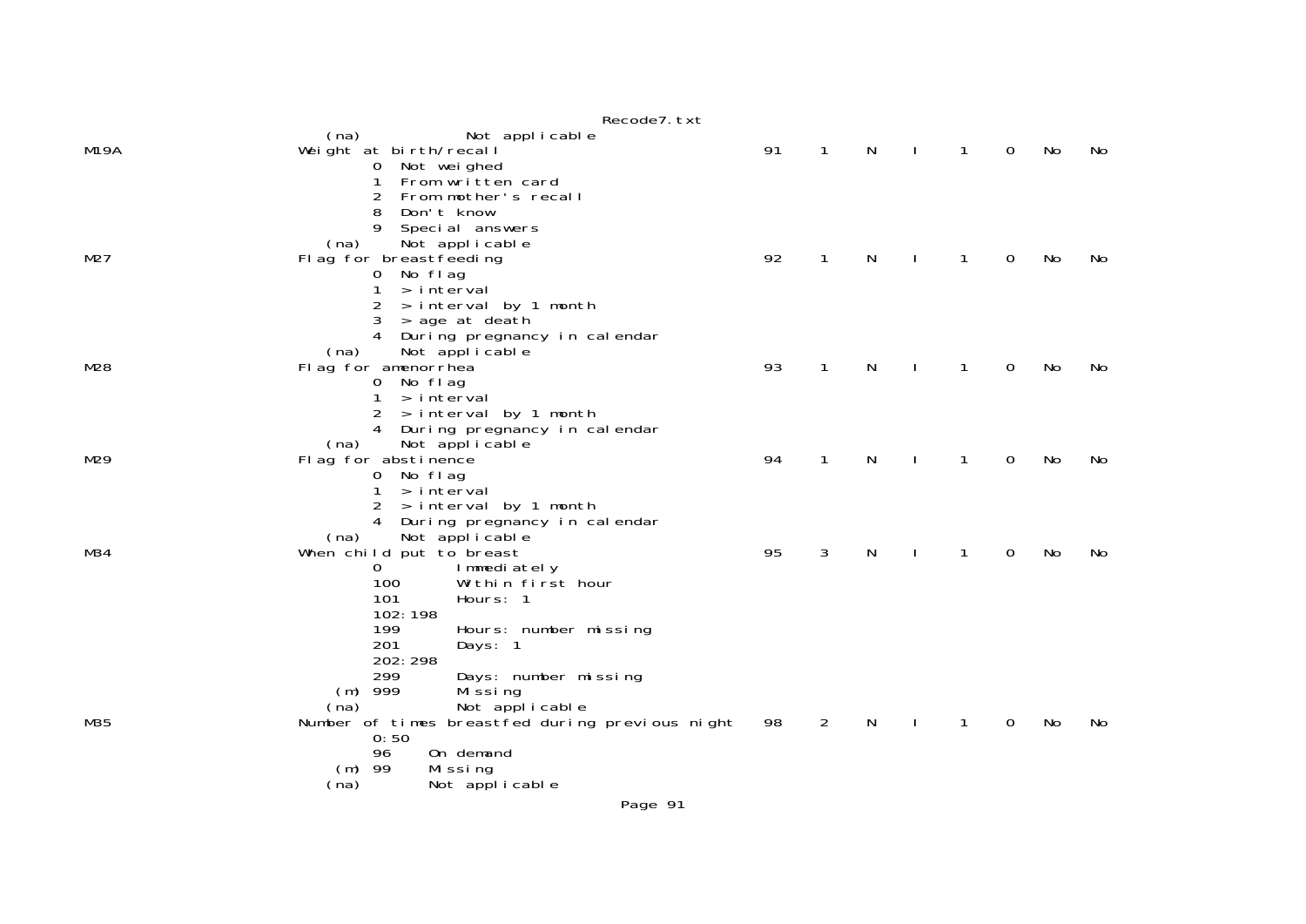```
                (na)            Not applicable
M19A            Weight at birth/recall                              91    1    N    I    1    0    No    No
                        0   Not weighed
                        1   From written card
                        2   From mother's recall
                        8   Don't know
                        9   Special answers
                (na)    Not applicable
M27             Flag for breastfeeding                              92    1    N    I    1    0    No    No
                        0   No flag
                        1   > interval
                        2   > interval by 1 month
                        3   > age at death
                        4   During pregnancy in calendar
                (na)    Not applicable
M28             Flag for amenorrhea                                 93    1    N    I    1    0    No    No
                        0   No flag
                        1   > interval
                        2   > interval by 1 month
                        4   During pregnancy in calendar
                (na)    Not applicable
M29             Flag for abstinence                                 94    1    N    I    1    0    No    No
                        0   No flag
                        1   > interval
                        2   > interval by 1 month
                        4   During pregnancy in calendar
                (na)    Not applicable
M34             When child put to breast                            95    3    N    I    1    0    No    No
                        0          Immediately
                        100        Within first hour
                        101        Hours: 1
                        102:198
                        199        Hours: number missing
                        201        Days: 1
                        202:298
                        299        Days: number missing
                    (m) 999        Missing
                (na)               Not applicable
M35             Number of times breastfed during previous night     98    2    N    I    1    0    No    No
                        0:50
                        96     On demand
                    (m) 99     Missing
                (na)           Not applicable
```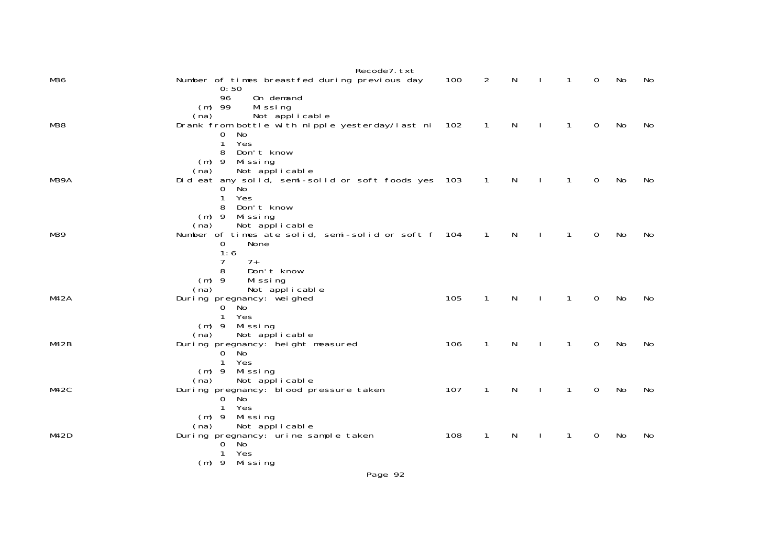```
M36                     Number of times breastfed during previous day     100    2    N    I    1    0   No   No
                                0:50
                                96     On demand
                            (m) 99     Missing
                           (na)        Not applicable
M38                     Drank from bottle with nipple yesterday/last ni   102    1    N    I    1    0   No   No
                                0  No
                                1  Yes
                                8  Don't know
                            (m) 9  Missing
                           (na)    Not applicable
M39A                    Did eat any solid, semi-solid or soft foods yes   103    1    N    I    1    0   No   No
                                0  No
                                1  Yes
                                8  Don't know
                            (m) 9  Missing
                           (na)    Not applicable
M39                     Number of times ate solid, semi-solid or soft f   104    1    N    I    1    0   No   No
                                0     None
                                1:6
                                7     7+
                                8     Don't know
                            (m) 9     Missing
                           (na)       Not applicable
M42A                    During pregnancy: weighed                         105    1    N    I    1    0   No   No
                                0  No
                                1  Yes
                            (m) 9  Missing
                           (na)    Not applicable
M42B                    During pregnancy: height measured                 106    1    N    I    1    0   No   No
                                0  No
                                1  Yes
                            (m) 9  Missing
                           (na)    Not applicable
M42C                    During pregnancy: blood pressure taken            107    1    N    I    1    0   No   No
                                0  No
                                1  Yes
                            (m) 9  Missing
                           (na)    Not applicable
M42D                    During pregnancy: urine sample taken              108    1    N    I    1    0   No   No
                                0  No
                                1  Yes
                            (m) 9  Missing
```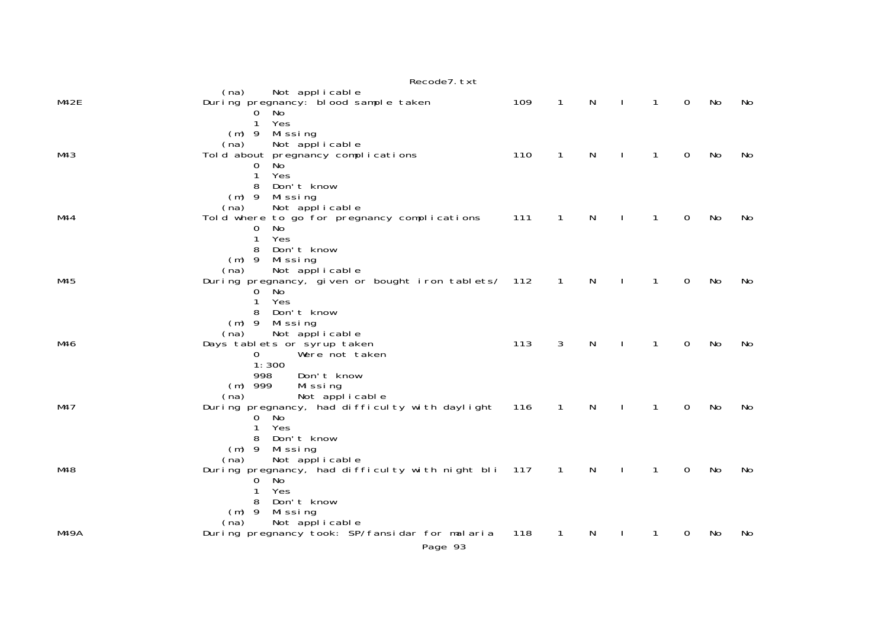```
                      (na)     Not applicable
M42E                 During pregnancy: blood sample taken              109    1    N    I    1    0   No   No
                             0  No
                             1  Yes
                         (m) 9  Missing
                      (na)     Not applicable
M43                  Told about pregnancy complications                110    1    N    I    1    0   No   No
                             0  No
                             1  Yes
                             8  Don't know
                         (m) 9  Missing
                      (na)     Not applicable
M44                  Told where to go for pregnancy complications      111    1    N    I    1    0   No   No
                             0  No
                             1  Yes
                             8  Don't know
                         (m) 9  Missing
                      (na)     Not applicable
M45                  During pregnancy, given or bought iron tablets/   112    1    N    I    1    0   No   No
                             0  No
                             1  Yes
                             8  Don't know
                         (m) 9  Missing
                      (na)     Not applicable
M46                  Days tablets or syrup taken                       113    3    N    I    1    0   No   No
                             0       Were not taken
                             1:300
                             998     Don't know
                         (m) 999     Missing
                      (na)           Not applicable
M47                  During pregnancy, had difficulty with daylight    116    1    N    I    1    0   No   No
                             0  No
                             1  Yes
                             8  Don't know
                         (m) 9  Missing
                      (na)     Not applicable
M48                  During pregnancy, had difficulty with night bli   117    1    N    I    1    0   No   No
                             0  No
                             1  Yes
                             8  Don't know
                         (m) 9  Missing
                      (na)     Not applicable
M49A                 During pregnancy took: SP/fansidar for malaria    118    1    N    I    1    0   No   No
```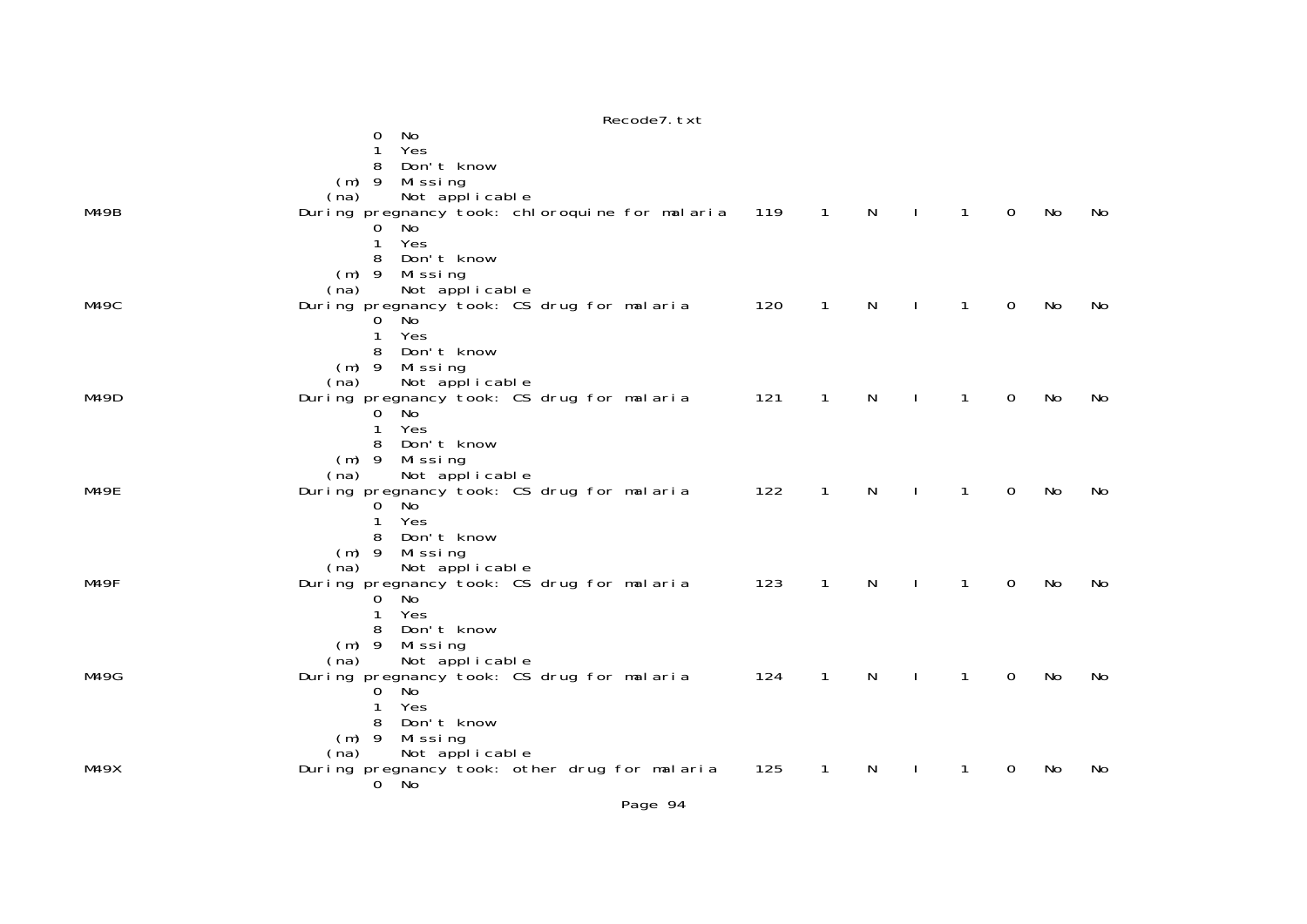```
                 0  No
                 1  Yes
                 8  Don't know
             (m) 9  Missing
            (na)    Not applicable
M49B            During pregnancy took: chloroquine for malaria   119   1   N   I   1   0   No   No
                 0  No
                 1  Yes
                 8  Don't know
             (m) 9  Missing
            (na)    Not applicable
M49C            During pregnancy took: CS drug for malaria       120   1   N   I   1   0   No   No
                 0  No
                 1  Yes
                 8  Don't know
             (m) 9  Missing
            (na)    Not applicable
M49D            During pregnancy took: CS drug for malaria       121   1   N   I   1   0   No   No
                 0  No
                 1  Yes
                 8  Don't know
             (m) 9  Missing
            (na)    Not applicable
M49E            During pregnancy took: CS drug for malaria       122   1   N   I   1   0   No   No
                 0  No
                 1  Yes
                 8  Don't know
             (m) 9  Missing
            (na)    Not applicable
M49F            During pregnancy took: CS drug for malaria       123   1   N   I   1   0   No   No
                 0  No
                 1  Yes
                 8  Don't know
             (m) 9  Missing
            (na)    Not applicable
M49G            During pregnancy took: CS drug for malaria       124   1   N   I   1   0   No   No
                 0  No
                 1  Yes
                 8  Don't know
             (m) 9  Missing
            (na)    Not applicable
M49X            During pregnancy took: other drug for malaria    125   1   N   I   1   0   No   No
                 0  No
```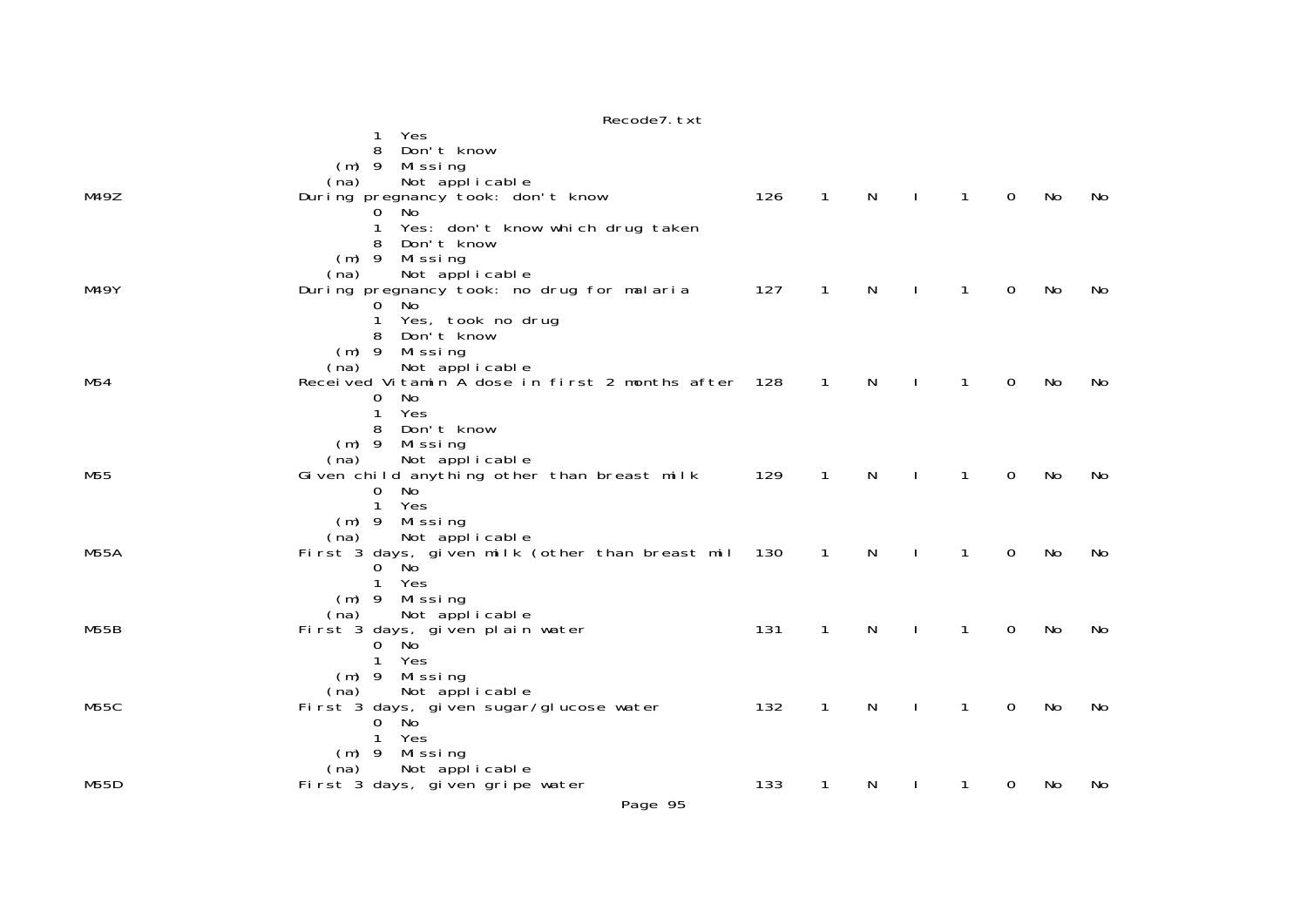```
                  1  Yes
                  8  Don't know
              (m) 9  Missing
             (na)    Not applicable
M49Z            During pregnancy took: don't know                 126    1    N    I    1    0    No    No
                  0  No
                  1  Yes: don't know which drug taken
                  8  Don't know
              (m) 9  Missing
             (na)    Not applicable
M49Y            During pregnancy took: no drug for malaria        127    1    N    I    1    0    No    No
                  0  No
                  1  Yes, took no drug
                  8  Don't know
              (m) 9  Missing
             (na)    Not applicable
M54             Received Vitamin A dose in first 2 months after   128    1    N    I    1    0    No    No
                  0  No
                  1  Yes
                  8  Don't know
              (m) 9  Missing
             (na)    Not applicable
M55             Given child anything other than breast milk       129    1    N    I    1    0    No    No
                  0  No
                  1  Yes
              (m) 9  Missing
             (na)    Not applicable
M55A            First 3 days, given milk (other than breast mil   130    1    N    I    1    0    No    No
                  0  No
                  1  Yes
              (m) 9  Missing
             (na)    Not applicable
M55B            First 3 days, given plain water                   131    1    N    I    1    0    No    No
                  0  No
                  1  Yes
              (m) 9  Missing
             (na)    Not applicable
M55C            First 3 days, given sugar/glucose water           132    1    N    I    1    0    No    No
                  0  No
                  1  Yes
              (m) 9  Missing
             (na)    Not applicable
M55D            First 3 days, given gripe water                   133    1    N    I    1    0    No    No
```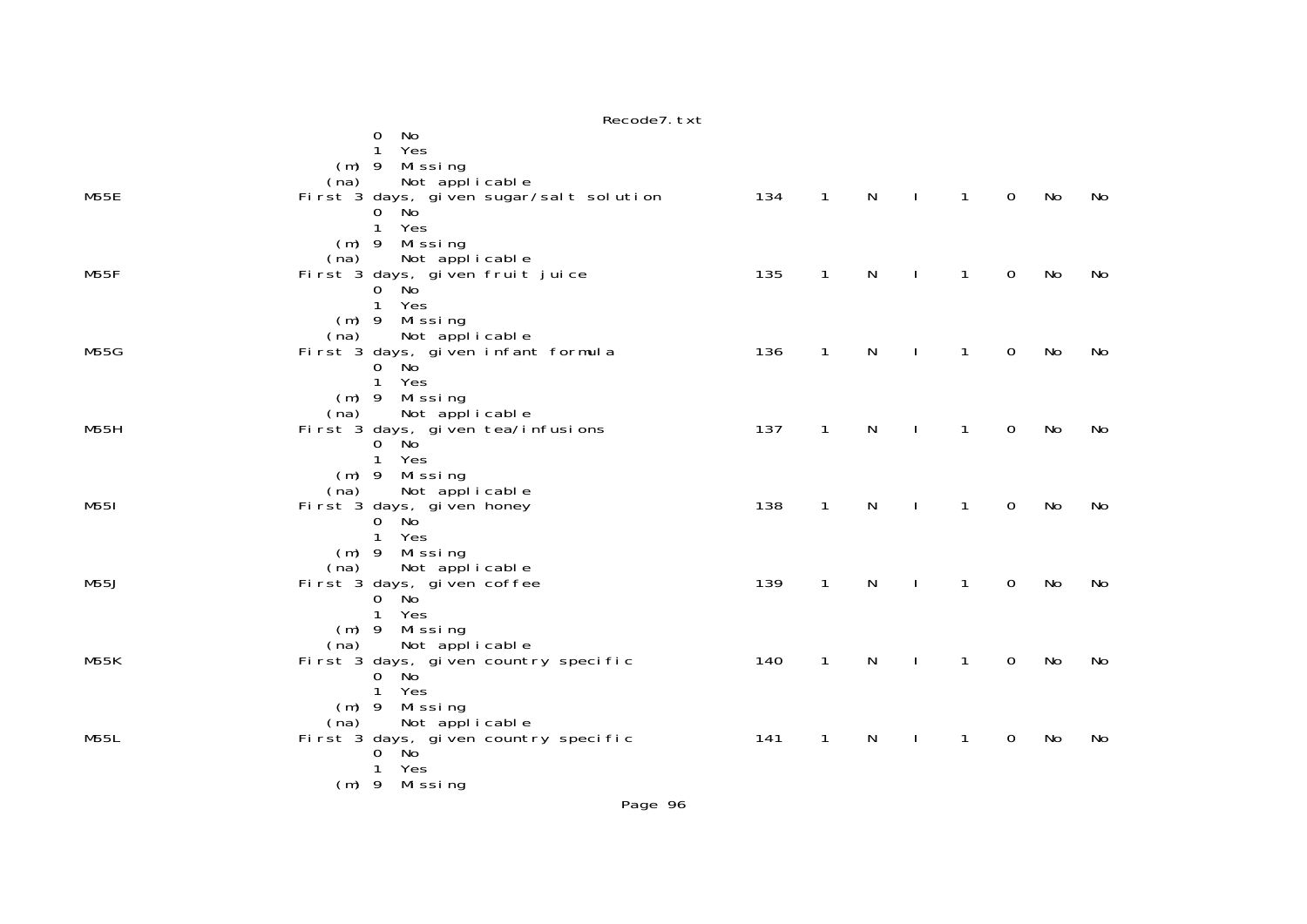```
                    0  No
                    1  Yes
                (m) 9  Missing
               (na)    Not applicable
M55E           First 3 days, given sugar/salt solution      134   1   N   I   1   0   No   No
                    0  No
                    1  Yes
                (m) 9  Missing
               (na)    Not applicable
M55F           First 3 days, given fruit juice              135   1   N   I   1   0   No   No
                    0  No
                    1  Yes
                (m) 9  Missing
               (na)    Not applicable
M55G           First 3 days, given infant formula           136   1   N   I   1   0   No   No
                    0  No
                    1  Yes
                (m) 9  Missing
               (na)    Not applicable
M55H           First 3 days, given tea/infusions            137   1   N   I   1   0   No   No
                    0  No
                    1  Yes
                (m) 9  Missing
               (na)    Not applicable
M55I           First 3 days, given honey                    138   1   N   I   1   0   No   No
                    0  No
                    1  Yes
                (m) 9  Missing
               (na)    Not applicable
M55J           First 3 days, given coffee                   139   1   N   I   1   0   No   No
                    0  No
                    1  Yes
                (m) 9  Missing
               (na)    Not applicable
M55K           First 3 days, given country specific         140   1   N   I   1   0   No   No
                    0  No
                    1  Yes
                (m) 9  Missing
               (na)    Not applicable
M55L           First 3 days, given country specific         141   1   N   I   1   0   No   No
                    0  No
                    1  Yes
                (m) 9  Missing
```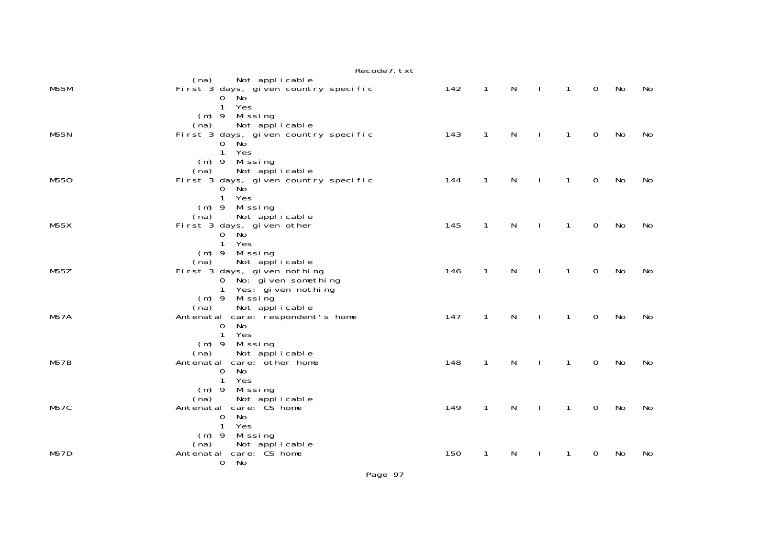```
                    (na)     Not applicable
M55M                First 3 days, given country specific          142    1    N    I    1    0    No    No
                           0  No
                           1  Yes
                       (m) 9  Missing
                    (na)     Not applicable
M55N                First 3 days, given country specific          143    1    N    I    1    0    No    No
                           0  No
                           1  Yes
                       (m) 9  Missing
                    (na)     Not applicable
M55O                First 3 days, given country specific          144    1    N    I    1    0    No    No
                           0  No
                           1  Yes
                       (m) 9  Missing
                    (na)     Not applicable
M55X                First 3 days, given other                     145    1    N    I    1    0    No    No
                           0  No
                           1  Yes
                       (m) 9  Missing
                    (na)     Not applicable
M55Z                First 3 days, given nothing                   146    1    N    I    1    0    No    No
                           0  No: given something
                           1  Yes: given nothing
                       (m) 9  Missing
                    (na)     Not applicable
M57A                Antenatal care: respondent's home             147    1    N    I    1    0    No    No
                           0  No
                           1  Yes
                       (m) 9  Missing
                    (na)     Not applicable
M57B                Antenatal care: other home                    148    1    N    I    1    0    No    No
                           0  No
                           1  Yes
                       (m) 9  Missing
                    (na)     Not applicable
M57C                Antenatal care: CS home                       149    1    N    I    1    0    No    No
                           0  No
                           1  Yes
                       (m) 9  Missing
                    (na)     Not applicable
M57D                Antenatal care: CS home                       150    1    N    I    1    0    No    No
                           0  No
```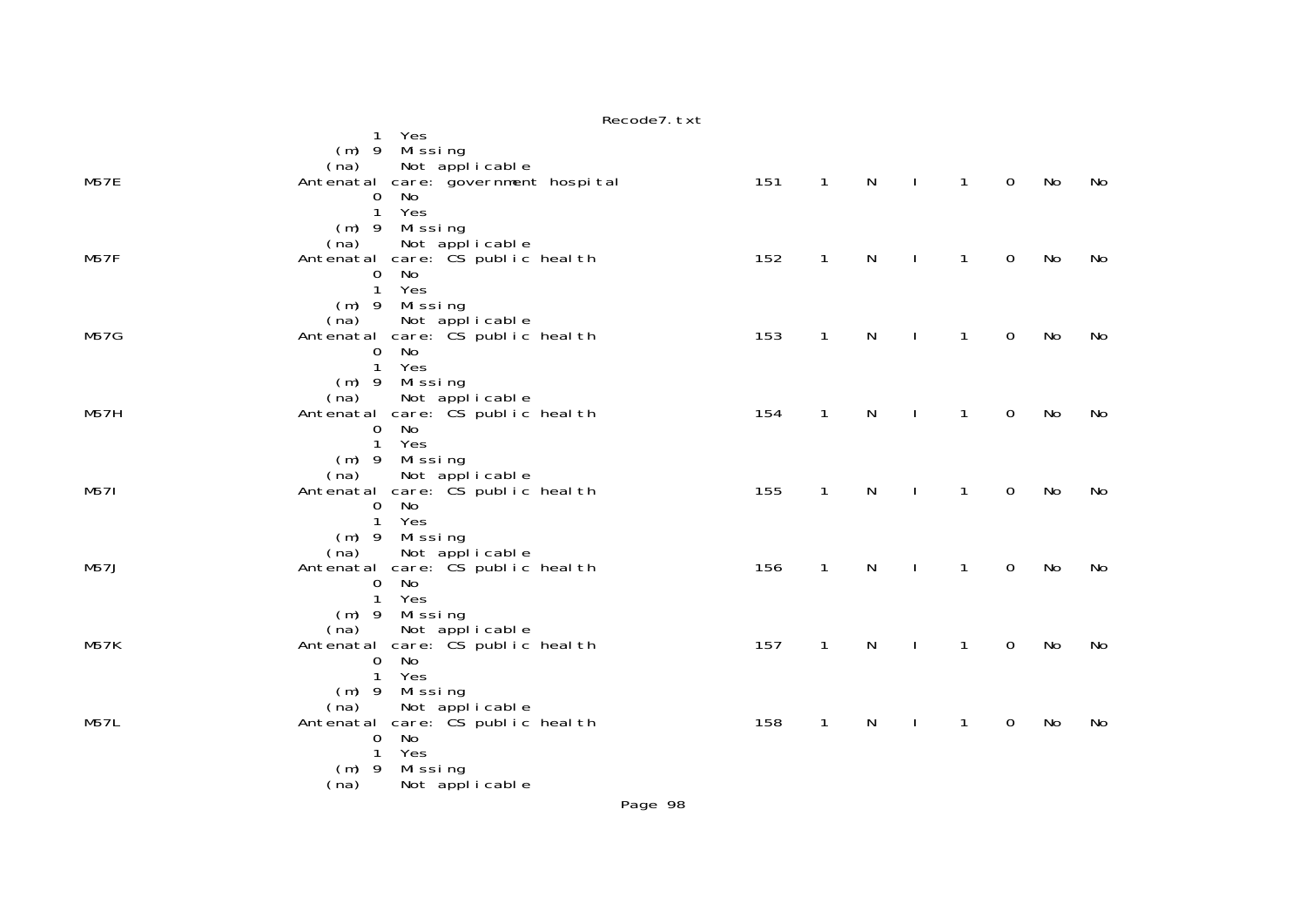```
                  1  Yes
              (m) 9  Missing
             (na)    Not applicable
M57E                Antenatal care: government hospital              151    1    N    I    1    0    No    No
                  0  No
                  1  Yes
              (m) 9  Missing
             (na)    Not applicable
M57F                Antenatal care: CS public health                 152    1    N    I    1    0    No    No
                  0  No
                  1  Yes
              (m) 9  Missing
             (na)    Not applicable
M57G                Antenatal care: CS public health                 153    1    N    I    1    0    No    No
                  0  No
                  1  Yes
              (m) 9  Missing
             (na)    Not applicable
M57H                Antenatal care: CS public health                 154    1    N    I    1    0    No    No
                  0  No
                  1  Yes
              (m) 9  Missing
             (na)    Not applicable
M57I                Antenatal care: CS public health                 155    1    N    I    1    0    No    No
                  0  No
                  1  Yes
              (m) 9  Missing
             (na)    Not applicable
M57J                Antenatal care: CS public health                 156    1    N    I    1    0    No    No
                  0  No
                  1  Yes
              (m) 9  Missing
             (na)    Not applicable
M57K                Antenatal care: CS public health                 157    1    N    I    1    0    No    No
                  0  No
                  1  Yes
              (m) 9  Missing
             (na)    Not applicable
M57L                Antenatal care: CS public health                 158    1    N    I    1    0    No    No
                  0  No
                  1  Yes
              (m) 9  Missing
             (na)    Not applicable
```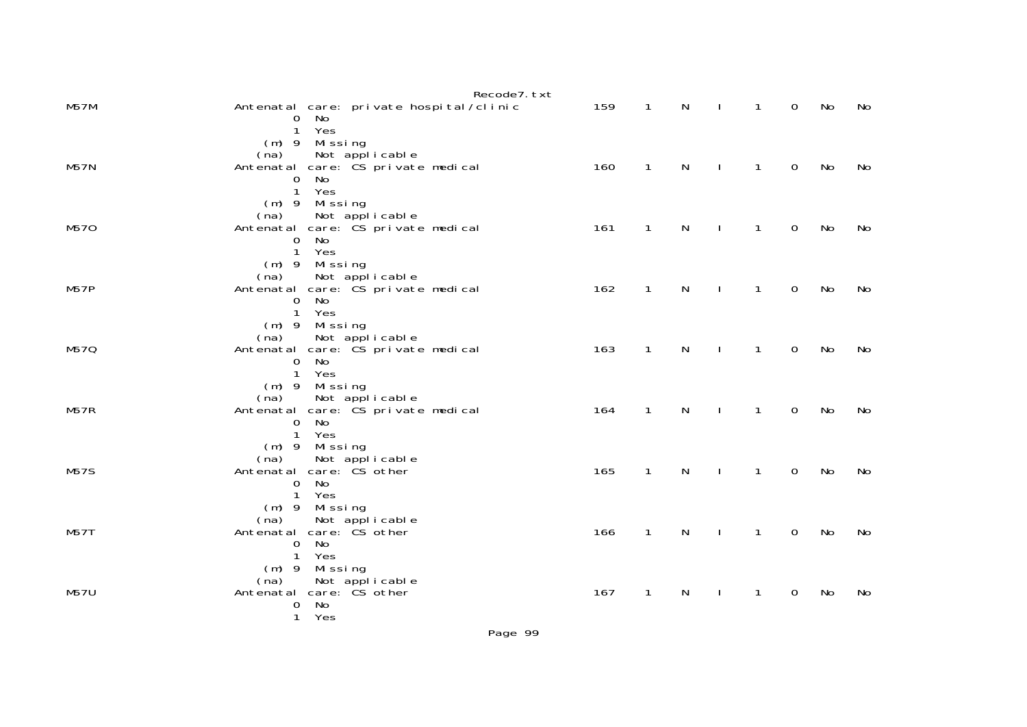| | | | | | | | | | |
|---|---|---|---|---|---|---|---|---|---|
| M57M | Antenatal care: private hospital/clinic<br>0 No<br>1 Yes<br>(m) 9 Missing<br>(na) Not applicable | 159 | 1 | N | I | 1 | 0 | No | No |
| M57N | Antenatal care: CS private medical<br>0 No<br>1 Yes<br>(m) 9 Missing<br>(na) Not applicable | 160 | 1 | N | I | 1 | 0 | No | No |
| M57O | Antenatal care: CS private medical<br>0 No<br>1 Yes<br>(m) 9 Missing<br>(na) Not applicable | 161 | 1 | N | I | 1 | 0 | No | No |
| M57P | Antenatal care: CS private medical<br>0 No<br>1 Yes<br>(m) 9 Missing<br>(na) Not applicable | 162 | 1 | N | I | 1 | 0 | No | No |
| M57Q | Antenatal care: CS private medical<br>0 No<br>1 Yes<br>(m) 9 Missing<br>(na) Not applicable | 163 | 1 | N | I | 1 | 0 | No | No |
| M57R | Antenatal care: CS private medical<br>0 No<br>1 Yes<br>(m) 9 Missing<br>(na) Not applicable | 164 | 1 | N | I | 1 | 0 | No | No |
| M57S | Antenatal care: CS other<br>0 No<br>1 Yes<br>(m) 9 Missing<br>(na) Not applicable | 165 | 1 | N | I | 1 | 0 | No | No |
| M57T | Antenatal care: CS other<br>0 No<br>1 Yes<br>(m) 9 Missing<br>(na) Not applicable | 166 | 1 | N | I | 1 | 0 | No | No |
| M57U | Antenatal care: CS other<br>0 No<br>1 Yes | 167 | 1 | N | I | 1 | 0 | No | No |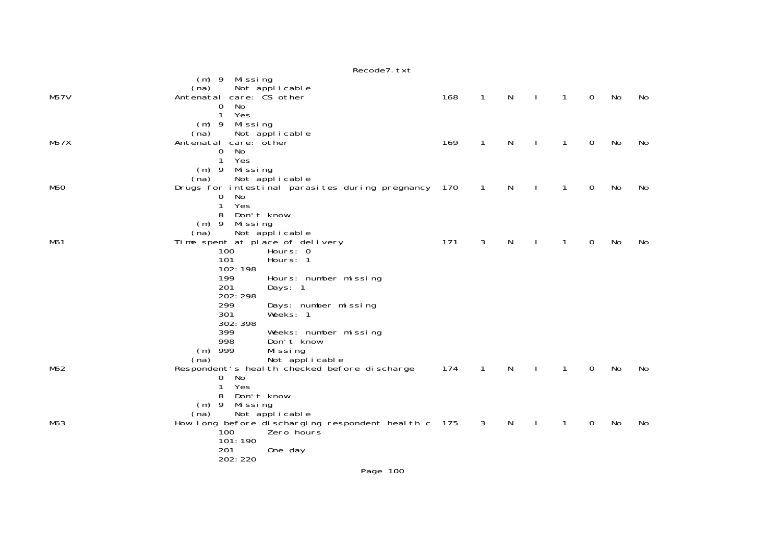```
                   (m) 9  Missing
                  (na)    Not applicable
M57V              Antenatal care: CS other                      168    1    N    I    1    0    No    No
                          0  No
                          1  Yes
                      (m) 9  Missing
                     (na)    Not applicable
M57X              Antenatal care: other                         169    1    N    I    1    0    No    No
                          0  No
                          1  Yes
                      (m) 9  Missing
                     (na)    Not applicable
M60               Drugs for intestinal parasites during pregnancy  170    1    N    I    1    0    No    No
                          0  No
                          1  Yes
                          8  Don't know
                      (m) 9  Missing
                     (na)    Not applicable
M61               Time spent at place of delivery               171    3    N    I    1    0    No    No
                          100       Hours: 0
                          101       Hours: 1
                          102:198
                          199       Hours: number missing
                          201       Days: 1
                          202:298
                          299       Days: number missing
                          301       Weeks: 1
                          302:398
                          399       Weeks: number missing
                          998       Don't know
                      (m) 999       Missing
                     (na)           Not applicable
M62               Respondent's health checked before discharge  174    1    N    I    1    0    No    No
                          0  No
                          1  Yes
                          8  Don't know
                      (m) 9  Missing
                     (na)    Not applicable
M63               How long before discharging respondent health c  175    3    N    I    1    0    No    No
                          100       Zero hours
                          101:190
                          201       One day
                          202:220
```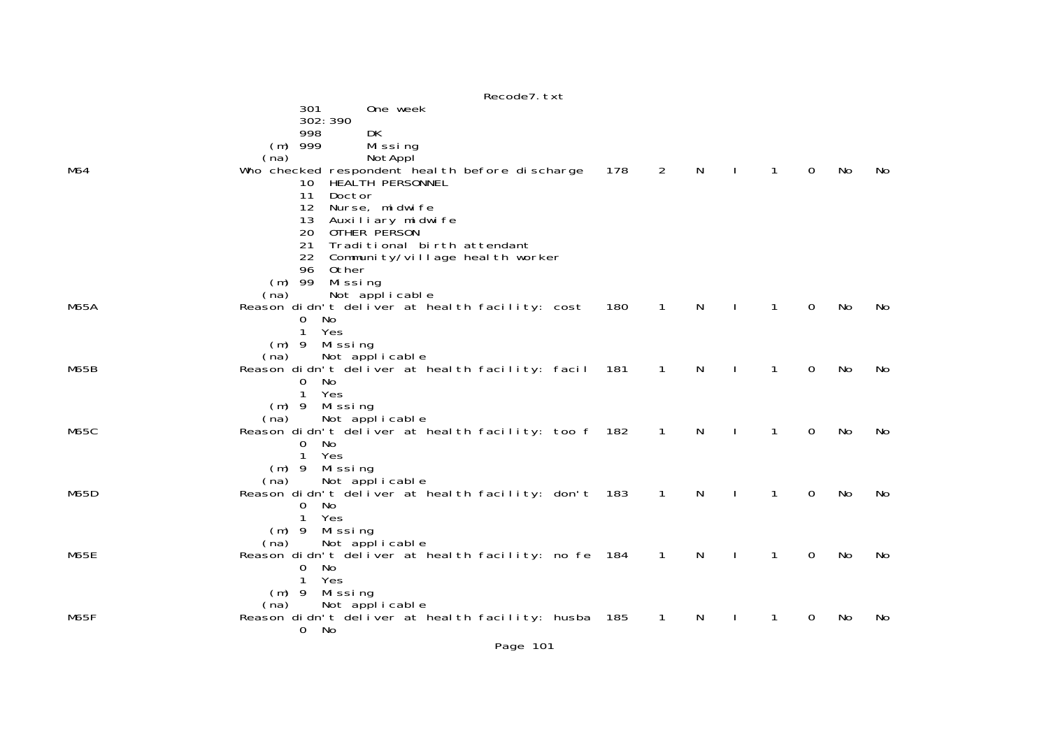```
                  301       One week
                  302:390
                  998       DK
              (m) 999       Missing
             (na)           NotAppl
M64           Who checked respondent health before discharge   178   2   N   I   1   0   No   No
                  10  HEALTH PERSONNEL
                  11  Doctor
                  12  Nurse, midwife
                  13  Auxiliary midwife
                  20  OTHER PERSON
                  21  Traditional birth attendant
                  22  Community/village health worker
                  96  Other
              (m) 99  Missing
             (na)     Not applicable
M65A          Reason didn't deliver at health facility: cost    180   1   N   I   1   0   No   No
                  0  No
                  1  Yes
              (m) 9  Missing
             (na)    Not applicable
M65B          Reason didn't deliver at health facility: facil   181   1   N   I   1   0   No   No
                  0  No
                  1  Yes
              (m) 9  Missing
             (na)    Not applicable
M65C          Reason didn't deliver at health facility: too f   182   1   N   I   1   0   No   No
                  0  No
                  1  Yes
              (m) 9  Missing
             (na)    Not applicable
M65D          Reason didn't deliver at health facility: don't   183   1   N   I   1   0   No   No
                  0  No
                  1  Yes
              (m) 9  Missing
             (na)    Not applicable
M65E          Reason didn't deliver at health facility: no fe   184   1   N   I   1   0   No   No
                  0  No
                  1  Yes
              (m) 9  Missing
             (na)    Not applicable
M65F          Reason didn't deliver at health facility: husba   185   1   N   I   1   0   No   No
                  0  No
```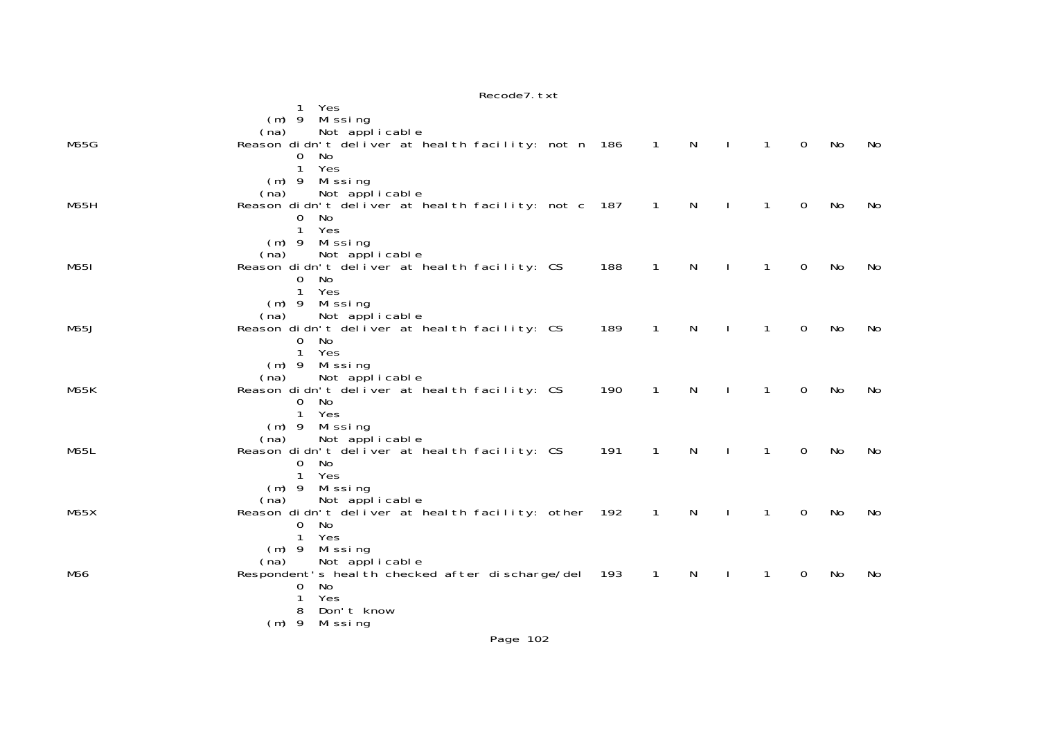```
                 1  Yes
             (m) 9  Missing
            (na)    Not applicable
M65G             Reason didn't deliver at health facility: not n  186    1    N    I    1    0   No   No
                 0  No
                 1  Yes
             (m) 9  Missing
            (na)    Not applicable
M65H             Reason didn't deliver at health facility: not c  187    1    N    I    1    0   No   No
                 0  No
                 1  Yes
             (m) 9  Missing
            (na)    Not applicable
M65I             Reason didn't deliver at health facility: CS     188    1    N    I    1    0   No   No
                 0  No
                 1  Yes
             (m) 9  Missing
            (na)    Not applicable
M65J             Reason didn't deliver at health facility: CS     189    1    N    I    1    0   No   No
                 0  No
                 1  Yes
             (m) 9  Missing
            (na)    Not applicable
M65K             Reason didn't deliver at health facility: CS     190    1    N    I    1    0   No   No
                 0  No
                 1  Yes
             (m) 9  Missing
            (na)    Not applicable
M65L             Reason didn't deliver at health facility: CS     191    1    N    I    1    0   No   No
                 0  No
                 1  Yes
             (m) 9  Missing
            (na)    Not applicable
M65X             Reason didn't deliver at health facility: other  192    1    N    I    1    0   No   No
                 0  No
                 1  Yes
             (m) 9  Missing
            (na)    Not applicable
M66              Respondent's health checked after discharge/del  193    1    N    I    1    0   No   No
                 0  No
                 1  Yes
                 8  Don't know
             (m) 9  Missing
```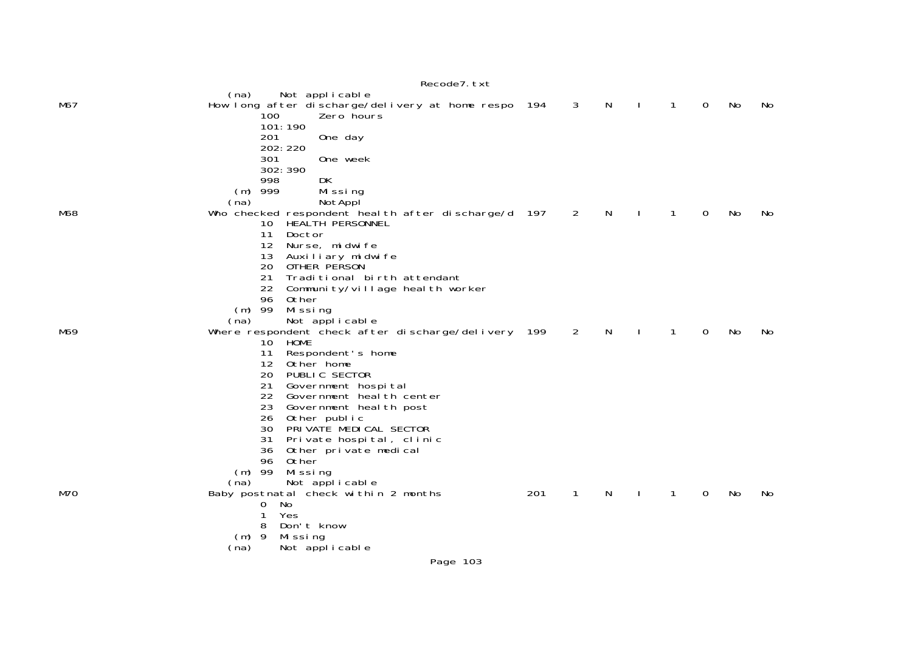```
                    (na)     Not applicable
M67                 How long after discharge/delivery at home respo  194    3    N    I    1    0    No    No
                            100       Zero hours
                            101:190
                            201       One day
                            202:220
                            301       One week
                            302:390
                            998       DK
                        (m) 999       Missing
                       (na)           NotAppl
M68                 Who checked respondent health after discharge/d  197    2    N    I    1    0    No    No
                            10  HEALTH PERSONNEL
                            11  Doctor
                            12  Nurse, midwife
                            13  Auxiliary midwife
                            20  OTHER PERSON
                            21  Traditional birth attendant
                            22  Community/village health worker
                            96  Other
                        (m) 99  Missing
                       (na)     Not applicable
M69                 Where respondent check after discharge/delivery  199    2    N    I    1    0    No    No
                            10  HOME
                            11  Respondent's home
                            12  Other home
                            20  PUBLIC SECTOR
                            21  Government hospital
                            22  Government health center
                            23  Government health post
                            26  Other public
                            30  PRIVATE MEDICAL SECTOR
                            31  Private hospital, clinic
                            36  Other private medical
                            96  Other
                        (m) 99  Missing
                       (na)     Not applicable
M70                 Baby postnatal check within 2 months             201    1    N    I    1    0    No    No
                            0  No
                            1  Yes
                            8  Don't know
                        (m) 9  Missing
                       (na)    Not applicable
```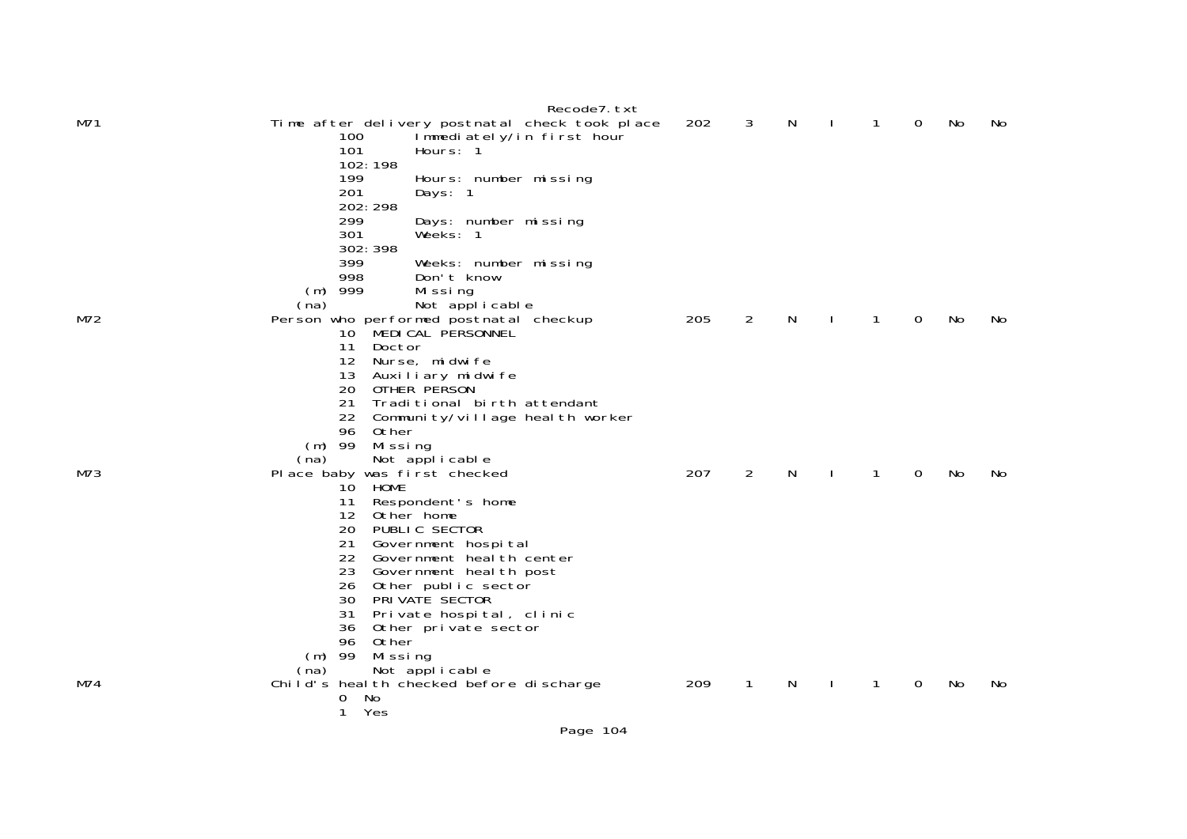```
M71                     Time after delivery postnatal check took place    202   3   N   I   1   0   No   No
                                100       Immediately/in first hour
                                101       Hours: 1
                                102:198
                                199       Hours: number missing
                                201       Days: 1
                                202:298
                                299       Days: number missing
                                301       Weeks: 1
                                302:398
                                399       Weeks: number missing
                                998       Don't know
                            (m) 999       Missing
                           (na)           Not applicable
M72                     Person who performed postnatal checkup            205   2   N   I   1   0   No   No
                                10  MEDICAL PERSONNEL
                                11  Doctor
                                12  Nurse, midwife
                                13  Auxiliary midwife
                                20  OTHER PERSON
                                21  Traditional birth attendant
                                22  Community/village health worker
                                96  Other
                            (m) 99  Missing
                           (na)     Not applicable
M73                     Place baby was first checked                      207   2   N   I   1   0   No   No
                                10  HOME
                                11  Respondent's home
                                12  Other home
                                20  PUBLIC SECTOR
                                21  Government hospital
                                22  Government health center
                                23  Government health post
                                26  Other public sector
                                30  PRIVATE SECTOR
                                31  Private hospital, clinic
                                36  Other private sector
                                96  Other
                            (m) 99  Missing
                           (na)     Not applicable
M74                     Child's health checked before discharge           209   1   N   I   1   0   No   No
                                0  No
                                1  Yes
```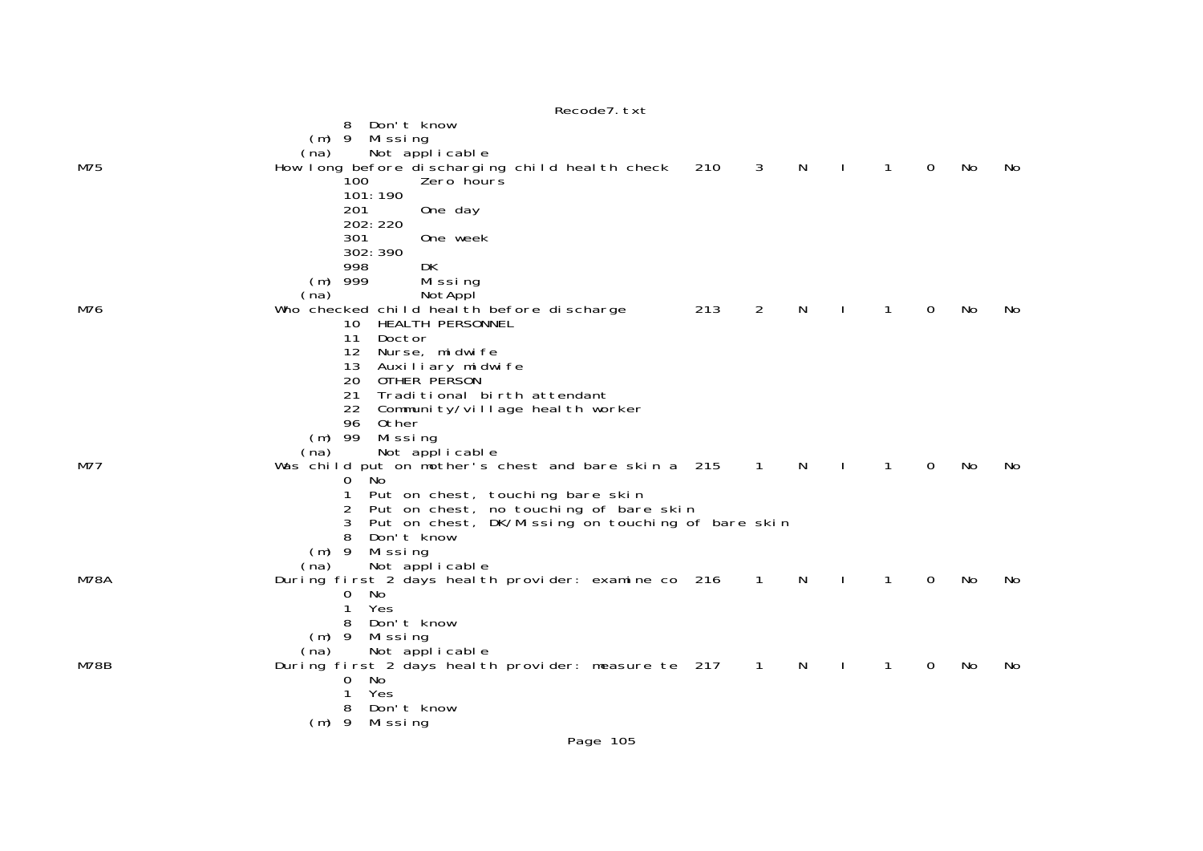```
                    8  Don't know
                (m) 9  Missing
               (na)    Not applicable
M75                 How long before discharging child health check    210    3    N    I    1    0    No    No
                    100      Zero hours
                    101:190
                    201      One day
                    202:220
                    301      One week
                    302:390
                    998      DK
                (m) 999      Missing
               (na)          NotAppl
M76                 Who checked child health before discharge         213    2    N    I    1    0    No    No
                    10  HEALTH PERSONNEL
                    11  Doctor
                    12  Nurse, midwife
                    13  Auxiliary midwife
                    20  OTHER PERSON
                    21  Traditional birth attendant
                    22  Community/village health worker
                    96  Other
                (m) 99  Missing
               (na)     Not applicable
M77                 Was child put on mother's chest and bare skin a   215    1    N    I    1    0    No    No
                    0  No
                    1  Put on chest, touching bare skin
                    2  Put on chest, no touching of bare skin
                    3  Put on chest, DK/Missing on touching of bare skin
                    8  Don't know
                (m) 9  Missing
               (na)    Not applicable
M78A                During first 2 days health provider: examine co   216    1    N    I    1    0    No    No
                    0  No
                    1  Yes
                    8  Don't know
                (m) 9  Missing
               (na)    Not applicable
M78B                During first 2 days health provider: measure te   217    1    N    I    1    0    No    No
                    0  No
                    1  Yes
                    8  Don't know
                (m) 9  Missing
```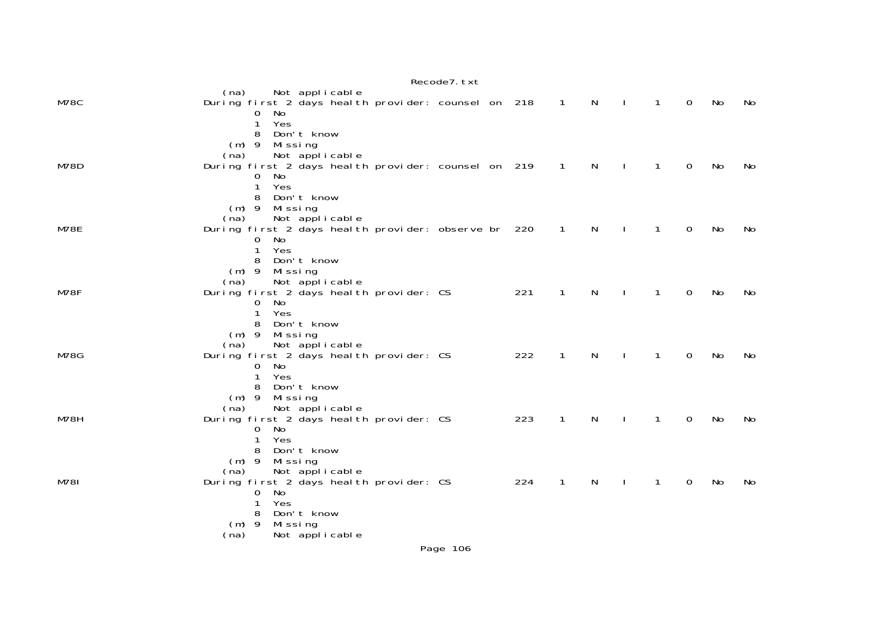```
                    (na)     Not applicable
M78C                During first 2 days health provider: counsel on  218    1    N    I    1    0    No    No
                         0  No
                         1  Yes
                         8  Don't know
                     (m) 9  Missing
                    (na)     Not applicable
M78D                During first 2 days health provider: counsel on  219    1    N    I    1    0    No    No
                         0  No
                         1  Yes
                         8  Don't know
                     (m) 9  Missing
                    (na)     Not applicable
M78E                During first 2 days health provider: observe br  220    1    N    I    1    0    No    No
                         0  No
                         1  Yes
                         8  Don't know
                     (m) 9  Missing
                    (na)     Not applicable
M78F                During first 2 days health provider: CS          221    1    N    I    1    0    No    No
                         0  No
                         1  Yes
                         8  Don't know
                     (m) 9  Missing
                    (na)     Not applicable
M78G                During first 2 days health provider: CS          222    1    N    I    1    0    No    No
                         0  No
                         1  Yes
                         8  Don't know
                     (m) 9  Missing
                    (na)     Not applicable
M78H                During first 2 days health provider: CS          223    1    N    I    1    0    No    No
                         0  No
                         1  Yes
                         8  Don't know
                     (m) 9  Missing
                    (na)     Not applicable
M78I                During first 2 days health provider: CS          224    1    N    I    1    0    No    No
                         0  No
                         1  Yes
                         8  Don't know
                     (m) 9  Missing
                    (na)     Not applicable
```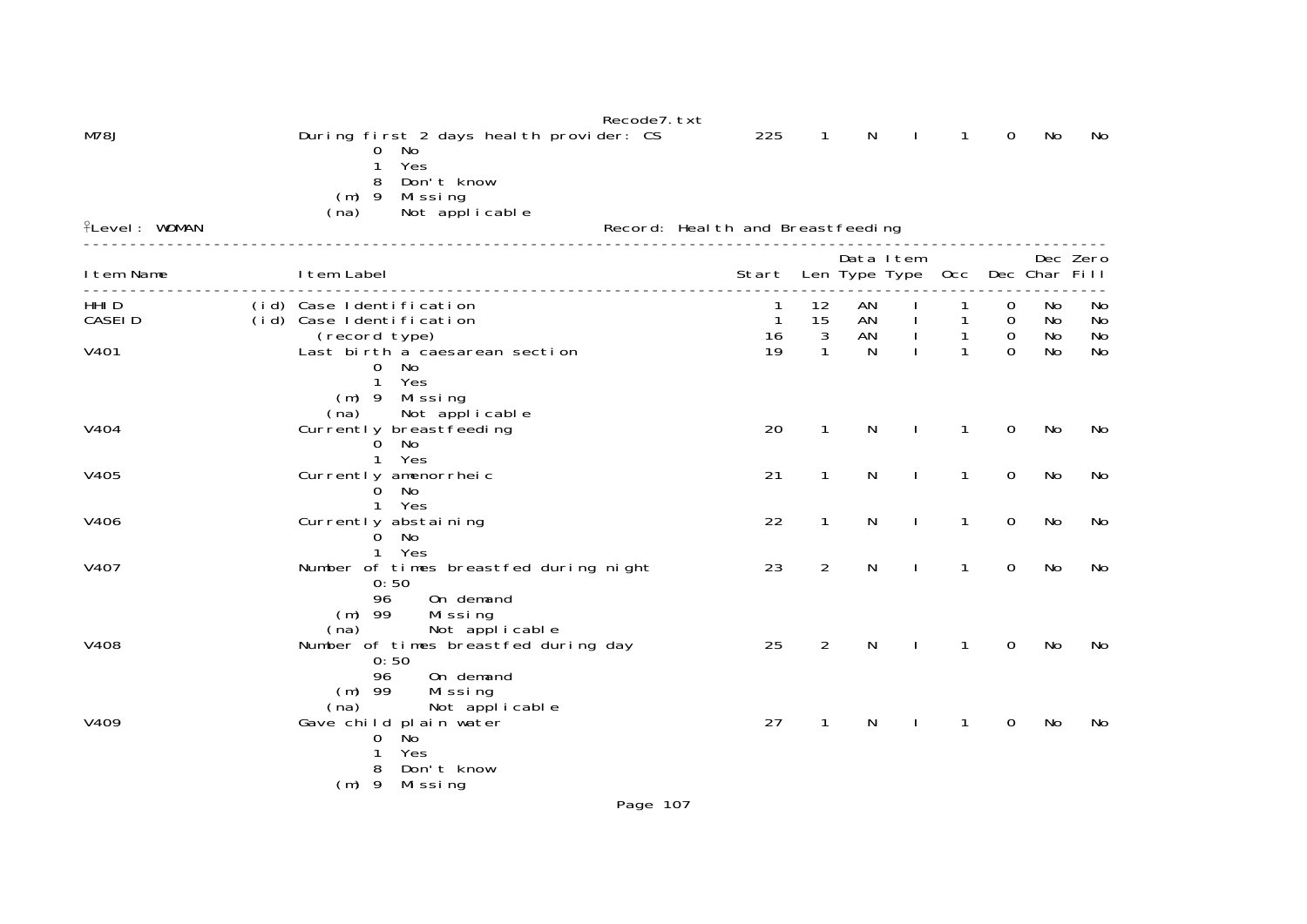| Item Name | | Item Label | Start | Len | Data Type | Item Type | Occ | Dec | Dec Char | Zero Fill |
|---|---|---|---|---|---|---|---|---|---|---|
| M78J | | During first 2 days health provider: CS | 225 | 1 | N | I | 1 | 0 | No | No |
| | | 0 No | | | | | | | | |
| | | 1 Yes | | | | | | | | |
| | | 8 Don't know | | | | | | | | |
| | | (m) 9 Missing | | | | | | | | |
| | | (na) Not applicable | | | | | | | | |

Level: WOMAN    Record: Health and Breastfeeding

| Item Name | | Item Label | Start | Len | Data Type | Item Type | Occ | Dec | Dec Char | Zero Fill |
|---|---|---|---|---|---|---|---|---|---|---|
| HHID | (id) | Case Identification | 1 | 12 | AN | I | 1 | 0 | No | No |
| CASEID | (id) | Case Identification | 1 | 15 | AN | I | 1 | 0 | No | No |
| | | (record type) | 16 | 3 | AN | I | 1 | 0 | No | No |
| V401 | | Last birth a caesarean section | 19 | 1 | N | I | 1 | 0 | No | No |
| | | 0 No | | | | | | | | |
| | | 1 Yes | | | | | | | | |
| | | (m) 9 Missing | | | | | | | | |
| | | (na) Not applicable | | | | | | | | |
| V404 | | Currently breastfeeding | 20 | 1 | N | I | 1 | 0 | No | No |
| | | 0 No | | | | | | | | |
| | | 1 Yes | | | | | | | | |
| V405 | | Currently amenorrheic | 21 | 1 | N | I | 1 | 0 | No | No |
| | | 0 No | | | | | | | | |
| | | 1 Yes | | | | | | | | |
| V406 | | Currently abstaining | 22 | 1 | N | I | 1 | 0 | No | No |
| | | 0 No | | | | | | | | |
| | | 1 Yes | | | | | | | | |
| V407 | | Number of times breastfed during night | 23 | 2 | N | I | 1 | 0 | No | No |
| | | 0:50 | | | | | | | | |
| | | 96 On demand | | | | | | | | |
| | | (m) 99 Missing | | | | | | | | |
| | | (na) Not applicable | | | | | | | | |
| V408 | | Number of times breastfed during day | 25 | 2 | N | I | 1 | 0 | No | No |
| | | 0:50 | | | | | | | | |
| | | 96 On demand | | | | | | | | |
| | | (m) 99 Missing | | | | | | | | |
| | | (na) Not applicable | | | | | | | | |
| V409 | | Gave child plain water | 27 | 1 | N | I | 1 | 0 | No | No |
| | | 0 No | | | | | | | | |
| | | 1 Yes | | | | | | | | |
| | | 8 Don't know | | | | | | | | |
| | | (m) 9 Missing | | | | | | | | |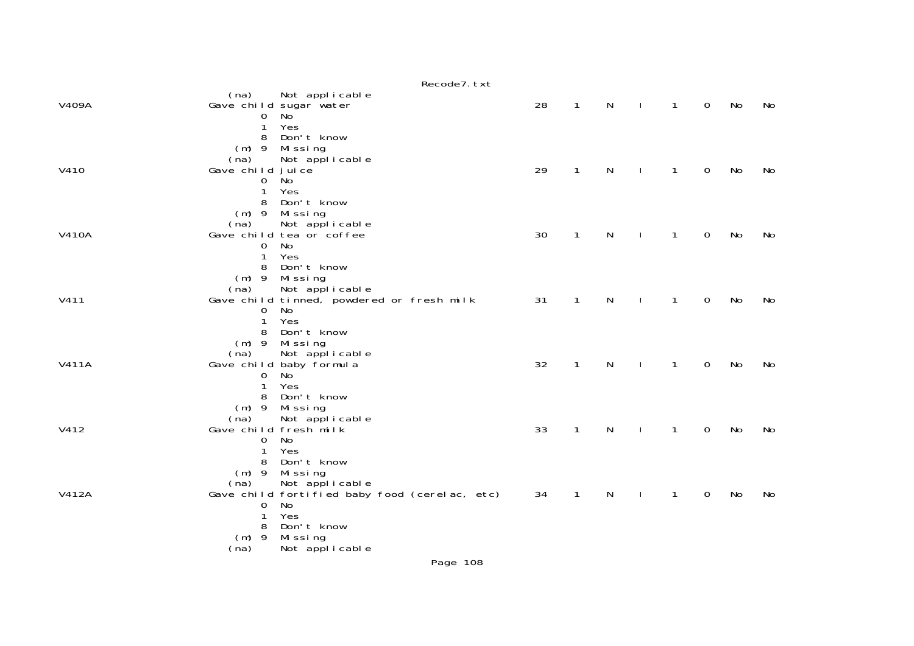```
                  (na)     Not applicable
V409A            Gave child sugar water                       28    1    N    I    1    0    No    No
                        0  No
                        1  Yes
                        8  Don't know
                    (m) 9  Missing
                  (na)     Not applicable
V410             Gave child juice                             29    1    N    I    1    0    No    No
                        0  No
                        1  Yes
                        8  Don't know
                    (m) 9  Missing
                  (na)     Not applicable
V410A            Gave child tea or coffee                     30    1    N    I    1    0    No    No
                        0  No
                        1  Yes
                        8  Don't know
                    (m) 9  Missing
                  (na)     Not applicable
V411             Gave child tinned, powdered or fresh milk    31    1    N    I    1    0    No    No
                        0  No
                        1  Yes
                        8  Don't know
                    (m) 9  Missing
                  (na)     Not applicable
V411A            Gave child baby formula                      32    1    N    I    1    0    No    No
                        0  No
                        1  Yes
                        8  Don't know
                    (m) 9  Missing
                  (na)     Not applicable
V412             Gave child fresh milk                        33    1    N    I    1    0    No    No
                        0  No
                        1  Yes
                        8  Don't know
                    (m) 9  Missing
                  (na)     Not applicable
V412A            Gave child fortified baby food (cerelac, etc)  34  1    N    I    1    0    No    No
                        0  No
                        1  Yes
                        8  Don't know
                    (m) 9  Missing
                  (na)     Not applicable
```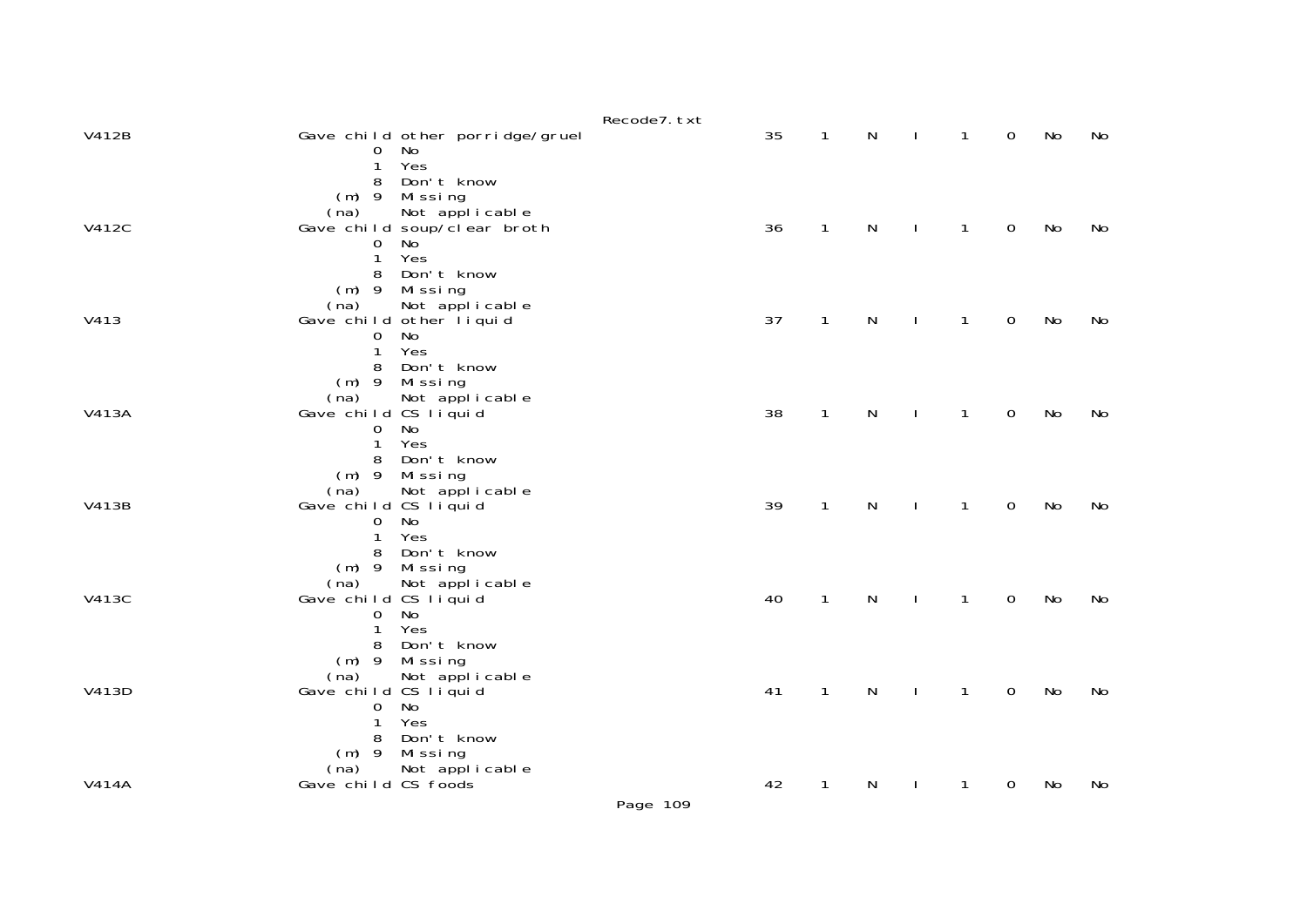| Variable | Description | Start | Len | Type | I | Dec | Min | Flag1 | Flag2 |
|---|---|---|---|---|---|---|---|---|---|
| V412B | Gave child other porridge/gruel | 35 | 1 | N | I | 1 | 0 | No | No |
| | 0 No | | | | | | | | |
| | 1 Yes | | | | | | | | |
| | 8 Don't know | | | | | | | | |
| | (m) 9 Missing | | | | | | | | |
| | (na) Not applicable | | | | | | | | |
| V412C | Gave child soup/clear broth | 36 | 1 | N | I | 1 | 0 | No | No |
| | 0 No | | | | | | | | |
| | 1 Yes | | | | | | | | |
| | 8 Don't know | | | | | | | | |
| | (m) 9 Missing | | | | | | | | |
| | (na) Not applicable | | | | | | | | |
| V413 | Gave child other liquid | 37 | 1 | N | I | 1 | 0 | No | No |
| | 0 No | | | | | | | | |
| | 1 Yes | | | | | | | | |
| | 8 Don't know | | | | | | | | |
| | (m) 9 Missing | | | | | | | | |
| | (na) Not applicable | | | | | | | | |
| V413A | Gave child CS liquid | 38 | 1 | N | I | 1 | 0 | No | No |
| | 0 No | | | | | | | | |
| | 1 Yes | | | | | | | | |
| | 8 Don't know | | | | | | | | |
| | (m) 9 Missing | | | | | | | | |
| | (na) Not applicable | | | | | | | | |
| V413B | Gave child CS liquid | 39 | 1 | N | I | 1 | 0 | No | No |
| | 0 No | | | | | | | | |
| | 1 Yes | | | | | | | | |
| | 8 Don't know | | | | | | | | |
| | (m) 9 Missing | | | | | | | | |
| | (na) Not applicable | | | | | | | | |
| V413C | Gave child CS liquid | 40 | 1 | N | I | 1 | 0 | No | No |
| | 0 No | | | | | | | | |
| | 1 Yes | | | | | | | | |
| | 8 Don't know | | | | | | | | |
| | (m) 9 Missing | | | | | | | | |
| | (na) Not applicable | | | | | | | | |
| V413D | Gave child CS liquid | 41 | 1 | N | I | 1 | 0 | No | No |
| | 0 No | | | | | | | | |
| | 1 Yes | | | | | | | | |
| | 8 Don't know | | | | | | | | |
| | (m) 9 Missing | | | | | | | | |
| | (na) Not applicable | | | | | | | | |
| V414A | Gave child CS foods | 42 | 1 | N | I | 1 | 0 | No | No |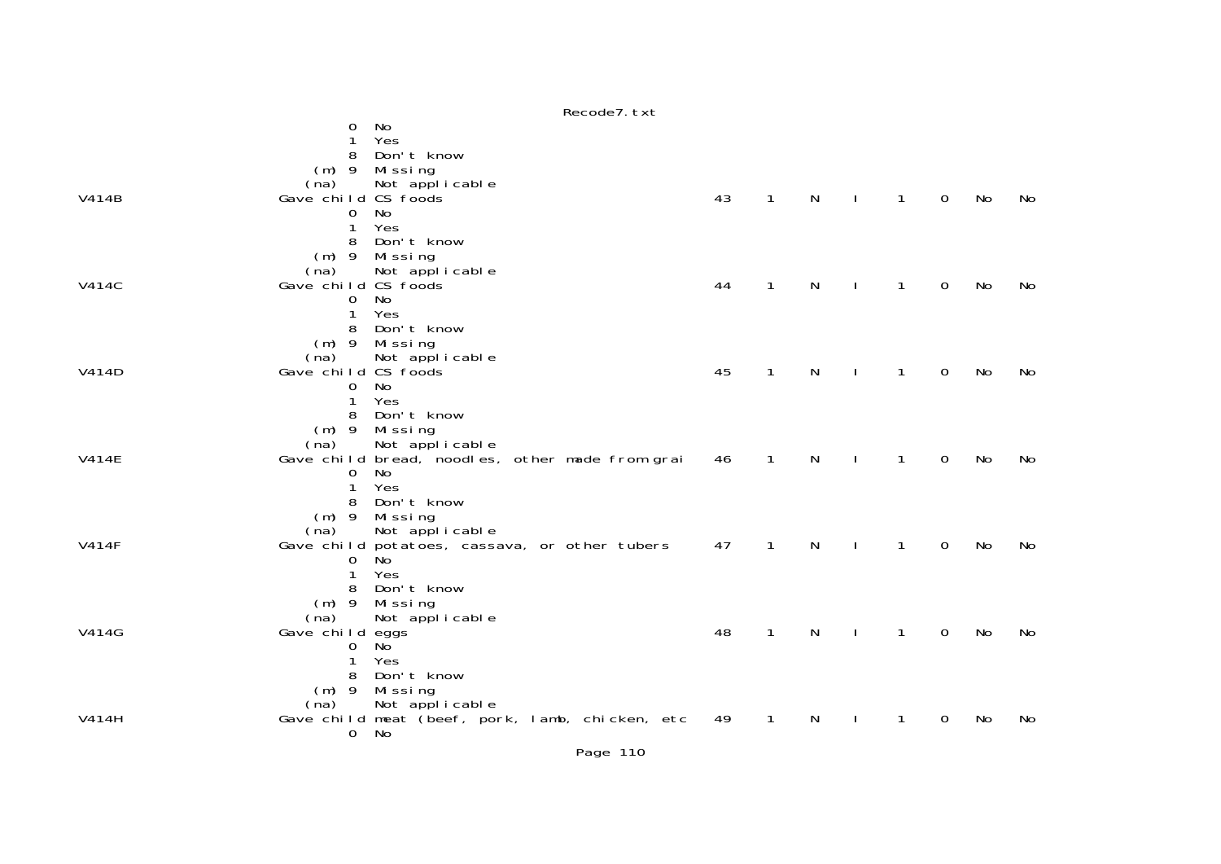```
                     0  No
                     1  Yes
                     8  Don't know
                 (m) 9  Missing
                (na)    Not applicable
V414B            Gave child CS foods                          43    1    N    I    1    0    No    No
                     0  No
                     1  Yes
                     8  Don't know
                 (m) 9  Missing
                (na)    Not applicable
V414C            Gave child CS foods                          44    1    N    I    1    0    No    No
                     0  No
                     1  Yes
                     8  Don't know
                 (m) 9  Missing
                (na)    Not applicable
V414D            Gave child CS foods                          45    1    N    I    1    0    No    No
                     0  No
                     1  Yes
                     8  Don't know
                 (m) 9  Missing
                (na)    Not applicable
V414E            Gave child bread, noodles, other made from grai   46    1    N    I    1    0    No    No
                     0  No
                     1  Yes
                     8  Don't know
                 (m) 9  Missing
                (na)    Not applicable
V414F            Gave child potatoes, cassava, or other tubers     47    1    N    I    1    0    No    No
                     0  No
                     1  Yes
                     8  Don't know
                 (m) 9  Missing
                (na)    Not applicable
V414G            Gave child eggs                              48    1    N    I    1    0    No    No
                     0  No
                     1  Yes
                     8  Don't know
                 (m) 9  Missing
                (na)    Not applicable
V414H            Gave child meat (beef, pork, lamb, chicken, etc   49    1    N    I    1    0    No    No
                     0  No
```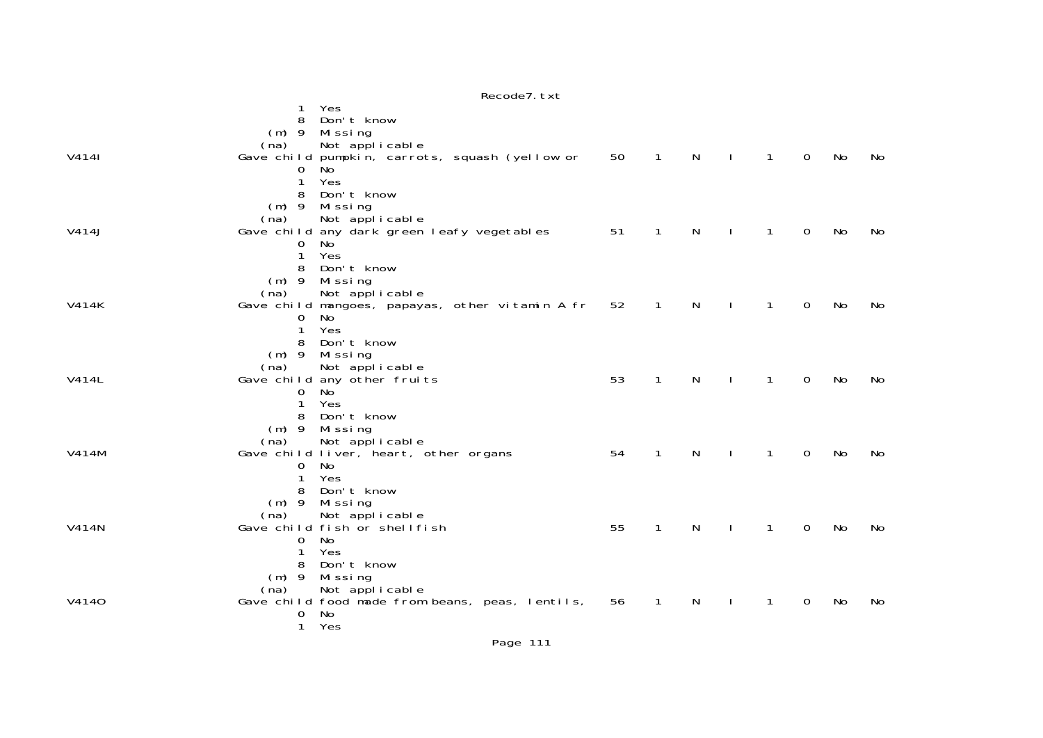```
                    1  Yes
                    8  Don't know
                (m) 9  Missing
               (na)    Not applicable
V414I          Gave child pumpkin, carrots, squash (yellow or     50    1    N    I    1    0   No   No
                    0  No
                    1  Yes
                    8  Don't know
                (m) 9  Missing
               (na)    Not applicable
V414J          Gave child any dark green leafy vegetables         51    1    N    I    1    0   No   No
                    0  No
                    1  Yes
                    8  Don't know
                (m) 9  Missing
               (na)    Not applicable
V414K          Gave child mangoes, papayas, other vitamin A fr    52    1    N    I    1    0   No   No
                    0  No
                    1  Yes
                    8  Don't know
                (m) 9  Missing
               (na)    Not applicable
V414L          Gave child any other fruits                        53    1    N    I    1    0   No   No
                    0  No
                    1  Yes
                    8  Don't know
                (m) 9  Missing
               (na)    Not applicable
V414M          Gave child liver, heart, other organs              54    1    N    I    1    0   No   No
                    0  No
                    1  Yes
                    8  Don't know
                (m) 9  Missing
               (na)    Not applicable
V414N          Gave child fish or shellfish                       55    1    N    I    1    0   No   No
                    0  No
                    1  Yes
                    8  Don't know
                (m) 9  Missing
               (na)    Not applicable
V414O          Gave child food made from beans, peas, lentils,    56    1    N    I    1    0   No   No
                    0  No
                    1  Yes
```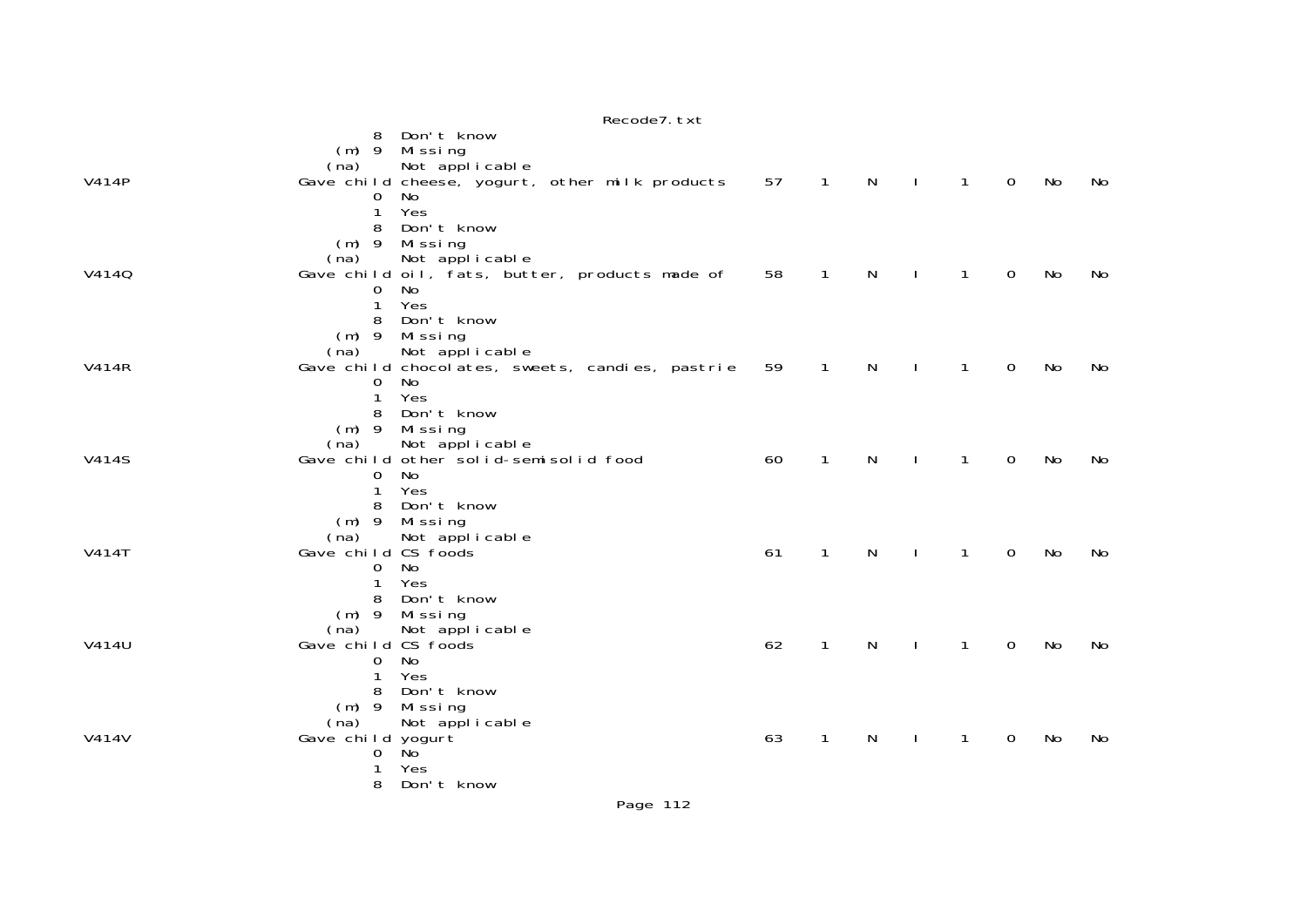```
                 8  Don't know
             (m) 9  Missing
            (na)    Not applicable
V414P          Gave child cheese, yogurt, other milk products     57   1   N   I   1   0   No   No
                 0  No
                 1  Yes
                 8  Don't know
             (m) 9  Missing
            (na)    Not applicable
V414Q          Gave child oil, fats, butter, products made of     58   1   N   I   1   0   No   No
                 0  No
                 1  Yes
                 8  Don't know
             (m) 9  Missing
            (na)    Not applicable
V414R          Gave child chocolates, sweets, candies, pastrie    59   1   N   I   1   0   No   No
                 0  No
                 1  Yes
                 8  Don't know
             (m) 9  Missing
            (na)    Not applicable
V414S          Gave child other solid-semisolid food              60   1   N   I   1   0   No   No
                 0  No
                 1  Yes
                 8  Don't know
             (m) 9  Missing
            (na)    Not applicable
V414T          Gave child CS foods                                61   1   N   I   1   0   No   No
                 0  No
                 1  Yes
                 8  Don't know
             (m) 9  Missing
            (na)    Not applicable
V414U          Gave child CS foods                                62   1   N   I   1   0   No   No
                 0  No
                 1  Yes
                 8  Don't know
             (m) 9  Missing
            (na)    Not applicable
V414V          Gave child yogurt                                  63   1   N   I   1   0   No   No
                 0  No
                 1  Yes
                 8  Don't know
```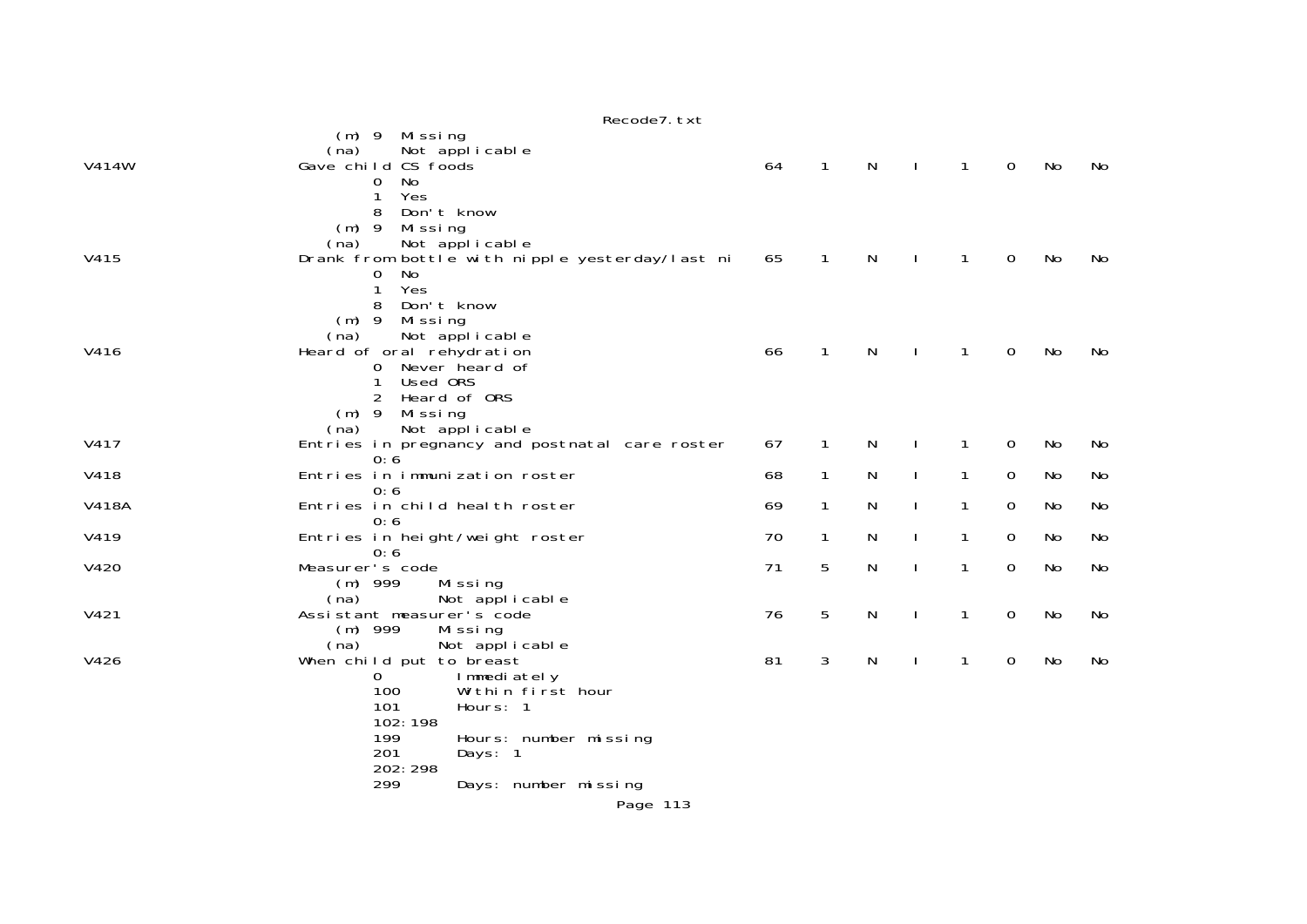```
                    (m) 9  Missing
                   (na)    Not applicable
V414W              Gave child CS foods                              64    1    N    I    1    0    No    No
                        0  No
                        1  Yes
                        8  Don't know
                    (m) 9  Missing
                   (na)    Not applicable
V415               Drank from bottle with nipple yesterday/last ni  65    1    N    I    1    0    No    No
                        0  No
                        1  Yes
                        8  Don't know
                    (m) 9  Missing
                   (na)    Not applicable
V416               Heard of oral rehydration                        66    1    N    I    1    0    No    No
                        0  Never heard of
                        1  Used ORS
                        2  Heard of ORS
                    (m) 9  Missing
                   (na)    Not applicable
V417               Entries in pregnancy and postnatal care roster   67    1    N    I    1    0    No    No
                        0:6
V418               Entries in immunization roster                   68    1    N    I    1    0    No    No
                        0:6
V418A              Entries in child health roster                   69    1    N    I    1    0    No    No
                        0:6
V419               Entries in height/weight roster                  70    1    N    I    1    0    No    No
                        0:6
V420               Measurer's code                                  71    5    N    I    1    0    No    No
                    (m) 999    Missing
                   (na)        Not applicable
V421               Assistant measurer's code                        76    5    N    I    1    0    No    No
                    (m) 999    Missing
                   (na)        Not applicable
V426               When child put to breast                         81    3    N    I    1    0    No    No
                        0          Immediately
                        100        Within first hour
                        101        Hours: 1
                        102:198
                        199        Hours: number missing
                        201        Days: 1
                        202:298
                        299        Days: number missing
```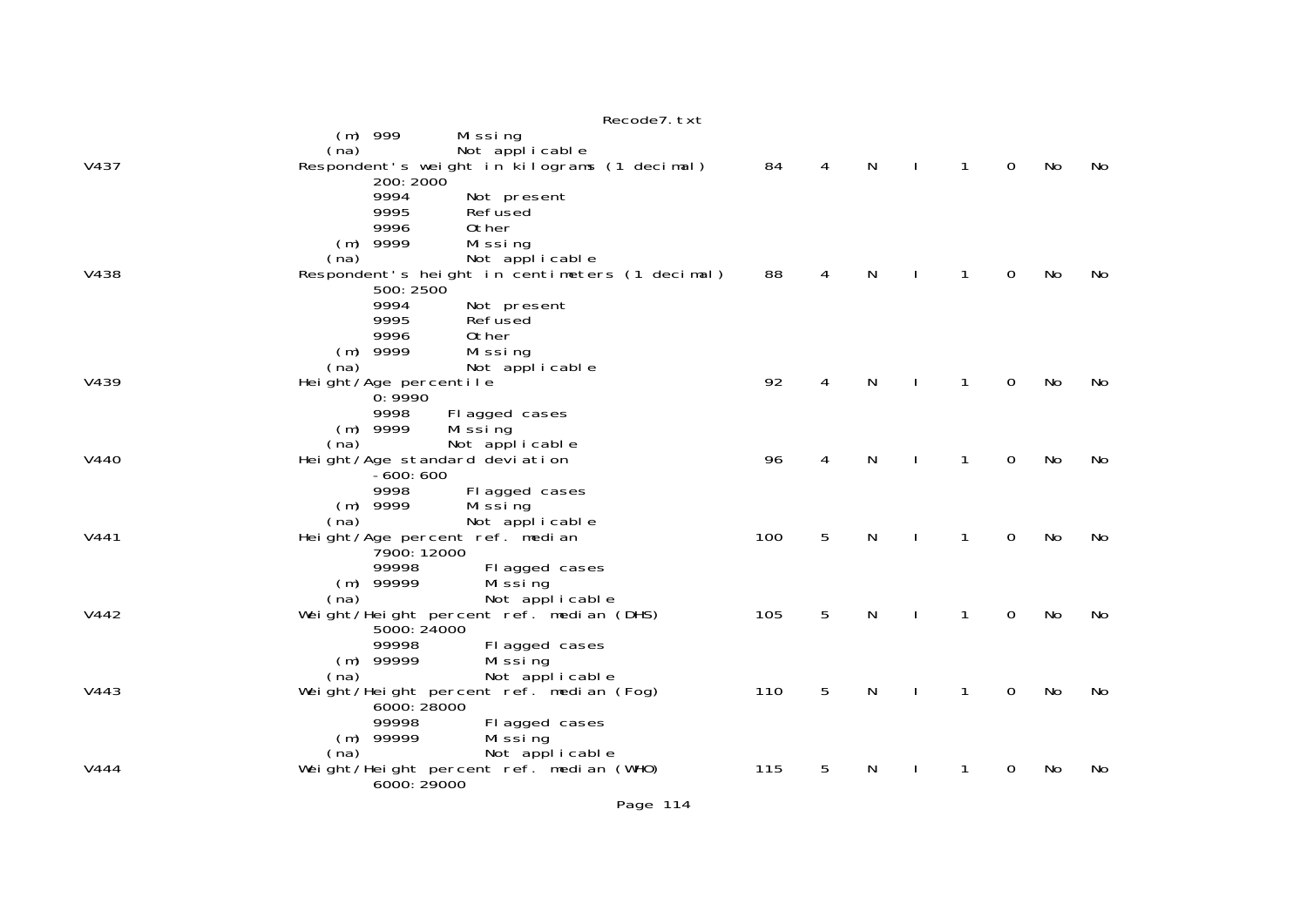```
                      (m) 999        Missing
                     (na)            Not applicable
V437                 Respondent's weight in kilograms (1 decimal)       84    4    N    I    1    0    No    No
                          200:2000
                          9994       Not present
                          9995       Refused
                          9996       Other
                      (m) 9999       Missing
                     (na)            Not applicable
V438                 Respondent's height in centimeters (1 decimal)     88    4    N    I    1    0    No    No
                          500:2500
                          9994       Not present
                          9995       Refused
                          9996       Other
                      (m) 9999       Missing
                     (na)            Not applicable
V439                 Height/Age percentile                               92    4    N    I    1    0    No    No
                          0:9990
                          9998     Flagged cases
                      (m) 9999     Missing
                     (na)          Not applicable
V440                 Height/Age standard deviation                       96    4    N    I    1    0    No    No
                          -600:600
                          9998       Flagged cases
                      (m) 9999       Missing
                     (na)            Not applicable
V441                 Height/Age percent ref. median                     100    5    N    I    1    0    No    No
                          7900:12000
                          99998        Flagged cases
                      (m) 99999        Missing
                     (na)              Not applicable
V442                 Weight/Height percent ref. median (DHS)            105    5    N    I    1    0    No    No
                          5000:24000
                          99998        Flagged cases
                      (m) 99999        Missing
                     (na)              Not applicable
V443                 Weight/Height percent ref. median (Fog)            110    5    N    I    1    0    No    No
                          6000:28000
                          99998        Flagged cases
                      (m) 99999        Missing
                     (na)              Not applicable
V444                 Weight/Height percent ref. median (WHO)            115    5    N    I    1    0    No    No
                          6000:29000
```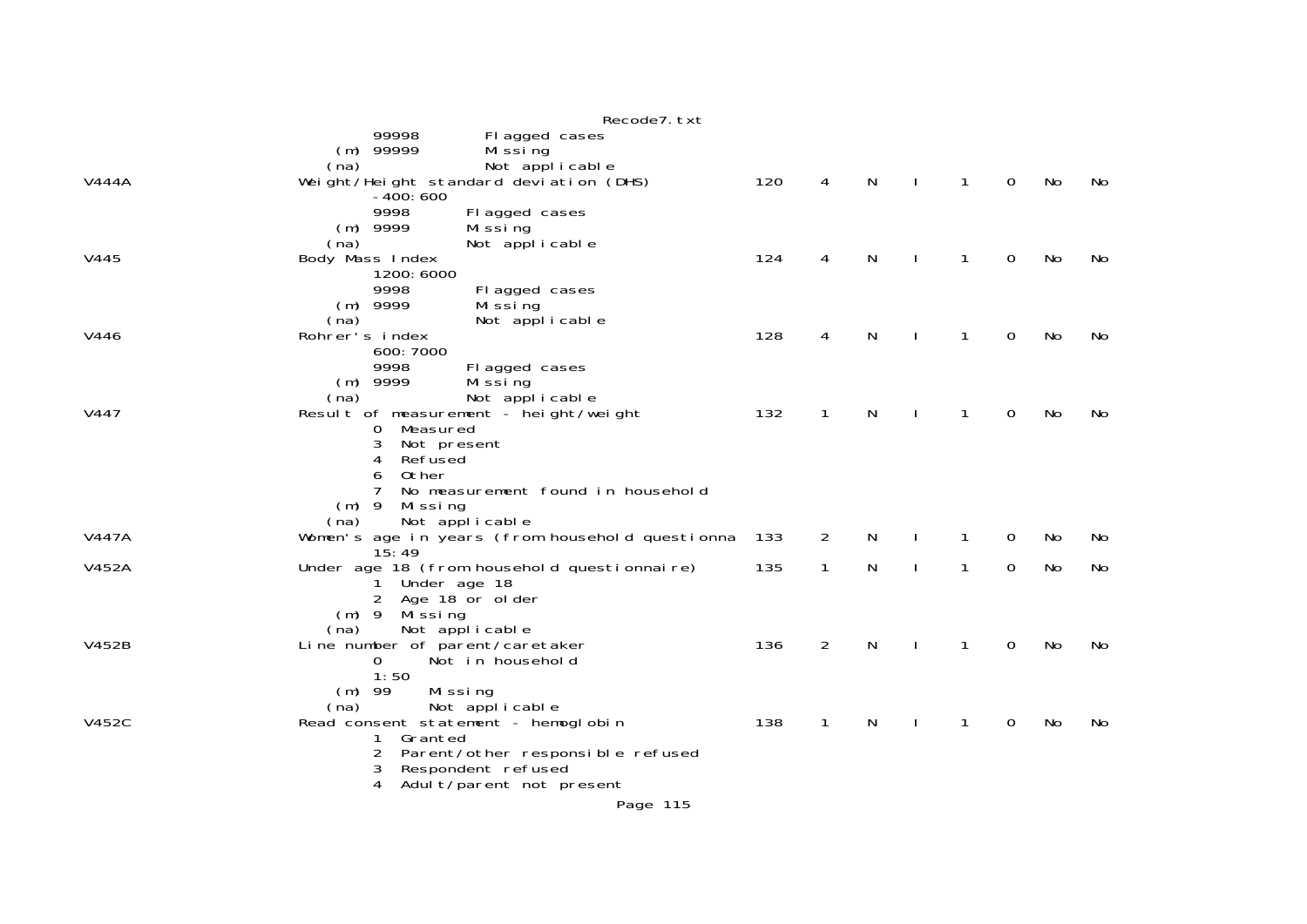```
                 99998        Flagged cases
             (m) 99999        Missing
            (na)              Not applicable
V444A       Weight/Height standard deviation (DHS)           120    4    N    I    1    0    No    No
                 -400:600
                 9998       Flagged cases
             (m) 9999       Missing
            (na)            Not applicable
V445        Body Mass Index                                  124    4    N    I    1    0    No    No
                 1200:6000
                 9998        Flagged cases
             (m) 9999        Missing
            (na)             Not applicable
V446        Rohrer's index                                   128    4    N    I    1    0    No    No
                 600:7000
                 9998       Flagged cases
             (m) 9999       Missing
            (na)            Not applicable
V447        Result of measurement - height/weight            132    1    N    I    1    0    No    No
                 0  Measured
                 3  Not present
                 4  Refused
                 6  Other
                 7  No measurement found in household
             (m) 9  Missing
            (na)    Not applicable
V447A       Women's age in years (from household questionna  133    2    N    I    1    0    No    No
                 15:49
V452A       Under age 18 (from household questionnaire)      135    1    N    I    1    0    No    No
                 1  Under age 18
                 2  Age 18 or older
             (m) 9  Missing
            (na)    Not applicable
V452B       Line number of parent/caretaker                  136    2    N    I    1    0    No    No
                 0      Not in household
                 1:50
             (m) 99     Missing
            (na)        Not applicable
V452C       Read consent statement - hemoglobin              138    1    N    I    1    0    No    No
                 1  Granted
                 2  Parent/other responsible refused
                 3  Respondent refused
                 4  Adult/parent not present
```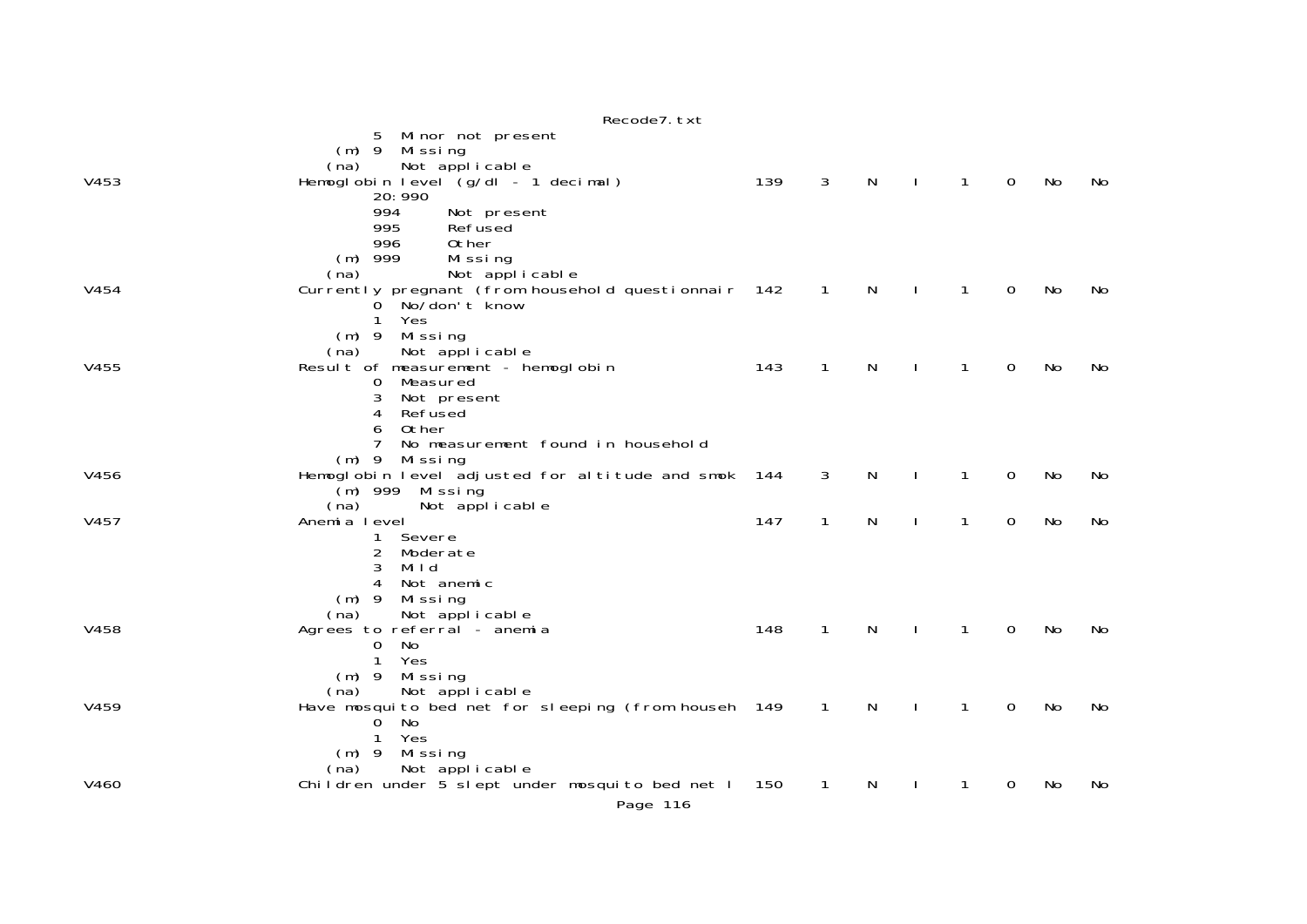```
                    5  Minor not present
                (m) 9  Missing
               (na)    Not applicable
V453           Hemoglobin level (g/dl - 1 decimal)                139   3   N   I   1   0   No   No
                    20:990
                    994      Not present
                    995      Refused
                    996      Other
                (m) 999      Missing
               (na)          Not applicable
V454           Currently pregnant (from household questionnair    142   1   N   I   1   0   No   No
                    0  No/don't know
                    1  Yes
                (m) 9  Missing
               (na)    Not applicable
V455           Result of measurement - hemoglobin                 143   1   N   I   1   0   No   No
                    0  Measured
                    3  Not present
                    4  Refused
                    6  Other
                    7  No measurement found in household
                (m) 9  Missing
V456           Hemoglobin level adjusted for altitude and smok    144   3   N   I   1   0   No   No
                (m) 999  Missing
               (na)      Not applicable
V457           Anemia level                                       147   1   N   I   1   0   No   No
                    1  Severe
                    2  Moderate
                    3  Mild
                    4  Not anemic
                (m) 9  Missing
               (na)    Not applicable
V458           Agrees to referral - anemia                        148   1   N   I   1   0   No   No
                    0  No
                    1  Yes
                (m) 9  Missing
               (na)    Not applicable
V459           Have mosquito bed net for sleeping (from househ    149   1   N   I   1   0   No   No
                    0  No
                    1  Yes
                (m) 9  Missing
               (na)    Not applicable
V460           Children under 5 slept under mosquito bed net l    150   1   N   I   1   0   No   No
```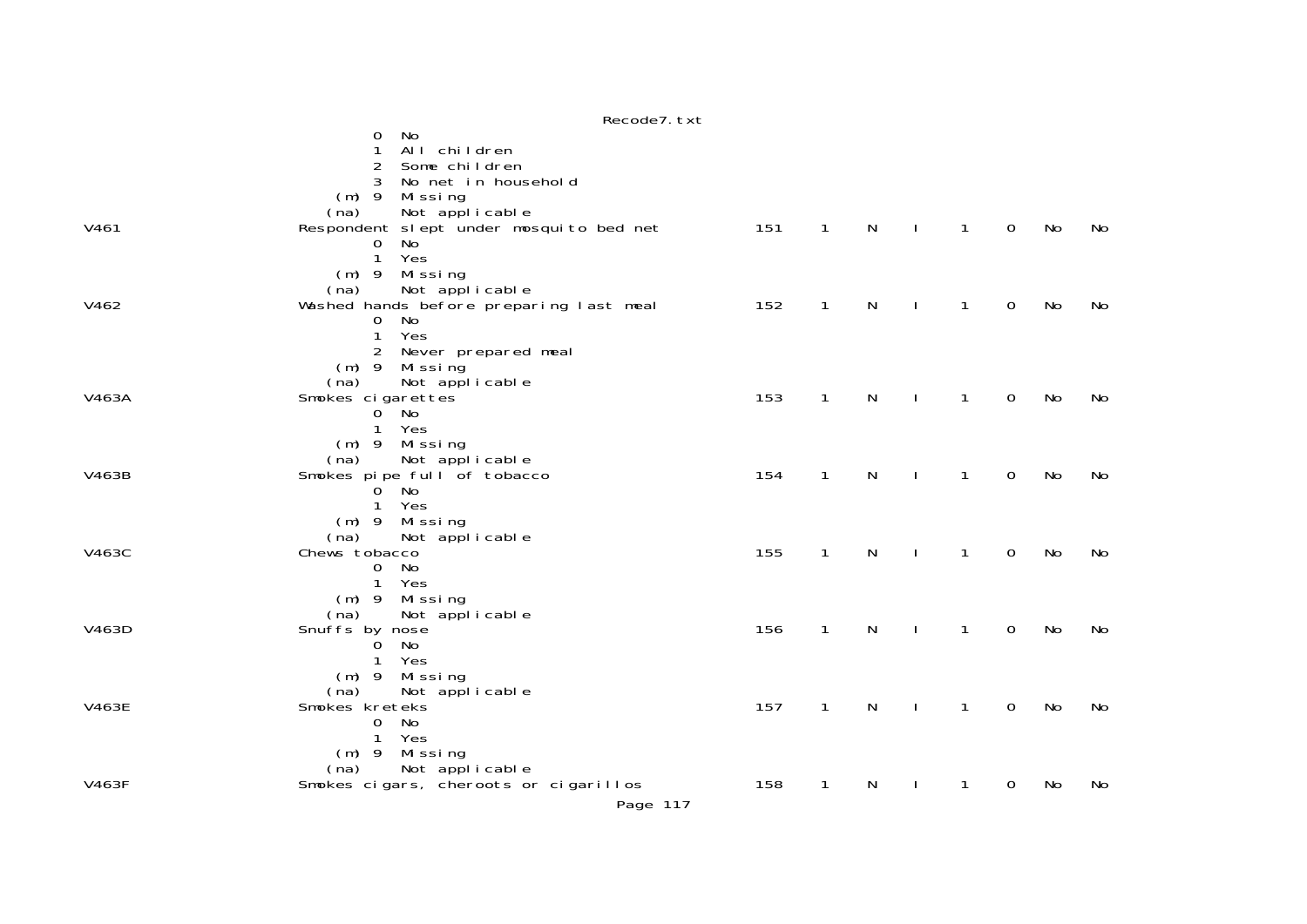```
                0  No
                1  All children
                2  Some children
                3  No net in household
            (m) 9  Missing
           (na)    Not applicable
V461             Respondent slept under mosquito bed net        151   1   N   I   1   0   No   No
                0  No
                1  Yes
            (m) 9  Missing
           (na)    Not applicable
V462             Washed hands before preparing last meal        152   1   N   I   1   0   No   No
                0  No
                1  Yes
                2  Never prepared meal
            (m) 9  Missing
           (na)    Not applicable
V463A            Smokes cigarettes                              153   1   N   I   1   0   No   No
                0  No
                1  Yes
            (m) 9  Missing
           (na)    Not applicable
V463B            Smokes pipe full of tobacco                    154   1   N   I   1   0   No   No
                0  No
                1  Yes
            (m) 9  Missing
           (na)    Not applicable
V463C            Chews tobacco                                  155   1   N   I   1   0   No   No
                0  No
                1  Yes
            (m) 9  Missing
           (na)    Not applicable
V463D            Snuffs by nose                                 156   1   N   I   1   0   No   No
                0  No
                1  Yes
            (m) 9  Missing
           (na)    Not applicable
V463E            Smokes kreteks                                 157   1   N   I   1   0   No   No
                0  No
                1  Yes
            (m) 9  Missing
           (na)    Not applicable
V463F            Smokes cigars, cheroots or cigarillos          158   1   N   I   1   0   No   No
```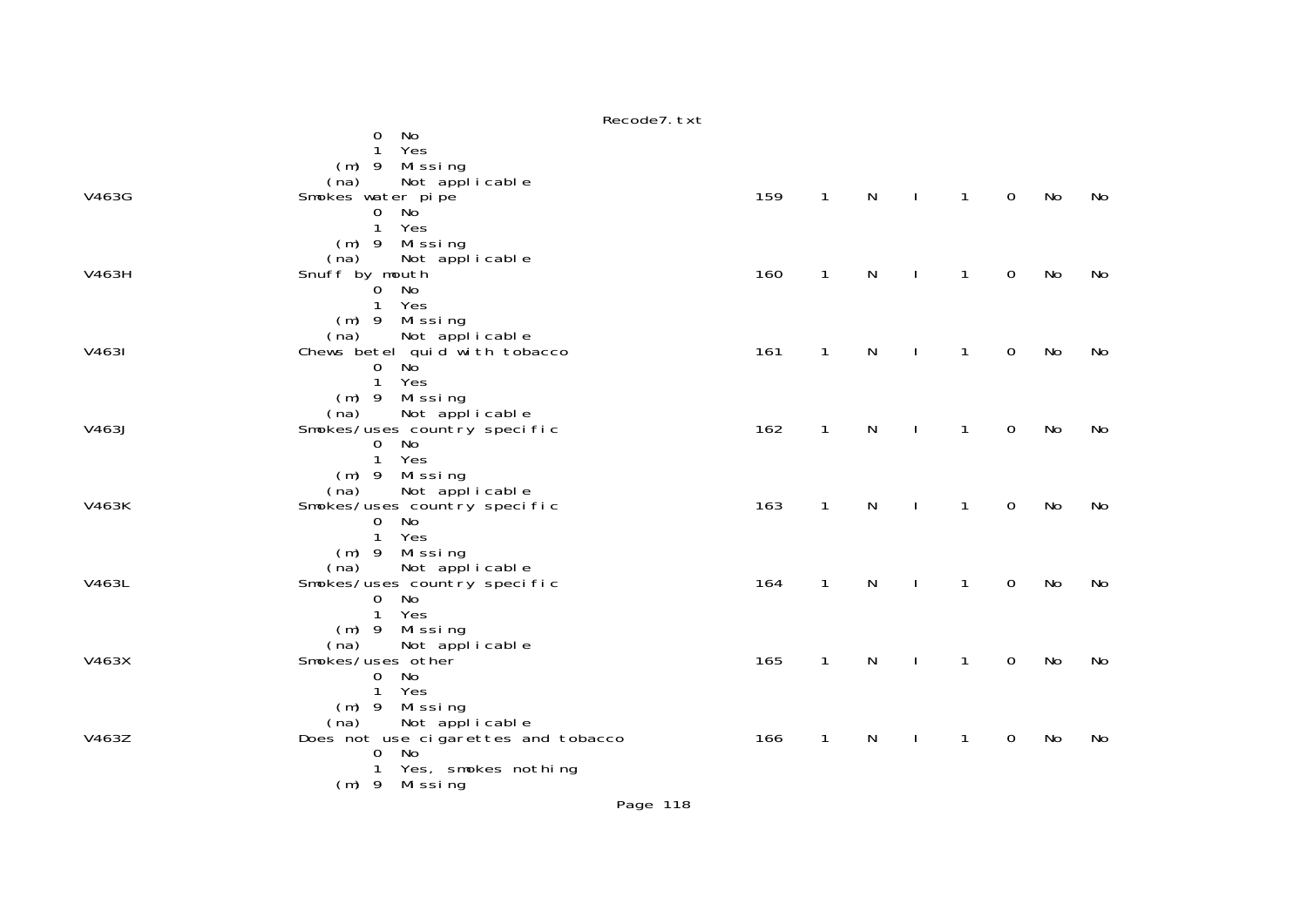```
            0  No
            1  Yes
      (m) 9  Missing
     (na)    Not applicable
V463G                   Smokes water pipe                               159   1   N   I   1   0   No   No
            0  No
            1  Yes
      (m) 9  Missing
     (na)    Not applicable
V463H                   Snuff by mouth                                  160   1   N   I   1   0   No   No
            0  No
            1  Yes
      (m) 9  Missing
     (na)    Not applicable
V463I                   Chews betel quid with tobacco                   161   1   N   I   1   0   No   No
            0  No
            1  Yes
      (m) 9  Missing
     (na)    Not applicable
V463J                   Smokes/uses country specific                    162   1   N   I   1   0   No   No
            0  No
            1  Yes
      (m) 9  Missing
     (na)    Not applicable
V463K                   Smokes/uses country specific                    163   1   N   I   1   0   No   No
            0  No
            1  Yes
      (m) 9  Missing
     (na)    Not applicable
V463L                   Smokes/uses country specific                    164   1   N   I   1   0   No   No
            0  No
            1  Yes
      (m) 9  Missing
     (na)    Not applicable
V463X                   Smokes/uses other                               165   1   N   I   1   0   No   No
            0  No
            1  Yes
      (m) 9  Missing
     (na)    Not applicable
V463Z                   Does not use cigarettes and tobacco             166   1   N   I   1   0   No   No
            0  No
            1  Yes, smokes nothing
      (m) 9  Missing
```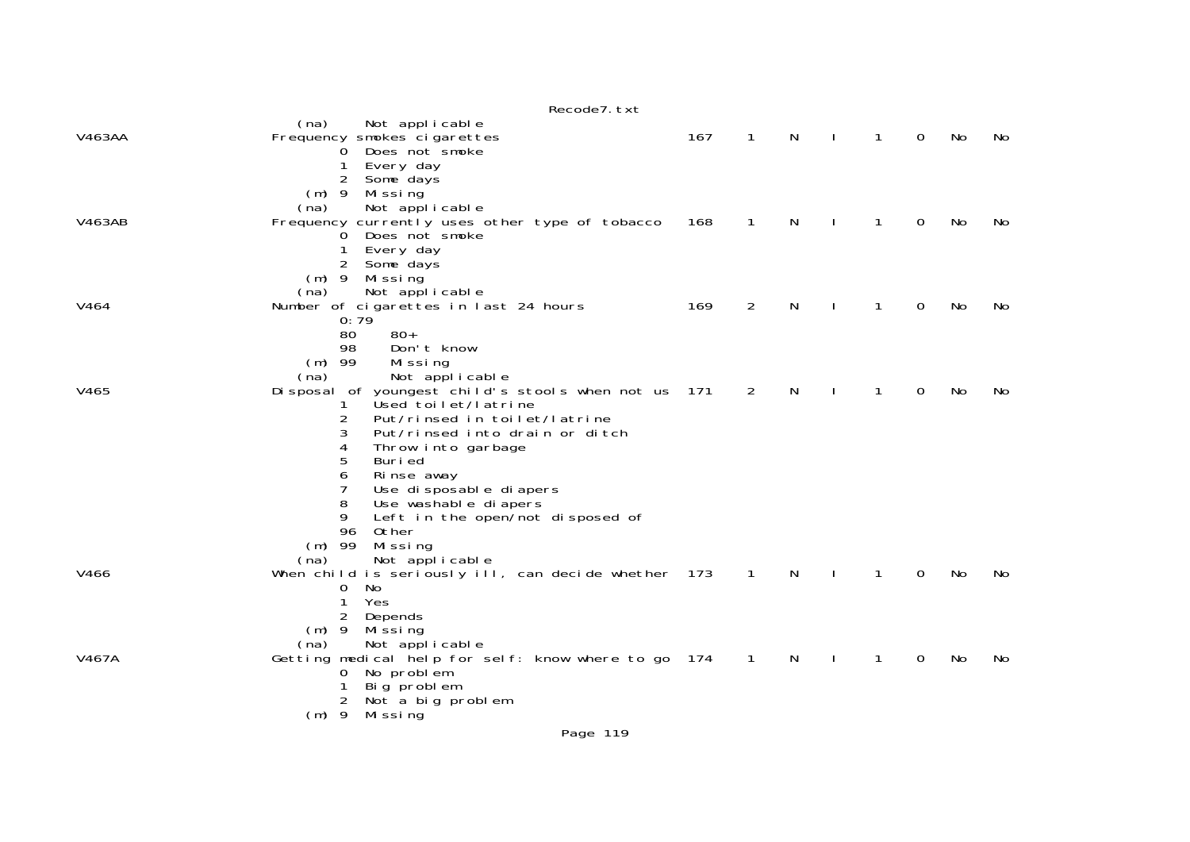```
        (na)     Not applicable
V463AA           Frequency smokes cigarettes                        167    1    N    I    1    0    No    No
                 0  Does not smoke
                 1  Every day
                 2  Some days
            (m)  9  Missing
        (na)     Not applicable
V463AB           Frequency currently uses other type of tobacco     168    1    N    I    1    0    No    No
                 0  Does not smoke
                 1  Every day
                 2  Some days
            (m)  9  Missing
        (na)     Not applicable
V464             Number of cigarettes in last 24 hours              169    2    N    I    1    0    No    No
                 0:79
                 80     80+
                 98     Don't know
            (m)  99     Missing
        (na)            Not applicable
V465             Disposal of youngest child's stools when not us    171    2    N    I    1    0    No    No
                 1   Used toilet/latrine
                 2   Put/rinsed in toilet/latrine
                 3   Put/rinsed into drain or ditch
                 4   Throw into garbage
                 5   Buried
                 6   Rinse away
                 7   Use disposable diapers
                 8   Use washable diapers
                 9   Left in the open/not disposed of
                 96  Other
            (m)  99  Missing
        (na)         Not applicable
V466             When child is seriously ill, can decide whether    173    1    N    I    1    0    No    No
                 0  No
                 1  Yes
                 2  Depends
            (m)  9  Missing
        (na)     Not applicable
V467A            Getting medical help for self: know where to go    174    1    N    I    1    0    No    No
                 0  No problem
                 1  Big problem
                 2  Not a big problem
            (m)  9  Missing
```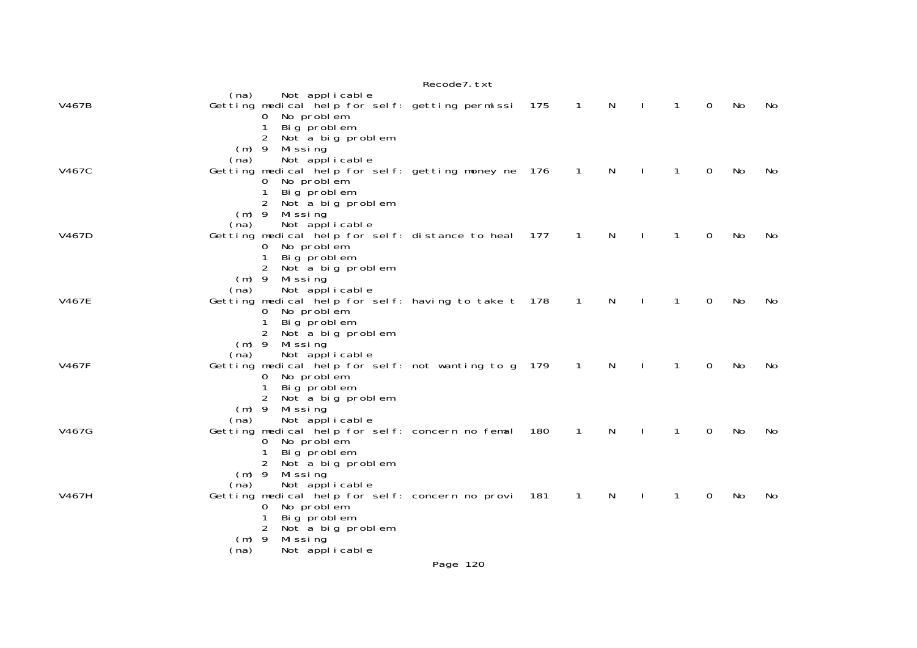```
                (na)    Not applicable
V467B               Getting medical help for self: getting permissi  175    1    N    I    1    0    No    No
                        0  No problem
                        1  Big problem
                        2  Not a big problem
                    (m) 9  Missing
                (na)    Not applicable
V467C               Getting medical help for self: getting money ne  176    1    N    I    1    0    No    No
                        0  No problem
                        1  Big problem
                        2  Not a big problem
                    (m) 9  Missing
                (na)    Not applicable
V467D               Getting medical help for self: distance to heal  177    1    N    I    1    0    No    No
                        0  No problem
                        1  Big problem
                        2  Not a big problem
                    (m) 9  Missing
                (na)    Not applicable
V467E               Getting medical help for self: having to take t  178    1    N    I    1    0    No    No
                        0  No problem
                        1  Big problem
                        2  Not a big problem
                    (m) 9  Missing
                (na)    Not applicable
V467F               Getting medical help for self: not wanting to g  179    1    N    I    1    0    No    No
                        0  No problem
                        1  Big problem
                        2  Not a big problem
                    (m) 9  Missing
                (na)    Not applicable
V467G               Getting medical help for self: concern no femal  180    1    N    I    1    0    No    No
                        0  No problem
                        1  Big problem
                        2  Not a big problem
                    (m) 9  Missing
                (na)    Not applicable
V467H               Getting medical help for self: concern no provi  181    1    N    I    1    0    No    No
                        0  No problem
                        1  Big problem
                        2  Not a big problem
                    (m) 9  Missing
                (na)    Not applicable
```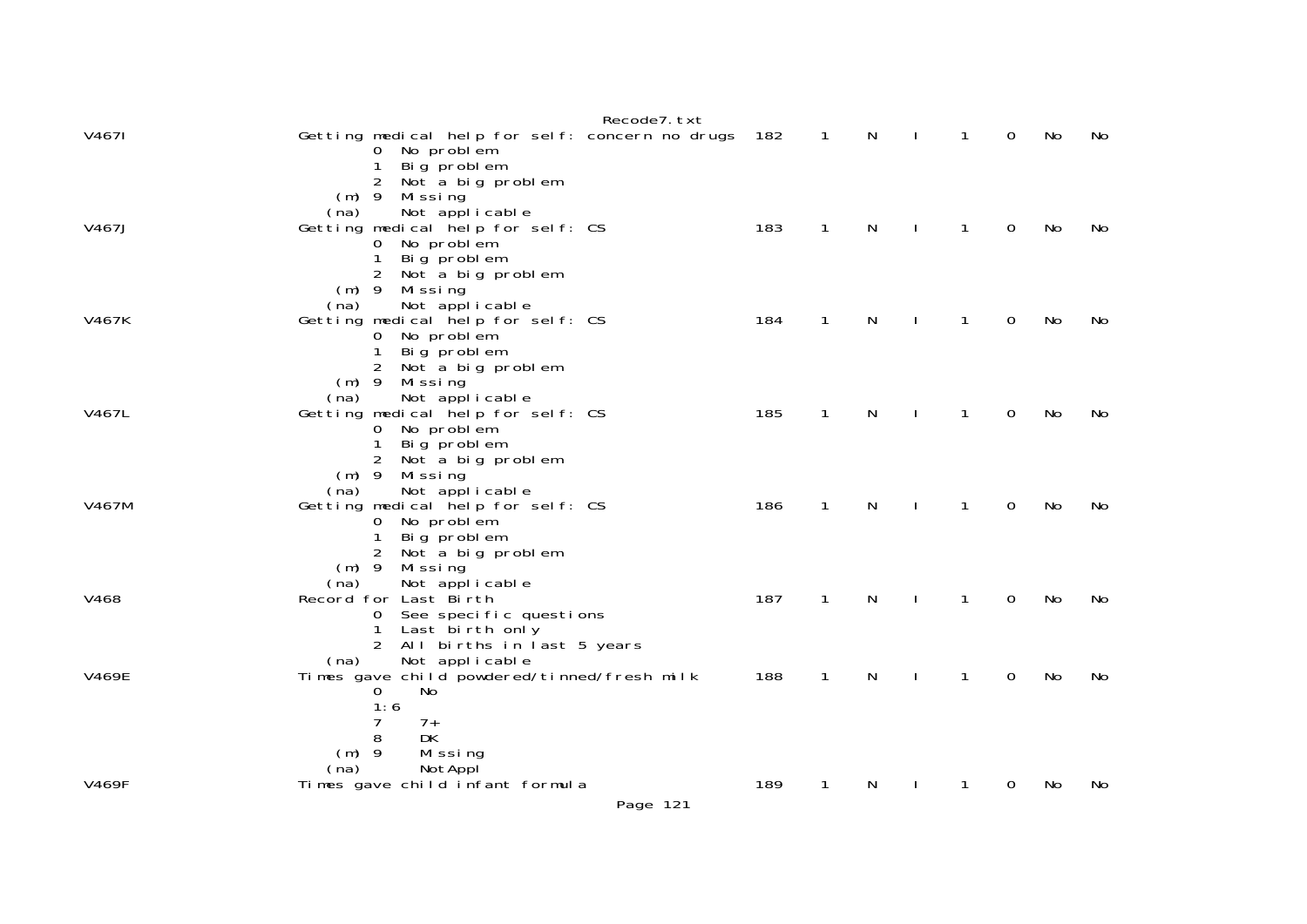```
V467I                   Getting medical help for self: concern no drugs  182    1    N    I    1    0    No    No
                                0  No problem
                                1  Big problem
                                2  Not a big problem
                            (m) 9  Missing
                           (na)    Not applicable
V467J                   Getting medical help for self: CS                183    1    N    I    1    0    No    No
                                0  No problem
                                1  Big problem
                                2  Not a big problem
                            (m) 9  Missing
                           (na)    Not applicable
V467K                   Getting medical help for self: CS                184    1    N    I    1    0    No    No
                                0  No problem
                                1  Big problem
                                2  Not a big problem
                            (m) 9  Missing
                           (na)    Not applicable
V467L                   Getting medical help for self: CS                185    1    N    I    1    0    No    No
                                0  No problem
                                1  Big problem
                                2  Not a big problem
                            (m) 9  Missing
                           (na)    Not applicable
V467M                   Getting medical help for self: CS                186    1    N    I    1    0    No    No
                                0  No problem
                                1  Big problem
                                2  Not a big problem
                            (m) 9  Missing
                           (na)    Not applicable
V468                    Record for Last Birth                            187    1    N    I    1    0    No    No
                                0  See specific questions
                                1  Last birth only
                                2  All births in last 5 years
                           (na)    Not applicable
V469E                   Times gave child powdered/tinned/fresh milk      188    1    N    I    1    0    No    No
                                0     No
                                1:6
                                7     7+
                                8     DK
                            (m) 9     Missing
                           (na)       NotAppl
V469F                   Times gave child infant formula                  189    1    N    I    1    0    No    No
```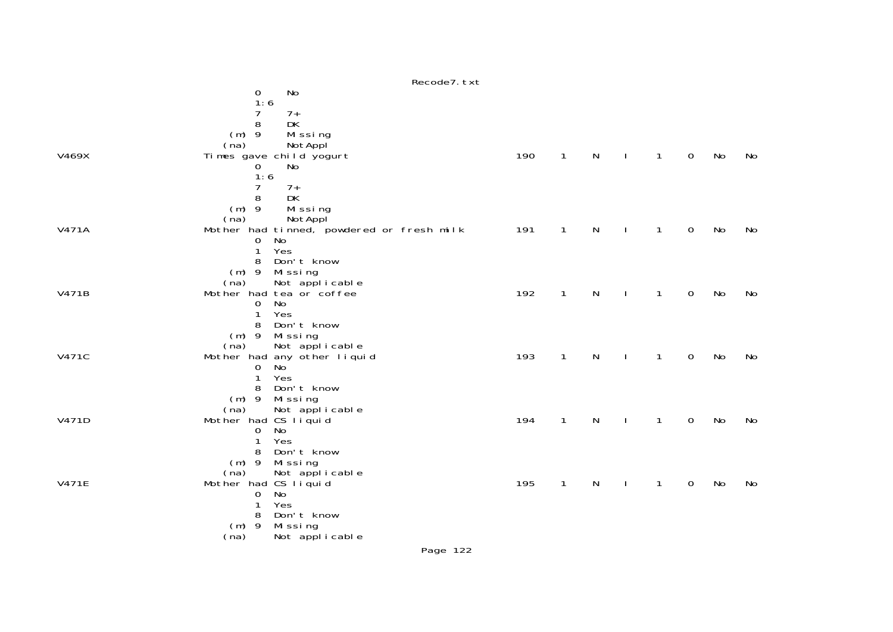```
               0     No
               1:6
               7     7+
               8     DK
           (m) 9     Missing
          (na)       NotAppl
V469X          Times gave child yogurt                    190   1   N   I   1   0   No   No
               0     No
               1:6
               7     7+
               8     DK
           (m) 9     Missing
          (na)       NotAppl
V471A          Mother had tinned, powdered or fresh milk  191   1   N   I   1   0   No   No
               0  No
               1  Yes
               8  Don't know
           (m) 9  Missing
          (na)    Not applicable
V471B          Mother had tea or coffee                   192   1   N   I   1   0   No   No
               0  No
               1  Yes
               8  Don't know
           (m) 9  Missing
          (na)    Not applicable
V471C          Mother had any other liquid                193   1   N   I   1   0   No   No
               0  No
               1  Yes
               8  Don't know
           (m) 9  Missing
          (na)    Not applicable
V471D          Mother had CS liquid                       194   1   N   I   1   0   No   No
               0  No
               1  Yes
               8  Don't know
           (m) 9  Missing
          (na)    Not applicable
V471E          Mother had CS liquid                       195   1   N   I   1   0   No   No
               0  No
               1  Yes
               8  Don't know
           (m) 9  Missing
          (na)    Not applicable
```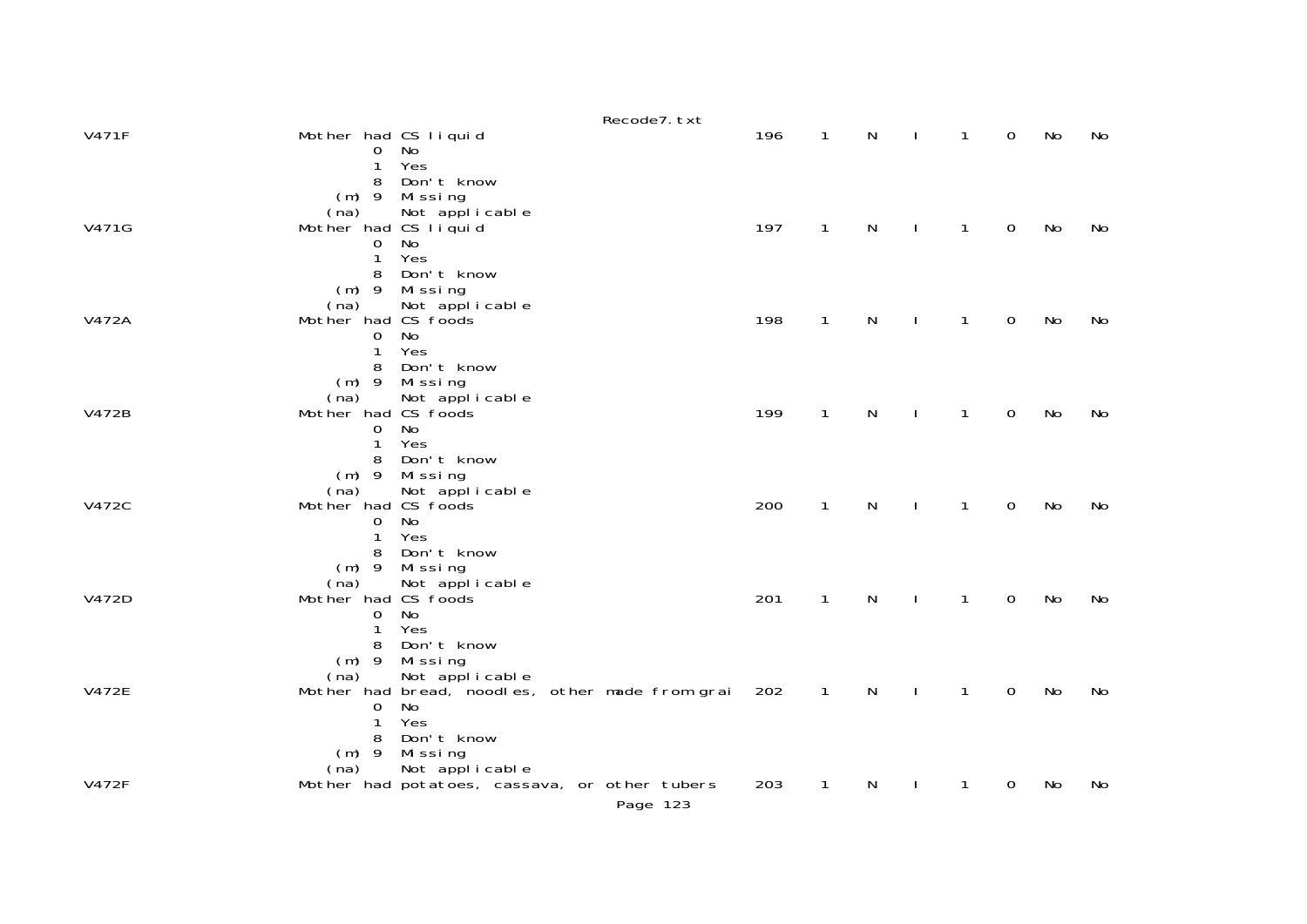```
V471F                 Mother had CS liquid                               196    1    N    I    1    0   No   No
                             0  No
                             1  Yes
                             8  Don't know
                         (m) 9  Missing
                        (na)    Not applicable
V471G                 Mother had CS liquid                               197    1    N    I    1    0   No   No
                             0  No
                             1  Yes
                             8  Don't know
                         (m) 9  Missing
                        (na)    Not applicable
V472A                 Mother had CS foods                                198    1    N    I    1    0   No   No
                             0  No
                             1  Yes
                             8  Don't know
                         (m) 9  Missing
                        (na)    Not applicable
V472B                 Mother had CS foods                                199    1    N    I    1    0   No   No
                             0  No
                             1  Yes
                             8  Don't know
                         (m) 9  Missing
                        (na)    Not applicable
V472C                 Mother had CS foods                                200    1    N    I    1    0   No   No
                             0  No
                             1  Yes
                             8  Don't know
                         (m) 9  Missing
                        (na)    Not applicable
V472D                 Mother had CS foods                                201    1    N    I    1    0   No   No
                             0  No
                             1  Yes
                             8  Don't know
                         (m) 9  Missing
                        (na)    Not applicable
V472E                 Mother had bread, noodles, other made from grai    202    1    N    I    1    0   No   No
                             0  No
                             1  Yes
                             8  Don't know
                         (m) 9  Missing
                        (na)    Not applicable
V472F                 Mother had potatoes, cassava, or other tubers      203    1    N    I    1    0   No   No
```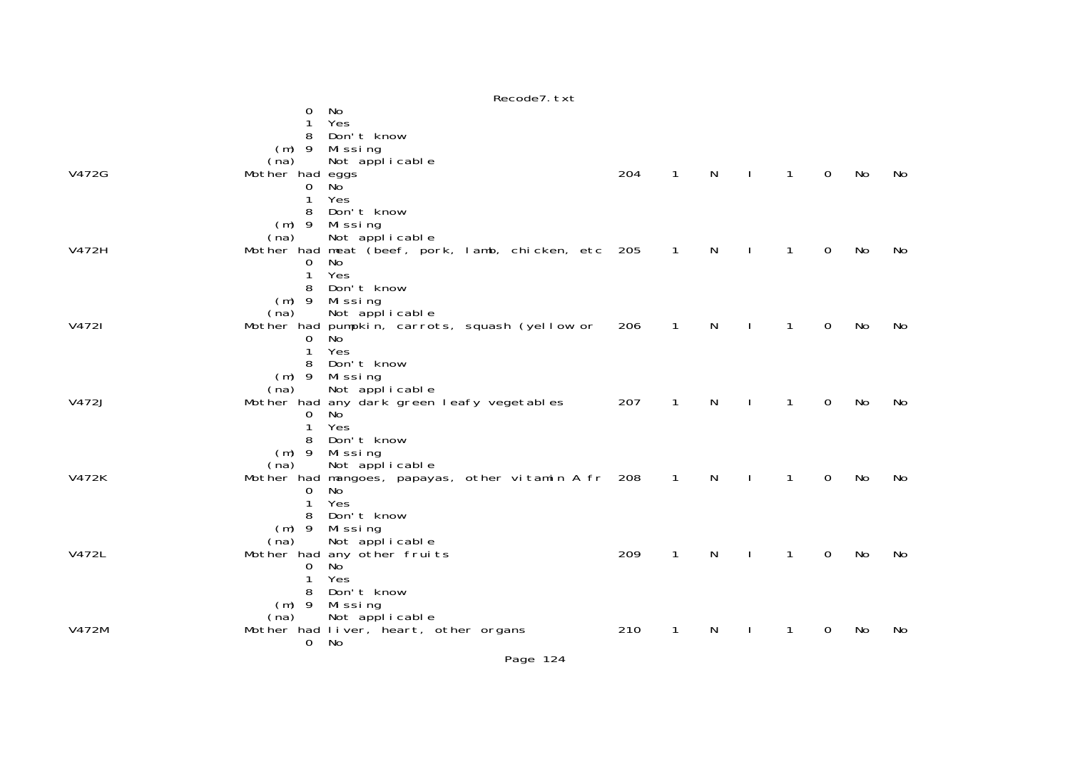```
                  0  No
                  1  Yes
                  8  Don't know
              (m) 9  Missing
             (na)    Not applicable
V472G          Mother had eggs                              204   1   N   I   1   0   No   No
                  0  No
                  1  Yes
                  8  Don't know
              (m) 9  Missing
             (na)    Not applicable
V472H          Mother had meat (beef, pork, lamb, chicken, etc  205   1   N   I   1   0   No   No
                  0  No
                  1  Yes
                  8  Don't know
              (m) 9  Missing
             (na)    Not applicable
V472I          Mother had pumpkin, carrots, squash (yellow or   206   1   N   I   1   0   No   No
                  0  No
                  1  Yes
                  8  Don't know
              (m) 9  Missing
             (na)    Not applicable
V472J          Mother had any dark green leafy vegetables       207   1   N   I   1   0   No   No
                  0  No
                  1  Yes
                  8  Don't know
              (m) 9  Missing
             (na)    Not applicable
V472K          Mother had mangoes, papayas, other vitamin A fr  208   1   N   I   1   0   No   No
                  0  No
                  1  Yes
                  8  Don't know
              (m) 9  Missing
             (na)    Not applicable
V472L          Mother had any other fruits                      209   1   N   I   1   0   No   No
                  0  No
                  1  Yes
                  8  Don't know
              (m) 9  Missing
             (na)    Not applicable
V472M          Mother had liver, heart, other organs            210   1   N   I   1   0   No   No
                  0  No
```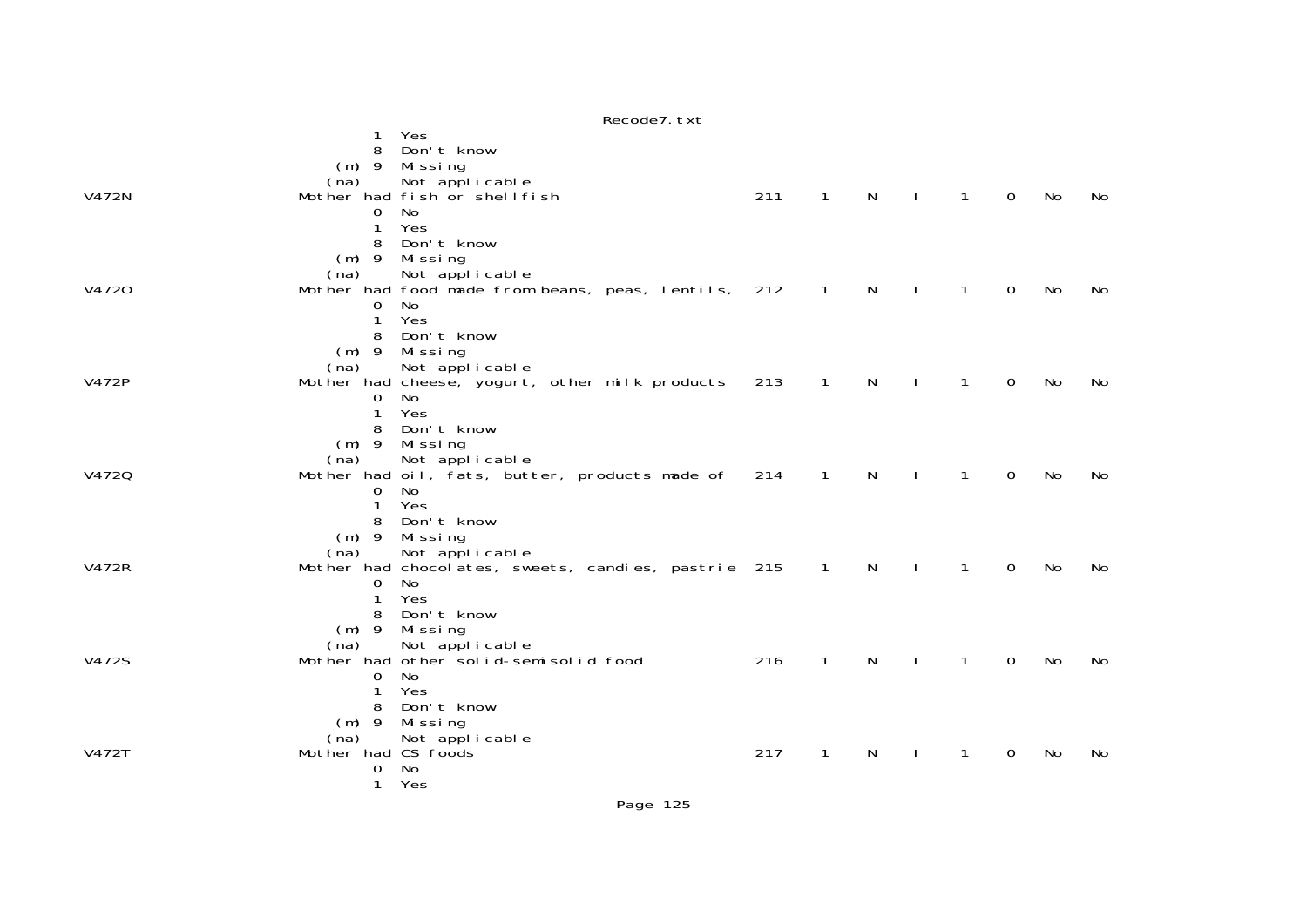```
                  1  Yes
                  8  Don't know
              (m) 9  Missing
             (na)    Not applicable
V472N          Mother had fish or shellfish                    211    1    N    I    1    0   No   No
                  0  No
                  1  Yes
                  8  Don't know
              (m) 9  Missing
             (na)    Not applicable
V472O          Mother had food made from beans, peas, lentils,  212    1    N    I    1    0   No   No
                  0  No
                  1  Yes
                  8  Don't know
              (m) 9  Missing
             (na)    Not applicable
V472P          Mother had cheese, yogurt, other milk products  213    1    N    I    1    0   No   No
                  0  No
                  1  Yes
                  8  Don't know
              (m) 9  Missing
             (na)    Not applicable
V472Q          Mother had oil, fats, butter, products made of  214    1    N    I    1    0   No   No
                  0  No
                  1  Yes
                  8  Don't know
              (m) 9  Missing
             (na)    Not applicable
V472R          Mother had chocolates, sweets, candies, pastrie 215    1    N    I    1    0   No   No
                  0  No
                  1  Yes
                  8  Don't know
              (m) 9  Missing
             (na)    Not applicable
V472S          Mother had other solid-semisolid food           216    1    N    I    1    0   No   No
                  0  No
                  1  Yes
                  8  Don't know
              (m) 9  Missing
             (na)    Not applicable
V472T          Mother had CS foods                             217    1    N    I    1    0   No   No
                  0  No
                  1  Yes
```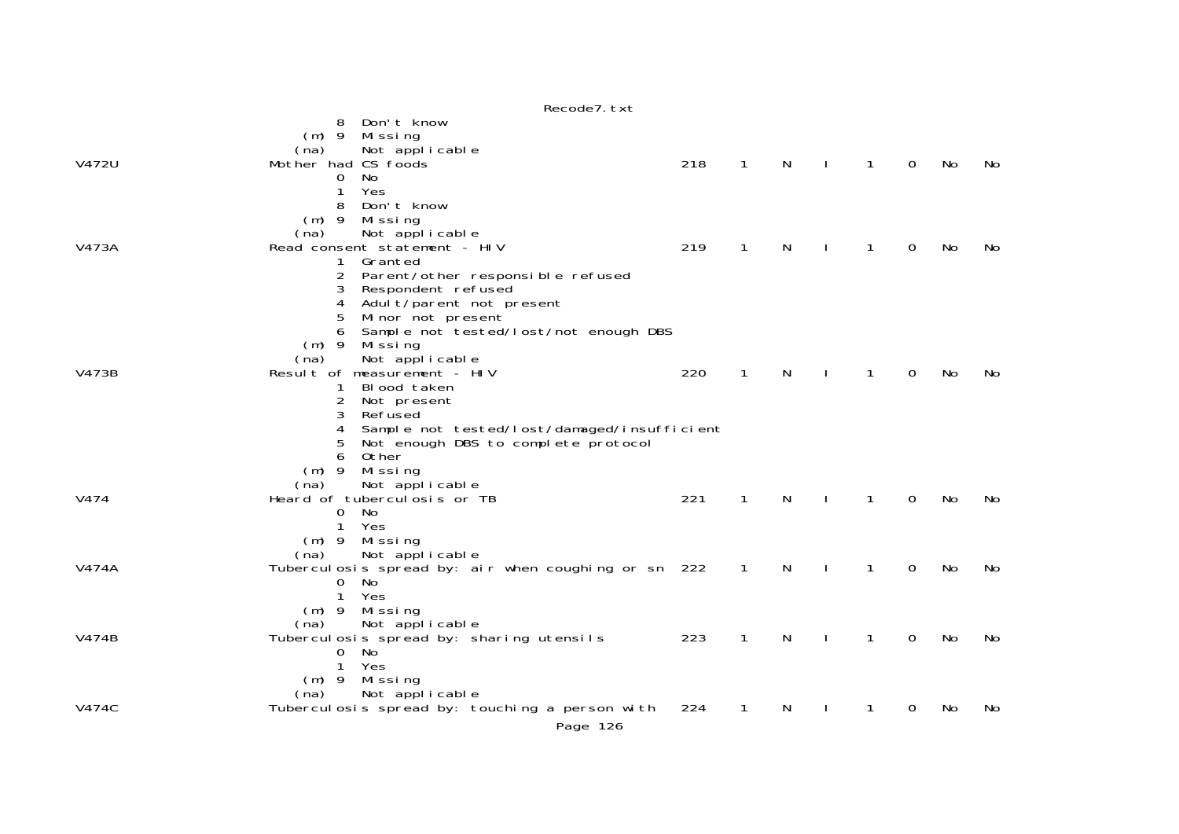```
              8  Don't know
          (m) 9  Missing
         (na)    Not applicable
V472U                   Mother had CS foods                            218    1    N    I    1    0   No    No
              0  No
              1  Yes
              8  Don't know
          (m) 9  Missing
         (na)    Not applicable
V473A                   Read consent statement - HIV                   219    1    N    I    1    0   No    No
              1  Granted
              2  Parent/other responsible refused
              3  Respondent refused
              4  Adult/parent not present
              5  Minor not present
              6  Sample not tested/lost/not enough DBS
          (m) 9  Missing
         (na)    Not applicable
V473B                   Result of measurement - HIV                    220    1    N    I    1    0   No    No
              1  Blood taken
              2  Not present
              3  Refused
              4  Sample not tested/lost/damaged/insufficient
              5  Not enough DBS to complete protocol
              6  Other
          (m) 9  Missing
         (na)    Not applicable
V474                    Heard of tuberculosis or TB                    221    1    N    I    1    0   No    No
              0  No
              1  Yes
          (m) 9  Missing
         (na)    Not applicable
V474A                   Tuberculosis spread by: air when coughing or sn  222    1    N    I    1    0   No    No
              0  No
              1  Yes
          (m) 9  Missing
         (na)    Not applicable
V474B                   Tuberculosis spread by: sharing utensils       223    1    N    I    1    0   No    No
              0  No
              1  Yes
          (m) 9  Missing
         (na)    Not applicable
V474C                   Tuberculosis spread by: touching a person with   224    1    N    I    1    0   No    No
```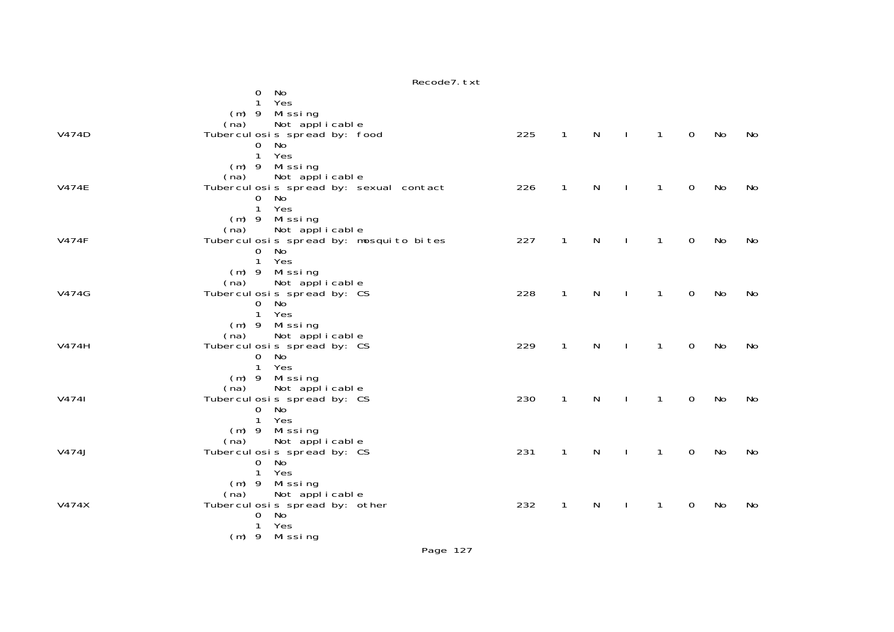```
                 0  No
                 1  Yes
             (m) 9  Missing
            (na)    Not applicable
V474D         Tuberculosis spread by: food                225   1   N   I   1   0   No   No
                 0  No
                 1  Yes
             (m) 9  Missing
            (na)    Not applicable
V474E         Tuberculosis spread by: sexual contact      226   1   N   I   1   0   No   No
                 0  No
                 1  Yes
             (m) 9  Missing
            (na)    Not applicable
V474F         Tuberculosis spread by: mosquito bites      227   1   N   I   1   0   No   No
                 0  No
                 1  Yes
             (m) 9  Missing
            (na)    Not applicable
V474G         Tuberculosis spread by: CS                  228   1   N   I   1   0   No   No
                 0  No
                 1  Yes
             (m) 9  Missing
            (na)    Not applicable
V474H         Tuberculosis spread by: CS                  229   1   N   I   1   0   No   No
                 0  No
                 1  Yes
             (m) 9  Missing
            (na)    Not applicable
V474I         Tuberculosis spread by: CS                  230   1   N   I   1   0   No   No
                 0  No
                 1  Yes
             (m) 9  Missing
            (na)    Not applicable
V474J         Tuberculosis spread by: CS                  231   1   N   I   1   0   No   No
                 0  No
                 1  Yes
             (m) 9  Missing
            (na)    Not applicable
V474X         Tuberculosis spread by: other               232   1   N   I   1   0   No   No
                 0  No
                 1  Yes
             (m) 9  Missing
```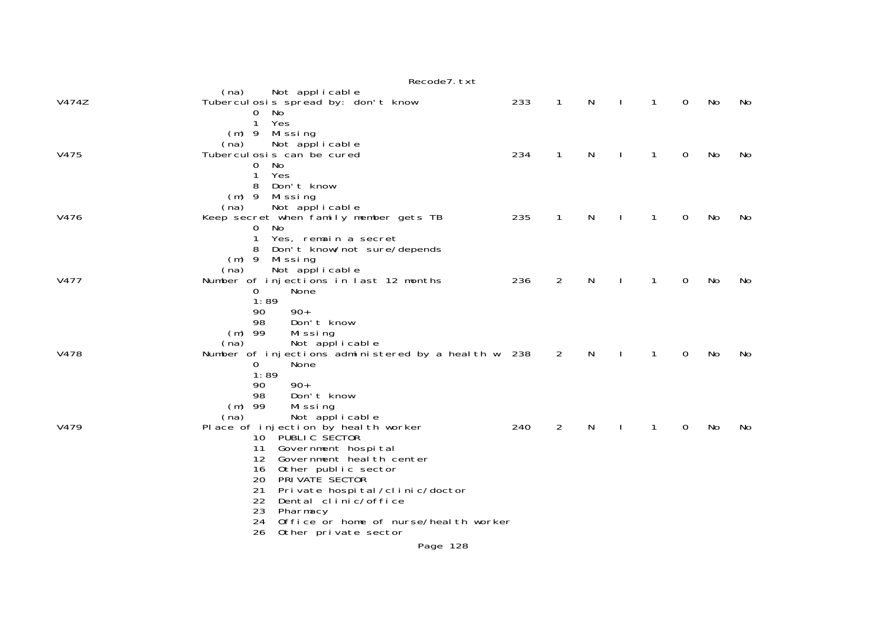```
                   (na)     Not applicable
V474Z              Tuberculosis spread by: don't know                233    1    N    I    1    0    No    No
                           0  No
                           1  Yes
                       (m) 9  Missing
                   (na)     Not applicable
V475               Tuberculosis can be cured                         234    1    N    I    1    0    No    No
                           0  No
                           1  Yes
                           8  Don't know
                       (m) 9  Missing
                   (na)     Not applicable
V476               Keep secret when family member gets TB            235    1    N    I    1    0    No    No
                           0  No
                           1  Yes, remain a secret
                           8  Don't know/not sure/depends
                       (m) 9  Missing
                   (na)     Not applicable
V477               Number of injections in last 12 months            236    2    N    I    1    0    No    No
                           0      None
                           1:89
                           90     90+
                           98     Don't know
                       (m) 99     Missing
                   (na)        Not applicable
V478               Number of injections administered by a health w  238    2    N    I    1    0    No    No
                           0      None
                           1:89
                           90     90+
                           98     Don't know
                       (m) 99     Missing
                   (na)        Not applicable
V479               Place of injection by health worker               240    2    N    I    1    0    No    No
                           10  PUBLIC SECTOR
                           11  Government hospital
                           12  Government health center
                           16  Other public sector
                           20  PRIVATE SECTOR
                           21  Private hospital/clinic/doctor
                           22  Dental clinic/office
                           23  Pharmacy
                           24  Office or home of nurse/health worker
                           26  Other private sector
```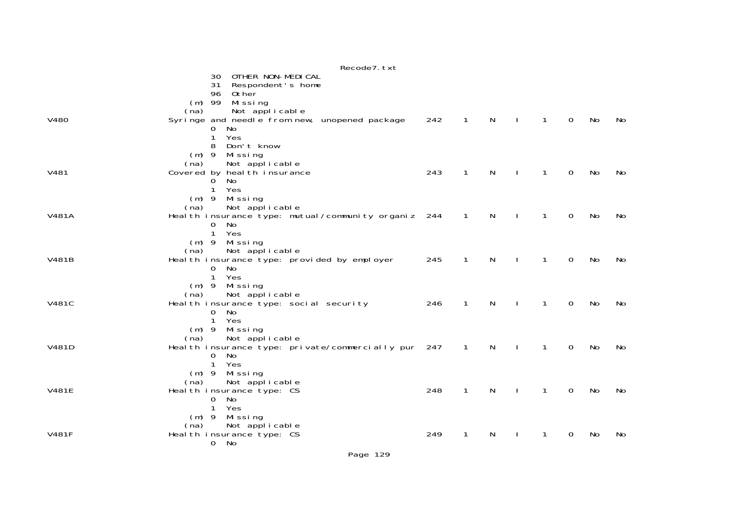```
                   30  OTHER NON-MEDICAL
                   31  Respondent's home
                   96  Other
              (m)  99  Missing
             (na)      Not applicable
V480           Syringe and needle from new, unopened package    242    1    N    I    1    0    No    No
                   0   No
                   1   Yes
                   8   Don't know
              (m)  9   Missing
             (na)      Not applicable
V481           Covered by health insurance                      243    1    N    I    1    0    No    No
                   0   No
                   1   Yes
              (m)  9   Missing
             (na)      Not applicable
V481A          Health insurance type: mutual/community organiz  244    1    N    I    1    0    No    No
                   0   No
                   1   Yes
              (m)  9   Missing
             (na)      Not applicable
V481B          Health insurance type: provided by employer      245    1    N    I    1    0    No    No
                   0   No
                   1   Yes
              (m)  9   Missing
             (na)      Not applicable
V481C          Health insurance type: social security           246    1    N    I    1    0    No    No
                   0   No
                   1   Yes
              (m)  9   Missing
             (na)      Not applicable
V481D          Health insurance type: private/commercially pur  247    1    N    I    1    0    No    No
                   0   No
                   1   Yes
              (m)  9   Missing
             (na)      Not applicable
V481E          Health insurance type: CS                        248    1    N    I    1    0    No    No
                   0   No
                   1   Yes
              (m)  9   Missing
             (na)      Not applicable
V481F          Health insurance type: CS                        249    1    N    I    1    0    No    No
                   0   No
```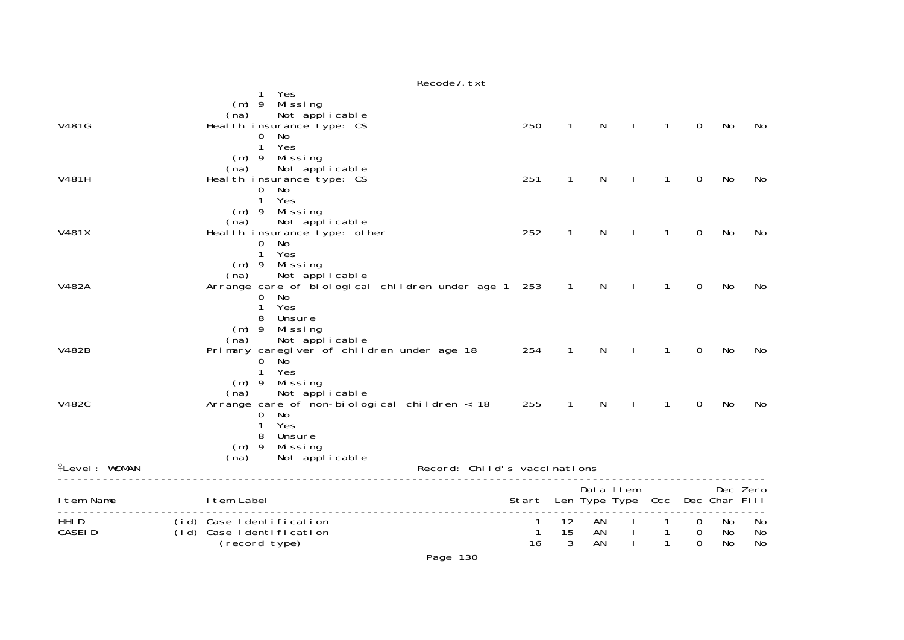```
                 1  Yes
             (m) 9  Missing
            (na)    Not applicable
V481G           Health insurance type: CS                        250   1   N   I   1   0  No   No
                 0  No
                 1  Yes
             (m) 9  Missing
            (na)    Not applicable
V481H           Health insurance type: CS                        251   1   N   I   1   0  No   No
                 0  No
                 1  Yes
             (m) 9  Missing
            (na)    Not applicable
V481X           Health insurance type: other                     252   1   N   I   1   0  No   No
                 0  No
                 1  Yes
             (m) 9  Missing
            (na)    Not applicable
V482A           Arrange care of biological children under age 1  253   1   N   I   1   0  No   No
                 0  No
                 1  Yes
                 8  Unsure
             (m) 9  Missing
            (na)    Not applicable
V482B           Primary caregiver of children under age 18       254   1   N   I   1   0  No   No
                 0  No
                 1  Yes
             (m) 9  Missing
            (na)    Not applicable
V482C           Arrange care of non-biological children < 18     255   1   N   I   1   0  No   No
                 0  No
                 1  Yes
                 8  Unsure
             (m) 9  Missing
            (na)    Not applicable
Level: WOMAN                                Record: Child's vaccinations
```

| Item Name | | Item Label | Start | Len | Data Type | Item Type | Occ | Dec | Dec Char | Zero Fill |
|---|---|---|---|---|---|---|---|---|---|---|
| HHID | (id) | Case Identification | 1 | 12 | AN | I | 1 | 0 | No | No |
| CASEID | (id) | Case Identification | 1 | 15 | AN | I | 1 | 0 | No | No |
| | | (record type) | 16 | 3 | AN | I | 1 | 0 | No | No |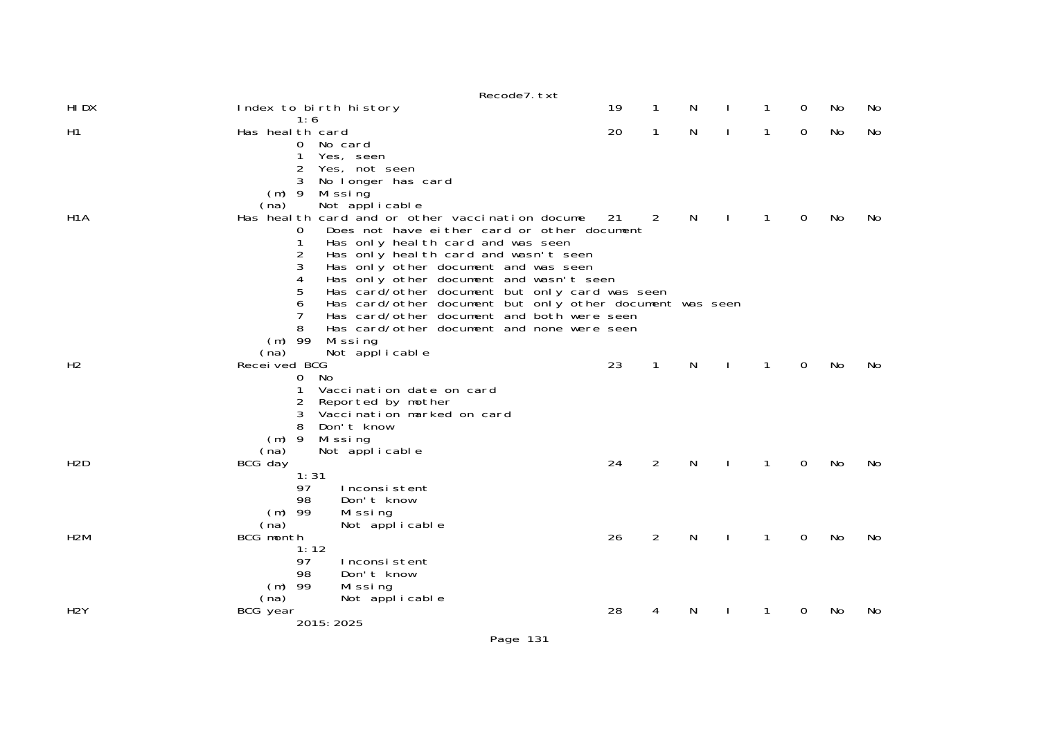```
HIDX                    Index to birth history                          19    1    N    I    1    0    No    No
                                1:6
H1                      Has health card                                 20    1    N    I    1    0    No    No
                                0  No card
                                1  Yes, seen
                                2  Yes, not seen
                                3  No longer has card
                            (m) 9  Missing
                           (na)    Not applicable
H1A                     Has health card and or other vaccination docume 21    2    N    I    1    0    No    No
                                0   Does not have either card or other document
                                1   Has only health card and was seen
                                2   Has only health card and wasn't seen
                                3   Has only other document and was seen
                                4   Has only other document and wasn't seen
                                5   Has card/other document but only card was seen
                                6   Has card/other document but only other document was seen
                                7   Has card/other document and both were seen
                                8   Has card/other document and none were seen
                            (m) 99  Missing
                           (na)     Not applicable
H2                      Received BCG                                    23    1    N    I    1    0    No    No
                                0  No
                                1  Vaccination date on card
                                2  Reported by mother
                                3  Vaccination marked on card
                                8  Don't know
                            (m) 9  Missing
                           (na)    Not applicable
H2D                     BCG day                                         24    2    N    I    1    0    No    No
                                1:31
                                97     Inconsistent
                                98     Don't know
                            (m) 99     Missing
                           (na)        Not applicable
H2M                     BCG month                                       26    2    N    I    1    0    No    No
                                1:12
                                97     Inconsistent
                                98     Don't know
                            (m) 99     Missing
                           (na)        Not applicable
H2Y                     BCG year                                        28    4    N    I    1    0    No    No
                                2015:2025
```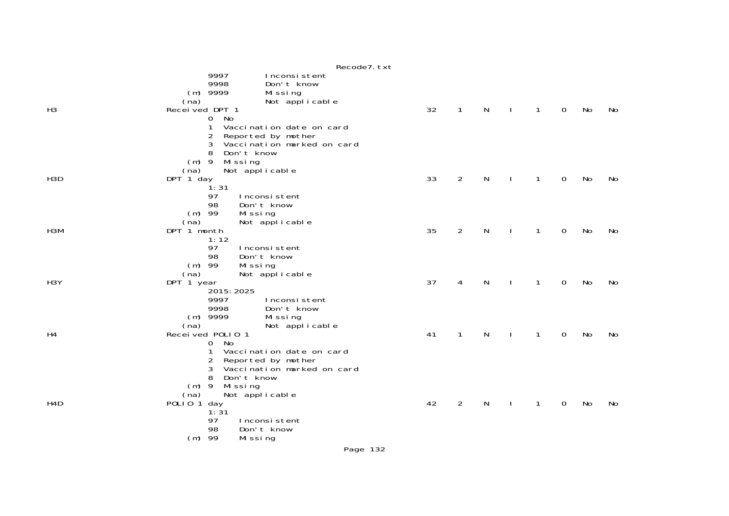```
                 9997         Inconsistent
                 9998         Don't know
             (m) 9999         Missing
            (na)              Not applicable
H3              Received DPT 1                              32   1   N   I   1   0   No   No
                 0  No
                 1  Vaccination date on card
                 2  Reported by mother
                 3  Vaccination marked on card
                 8  Don't know
             (m) 9  Missing
            (na)    Not applicable
H3D             DPT 1 day                                   33   2   N   I   1   0   No   No
                 1:31
                 97     Inconsistent
                 98     Don't know
             (m) 99     Missing
            (na)        Not applicable
H3M             DPT 1 month                                 35   2   N   I   1   0   No   No
                 1:12
                 97     Inconsistent
                 98     Don't know
             (m) 99     Missing
            (na)        Not applicable
H3Y             DPT 1 year                                  37   4   N   I   1   0   No   No
                 2015:2025
                 9997         Inconsistent
                 9998         Don't know
             (m) 9999         Missing
            (na)              Not applicable
H4              Received POLIO 1                            41   1   N   I   1   0   No   No
                 0  No
                 1  Vaccination date on card
                 2  Reported by mother
                 3  Vaccination marked on card
                 8  Don't know
             (m) 9  Missing
            (na)    Not applicable
H4D             POLIO 1 day                                 42   2   N   I   1   0   No   No
                 1:31
                 97     Inconsistent
                 98     Don't know
             (m) 99     Missing
```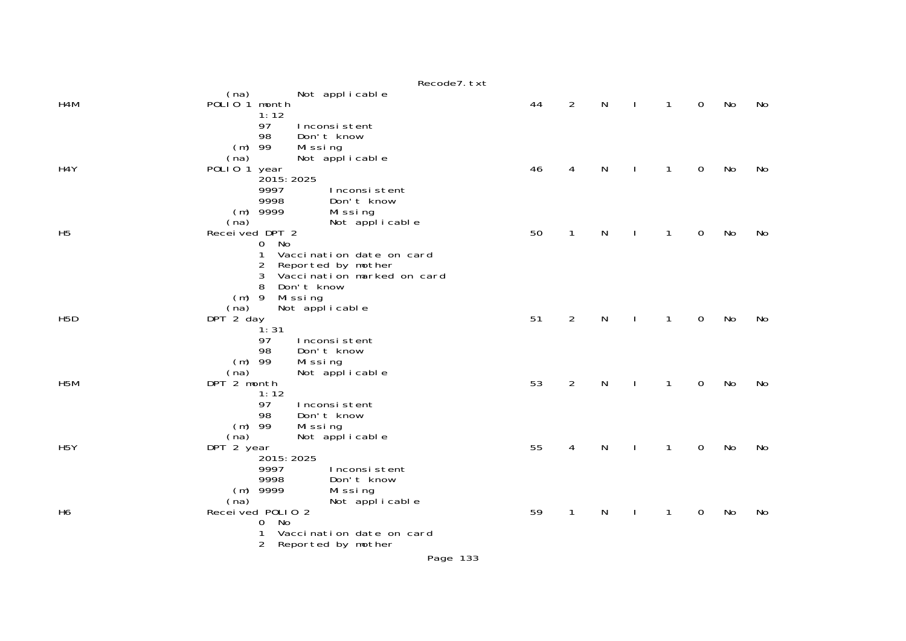```
        (na)        Not applicable
H4M            POLIO 1 month                                    44    2    N    I    1    0    No    No
                1:12
                97     Inconsistent
                98     Don't know
            (m) 99     Missing
        (na)        Not applicable
H4Y            POLIO 1 year                                     46    4    N    I    1    0    No    No
                2015:2025
                9997       Inconsistent
                9998       Don't know
            (m) 9999       Missing
        (na)               Not applicable
H5             Received DPT 2                                   50    1    N    I    1    0    No    No
                0  No
                1  Vaccination date on card
                2  Reported by mother
                3  Vaccination marked on card
                8  Don't know
            (m) 9  Missing
        (na)     Not applicable
H5D            DPT 2 day                                        51    2    N    I    1    0    No    No
                1:31
                97     Inconsistent
                98     Don't know
            (m) 99     Missing
        (na)        Not applicable
H5M            DPT 2 month                                      53    2    N    I    1    0    No    No
                1:12
                97     Inconsistent
                98     Don't know
            (m) 99     Missing
        (na)        Not applicable
H5Y            DPT 2 year                                       55    4    N    I    1    0    No    No
                2015:2025
                9997       Inconsistent
                9998       Don't know
            (m) 9999       Missing
        (na)               Not applicable
H6             Received POLIO 2                                 59    1    N    I    1    0    No    No
                0  No
                1  Vaccination date on card
                2  Reported by mother
```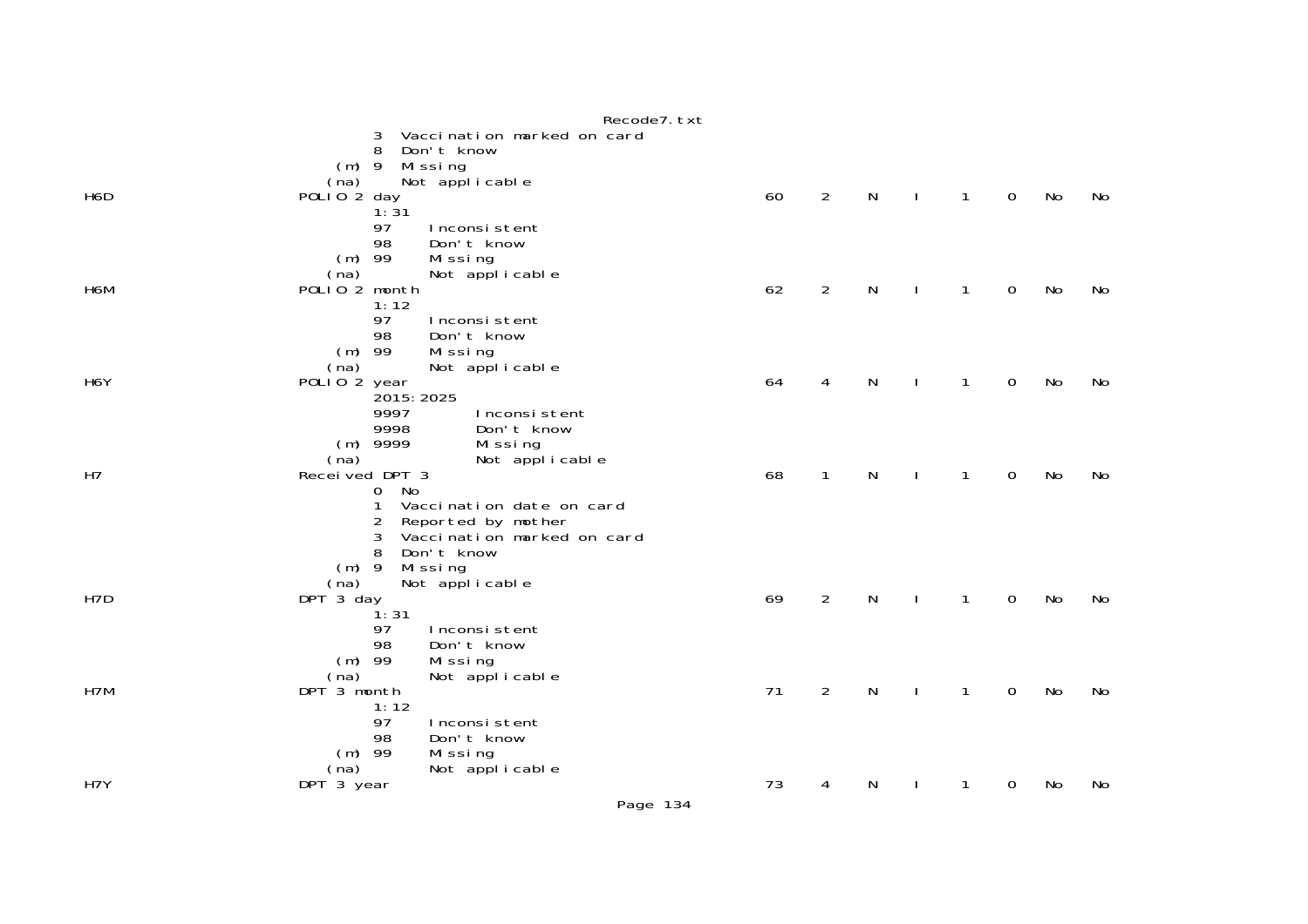```
                 3  Vaccination marked on card
                 8  Don't know
             (m) 9  Missing
            (na)    Not applicable
H6D         POLIO 2 day                                    60    2    N    I    1    0    No    No
                 1:31
                 97    Inconsistent
                 98    Don't know
             (m) 99    Missing
            (na)       Not applicable
H6M         POLIO 2 month                                  62    2    N    I    1    0    No    No
                 1:12
                 97    Inconsistent
                 98    Don't know
             (m) 99    Missing
            (na)       Not applicable
H6Y         POLIO 2 year                                   64    4    N    I    1    0    No    No
                 2015:2025
                 9997        Inconsistent
                 9998        Don't know
             (m) 9999        Missing
            (na)             Not applicable
H7          Received DPT 3                                 68    1    N    I    1    0    No    No
                 0  No
                 1  Vaccination date on card
                 2  Reported by mother
                 3  Vaccination marked on card
                 8  Don't know
             (m) 9  Missing
            (na)    Not applicable
H7D         DPT 3 day                                      69    2    N    I    1    0    No    No
                 1:31
                 97    Inconsistent
                 98    Don't know
             (m) 99    Missing
            (na)       Not applicable
H7M         DPT 3 month                                    71    2    N    I    1    0    No    No
                 1:12
                 97    Inconsistent
                 98    Don't know
             (m) 99    Missing
            (na)       Not applicable
H7Y         DPT 3 year                                     73    4    N    I    1    0    No    No
```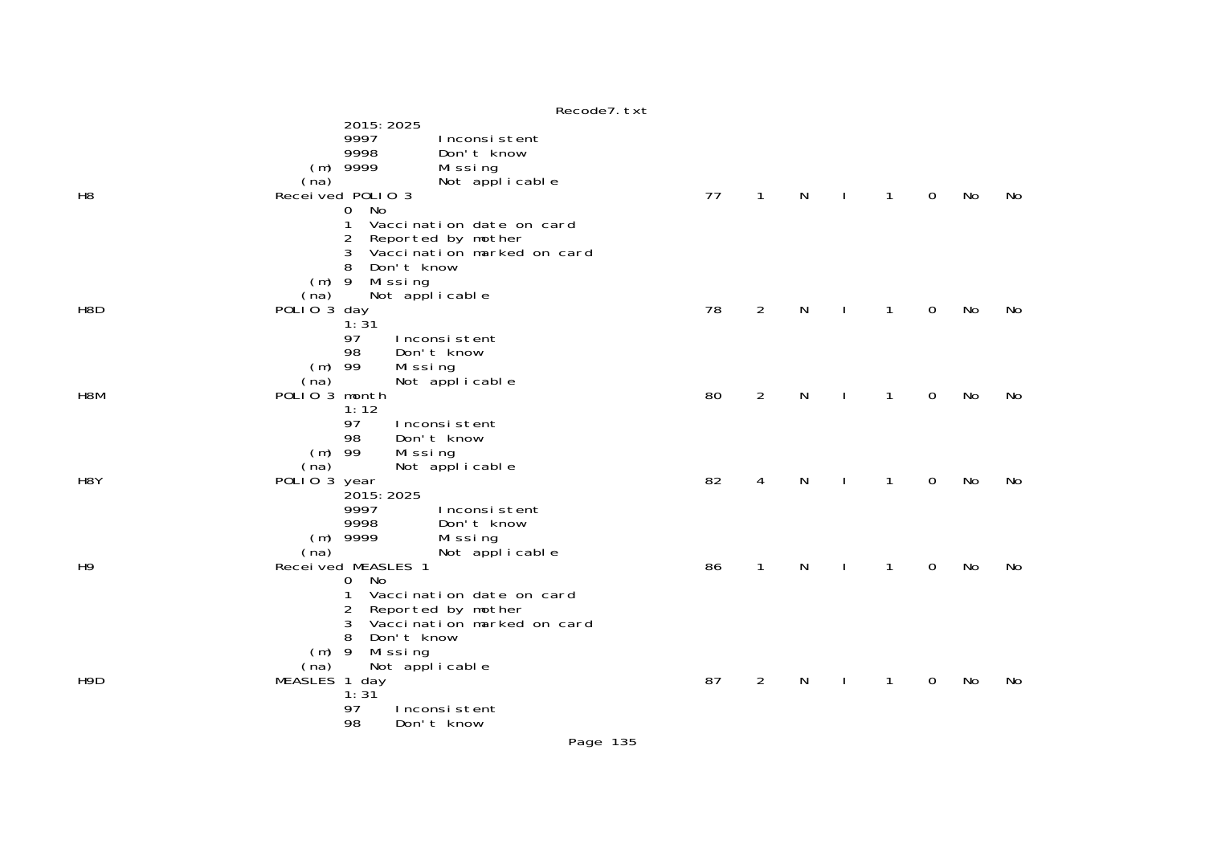```
                                2015:2025
                                9997        Inconsistent
                                9998        Don't know
                            (m) 9999        Missing
                           (na)             Not applicable
H8                      Received POLIO 3                                  77    1    N    I    1    0    No    No
                                0  No
                                1  Vaccination date on card
                                2  Reported by mother
                                3  Vaccination marked on card
                                8  Don't know
                            (m) 9  Missing
                           (na)    Not applicable
H8D                     POLIO 3 day                                       78    2    N    I    1    0    No    No
                                1:31
                                97     Inconsistent
                                98     Don't know
                            (m) 99     Missing
                           (na)        Not applicable
H8M                     POLIO 3 month                                     80    2    N    I    1    0    No    No
                                1:12
                                97     Inconsistent
                                98     Don't know
                            (m) 99     Missing
                           (na)        Not applicable
H8Y                     POLIO 3 year                                      82    4    N    I    1    0    No    No
                                2015:2025
                                9997        Inconsistent
                                9998        Don't know
                            (m) 9999        Missing
                           (na)             Not applicable
H9                      Received MEASLES 1                                86    1    N    I    1    0    No    No
                                0  No
                                1  Vaccination date on card
                                2  Reported by mother
                                3  Vaccination marked on card
                                8  Don't know
                            (m) 9  Missing
                           (na)    Not applicable
H9D                     MEASLES 1 day                                     87    2    N    I    1    0    No    No
                                1:31
                                97     Inconsistent
                                98     Don't know
```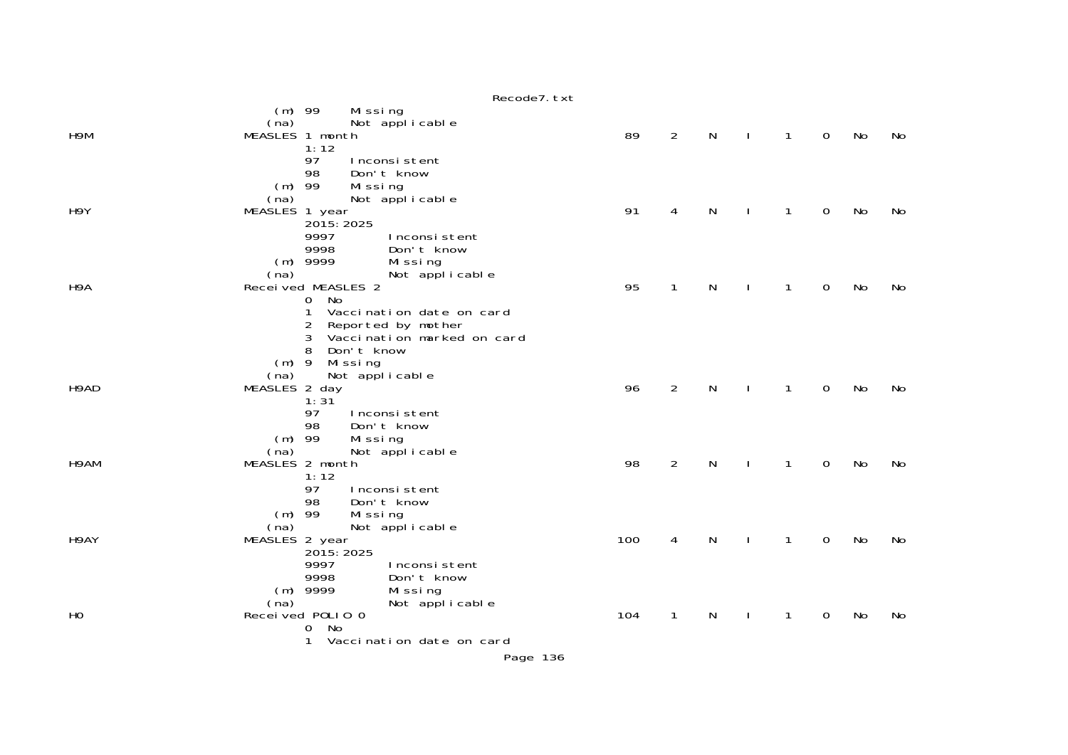```
                    (m) 99     Missing
                   (na)        Not applicable
H9M                MEASLES 1 month                                    89    2    N    I    1    0    No    No
                        1:12
                        97     Inconsistent
                        98     Don't know
                    (m) 99     Missing
                   (na)        Not applicable
H9Y                MEASLES 1 year                                     91    4    N    I    1    0    No    No
                        2015:2025
                        9997       Inconsistent
                        9998       Don't know
                    (m) 9999       Missing
                   (na)            Not applicable
H9A                Received MEASLES 2                                 95    1    N    I    1    0    No    No
                        0  No
                        1  Vaccination date on card
                        2  Reported by mother
                        3  Vaccination marked on card
                        8  Don't know
                    (m) 9  Missing
                   (na)    Not applicable
H9AD               MEASLES 2 day                                      96    2    N    I    1    0    No    No
                        1:31
                        97     Inconsistent
                        98     Don't know
                    (m) 99     Missing
                   (na)        Not applicable
H9AM               MEASLES 2 month                                    98    2    N    I    1    0    No    No
                        1:12
                        97     Inconsistent
                        98     Don't know
                    (m) 99     Missing
                   (na)        Not applicable
H9AY               MEASLES 2 year                                    100    4    N    I    1    0    No    No
                        2015:2025
                        9997       Inconsistent
                        9998       Don't know
                    (m) 9999       Missing
                   (na)            Not applicable
H0                 Received POLIO 0                                  104    1    N    I    1    0    No    No
                        0  No
                        1  Vaccination date on card
```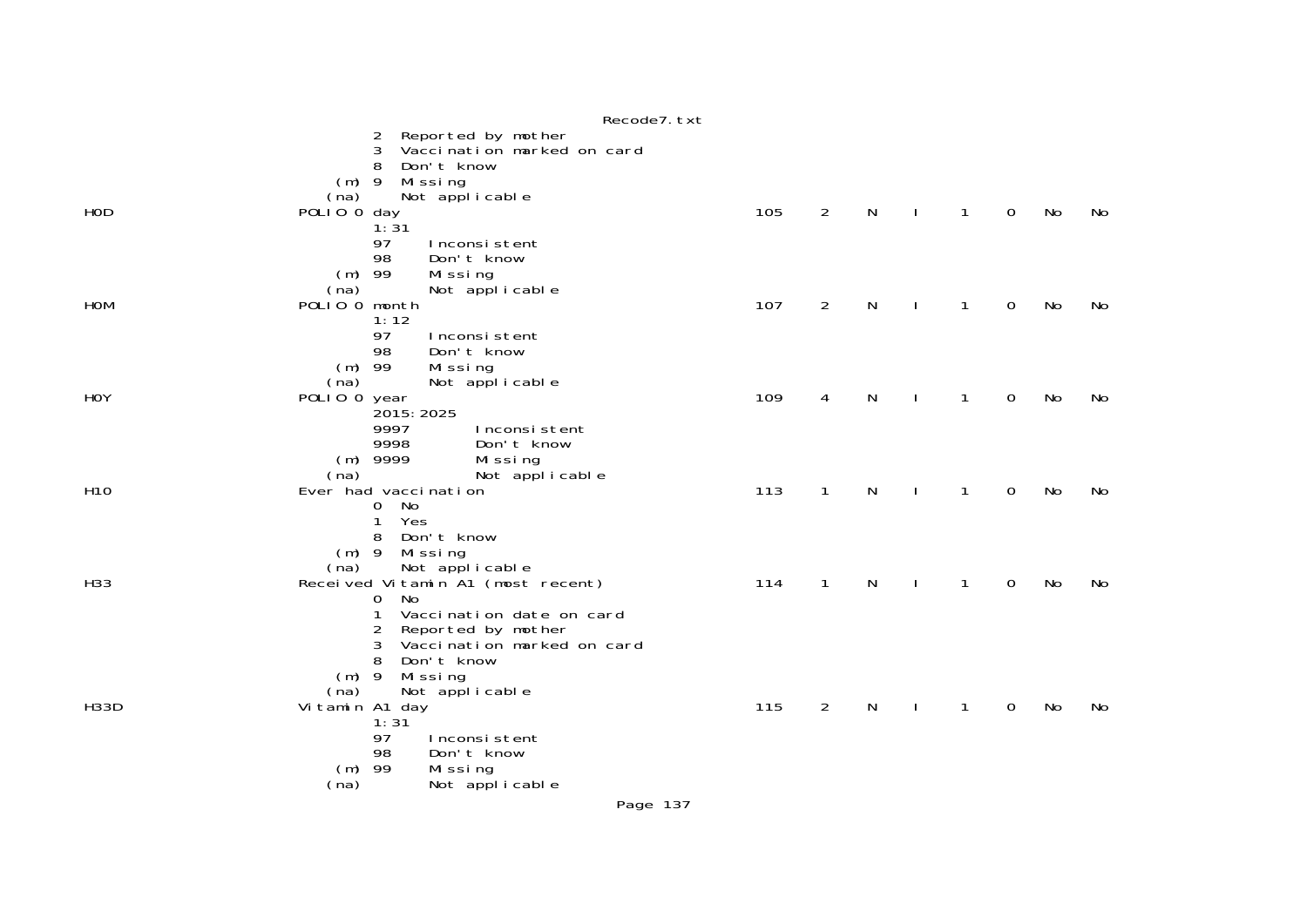```
                  2  Reported by mother
                  3  Vaccination marked on card
                  8  Don't know
              (m) 9  Missing
             (na)    Not applicable
H0D            POLIO 0 day                                      105   2   N   I   1   0   No   No
                  1:31
                  97    Inconsistent
                  98    Don't know
              (m) 99    Missing
             (na)       Not applicable
H0M            POLIO 0 month                                    107   2   N   I   1   0   No   No
                  1:12
                  97    Inconsistent
                  98    Don't know
              (m) 99    Missing
             (na)       Not applicable
H0Y            POLIO 0 year                                     109   4   N   I   1   0   No   No
                  2015:2025
                  9997        Inconsistent
                  9998        Don't know
              (m) 9999        Missing
             (na)             Not applicable
H10            Ever had vaccination                             113   1   N   I   1   0   No   No
                  0  No
                  1  Yes
                  8  Don't know
              (m) 9  Missing
             (na)    Not applicable
H33            Received Vitamin A1 (most recent)                114   1   N   I   1   0   No   No
                  0  No
                  1  Vaccination date on card
                  2  Reported by mother
                  3  Vaccination marked on card
                  8  Don't know
              (m) 9  Missing
             (na)    Not applicable
H33D           Vitamin A1 day                                   115   2   N   I   1   0   No   No
                  1:31
                  97    Inconsistent
                  98    Don't know
              (m) 99    Missing
             (na)       Not applicable
```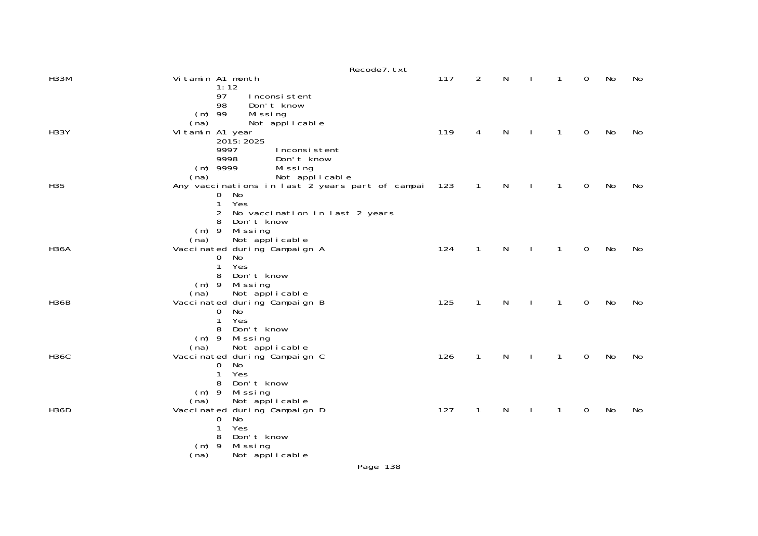| Name | Label / Values | Start | Len | Type | | | | | |
|---|---|---|---|---|---|---|---|---|---|
| H33M | Vitamin A1 month | 117 | 2 | N | I | 1 | 0 | No | No |
| | 1:12 | | | | | | | | |
| | 97 Inconsistent | | | | | | | | |
| | 98 Don't know | | | | | | | | |
| | (m) 99 Missing | | | | | | | | |
| | (na) Not applicable | | | | | | | | |
| H33Y | Vitamin A1 year | 119 | 4 | N | I | 1 | 0 | No | No |
| | 2015:2025 | | | | | | | | |
| | 9997 Inconsistent | | | | | | | | |
| | 9998 Don't know | | | | | | | | |
| | (m) 9999 Missing | | | | | | | | |
| | (na) Not applicable | | | | | | | | |
| H35 | Any vaccinations in last 2 years part of campai | 123 | 1 | N | I | 1 | 0 | No | No |
| | 0 No | | | | | | | | |
| | 1 Yes | | | | | | | | |
| | 2 No vaccination in last 2 years | | | | | | | | |
| | 8 Don't know | | | | | | | | |
| | (m) 9 Missing | | | | | | | | |
| | (na) Not applicable | | | | | | | | |
| H36A | Vaccinated during Campaign A | 124 | 1 | N | I | 1 | 0 | No | No |
| | 0 No | | | | | | | | |
| | 1 Yes | | | | | | | | |
| | 8 Don't know | | | | | | | | |
| | (m) 9 Missing | | | | | | | | |
| | (na) Not applicable | | | | | | | | |
| H36B | Vaccinated during Campaign B | 125 | 1 | N | I | 1 | 0 | No | No |
| | 0 No | | | | | | | | |
| | 1 Yes | | | | | | | | |
| | 8 Don't know | | | | | | | | |
| | (m) 9 Missing | | | | | | | | |
| | (na) Not applicable | | | | | | | | |
| H36C | Vaccinated during Campaign C | 126 | 1 | N | I | 1 | 0 | No | No |
| | 0 No | | | | | | | | |
| | 1 Yes | | | | | | | | |
| | 8 Don't know | | | | | | | | |
| | (m) 9 Missing | | | | | | | | |
| | (na) Not applicable | | | | | | | | |
| H36D | Vaccinated during Campaign D | 127 | 1 | N | I | 1 | 0 | No | No |
| | 0 No | | | | | | | | |
| | 1 Yes | | | | | | | | |
| | 8 Don't know | | | | | | | | |
| | (m) 9 Missing | | | | | | | | |
| | (na) Not applicable | | | | | | | | |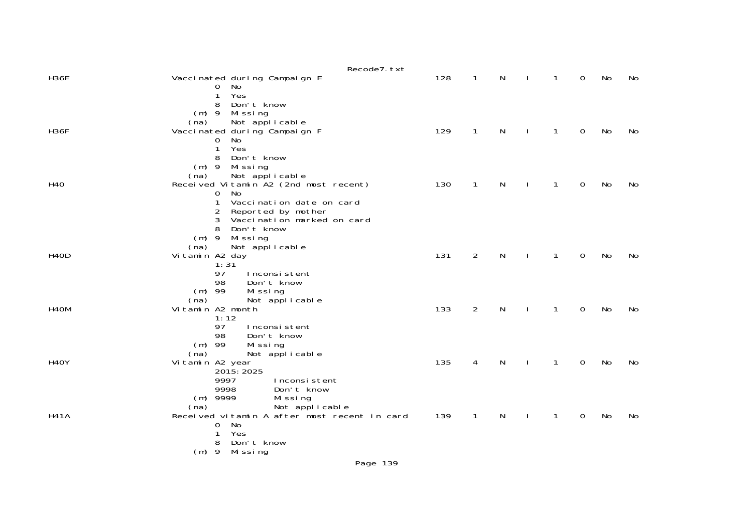```
H36E                    Vaccinated during Campaign E                    128    1    N    I    1    0    No    No
                                0  No
                                1  Yes
                                8  Don't know
                           (m)  9  Missing
                          (na)     Not applicable
H36F                    Vaccinated during Campaign F                    129    1    N    I    1    0    No    No
                                0  No
                                1  Yes
                                8  Don't know
                           (m)  9  Missing
                          (na)     Not applicable
H40                     Received Vitamin A2 (2nd most recent)           130    1    N    I    1    0    No    No
                                0  No
                                1  Vaccination date on card
                                2  Reported by mother
                                3  Vaccination marked on card
                                8  Don't know
                           (m)  9  Missing
                          (na)     Not applicable
H40D                    Vitamin A2 day                                  131    2    N    I    1    0    No    No
                                1:31
                                97     Inconsistent
                                98     Don't know
                           (m)  99     Missing
                          (na)         Not applicable
H40M                    Vitamin A2 month                                133    2    N    I    1    0    No    No
                                1:12
                                97     Inconsistent
                                98     Don't know
                           (m)  99     Missing
                          (na)         Not applicable
H40Y                    Vitamin A2 year                                 135    4    N    I    1    0    No    No
                                2015:2025
                                9997       Inconsistent
                                9998       Don't know
                           (m)  9999       Missing
                          (na)             Not applicable
H41A                    Received vitamin A after most recent in card    139    1    N    I    1    0    No    No
                                0  No
                                1  Yes
                                8  Don't know
                           (m)  9  Missing
```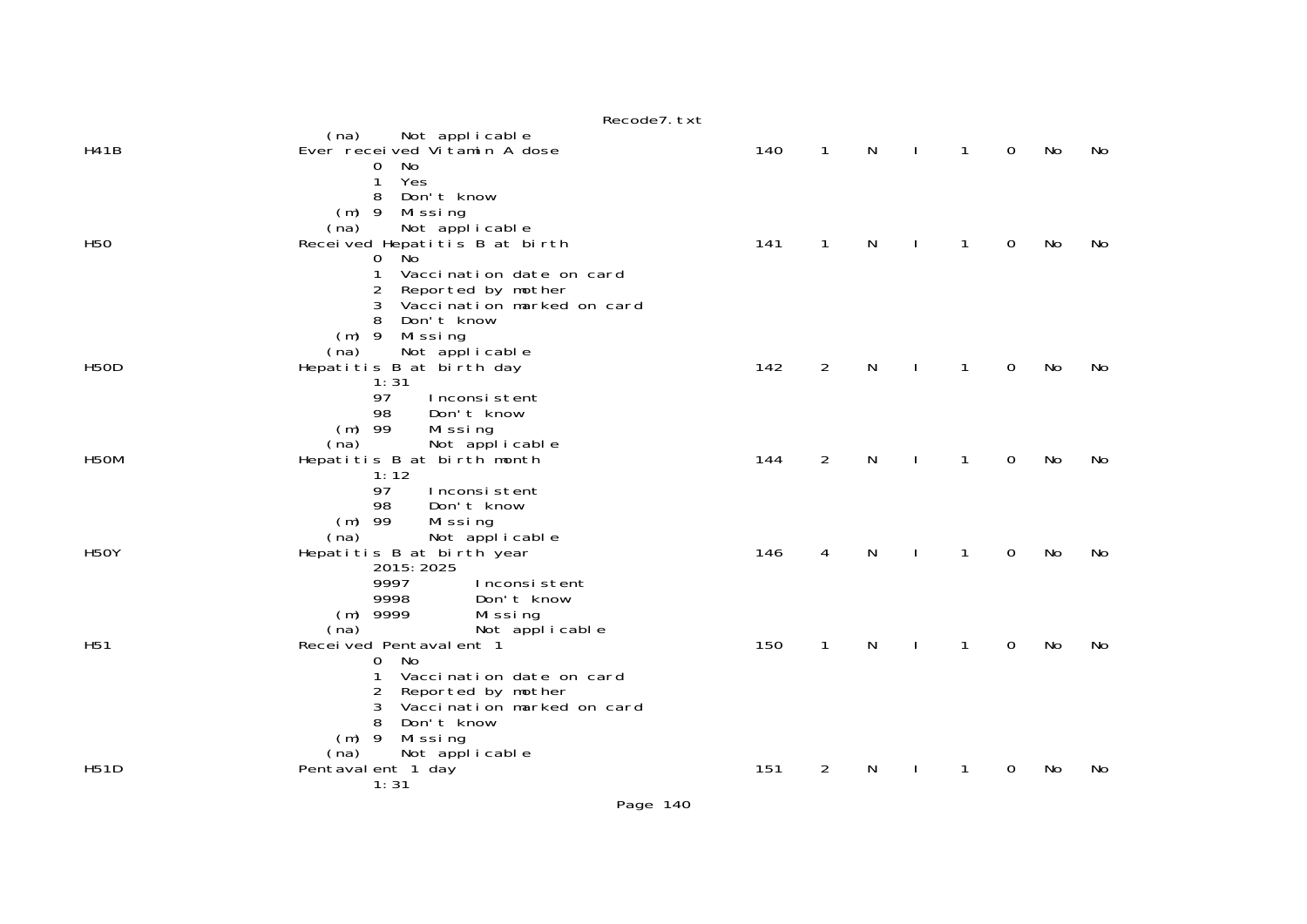```
          (na)     Not applicable
H41B          Ever received Vitamin A dose                    140   1   N   I   1   0   No   No
                 0  No
                 1  Yes
                 8  Don't know
             (m) 9  Missing
          (na)     Not applicable
H50           Received Hepatitis B at birth                   141   1   N   I   1   0   No   No
                 0  No
                 1  Vaccination date on card
                 2  Reported by mother
                 3  Vaccination marked on card
                 8  Don't know
             (m) 9  Missing
          (na)     Not applicable
H50D          Hepatitis B at birth day                        142   2   N   I   1   0   No   No
                 1:31
                 97     Inconsistent
                 98     Don't know
             (m) 99     Missing
          (na)         Not applicable
H50M          Hepatitis B at birth month                      144   2   N   I   1   0   No   No
                 1:12
                 97     Inconsistent
                 98     Don't know
             (m) 99     Missing
          (na)         Not applicable
H50Y          Hepatitis B at birth year                       146   4   N   I   1   0   No   No
                 2015:2025
                 9997        Inconsistent
                 9998        Don't know
             (m) 9999        Missing
          (na)              Not applicable
H51           Received Pentavalent 1                          150   1   N   I   1   0   No   No
                 0  No
                 1  Vaccination date on card
                 2  Reported by mother
                 3  Vaccination marked on card
                 8  Don't know
             (m) 9  Missing
          (na)     Not applicable
H51D          Pentavalent 1 day                               151   2   N   I   1   0   No   No
                 1:31
```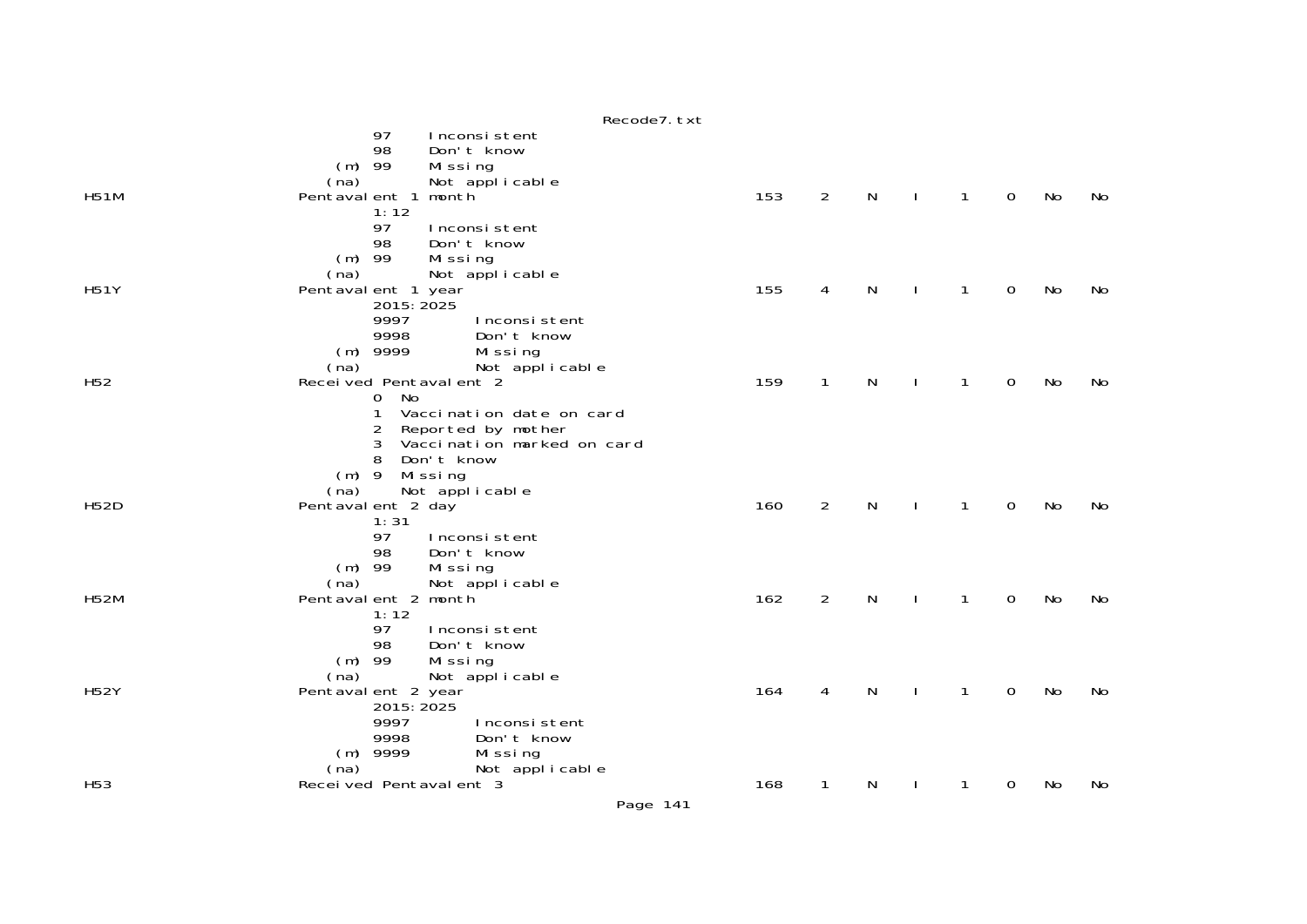```
                97     Inconsistent
                98     Don't know
          (m)   99     Missing
         (na)          Not applicable
H51M             Pentavalent 1 month                              153    2    N    I    1    0    No    No
                1:12
                97     Inconsistent
                98     Don't know
          (m)   99     Missing
         (na)          Not applicable
H51Y             Pentavalent 1 year                               155    4    N    I    1    0    No    No
                2015:2025
                9997        Inconsistent
                9998        Don't know
          (m)   9999        Missing
         (na)               Not applicable
H52              Received Pentavalent 2                           159    1    N    I    1    0    No    No
                0   No
                1   Vaccination date on card
                2   Reported by mother
                3   Vaccination marked on card
                8   Don't know
          (m)   9   Missing
         (na)       Not applicable
H52D             Pentavalent 2 day                                160    2    N    I    1    0    No    No
                1:31
                97     Inconsistent
                98     Don't know
          (m)   99     Missing
         (na)          Not applicable
H52M             Pentavalent 2 month                              162    2    N    I    1    0    No    No
                1:12
                97     Inconsistent
                98     Don't know
          (m)   99     Missing
         (na)          Not applicable
H52Y             Pentavalent 2 year                               164    4    N    I    1    0    No    No
                2015:2025
                9997        Inconsistent
                9998        Don't know
          (m)   9999        Missing
         (na)               Not applicable
H53              Received Pentavalent 3                           168    1    N    I    1    0    No    No
```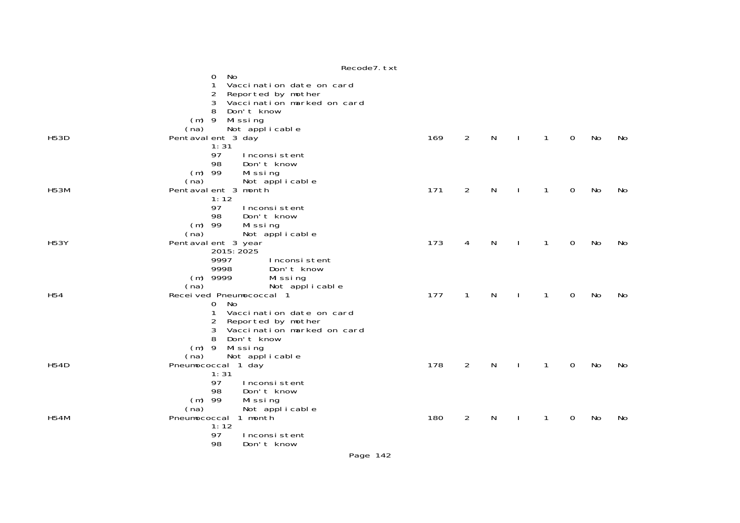```
          0  No
          1  Vaccination date on card
          2  Reported by mother
          3  Vaccination marked on card
          8  Don't know
      (m) 9  Missing
     (na)    Not applicable
H53D                    Pentavalent 3 day                          169   2    N    I    1    0    No    No
          1:31
          97     Inconsistent
          98     Don't know
      (m) 99     Missing
     (na)        Not applicable
H53M                    Pentavalent 3 month                        171   2    N    I    1    0    No    No
          1:12
          97     Inconsistent
          98     Don't know
      (m) 99     Missing
     (na)        Not applicable
H53Y                    Pentavalent 3 year                         173   4    N    I    1    0    No    No
          2015:2025
          9997        Inconsistent
          9998        Don't know
      (m) 9999        Missing
     (na)             Not applicable
H54                     Received Pneumococcal 1                    177   1    N    I    1    0    No    No
          0  No
          1  Vaccination date on card
          2  Reported by mother
          3  Vaccination marked on card
          8  Don't know
      (m) 9  Missing
     (na)    Not applicable
H54D                    Pneumococcal 1 day                         178   2    N    I    1    0    No    No
          1:31
          97     Inconsistent
          98     Don't know
      (m) 99     Missing
     (na)        Not applicable
H54M                    Pneumococcal 1 month                       180   2    N    I    1    0    No    No
          1:12
          97     Inconsistent
          98     Don't know
```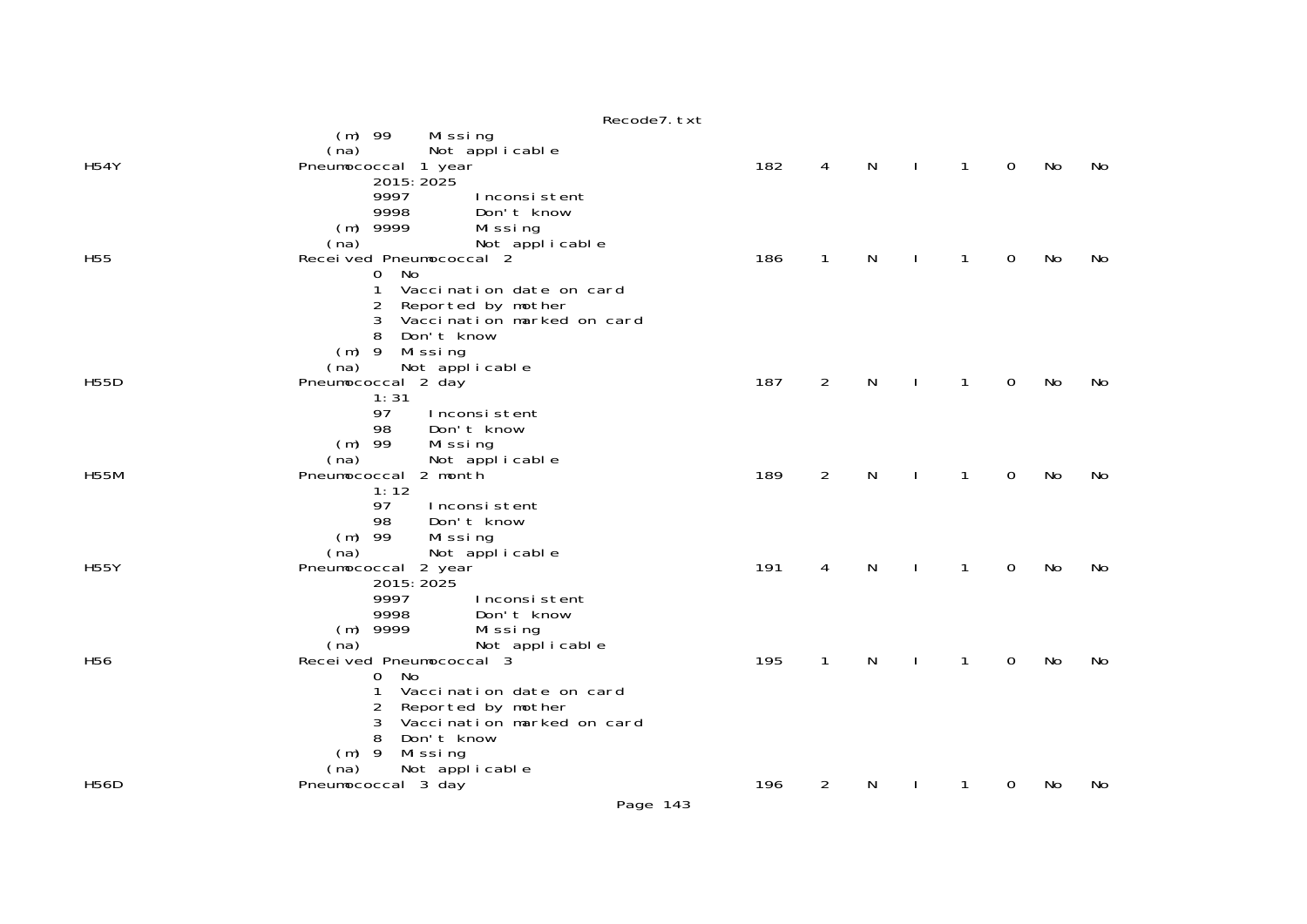```
                    (m) 99     Missing
                   (na)        Not applicable
H54Y               Pneumococcal 1 year                              182    4    N    I    1    0    No    No
                        2015:2025
                        9997        Inconsistent
                        9998        Don't know
                    (m) 9999        Missing
                   (na)             Not applicable
H55                Received Pneumococcal 2                          186    1    N    I    1    0    No    No
                        0  No
                        1  Vaccination date on card
                        2  Reported by mother
                        3  Vaccination marked on card
                        8  Don't know
                    (m) 9  Missing
                   (na)    Not applicable
H55D               Pneumococcal 2 day                               187    2    N    I    1    0    No    No
                        1:31
                        97     Inconsistent
                        98     Don't know
                    (m) 99     Missing
                   (na)        Not applicable
H55M               Pneumococcal 2 month                             189    2    N    I    1    0    No    No
                        1:12
                        97     Inconsistent
                        98     Don't know
                    (m) 99     Missing
                   (na)        Not applicable
H55Y               Pneumococcal 2 year                              191    4    N    I    1    0    No    No
                        2015:2025
                        9997        Inconsistent
                        9998        Don't know
                    (m) 9999        Missing
                   (na)             Not applicable
H56                Received Pneumococcal 3                          195    1    N    I    1    0    No    No
                        0  No
                        1  Vaccination date on card
                        2  Reported by mother
                        3  Vaccination marked on card
                        8  Don't know
                    (m) 9  Missing
                   (na)    Not applicable
H56D               Pneumococcal 3 day                               196    2    N    I    1    0    No    No
```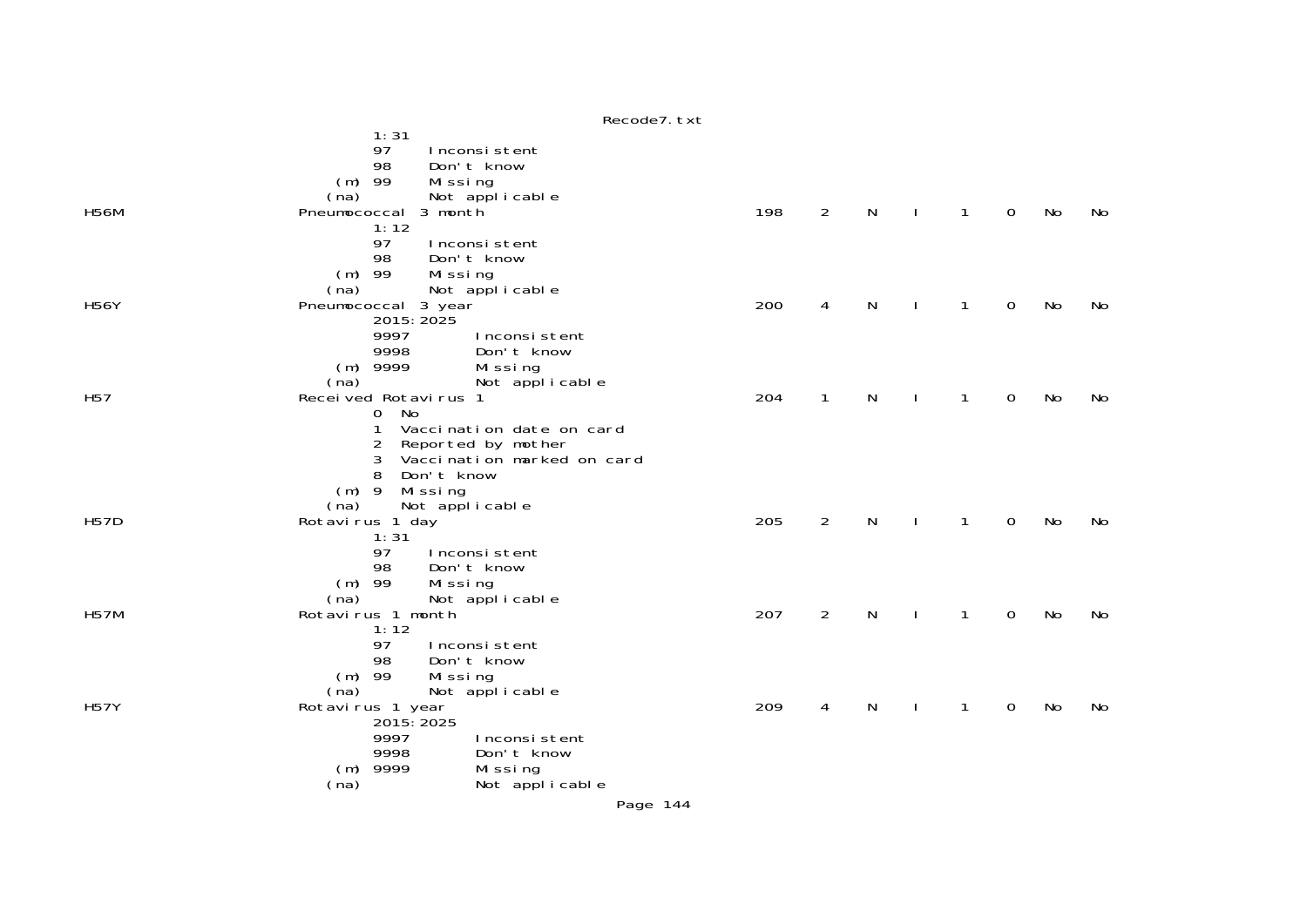```
                  1:31
                  97     Inconsistent
                  98     Don't know
              (m) 99     Missing
             (na)        Not applicable
H56M          Pneumococcal 3 month                          198    2    N    I    1    0    No    No
                  1:12
                  97     Inconsistent
                  98     Don't know
              (m) 99     Missing
             (na)        Not applicable
H56Y          Pneumococcal 3 year                           200    4    N    I    1    0    No    No
                  2015:2025
                  9997       Inconsistent
                  9998       Don't know
              (m) 9999       Missing
             (na)            Not applicable
H57           Received Rotavirus 1                          204    1    N    I    1    0    No    No
                  0  No
                  1  Vaccination date on card
                  2  Reported by mother
                  3  Vaccination marked on card
                  8  Don't know
              (m) 9  Missing
             (na)    Not applicable
H57D          Rotavirus 1 day                               205    2    N    I    1    0    No    No
                  1:31
                  97     Inconsistent
                  98     Don't know
              (m) 99     Missing
             (na)        Not applicable
H57M          Rotavirus 1 month                             207    2    N    I    1    0    No    No
                  1:12
                  97     Inconsistent
                  98     Don't know
              (m) 99     Missing
             (na)        Not applicable
H57Y          Rotavirus 1 year                              209    4    N    I    1    0    No    No
                  2015:2025
                  9997       Inconsistent
                  9998       Don't know
              (m) 9999       Missing
             (na)            Not applicable
```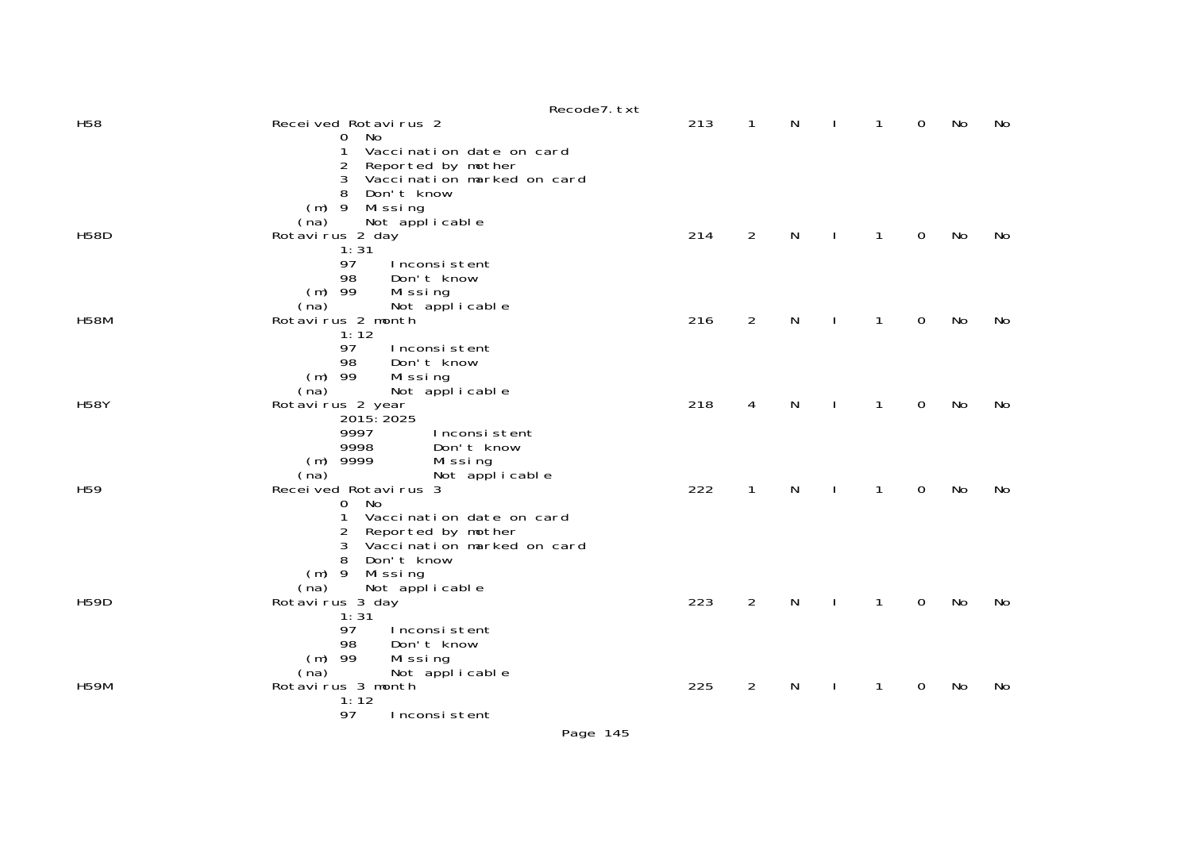```
H58                Received Rotavirus 2                          213   1   N   I   1   0   No   No
                         0  No
                         1  Vaccination date on card
                         2  Reported by mother
                         3  Vaccination marked on card
                         8  Don't know
                     (m) 9  Missing
                    (na)    Not applicable
H58D               Rotavirus 2 day                               214   2   N   I   1   0   No   No
                         1:31
                         97     Inconsistent
                         98     Don't know
                     (m) 99     Missing
                    (na)        Not applicable
H58M               Rotavirus 2 month                             216   2   N   I   1   0   No   No
                         1:12
                         97     Inconsistent
                         98     Don't know
                     (m) 99     Missing
                    (na)        Not applicable
H58Y               Rotavirus 2 year                              218   4   N   I   1   0   No   No
                         2015:2025
                         9997       Inconsistent
                         9998       Don't know
                     (m) 9999       Missing
                    (na)            Not applicable
H59                Received Rotavirus 3                          222   1   N   I   1   0   No   No
                         0  No
                         1  Vaccination date on card
                         2  Reported by mother
                         3  Vaccination marked on card
                         8  Don't know
                     (m) 9  Missing
                    (na)    Not applicable
H59D               Rotavirus 3 day                               223   2   N   I   1   0   No   No
                         1:31
                         97     Inconsistent
                         98     Don't know
                     (m) 99     Missing
                    (na)        Not applicable
H59M               Rotavirus 3 month                             225   2   N   I   1   0   No   No
                         1:12
                         97     Inconsistent
```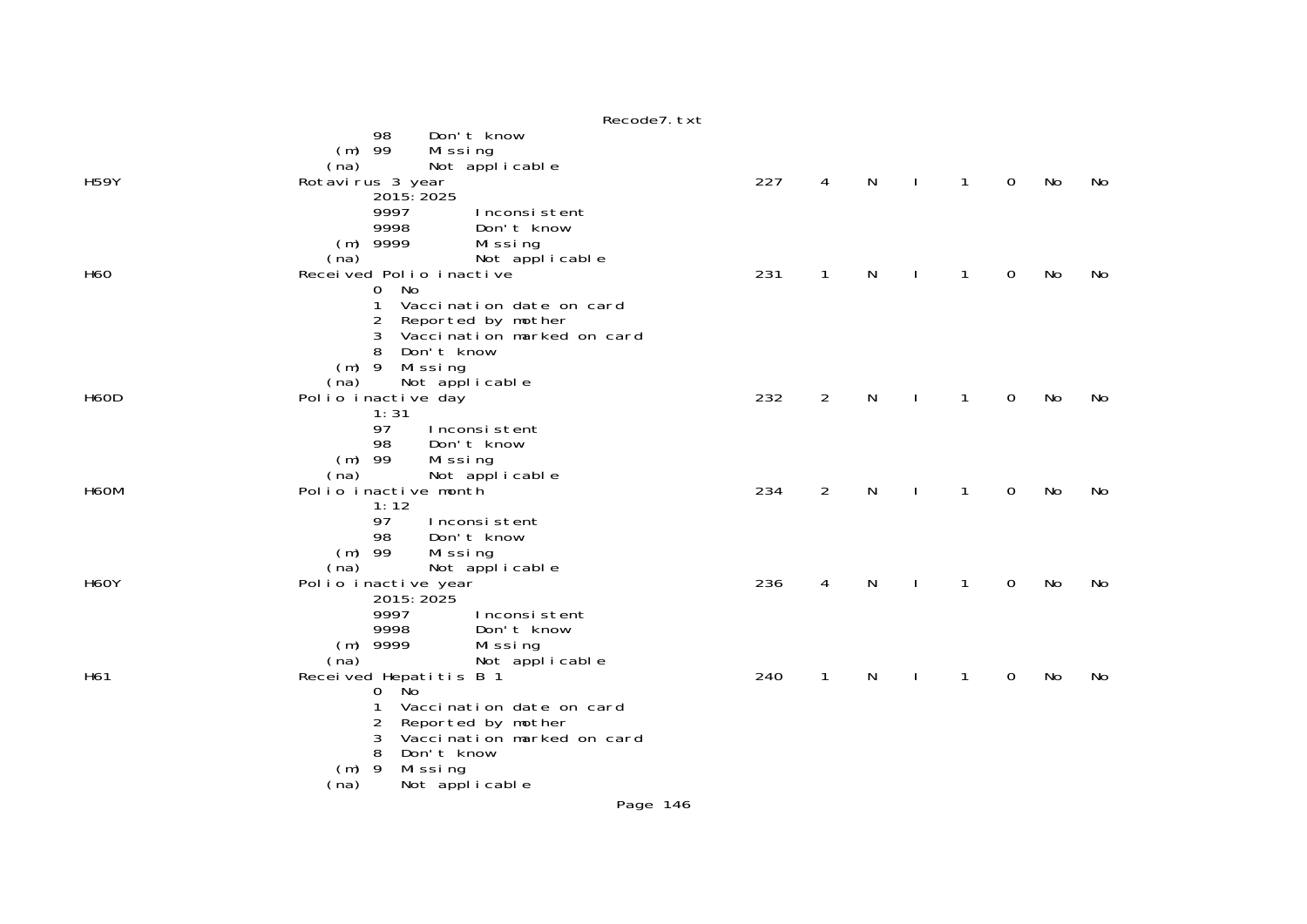```
                 98     Don't know
             (m) 99     Missing
            (na)        Not applicable
H59Y             Rotavirus 3 year                               227    4    N    I    1    0    No    No
                 2015:2025
                 9997       Inconsistent
                 9998       Don't know
             (m) 9999       Missing
            (na)            Not applicable
H60              Received Polio inactive                        231    1    N    I    1    0    No    No
                 0  No
                 1  Vaccination date on card
                 2  Reported by mother
                 3  Vaccination marked on card
                 8  Don't know
             (m) 9  Missing
            (na)    Not applicable
H60D             Polio inactive day                             232    2    N    I    1    0    No    No
                 1:31
                 97     Inconsistent
                 98     Don't know
             (m) 99     Missing
            (na)        Not applicable
H60M             Polio inactive month                           234    2    N    I    1    0    No    No
                 1:12
                 97     Inconsistent
                 98     Don't know
             (m) 99     Missing
            (na)        Not applicable
H60Y             Polio inactive year                            236    4    N    I    1    0    No    No
                 2015:2025
                 9997       Inconsistent
                 9998       Don't know
             (m) 9999       Missing
            (na)            Not applicable
H61              Received Hepatitis B 1                         240    1    N    I    1    0    No    No
                 0  No
                 1  Vaccination date on card
                 2  Reported by mother
                 3  Vaccination marked on card
                 8  Don't know
             (m) 9  Missing
            (na)    Not applicable
```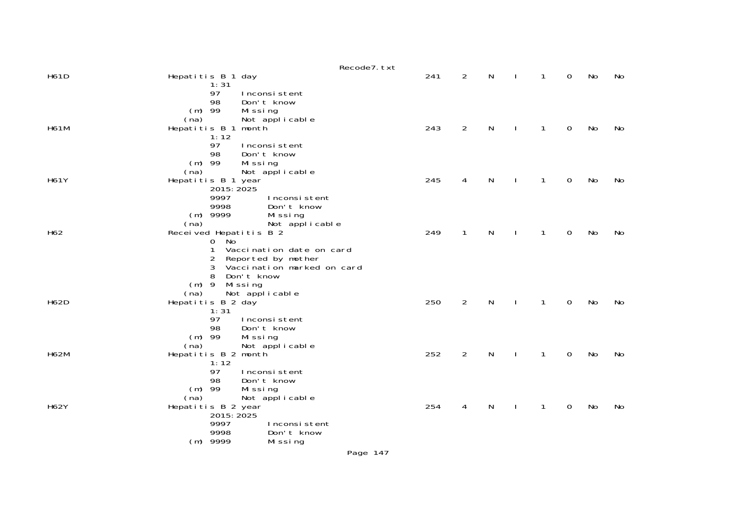```
H61D                    Hepatitis B 1 day                                241   2   N   I   1   0   No   No
                              1:31
                              97     Inconsistent
                              98     Don't know
                          (m) 99     Missing
                         (na)        Not applicable
H61M                    Hepatitis B 1 month                              243   2   N   I   1   0   No   No
                              1:12
                              97     Inconsistent
                              98     Don't know
                          (m) 99     Missing
                         (na)        Not applicable
H61Y                    Hepatitis B 1 year                               245   4   N   I   1   0   No   No
                              2015:2025
                              9997       Inconsistent
                              9998       Don't know
                          (m) 9999       Missing
                         (na)            Not applicable
H62                     Received Hepatitis B 2                           249   1   N   I   1   0   No   No
                              0  No
                              1  Vaccination date on card
                              2  Reported by mother
                              3  Vaccination marked on card
                              8  Don't know
                          (m) 9  Missing
                         (na)    Not applicable
H62D                    Hepatitis B 2 day                                250   2   N   I   1   0   No   No
                              1:31
                              97     Inconsistent
                              98     Don't know
                          (m) 99     Missing
                         (na)        Not applicable
H62M                    Hepatitis B 2 month                              252   2   N   I   1   0   No   No
                              1:12
                              97     Inconsistent
                              98     Don't know
                          (m) 99     Missing
                         (na)        Not applicable
H62Y                    Hepatitis B 2 year                               254   4   N   I   1   0   No   No
                              2015:2025
                              9997       Inconsistent
                              9998       Don't know
                          (m) 9999       Missing
```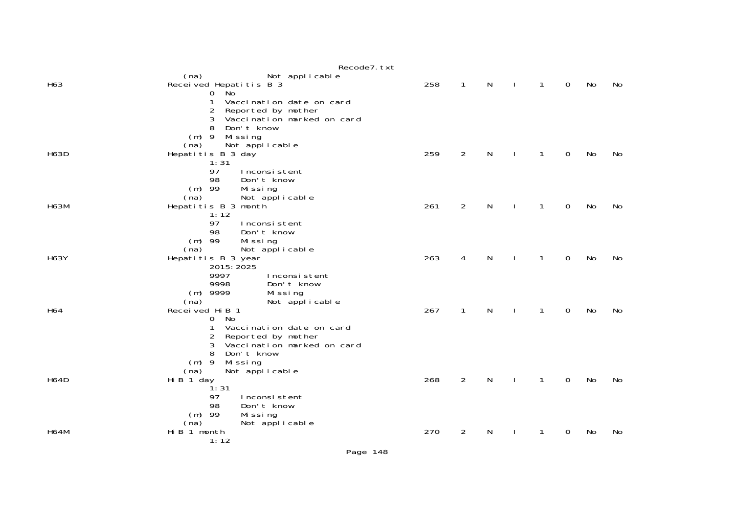```
      (na)              Not applicable
H63                  Received Hepatitis B 3                              258    1    N    I    1    0    No    No
             0  No
             1  Vaccination date on card
             2  Reported by mother
             3  Vaccination marked on card
             8  Don't know
       (m) 9  Missing
      (na)     Not applicable
H63D                 Hepatitis B 3 day                                   259    2    N    I    1    0    No    No
             1:31
             97     Inconsistent
             98     Don't know
       (m) 99     Missing
      (na)        Not applicable
H63M                 Hepatitis B 3 month                                 261    2    N    I    1    0    No    No
             1:12
             97     Inconsistent
             98     Don't know
       (m) 99     Missing
      (na)        Not applicable
H63Y                 Hepatitis B 3 year                                  263    4    N    I    1    0    No    No
             2015:2025
             9997       Inconsistent
             9998       Don't know
       (m) 9999       Missing
      (na)              Not applicable
H64                  Received HiB 1                                      267    1    N    I    1    0    No    No
             0  No
             1  Vaccination date on card
             2  Reported by mother
             3  Vaccination marked on card
             8  Don't know
       (m) 9  Missing
      (na)     Not applicable
H64D                 HiB 1 day                                           268    2    N    I    1    0    No    No
             1:31
             97     Inconsistent
             98     Don't know
       (m) 99     Missing
      (na)        Not applicable
H64M                 HiB 1 month                                         270    2    N    I    1    0    No    No
             1:12
```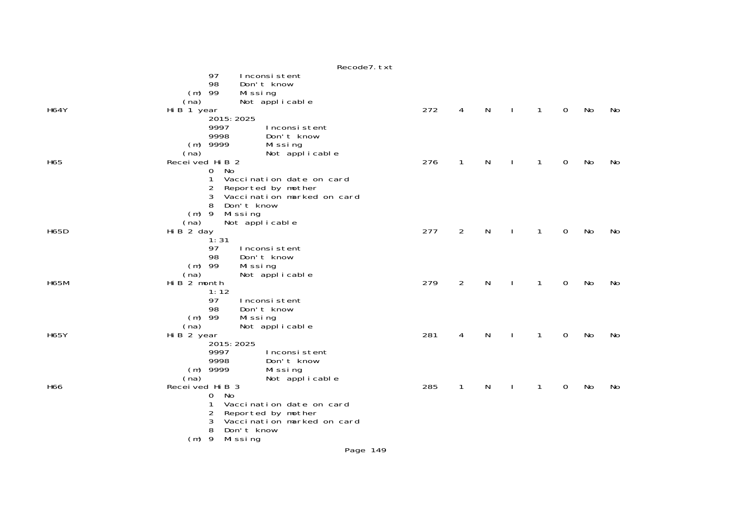```
                 97     Inconsistent
                 98     Don't know
             (m) 99     Missing
            (na)        Not applicable
H64Y             HiB 1 year                                  272    4    N    I    1    0    No    No
                 2015:2025
                 9997        Inconsistent
                 9998        Don't know
             (m) 9999        Missing
            (na)             Not applicable
H65              Received HiB 2                              276    1    N    I    1    0    No    No
                 0  No
                 1  Vaccination date on card
                 2  Reported by mother
                 3  Vaccination marked on card
                 8  Don't know
             (m) 9  Missing
            (na)    Not applicable
H65D             HiB 2 day                                   277    2    N    I    1    0    No    No
                 1:31
                 97     Inconsistent
                 98     Don't know
             (m) 99     Missing
            (na)        Not applicable
H65M             HiB 2 month                                 279    2    N    I    1    0    No    No
                 1:12
                 97     Inconsistent
                 98     Don't know
             (m) 99     Missing
            (na)        Not applicable
H65Y             HiB 2 year                                  281    4    N    I    1    0    No    No
                 2015:2025
                 9997        Inconsistent
                 9998        Don't know
             (m) 9999        Missing
            (na)             Not applicable
H66              Received HiB 3                              285    1    N    I    1    0    No    No
                 0  No
                 1  Vaccination date on card
                 2  Reported by mother
                 3  Vaccination marked on card
                 8  Don't know
             (m) 9  Missing
```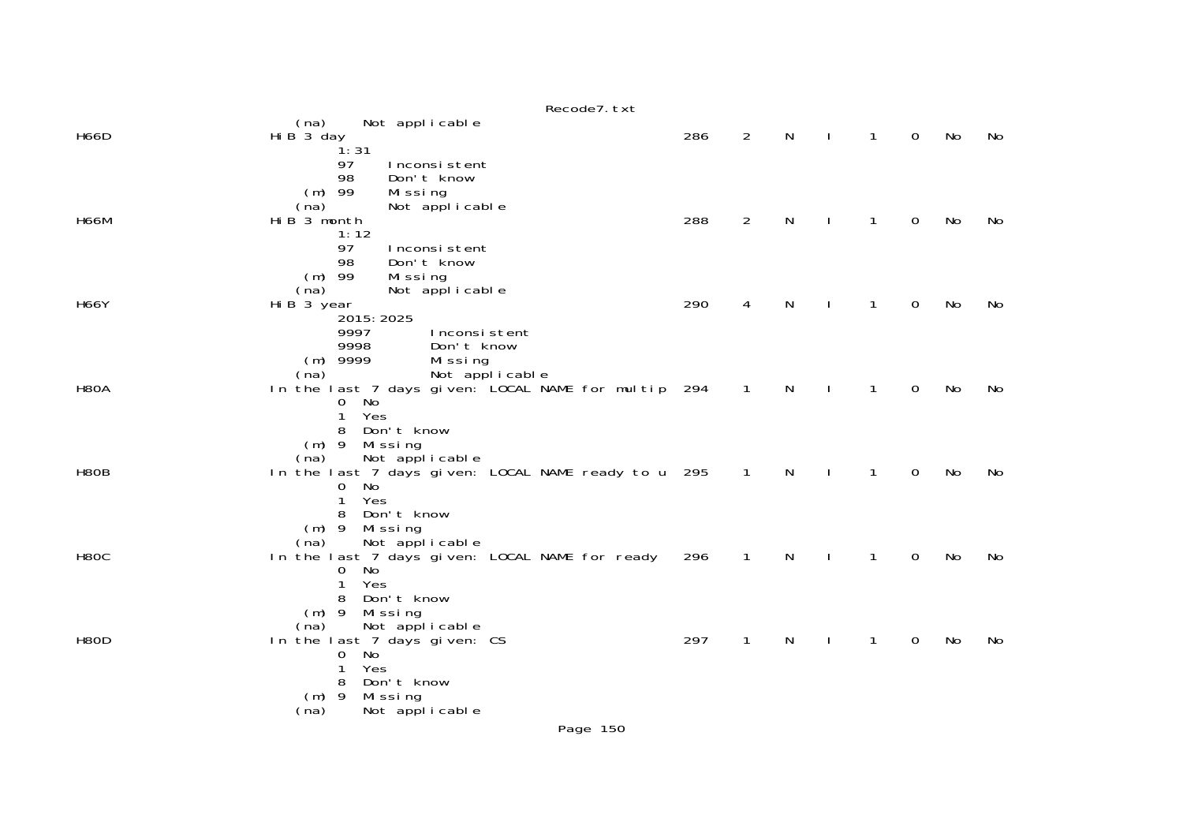```
      (na)      Not applicable
H66D                HiB 3 day                                    286   2   N   I   1   0   No   No
                         1:31
                         97     Inconsistent
                         98     Don't know
                     (m) 99     Missing
                    (na)        Not applicable
H66M                HiB 3 month                                  288   2   N   I   1   0   No   No
                         1:12
                         97     Inconsistent
                         98     Don't know
                     (m) 99     Missing
                    (na)        Not applicable
H66Y                HiB 3 year                                   290   4   N   I   1   0   No   No
                         2015:2025
                         9997        Inconsistent
                         9998        Don't know
                     (m) 9999        Missing
                    (na)             Not applicable
H80A                In the last 7 days given: LOCAL NAME for multip  294   1   N   I   1   0   No   No
                         0  No
                         1  Yes
                         8  Don't know
                     (m) 9  Missing
                    (na)    Not applicable
H80B                In the last 7 days given: LOCAL NAME ready to u  295   1   N   I   1   0   No   No
                         0  No
                         1  Yes
                         8  Don't know
                     (m) 9  Missing
                    (na)    Not applicable
H80C                In the last 7 days given: LOCAL NAME for ready   296   1   N   I   1   0   No   No
                         0  No
                         1  Yes
                         8  Don't know
                     (m) 9  Missing
                    (na)    Not applicable
H80D                In the last 7 days given: CS                 297   1   N   I   1   0   No   No
                         0  No
                         1  Yes
                         8  Don't know
                     (m) 9  Missing
                    (na)    Not applicable
```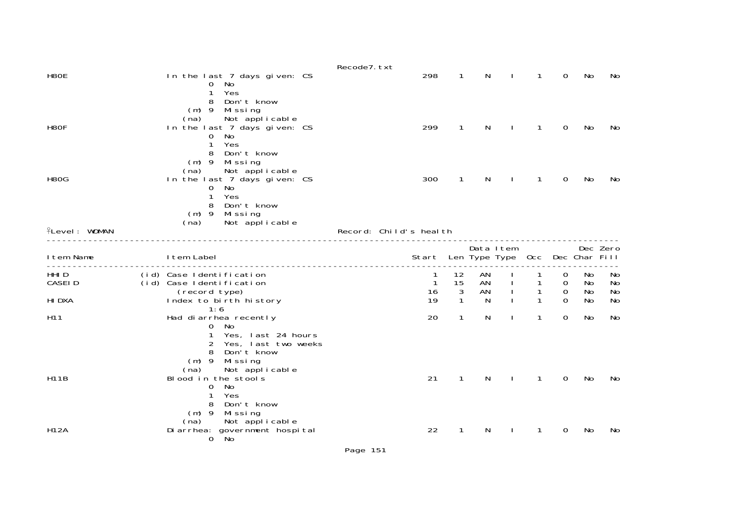| Item Name | | Item Label | Start | Len | Data Type | Item Type | Occ | Dec | Dec Char | Zero Fill |
|---|---|---|---|---|---|---|---|---|---|---|
| H80E | | In the last 7 days given: CS | 298 | 1 | N | I | 1 | 0 | No | No |
| | | 0 No | | | | | | | | |
| | | 1 Yes | | | | | | | | |
| | | 8 Don't know | | | | | | | | |
| | | (m) 9 Missing | | | | | | | | |
| | | (na) Not applicable | | | | | | | | |
| H80F | | In the last 7 days given: CS | 299 | 1 | N | I | 1 | 0 | No | No |
| | | 0 No | | | | | | | | |
| | | 1 Yes | | | | | | | | |
| | | 8 Don't know | | | | | | | | |
| | | (m) 9 Missing | | | | | | | | |
| | | (na) Not applicable | | | | | | | | |
| H80G | | In the last 7 days given: CS | 300 | 1 | N | I | 1 | 0 | No | No |
| | | 0 No | | | | | | | | |
| | | 1 Yes | | | | | | | | |
| | | 8 Don't know | | | | | | | | |
| | | (m) 9 Missing | | | | | | | | |
| | | (na) Not applicable | | | | | | | | |

Level: WOMAN — Record: Child's health

| Item Name | | Item Label | Start | Len | Data Type | Item Type | Occ | Dec | Dec Char | Zero Fill |
|---|---|---|---|---|---|---|---|---|---|---|
| HHID | (id) | Case Identification | 1 | 12 | AN | I | 1 | 0 | No | No |
| CASEID | (id) | Case Identification | 1 | 15 | AN | I | 1 | 0 | No | No |
| | | (record type) | 16 | 3 | AN | I | 1 | 0 | No | No |
| HIDXA | | Index to birth history | 19 | 1 | N | I | 1 | 0 | No | No |
| | | 1:6 | | | | | | | | |
| H11 | | Had diarrhea recently | 20 | 1 | N | I | 1 | 0 | No | No |
| | | 0 No | | | | | | | | |
| | | 1 Yes, last 24 hours | | | | | | | | |
| | | 2 Yes, last two weeks | | | | | | | | |
| | | 8 Don't know | | | | | | | | |
| | | (m) 9 Missing | | | | | | | | |
| | | (na) Not applicable | | | | | | | | |
| H11B | | Blood in the stools | 21 | 1 | N | I | 1 | 0 | No | No |
| | | 0 No | | | | | | | | |
| | | 1 Yes | | | | | | | | |
| | | 8 Don't know | | | | | | | | |
| | | (m) 9 Missing | | | | | | | | |
| | | (na) Not applicable | | | | | | | | |
| H12A | | Diarrhea: government hospital | 22 | 1 | N | I | 1 | 0 | No | No |
| | | 0 No | | | | | | | | |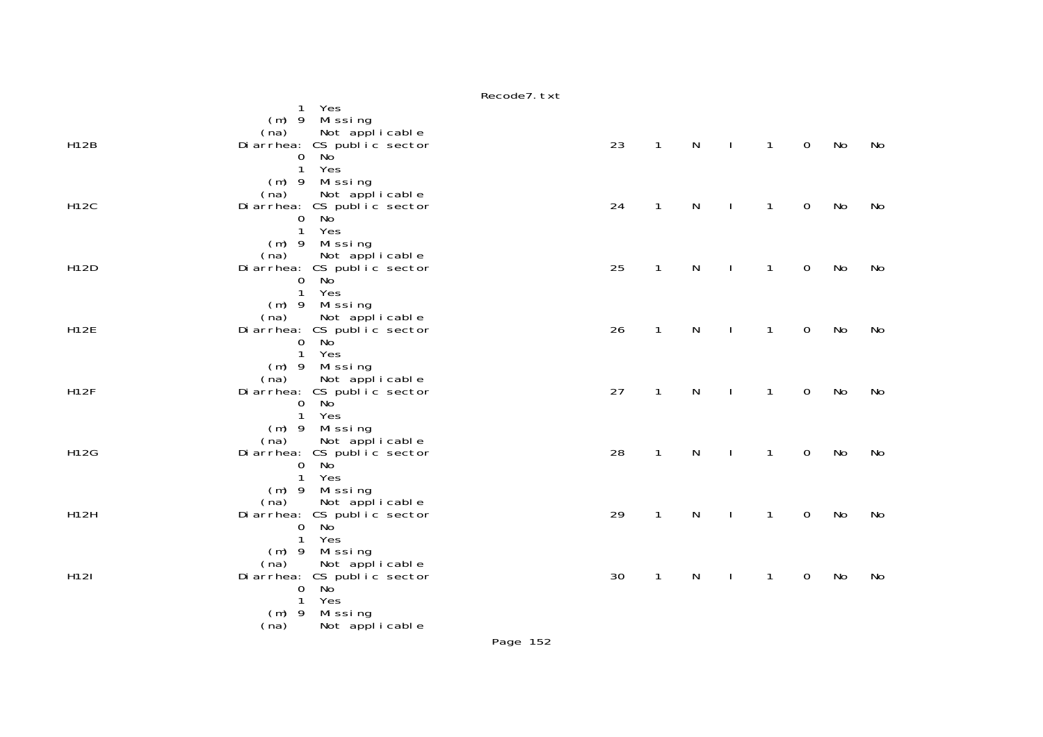```
                 1  Yes
             (m) 9  Missing
            (na)    Not applicable
H12B            Diarrhea: CS public sector                         23    1    N    I    1    0    No    No
                 0  No
                 1  Yes
             (m) 9  Missing
            (na)    Not applicable
H12C            Diarrhea: CS public sector                         24    1    N    I    1    0    No    No
                 0  No
                 1  Yes
             (m) 9  Missing
            (na)    Not applicable
H12D            Diarrhea: CS public sector                         25    1    N    I    1    0    No    No
                 0  No
                 1  Yes
             (m) 9  Missing
            (na)    Not applicable
H12E            Diarrhea: CS public sector                         26    1    N    I    1    0    No    No
                 0  No
                 1  Yes
             (m) 9  Missing
            (na)    Not applicable
H12F            Diarrhea: CS public sector                         27    1    N    I    1    0    No    No
                 0  No
                 1  Yes
             (m) 9  Missing
            (na)    Not applicable
H12G            Diarrhea: CS public sector                         28    1    N    I    1    0    No    No
                 0  No
                 1  Yes
             (m) 9  Missing
            (na)    Not applicable
H12H            Diarrhea: CS public sector                         29    1    N    I    1    0    No    No
                 0  No
                 1  Yes
             (m) 9  Missing
            (na)    Not applicable
H12I            Diarrhea: CS public sector                         30    1    N    I    1    0    No    No
                 0  No
                 1  Yes
             (m) 9  Missing
            (na)    Not applicable
```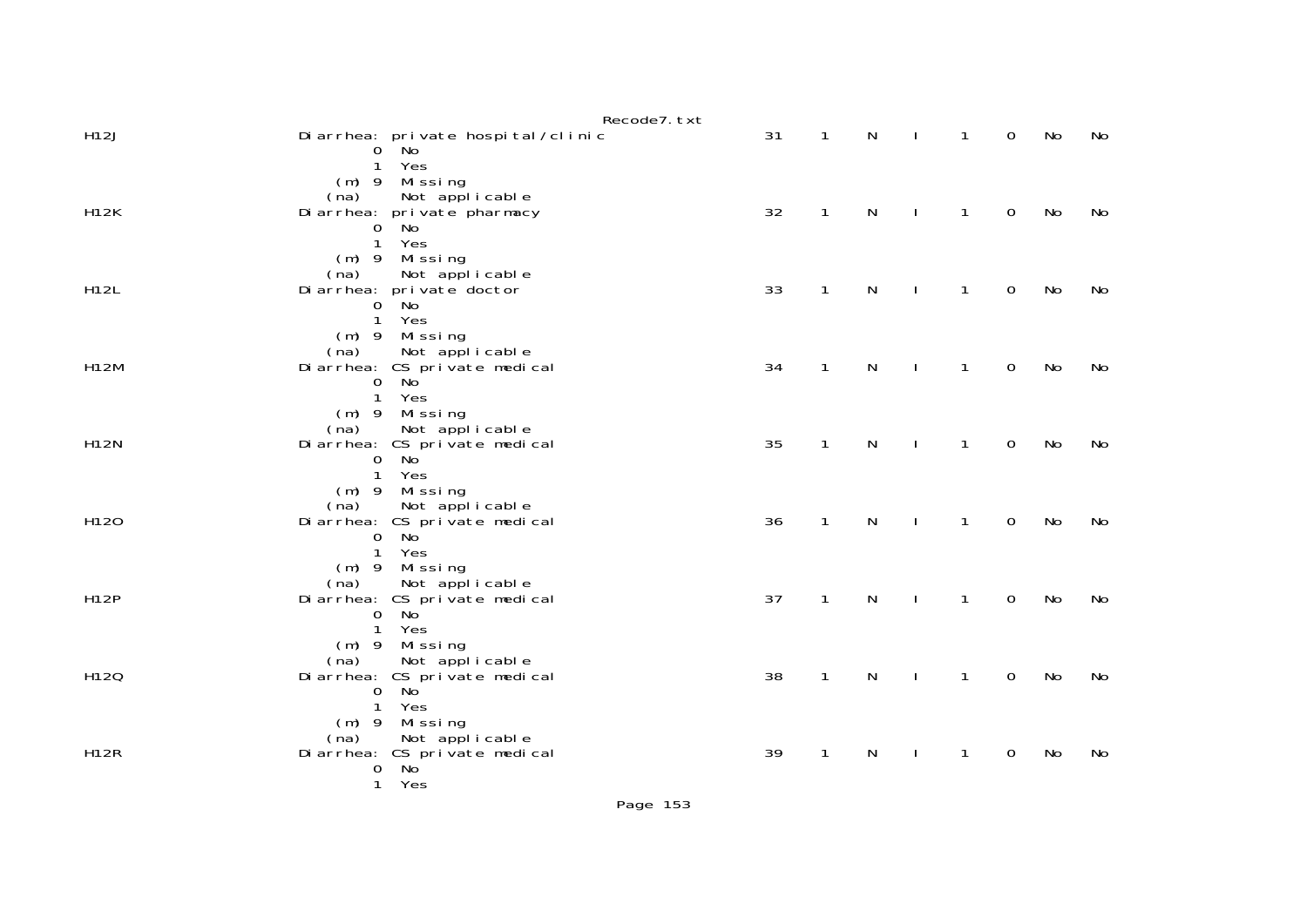```
H12J                Diarrhea: private hospital/clinic                 31    1    N    I    1    0    No    No
                            0  No
                            1  Yes
                      (m) 9  Missing
                     (na)    Not applicable
H12K                Diarrhea: private pharmacy                        32    1    N    I    1    0    No    No
                            0  No
                            1  Yes
                      (m) 9  Missing
                     (na)    Not applicable
H12L                Diarrhea: private doctor                          33    1    N    I    1    0    No    No
                            0  No
                            1  Yes
                      (m) 9  Missing
                     (na)    Not applicable
H12M                Diarrhea: CS private medical                      34    1    N    I    1    0    No    No
                            0  No
                            1  Yes
                      (m) 9  Missing
                     (na)    Not applicable
H12N                Diarrhea: CS private medical                      35    1    N    I    1    0    No    No
                            0  No
                            1  Yes
                      (m) 9  Missing
                     (na)    Not applicable
H12O                Diarrhea: CS private medical                      36    1    N    I    1    0    No    No
                            0  No
                            1  Yes
                      (m) 9  Missing
                     (na)    Not applicable
H12P                Diarrhea: CS private medical                      37    1    N    I    1    0    No    No
                            0  No
                            1  Yes
                      (m) 9  Missing
                     (na)    Not applicable
H12Q                Diarrhea: CS private medical                      38    1    N    I    1    0    No    No
                            0  No
                            1  Yes
                      (m) 9  Missing
                     (na)    Not applicable
H12R                Diarrhea: CS private medical                      39    1    N    I    1    0    No    No
                            0  No
                            1  Yes
```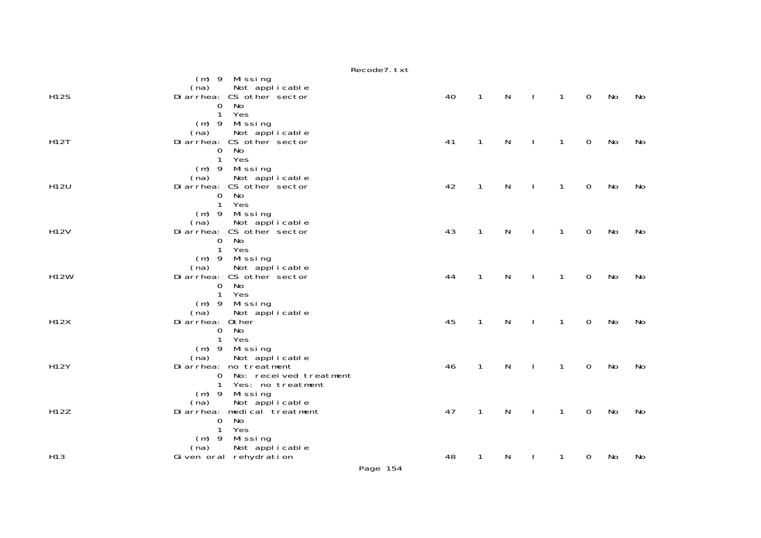```
                    (m) 9  Missing
                   (na)    Not applicable
H12S                Diarrhea: CS other sector                          40    1    N    I    1    0    No    No
                         0  No
                         1  Yes
                    (m) 9  Missing
                   (na)    Not applicable
H12T                Diarrhea: CS other sector                          41    1    N    I    1    0    No    No
                         0  No
                         1  Yes
                    (m) 9  Missing
                   (na)    Not applicable
H12U                Diarrhea: CS other sector                          42    1    N    I    1    0    No    No
                         0  No
                         1  Yes
                    (m) 9  Missing
                   (na)    Not applicable
H12V                Diarrhea: CS other sector                          43    1    N    I    1    0    No    No
                         0  No
                         1  Yes
                    (m) 9  Missing
                   (na)    Not applicable
H12W                Diarrhea: CS other sector                          44    1    N    I    1    0    No    No
                         0  No
                         1  Yes
                    (m) 9  Missing
                   (na)    Not applicable
H12X                Diarrhea: Other                                    45    1    N    I    1    0    No    No
                         0  No
                         1  Yes
                    (m) 9  Missing
                   (na)    Not applicable
H12Y                Diarrhea: no treatment                             46    1    N    I    1    0    No    No
                         0  No: received treatment
                         1  Yes: no treatment
                    (m) 9  Missing
                   (na)    Not applicable
H12Z                Diarrhea: medical treatment                        47    1    N    I    1    0    No    No
                         0  No
                         1  Yes
                    (m) 9  Missing
                   (na)    Not applicable
H13                 Given oral rehydration                             48    1    N    I    1    0    No    No
```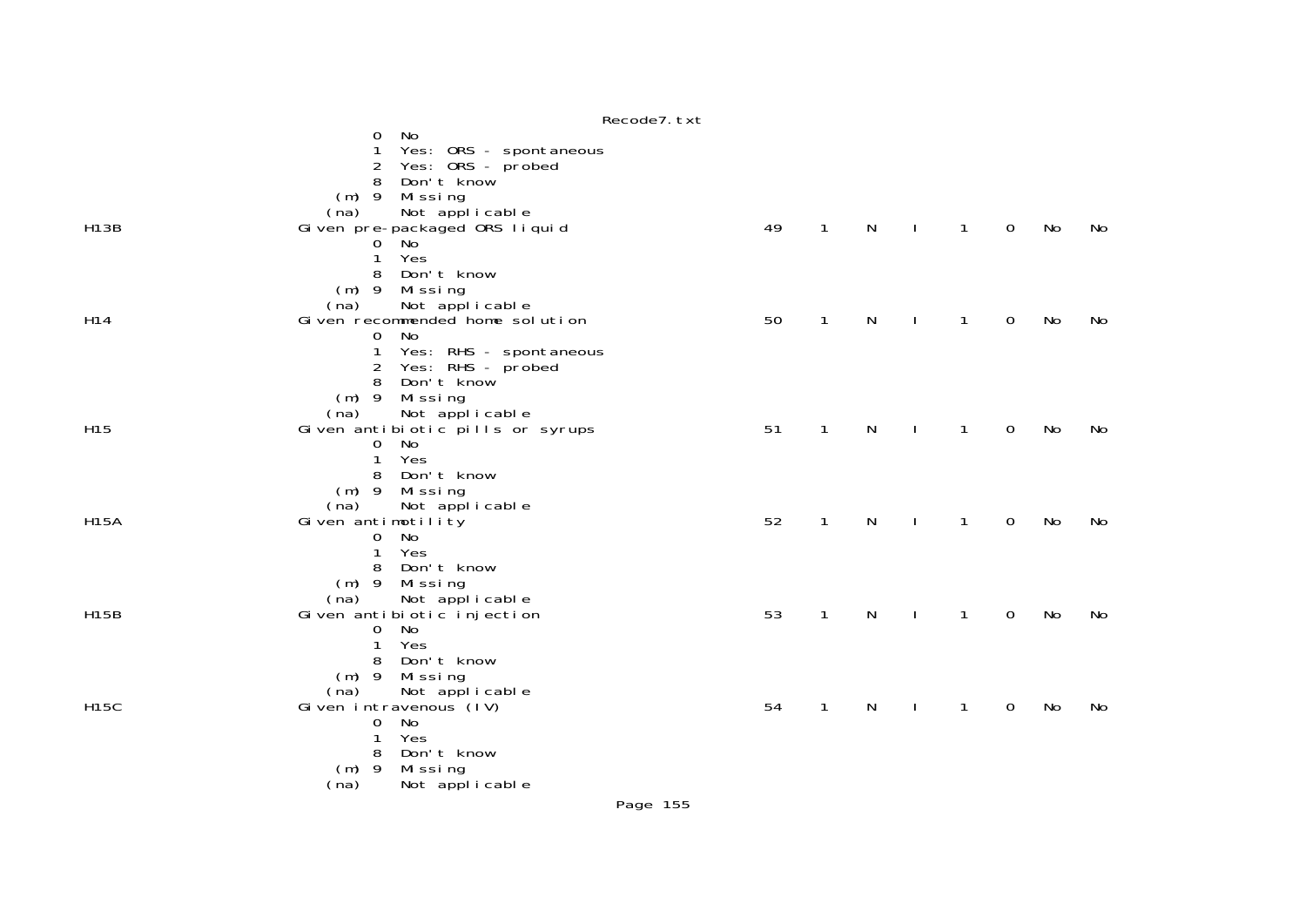```
                    0   No
                    1   Yes: ORS - spontaneous
                    2   Yes: ORS - probed
                    8   Don't know
                (m) 9   Missing
               (na)     Not applicable
H13B           Given pre-packaged ORS liquid               49   1   N   I   1   0   No   No
                    0   No
                    1   Yes
                    8   Don't know
                (m) 9   Missing
               (na)     Not applicable
H14            Given recommended home solution             50   1   N   I   1   0   No   No
                    0   No
                    1   Yes: RHS - spontaneous
                    2   Yes: RHS - probed
                    8   Don't know
                (m) 9   Missing
               (na)     Not applicable
H15            Given antibiotic pills or syrups            51   1   N   I   1   0   No   No
                    0   No
                    1   Yes
                    8   Don't know
                (m) 9   Missing
               (na)     Not applicable
H15A           Given antimotility                          52   1   N   I   1   0   No   No
                    0   No
                    1   Yes
                    8   Don't know
                (m) 9   Missing
               (na)     Not applicable
H15B           Given antibiotic injection                  53   1   N   I   1   0   No   No
                    0   No
                    1   Yes
                    8   Don't know
                (m) 9   Missing
               (na)     Not applicable
H15C           Given intravenous (IV)                      54   1   N   I   1   0   No   No
                    0   No
                    1   Yes
                    8   Don't know
                (m) 9   Missing
               (na)     Not applicable
```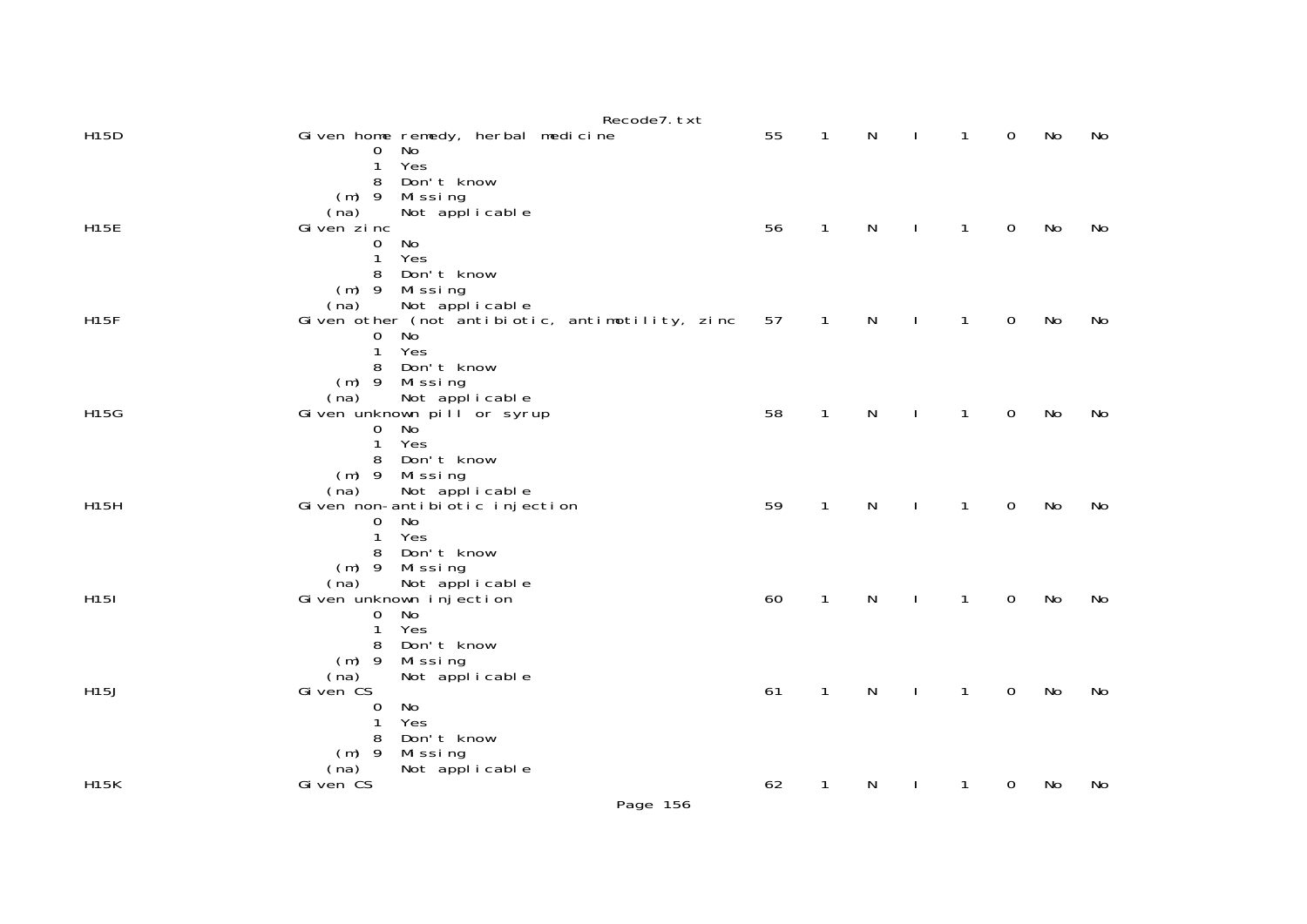```
H15D                 Given home remedy, herbal medicine              55    1    N    I    1    0    No    No
                             0  No
                             1  Yes
                             8  Don't know
                         (m) 9  Missing
                        (na)    Not applicable
H15E                 Given zinc                                      56    1    N    I    1    0    No    No
                             0  No
                             1  Yes
                             8  Don't know
                         (m) 9  Missing
                        (na)    Not applicable
H15F                 Given other (not antibiotic, antimotility, zinc 57    1    N    I    1    0    No    No
                             0  No
                             1  Yes
                             8  Don't know
                         (m) 9  Missing
                        (na)    Not applicable
H15G                 Given unknown pill or syrup                     58    1    N    I    1    0    No    No
                             0  No
                             1  Yes
                             8  Don't know
                         (m) 9  Missing
                        (na)    Not applicable
H15H                 Given non-antibiotic injection                  59    1    N    I    1    0    No    No
                             0  No
                             1  Yes
                             8  Don't know
                         (m) 9  Missing
                        (na)    Not applicable
H15I                 Given unknown injection                         60    1    N    I    1    0    No    No
                             0  No
                             1  Yes
                             8  Don't know
                         (m) 9  Missing
                        (na)    Not applicable
H15J                 Given CS                                        61    1    N    I    1    0    No    No
                             0  No
                             1  Yes
                             8  Don't know
                         (m) 9  Missing
                        (na)    Not applicable
H15K                 Given CS                                        62    1    N    I    1    0    No    No
```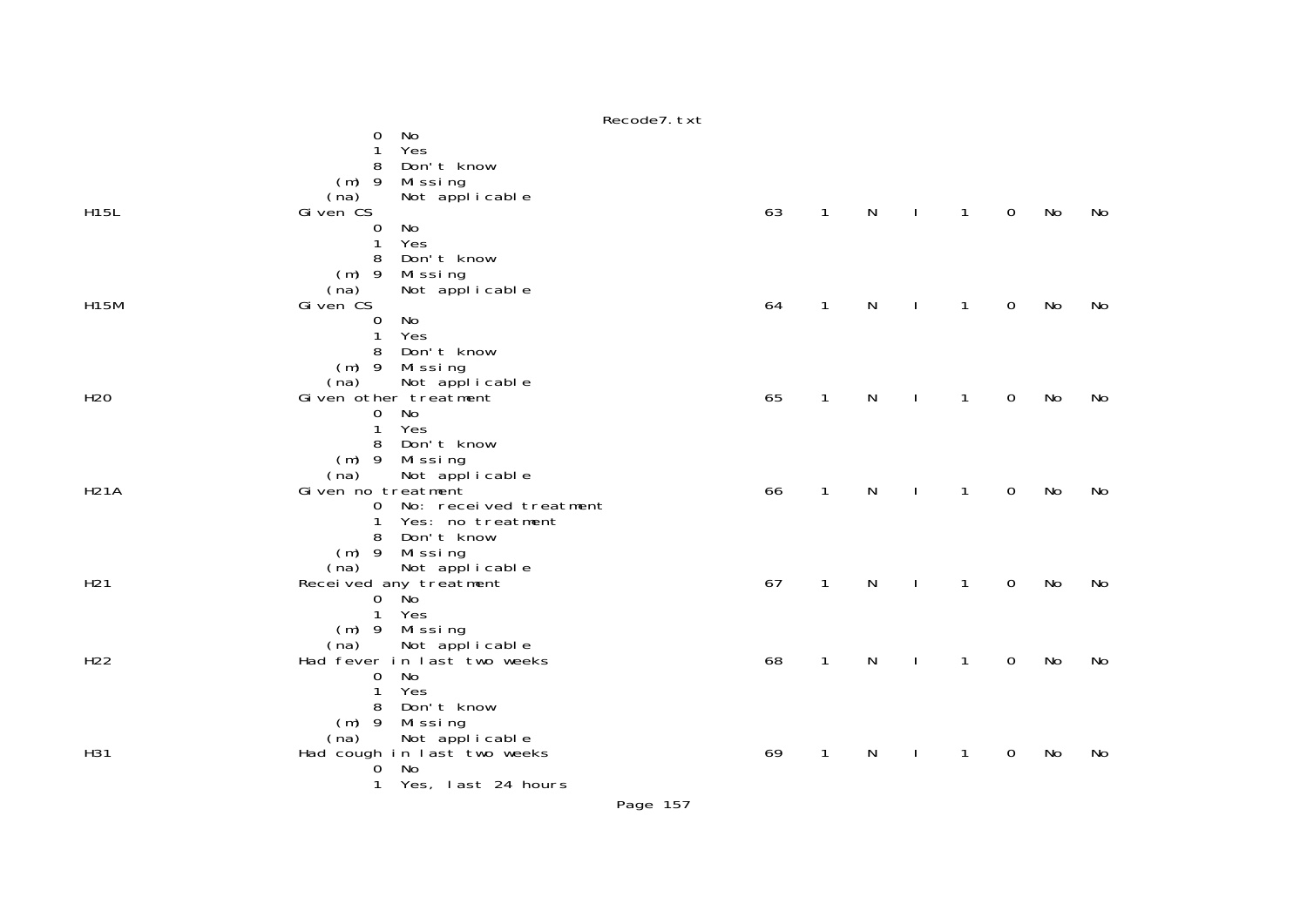```
                    0  No
                    1  Yes
                    8  Don't know
                (m) 9  Missing
               (na)    Not applicable
H15L            Given CS                                  63    1    N    I    1    0    No    No
                    0  No
                    1  Yes
                    8  Don't know
                (m) 9  Missing
               (na)    Not applicable
H15M            Given CS                                  64    1    N    I    1    0    No    No
                    0  No
                    1  Yes
                    8  Don't know
                (m) 9  Missing
               (na)    Not applicable
H20             Given other treatment                     65    1    N    I    1    0    No    No
                    0  No
                    1  Yes
                    8  Don't know
                (m) 9  Missing
               (na)    Not applicable
H21A            Given no treatment                        66    1    N    I    1    0    No    No
                    0  No: received treatment
                    1  Yes: no treatment
                    8  Don't know
                (m) 9  Missing
               (na)    Not applicable
H21             Received any treatment                    67    1    N    I    1    0    No    No
                    0  No
                    1  Yes
                (m) 9  Missing
               (na)    Not applicable
H22             Had fever in last two weeks               68    1    N    I    1    0    No    No
                    0  No
                    1  Yes
                    8  Don't know
                (m) 9  Missing
               (na)    Not applicable
H31             Had cough in last two weeks               69    1    N    I    1    0    No    No
                    0  No
                    1  Yes, last 24 hours
```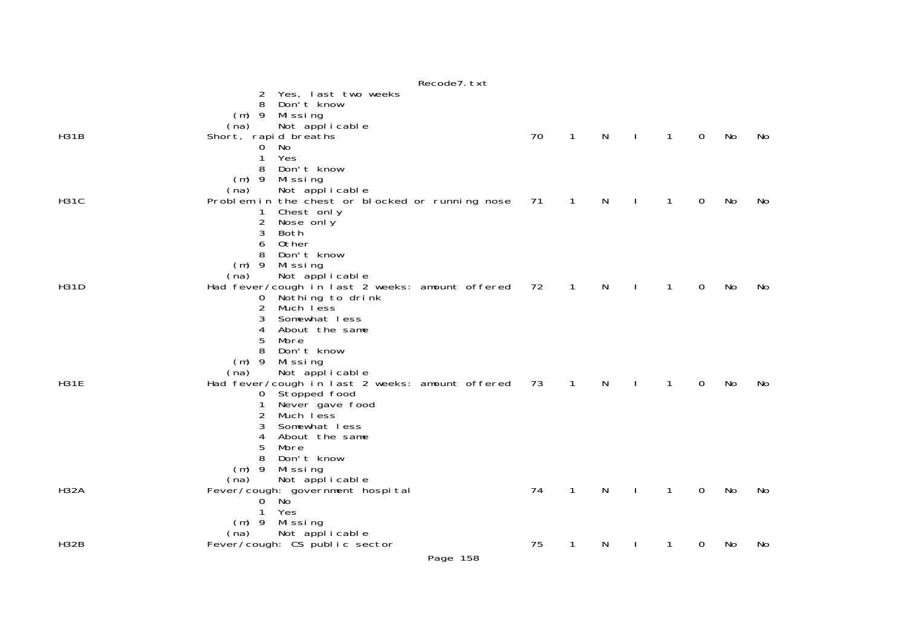```
          2  Yes, last two weeks
          8  Don't know
      (m) 9  Missing
     (na)    Not applicable
H31B                Short, rapid breaths                              70    1    N    I    1    0   No   No
          0  No
          1  Yes
          8  Don't know
      (m) 9  Missing
     (na)    Not applicable
H31C                Problem in the chest or blocked or running nose   71    1    N    I    1    0   No   No
          1  Chest only
          2  Nose only
          3  Both
          6  Other
          8  Don't know
      (m) 9  Missing
     (na)    Not applicable
H31D                Had fever/cough in last 2 weeks: amount offered   72    1    N    I    1    0   No   No
          0  Nothing to drink
          2  Much less
          3  Somewhat less
          4  About the same
          5  More
          8  Don't know
      (m) 9  Missing
     (na)    Not applicable
H31E                Had fever/cough in last 2 weeks: amount offered   73    1    N    I    1    0   No   No
          0  Stopped food
          1  Never gave food
          2  Much less
          3  Somewhat less
          4  About the same
          5  More
          8  Don't know
      (m) 9  Missing
     (na)    Not applicable
H32A                Fever/cough: government hospital                  74    1    N    I    1    0   No   No
          0  No
          1  Yes
      (m) 9  Missing
     (na)    Not applicable
H32B                Fever/cough: CS public sector                     75    1    N    I    1    0   No   No
```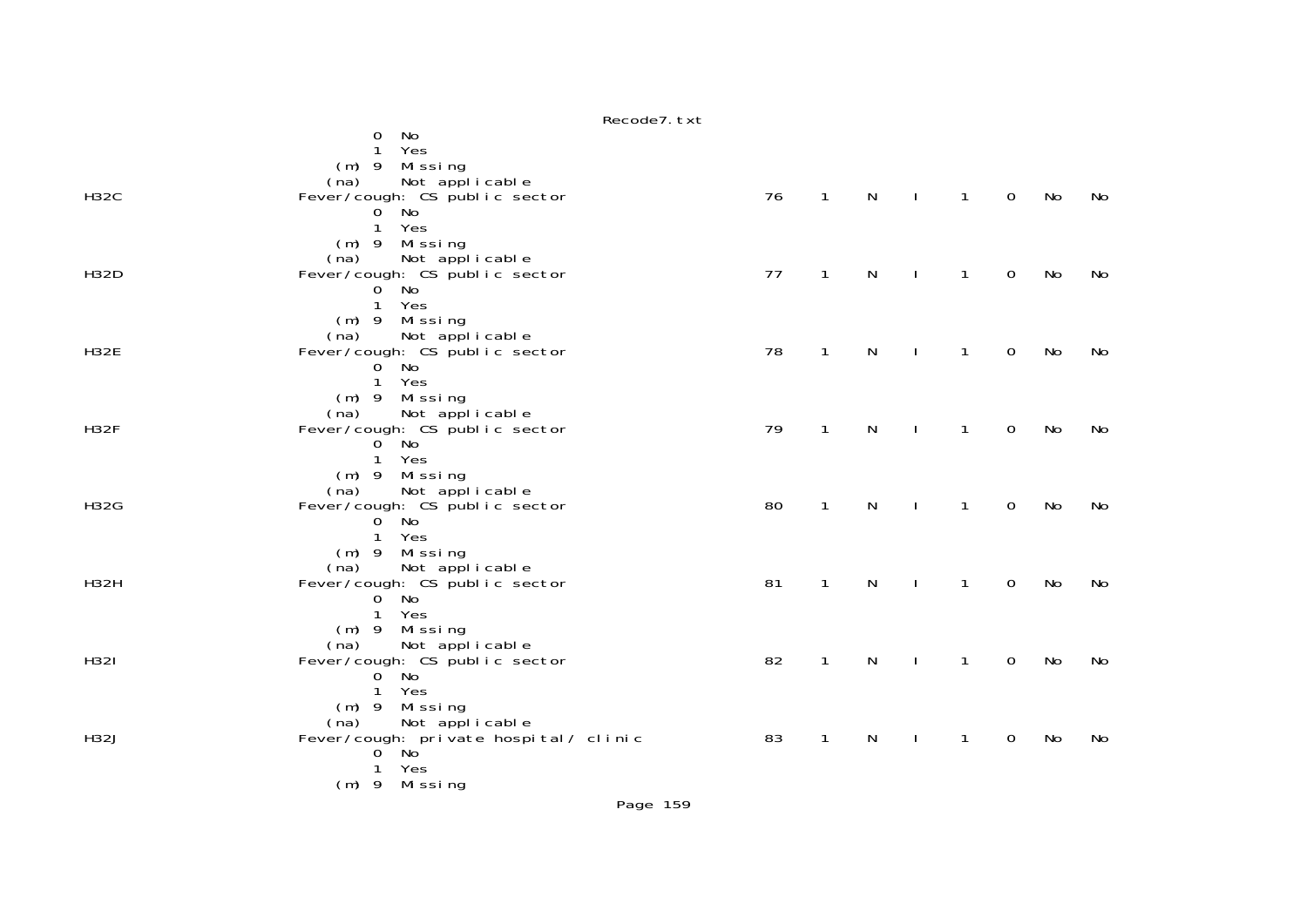```
                 0  No
                 1  Yes
             (m) 9  Missing
            (na)    Not applicable
H32C            Fever/cough: CS public sector                    76    1    N    I    1    0    No    No
                 0  No
                 1  Yes
             (m) 9  Missing
            (na)    Not applicable
H32D            Fever/cough: CS public sector                    77    1    N    I    1    0    No    No
                 0  No
                 1  Yes
             (m) 9  Missing
            (na)    Not applicable
H32E            Fever/cough: CS public sector                    78    1    N    I    1    0    No    No
                 0  No
                 1  Yes
             (m) 9  Missing
            (na)    Not applicable
H32F            Fever/cough: CS public sector                    79    1    N    I    1    0    No    No
                 0  No
                 1  Yes
             (m) 9  Missing
            (na)    Not applicable
H32G            Fever/cough: CS public sector                    80    1    N    I    1    0    No    No
                 0  No
                 1  Yes
             (m) 9  Missing
            (na)    Not applicable
H32H            Fever/cough: CS public sector                    81    1    N    I    1    0    No    No
                 0  No
                 1  Yes
             (m) 9  Missing
            (na)    Not applicable
H32I            Fever/cough: CS public sector                    82    1    N    I    1    0    No    No
                 0  No
                 1  Yes
             (m) 9  Missing
            (na)    Not applicable
H32J            Fever/cough: private hospital/ clinic            83    1    N    I    1    0    No    No
                 0  No
                 1  Yes
             (m) 9  Missing
```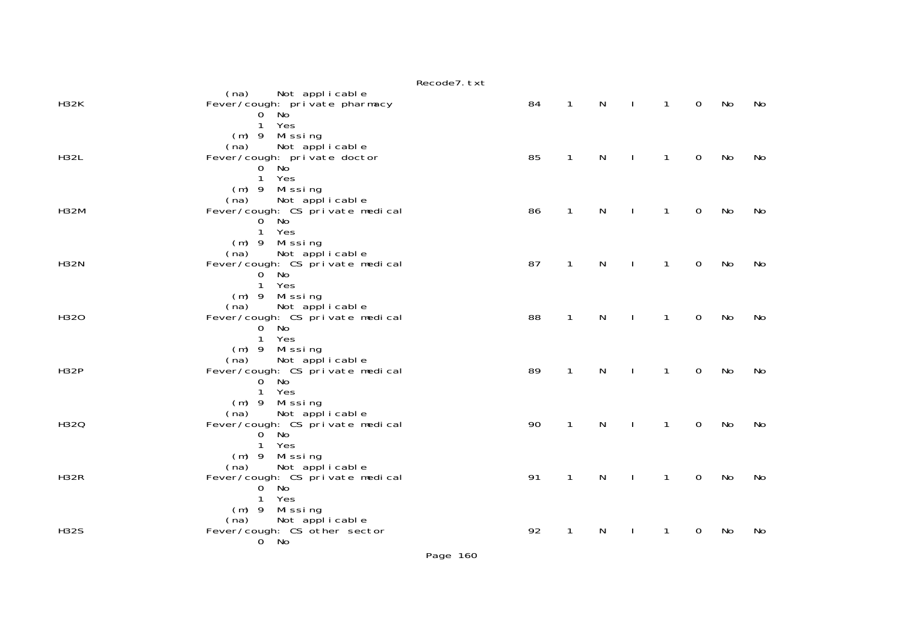```
                 (na)     Not applicable
H32K            Fever/cough: private pharmacy                84    1    N    I    1    0    No    No
                        0  No
                        1  Yes
                    (m) 9  Missing
                 (na)     Not applicable
H32L            Fever/cough: private doctor                  85    1    N    I    1    0    No    No
                        0  No
                        1  Yes
                    (m) 9  Missing
                 (na)     Not applicable
H32M            Fever/cough: CS private medical              86    1    N    I    1    0    No    No
                        0  No
                        1  Yes
                    (m) 9  Missing
                 (na)     Not applicable
H32N            Fever/cough: CS private medical              87    1    N    I    1    0    No    No
                        0  No
                        1  Yes
                    (m) 9  Missing
                 (na)     Not applicable
H32O            Fever/cough: CS private medical              88    1    N    I    1    0    No    No
                        0  No
                        1  Yes
                    (m) 9  Missing
                 (na)     Not applicable
H32P            Fever/cough: CS private medical              89    1    N    I    1    0    No    No
                        0  No
                        1  Yes
                    (m) 9  Missing
                 (na)     Not applicable
H32Q            Fever/cough: CS private medical              90    1    N    I    1    0    No    No
                        0  No
                        1  Yes
                    (m) 9  Missing
                 (na)     Not applicable
H32R            Fever/cough: CS private medical              91    1    N    I    1    0    No    No
                        0  No
                        1  Yes
                    (m) 9  Missing
                 (na)     Not applicable
H32S            Fever/cough: CS other sector                 92    1    N    I    1    0    No    No
                        0  No
```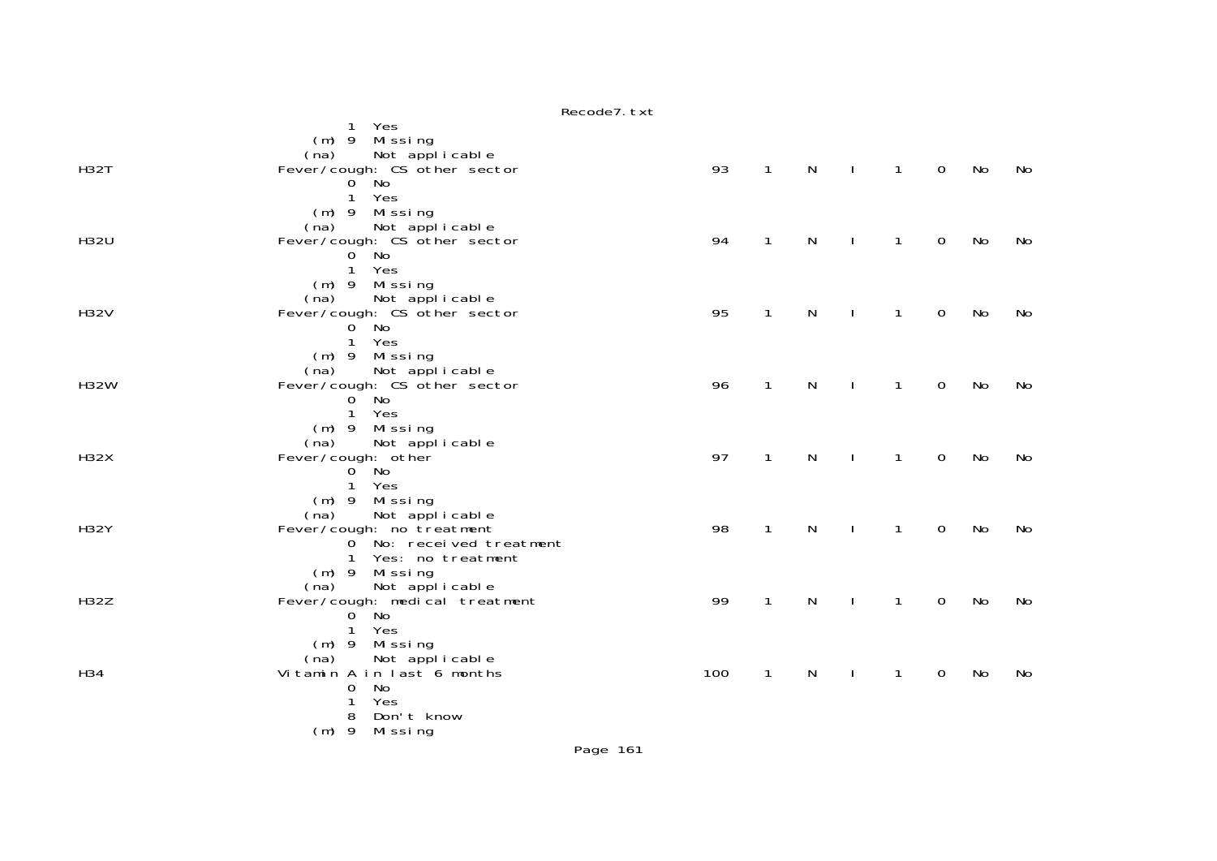```
                     1  Yes
                 (m) 9  Missing
                (na)    Not applicable
H32T            Fever/cough: CS other sector                   93    1    N    I    1    0    No    No
                     0  No
                     1  Yes
                 (m) 9  Missing
                (na)    Not applicable
H32U            Fever/cough: CS other sector                   94    1    N    I    1    0    No    No
                     0  No
                     1  Yes
                 (m) 9  Missing
                (na)    Not applicable
H32V            Fever/cough: CS other sector                   95    1    N    I    1    0    No    No
                     0  No
                     1  Yes
                 (m) 9  Missing
                (na)    Not applicable
H32W            Fever/cough: CS other sector                   96    1    N    I    1    0    No    No
                     0  No
                     1  Yes
                 (m) 9  Missing
                (na)    Not applicable
H32X            Fever/cough: other                             97    1    N    I    1    0    No    No
                     0  No
                     1  Yes
                 (m) 9  Missing
                (na)    Not applicable
H32Y            Fever/cough: no treatment                      98    1    N    I    1    0    No    No
                     0  No: received treatment
                     1  Yes: no treatment
                 (m) 9  Missing
                (na)    Not applicable
H32Z            Fever/cough: medical treatment                 99    1    N    I    1    0    No    No
                     0  No
                     1  Yes
                 (m) 9  Missing
                (na)    Not applicable
H34             Vitamin A in last 6 months                    100    1    N    I    1    0    No    No
                     0  No
                     1  Yes
                     8  Don't know
                 (m) 9  Missing
```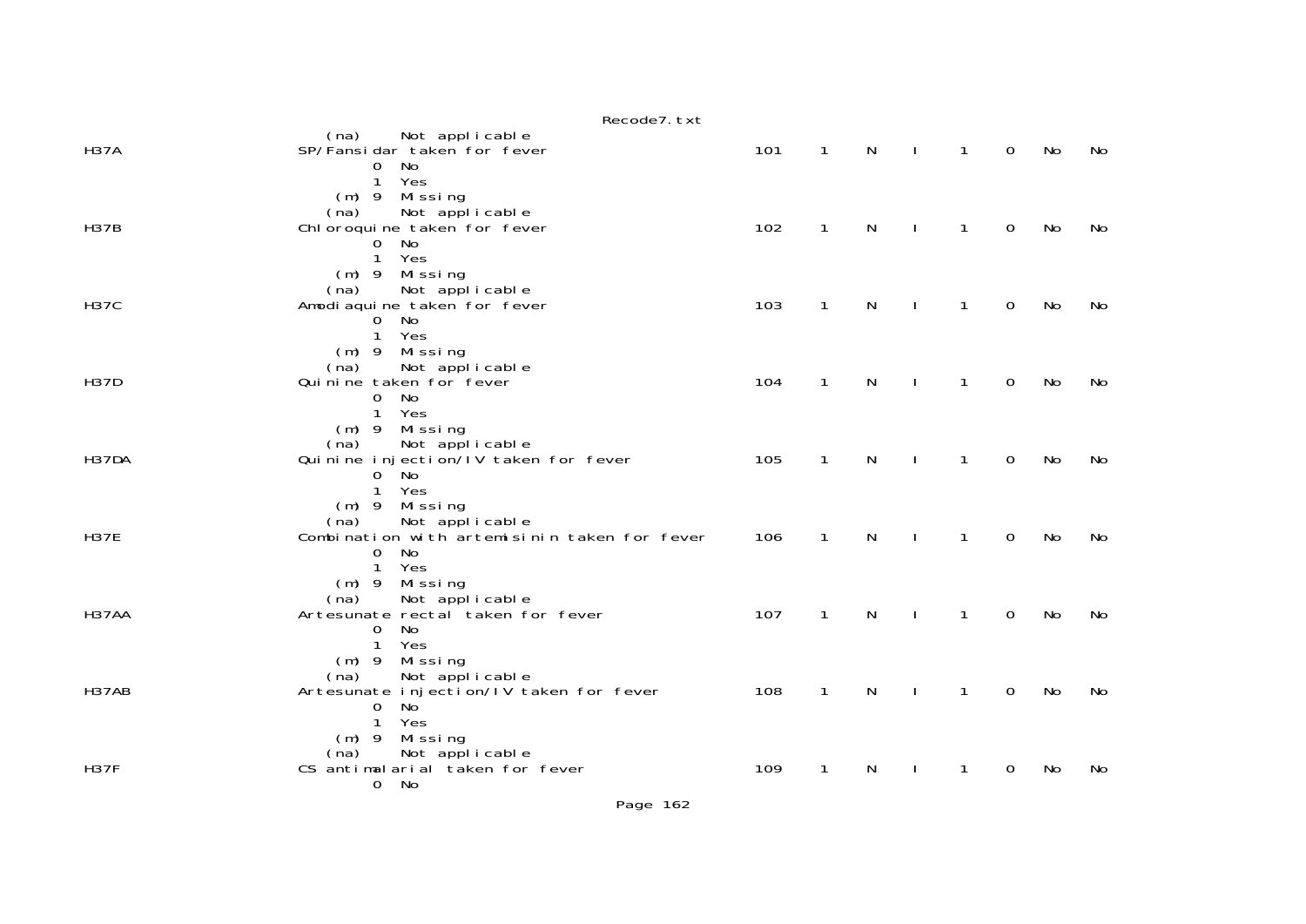```
                  (na)     Not applicable
H37A              SP/Fansidar taken for fever                     101    1    N    I    1    0    No    No
                        0  No
                        1  Yes
                    (m) 9  Missing
                  (na)     Not applicable
H37B              Chloroquine taken for fever                     102    1    N    I    1    0    No    No
                        0  No
                        1  Yes
                    (m) 9  Missing
                  (na)     Not applicable
H37C              Amodiaquine taken for fever                     103    1    N    I    1    0    No    No
                        0  No
                        1  Yes
                    (m) 9  Missing
                  (na)     Not applicable
H37D              Quinine taken for fever                         104    1    N    I    1    0    No    No
                        0  No
                        1  Yes
                    (m) 9  Missing
                  (na)     Not applicable
H37DA             Quinine injection/IV taken for fever            105    1    N    I    1    0    No    No
                        0  No
                        1  Yes
                    (m) 9  Missing
                  (na)     Not applicable
H37E              Combination with artemisinin taken for fever    106    1    N    I    1    0    No    No
                        0  No
                        1  Yes
                    (m) 9  Missing
                  (na)     Not applicable
H37AA             Artesunate rectal taken for fever               107    1    N    I    1    0    No    No
                        0  No
                        1  Yes
                    (m) 9  Missing
                  (na)     Not applicable
H37AB             Artesunate injection/IV taken for fever         108    1    N    I    1    0    No    No
                        0  No
                        1  Yes
                    (m) 9  Missing
                  (na)     Not applicable
H37F              CS antimalarial taken for fever                 109    1    N    I    1    0    No    No
                        0  No
```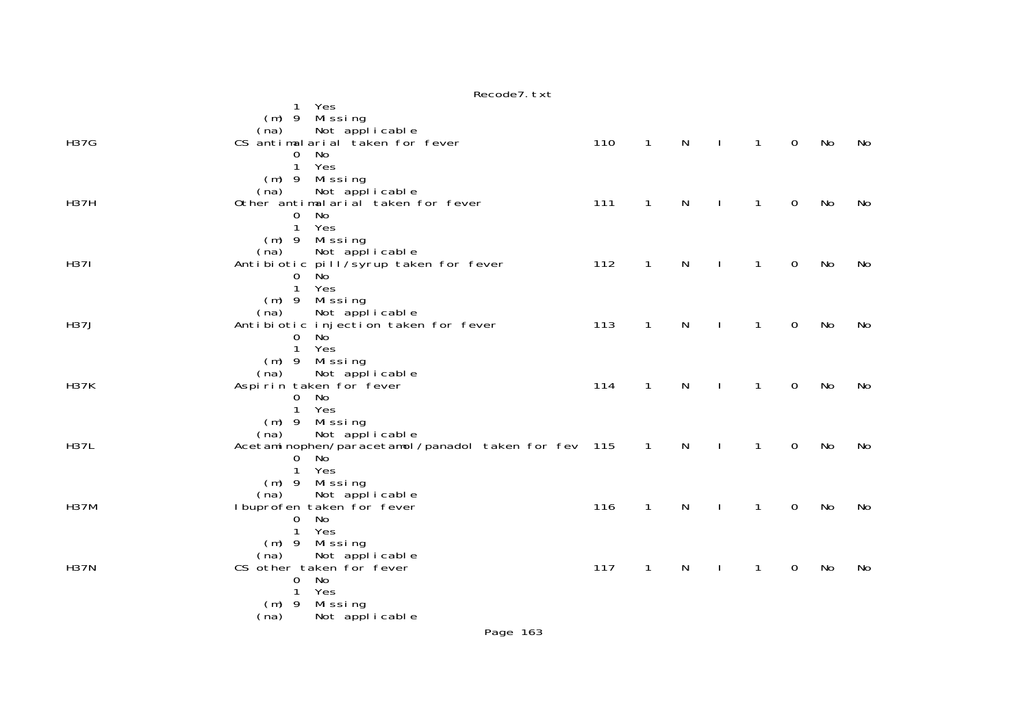```
                              1  Yes
                         (m) 9  Missing
                        (na)     Not applicable
H37G                 CS antimalarial taken for fever                     110   1   N   I   1   0   No   No
                              0  No
                              1  Yes
                         (m) 9  Missing
                        (na)     Not applicable
H37H                 Other antimalarial taken for fever                  111   1   N   I   1   0   No   No
                              0  No
                              1  Yes
                         (m) 9  Missing
                        (na)     Not applicable
H37I                 Antibiotic pill/syrup taken for fever               112   1   N   I   1   0   No   No
                              0  No
                              1  Yes
                         (m) 9  Missing
                        (na)     Not applicable
H37J                 Antibiotic injection taken for fever                113   1   N   I   1   0   No   No
                              0  No
                              1  Yes
                         (m) 9  Missing
                        (na)     Not applicable
H37K                 Aspirin taken for fever                             114   1   N   I   1   0   No   No
                              0  No
                              1  Yes
                         (m) 9  Missing
                        (na)     Not applicable
H37L                 Acetaminophen/paracetamol/panadol taken for fev     115   1   N   I   1   0   No   No
                              0  No
                              1  Yes
                         (m) 9  Missing
                        (na)     Not applicable
H37M                 Ibuprofen taken for fever                           116   1   N   I   1   0   No   No
                              0  No
                              1  Yes
                         (m) 9  Missing
                        (na)     Not applicable
H37N                 CS other taken for fever                            117   1   N   I   1   0   No   No
                              0  No
                              1  Yes
                         (m) 9  Missing
                        (na)     Not applicable
```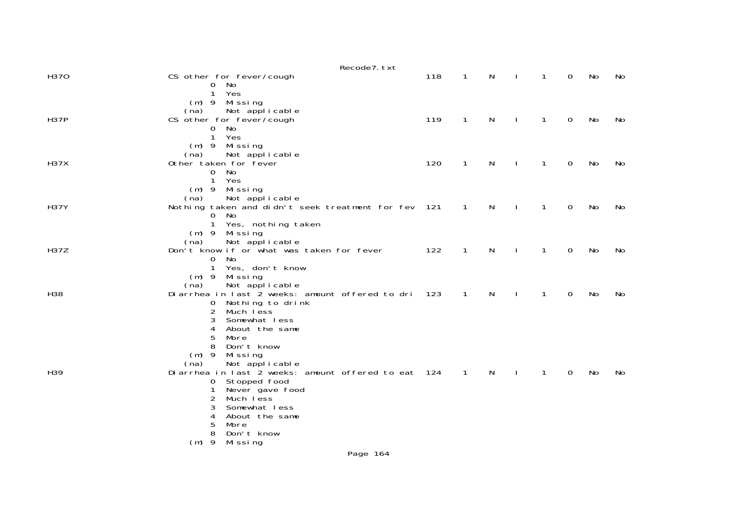```
H37O                CS other for fever/cough                       118    1    N    I    1    0    No    No
                            0  No
                            1  Yes
                       (m) 9  Missing
                      (na)    Not applicable
H37P                CS other for fever/cough                       119    1    N    I    1    0    No    No
                            0  No
                            1  Yes
                       (m) 9  Missing
                      (na)    Not applicable
H37X                Other taken for fever                          120    1    N    I    1    0    No    No
                            0  No
                            1  Yes
                       (m) 9  Missing
                      (na)    Not applicable
H37Y                Nothing taken and didn't seek treatment for fev 121   1    N    I    1    0    No    No
                            0  No
                            1  Yes, nothing taken
                       (m) 9  Missing
                      (na)    Not applicable
H37Z                Don't know if or what was taken for fever      122    1    N    I    1    0    No    No
                            0  No
                            1  Yes, don't know
                       (m) 9  Missing
                      (na)    Not applicable
H38                 Diarrhea in last 2 weeks: amount offered to dri 123   1    N    I    1    0    No    No
                            0  Nothing to drink
                            2  Much less
                            3  Somewhat less
                            4  About the same
                            5  More
                            8  Don't know
                       (m) 9  Missing
                      (na)    Not applicable
H39                 Diarrhea in last 2 weeks: amount offered to eat 124   1    N    I    1    0    No    No
                            0  Stopped food
                            1  Never gave food
                            2  Much less
                            3  Somewhat less
                            4  About the same
                            5  More
                            8  Don't know
                       (m) 9  Missing
```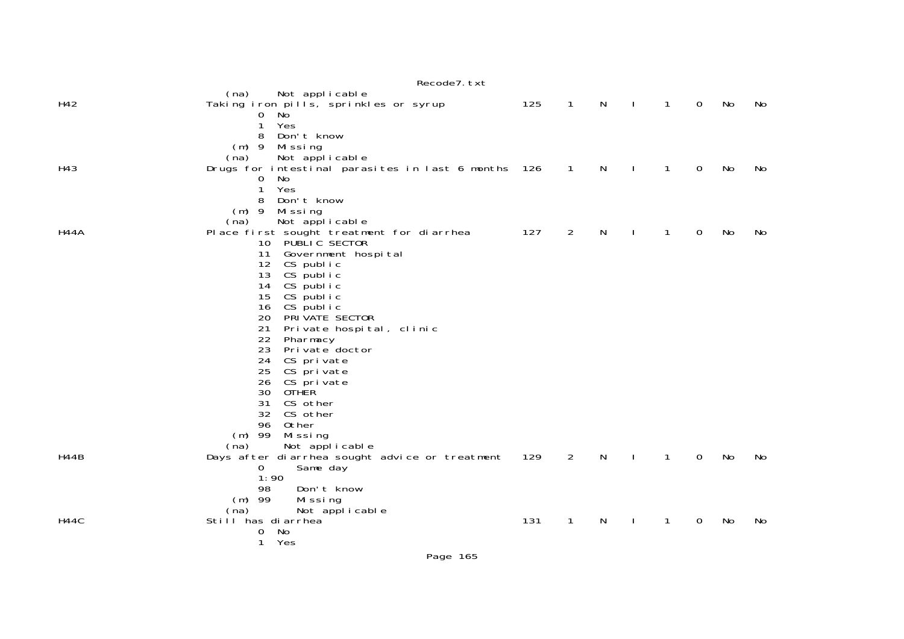```
                  (na)     Not applicable
H42               Taking iron pills, sprinkles or syrup            125    1    N    I    1    0   No    No
                          0  No
                          1  Yes
                          8  Don't know
                     (m)  9  Missing
                  (na)     Not applicable
H43               Drugs for intestinal parasites in last 6 months  126    1    N    I    1    0   No    No
                          0  No
                          1  Yes
                          8  Don't know
                     (m)  9  Missing
                  (na)     Not applicable
H44A              Place first sought treatment for diarrhea        127    2    N    I    1    0   No    No
                          10  PUBLIC SECTOR
                          11  Government hospital
                          12  CS public
                          13  CS public
                          14  CS public
                          15  CS public
                          16  CS public
                          20  PRIVATE SECTOR
                          21  Private hospital, clinic
                          22  Pharmacy
                          23  Private doctor
                          24  CS private
                          25  CS private
                          26  CS private
                          30  OTHER
                          31  CS other
                          32  CS other
                          96  Other
                     (m)  99  Missing
                  (na)      Not applicable
H44B              Days after diarrhea sought advice or treatment   129    2    N    I    1    0   No    No
                          0      Same day
                          1:90
                          98     Don't know
                     (m)  99     Missing
                  (na)        Not applicable
H44C              Still has diarrhea                               131    1    N    I    1    0   No    No
                          0  No
                          1  Yes
```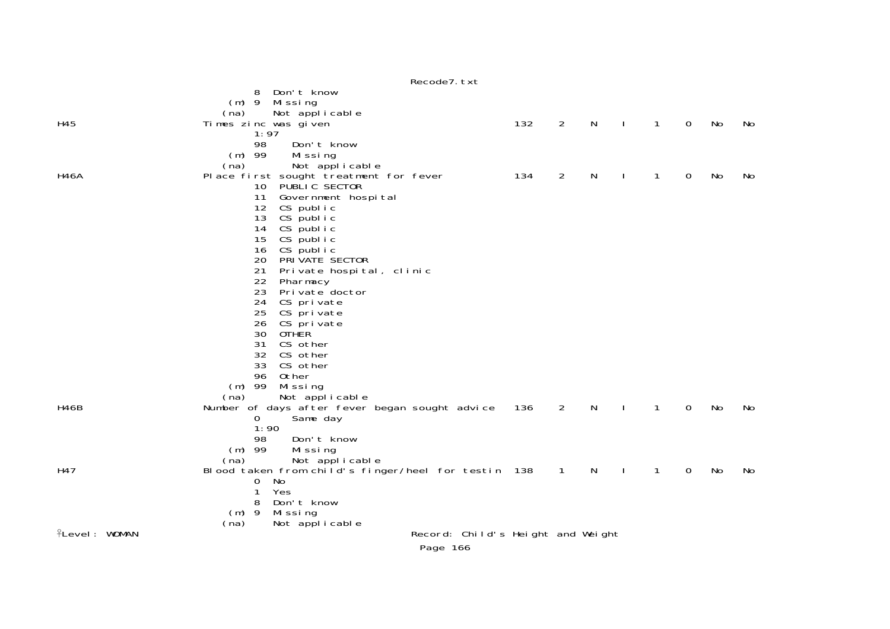```
                  8  Don't know
              (m) 9  Missing
             (na)    Not applicable
H45                       Times zinc was given                            132    2    N    I    1    0   No   No
                  1:97
                  98     Don't know
              (m) 99     Missing
             (na)        Not applicable
H46A                      Place first sought treatment for fever          134    2    N    I    1    0   No   No
                  10  PUBLIC SECTOR
                  11  Government hospital
                  12  CS public
                  13  CS public
                  14  CS public
                  15  CS public
                  16  CS public
                  20  PRIVATE SECTOR
                  21  Private hospital, clinic
                  22  Pharmacy
                  23  Private doctor
                  24  CS private
                  25  CS private
                  26  CS private
                  30  OTHER
                  31  CS other
                  32  CS other
                  33  CS other
                  96  Other
              (m) 99  Missing
             (na)     Not applicable
H46B                      Number of days after fever began sought advice  136    2    N    I    1    0   No   No
                  0      Same day
                  1:90
                  98     Don't know
              (m) 99     Missing
             (na)        Not applicable
H47                       Blood taken from child's finger/heel for testin 138    1    N    I    1    0   No   No
                  0  No
                  1  Yes
                  8  Don't know
              (m) 9  Missing
             (na)    Not applicable
Level: WOMAN                                      Record: Child's Height and Weight
```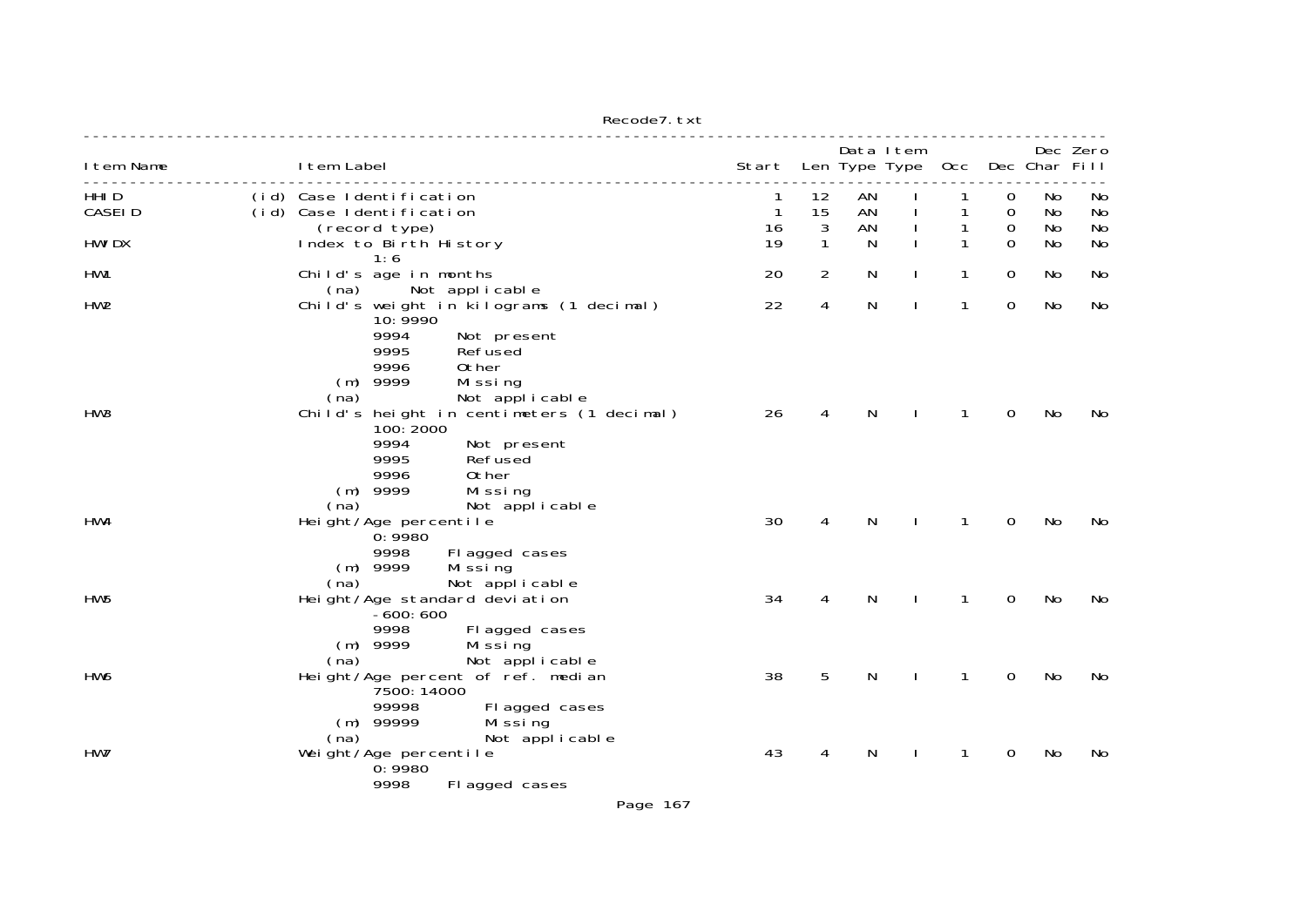| Item Name | | Item Label | Start | Len | Data Type | Item Type | Occ | Dec | Dec Char | Zero Fill |
|---|---|---|---|---|---|---|---|---|---|---|
| HHID | (id) | Case Identification | 1 | 12 | AN | I | 1 | 0 | No | No |
| CASEID | (id) | Case Identification | 1 | 15 | AN | I | 1 | 0 | No | No |
| | | (record type) | 16 | 3 | AN | I | 1 | 0 | No | No |
| HWIDX | | Index to Birth History<br>1:6 | 19 | 1 | N | I | 1 | 0 | No | No |
| HW1 | | Child's age in months<br>(na) Not applicable | 20 | 2 | N | I | 1 | 0 | No | No |
| HW2 | | Child's weight in kilograms (1 decimal)<br>10:9990<br>9994 Not present<br>9995 Refused<br>9996 Other<br>(m) 9999 Missing<br>(na) Not applicable | 22 | 4 | N | I | 1 | 0 | No | No |
| HW3 | | Child's height in centimeters (1 decimal)<br>100:2000<br>9994 Not present<br>9995 Refused<br>9996 Other<br>(m) 9999 Missing<br>(na) Not applicable | 26 | 4 | N | I | 1 | 0 | No | No |
| HW4 | | Height/Age percentile<br>0:9980<br>9998 Flagged cases<br>(m) 9999 Missing<br>(na) Not applicable | 30 | 4 | N | I | 1 | 0 | No | No |
| HW5 | | Height/Age standard deviation<br>-600:600<br>9998 Flagged cases<br>(m) 9999 Missing<br>(na) Not applicable | 34 | 4 | N | I | 1 | 0 | No | No |
| HW6 | | Height/Age percent of ref. median<br>7500:14000<br>99998 Flagged cases<br>(m) 99999 Missing<br>(na) Not applicable | 38 | 5 | N | I | 1 | 0 | No | No |
| HW7 | | Weight/Age percentile<br>0:9980<br>9998 Flagged cases | 43 | 4 | N | I | 1 | 0 | No | No |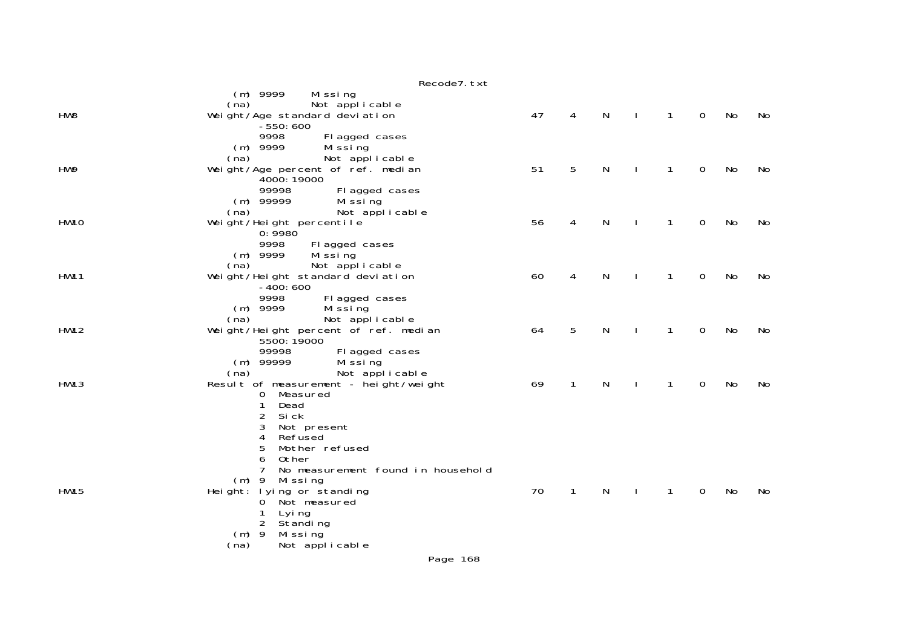```
                  (m) 9999     Missing
                 (na)          Not applicable
HW8              Weight/Age standard deviation                 47    4    N    I    1    0    No    No
                       -550:600
                       9998       Flagged cases
                  (m)  9999       Missing
                 (na)             Not applicable
HW9              Weight/Age percent of ref. median             51    5    N    I    1    0    No    No
                       4000:19000
                       99998       Flagged cases
                  (m)  99999       Missing
                 (na)              Not applicable
HW10             Weight/Height percentile                      56    4    N    I    1    0    No    No
                       0:9980
                       9998     Flagged cases
                  (m)  9999     Missing
                 (na)           Not applicable
HW11             Weight/Height standard deviation              60    4    N    I    1    0    No    No
                       -400:600
                       9998       Flagged cases
                  (m)  9999       Missing
                 (na)             Not applicable
HW12             Weight/Height percent of ref. median          64    5    N    I    1    0    No    No
                       5500:19000
                       99998       Flagged cases
                  (m)  99999       Missing
                 (na)              Not applicable
HW13             Result of measurement - height/weight         69    1    N    I    1    0    No    No
                       0  Measured
                       1  Dead
                       2  Sick
                       3  Not present
                       4  Refused
                       5  Mother refused
                       6  Other
                       7  No measurement found in household
                  (m)  9  Missing
HW15             Height: lying or standing                     70    1    N    I    1    0    No    No
                       0  Not measured
                       1  Lying
                       2  Standing
                  (m)  9  Missing
                 (na)     Not applicable
```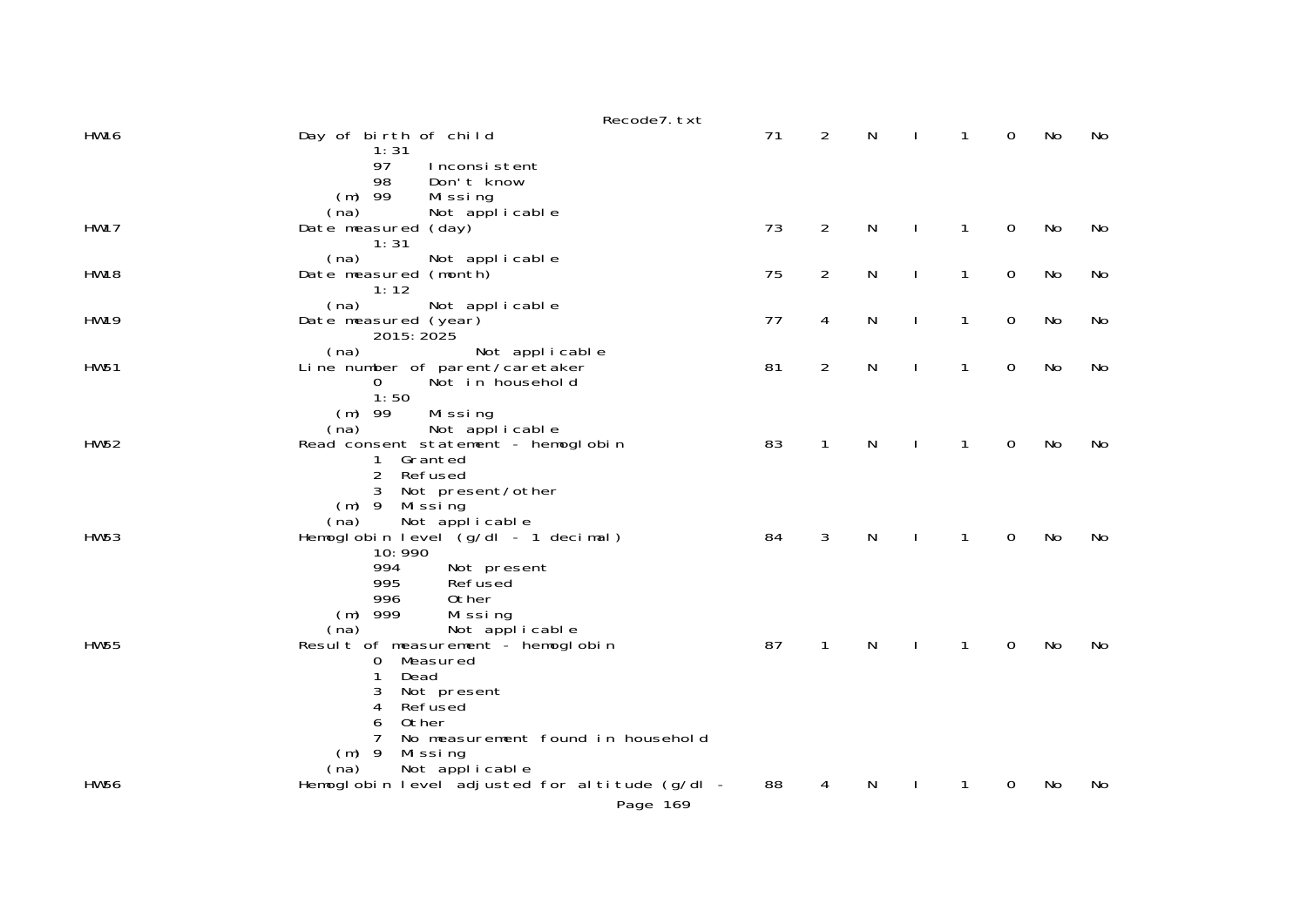```
HW16                    Day of birth of child                              71    2    N    I    1    0    No    No
                                1:31
                                97     Inconsistent
                                98     Don't know
                            (m) 99     Missing
                           (na)        Not applicable
HW17                    Date measured (day)                                73    2    N    I    1    0    No    No
                                1:31
                           (na)        Not applicable
HW18                    Date measured (month)                              75    2    N    I    1    0    No    No
                                1:12
                           (na)        Not applicable
HW19                    Date measured (year)                               77    4    N    I    1    0    No    No
                                2015:2025
                           (na)               Not applicable
HW51                    Line number of parent/caretaker                    81    2    N    I    1    0    No    No
                                0      Not in household
                                1:50
                            (m) 99     Missing
                           (na)        Not applicable
HW52                    Read consent statement - hemoglobin                83    1    N    I    1    0    No    No
                                1  Granted
                                2  Refused
                                3  Not present/other
                            (m) 9  Missing
                           (na)    Not applicable
HW53                    Hemoglobin level (g/dl - 1 decimal)                84    3    N    I    1    0    No    No
                                10:990
                                994      Not present
                                995      Refused
                                996      Other
                            (m) 999      Missing
                           (na)          Not applicable
HW55                    Result of measurement - hemoglobin                 87    1    N    I    1    0    No    No
                                0  Measured
                                1  Dead
                                3  Not present
                                4  Refused
                                6  Other
                                7  No measurement found in household
                            (m) 9  Missing
                           (na)    Not applicable
HW56                    Hemoglobin level adjusted for altitude (g/dl -     88    4    N    I    1    0    No    No
```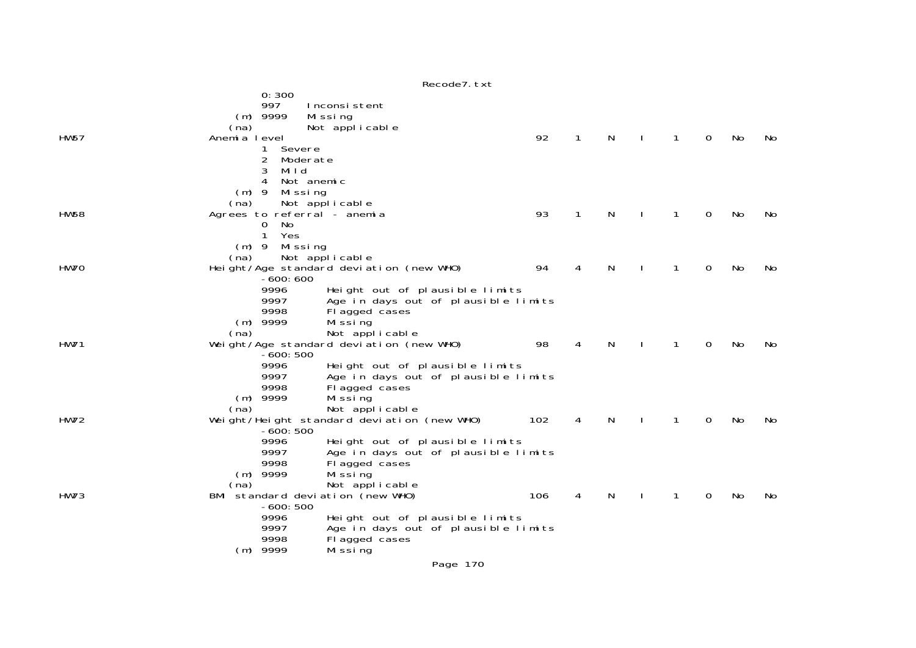```
                0:300
                997     Inconsistent
           (m)  9999    Missing
          (na)          Not applicable
HW57            Anemia level                                     92    1    N    I    1    0    No    No
                1  Severe
                2  Moderate
                3  Mild
                4  Not anemic
           (m)  9  Missing
          (na)     Not applicable
HW58            Agrees to referral - anemia                      93    1    N    I    1    0    No    No
                0  No
                1  Yes
           (m)  9  Missing
          (na)     Not applicable
HW70            Height/Age standard deviation (new WHO)          94    4    N    I    1    0    No    No
                -600:600
                9996       Height out of plausible limits
                9997       Age in days out of plausible limits
                9998       Flagged cases
           (m)  9999       Missing
          (na)             Not applicable
HW71            Weight/Age standard deviation (new WHO)          98    4    N    I    1    0    No    No
                -600:500
                9996       Height out of plausible limits
                9997       Age in days out of plausible limits
                9998       Flagged cases
           (m)  9999       Missing
          (na)             Not applicable
HW72            Weight/Height standard deviation (new WHO)      102    4    N    I    1    0    No    No
                -600:500
                9996       Height out of plausible limits
                9997       Age in days out of plausible limits
                9998       Flagged cases
           (m)  9999       Missing
          (na)             Not applicable
HW73            BMI standard deviation (new WHO)                106    4    N    I    1    0    No    No
                -600:500
                9996       Height out of plausible limits
                9997       Age in days out of plausible limits
                9998       Flagged cases
           (m)  9999       Missing
```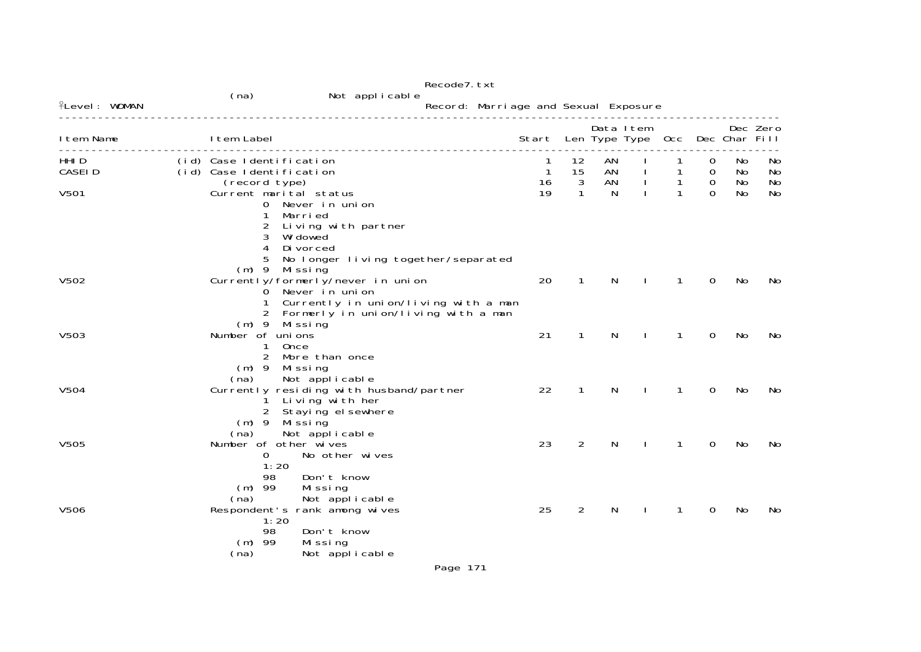(na) Not applicable

Level: WOMAN — Record: Marriage and Sexual Exposure

| Item Name | | Item Label | Start | Len | Data Type | Item Type | Occ | Dec | Dec Char | Zero Fill |
|---|---|---|---|---|---|---|---|---|---|---|
| HHID | (id) | Case Identification | 1 | 12 | AN | I | 1 | 0 | No | No |
| CASEID | (id) | Case Identification | 1 | 15 | AN | I | 1 | 0 | No | No |
| | | (record type) | 16 | 3 | AN | I | 1 | 0 | No | No |
| V501 | | Current marital status | 19 | 1 | N | I | 1 | 0 | No | No |
| | | 0 Never in union | | | | | | | | |
| | | 1 Married | | | | | | | | |
| | | 2 Living with partner | | | | | | | | |
| | | 3 Widowed | | | | | | | | |
| | | 4 Divorced | | | | | | | | |
| | | 5 No longer living together/separated | | | | | | | | |
| | | (m) 9 Missing | | | | | | | | |
| V502 | | Currently/formerly/never in union | 20 | 1 | N | I | 1 | 0 | No | No |
| | | 0 Never in union | | | | | | | | |
| | | 1 Currently in union/living with a man | | | | | | | | |
| | | 2 Formerly in union/living with a man | | | | | | | | |
| | | (m) 9 Missing | | | | | | | | |
| V503 | | Number of unions | 21 | 1 | N | I | 1 | 0 | No | No |
| | | 1 Once | | | | | | | | |
| | | 2 More than once | | | | | | | | |
| | | (m) 9 Missing | | | | | | | | |
| | | (na) Not applicable | | | | | | | | |
| V504 | | Currently residing with husband/partner | 22 | 1 | N | I | 1 | 0 | No | No |
| | | 1 Living with her | | | | | | | | |
| | | 2 Staying elsewhere | | | | | | | | |
| | | (m) 9 Missing | | | | | | | | |
| | | (na) Not applicable | | | | | | | | |
| V505 | | Number of other wives | 23 | 2 | N | I | 1 | 0 | No | No |
| | | 0 No other wives | | | | | | | | |
| | | 1:20 | | | | | | | | |
| | | 98 Don't know | | | | | | | | |
| | | (m) 99 Missing | | | | | | | | |
| | | (na) Not applicable | | | | | | | | |
| V506 | | Respondent's rank among wives | 25 | 2 | N | I | 1 | 0 | No | No |
| | | 1:20 | | | | | | | | |
| | | 98 Don't know | | | | | | | | |
| | | (m) 99 Missing | | | | | | | | |
| | | (na) Not applicable | | | | | | | | |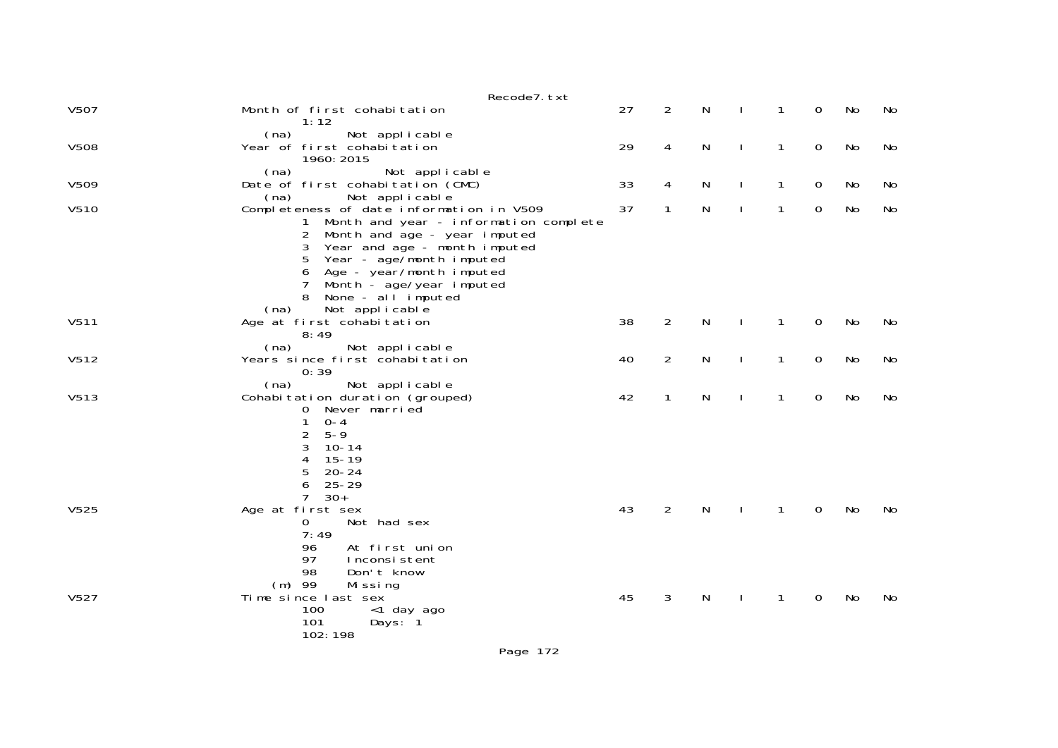| Variable | Description | Start | Length | Type | I | Dec | Zero | Multi | Cat |
|---|---|---|---|---|---|---|---|---|---|
| V507 | Month of first cohabitation<br>1:12<br>(na) Not applicable | 27 | 2 | N | I | 1 | 0 | No | No |
| V508 | Year of first cohabitation<br>1960:2015<br>(na) Not applicable | 29 | 4 | N | I | 1 | 0 | No | No |
| V509 | Date of first cohabitation (CMC)<br>(na) Not applicable | 33 | 4 | N | I | 1 | 0 | No | No |
| V510 | Completeness of date information in V509<br>1 Month and year - information complete<br>2 Month and age - year imputed<br>3 Year and age - month imputed<br>5 Year - age/month imputed<br>6 Age - year/month imputed<br>7 Month - age/year imputed<br>8 None - all imputed<br>(na) Not applicable | 37 | 1 | N | I | 1 | 0 | No | No |
| V511 | Age at first cohabitation<br>8:49<br>(na) Not applicable | 38 | 2 | N | I | 1 | 0 | No | No |
| V512 | Years since first cohabitation<br>0:39<br>(na) Not applicable | 40 | 2 | N | I | 1 | 0 | No | No |
| V513 | Cohabitation duration (grouped)<br>0 Never married<br>1 0-4<br>2 5-9<br>3 10-14<br>4 15-19<br>5 20-24<br>6 25-29<br>7 30+ | 42 | 1 | N | I | 1 | 0 | No | No |
| V525 | Age at first sex<br>0 Not had sex<br>7:49<br>96 At first union<br>97 Inconsistent<br>98 Don't know<br>(m) 99 Missing | 43 | 2 | N | I | 1 | 0 | No | No |
| V527 | Time since last sex<br>100 <1 day ago<br>101 Days: 1<br>102:198 | 45 | 3 | N | I | 1 | 0 | No | No |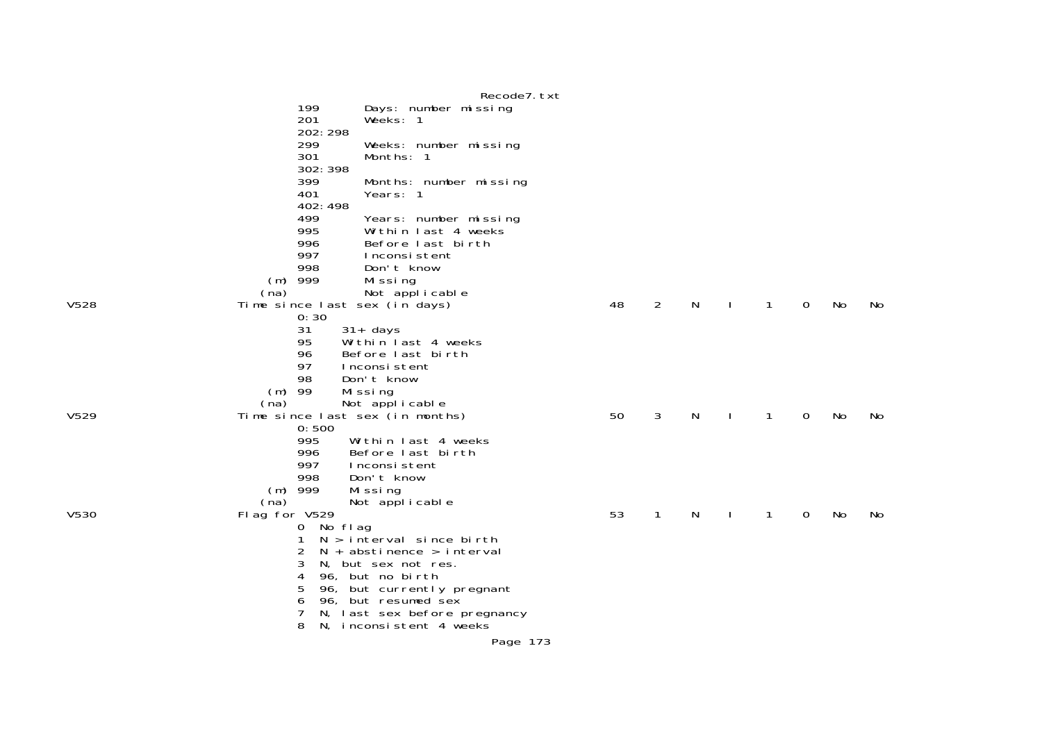```
                        199       Days: number missing
                        201       Weeks: 1
                        202:298
                        299       Weeks: number missing
                        301       Months: 1
                        302:398
                        399       Months: number missing
                        401       Years: 1
                        402:498
                        499       Years: number missing
                        995       Within last 4 weeks
                        996       Before last birth
                        997       Inconsistent
                        998       Don't know
                    (m) 999       Missing
                   (na)           Not applicable
V528              Time since last sex (in days)                  48    2    N    I    1    0    No    No
                        0:30
                        31     31+ days
                        95     Within last 4 weeks
                        96     Before last birth
                        97     Inconsistent
                        98     Don't know
                    (m) 99     Missing
                   (na)        Not applicable
V529              Time since last sex (in months)                50    3    N    I    1    0    No    No
                        0:500
                        995     Within last 4 weeks
                        996     Before last birth
                        997     Inconsistent
                        998     Don't know
                    (m) 999     Missing
                   (na)         Not applicable
V530              Flag for V529                                  53    1    N    I    1    0    No    No
                        0  No flag
                        1  N > interval since birth
                        2  N + abstinence > interval
                        3  N, but sex not res.
                        4  96, but no birth
                        5  96, but currently pregnant
                        6  96, but resumed sex
                        7  N, last sex before pregnancy
                        8  N, inconsistent 4 weeks
```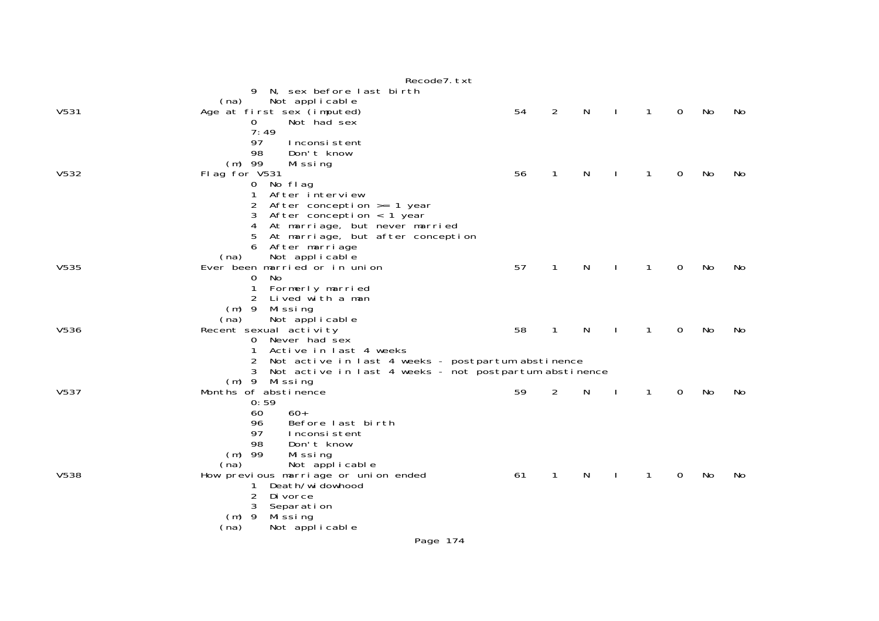```
            9  N, sex before last birth
         (na)     Not applicable
V531               Age at first sex (imputed)                      54    2    N    I    1    0    No    No
                   0      Not had sex
                   7:49
                   97     Inconsistent
                   98     Don't know
               (m) 99     Missing
V532               Flag for V531                                   56    1    N    I    1    0    No    No
                   0  No flag
                   1  After interview
                   2  After conception >= 1 year
                   3  After conception < 1 year
                   4  At marriage, but never married
                   5  At marriage, but after conception
                   6  After marriage
              (na)    Not applicable
V535               Ever been married or in union                   57    1    N    I    1    0    No    No
                   0  No
                   1  Formerly married
                   2  Lived with a man
               (m) 9  Missing
              (na)    Not applicable
V536               Recent sexual activity                          58    1    N    I    1    0    No    No
                   0  Never had sex
                   1  Active in last 4 weeks
                   2  Not active in last 4 weeks - postpartum abstinence
                   3  Not active in last 4 weeks - not postpartum abstinence
               (m) 9  Missing
V537               Months of abstinence                            59    2    N    I    1    0    No    No
                   0:59
                   60     60+
                   96     Before last birth
                   97     Inconsistent
                   98     Don't know
               (m) 99     Missing
              (na)        Not applicable
V538               How previous marriage or union ended            61    1    N    I    1    0    No    No
                   1  Death/widowhood
                   2  Divorce
                   3  Separation
               (m) 9  Missing
              (na)    Not applicable
```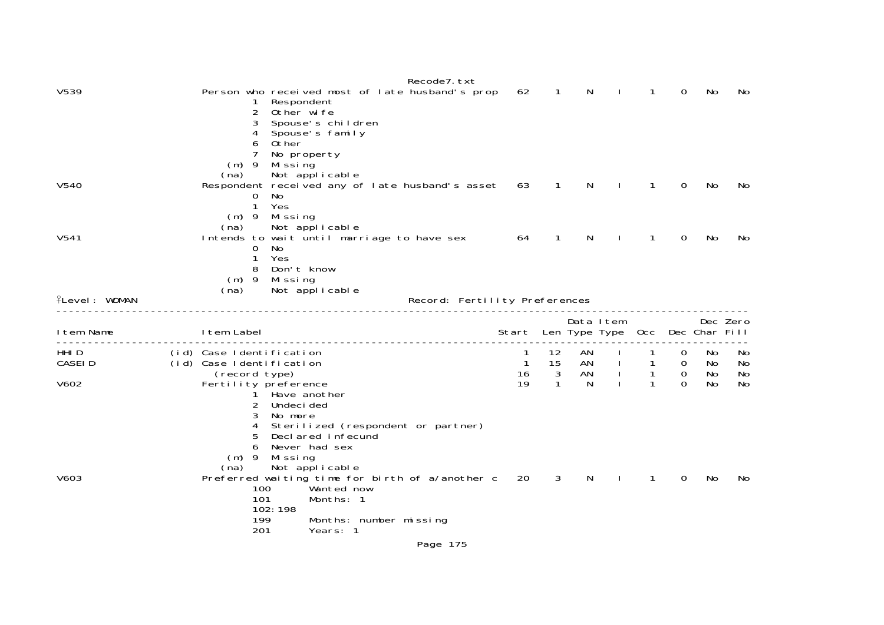| Item Name | | Item Label | Start | Len | Data Type | Item Type | Occ | Dec | Dec Char | Zero Fill |
|---|---|---|---|---|---|---|---|---|---|---|
| V539 | | Person who received most of late husband's prop | 62 | 1 | N | I | 1 | 0 | No | No |
| | | 1 Respondent | | | | | | | | |
| | | 2 Other wife | | | | | | | | |
| | | 3 Spouse's children | | | | | | | | |
| | | 4 Spouse's family | | | | | | | | |
| | | 6 Other | | | | | | | | |
| | | 7 No property | | | | | | | | |
| | | (m) 9 Missing | | | | | | | | |
| | | (na) Not applicable | | | | | | | | |
| V540 | | Respondent received any of late husband's asset | 63 | 1 | N | I | 1 | 0 | No | No |
| | | 0 No | | | | | | | | |
| | | 1 Yes | | | | | | | | |
| | | (m) 9 Missing | | | | | | | | |
| | | (na) Not applicable | | | | | | | | |
| V541 | | Intends to wait until marriage to have sex | 64 | 1 | N | I | 1 | 0 | No | No |
| | | 0 No | | | | | | | | |
| | | 1 Yes | | | | | | | | |
| | | 8 Don't know | | | | | | | | |
| | | (m) 9 Missing | | | | | | | | |
| | | (na) Not applicable | | | | | | | | |

Level: WOMAN — Record: Fertility Preferences

| Item Name | | Item Label | Start | Len | Data Type | Item Type | Occ | Dec | Dec Char | Zero Fill |
|---|---|---|---|---|---|---|---|---|---|---|
| HHID | (id) | Case Identification | 1 | 12 | AN | I | 1 | 0 | No | No |
| CASEID | (id) | Case Identification | 1 | 15 | AN | I | 1 | 0 | No | No |
| | | (record type) | 16 | 3 | AN | I | 1 | 0 | No | No |
| V602 | | Fertility preference | 19 | 1 | N | I | 1 | 0 | No | No |
| | | 1 Have another | | | | | | | | |
| | | 2 Undecided | | | | | | | | |
| | | 3 No more | | | | | | | | |
| | | 4 Sterilized (respondent or partner) | | | | | | | | |
| | | 5 Declared infecund | | | | | | | | |
| | | 6 Never had sex | | | | | | | | |
| | | (m) 9 Missing | | | | | | | | |
| | | (na) Not applicable | | | | | | | | |
| V603 | | Preferred waiting time for birth of a/another c | 20 | 3 | N | I | 1 | 0 | No | No |
| | | 100 Wanted now | | | | | | | | |
| | | 101 Months: 1 | | | | | | | | |
| | | 102:198 | | | | | | | | |
| | | 199 Months: number missing | | | | | | | | |
| | | 201 Years: 1 | | | | | | | | |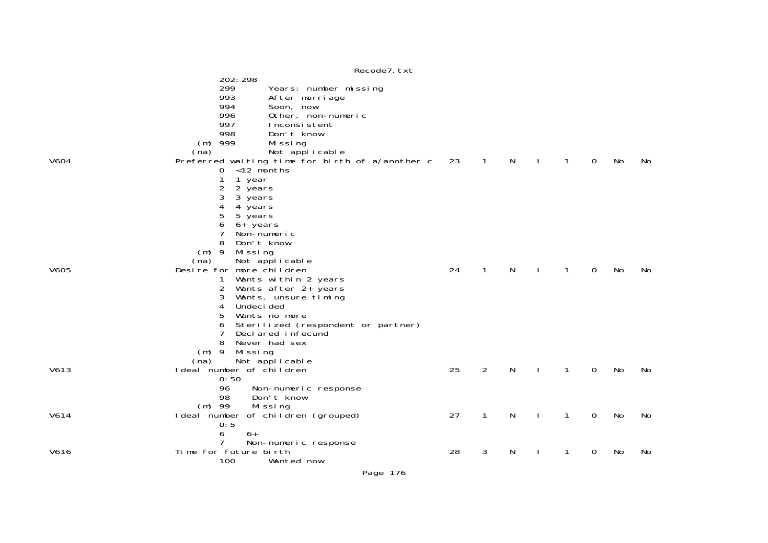```
                  202:298
                  299       Years: number missing
                  993       After marriage
                  994       Soon, now
                  996       Other, non-numeric
                  997       Inconsistent
                  998       Don't know
              (m) 999       Missing
             (na)           Not applicable
V604         Preferred waiting time for birth of a/another c   23   1   N   I   1   0   No   No
                  0   <12 months
                  1   1 year
                  2   2 years
                  3   3 years
                  4   4 years
                  5   5 years
                  6   6+ years
                  7   Non-numeric
                  8   Don't know
              (m) 9   Missing
             (na)     Not applicable
V605         Desire for more children                           24   1   N   I   1   0   No   No
                  1   Wants within 2 years
                  2   Wants after 2+ years
                  3   Wants, unsure timing
                  4   Undecided
                  5   Wants no more
                  6   Sterilized (respondent or partner)
                  7   Declared infecund
                  8   Never had sex
              (m) 9   Missing
             (na)     Not applicable
V613         Ideal number of children                           25   2   N   I   1   0   No   No
                  0:50
                  96    Non-numeric response
                  98    Don't know
              (m) 99    Missing
V614         Ideal number of children (grouped)                 27   1   N   I   1   0   No   No
                  0:5
                  6     6+
                  7     Non-numeric response
V616         Time for future birth                              28   3   N   I   1   0   No   No
                  100       Wanted now
```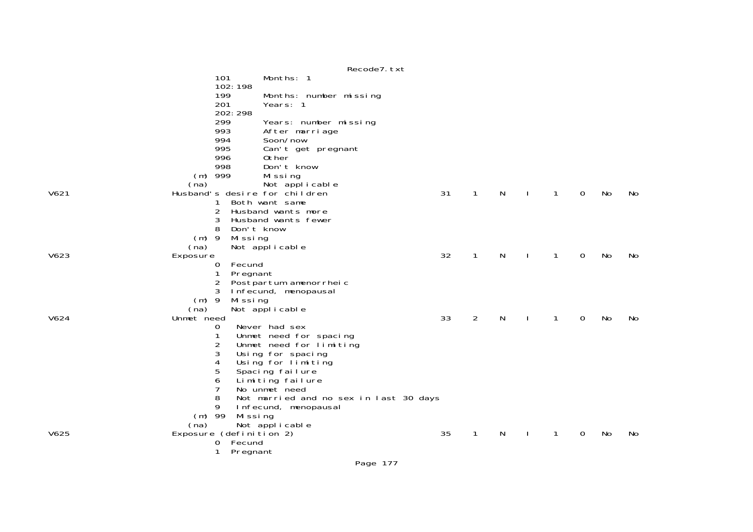```
                    101       Months: 1
                    102:198
                    199       Months: number missing
                    201       Years: 1
                    202:298
                    299       Years: number missing
                    993       After marriage
                    994       Soon/now
                    995       Can't get pregnant
                    996       Other
                    998       Don't know
                (m) 999       Missing
               (na)           Not applicable
V621            Husband's desire for children                   31    1    N    I    1    0    No    No
                    1  Both want same
                    2  Husband wants more
                    3  Husband wants fewer
                    8  Don't know
                (m) 9  Missing
               (na)    Not applicable
V623            Exposure                                        32    1    N    I    1    0    No    No
                    0  Fecund
                    1  Pregnant
                    2  Postpartum amenorrheic
                    3  Infecund, menopausal
                (m) 9  Missing
               (na)    Not applicable
V624            Unmet need                                      33    2    N    I    1    0    No    No
                    0   Never had sex
                    1   Unmet need for spacing
                    2   Unmet need for limiting
                    3   Using for spacing
                    4   Using for limiting
                    5   Spacing failure
                    6   Limiting failure
                    7   No unmet need
                    8   Not married and no sex in last 30 days
                    9   Infecund, menopausal
                (m) 99  Missing
               (na)     Not applicable
V625            Exposure (definition 2)                         35    1    N    I    1    0    No    No
                    0  Fecund
                    1  Pregnant
```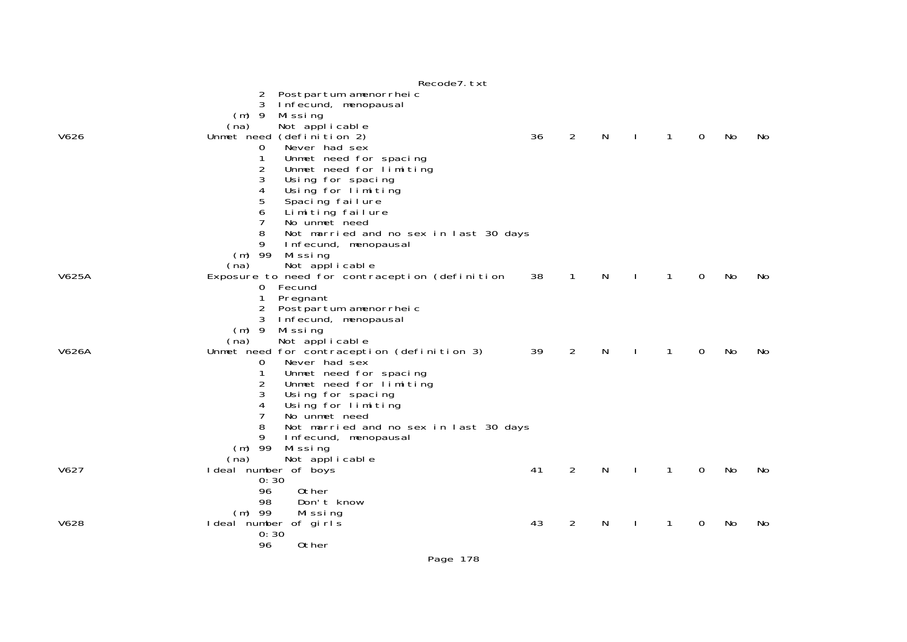```
                   2  Postpartum amenorrheic
                   3  Infecund, menopausal
               (m) 9  Missing
              (na)    Not applicable
V626          Unmet need (definition 2)                        36    2    N    I    1    0    No    No
                   0   Never had sex
                   1   Unmet need for spacing
                   2   Unmet need for limiting
                   3   Using for spacing
                   4   Using for limiting
                   5   Spacing failure
                   6   Limiting failure
                   7   No unmet need
                   8   Not married and no sex in last 30 days
                   9   Infecund, menopausal
               (m) 99  Missing
              (na)     Not applicable
V625A         Exposure to need for contraception (definition   38    1    N    I    1    0    No    No
                   0  Fecund
                   1  Pregnant
                   2  Postpartum amenorrheic
                   3  Infecund, menopausal
               (m) 9  Missing
              (na)    Not applicable
V626A         Unmet need for contraception (definition 3)      39    2    N    I    1    0    No    No
                   0   Never had sex
                   1   Unmet need for spacing
                   2   Unmet need for limiting
                   3   Using for spacing
                   4   Using for limiting
                   7   No unmet need
                   8   Not married and no sex in last 30 days
                   9   Infecund, menopausal
               (m) 99  Missing
              (na)     Not applicable
V627          Ideal number of boys                             41    2    N    I    1    0    No    No
                   0:30
                   96     Other
                   98     Don't know
               (m) 99     Missing
V628          Ideal number of girls                            43    2    N    I    1    0    No    No
                   0:30
                   96     Other
```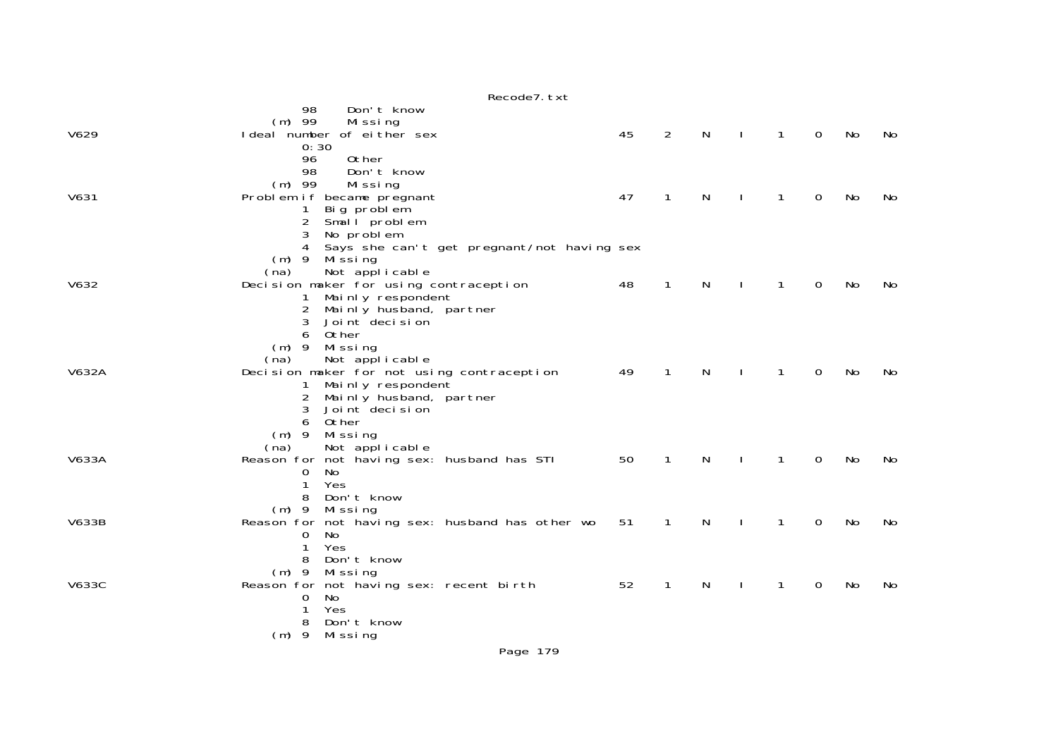```
           98     Don't know
      (m)  99     Missing
V629                 Ideal number of either sex                       45    2    N    I    1    0    No    No
           0:30
           96     Other
           98     Don't know
      (m)  99     Missing
V631                 Problem if became pregnant                       47    1    N    I    1    0    No    No
            1  Big problem
            2  Small problem
            3  No problem
            4  Says she can't get pregnant/not having sex
      (m)   9  Missing
     (na)      Not applicable
V632                 Decision maker for using contraception           48    1    N    I    1    0    No    No
            1  Mainly respondent
            2  Mainly husband, partner
            3  Joint decision
            6  Other
      (m)   9  Missing
     (na)      Not applicable
V632A                Decision maker for not using contraception       49    1    N    I    1    0    No    No
            1  Mainly respondent
            2  Mainly husband, partner
            3  Joint decision
            6  Other
      (m)   9  Missing
     (na)      Not applicable
V633A                Reason for not having sex: husband has STI       50    1    N    I    1    0    No    No
            0  No
            1  Yes
            8  Don't know
      (m)   9  Missing
V633B                Reason for not having sex: husband has other wo  51    1    N    I    1    0    No    No
            0  No
            1  Yes
            8  Don't know
      (m)   9  Missing
V633C                Reason for not having sex: recent birth          52    1    N    I    1    0    No    No
            0  No
            1  Yes
            8  Don't know
      (m)   9  Missing
```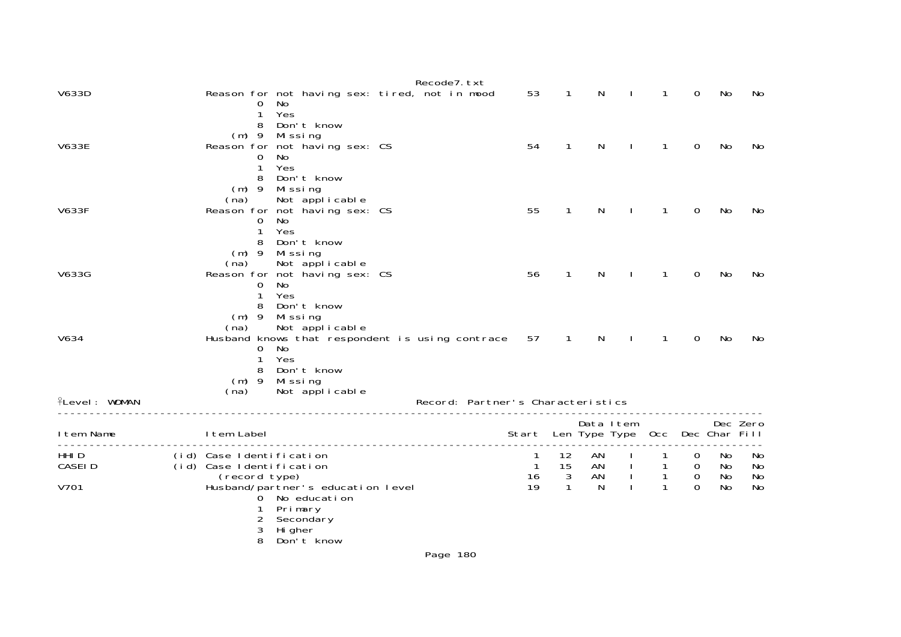| Item Name | | Item Label | Start | Len | Data Type | Item Type | Occ | Dec | Dec Char | Zero Fill |
|---|---|---|---|---|---|---|---|---|---|---|
| V633D | | Reason for not having sex: tired, not in mood | 53 | 1 | N | I | 1 | 0 | No | No |
| | | 0 No | | | | | | | | |
| | | 1 Yes | | | | | | | | |
| | | 8 Don't know | | | | | | | | |
| | | (m) 9 Missing | | | | | | | | |
| V633E | | Reason for not having sex: CS | 54 | 1 | N | I | 1 | 0 | No | No |
| | | 0 No | | | | | | | | |
| | | 1 Yes | | | | | | | | |
| | | 8 Don't know | | | | | | | | |
| | | (m) 9 Missing | | | | | | | | |
| | | (na) Not applicable | | | | | | | | |
| V633F | | Reason for not having sex: CS | 55 | 1 | N | I | 1 | 0 | No | No |
| | | 0 No | | | | | | | | |
| | | 1 Yes | | | | | | | | |
| | | 8 Don't know | | | | | | | | |
| | | (m) 9 Missing | | | | | | | | |
| | | (na) Not applicable | | | | | | | | |
| V633G | | Reason for not having sex: CS | 56 | 1 | N | I | 1 | 0 | No | No |
| | | 0 No | | | | | | | | |
| | | 1 Yes | | | | | | | | |
| | | 8 Don't know | | | | | | | | |
| | | (m) 9 Missing | | | | | | | | |
| | | (na) Not applicable | | | | | | | | |
| V634 | | Husband knows that respondent is using contrace | 57 | 1 | N | I | 1 | 0 | No | No |
| | | 0 No | | | | | | | | |
| | | 1 Yes | | | | | | | | |
| | | 8 Don't know | | | | | | | | |
| | | (m) 9 Missing | | | | | | | | |
| | | (na) Not applicable | | | | | | | | |

Level: WOMAN — Record: Partner's Characteristics

| Item Name | | Item Label | Start | Len | Data Type | Item Type | Occ | Dec | Dec Char | Zero Fill |
|---|---|---|---|---|---|---|---|---|---|---|
| HHID | (id) | Case Identification | 1 | 12 | AN | I | 1 | 0 | No | No |
| CASEID | (id) | Case Identification | 1 | 15 | AN | I | 1 | 0 | No | No |
| | | (record type) | 16 | 3 | AN | I | 1 | 0 | No | No |
| V701 | | Husband/partner's education level | 19 | 1 | N | I | 1 | 0 | No | No |
| | | 0 No education | | | | | | | | |
| | | 1 Primary | | | | | | | | |
| | | 2 Secondary | | | | | | | | |
| | | 3 Higher | | | | | | | | |
| | | 8 Don't know | | | | | | | | |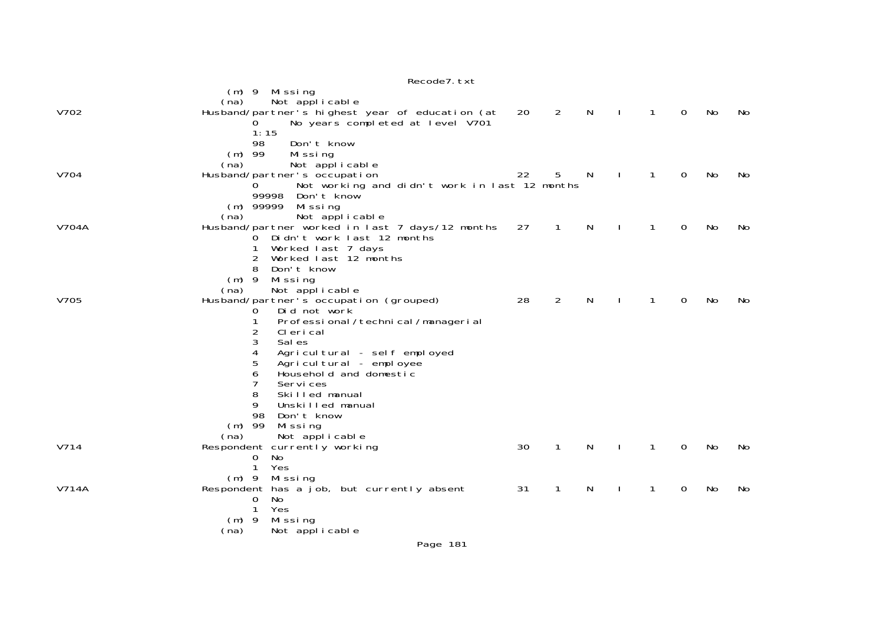```
        (m) 9  Missing
       (na)    Not applicable
V702         Husband/partner's highest year of education (at    20    2    N    I    1    0    No    No
                0      No years completed at level V701
                1:15
                98     Don't know
            (m) 99     Missing
           (na)        Not applicable
V704         Husband/partner's occupation                      22    5    N    I    1    0    No    No
                0       Not working and didn't work in last 12 months
                99998  Don't know
            (m) 99999  Missing
           (na)         Not applicable
V704A        Husband/partner worked in last 7 days/12 months   27    1    N    I    1    0    No    No
                0  Didn't work last 12 months
                1  Worked last 7 days
                2  Worked last 12 months
                8  Don't know
            (m) 9  Missing
           (na)    Not applicable
V705         Husband/partner's occupation (grouped)            28    2    N    I    1    0    No    No
                0   Did not work
                1   Professional/technical/managerial
                2   Clerical
                3   Sales
                4   Agricultural - self employed
                5   Agricultural - employee
                6   Household and domestic
                7   Services
                8   Skilled manual
                9   Unskilled manual
                98  Don't know
            (m) 99  Missing
           (na)     Not applicable
V714         Respondent currently working                      30    1    N    I    1    0    No    No
                0  No
                1  Yes
            (m) 9  Missing
V714A        Respondent has a job, but currently absent        31    1    N    I    1    0    No    No
                0  No
                1  Yes
            (m) 9  Missing
           (na)    Not applicable
```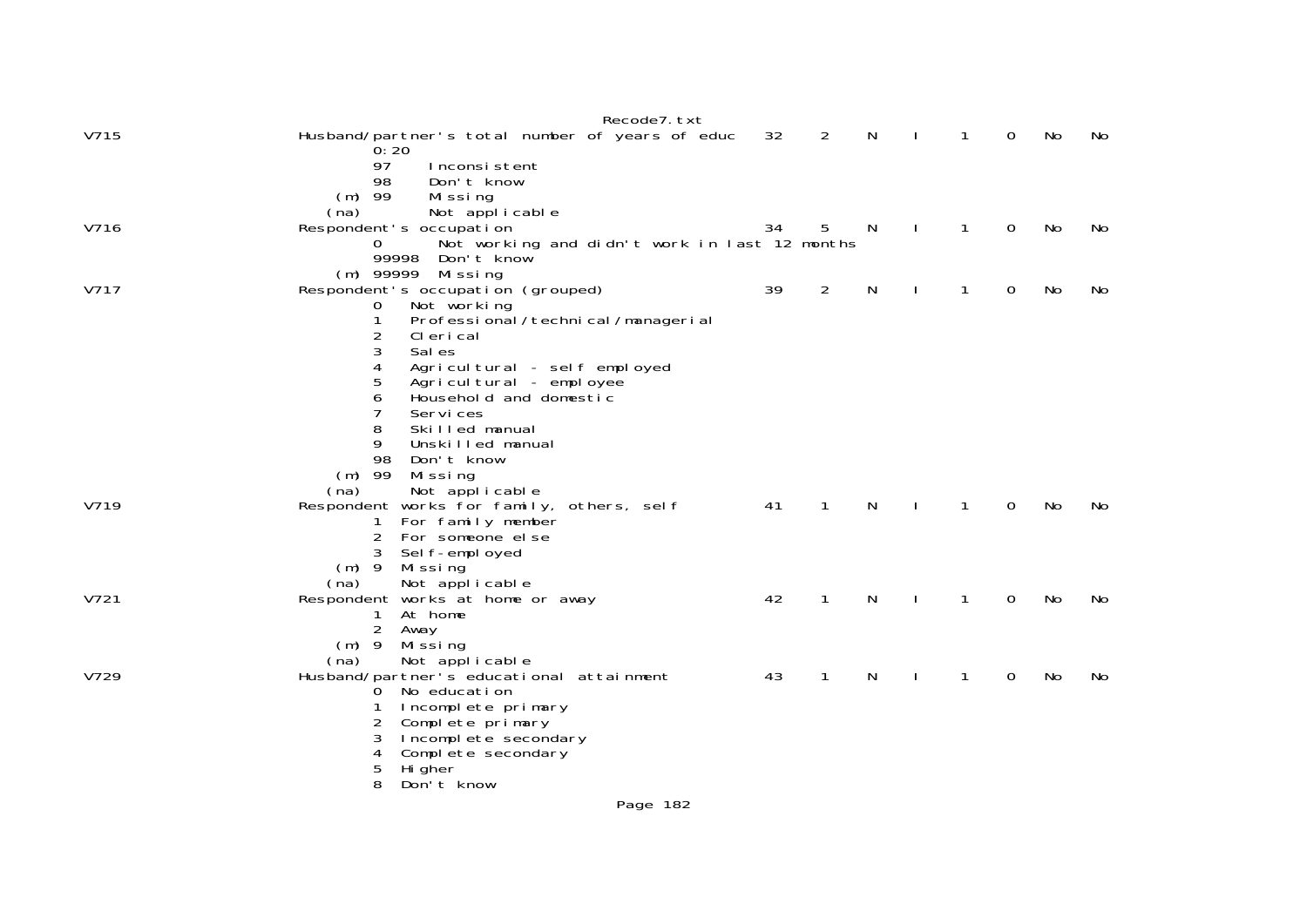| Variable | Description | Start | Len | Type | | | | | |
|---|---|---|---|---|---|---|---|---|---|
| V715 | Husband/partner's total number of years of educ | 32 | 2 | N | I | 1 | 0 | No | No |
| | 0:20 | | | | | | | | |
| | 97 Inconsistent | | | | | | | | |
| | 98 Don't know | | | | | | | | |
| | (m) 99 Missing | | | | | | | | |
| | (na) Not applicable | | | | | | | | |
| V716 | Respondent's occupation | 34 | 5 | N | I | 1 | 0 | No | No |
| | 0 Not working and didn't work in last 12 months | | | | | | | | |
| | 99998 Don't know | | | | | | | | |
| | (m) 99999 Missing | | | | | | | | |
| V717 | Respondent's occupation (grouped) | 39 | 2 | N | I | 1 | 0 | No | No |
| | 0 Not working | | | | | | | | |
| | 1 Professional/technical/managerial | | | | | | | | |
| | 2 Clerical | | | | | | | | |
| | 3 Sales | | | | | | | | |
| | 4 Agricultural - self employed | | | | | | | | |
| | 5 Agricultural - employee | | | | | | | | |
| | 6 Household and domestic | | | | | | | | |
| | 7 Services | | | | | | | | |
| | 8 Skilled manual | | | | | | | | |
| | 9 Unskilled manual | | | | | | | | |
| | 98 Don't know | | | | | | | | |
| | (m) 99 Missing | | | | | | | | |
| | (na) Not applicable | | | | | | | | |
| V719 | Respondent works for family, others, self | 41 | 1 | N | I | 1 | 0 | No | No |
| | 1 For family member | | | | | | | | |
| | 2 For someone else | | | | | | | | |
| | 3 Self-employed | | | | | | | | |
| | (m) 9 Missing | | | | | | | | |
| | (na) Not applicable | | | | | | | | |
| V721 | Respondent works at home or away | 42 | 1 | N | I | 1 | 0 | No | No |
| | 1 At home | | | | | | | | |
| | 2 Away | | | | | | | | |
| | (m) 9 Missing | | | | | | | | |
| | (na) Not applicable | | | | | | | | |
| V729 | Husband/partner's educational attainment | 43 | 1 | N | I | 1 | 0 | No | No |
| | 0 No education | | | | | | | | |
| | 1 Incomplete primary | | | | | | | | |
| | 2 Complete primary | | | | | | | | |
| | 3 Incomplete secondary | | | | | | | | |
| | 4 Complete secondary | | | | | | | | |
| | 5 Higher | | | | | | | | |
| | 8 Don't know | | | | | | | | |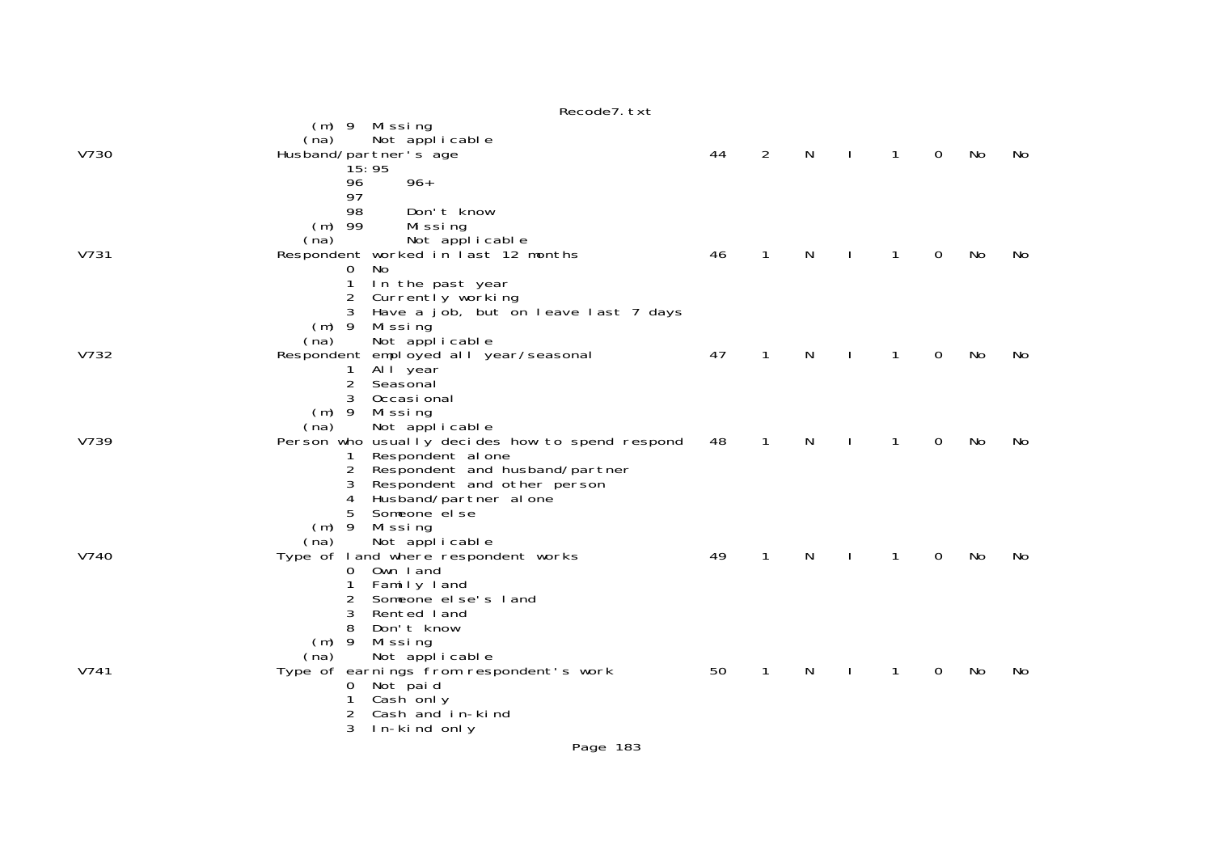```
                    (m) 9  Missing
                   (na)    Not applicable
V730               Husband/partner's age                          44   2   N   I   1   0   No   No
                        15:95
                        96      96+
                        97
                        98      Don't know
                    (m) 99      Missing
                   (na)         Not applicable
V731               Respondent worked in last 12 months            46   1   N   I   1   0   No   No
                        0  No
                        1  In the past year
                        2  Currently working
                        3  Have a job, but on leave last 7 days
                    (m) 9  Missing
                   (na)    Not applicable
V732               Respondent employed all year/seasonal          47   1   N   I   1   0   No   No
                        1  All year
                        2  Seasonal
                        3  Occasional
                    (m) 9  Missing
                   (na)    Not applicable
V739               Person who usually decides how to spend respond   48   1   N   I   1   0   No   No
                        1  Respondent alone
                        2  Respondent and husband/partner
                        3  Respondent and other person
                        4  Husband/partner alone
                        5  Someone else
                    (m) 9  Missing
                   (na)    Not applicable
V740               Type of land where respondent works            49   1   N   I   1   0   No   No
                        0  Own land
                        1  Family land
                        2  Someone else's land
                        3  Rented land
                        8  Don't know
                    (m) 9  Missing
                   (na)    Not applicable
V741               Type of earnings from respondent's work        50   1   N   I   1   0   No   No
                        0  Not paid
                        1  Cash only
                        2  Cash and in-kind
                        3  In-kind only
```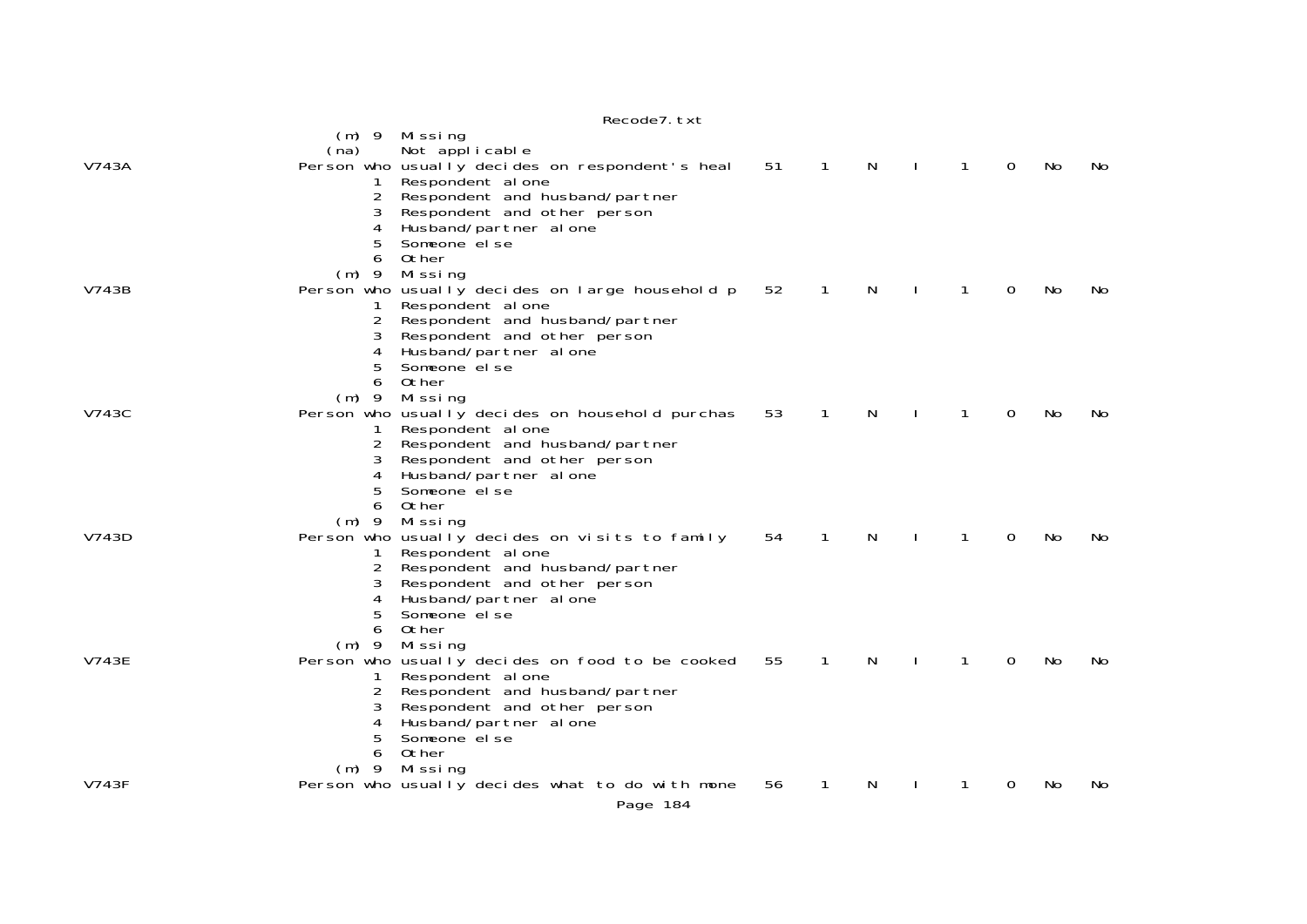```
                                        (m) 9  Missing
                                       (na)    Not applicable
V743A                          Person who usually decides on respondent's heal    51    1    N    I    1    0    No    No
                                            1  Respondent alone
                                            2  Respondent and husband/partner
                                            3  Respondent and other person
                                            4  Husband/partner alone
                                            5  Someone else
                                            6  Other
                                        (m) 9  Missing
V743B                          Person who usually decides on large household p    52    1    N    I    1    0    No    No
                                            1  Respondent alone
                                            2  Respondent and husband/partner
                                            3  Respondent and other person
                                            4  Husband/partner alone
                                            5  Someone else
                                            6  Other
                                        (m) 9  Missing
V743C                          Person who usually decides on household purchas    53    1    N    I    1    0    No    No
                                            1  Respondent alone
                                            2  Respondent and husband/partner
                                            3  Respondent and other person
                                            4  Husband/partner alone
                                            5  Someone else
                                            6  Other
                                        (m) 9  Missing
V743D                          Person who usually decides on visits to family     54    1    N    I    1    0    No    No
                                            1  Respondent alone
                                            2  Respondent and husband/partner
                                            3  Respondent and other person
                                            4  Husband/partner alone
                                            5  Someone else
                                            6  Other
                                        (m) 9  Missing
V743E                          Person who usually decides on food to be cooked    55    1    N    I    1    0    No    No
                                            1  Respondent alone
                                            2  Respondent and husband/partner
                                            3  Respondent and other person
                                            4  Husband/partner alone
                                            5  Someone else
                                            6  Other
                                        (m) 9  Missing
V743F                          Person who usually decides what to do with mone    56    1    N    I    1    0    No    No
```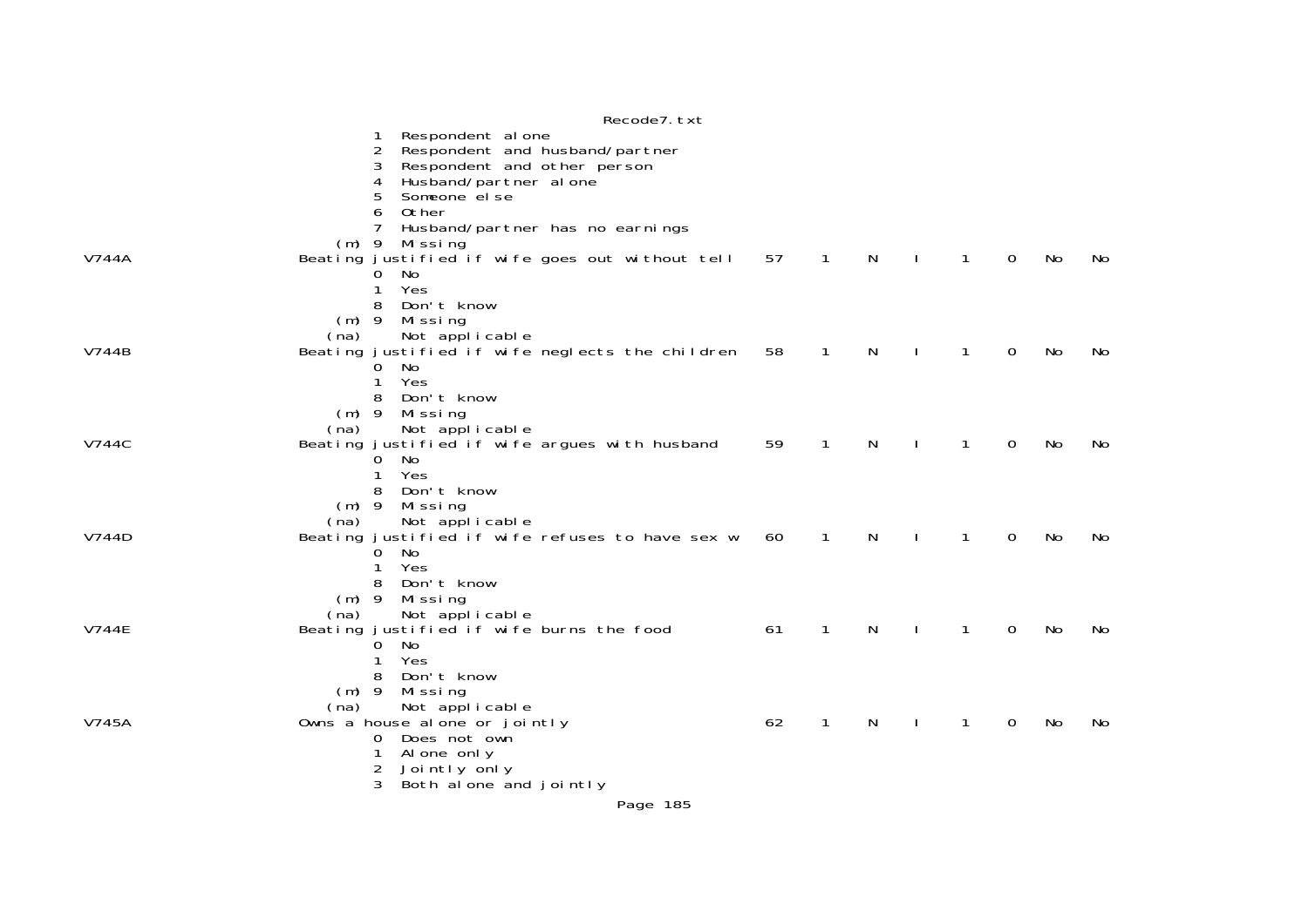```
                1  Respondent alone
                2  Respondent and husband/partner
                3  Respondent and other person
                4  Husband/partner alone
                5  Someone else
                6  Other
                7  Husband/partner has no earnings
            (m) 9  Missing
V744A         Beating justified if wife goes out without tell    57    1    N    I    1    0    No    No
                0  No
                1  Yes
                8  Don't know
            (m) 9  Missing
           (na)    Not applicable
V744B         Beating justified if wife neglects the children    58    1    N    I    1    0    No    No
                0  No
                1  Yes
                8  Don't know
            (m) 9  Missing
           (na)    Not applicable
V744C         Beating justified if wife argues with husband      59    1    N    I    1    0    No    No
                0  No
                1  Yes
                8  Don't know
            (m) 9  Missing
           (na)    Not applicable
V744D         Beating justified if wife refuses to have sex w    60    1    N    I    1    0    No    No
                0  No
                1  Yes
                8  Don't know
            (m) 9  Missing
           (na)    Not applicable
V744E         Beating justified if wife burns the food           61    1    N    I    1    0    No    No
                0  No
                1  Yes
                8  Don't know
            (m) 9  Missing
           (na)    Not applicable
V745A         Owns a house alone or jointly                      62    1    N    I    1    0    No    No
                0  Does not own
                1  Alone only
                2  Jointly only
                3  Both alone and jointly
```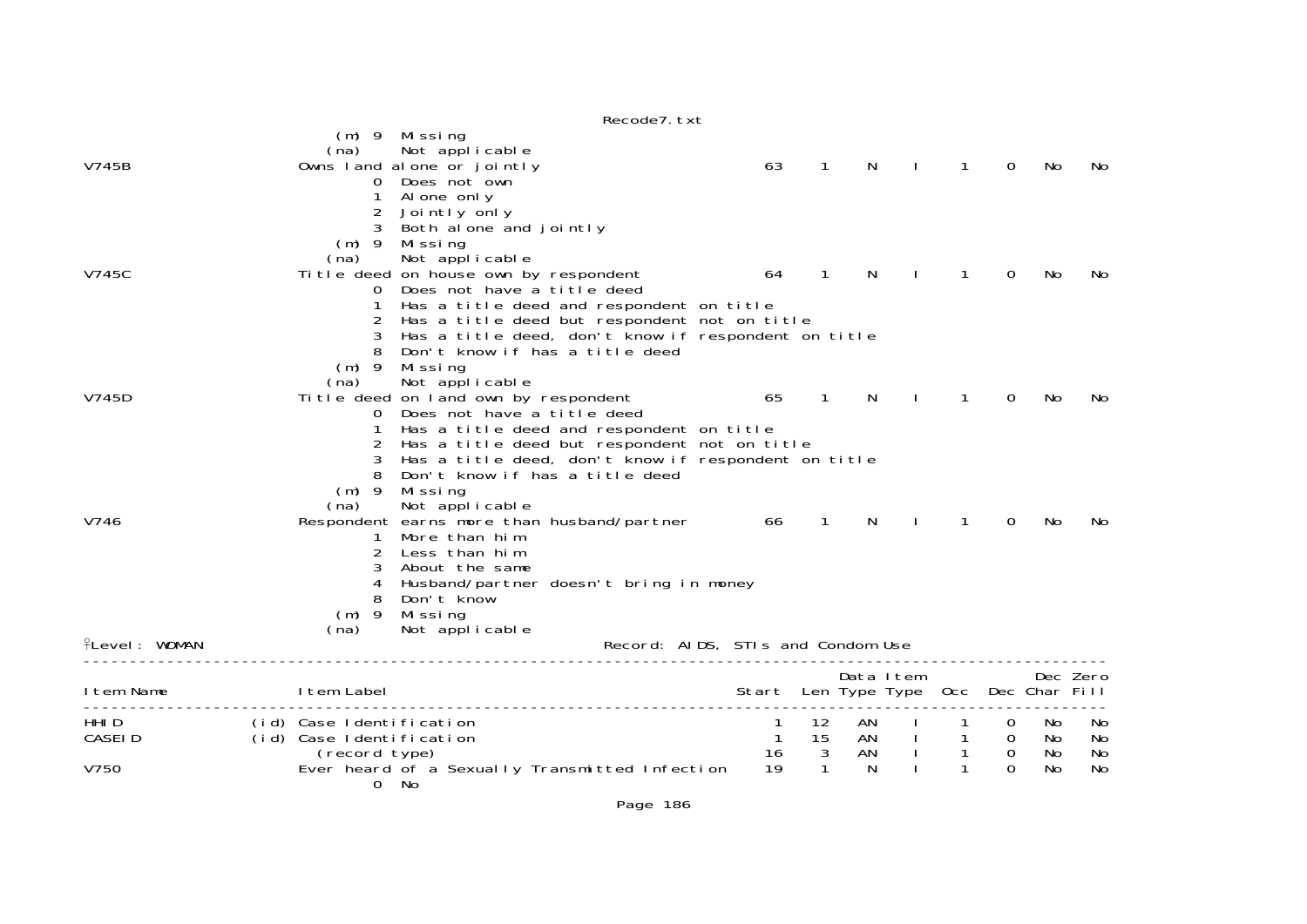```
                   (m) 9  Missing
                  (na)    Not applicable
V745B                 Owns land alone or jointly                           63    1    N    I    1    0   No   No
                       0  Does not own
                       1  Alone only
                       2  Jointly only
                       3  Both alone and jointly
                   (m) 9  Missing
                  (na)    Not applicable
V745C                 Title deed on house own by respondent                64    1    N    I    1    0   No   No
                       0  Does not have a title deed
                       1  Has a title deed and respondent on title
                       2  Has a title deed but respondent not on title
                       3  Has a title deed, don't know if respondent on title
                       8  Don't know if has a title deed
                   (m) 9  Missing
                  (na)    Not applicable
V745D                 Title deed on land own by respondent                 65    1    N    I    1    0   No   No
                       0  Does not have a title deed
                       1  Has a title deed and respondent on title
                       2  Has a title deed but respondent not on title
                       3  Has a title deed, don't know if respondent on title
                       8  Don't know if has a title deed
                   (m) 9  Missing
                  (na)    Not applicable
V746                  Respondent earns more than husband/partner           66    1    N    I    1    0   No   No
                       1  More than him
                       2  Less than him
                       3  About the same
                       4  Husband/partner doesn't bring in money
                       8  Don't know
                   (m) 9  Missing
                  (na)    Not applicable
```

Level: WOMAN — Record: AIDS, STIs and Condom Use

```
-----------------------------------------------------------------------------------------------------------
                                                                              Data Item              Dec Zero
Item Name             Item Label                                    Start  Len Type Type  Occ   Dec Char Fill
-----------------------------------------------------------------------------------------------------------
HHID             (id) Case Identification                               1   12   AN    I    1    0   No   No
CASEID           (id) Case Identification                               1   15   AN    I    1    0   No   No
                        (record type)                                  16    3   AN    I    1    0   No   No
V750                  Ever heard of a Sexually Transmitted Infection   19    1    N    I    1    0   No   No
                       0  No
```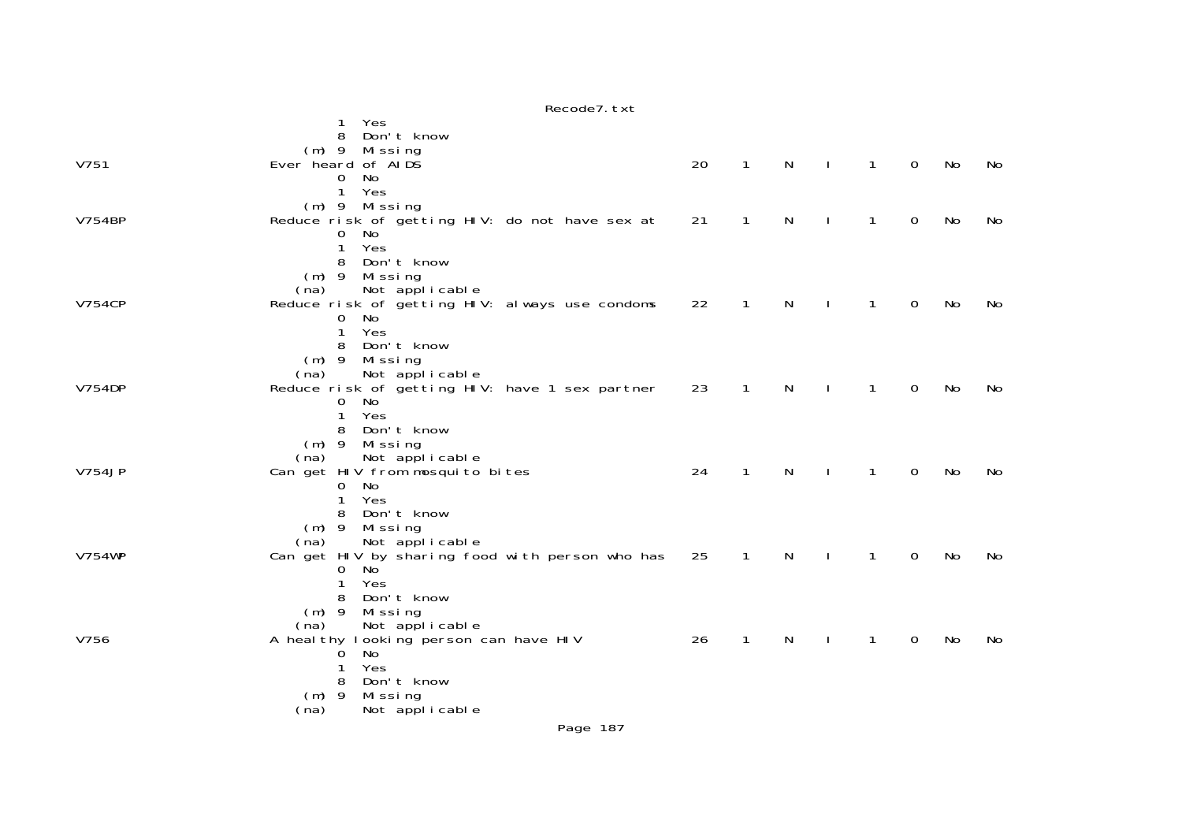```
                                          Recode7.txt
                      1  Yes
                      8  Don't know
                  (m) 9  Missing
V751                    Ever heard of AIDS                                   20    1    N    I    1    0    No    No
                      0  No
                      1  Yes
                  (m) 9  Missing
V754BP                  Reduce risk of getting HIV: do not have sex at       21    1    N    I    1    0    No    No
                      0  No
                      1  Yes
                      8  Don't know
                  (m) 9  Missing
                 (na)    Not applicable
V754CP                  Reduce risk of getting HIV: always use condoms       22    1    N    I    1    0    No    No
                      0  No
                      1  Yes
                      8  Don't know
                  (m) 9  Missing
                 (na)    Not applicable
V754DP                  Reduce risk of getting HIV: have 1 sex partner       23    1    N    I    1    0    No    No
                      0  No
                      1  Yes
                      8  Don't know
                  (m) 9  Missing
                 (na)    Not applicable
V754JP                  Can get HIV from mosquito bites                      24    1    N    I    1    0    No    No
                      0  No
                      1  Yes
                      8  Don't know
                  (m) 9  Missing
                 (na)    Not applicable
V754WP                  Can get HIV by sharing food with person who has      25    1    N    I    1    0    No    No
                      0  No
                      1  Yes
                      8  Don't know
                  (m) 9  Missing
                 (na)    Not applicable
V756                    A healthy looking person can have HIV                26    1    N    I    1    0    No    No
                      0  No
                      1  Yes
                      8  Don't know
                  (m) 9  Missing
                 (na)    Not applicable
```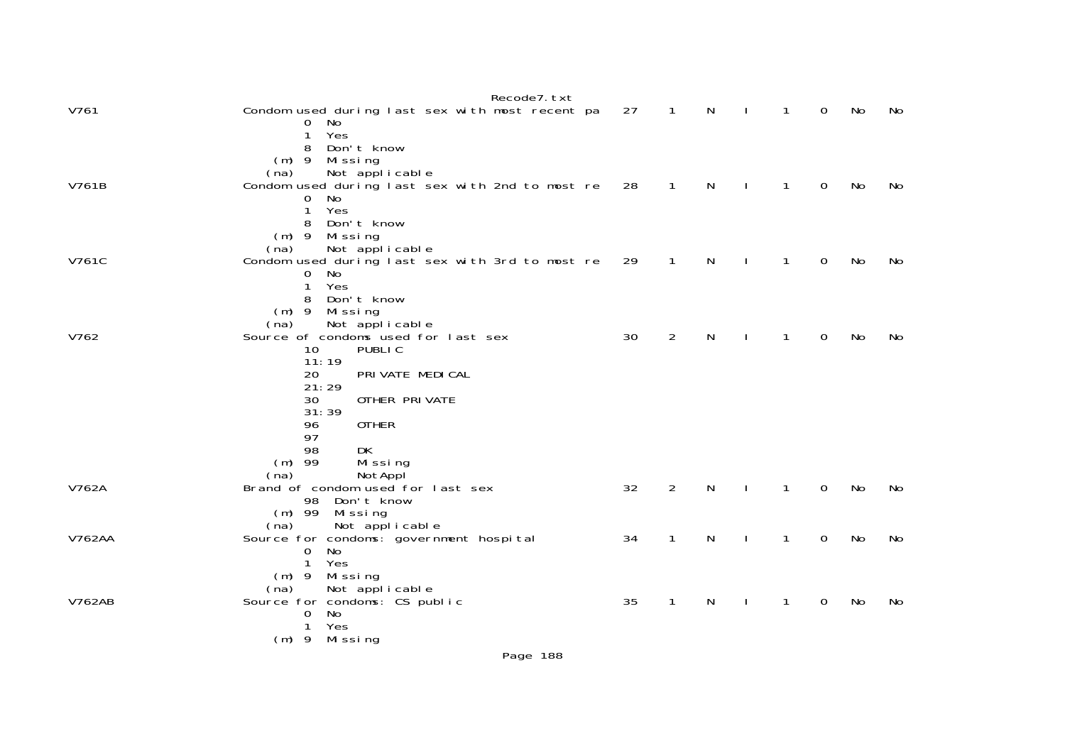```
V761                    Condom used during last sex with most recent pa    27    1    N    I    1    0    No    No
                                0  No
                                1  Yes
                                8  Don't know
                            (m) 9  Missing
                           (na)    Not applicable
V761B                   Condom used during last sex with 2nd to most re    28    1    N    I    1    0    No    No
                                0  No
                                1  Yes
                                8  Don't know
                            (m) 9  Missing
                           (na)    Not applicable
V761C                   Condom used during last sex with 3rd to most re    29    1    N    I    1    0    No    No
                                0  No
                                1  Yes
                                8  Don't know
                            (m) 9  Missing
                           (na)    Not applicable
V762                    Source of condoms used for last sex                30    2    N    I    1    0    No    No
                                10      PUBLIC
                                11:19
                                20      PRIVATE MEDICAL
                                21:29
                                30      OTHER PRIVATE
                                31:39
                                96      OTHER
                                97
                                98      DK
                            (m) 99      Missing
                           (na)         NotAppl
V762A                   Brand of condom used for last sex                  32    2    N    I    1    0    No    No
                                98  Don't know
                            (m) 99  Missing
                           (na)     Not applicable
V762AA                  Source for condoms: government hospital            34    1    N    I    1    0    No    No
                                0  No
                                1  Yes
                            (m) 9  Missing
                           (na)    Not applicable
V762AB                  Source for condoms: CS public                      35    1    N    I    1    0    No    No
                                0  No
                                1  Yes
                            (m) 9  Missing
```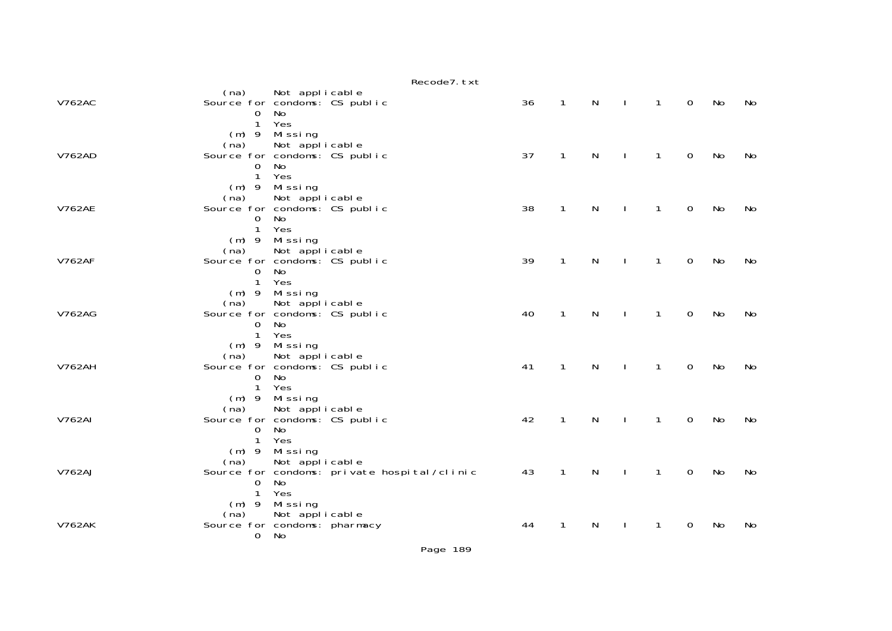```
                      (na)     Not applicable
V762AC               Source for condoms: CS public                     36    1    N    I    1    0    No    No
                            0  No
                            1  Yes
                       (m) 9  Missing
                      (na)     Not applicable
V762AD               Source for condoms: CS public                     37    1    N    I    1    0    No    No
                            0  No
                            1  Yes
                       (m) 9  Missing
                      (na)     Not applicable
V762AE               Source for condoms: CS public                     38    1    N    I    1    0    No    No
                            0  No
                            1  Yes
                       (m) 9  Missing
                      (na)     Not applicable
V762AF               Source for condoms: CS public                     39    1    N    I    1    0    No    No
                            0  No
                            1  Yes
                       (m) 9  Missing
                      (na)     Not applicable
V762AG               Source for condoms: CS public                     40    1    N    I    1    0    No    No
                            0  No
                            1  Yes
                       (m) 9  Missing
                      (na)     Not applicable
V762AH               Source for condoms: CS public                     41    1    N    I    1    0    No    No
                            0  No
                            1  Yes
                       (m) 9  Missing
                      (na)     Not applicable
V762AI               Source for condoms: CS public                     42    1    N    I    1    0    No    No
                            0  No
                            1  Yes
                       (m) 9  Missing
                      (na)     Not applicable
V762AJ               Source for condoms: private hospital/clinic       43    1    N    I    1    0    No    No
                            0  No
                            1  Yes
                       (m) 9  Missing
                      (na)     Not applicable
V762AK               Source for condoms: pharmacy                      44    1    N    I    1    0    No    No
                            0  No
```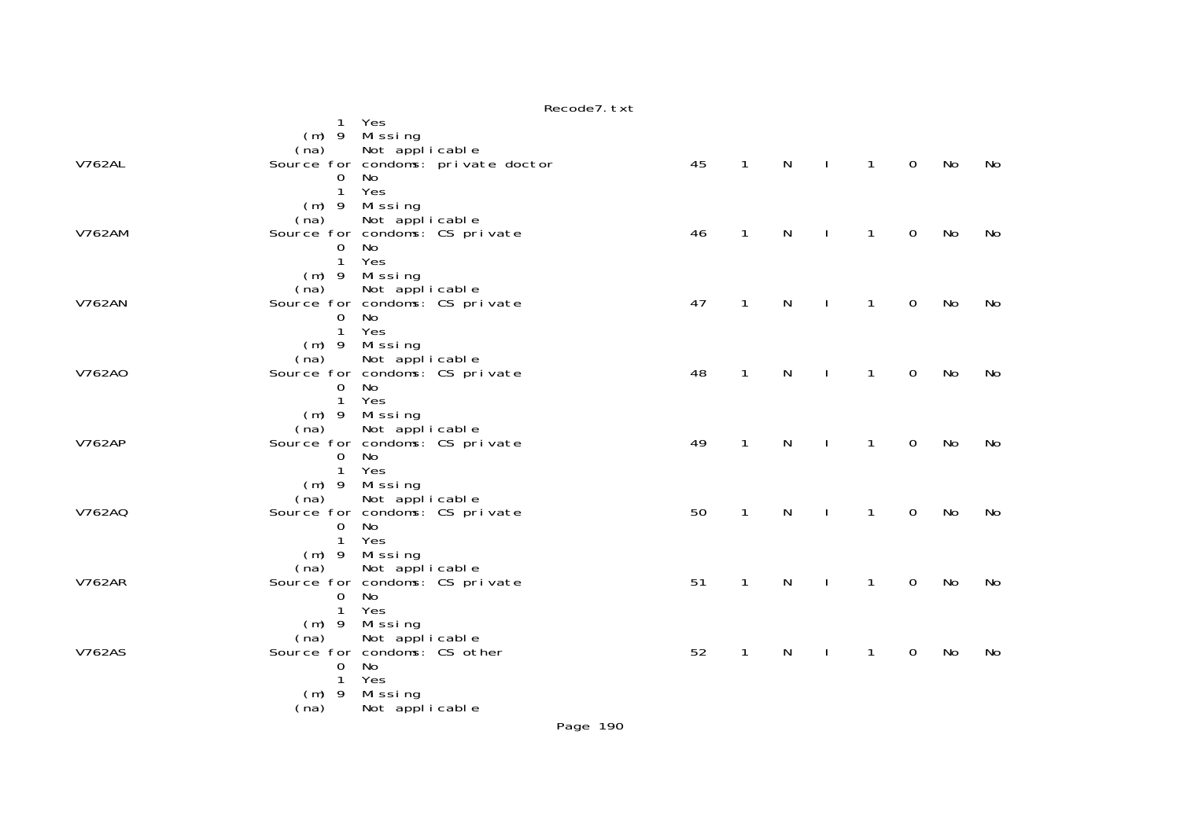```
                 1  Yes
             (m) 9  Missing
            (na)    Not applicable
V762AL          Source for condoms: private doctor          45    1    N    I    1    0   No   No
                 0  No
                 1  Yes
             (m) 9  Missing
            (na)    Not applicable
V762AM          Source for condoms: CS private              46    1    N    I    1    0   No   No
                 0  No
                 1  Yes
             (m) 9  Missing
            (na)    Not applicable
V762AN          Source for condoms: CS private              47    1    N    I    1    0   No   No
                 0  No
                 1  Yes
             (m) 9  Missing
            (na)    Not applicable
V762AO          Source for condoms: CS private              48    1    N    I    1    0   No   No
                 0  No
                 1  Yes
             (m) 9  Missing
            (na)    Not applicable
V762AP          Source for condoms: CS private              49    1    N    I    1    0   No   No
                 0  No
                 1  Yes
             (m) 9  Missing
            (na)    Not applicable
V762AQ          Source for condoms: CS private              50    1    N    I    1    0   No   No
                 0  No
                 1  Yes
             (m) 9  Missing
            (na)    Not applicable
V762AR          Source for condoms: CS private              51    1    N    I    1    0   No   No
                 0  No
                 1  Yes
             (m) 9  Missing
            (na)    Not applicable
V762AS          Source for condoms: CS other                52    1    N    I    1    0   No   No
                 0  No
                 1  Yes
             (m) 9  Missing
            (na)    Not applicable
```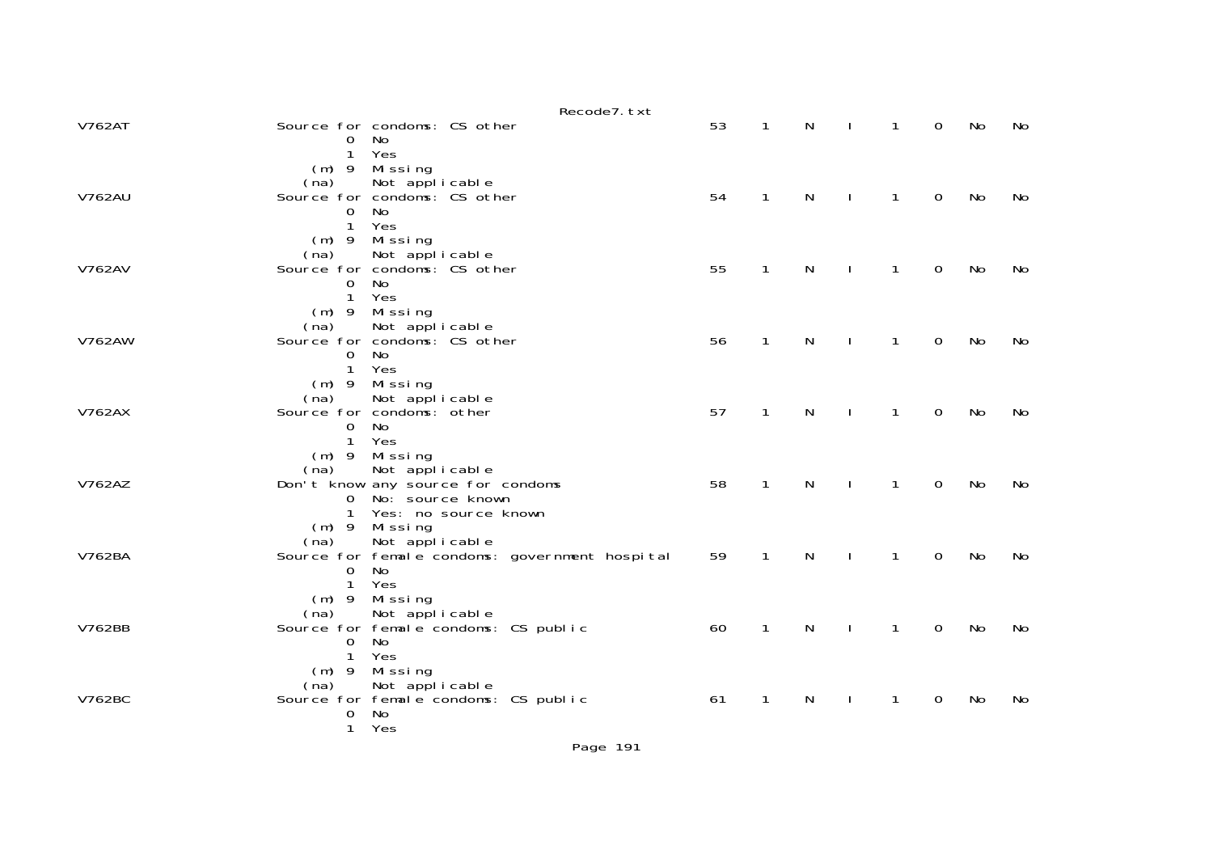```
V762AT                  Source for condoms: CS other                    53    1    N    I    1    0    No    No
                                0  No
                                1  Yes
                           (m) 9  Missing
                          (na)     Not applicable
V762AU                  Source for condoms: CS other                    54    1    N    I    1    0    No    No
                                0  No
                                1  Yes
                           (m) 9  Missing
                          (na)     Not applicable
V762AV                  Source for condoms: CS other                    55    1    N    I    1    0    No    No
                                0  No
                                1  Yes
                           (m) 9  Missing
                          (na)     Not applicable
V762AW                  Source for condoms: CS other                    56    1    N    I    1    0    No    No
                                0  No
                                1  Yes
                           (m) 9  Missing
                          (na)     Not applicable
V762AX                  Source for condoms: other                       57    1    N    I    1    0    No    No
                                0  No
                                1  Yes
                           (m) 9  Missing
                          (na)     Not applicable
V762AZ                  Don't know any source for condoms               58    1    N    I    1    0    No    No
                                0  No: source known
                                1  Yes: no source known
                           (m) 9  Missing
                          (na)     Not applicable
V762BA                  Source for female condoms: government hospital  59    1    N    I    1    0    No    No
                                0  No
                                1  Yes
                           (m) 9  Missing
                          (na)     Not applicable
V762BB                  Source for female condoms: CS public            60    1    N    I    1    0    No    No
                                0  No
                                1  Yes
                           (m) 9  Missing
                          (na)     Not applicable
V762BC                  Source for female condoms: CS public            61    1    N    I    1    0    No    No
                                0  No
                                1  Yes
```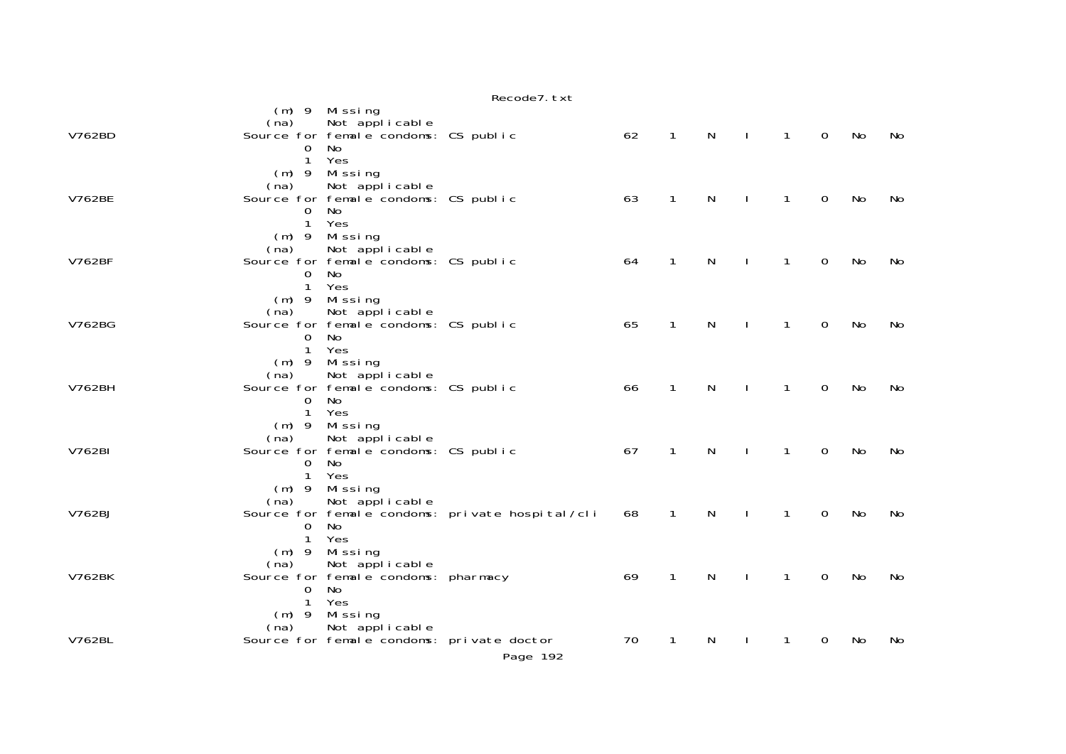```
                  (m) 9  Missing
                 (na)    Not applicable
V762BD           Source for female condoms: CS public              62   1   N   I   1   0   No   No
                      0  No
                      1  Yes
                  (m) 9  Missing
                 (na)    Not applicable
V762BE           Source for female condoms: CS public              63   1   N   I   1   0   No   No
                      0  No
                      1  Yes
                  (m) 9  Missing
                 (na)    Not applicable
V762BF           Source for female condoms: CS public              64   1   N   I   1   0   No   No
                      0  No
                      1  Yes
                  (m) 9  Missing
                 (na)    Not applicable
V762BG           Source for female condoms: CS public              65   1   N   I   1   0   No   No
                      0  No
                      1  Yes
                  (m) 9  Missing
                 (na)    Not applicable
V762BH           Source for female condoms: CS public              66   1   N   I   1   0   No   No
                      0  No
                      1  Yes
                  (m) 9  Missing
                 (na)    Not applicable
V762BI           Source for female condoms: CS public              67   1   N   I   1   0   No   No
                      0  No
                      1  Yes
                  (m) 9  Missing
                 (na)    Not applicable
V762BJ           Source for female condoms: private hospital/cli   68   1   N   I   1   0   No   No
                      0  No
                      1  Yes
                  (m) 9  Missing
                 (na)    Not applicable
V762BK           Source for female condoms: pharmacy               69   1   N   I   1   0   No   No
                      0  No
                      1  Yes
                  (m) 9  Missing
                 (na)    Not applicable
V762BL           Source for female condoms: private doctor         70   1   N   I   1   0   No   No
```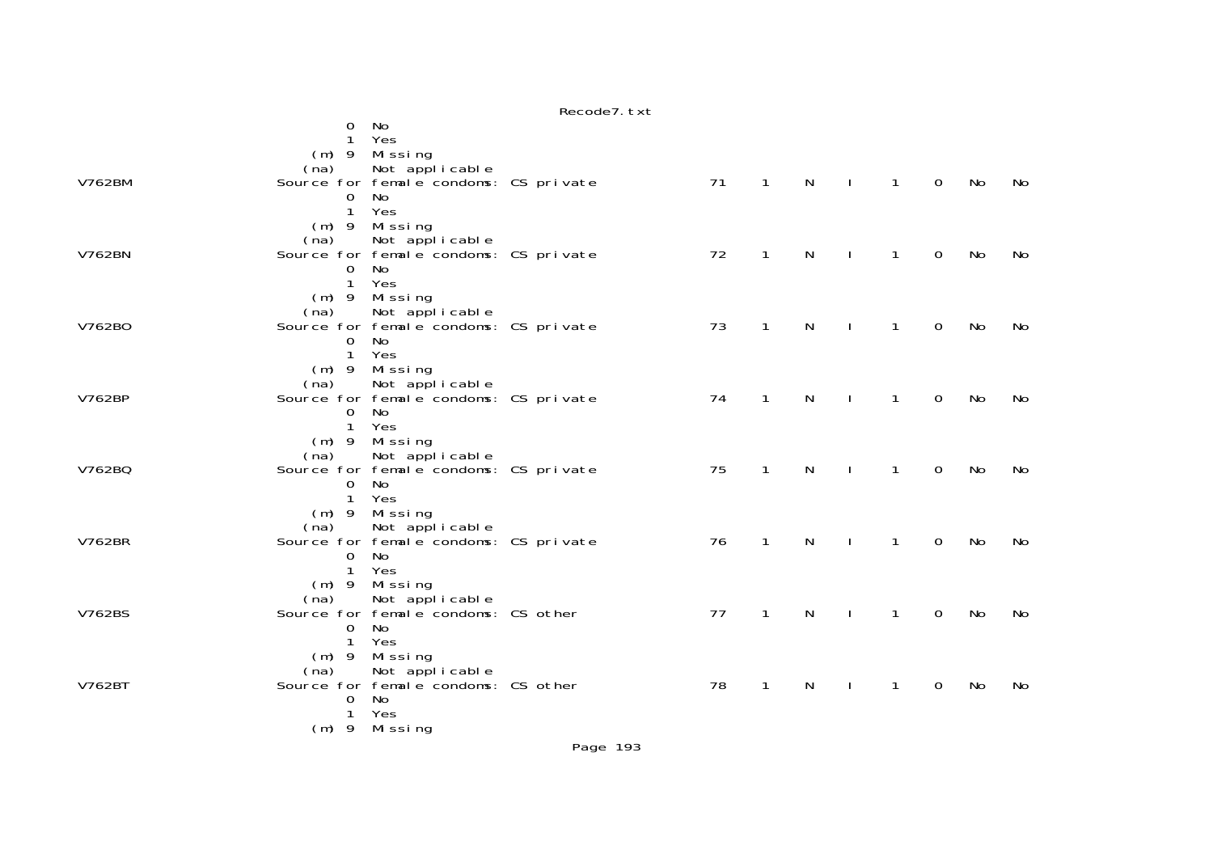```
                        0   No
                        1   Yes
                  (m) 9   Missing
                 (na)     Not applicable
V762BM           Source for female condoms: CS private          71    1    N    I    1    0    No    No
                        0   No
                        1   Yes
                  (m) 9   Missing
                 (na)     Not applicable
V762BN           Source for female condoms: CS private          72    1    N    I    1    0    No    No
                        0   No
                        1   Yes
                  (m) 9   Missing
                 (na)     Not applicable
V762BO           Source for female condoms: CS private          73    1    N    I    1    0    No    No
                        0   No
                        1   Yes
                  (m) 9   Missing
                 (na)     Not applicable
V762BP           Source for female condoms: CS private          74    1    N    I    1    0    No    No
                        0   No
                        1   Yes
                  (m) 9   Missing
                 (na)     Not applicable
V762BQ           Source for female condoms: CS private          75    1    N    I    1    0    No    No
                        0   No
                        1   Yes
                  (m) 9   Missing
                 (na)     Not applicable
V762BR           Source for female condoms: CS private          76    1    N    I    1    0    No    No
                        0   No
                        1   Yes
                  (m) 9   Missing
                 (na)     Not applicable
V762BS           Source for female condoms: CS other            77    1    N    I    1    0    No    No
                        0   No
                        1   Yes
                  (m) 9   Missing
                 (na)     Not applicable
V762BT           Source for female condoms: CS other            78    1    N    I    1    0    No    No
                        0   No
                        1   Yes
                  (m) 9   Missing
```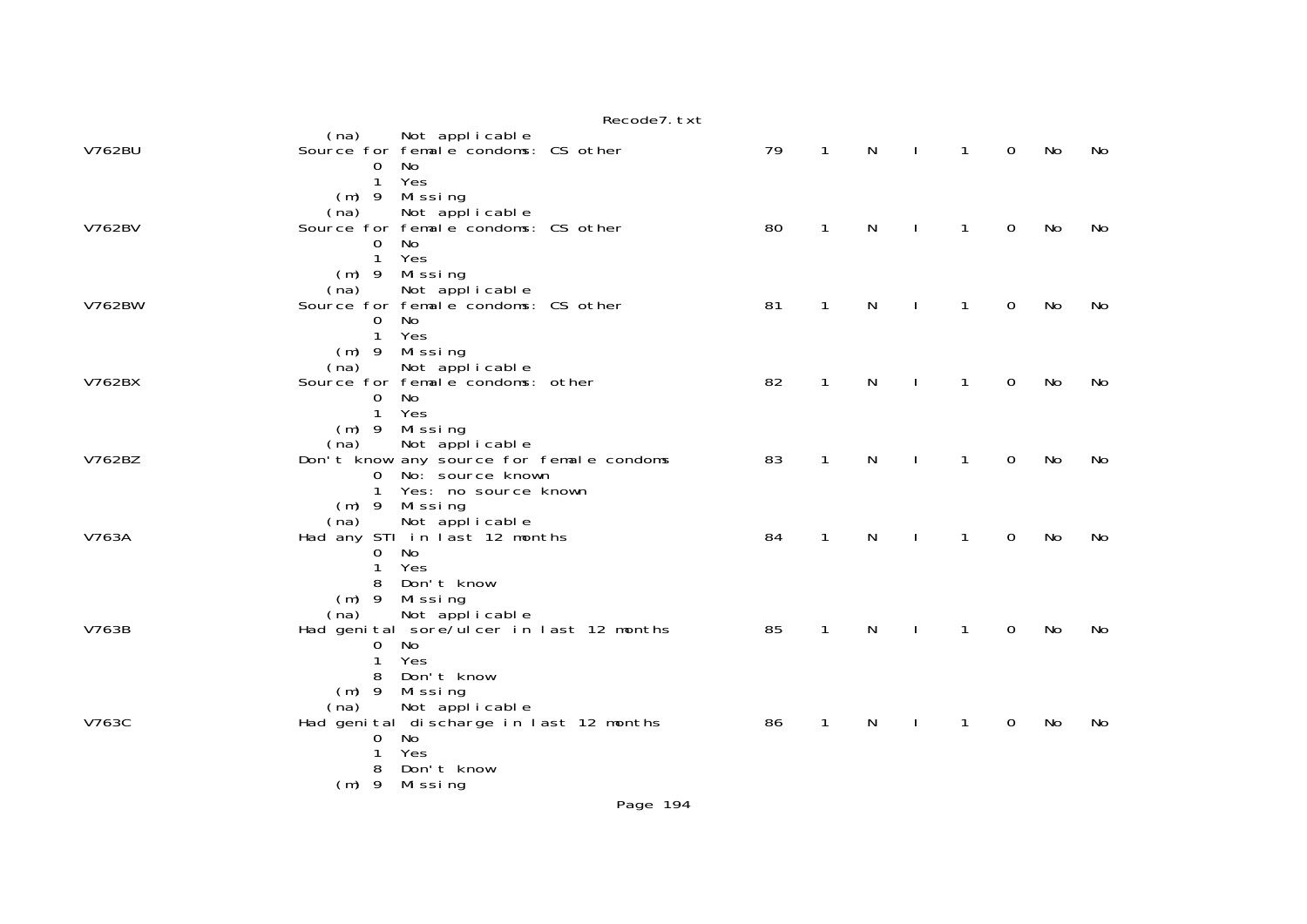```
                     (na)     Not applicable
V762BU             Source for female condoms: CS other              79    1    N    I    1    0    No    No
                          0   No
                          1   Yes
                      (m) 9   Missing
                     (na)     Not applicable
V762BV             Source for female condoms: CS other              80    1    N    I    1    0    No    No
                          0   No
                          1   Yes
                      (m) 9   Missing
                     (na)     Not applicable
V762BW             Source for female condoms: CS other              81    1    N    I    1    0    No    No
                          0   No
                          1   Yes
                      (m) 9   Missing
                     (na)     Not applicable
V762BX             Source for female condoms: other                 82    1    N    I    1    0    No    No
                          0   No
                          1   Yes
                      (m) 9   Missing
                     (na)     Not applicable
V762BZ             Don't know any source for female condoms         83    1    N    I    1    0    No    No
                          0   No: source known
                          1   Yes: no source known
                      (m) 9   Missing
                     (na)     Not applicable
V763A              Had any STI in last 12 months                    84    1    N    I    1    0    No    No
                          0   No
                          1   Yes
                          8   Don't know
                      (m) 9   Missing
                     (na)     Not applicable
V763B              Had genital sore/ulcer in last 12 months         85    1    N    I    1    0    No    No
                          0   No
                          1   Yes
                          8   Don't know
                      (m) 9   Missing
                     (na)     Not applicable
V763C              Had genital discharge in last 12 months          86    1    N    I    1    0    No    No
                          0   No
                          1   Yes
                          8   Don't know
                      (m) 9   Missing
```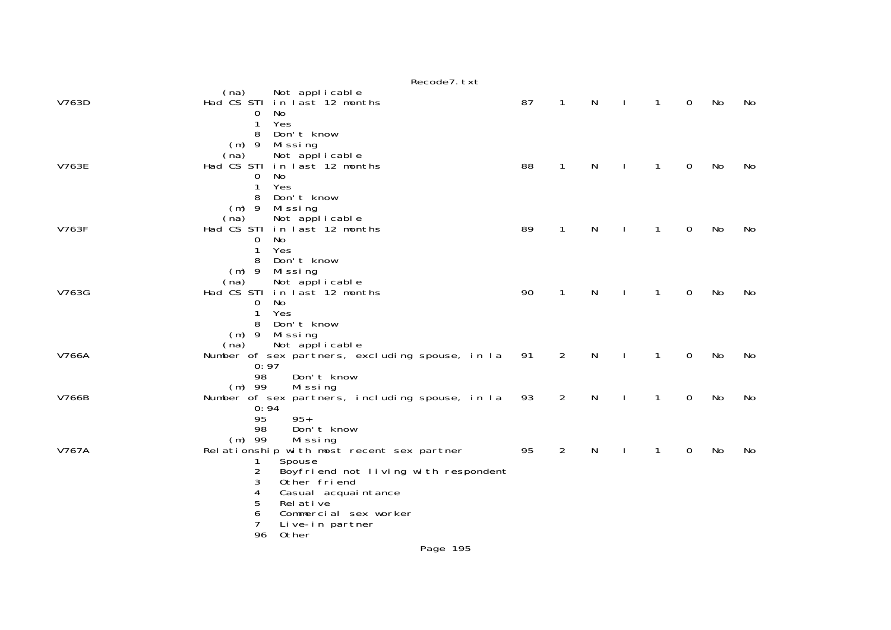```
            (na)     Not applicable
V763D             Had CS STI in last 12 months                        87    1    N    I    1    0    No    No
                     0   No
                     1   Yes
                     8   Don't know
                 (m) 9   Missing
            (na)     Not applicable
V763E             Had CS STI in last 12 months                        88    1    N    I    1    0    No    No
                     0   No
                     1   Yes
                     8   Don't know
                 (m) 9   Missing
            (na)     Not applicable
V763F             Had CS STI in last 12 months                        89    1    N    I    1    0    No    No
                     0   No
                     1   Yes
                     8   Don't know
                 (m) 9   Missing
            (na)     Not applicable
V763G             Had CS STI in last 12 months                        90    1    N    I    1    0    No    No
                     0   No
                     1   Yes
                     8   Don't know
                 (m) 9   Missing
            (na)     Not applicable
V766A             Number of sex partners, excluding spouse, in la     91    2    N    I    1    0    No    No
                     0:97
                     98     Don't know
                 (m) 99     Missing
V766B             Number of sex partners, including spouse, in la     93    2    N    I    1    0    No    No
                     0:94
                     95     95+
                     98     Don't know
                 (m) 99     Missing
V767A             Relationship with most recent sex partner           95    2    N    I    1    0    No    No
                     1    Spouse
                     2    Boyfriend not living with respondent
                     3    Other friend
                     4    Casual acquaintance
                     5    Relative
                     6    Commercial sex worker
                     7    Live-in partner
                     96   Other
```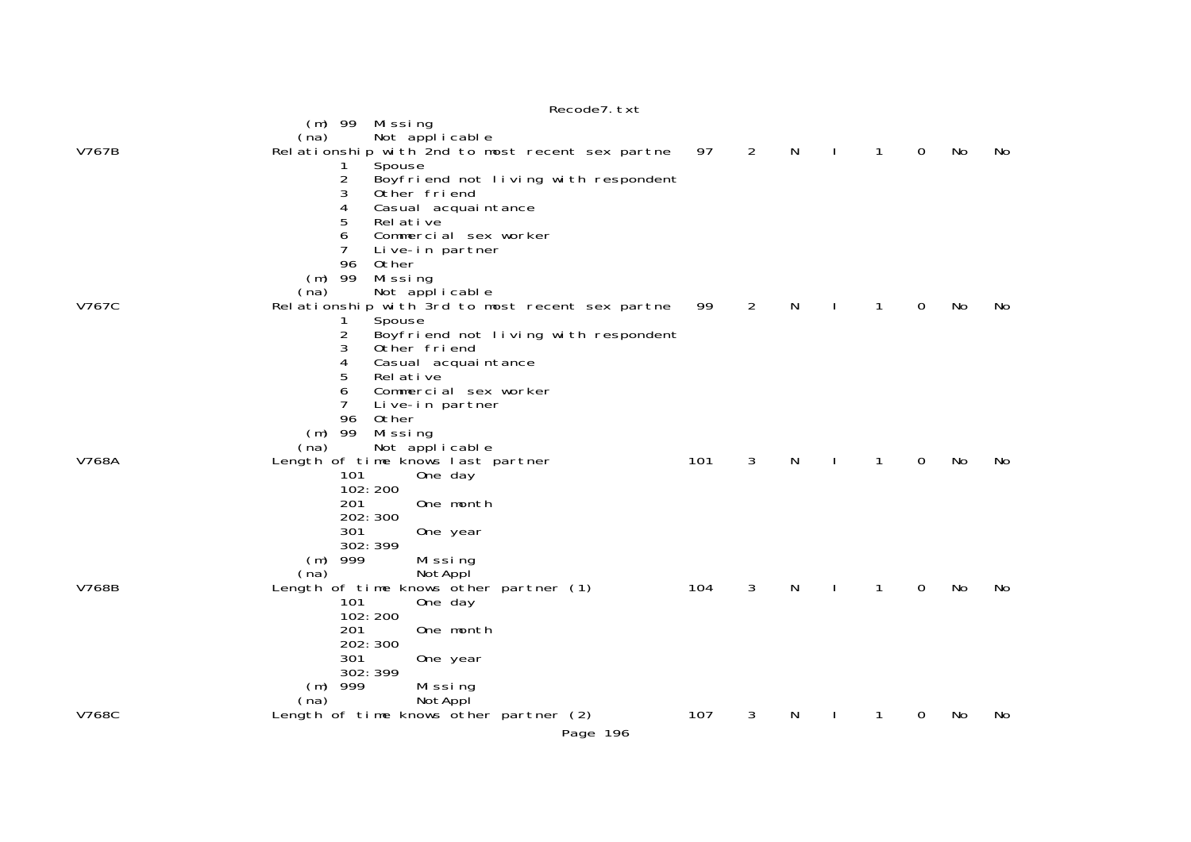```
                   (m) 99   Missing
                   (na)     Not applicable
V767B              Relationship with 2nd to most recent sex partne    97    2    N    I    1    0    No    No
                        1   Spouse
                        2   Boyfriend not living with respondent
                        3   Other friend
                        4   Casual acquaintance
                        5   Relative
                        6   Commercial sex worker
                        7   Live-in partner
                        96  Other
                   (m) 99   Missing
                   (na)     Not applicable
V767C              Relationship with 3rd to most recent sex partne    99    2    N    I    1    0    No    No
                        1   Spouse
                        2   Boyfriend not living with respondent
                        3   Other friend
                        4   Casual acquaintance
                        5   Relative
                        6   Commercial sex worker
                        7   Live-in partner
                        96  Other
                   (m) 99   Missing
                   (na)     Not applicable
V768A              Length of time knows last partner                 101    3    N    I    1    0    No    No
                        101       One day
                        102:200
                        201       One month
                        202:300
                        301       One year
                        302:399
                   (m) 999        Missing
                   (na)           NotAppl
V768B              Length of time knows other partner (1)            104    3    N    I    1    0    No    No
                        101       One day
                        102:200
                        201       One month
                        202:300
                        301       One year
                        302:399
                   (m) 999        Missing
                   (na)           NotAppl
V768C              Length of time knows other partner (2)            107    3    N    I    1    0    No    No
```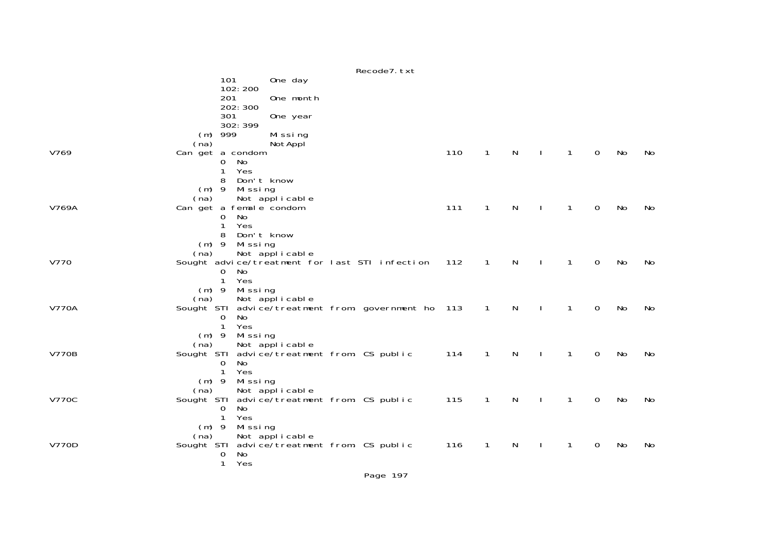```
                101       One day
                102:200
                201       One month
                202:300
                301       One year
                302:399
            (m) 999       Missing
           (na)           NotAppl
V769                Can get a condom                              110    1    N    I    1    0    No    No
                 0  No
                 1  Yes
                 8  Don't know
             (m) 9  Missing
            (na)    Not applicable
V769A               Can get a female condom                       111    1    N    I    1    0    No    No
                 0  No
                 1  Yes
                 8  Don't know
             (m) 9  Missing
            (na)    Not applicable
V770                Sought advice/treatment for last STI infection 112   1    N    I    1    0    No    No
                 0  No
                 1  Yes
             (m) 9  Missing
            (na)    Not applicable
V770A               Sought STI advice/treatment from government ho 113   1    N    I    1    0    No    No
                 0  No
                 1  Yes
             (m) 9  Missing
            (na)    Not applicable
V770B               Sought STI advice/treatment from CS public    114    1    N    I    1    0    No    No
                 0  No
                 1  Yes
             (m) 9  Missing
            (na)    Not applicable
V770C               Sought STI advice/treatment from CS public    115    1    N    I    1    0    No    No
                 0  No
                 1  Yes
             (m) 9  Missing
            (na)    Not applicable
V770D               Sought STI advice/treatment from CS public    116    1    N    I    1    0    No    No
                 0  No
                 1  Yes
```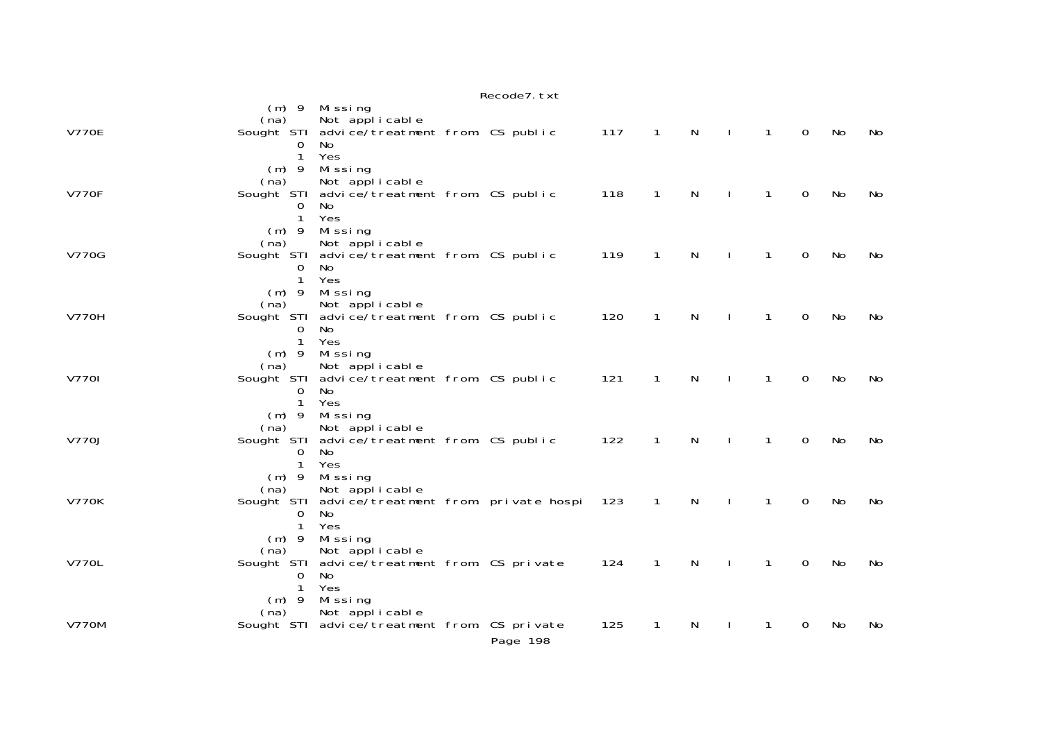```
                   (m) 9   Missing
                  (na)     Not applicable
V770E          Sought STI  advice/treatment from CS public       117   1   N   I   1   0   No   No
                       0   No
                       1   Yes
                   (m) 9   Missing
                  (na)     Not applicable
V770F          Sought STI  advice/treatment from CS public       118   1   N   I   1   0   No   No
                       0   No
                       1   Yes
                   (m) 9   Missing
                  (na)     Not applicable
V770G          Sought STI  advice/treatment from CS public       119   1   N   I   1   0   No   No
                       0   No
                       1   Yes
                   (m) 9   Missing
                  (na)     Not applicable
V770H          Sought STI  advice/treatment from CS public       120   1   N   I   1   0   No   No
                       0   No
                       1   Yes
                   (m) 9   Missing
                  (na)     Not applicable
V770I          Sought STI  advice/treatment from CS public       121   1   N   I   1   0   No   No
                       0   No
                       1   Yes
                   (m) 9   Missing
                  (na)     Not applicable
V770J          Sought STI  advice/treatment from CS public       122   1   N   I   1   0   No   No
                       0   No
                       1   Yes
                   (m) 9   Missing
                  (na)     Not applicable
V770K          Sought STI  advice/treatment from private hospi   123   1   N   I   1   0   No   No
                       0   No
                       1   Yes
                   (m) 9   Missing
                  (na)     Not applicable
V770L          Sought STI  advice/treatment from CS private      124   1   N   I   1   0   No   No
                       0   No
                       1   Yes
                   (m) 9   Missing
                  (na)     Not applicable
V770M          Sought STI  advice/treatment from CS private      125   1   N   I   1   0   No   No
```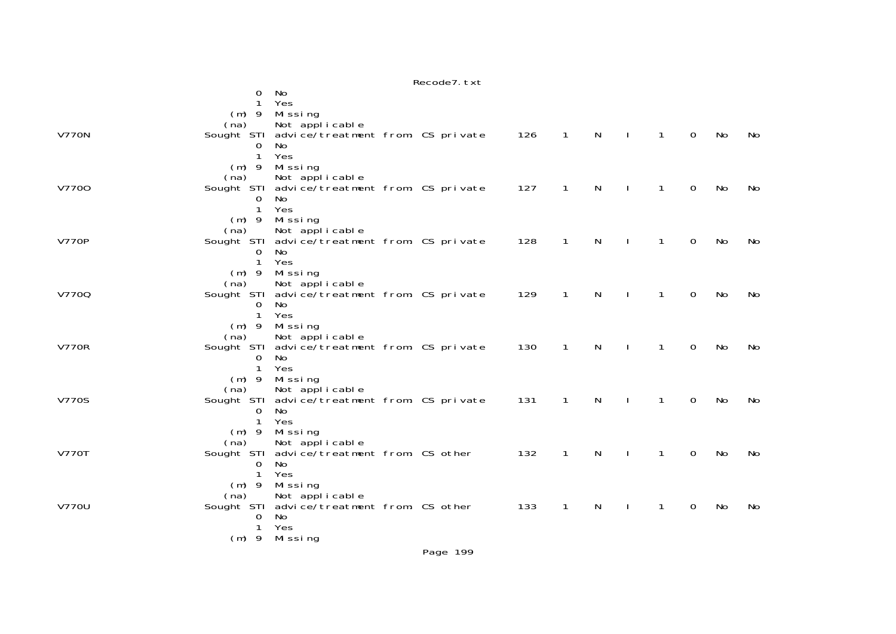```
                 0  No
                 1  Yes
             (m) 9  Missing
            (na)    Not applicable
V770N           Sought STI advice/treatment from CS private     126   1   N   I   1   0   No   No
                 0  No
                 1  Yes
             (m) 9  Missing
            (na)    Not applicable
V770O           Sought STI advice/treatment from CS private     127   1   N   I   1   0   No   No
                 0  No
                 1  Yes
             (m) 9  Missing
            (na)    Not applicable
V770P           Sought STI advice/treatment from CS private     128   1   N   I   1   0   No   No
                 0  No
                 1  Yes
             (m) 9  Missing
            (na)    Not applicable
V770Q           Sought STI advice/treatment from CS private     129   1   N   I   1   0   No   No
                 0  No
                 1  Yes
             (m) 9  Missing
            (na)    Not applicable
V770R           Sought STI advice/treatment from CS private     130   1   N   I   1   0   No   No
                 0  No
                 1  Yes
             (m) 9  Missing
            (na)    Not applicable
V770S           Sought STI advice/treatment from CS private     131   1   N   I   1   0   No   No
                 0  No
                 1  Yes
             (m) 9  Missing
            (na)    Not applicable
V770T           Sought STI advice/treatment from CS other       132   1   N   I   1   0   No   No
                 0  No
                 1  Yes
             (m) 9  Missing
            (na)    Not applicable
V770U           Sought STI advice/treatment from CS other       133   1   N   I   1   0   No   No
                 0  No
                 1  Yes
             (m) 9  Missing
```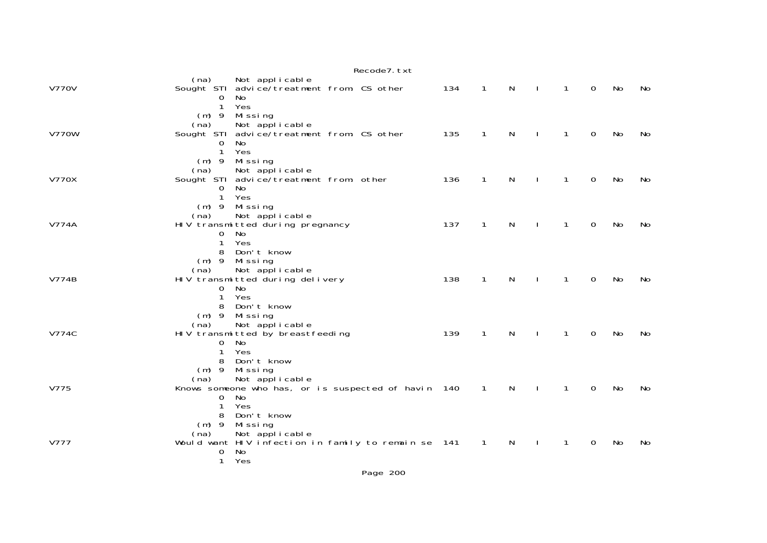```
                    (na)     Not applicable
V770V               Sought STI advice/treatment from CS other        134    1    N    I    1    0    No    No
                          0  No
                          1  Yes
                      (m) 9  Missing
                    (na)     Not applicable
V770W               Sought STI advice/treatment from CS other        135    1    N    I    1    0    No    No
                          0  No
                          1  Yes
                      (m) 9  Missing
                    (na)     Not applicable
V770X               Sought STI advice/treatment from other           136    1    N    I    1    0    No    No
                          0  No
                          1  Yes
                      (m) 9  Missing
                    (na)     Not applicable
V774A               HIV transmitted during pregnancy                 137    1    N    I    1    0    No    No
                          0  No
                          1  Yes
                          8  Don't know
                      (m) 9  Missing
                    (na)     Not applicable
V774B               HIV transmitted during delivery                  138    1    N    I    1    0    No    No
                          0  No
                          1  Yes
                          8  Don't know
                      (m) 9  Missing
                    (na)     Not applicable
V774C               HIV transmitted by breastfeeding                 139    1    N    I    1    0    No    No
                          0  No
                          1  Yes
                          8  Don't know
                      (m) 9  Missing
                    (na)     Not applicable
V775                Knows someone who has, or is suspected of havin  140    1    N    I    1    0    No    No
                          0  No
                          1  Yes
                          8  Don't know
                      (m) 9  Missing
                    (na)     Not applicable
V777                Would want HIV infection in family to remain se  141    1    N    I    1    0    No    No
                          0  No
                          1  Yes
```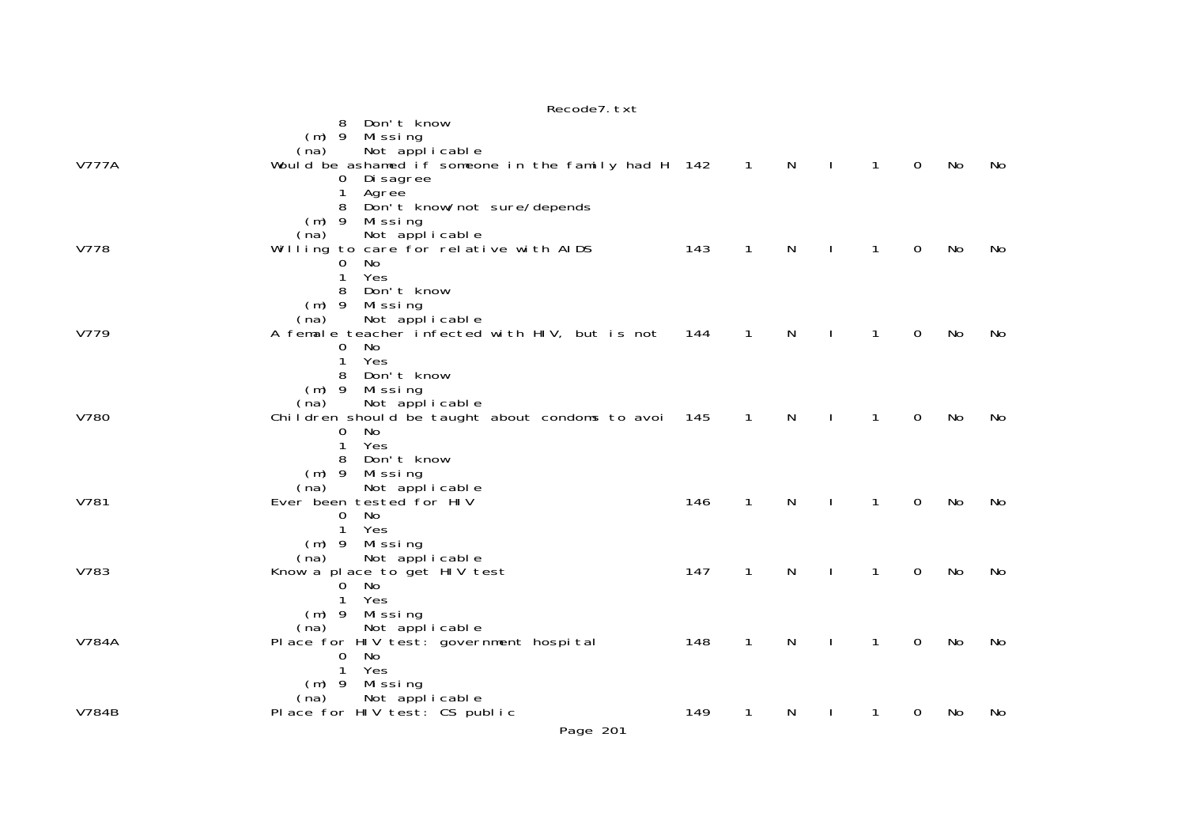```
                 8  Don't know
             (m) 9  Missing
            (na)    Not applicable
V777A           Would be ashamed if someone in the family had H  142    1    N    I    1    0   No   No
                 0  Disagree
                 1  Agree
                 8  Don't know/not sure/depends
             (m) 9  Missing
            (na)    Not applicable
V778            Willing to care for relative with AIDS           143    1    N    I    1    0   No   No
                 0  No
                 1  Yes
                 8  Don't know
             (m) 9  Missing
            (na)    Not applicable
V779            A female teacher infected with HIV, but is not   144    1    N    I    1    0   No   No
                 0  No
                 1  Yes
                 8  Don't know
             (m) 9  Missing
            (na)    Not applicable
V780            Children should be taught about condoms to avoi  145    1    N    I    1    0   No   No
                 0  No
                 1  Yes
                 8  Don't know
             (m) 9  Missing
            (na)    Not applicable
V781            Ever been tested for HIV                         146    1    N    I    1    0   No   No
                 0  No
                 1  Yes
             (m) 9  Missing
            (na)    Not applicable
V783            Know a place to get HIV test                     147    1    N    I    1    0   No   No
                 0  No
                 1  Yes
             (m) 9  Missing
            (na)    Not applicable
V784A           Place for HIV test: government hospital          148    1    N    I    1    0   No   No
                 0  No
                 1  Yes
             (m) 9  Missing
            (na)    Not applicable
V784B           Place for HIV test: CS public                    149    1    N    I    1    0   No   No
```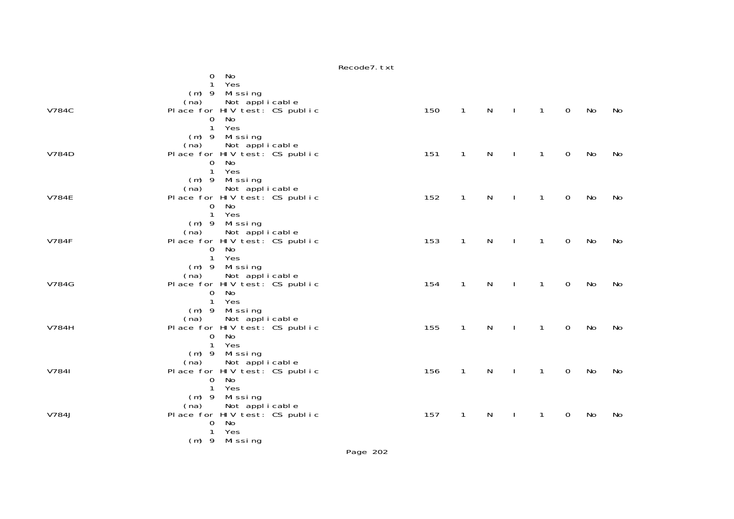```
                                    0  No
                                    1  Yes
                               (m)  9  Missing
                              (na)     Not applicable
V784C                     Place for HIV test: CS public                150    1    N    I    1    0    No    No
                                    0  No
                                    1  Yes
                               (m)  9  Missing
                              (na)     Not applicable
V784D                     Place for HIV test: CS public                151    1    N    I    1    0    No    No
                                    0  No
                                    1  Yes
                               (m)  9  Missing
                              (na)     Not applicable
V784E                     Place for HIV test: CS public                152    1    N    I    1    0    No    No
                                    0  No
                                    1  Yes
                               (m)  9  Missing
                              (na)     Not applicable
V784F                     Place for HIV test: CS public                153    1    N    I    1    0    No    No
                                    0  No
                                    1  Yes
                               (m)  9  Missing
                              (na)     Not applicable
V784G                     Place for HIV test: CS public                154    1    N    I    1    0    No    No
                                    0  No
                                    1  Yes
                               (m)  9  Missing
                              (na)     Not applicable
V784H                     Place for HIV test: CS public                155    1    N    I    1    0    No    No
                                    0  No
                                    1  Yes
                               (m)  9  Missing
                              (na)     Not applicable
V784I                     Place for HIV test: CS public                156    1    N    I    1    0    No    No
                                    0  No
                                    1  Yes
                               (m)  9  Missing
                              (na)     Not applicable
V784J                     Place for HIV test: CS public                157    1    N    I    1    0    No    No
                                    0  No
                                    1  Yes
                               (m)  9  Missing
```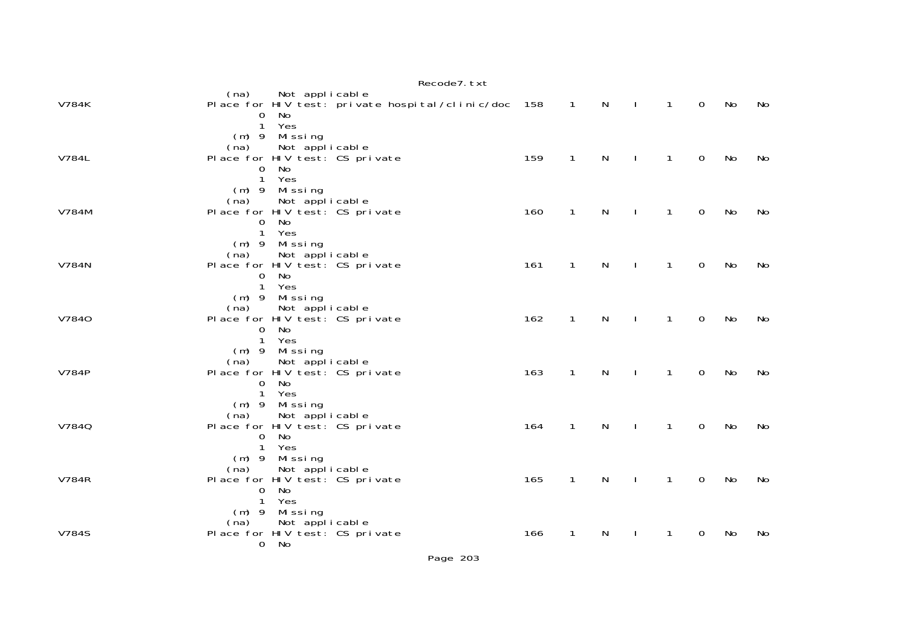```
                 (na)     Not applicable
V784K               Place for HIV test: private hospital/clinic/doc  158    1    N    I    1    0    No    No
                        0  No
                        1  Yes
                    (m) 9  Missing
                   (na)     Not applicable
V784L               Place for HIV test: CS private                    159    1    N    I    1    0    No    No
                        0  No
                        1  Yes
                    (m) 9  Missing
                   (na)     Not applicable
V784M               Place for HIV test: CS private                    160    1    N    I    1    0    No    No
                        0  No
                        1  Yes
                    (m) 9  Missing
                   (na)     Not applicable
V784N               Place for HIV test: CS private                    161    1    N    I    1    0    No    No
                        0  No
                        1  Yes
                    (m) 9  Missing
                   (na)     Not applicable
V784O               Place for HIV test: CS private                    162    1    N    I    1    0    No    No
                        0  No
                        1  Yes
                    (m) 9  Missing
                   (na)     Not applicable
V784P               Place for HIV test: CS private                    163    1    N    I    1    0    No    No
                        0  No
                        1  Yes
                    (m) 9  Missing
                   (na)     Not applicable
V784Q               Place for HIV test: CS private                    164    1    N    I    1    0    No    No
                        0  No
                        1  Yes
                    (m) 9  Missing
                   (na)     Not applicable
V784R               Place for HIV test: CS private                    165    1    N    I    1    0    No    No
                        0  No
                        1  Yes
                    (m) 9  Missing
                   (na)     Not applicable
V784S               Place for HIV test: CS private                    166    1    N    I    1    0    No    No
                        0  No
```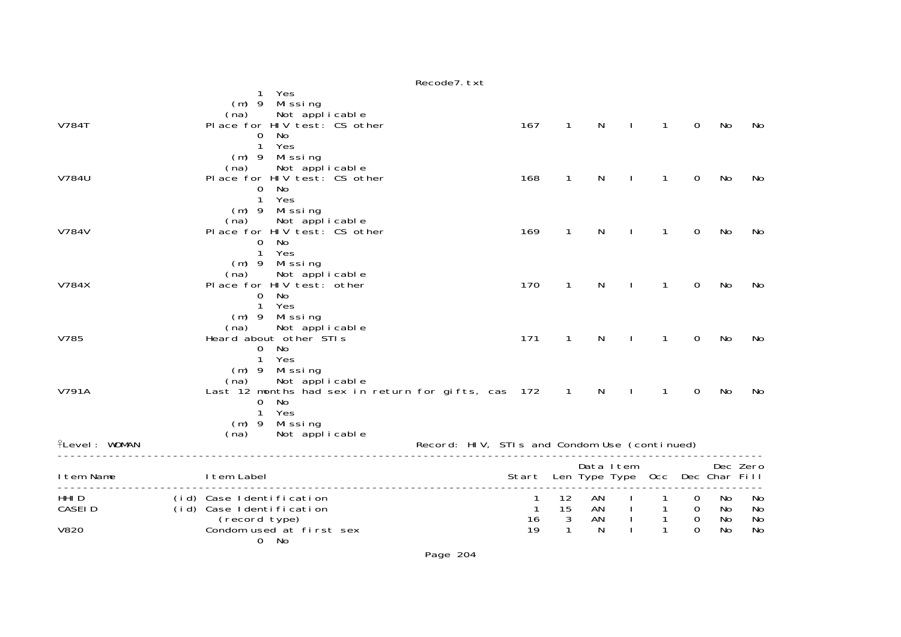```
                 1  Yes
             (m) 9  Missing
            (na)    Not applicable
V784T            Place for HIV test: CS other                    167    1    N    I     1    0   No   No
                 0  No
                 1  Yes
             (m) 9  Missing
            (na)    Not applicable
V784U            Place for HIV test: CS other                    168    1    N    I     1    0   No   No
                 0  No
                 1  Yes
             (m) 9  Missing
            (na)    Not applicable
V784V            Place for HIV test: CS other                    169    1    N    I     1    0   No   No
                 0  No
                 1  Yes
             (m) 9  Missing
            (na)    Not applicable
V784X            Place for HIV test: other                       170    1    N    I     1    0   No   No
                 0  No
                 1  Yes
             (m) 9  Missing
            (na)    Not applicable
V785             Heard about other STIs                          171    1    N    I     1    0   No   No
                 0  No
                 1  Yes
             (m) 9  Missing
            (na)    Not applicable
V791A            Last 12 months had sex in return for gifts, cas 172    1    N    I     1    0   No   No
                 0  No
                 1  Yes
             (m) 9  Missing
            (na)    Not applicable
Level: WOMAN                              Record: HIV, STIs and Condom Use (continued)
------------------------------------------------------------------------------------------------------
                                                                        Data Item            Dec Zero
Item Name             Item Label                                 Start   Len Type Type  Occ  Dec Char Fill
------------------------------------------------------------------------------------------------------
HHID            (id) Case Identification                           1   12   AN    I     1    0   No   No
CASEID          (id) Case Identification                           1   15   AN    I     1    0   No   No
                  (record type)                                   16    3   AN    I     1    0   No   No
V820             Condom used at first sex                         19    1    N    I     1    0   No   No
                 0  No
```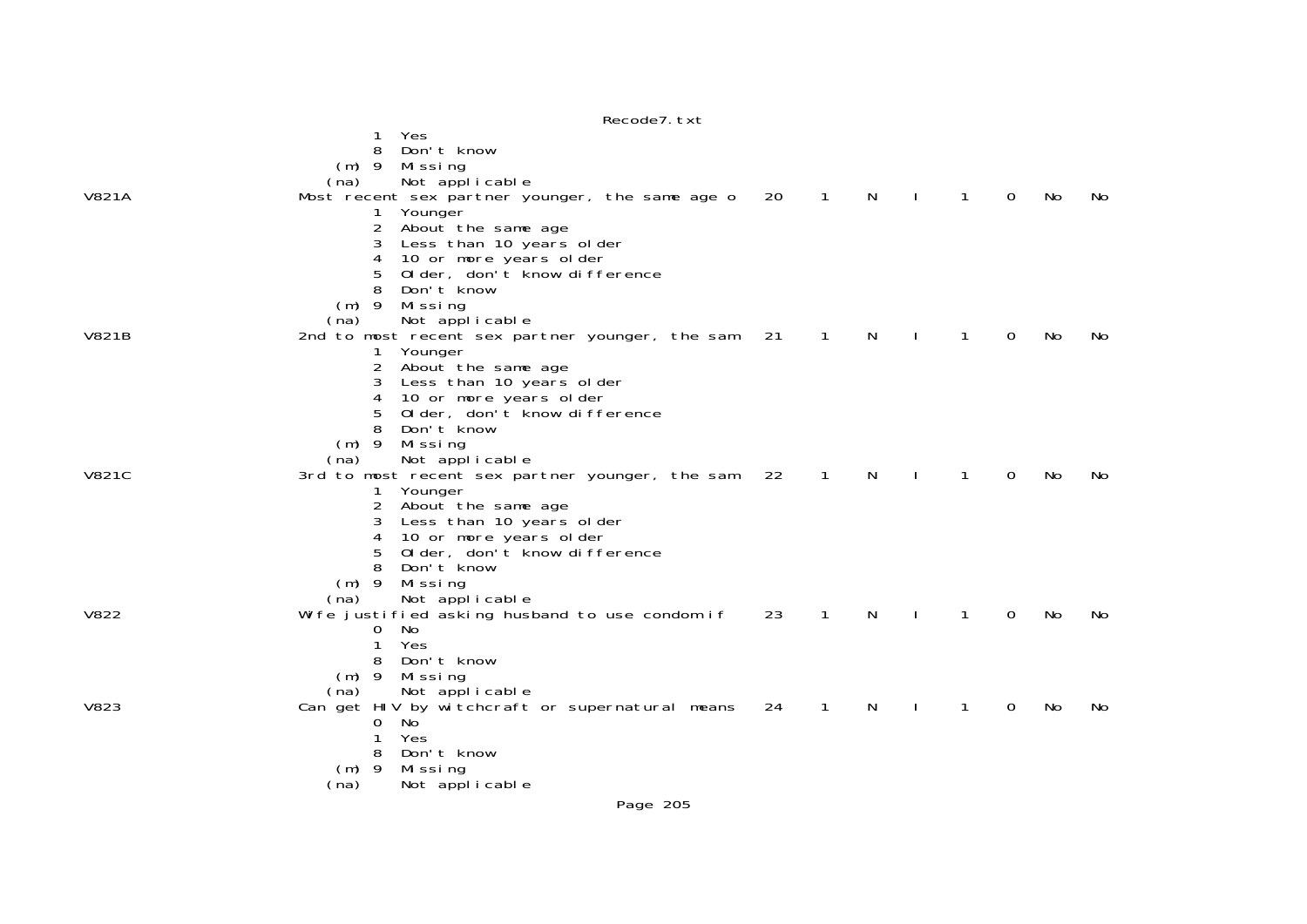```
                    1  Yes
                    8  Don't know
               (m)  9  Missing
              (na)     Not applicable
V821A          Most recent sex partner younger, the same age o   20   1   N   I   1   0   No   No
                    1  Younger
                    2  About the same age
                    3  Less than 10 years older
                    4  10 or more years older
                    5  Older, don't know difference
                    8  Don't know
               (m)  9  Missing
              (na)     Not applicable
V821B          2nd to most recent sex partner younger, the sam   21   1   N   I   1   0   No   No
                    1  Younger
                    2  About the same age
                    3  Less than 10 years older
                    4  10 or more years older
                    5  Older, don't know difference
                    8  Don't know
               (m)  9  Missing
              (na)     Not applicable
V821C          3rd to most recent sex partner younger, the sam   22   1   N   I   1   0   No   No
                    1  Younger
                    2  About the same age
                    3  Less than 10 years older
                    4  10 or more years older
                    5  Older, don't know difference
                    8  Don't know
               (m)  9  Missing
              (na)     Not applicable
V822           Wife justified asking husband to use condom if    23   1   N   I   1   0   No   No
                    0  No
                    1  Yes
                    8  Don't know
               (m)  9  Missing
              (na)     Not applicable
V823           Can get HIV by witchcraft or supernatural means   24   1   N   I   1   0   No   No
                    0  No
                    1  Yes
                    8  Don't know
               (m)  9  Missing
              (na)     Not applicable
```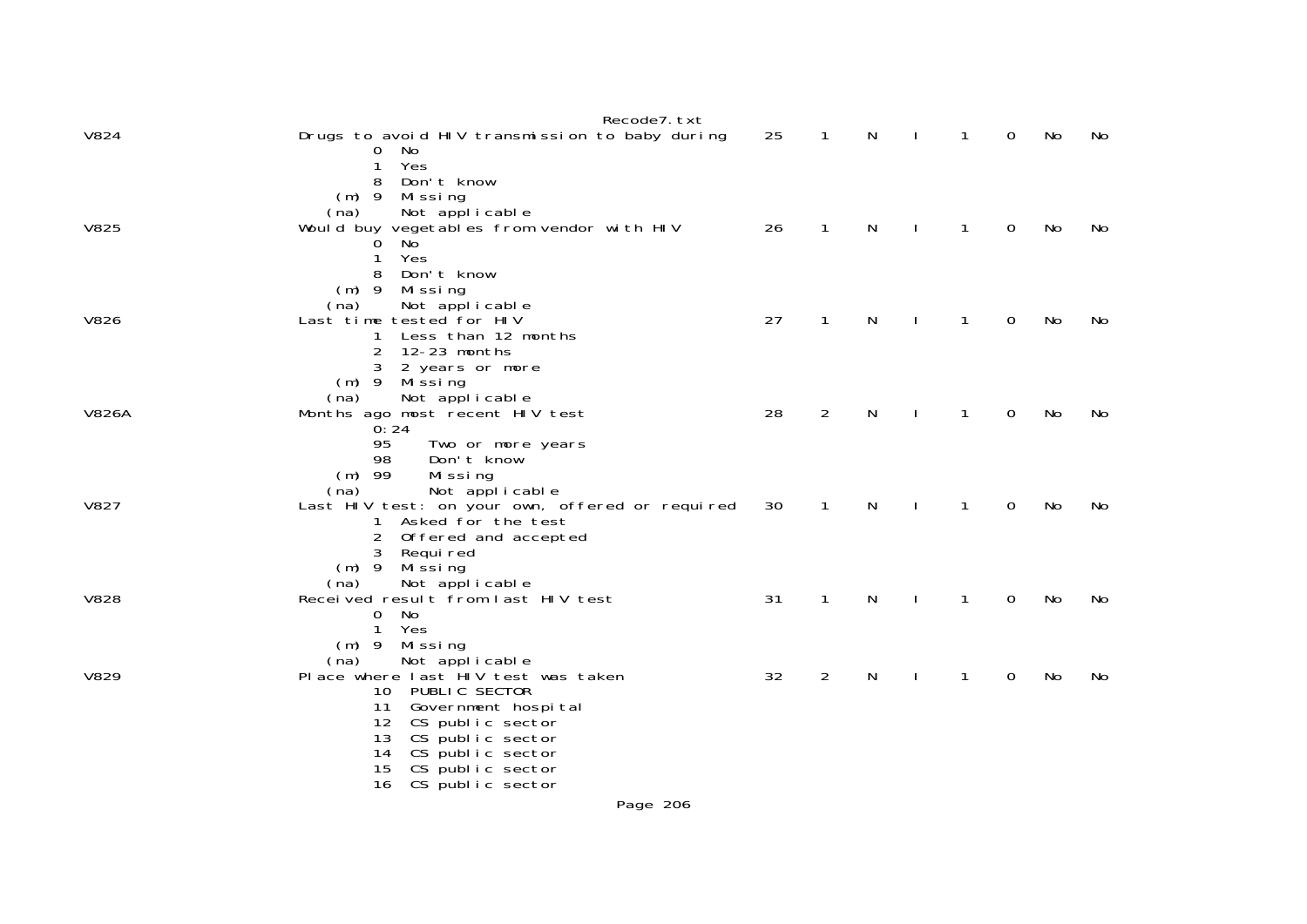| | | | | | | | | | |
|---|---|---|---|---|---|---|---|---|---|
| V824 | Drugs to avoid HIV transmission to baby during | 25 | 1 | N | I | 1 | 0 | No | No |
| | 0 No | | | | | | | | |
| | 1 Yes | | | | | | | | |
| | 8 Don't know | | | | | | | | |
| | (m) 9 Missing | | | | | | | | |
| | (na) Not applicable | | | | | | | | |
| V825 | Would buy vegetables from vendor with HIV | 26 | 1 | N | I | 1 | 0 | No | No |
| | 0 No | | | | | | | | |
| | 1 Yes | | | | | | | | |
| | 8 Don't know | | | | | | | | |
| | (m) 9 Missing | | | | | | | | |
| | (na) Not applicable | | | | | | | | |
| V826 | Last time tested for HIV | 27 | 1 | N | I | 1 | 0 | No | No |
| | 1 Less than 12 months | | | | | | | | |
| | 2 12-23 months | | | | | | | | |
| | 3 2 years or more | | | | | | | | |
| | (m) 9 Missing | | | | | | | | |
| | (na) Not applicable | | | | | | | | |
| V826A | Months ago most recent HIV test | 28 | 2 | N | I | 1 | 0 | No | No |
| | 0:24 | | | | | | | | |
| | 95 Two or more years | | | | | | | | |
| | 98 Don't know | | | | | | | | |
| | (m) 99 Missing | | | | | | | | |
| | (na) Not applicable | | | | | | | | |
| V827 | Last HIV test: on your own, offered or required | 30 | 1 | N | I | 1 | 0 | No | No |
| | 1 Asked for the test | | | | | | | | |
| | 2 Offered and accepted | | | | | | | | |
| | 3 Required | | | | | | | | |
| | (m) 9 Missing | | | | | | | | |
| | (na) Not applicable | | | | | | | | |
| V828 | Received result from last HIV test | 31 | 1 | N | I | 1 | 0 | No | No |
| | 0 No | | | | | | | | |
| | 1 Yes | | | | | | | | |
| | (m) 9 Missing | | | | | | | | |
| | (na) Not applicable | | | | | | | | |
| V829 | Place where last HIV test was taken | 32 | 2 | N | I | 1 | 0 | No | No |
| | 10 PUBLIC SECTOR | | | | | | | | |
| | 11 Government hospital | | | | | | | | |
| | 12 CS public sector | | | | | | | | |
| | 13 CS public sector | | | | | | | | |
| | 14 CS public sector | | | | | | | | |
| | 15 CS public sector | | | | | | | | |
| | 16 CS public sector | | | | | | | | |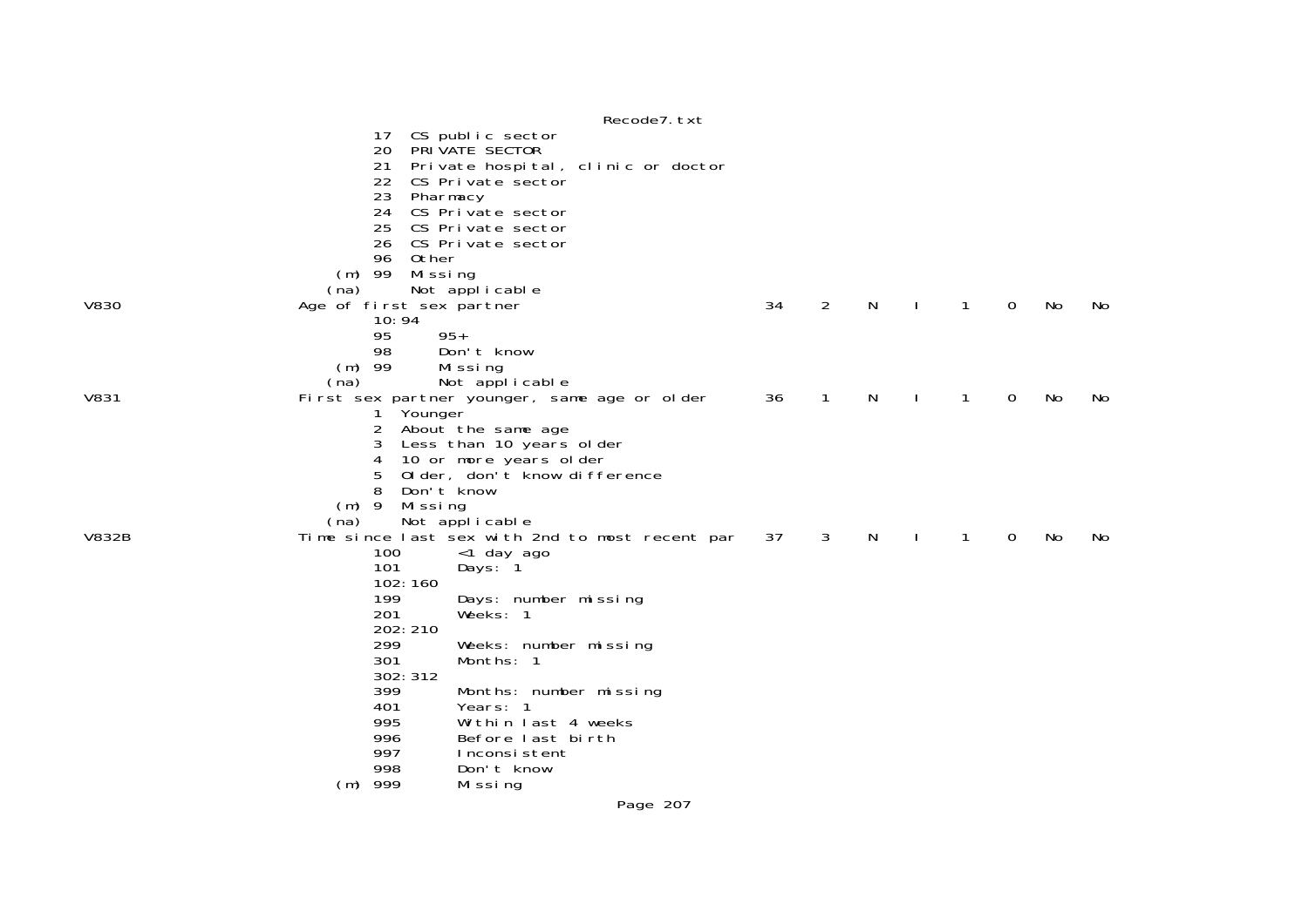```
                17  CS public sector
                20  PRIVATE SECTOR
                21  Private hospital, clinic or doctor
                22  CS Private sector
                23  Pharmacy
                24  CS Private sector
                25  CS Private sector
                26  CS Private sector
                96  Other
            (m) 99  Missing
           (na)     Not applicable
V830            Age of first sex partner                        34    2    N    I    1    0    No    No
                10:94
                95      95+
                98      Don't know
            (m) 99      Missing
           (na)         Not applicable
V831            First sex partner younger, same age or older    36    1    N    I    1    0    No    No
                1  Younger
                2  About the same age
                3  Less than 10 years older
                4  10 or more years older
                5  Older, don't know difference
                8  Don't know
            (m) 9  Missing
           (na)    Not applicable
V832B           Time since last sex with 2nd to most recent par 37    3    N    I    1    0    No    No
                100       <1 day ago
                101       Days: 1
                102:160
                199       Days: number missing
                201       Weeks: 1
                202:210
                299       Weeks: number missing
                301       Months: 1
                302:312
                399       Months: number missing
                401       Years: 1
                995       Within last 4 weeks
                996       Before last birth
                997       Inconsistent
                998       Don't know
            (m) 999       Missing
```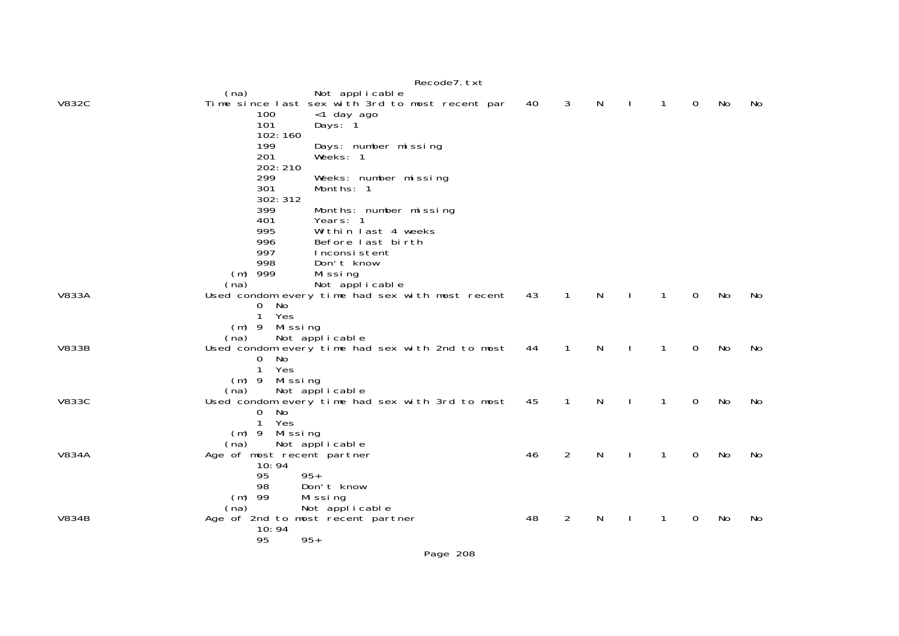```
    (na)          Not applicable
V832C                   Time since last sex with 3rd to most recent par    40    3    N    I    1    0    No    No
            100       <1 day ago
            101       Days: 1
            102:160
            199       Days: number missing
            201       Weeks: 1
            202:210
            299       Weeks: number missing
            301       Months: 1
            302:312
            399       Months: number missing
            401       Years: 1
            995       Within last 4 weeks
            996       Before last birth
            997       Inconsistent
            998       Don't know
        (m) 999       Missing
       (na)           Not applicable
V833A                   Used condom every time had sex with most recent    43    1    N    I    1    0    No    No
            0  No
            1  Yes
        (m) 9  Missing
       (na)    Not applicable
V833B                   Used condom every time had sex with 2nd to most    44    1    N    I    1    0    No    No
            0  No
            1  Yes
        (m) 9  Missing
       (na)    Not applicable
V833C                   Used condom every time had sex with 3rd to most    45    1    N    I    1    0    No    No
            0  No
            1  Yes
        (m) 9  Missing
       (na)    Not applicable
V834A                   Age of most recent partner                         46    2    N    I    1    0    No    No
            10:94
            95      95+
            98      Don't know
        (m) 99      Missing
       (na)         Not applicable
V834B                   Age of 2nd to most recent partner                  48    2    N    I    1    0    No    No
            10:94
            95      95+
```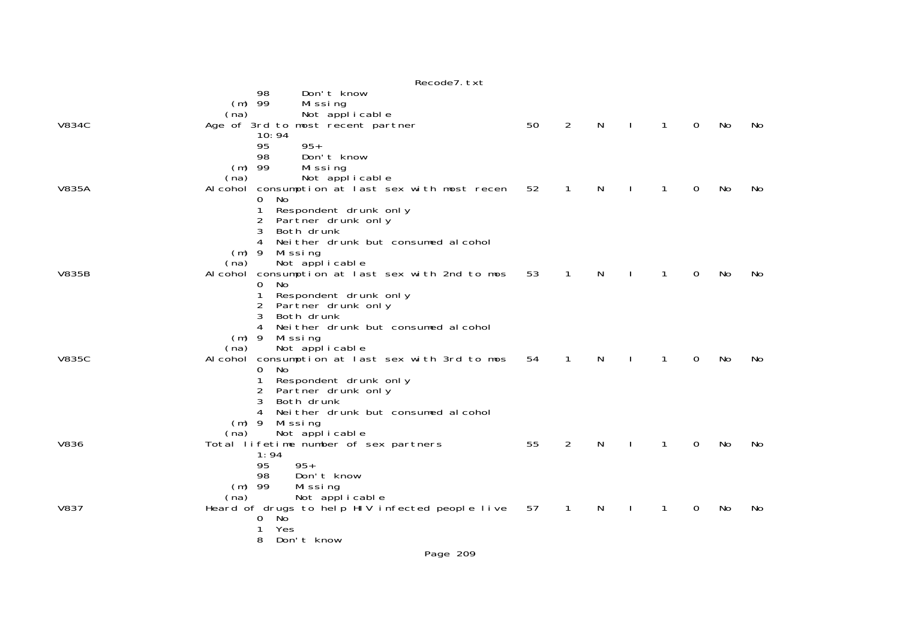```
                 98      Don't know
             (m) 99      Missing
            (na)         Not applicable
V834C            Age of 3rd to most recent partner                50    2    N    I    1    0    No    No
                 10:94
                 95      95+
                 98      Don't know
             (m) 99      Missing
            (na)         Not applicable
V835A            Alcohol consumption at last sex with most recen  52    1    N    I    1    0    No    No
                 0  No
                 1  Respondent drunk only
                 2  Partner drunk only
                 3  Both drunk
                 4  Neither drunk but consumed alcohol
             (m) 9  Missing
            (na)    Not applicable
V835B            Alcohol consumption at last sex with 2nd to mos  53    1    N    I    1    0    No    No
                 0  No
                 1  Respondent drunk only
                 2  Partner drunk only
                 3  Both drunk
                 4  Neither drunk but consumed alcohol
             (m) 9  Missing
            (na)    Not applicable
V835C            Alcohol consumption at last sex with 3rd to mos  54    1    N    I    1    0    No    No
                 0  No
                 1  Respondent drunk only
                 2  Partner drunk only
                 3  Both drunk
                 4  Neither drunk but consumed alcohol
             (m) 9  Missing
            (na)    Not applicable
V836             Total lifetime number of sex partners            55    2    N    I    1    0    No    No
                 1:94
                 95     95+
                 98     Don't know
             (m) 99     Missing
            (na)        Not applicable
V837             Heard of drugs to help HIV infected people live  57    1    N    I    1    0    No    No
                 0  No
                 1  Yes
                 8  Don't know
```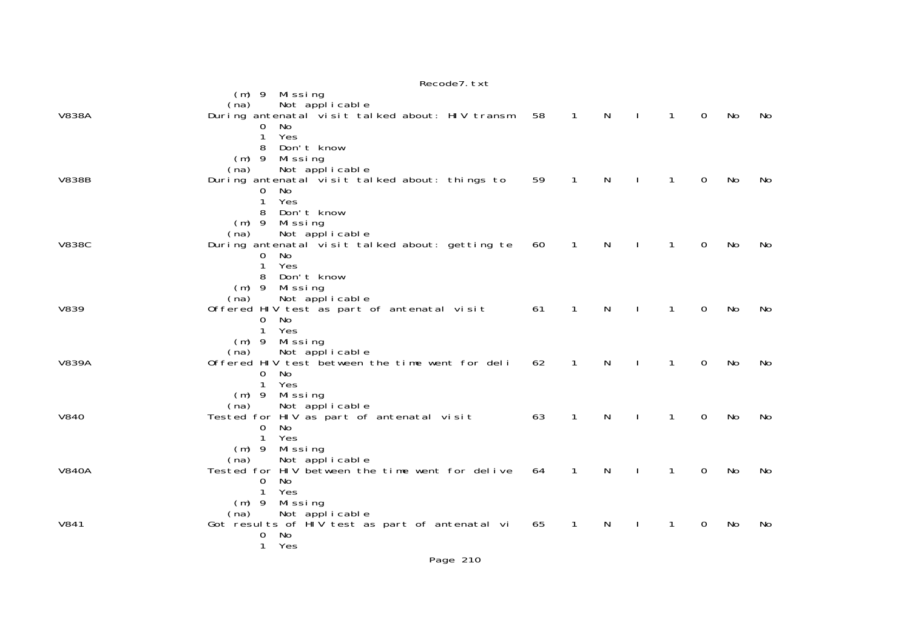```
                    (m) 9  Missing
                   (na)    Not applicable
V838A              During antenatal visit talked about: HIV transm   58   1   N   I   1   0   No   No
                        0  No
                        1  Yes
                        8  Don't know
                    (m) 9  Missing
                   (na)    Not applicable
V838B              During antenatal visit talked about: things to    59   1   N   I   1   0   No   No
                        0  No
                        1  Yes
                        8  Don't know
                    (m) 9  Missing
                   (na)    Not applicable
V838C              During antenatal visit talked about: getting te   60   1   N   I   1   0   No   No
                        0  No
                        1  Yes
                        8  Don't know
                    (m) 9  Missing
                   (na)    Not applicable
V839               Offered HIV test as part of antenatal visit       61   1   N   I   1   0   No   No
                        0  No
                        1  Yes
                    (m) 9  Missing
                   (na)    Not applicable
V839A              Offered HIV test between the time went for deli   62   1   N   I   1   0   No   No
                        0  No
                        1  Yes
                    (m) 9  Missing
                   (na)    Not applicable
V840               Tested for HIV as part of antenatal visit         63   1   N   I   1   0   No   No
                        0  No
                        1  Yes
                    (m) 9  Missing
                   (na)    Not applicable
V840A              Tested for HIV between the time went for delive   64   1   N   I   1   0   No   No
                        0  No
                        1  Yes
                    (m) 9  Missing
                   (na)    Not applicable
V841               Got results of HIV test as part of antenatal vi   65   1   N   I   1   0   No   No
                        0  No
                        1  Yes
```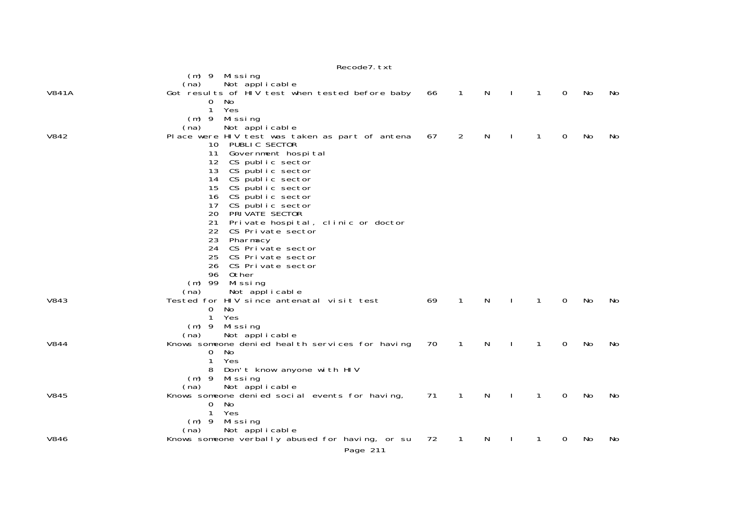```
                   (m) 9  Missing
                  (na)    Not applicable
V841A             Got results of HIV test when tested before baby   66    1    N    I     1    0    No    No
                          0  No
                          1  Yes
                      (m) 9  Missing
                  (na)       Not applicable
V842              Place were HIV test was taken as part of antena   67    2    N    I     1    0    No    No
                          10  PUBLIC SECTOR
                          11  Government hospital
                          12  CS public sector
                          13  CS public sector
                          14  CS public sector
                          15  CS public sector
                          16  CS public sector
                          17  CS public sector
                          20  PRIVATE SECTOR
                          21  Private hospital, clinic or doctor
                          22  CS Private sector
                          23  Pharmacy
                          24  CS Private sector
                          25  CS Private sector
                          26  CS Private sector
                          96  Other
                      (m) 99  Missing
                  (na)        Not applicable
V843              Tested for HIV since antenatal visit test         69    1    N    I     1    0    No    No
                          0  No
                          1  Yes
                      (m) 9  Missing
                  (na)       Not applicable
V844              Knows someone denied health services for having   70    1    N    I     1    0    No    No
                          0  No
                          1  Yes
                          8  Don't know anyone with HIV
                      (m) 9  Missing
                  (na)       Not applicable
V845              Knows someone denied social events for having,    71    1    N    I     1    0    No    No
                          0  No
                          1  Yes
                      (m) 9  Missing
                  (na)       Not applicable
V846              Knows someone verbally abused for having, or su   72    1    N    I     1    0    No    No
```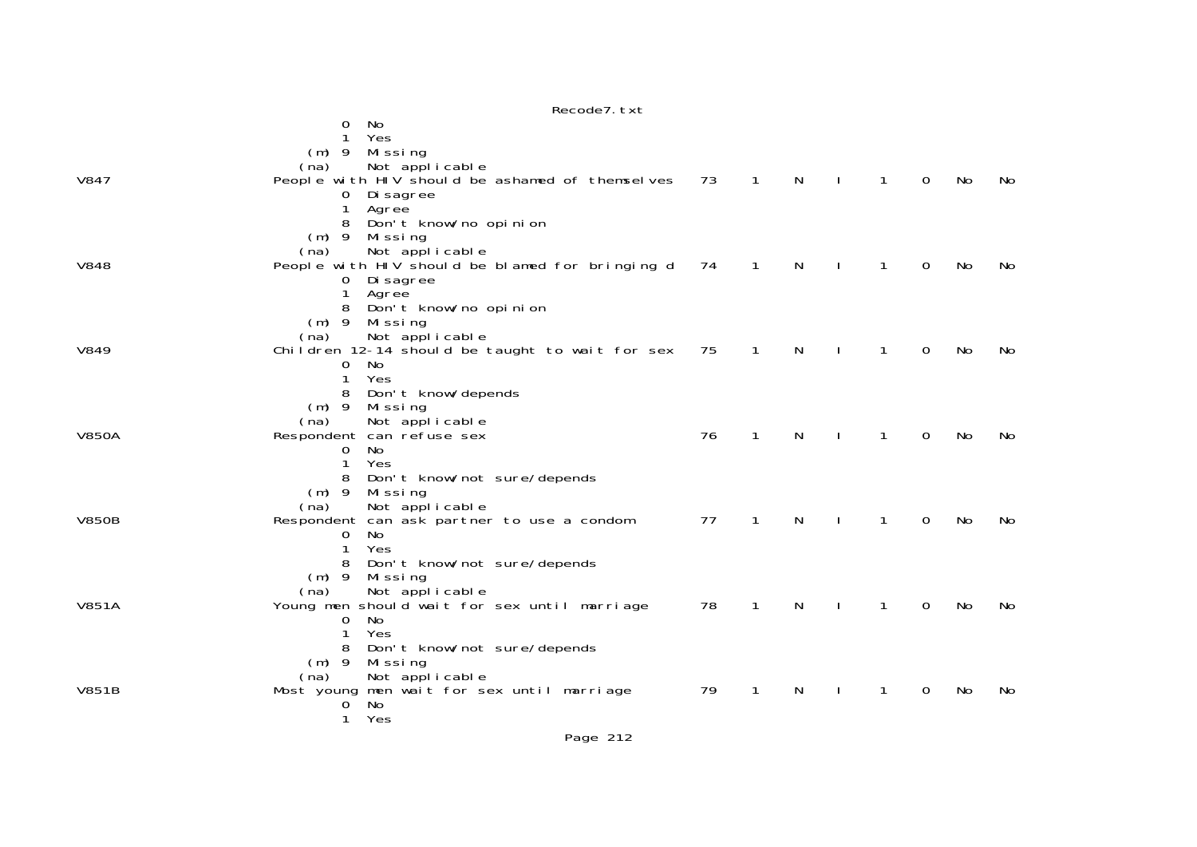```
                0  No
                1  Yes
            (m) 9  Missing
           (na)    Not applicable
V847          People with HIV should be ashamed of themselves    73    1    N    I    1    0    No    No
                0  Disagree
                1  Agree
                8  Don't know/no opinion
            (m) 9  Missing
           (na)    Not applicable
V848          People with HIV should be blamed for bringing d    74    1    N    I    1    0    No    No
                0  Disagree
                1  Agree
                8  Don't know/no opinion
            (m) 9  Missing
           (na)    Not applicable
V849          Children 12-14 should be taught to wait for sex    75    1    N    I    1    0    No    No
                0  No
                1  Yes
                8  Don't know/depends
            (m) 9  Missing
           (na)    Not applicable
V850A         Respondent can refuse sex                          76    1    N    I    1    0    No    No
                0  No
                1  Yes
                8  Don't know/not sure/depends
            (m) 9  Missing
           (na)    Not applicable
V850B         Respondent can ask partner to use a condom         77    1    N    I    1    0    No    No
                0  No
                1  Yes
                8  Don't know/not sure/depends
            (m) 9  Missing
           (na)    Not applicable
V851A         Young men should wait for sex until marriage       78    1    N    I    1    0    No    No
                0  No
                1  Yes
                8  Don't know/not sure/depends
            (m) 9  Missing
           (na)    Not applicable
V851B         Most young men wait for sex until marriage         79    1    N    I    1    0    No    No
                0  No
                1  Yes
```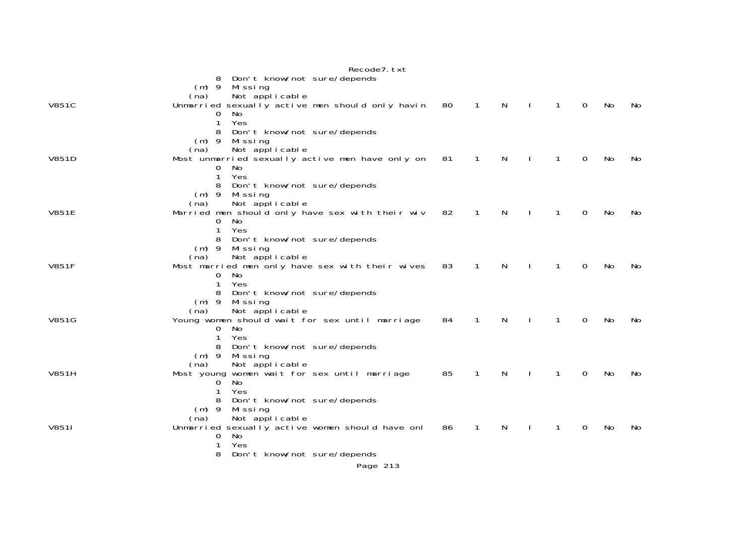```
         8  Don't know/not sure/depends
     (m) 9  Missing
    (na)    Not applicable
V851C                 Unmarried sexually active men should only havin    80    1    N    I    1    0    No    No
         0  No
         1  Yes
         8  Don't know/not sure/depends
     (m) 9  Missing
    (na)    Not applicable
V851D                 Most unmarried sexually active men have only on    81    1    N    I    1    0    No    No
         0  No
         1  Yes
         8  Don't know/not sure/depends
     (m) 9  Missing
    (na)    Not applicable
V851E                 Married men should only have sex with their wiv    82    1    N    I    1    0    No    No
         0  No
         1  Yes
         8  Don't know/not sure/depends
     (m) 9  Missing
    (na)    Not applicable
V851F                 Most married men only have sex with their wives    83    1    N    I    1    0    No    No
         0  No
         1  Yes
         8  Don't know/not sure/depends
     (m) 9  Missing
    (na)    Not applicable
V851G                 Young women should wait for sex until marriage     84    1    N    I    1    0    No    No
         0  No
         1  Yes
         8  Don't know/not sure/depends
     (m) 9  Missing
    (na)    Not applicable
V851H                 Most young women wait for sex until marriage       85    1    N    I    1    0    No    No
         0  No
         1  Yes
         8  Don't know/not sure/depends
     (m) 9  Missing
    (na)    Not applicable
V851I                 Unmarried sexually active women should have onl    86    1    N    I    1    0    No    No
         0  No
         1  Yes
         8  Don't know/not sure/depends
```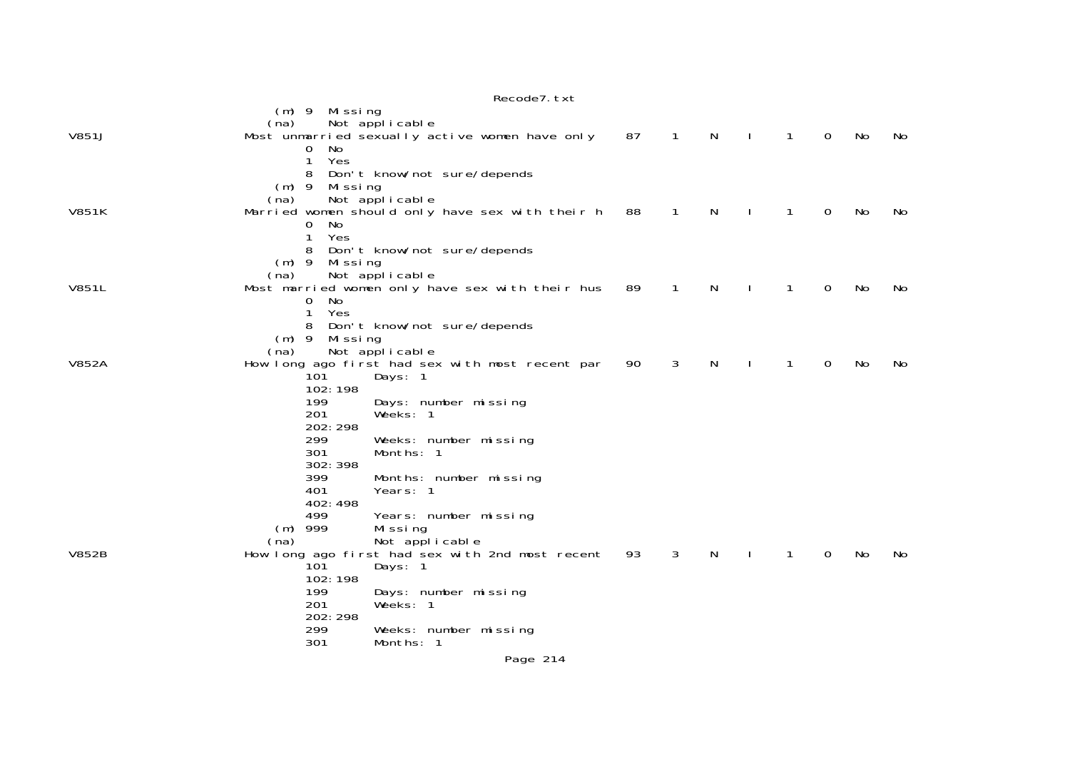```
                         (m) 9  Missing
                        (na)    Not applicable
V851J                   Most unmarried sexually active women have only    87    1    N    I    1    0    No    No
                              0  No
                              1  Yes
                              8  Don't know/not sure/depends
                         (m) 9  Missing
                        (na)    Not applicable
V851K                   Married women should only have sex with their h   88    1    N    I    1    0    No    No
                              0  No
                              1  Yes
                              8  Don't know/not sure/depends
                         (m) 9  Missing
                        (na)    Not applicable
V851L                   Most married women only have sex with their hus   89    1    N    I    1    0    No    No
                              0  No
                              1  Yes
                              8  Don't know/not sure/depends
                         (m) 9  Missing
                        (na)    Not applicable
V852A                   How long ago first had sex with most recent par   90    3    N    I    1    0    No    No
                              101       Days: 1
                              102:198
                              199       Days: number missing
                              201       Weeks: 1
                              202:298
                              299       Weeks: number missing
                              301       Months: 1
                              302:398
                              399       Months: number missing
                              401       Years: 1
                              402:498
                              499       Years: number missing
                         (m) 999       Missing
                        (na)           Not applicable
V852B                   How long ago first had sex with 2nd most recent   93    3    N    I    1    0    No    No
                              101       Days: 1
                              102:198
                              199       Days: number missing
                              201       Weeks: 1
                              202:298
                              299       Weeks: number missing
                              301       Months: 1
```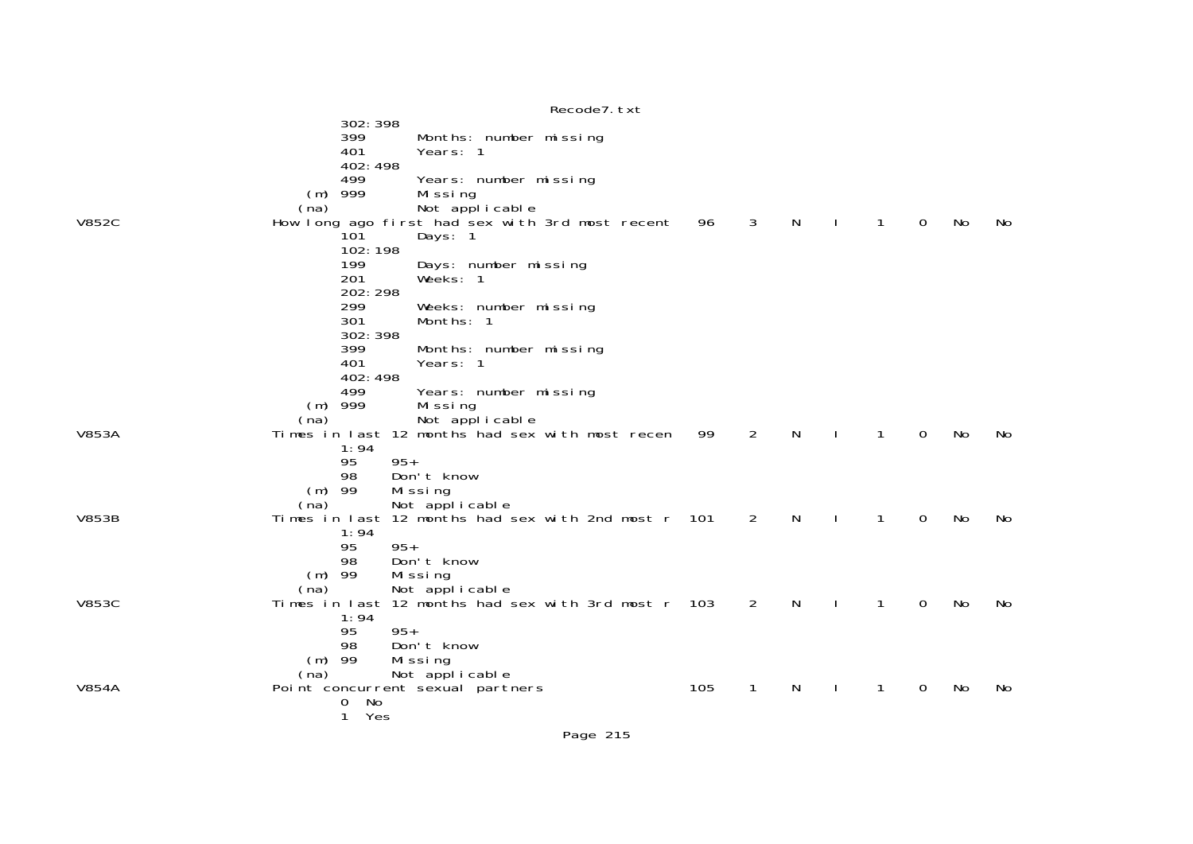```
                  302:398
                  399       Months: number missing
                  401       Years: 1
                  402:498
                  499       Years: number missing
              (m) 999       Missing
             (na)           Not applicable
V852C           How long ago first had sex with 3rd most recent    96     3     N     I     1     0    No    No
                  101       Days: 1
                  102:198
                  199       Days: number missing
                  201       Weeks: 1
                  202:298
                  299       Weeks: number missing
                  301       Months: 1
                  302:398
                  399       Months: number missing
                  401       Years: 1
                  402:498
                  499       Years: number missing
              (m) 999       Missing
             (na)           Not applicable
V853A           Times in last 12 months had sex with most recen    99     2     N     I     1     0    No    No
                  1:94
                  95     95+
                  98     Don't know
              (m) 99     Missing
             (na)        Not applicable
V853B           Times in last 12 months had sex with 2nd most r   101     2     N     I     1     0    No    No
                  1:94
                  95     95+
                  98     Don't know
              (m) 99     Missing
             (na)        Not applicable
V853C           Times in last 12 months had sex with 3rd most r   103     2     N     I     1     0    No    No
                  1:94
                  95     95+
                  98     Don't know
              (m) 99     Missing
             (na)        Not applicable
V854A           Point concurrent sexual partners                  105     1     N     I     1     0    No    No
                  0   No
                  1   Yes
```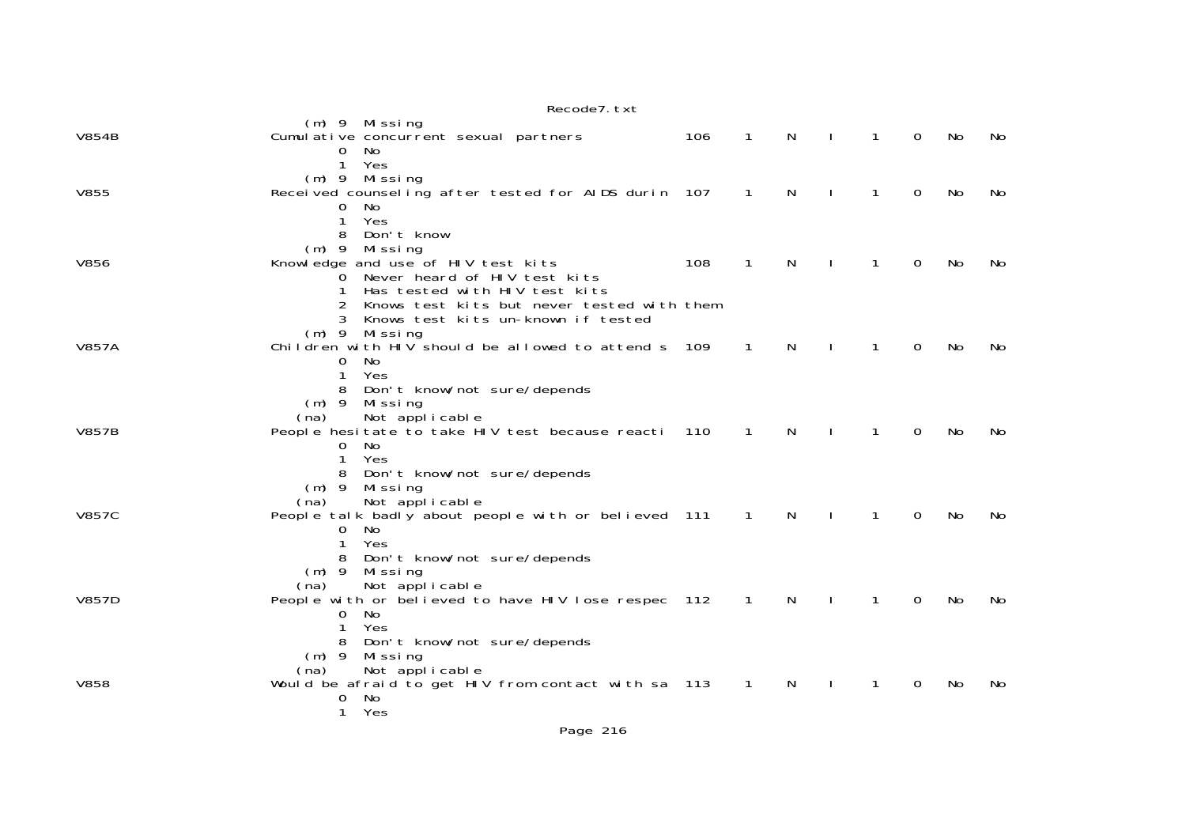```
                    (m) 9  Missing
V854B               Cumulative concurrent sexual partners             106    1    N    I    1    0   No    No
                          0  No
                          1  Yes
                    (m) 9  Missing
V855                Received counseling after tested for AIDS durin  107    1    N    I    1    0   No    No
                          0  No
                          1  Yes
                          8  Don't know
                    (m) 9  Missing
V856                Knowledge and use of HIV test kits                108    1    N    I    1    0   No    No
                          0  Never heard of HIV test kits
                          1  Has tested with HIV test kits
                          2  Knows test kits but never tested with them
                          3  Knows test kits un-known if tested
                    (m) 9  Missing
V857A               Children with HIV should be allowed to attend s  109    1    N    I    1    0   No    No
                          0  No
                          1  Yes
                          8  Don't know/not sure/depends
                    (m) 9  Missing
                   (na)    Not applicable
V857B               People hesitate to take HIV test because reacti  110    1    N    I    1    0   No    No
                          0  No
                          1  Yes
                          8  Don't know/not sure/depends
                    (m) 9  Missing
                   (na)    Not applicable
V857C               People talk badly about people with or believed  111    1    N    I    1    0   No    No
                          0  No
                          1  Yes
                          8  Don't know/not sure/depends
                    (m) 9  Missing
                   (na)    Not applicable
V857D               People with or believed to have HIV lose respec  112    1    N    I    1    0   No    No
                          0  No
                          1  Yes
                          8  Don't know/not sure/depends
                    (m) 9  Missing
                   (na)    Not applicable
V858                Would be afraid to get HIV from contact with sa  113    1    N    I    1    0   No    No
                          0  No
                          1  Yes
```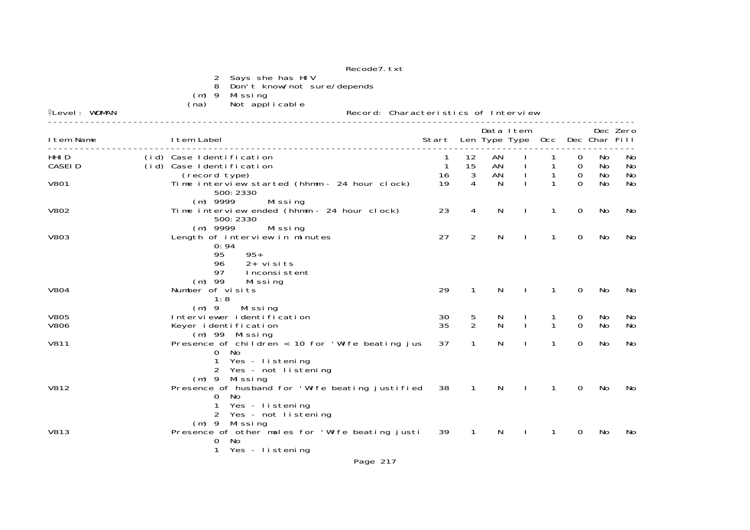```
                     2  Says she has HIV
                     8  Don't know/not sure/depends
                 (m) 9  Missing
                (na)    Not applicable
```

Level: WOMAN                                        Record: Characteristics of Interview

| Item Name | | Item Label | Start | Len | Data Type | Item Type | Occ | Dec | Dec Char | Zero Fill |
|---|---|---|---|---|---|---|---|---|---|---|
| HHID | (id) | Case Identification | 1 | 12 | AN | I | 1 | 0 | No | No |
| CASEID | (id) | Case Identification | 1 | 15 | AN | I | 1 | 0 | No | No |
| | | (record type) | 16 | 3 | AN | I | 1 | 0 | No | No |
| V801 | | Time interview started (hhmm - 24 hour clock) | 19 | 4 | N | I | 1 | 0 | No | No |
| V802 | | Time interview ended (hhmm - 24 hour clock) | 23 | 4 | N | I | 1 | 0 | No | No |
| V803 | | Length of interview in minutes | 27 | 2 | N | I | 1 | 0 | No | No |
| V804 | | Number of visits | 29 | 1 | N | I | 1 | 0 | No | No |
| V805 | | Interviewer identification | 30 | 5 | N | I | 1 | 0 | No | No |
| V806 | | Keyer identification | 35 | 2 | N | I | 1 | 0 | No | No |
| V811 | | Presence of children < 10 for 'Wife beating jus | 37 | 1 | N | I | 1 | 0 | No | No |
| V812 | | Presence of husband for 'Wife beating justified | 38 | 1 | N | I | 1 | 0 | No | No |
| V813 | | Presence of other males for 'Wife beating justi | 39 | 1 | N | I | 1 | 0 | No | No |

```
V801   Time interview started (hhmm - 24 hour clock)
           500:2330
       (m) 9999      Missing

V802   Time interview ended (hhmm - 24 hour clock)
           500:2330
       (m) 9999      Missing

V803   Length of interview in minutes
           0:94
           95    95+
           96    2+ visits
           97    Inconsistent
       (m) 99    Missing

V804   Number of visits
           1:8
       (m) 9     Missing

V805   Interviewer identification

V806   Keyer identification
       (m) 99  Missing

V811   Presence of children < 10 for 'Wife beating jus
           0  No
           1  Yes - listening
           2  Yes - not listening
       (m) 9  Missing

V812   Presence of husband for 'Wife beating justified
           0  No
           1  Yes - listening
           2  Yes - not listening
       (m) 9  Missing

V813   Presence of other males for 'Wife beating justi
           0  No
           1  Yes - listening
```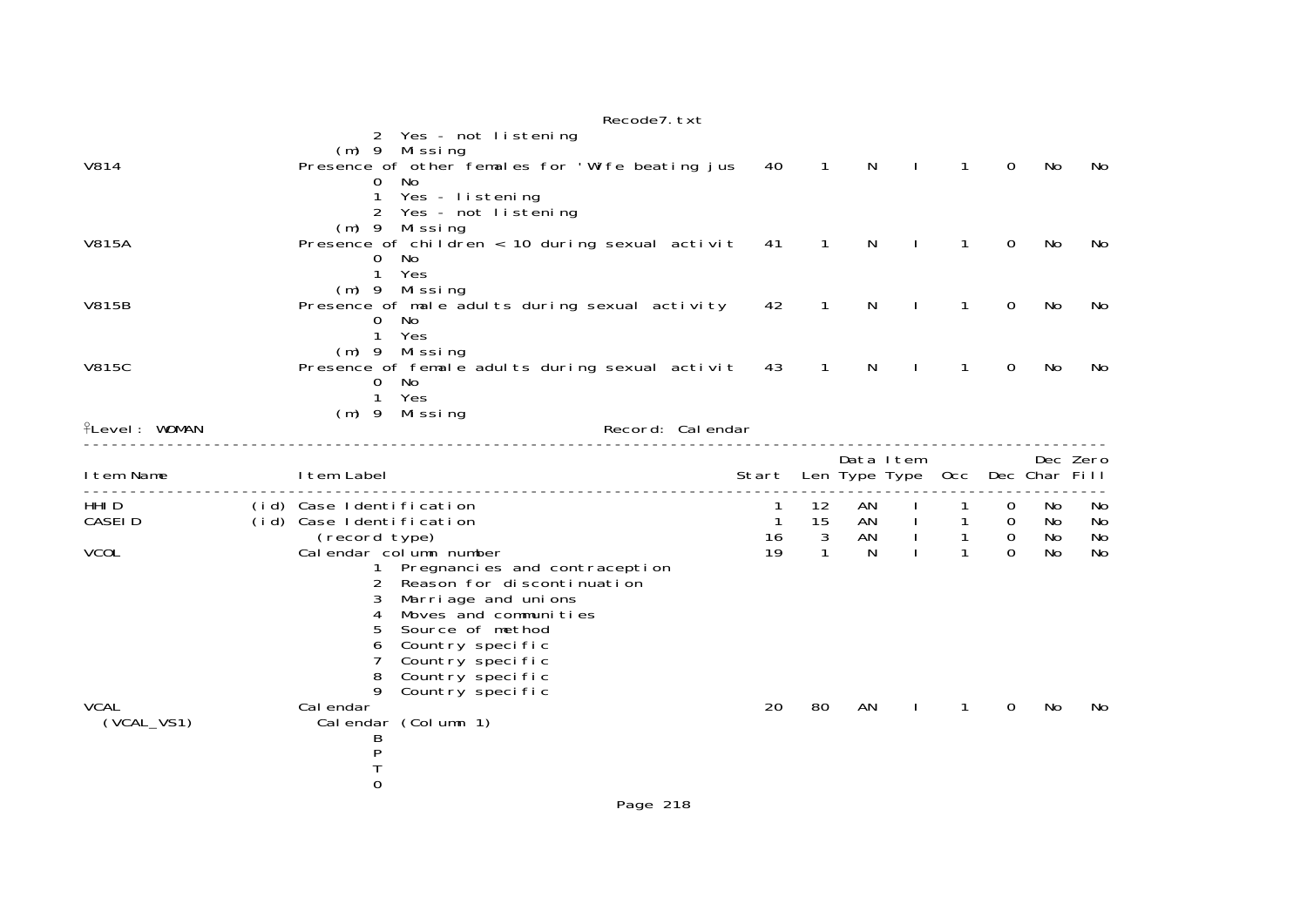| Item Name | | Item Label | Start | Len | Data Type | Item Type | Occ | Dec | Dec Char | Zero Fill |
|---|---|---|---|---|---|---|---|---|---|---|
| | | 2 Yes - not listening | | | | | | | | |
| | | (m) 9 Missing | | | | | | | | |
| V814 | | Presence of other females for 'Wife beating jus | 40 | 1 | N | I | 1 | 0 | No | No |
| | | 0 No | | | | | | | | |
| | | 1 Yes - listening | | | | | | | | |
| | | 2 Yes - not listening | | | | | | | | |
| | | (m) 9 Missing | | | | | | | | |
| V815A | | Presence of children < 10 during sexual activit | 41 | 1 | N | I | 1 | 0 | No | No |
| | | 0 No | | | | | | | | |
| | | 1 Yes | | | | | | | | |
| | | (m) 9 Missing | | | | | | | | |
| V815B | | Presence of male adults during sexual activity | 42 | 1 | N | I | 1 | 0 | No | No |
| | | 0 No | | | | | | | | |
| | | 1 Yes | | | | | | | | |
| | | (m) 9 Missing | | | | | | | | |
| V815C | | Presence of female adults during sexual activit | 43 | 1 | N | I | 1 | 0 | No | No |
| | | 0 No | | | | | | | | |
| | | 1 Yes | | | | | | | | |
| | | (m) 9 Missing | | | | | | | | |

Level: WOMAN Record: Calendar

| Item Name | | Item Label | Start | Len | Data Type | Item Type | Occ | Dec | Dec Char | Zero Fill |
|---|---|---|---|---|---|---|---|---|---|---|
| HHID | (id) | Case Identification | 1 | 12 | AN | I | 1 | 0 | No | No |
| CASEID | (id) | Case Identification | 1 | 15 | AN | I | 1 | 0 | No | No |
| | | (record type) | 16 | 3 | AN | I | 1 | 0 | No | No |
| VCOL | | Calendar column number | 19 | 1 | N | I | 1 | 0 | No | No |
| | | 1 Pregnancies and contraception | | | | | | | | |
| | | 2 Reason for discontinuation | | | | | | | | |
| | | 3 Marriage and unions | | | | | | | | |
| | | 4 Moves and communities | | | | | | | | |
| | | 5 Source of method | | | | | | | | |
| | | 6 Country specific | | | | | | | | |
| | | 7 Country specific | | | | | | | | |
| | | 8 Country specific | | | | | | | | |
| | | 9 Country specific | | | | | | | | |
| VCAL | | Calendar | 20 | 80 | AN | I | 1 | 0 | No | No |
| (VCAL_VS1) | | Calendar (Column 1) | | | | | | | | |
| | | B | | | | | | | | |
| | | P | | | | | | | | |
| | | T | | | | | | | | |
| | | 0 | | | | | | | | |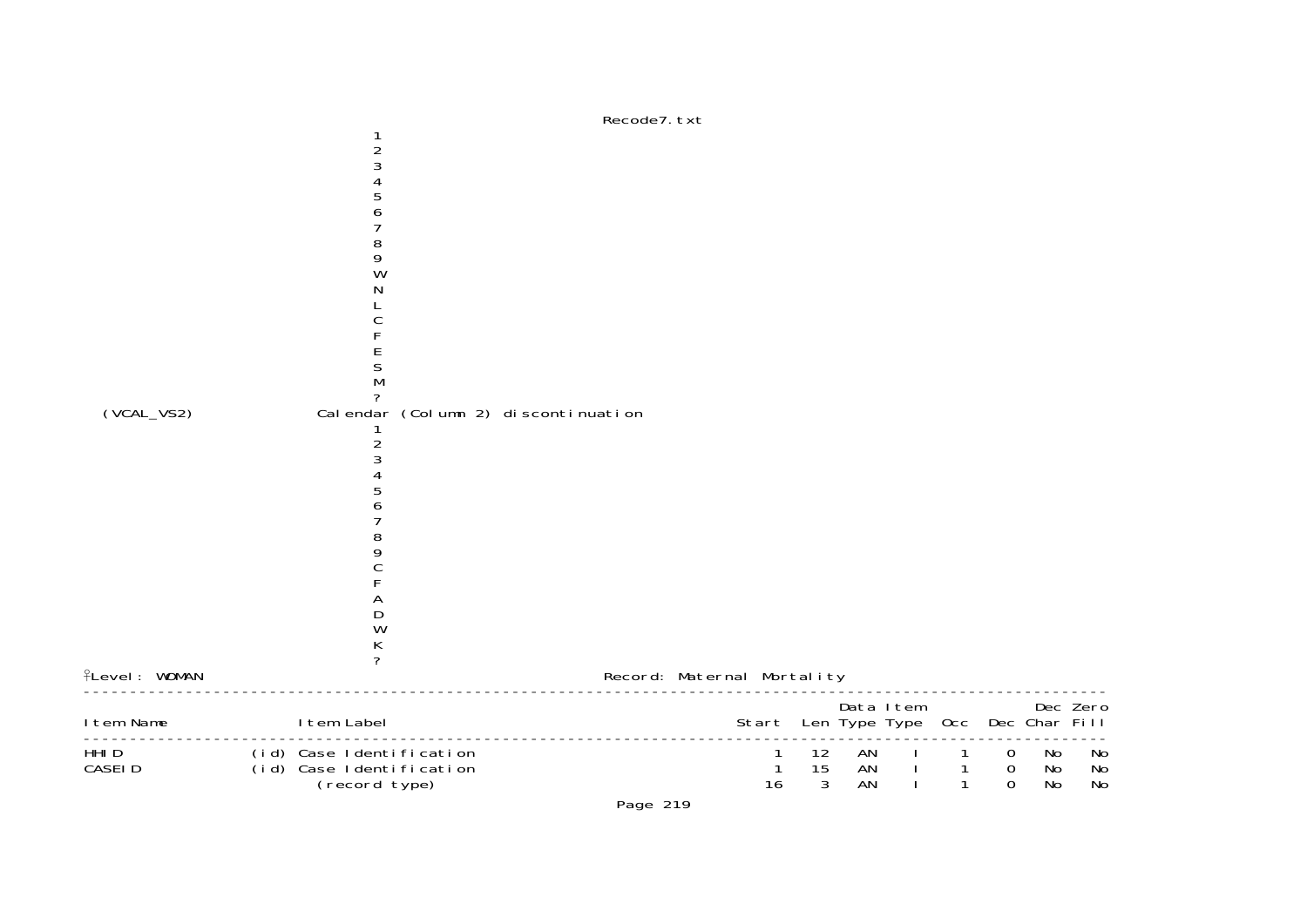```
                         1
                         2
                         3
                         4
                         5
                         6
                         7
                         8
                         9
                         W
                         N
                         L
                         C
                         F
                         E
                         S
                         M
                         ?
(VCAL_VS2)           Calendar (Column 2) discontinuation
                         1
                         2
                         3
                         4
                         5
                         6
                         7
                         8
                         9
                         C
                         F
                         A
                         D
                         W
                         K
                         ?
```

Level: WOMAN                                        Record: Maternal Mortality

| Item Name | | Item Label | Start | Len | Data Type | Item Type | Occ | Dec | Dec Char | Zero Fill |
|---|---|---|---|---|---|---|---|---|---|---|
| HHID | (id) | Case Identification | 1 | 12 | AN | I | 1 | 0 | No | No |
| CASEID | (id) | Case Identification | 1 | 15 | AN | I | 1 | 0 | No | No |
| | | (record type) | 16 | 3 | AN | I | 1 | 0 | No | No |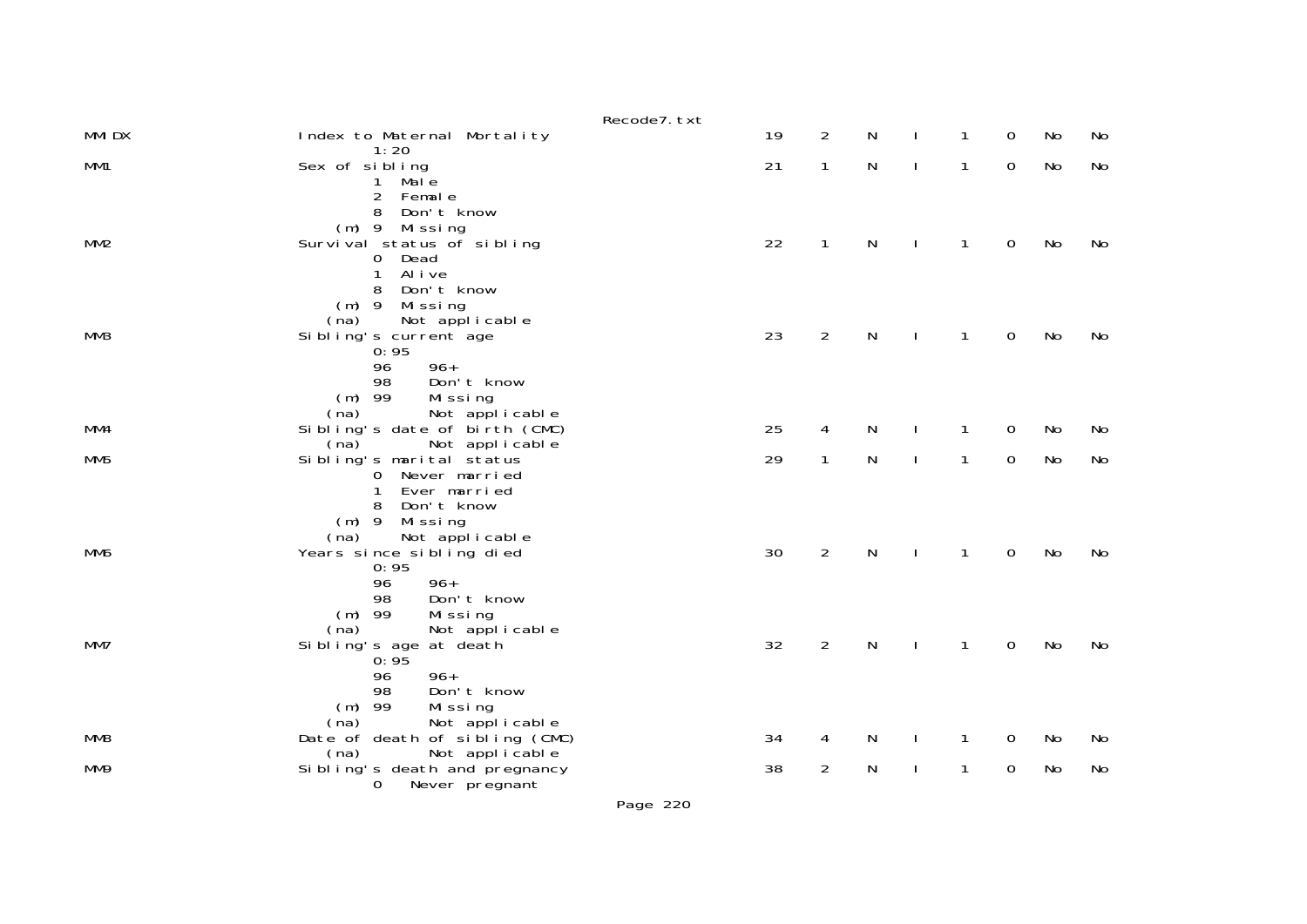| Variable | Description | Start | Len | Type | | | | | |
|---|---|---|---|---|---|---|---|---|---|
| MMIDX | Index to Maternal Mortality<br>1:20 | 19 | 2 | N | I | 1 | 0 | No | No |
| MM1 | Sex of sibling<br>1 Male<br>2 Female<br>8 Don't know<br>(m) 9 Missing | 21 | 1 | N | I | 1 | 0 | No | No |
| MM2 | Survival status of sibling<br>0 Dead<br>1 Alive<br>8 Don't know<br>(m) 9 Missing<br>(na) Not applicable | 22 | 1 | N | I | 1 | 0 | No | No |
| MM3 | Sibling's current age<br>0:95<br>96 96+<br>98 Don't know<br>(m) 99 Missing<br>(na) Not applicable | 23 | 2 | N | I | 1 | 0 | No | No |
| MM4 | Sibling's date of birth (CMC)<br>(na) Not applicable | 25 | 4 | N | I | 1 | 0 | No | No |
| MM5 | Sibling's marital status<br>0 Never married<br>1 Ever married<br>8 Don't know<br>(m) 9 Missing<br>(na) Not applicable | 29 | 1 | N | I | 1 | 0 | No | No |
| MM6 | Years since sibling died<br>0:95<br>96 96+<br>98 Don't know<br>(m) 99 Missing<br>(na) Not applicable | 30 | 2 | N | I | 1 | 0 | No | No |
| MM7 | Sibling's age at death<br>0:95<br>96 96+<br>98 Don't know<br>(m) 99 Missing<br>(na) Not applicable | 32 | 2 | N | I | 1 | 0 | No | No |
| MM8 | Date of death of sibling (CMC)<br>(na) Not applicable | 34 | 4 | N | I | 1 | 0 | No | No |
| MM9 | Sibling's death and pregnancy<br>0 Never pregnant | 38 | 2 | N | I | 1 | 0 | No | No |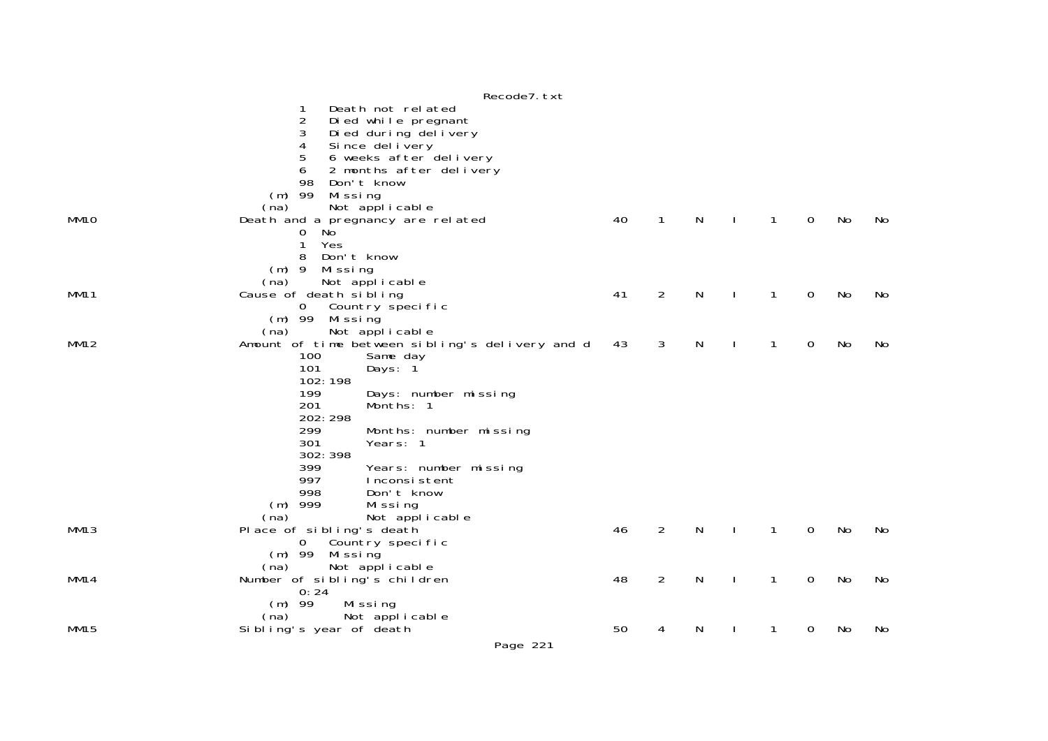```
                 1    Death not related
                 2    Died while pregnant
                 3    Died during delivery
                 4    Since delivery
                 5    6 weeks after delivery
                 6    2 months after delivery
                 98   Don't know
             (m) 99   Missing
            (na)      Not applicable
MM10        Death and a pregnancy are related                 40    1    N    I    1    0    No    No
                 0   No
                 1   Yes
                 8   Don't know
             (m) 9   Missing
            (na)     Not applicable
MM11        Cause of death sibling                            41    2    N    I    1    0    No    No
                 0    Country specific
             (m) 99   Missing
            (na)      Not applicable
MM12        Amount of time between sibling's delivery and d   43    3    N    I    1    0    No    No
                 100       Same day
                 101       Days: 1
                 102:198
                 199       Days: number missing
                 201       Months: 1
                 202:298
                 299       Months: number missing
                 301       Years: 1
                 302:398
                 399       Years: number missing
                 997       Inconsistent
                 998       Don't know
             (m) 999       Missing
            (na)           Not applicable
MM13        Place of sibling's death                          46    2    N    I    1    0    No    No
                 0    Country specific
             (m) 99   Missing
            (na)      Not applicable
MM14        Number of sibling's children                      48    2    N    I    1    0    No    No
                 0:24
             (m) 99     Missing
            (na)        Not applicable
MM15        Sibling's year of death                           50    4    N    I    1    0    No    No
```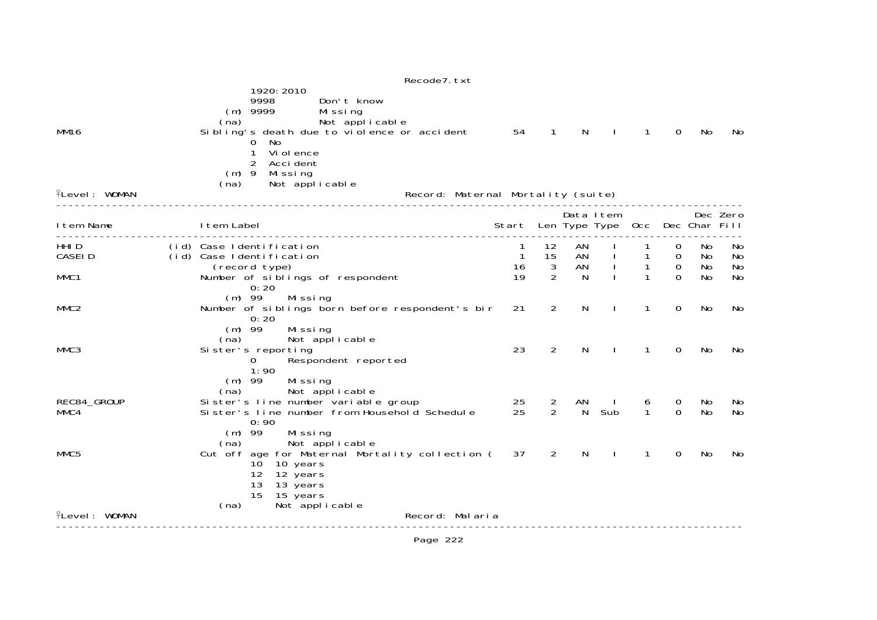```
                              1920:2010
                              9998        Don't know
                          (m) 9999        Missing
                         (na)             Not applicable
MM16                     Sibling's death due to violence or accident        54    1     N     I     1     0    No    No
                              0  No
                              1  Violence
                              2  Accident
                          (m) 9  Missing
                         (na)    Not applicable
Level: WOMAN                                            Record: Maternal Mortality (suite)
--------------------------------------------------------------------------------------------------------------------------
                                                                                         Data Item              Dec Zero
Item Name                Item Label                                         Start   Len Type Type   Occ   Dec Char Fill
--------------------------------------------------------------------------------------------------------------------------
HHID                (id) Case Identification                                   1    12    AN    I     1     0    No    No
CASEID              (id) Case Identification                                   1    15    AN    I     1     0    No    No
                           (record type)                                      16     3    AN    I     1     0    No    No
MMC1                     Number of siblings of respondent                     19     2     N    I     1     0    No    No
                              0:20
                          (m) 99     Missing
MMC2                     Number of siblings born before respondent's bir      21     2     N    I     1     0    No    No
                              0:20
                          (m) 99     Missing
                         (na)        Not applicable
MMC3                     Sister's reporting                                   23     2     N    I     1     0    No    No
                              0      Respondent reported
                              1:90
                          (m) 99     Missing
                         (na)        Not applicable
REC84_GROUP              Sister's line number variable group                  25     2    AN    I     6     0    No    No
MMC4                     Sister's line number from Household Schedule         25     2     N  Sub     1     0    No    No
                              0:90
                          (m) 99     Missing
                         (na)        Not applicable
MMC5                     Cut off age for Maternal Mortality collection (      37     2     N    I     1     0    No    No
                              10  10 years
                              12  12 years
                              13  13 years
                              15  15 years
                         (na)     Not applicable
Level: WOMAN                                            Record: Malaria
--------------------------------------------------------------------------------------------------------------------------
```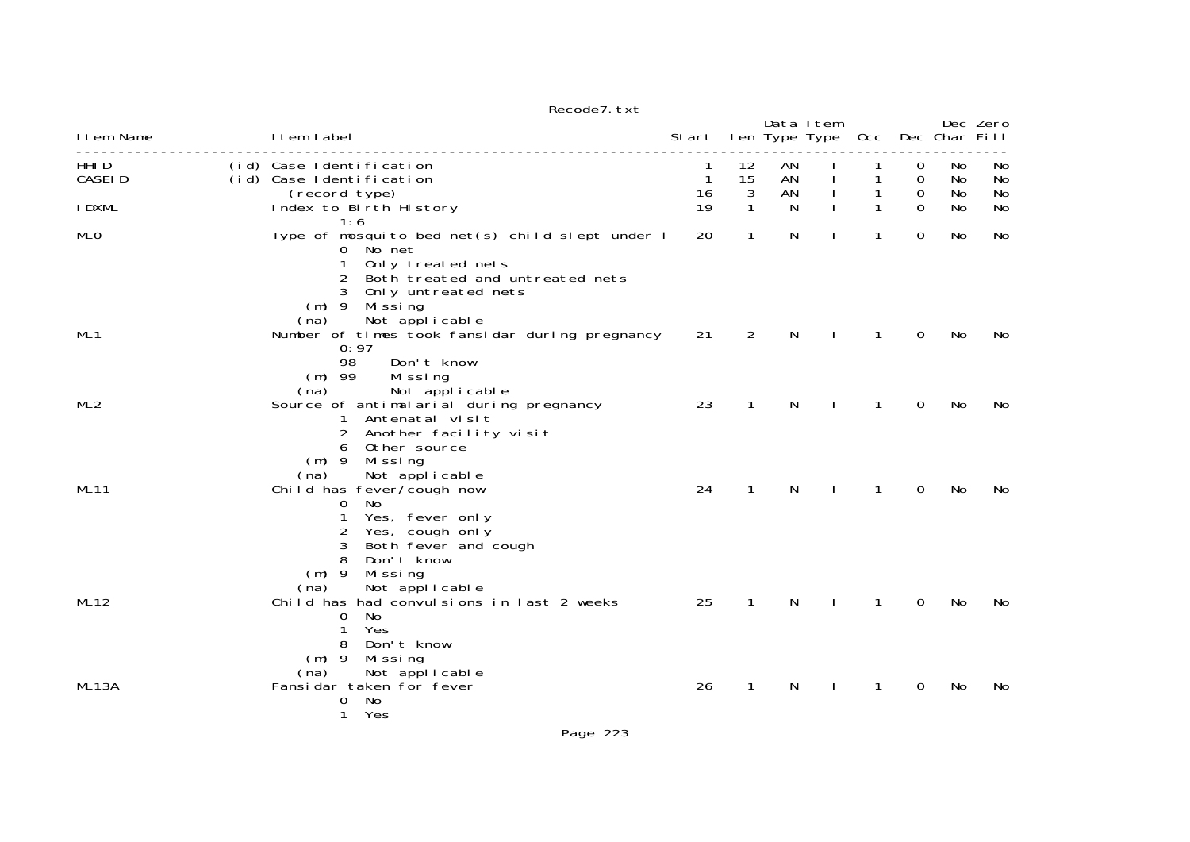Recode7.txt

| Item Name | | Item Label | Start | Len | Data Type | Item Type | Occ | Dec | Dec Char | Zero Fill |
|---|---|---|---|---|---|---|---|---|---|---|
| HHID | (id) | Case Identification | 1 | 12 | AN | I | 1 | 0 | No | No |
| CASEID | (id) | Case Identification | 1 | 15 | AN | I | 1 | 0 | No | No |
| | | (record type) | 16 | 3 | AN | I | 1 | 0 | No | No |
| IDXML | | Index to Birth History<br>1:6 | 19 | 1 | N | I | 1 | 0 | No | No |
| ML0 | | Type of mosquito bed net(s) child slept under l<br>0 No net<br>1 Only treated nets<br>2 Both treated and untreated nets<br>3 Only untreated nets<br>(m) 9 Missing<br>(na) Not applicable | 20 | 1 | N | I | 1 | 0 | No | No |
| ML1 | | Number of times took fansidar during pregnancy<br>0:97<br>98 Don't know<br>(m) 99 Missing<br>(na) Not applicable | 21 | 2 | N | I | 1 | 0 | No | No |
| ML2 | | Source of antimalarial during pregnancy<br>1 Antenatal visit<br>2 Another facility visit<br>6 Other source<br>(m) 9 Missing<br>(na) Not applicable | 23 | 1 | N | I | 1 | 0 | No | No |
| ML11 | | Child has fever/cough now<br>0 No<br>1 Yes, fever only<br>2 Yes, cough only<br>3 Both fever and cough<br>8 Don't know<br>(m) 9 Missing<br>(na) Not applicable | 24 | 1 | N | I | 1 | 0 | No | No |
| ML12 | | Child has had convulsions in last 2 weeks<br>0 No<br>1 Yes<br>8 Don't know<br>(m) 9 Missing<br>(na) Not applicable | 25 | 1 | N | I | 1 | 0 | No | No |
| ML13A | | Fansidar taken for fever<br>0 No<br>1 Yes | 26 | 1 | N | I | 1 | 0 | No | No |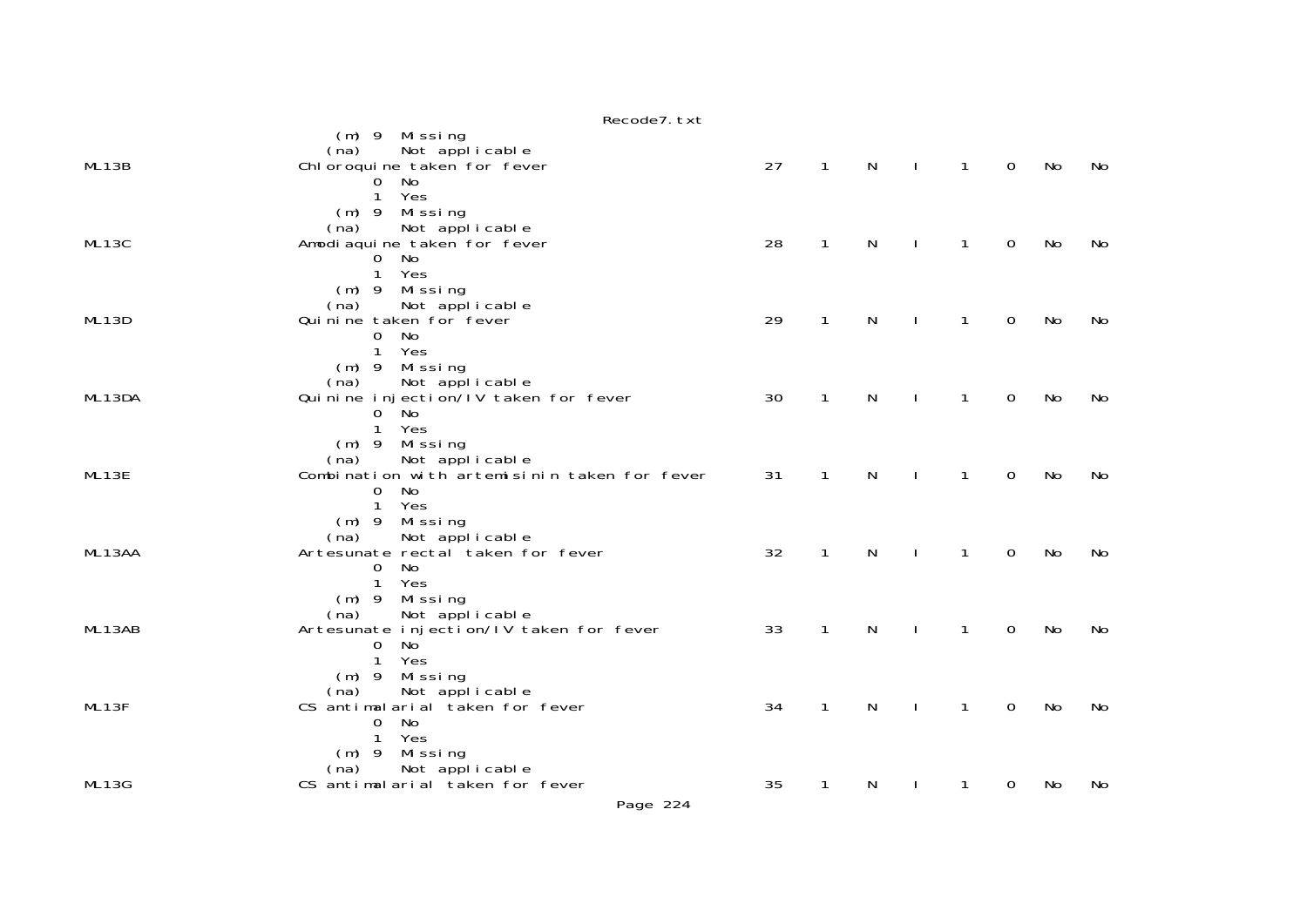```
                 (m) 9  Missing
                (na)    Not applicable
ML13B          Chloroquine taken for fever                    27   1   N   I   1   0   No   No
                     0  No
                     1  Yes
                 (m) 9  Missing
                (na)    Not applicable
ML13C          Amodiaquine taken for fever                    28   1   N   I   1   0   No   No
                     0  No
                     1  Yes
                 (m) 9  Missing
                (na)    Not applicable
ML13D          Quinine taken for fever                        29   1   N   I   1   0   No   No
                     0  No
                     1  Yes
                 (m) 9  Missing
                (na)    Not applicable
ML13DA         Quinine injection/IV taken for fever           30   1   N   I   1   0   No   No
                     0  No
                     1  Yes
                 (m) 9  Missing
                (na)    Not applicable
ML13E          Combination with artemisinin taken for fever   31   1   N   I   1   0   No   No
                     0  No
                     1  Yes
                 (m) 9  Missing
                (na)    Not applicable
ML13AA         Artesunate rectal taken for fever              32   1   N   I   1   0   No   No
                     0  No
                     1  Yes
                 (m) 9  Missing
                (na)    Not applicable
ML13AB         Artesunate injection/IV taken for fever        33   1   N   I   1   0   No   No
                     0  No
                     1  Yes
                 (m) 9  Missing
                (na)    Not applicable
ML13F          CS antimalarial taken for fever                34   1   N   I   1   0   No   No
                     0  No
                     1  Yes
                 (m) 9  Missing
                (na)    Not applicable
ML13G          CS antimalarial taken for fever                35   1   N   I   1   0   No   No
```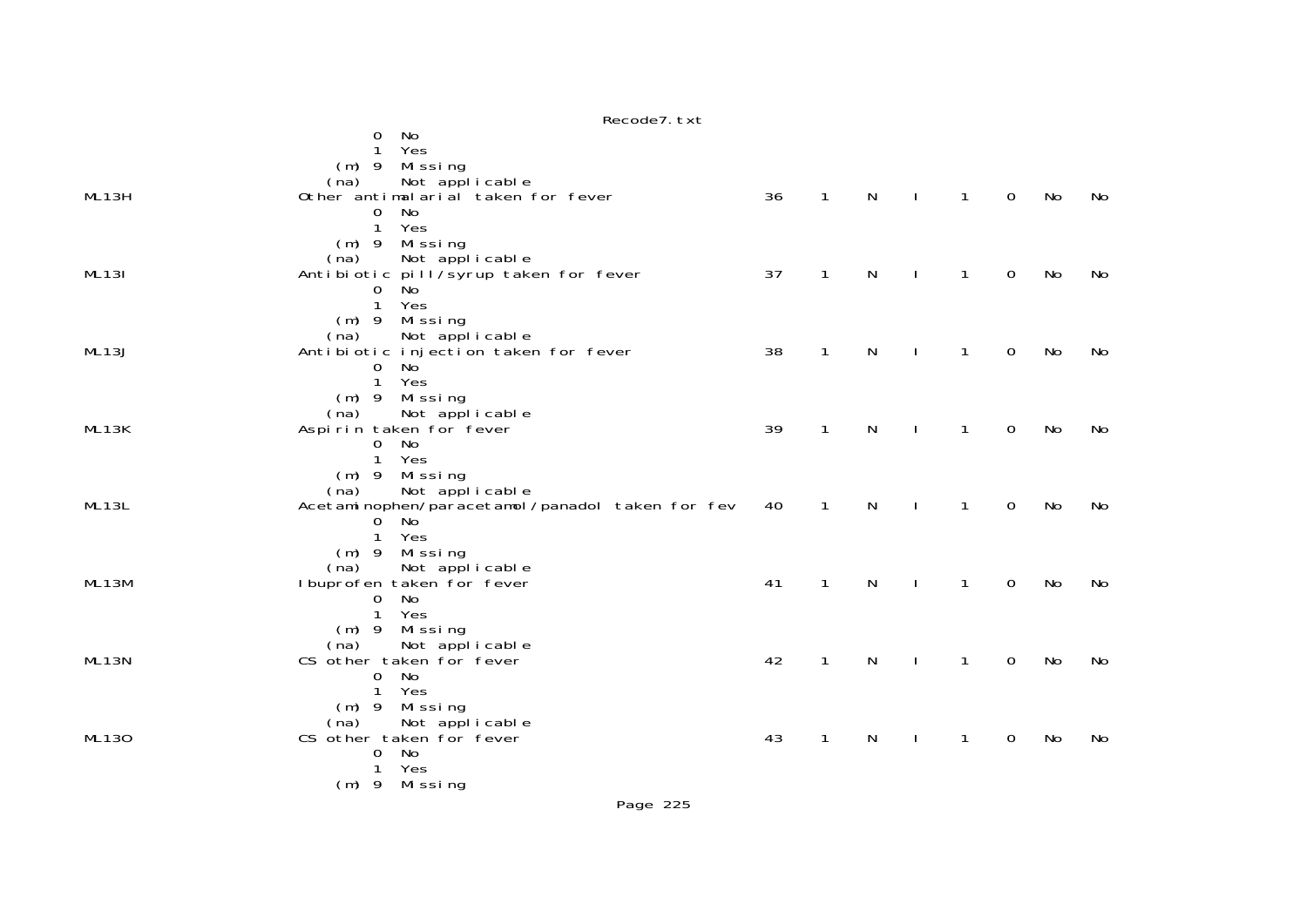```
                 0  No
                 1  Yes
             (m) 9  Missing
            (na)    Not applicable
ML13H           Other antimalarial taken for fever            36    1    N    I    1    0   No   No
                 0  No
                 1  Yes
             (m) 9  Missing
            (na)    Not applicable
ML13I           Antibiotic pill/syrup taken for fever         37    1    N    I    1    0   No   No
                 0  No
                 1  Yes
             (m) 9  Missing
            (na)    Not applicable
ML13J           Antibiotic injection taken for fever          38    1    N    I    1    0   No   No
                 0  No
                 1  Yes
             (m) 9  Missing
            (na)    Not applicable
ML13K           Aspirin taken for fever                       39    1    N    I    1    0   No   No
                 0  No
                 1  Yes
             (m) 9  Missing
            (na)    Not applicable
ML13L           Acetaminophen/paracetamol/panadol taken for fev  40    1    N    I    1    0   No   No
                 0  No
                 1  Yes
             (m) 9  Missing
            (na)    Not applicable
ML13M           Ibuprofen taken for fever                     41    1    N    I    1    0   No   No
                 0  No
                 1  Yes
             (m) 9  Missing
            (na)    Not applicable
ML13N           CS other taken for fever                      42    1    N    I    1    0   No   No
                 0  No
                 1  Yes
             (m) 9  Missing
            (na)    Not applicable
ML13O           CS other taken for fever                      43    1    N    I    1    0   No   No
                 0  No
                 1  Yes
             (m) 9  Missing
```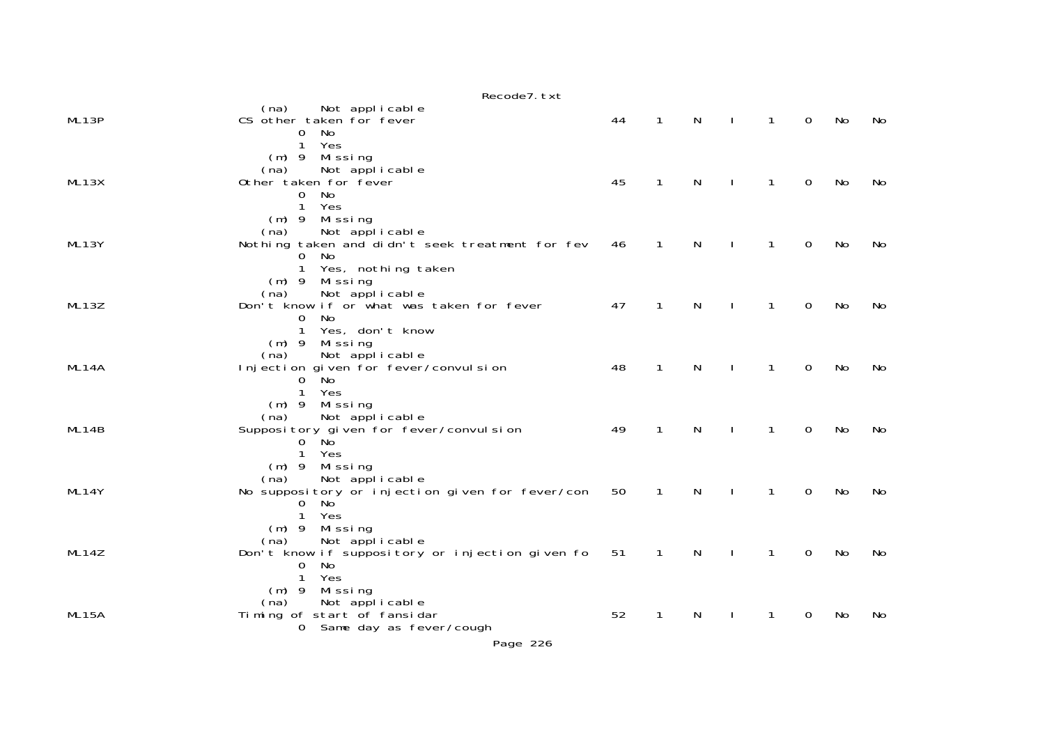```
                  (na)     Not applicable
ML13P             CS other taken for fever                          44    1    N    I    1    0    No    No
                          0  No
                          1  Yes
                      (m) 9  Missing
                     (na)    Not applicable
ML13X             Other taken for fever                             45    1    N    I    1    0    No    No
                          0  No
                          1  Yes
                      (m) 9  Missing
                     (na)    Not applicable
ML13Y             Nothing taken and didn't seek treatment for fev   46    1    N    I    1    0    No    No
                          0  No
                          1  Yes, nothing taken
                      (m) 9  Missing
                     (na)    Not applicable
ML13Z             Don't know if or what was taken for fever         47    1    N    I    1    0    No    No
                          0  No
                          1  Yes, don't know
                      (m) 9  Missing
                     (na)    Not applicable
ML14A             Injection given for fever/convulsion              48    1    N    I    1    0    No    No
                          0  No
                          1  Yes
                      (m) 9  Missing
                     (na)    Not applicable
ML14B             Suppository given for fever/convulsion            49    1    N    I    1    0    No    No
                          0  No
                          1  Yes
                      (m) 9  Missing
                     (na)    Not applicable
ML14Y             No suppository or injection given for fever/con   50    1    N    I    1    0    No    No
                          0  No
                          1  Yes
                      (m) 9  Missing
                     (na)    Not applicable
ML14Z             Don't know if suppository or injection given fo   51    1    N    I    1    0    No    No
                          0  No
                          1  Yes
                      (m) 9  Missing
                     (na)    Not applicable
ML15A             Timing of start of fansidar                       52    1    N    I    1    0    No    No
                          0  Same day as fever/cough
```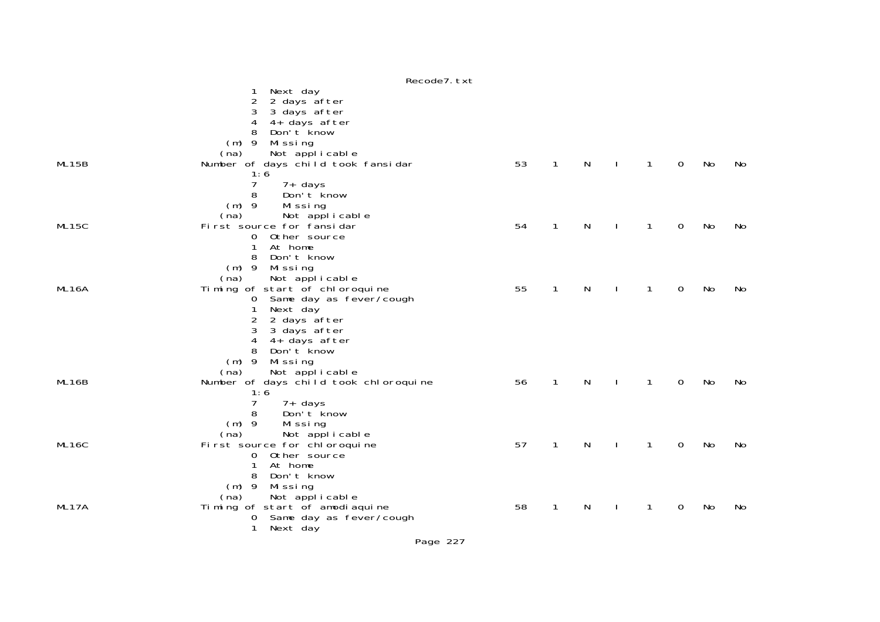```
                1  Next day
                2  2 days after
                3  3 days after
                4  4+ days after
                8  Don't know
            (m) 9  Missing
           (na)    Not applicable
ML15B           Number of days child took fansidar              53    1    N    I    1    0    No    No
                1:6
                7     7+ days
                8     Don't know
            (m) 9     Missing
           (na)       Not applicable
ML15C           First source for fansidar                       54    1    N    I    1    0    No    No
                0  Other source
                1  At home
                8  Don't know
            (m) 9  Missing
           (na)    Not applicable
ML16A           Timing of start of chloroquine                  55    1    N    I    1    0    No    No
                0  Same day as fever/cough
                1  Next day
                2  2 days after
                3  3 days after
                4  4+ days after
                8  Don't know
            (m) 9  Missing
           (na)    Not applicable
ML16B           Number of days child took chloroquine           56    1    N    I    1    0    No    No
                1:6
                7     7+ days
                8     Don't know
            (m) 9     Missing
           (na)       Not applicable
ML16C           First source for chloroquine                    57    1    N    I    1    0    No    No
                0  Other source
                1  At home
                8  Don't know
            (m) 9  Missing
           (na)    Not applicable
ML17A           Timing of start of amodiaquine                  58    1    N    I    1    0    No    No
                0  Same day as fever/cough
                1  Next day
```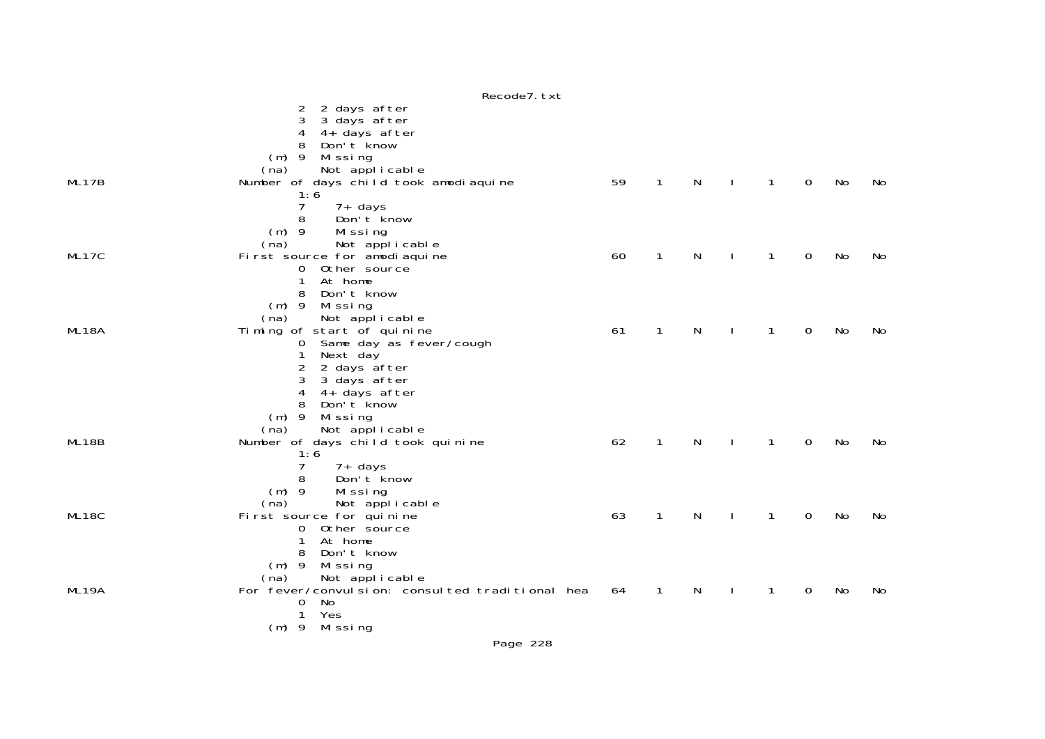```
                    2  2 days after
                    3  3 days after
                    4  4+ days after
                    8  Don't know
                (m) 9  Missing
               (na)    Not applicable
ML17B            Number of days child took amodiaquine          59    1    N    I    1    0    No    No
                    1:6
                    7     7+ days
                    8     Don't know
                (m) 9     Missing
               (na)       Not applicable
ML17C            First source for amodiaquine                   60    1    N    I    1    0    No    No
                    0  Other source
                    1  At home
                    8  Don't know
                (m) 9  Missing
               (na)    Not applicable
ML18A            Timing of start of quinine                     61    1    N    I    1    0    No    No
                    0  Same day as fever/cough
                    1  Next day
                    2  2 days after
                    3  3 days after
                    4  4+ days after
                    8  Don't know
                (m) 9  Missing
               (na)    Not applicable
ML18B            Number of days child took quinine              62    1    N    I    1    0    No    No
                    1:6
                    7     7+ days
                    8     Don't know
                (m) 9     Missing
               (na)       Not applicable
ML18C            First source for quinine                       63    1    N    I    1    0    No    No
                    0  Other source
                    1  At home
                    8  Don't know
                (m) 9  Missing
               (na)    Not applicable
ML19A            For fever/convulsion: consulted traditional hea   64    1    N    I    1    0    No    No
                    0  No
                    1  Yes
                (m) 9  Missing
```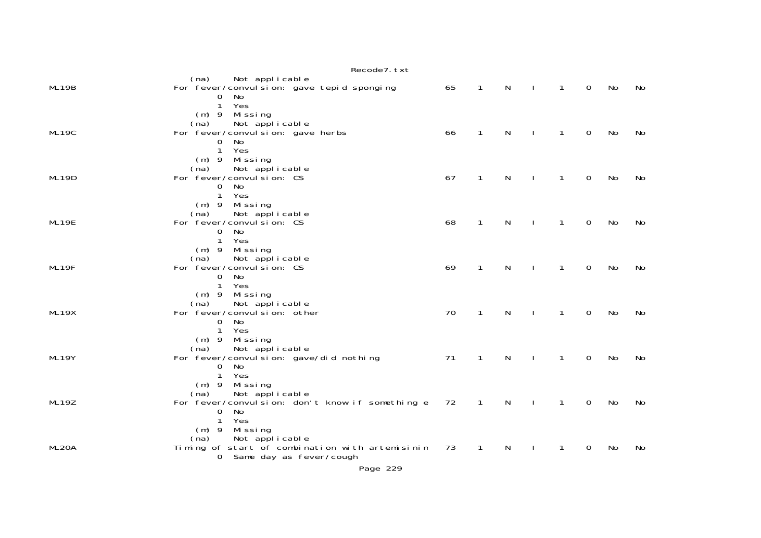```
                  (na)     Not applicable
ML19B            For fever/convulsion: gave tepid sponging          65    1    N    I    1    0   No   No
                        0  No
                        1  Yes
                    (m) 9  Missing
                   (na)    Not applicable
ML19C            For fever/convulsion: gave herbs                   66    1    N    I    1    0   No   No
                        0  No
                        1  Yes
                    (m) 9  Missing
                   (na)    Not applicable
ML19D            For fever/convulsion: CS                           67    1    N    I    1    0   No   No
                        0  No
                        1  Yes
                    (m) 9  Missing
                   (na)    Not applicable
ML19E            For fever/convulsion: CS                           68    1    N    I    1    0   No   No
                        0  No
                        1  Yes
                    (m) 9  Missing
                   (na)    Not applicable
ML19F            For fever/convulsion: CS                           69    1    N    I    1    0   No   No
                        0  No
                        1  Yes
                    (m) 9  Missing
                   (na)    Not applicable
ML19X            For fever/convulsion: other                        70    1    N    I    1    0   No   No
                        0  No
                        1  Yes
                    (m) 9  Missing
                   (na)    Not applicable
ML19Y            For fever/convulsion: gave/did nothing             71    1    N    I    1    0   No   No
                        0  No
                        1  Yes
                    (m) 9  Missing
                   (na)    Not applicable
ML19Z            For fever/convulsion: don't know if something e    72    1    N    I    1    0   No   No
                        0  No
                        1  Yes
                    (m) 9  Missing
                   (na)    Not applicable
ML20A            Timing of start of combination with artemisinin    73    1    N    I    1    0   No   No
                        0  Same day as fever/cough
```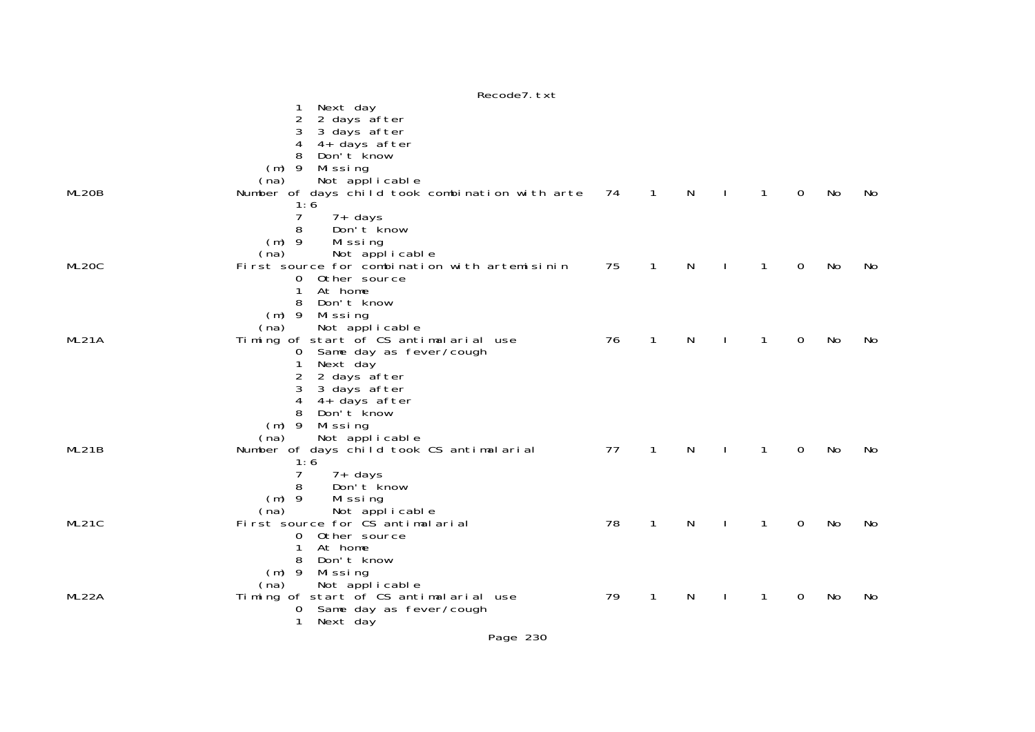```
                  1  Next day
                  2  2 days after
                  3  3 days after
                  4  4+ days after
                  8  Don't know
              (m) 9  Missing
             (na)    Not applicable
ML20B        Number of days child took combination with arte   74    1    N    I    1    0   No   No
                  1:6
                  7     7+ days
                  8     Don't know
              (m) 9     Missing
             (na)       Not applicable
ML20C        First source for combination with artemisinin     75    1    N    I    1    0   No   No
                  0  Other source
                  1  At home
                  8  Don't know
              (m) 9  Missing
             (na)    Not applicable
ML21A        Timing of start of CS antimalarial use            76    1    N    I    1    0   No   No
                  0  Same day as fever/cough
                  1  Next day
                  2  2 days after
                  3  3 days after
                  4  4+ days after
                  8  Don't know
              (m) 9  Missing
             (na)    Not applicable
ML21B        Number of days child took CS antimalarial         77    1    N    I    1    0   No   No
                  1:6
                  7     7+ days
                  8     Don't know
              (m) 9     Missing
             (na)       Not applicable
ML21C        First source for CS antimalarial                  78    1    N    I    1    0   No   No
                  0  Other source
                  1  At home
                  8  Don't know
              (m) 9  Missing
             (na)    Not applicable
ML22A        Timing of start of CS antimalarial use            79    1    N    I    1    0   No   No
                  0  Same day as fever/cough
                  1  Next day
```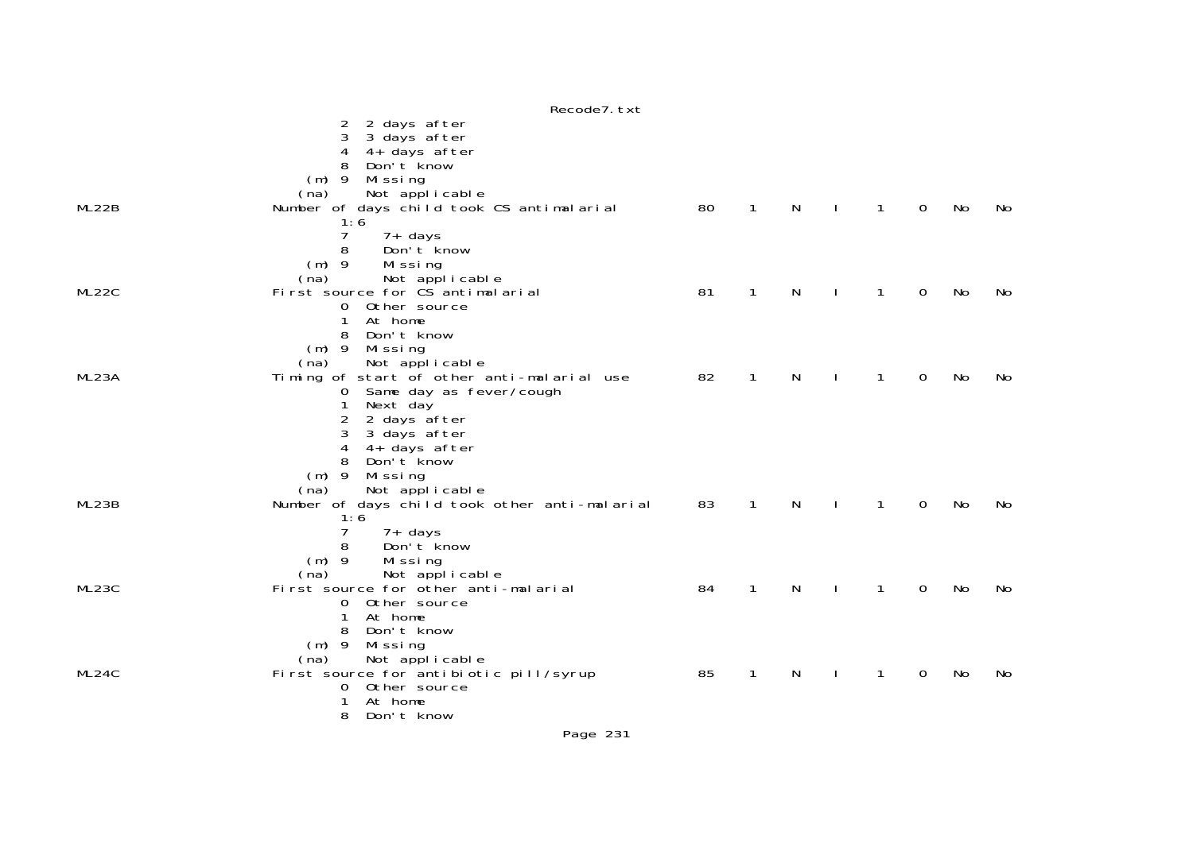```
                 2  2 days after
                 3  3 days after
                 4  4+ days after
                 8  Don't know
             (m) 9  Missing
            (na)    Not applicable
ML22B          Number of days child took CS antimalarial          80    1    N    I    1    0   No   No
                 1:6
                 7     7+ days
                 8     Don't know
             (m) 9     Missing
            (na)       Not applicable
ML22C          First source for CS antimalarial                   81    1    N    I    1    0   No   No
                 0  Other source
                 1  At home
                 8  Don't know
             (m) 9  Missing
            (na)    Not applicable
ML23A          Timing of start of other anti-malarial use         82    1    N    I    1    0   No   No
                 0  Same day as fever/cough
                 1  Next day
                 2  2 days after
                 3  3 days after
                 4  4+ days after
                 8  Don't know
             (m) 9  Missing
            (na)    Not applicable
ML23B          Number of days child took other anti-malarial      83    1    N    I    1    0   No   No
                 1:6
                 7     7+ days
                 8     Don't know
             (m) 9     Missing
            (na)       Not applicable
ML23C          First source for other anti-malarial               84    1    N    I    1    0   No   No
                 0  Other source
                 1  At home
                 8  Don't know
             (m) 9  Missing
            (na)    Not applicable
ML24C          First source for antibiotic pill/syrup             85    1    N    I    1    0   No   No
                 0  Other source
                 1  At home
                 8  Don't know
```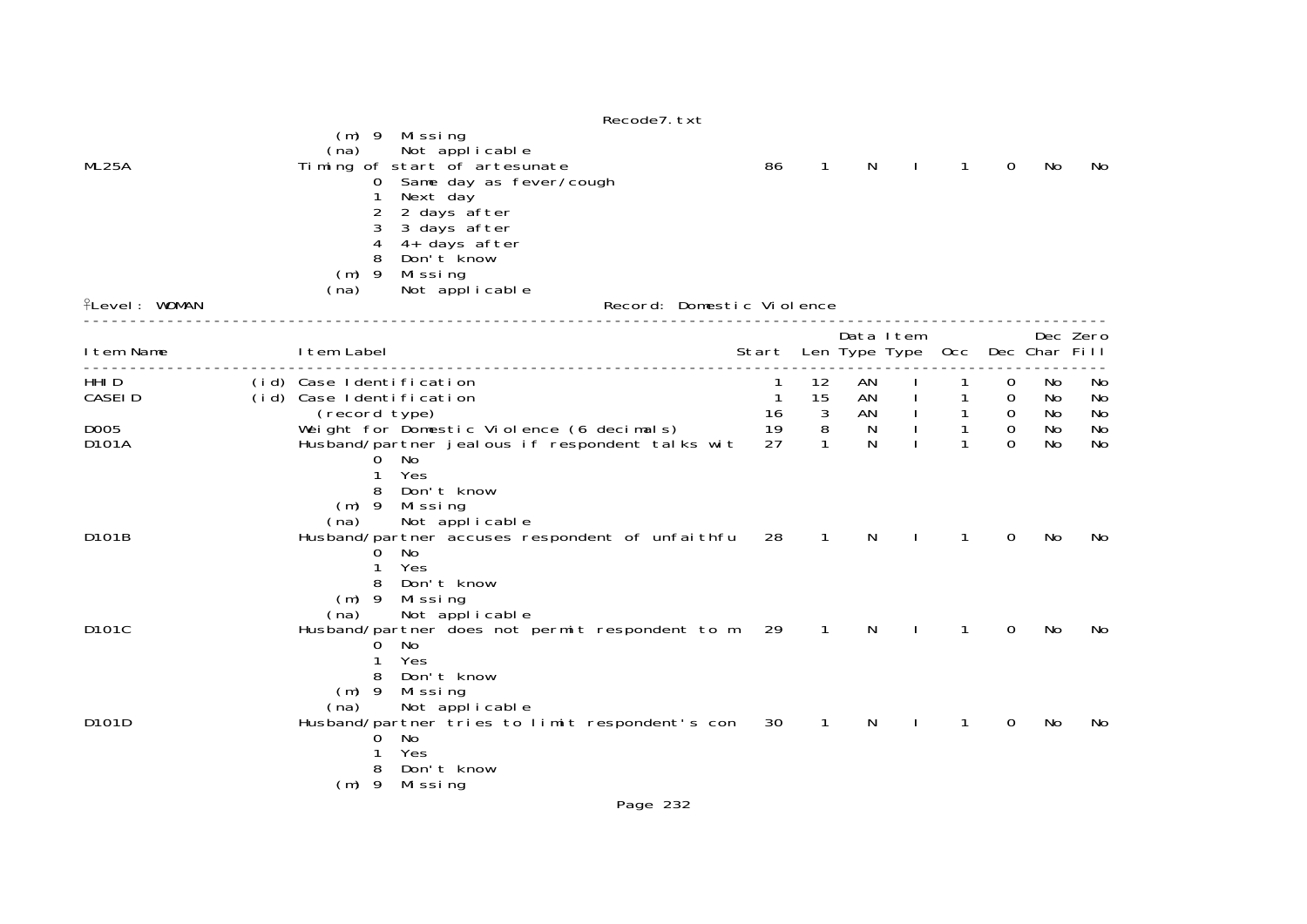```
                          (m) 9  Missing
                         (na)    Not applicable
ML25A                    Timing of start of artesunate                      86    1    N    I    1    0   No   No
                              0  Same day as fever/cough
                              1  Next day
                              2  2 days after
                              3  3 days after
                              4  4+ days after
                              8  Don't know
                          (m) 9  Missing
                         (na)    Not applicable
```

Level: WOMAN                                        Record: Domestic Violence

```
----------------------------------------------------------------------------------------------------------------------
                                                                                  Data Item            Dec Zero
Item Name                Item Label                                       Start  Len Type Type  Occ  Dec Char Fill
----------------------------------------------------------------------------------------------------------------------
HHID                (id) Case Identification                                  1   12   AN    I    1    0   No   No
CASEID              (id) Case Identification                                  1   15   AN    I    1    0   No   No
                           (record type)                                     16    3   AN    I    1    0   No   No
D005                     Weight for Domestic Violence (6 decimals)           19    8    N    I    1    0   No   No
D101A                    Husband/partner jealous if respondent talks wit     27    1    N    I    1    0   No   No
                              0  No
                              1  Yes
                              8  Don't know
                          (m) 9  Missing
                         (na)    Not applicable
D101B                    Husband/partner accuses respondent of unfaithfu     28    1    N    I    1    0   No   No
                              0  No
                              1  Yes
                              8  Don't know
                          (m) 9  Missing
                         (na)    Not applicable
D101C                    Husband/partner does not permit respondent to m     29    1    N    I    1    0   No   No
                              0  No
                              1  Yes
                              8  Don't know
                          (m) 9  Missing
                         (na)    Not applicable
D101D                    Husband/partner tries to limit respondent's con     30    1    N    I    1    0   No   No
                              0  No
                              1  Yes
                              8  Don't know
                          (m) 9  Missing
```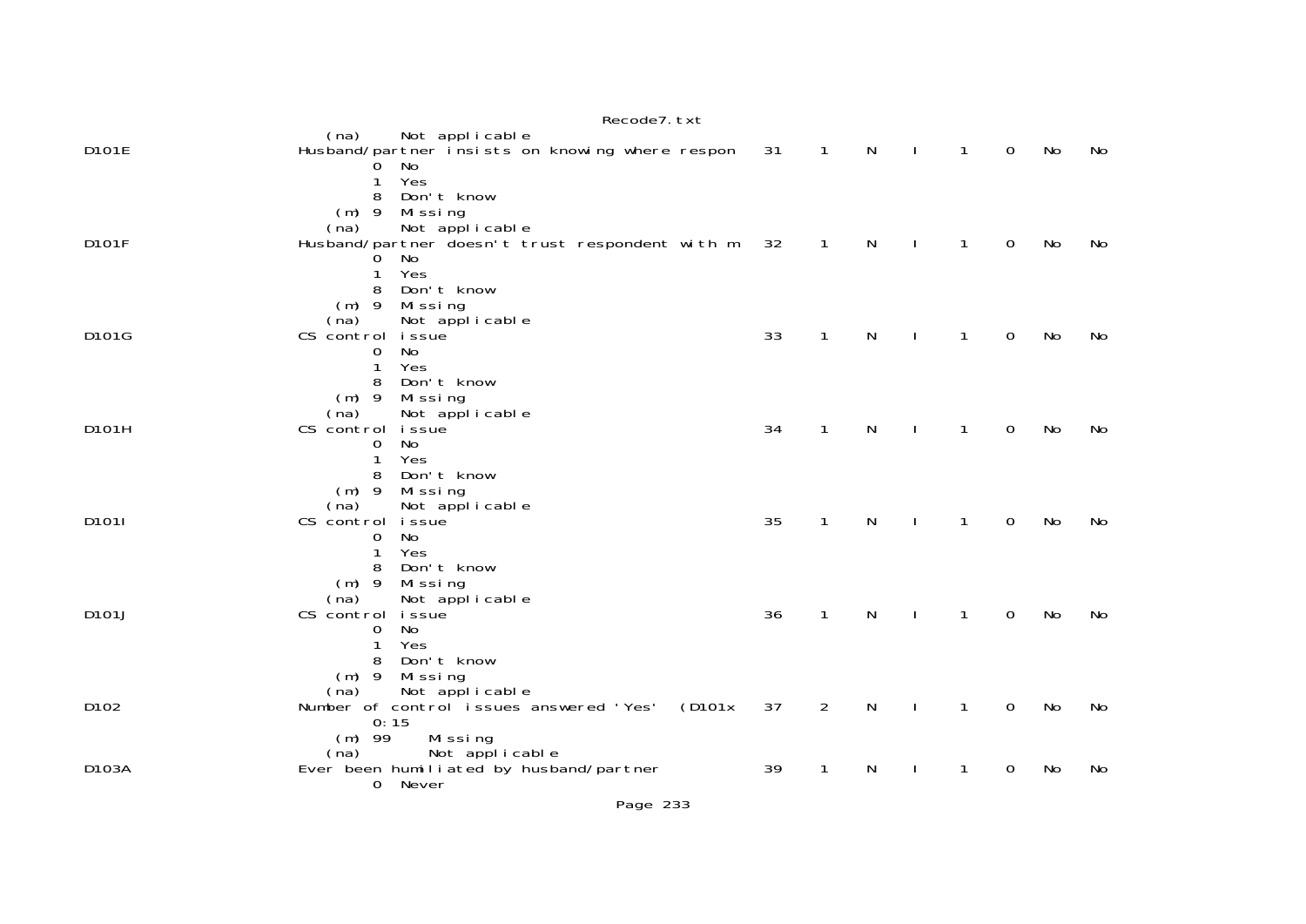```
    (na)     Not applicable
D101E                    Husband/partner insists on knowing where respon    31    1    N    I    1    0    No    No
           0  No
           1  Yes
           8  Don't know
       (m) 9  Missing
    (na)     Not applicable
D101F                    Husband/partner doesn't trust respondent with m    32    1    N    I    1    0    No    No
           0  No
           1  Yes
           8  Don't know
       (m) 9  Missing
    (na)     Not applicable
D101G                    CS control issue                                   33    1    N    I    1    0    No    No
           0  No
           1  Yes
           8  Don't know
       (m) 9  Missing
    (na)     Not applicable
D101H                    CS control issue                                   34    1    N    I    1    0    No    No
           0  No
           1  Yes
           8  Don't know
       (m) 9  Missing
    (na)     Not applicable
D101I                    CS control issue                                   35    1    N    I    1    0    No    No
           0  No
           1  Yes
           8  Don't know
       (m) 9  Missing
    (na)     Not applicable
D101J                    CS control issue                                   36    1    N    I    1    0    No    No
           0  No
           1  Yes
           8  Don't know
       (m) 9  Missing
    (na)     Not applicable
D102                     Number of control issues answered 'Yes'  (D101x    37    2    N    I    1    0    No    No
           0:15
       (m) 99    Missing
    (na)         Not applicable
D103A                    Ever been humiliated by husband/partner            39    1    N    I    1    0    No    No
           0  Never
```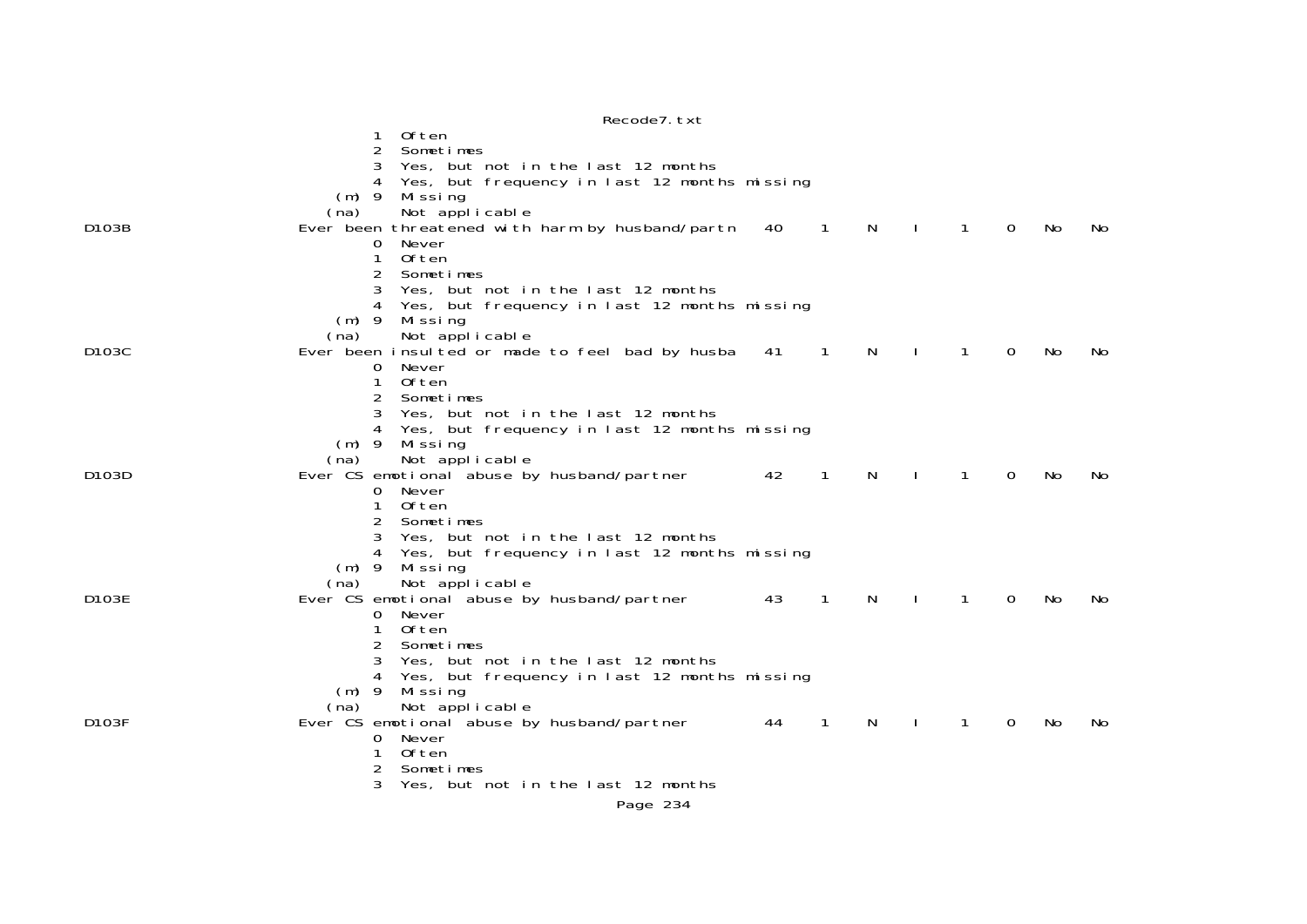```
                1  Often
                2  Sometimes
                3  Yes, but not in the last 12 months
                4  Yes, but frequency in last 12 months missing
            (m) 9  Missing
           (na)    Not applicable
D103B           Ever been threatened with harm by husband/partn   40   1   N   I   1   0   No   No
                0  Never
                1  Often
                2  Sometimes
                3  Yes, but not in the last 12 months
                4  Yes, but frequency in last 12 months missing
            (m) 9  Missing
           (na)    Not applicable
D103C           Ever been insulted or made to feel bad by husba   41   1   N   I   1   0   No   No
                0  Never
                1  Often
                2  Sometimes
                3  Yes, but not in the last 12 months
                4  Yes, but frequency in last 12 months missing
            (m) 9  Missing
           (na)    Not applicable
D103D           Ever CS emotional abuse by husband/partner        42   1   N   I   1   0   No   No
                0  Never
                1  Often
                2  Sometimes
                3  Yes, but not in the last 12 months
                4  Yes, but frequency in last 12 months missing
            (m) 9  Missing
           (na)    Not applicable
D103E           Ever CS emotional abuse by husband/partner        43   1   N   I   1   0   No   No
                0  Never
                1  Often
                2  Sometimes
                3  Yes, but not in the last 12 months
                4  Yes, but frequency in last 12 months missing
            (m) 9  Missing
           (na)    Not applicable
D103F           Ever CS emotional abuse by husband/partner        44   1   N   I   1   0   No   No
                0  Never
                1  Often
                2  Sometimes
                3  Yes, but not in the last 12 months
```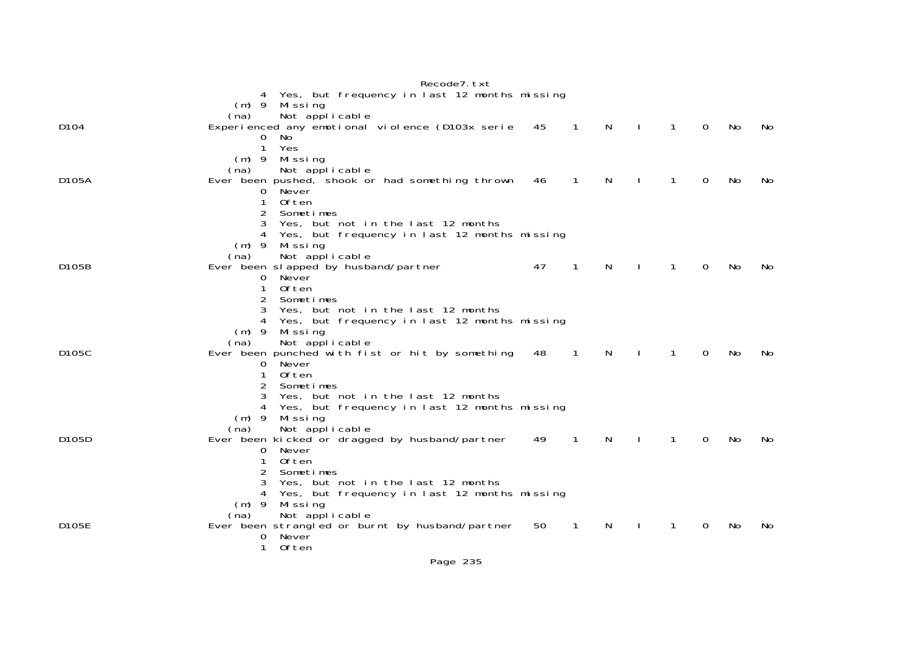```
                    4  Yes, but frequency in last 12 months missing
                (m) 9  Missing
               (na)    Not applicable
D104           Experienced any emotional violence (D103x serie   45    1    N    I    1    0   No   No
                    0  No
                    1  Yes
                (m) 9  Missing
               (na)    Not applicable
D105A          Ever been pushed, shook or had something thrown   46    1    N    I    1    0   No   No
                    0  Never
                    1  Often
                    2  Sometimes
                    3  Yes, but not in the last 12 months
                    4  Yes, but frequency in last 12 months missing
                (m) 9  Missing
               (na)    Not applicable
D105B          Ever been slapped by husband/partner              47    1    N    I    1    0   No   No
                    0  Never
                    1  Often
                    2  Sometimes
                    3  Yes, but not in the last 12 months
                    4  Yes, but frequency in last 12 months missing
                (m) 9  Missing
               (na)    Not applicable
D105C          Ever been punched with fist or hit by something   48    1    N    I    1    0   No   No
                    0  Never
                    1  Often
                    2  Sometimes
                    3  Yes, but not in the last 12 months
                    4  Yes, but frequency in last 12 months missing
                (m) 9  Missing
               (na)    Not applicable
D105D          Ever been kicked or dragged by husband/partner    49    1    N    I    1    0   No   No
                    0  Never
                    1  Often
                    2  Sometimes
                    3  Yes, but not in the last 12 months
                    4  Yes, but frequency in last 12 months missing
                (m) 9  Missing
               (na)    Not applicable
D105E          Ever been strangled or burnt by husband/partner   50    1    N    I    1    0   No   No
                    0  Never
                    1  Often
```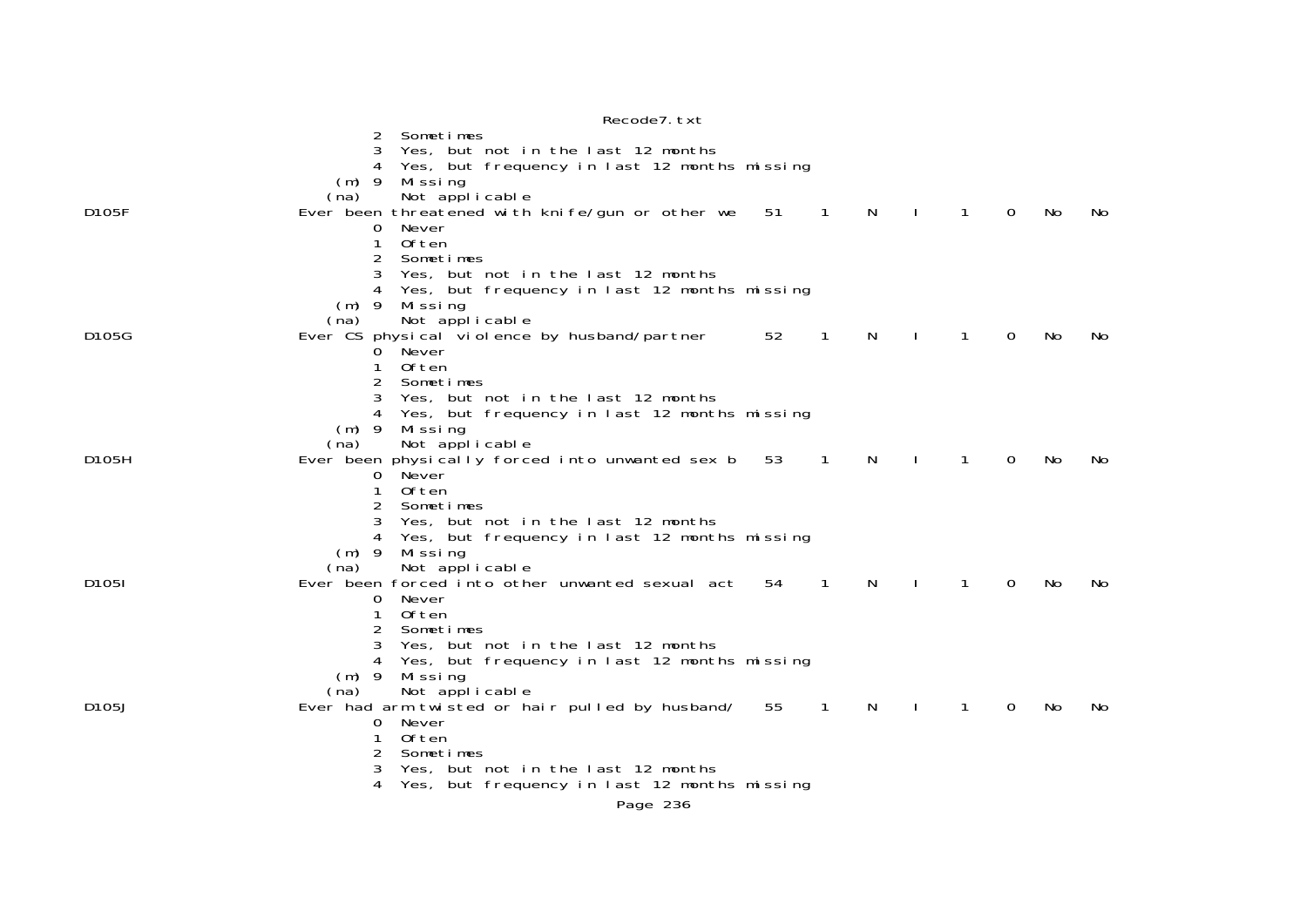```
                 2  Sometimes
                 3  Yes, but not in the last 12 months
                 4  Yes, but frequency in last 12 months missing
             (m) 9  Missing
            (na)    Not applicable
D105F           Ever been threatened with knife/gun or other we    51    1    N    I    1    0    No    No
                 0  Never
                 1  Often
                 2  Sometimes
                 3  Yes, but not in the last 12 months
                 4  Yes, but frequency in last 12 months missing
             (m) 9  Missing
            (na)    Not applicable
D105G           Ever CS physical violence by husband/partner       52    1    N    I    1    0    No    No
                 0  Never
                 1  Often
                 2  Sometimes
                 3  Yes, but not in the last 12 months
                 4  Yes, but frequency in last 12 months missing
             (m) 9  Missing
            (na)    Not applicable
D105H           Ever been physically forced into unwanted sex b    53    1    N    I    1    0    No    No
                 0  Never
                 1  Often
                 2  Sometimes
                 3  Yes, but not in the last 12 months
                 4  Yes, but frequency in last 12 months missing
             (m) 9  Missing
            (na)    Not applicable
D105I           Ever been forced into other unwanted sexual act    54    1    N    I    1    0    No    No
                 0  Never
                 1  Often
                 2  Sometimes
                 3  Yes, but not in the last 12 months
                 4  Yes, but frequency in last 12 months missing
             (m) 9  Missing
            (na)    Not applicable
D105J           Ever had arm twisted or hair pulled by husband/    55    1    N    I    1    0    No    No
                 0  Never
                 1  Often
                 2  Sometimes
                 3  Yes, but not in the last 12 months
                 4  Yes, but frequency in last 12 months missing
```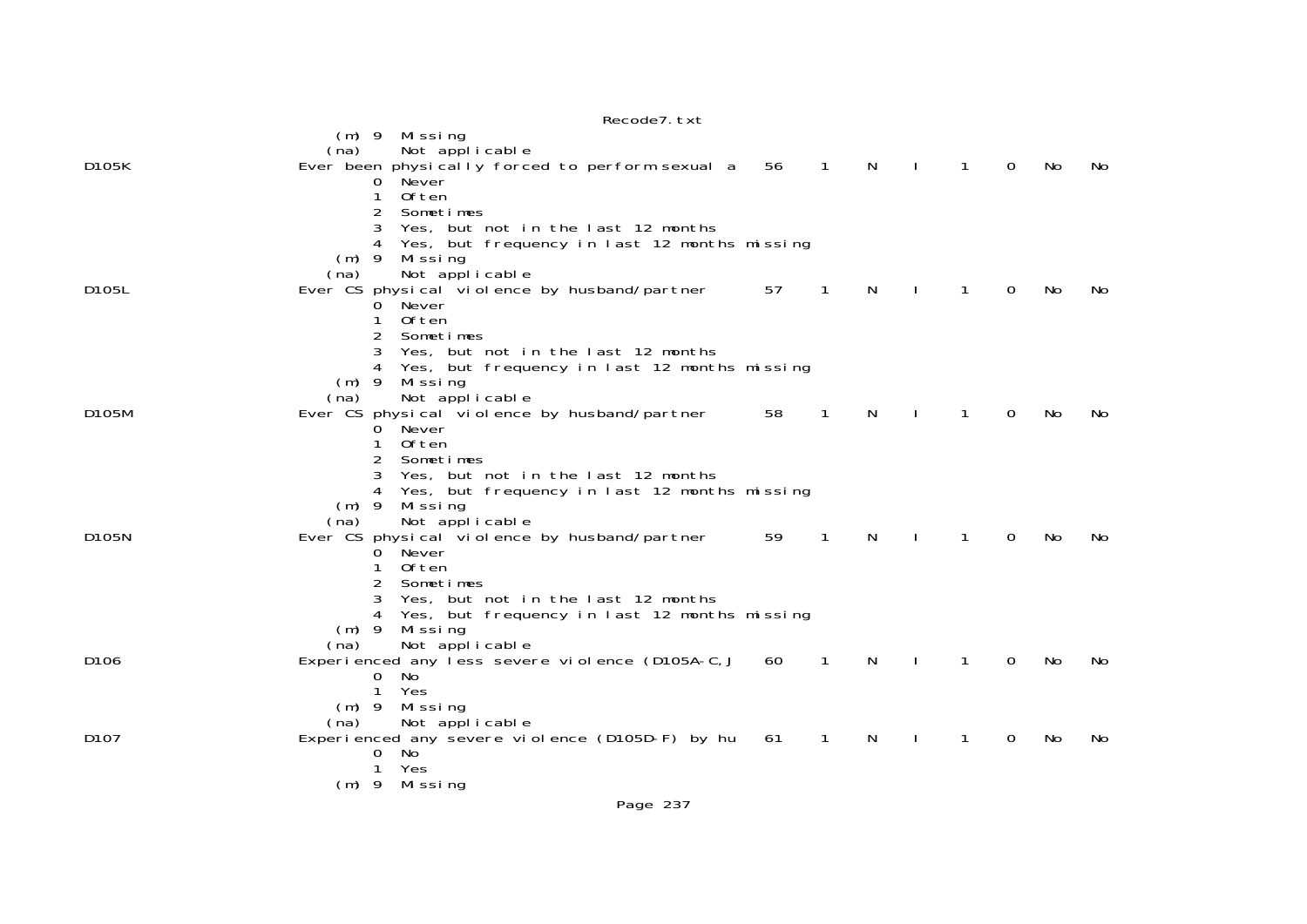```
                    (m) 9  Missing
                   (na)    Not applicable
D105K              Ever been physically forced to perform sexual a    56    1    N    I    1    0   No   No
                        0  Never
                        1  Often
                        2  Sometimes
                        3  Yes, but not in the last 12 months
                        4  Yes, but frequency in last 12 months missing
                    (m) 9  Missing
                   (na)    Not applicable
D105L              Ever CS physical violence by husband/partner       57    1    N    I    1    0   No   No
                        0  Never
                        1  Often
                        2  Sometimes
                        3  Yes, but not in the last 12 months
                        4  Yes, but frequency in last 12 months missing
                    (m) 9  Missing
                   (na)    Not applicable
D105M              Ever CS physical violence by husband/partner       58    1    N    I    1    0   No   No
                        0  Never
                        1  Often
                        2  Sometimes
                        3  Yes, but not in the last 12 months
                        4  Yes, but frequency in last 12 months missing
                    (m) 9  Missing
                   (na)    Not applicable
D105N              Ever CS physical violence by husband/partner       59    1    N    I    1    0   No   No
                        0  Never
                        1  Often
                        2  Sometimes
                        3  Yes, but not in the last 12 months
                        4  Yes, but frequency in last 12 months missing
                    (m) 9  Missing
                   (na)    Not applicable
D106               Experienced any less severe violence (D105A-C,J    60    1    N    I    1    0   No   No
                        0  No
                        1  Yes
                    (m) 9  Missing
                   (na)    Not applicable
D107               Experienced any severe violence (D105D-F) by hu    61    1    N    I    1    0   No   No
                        0  No
                        1  Yes
                    (m) 9  Missing
```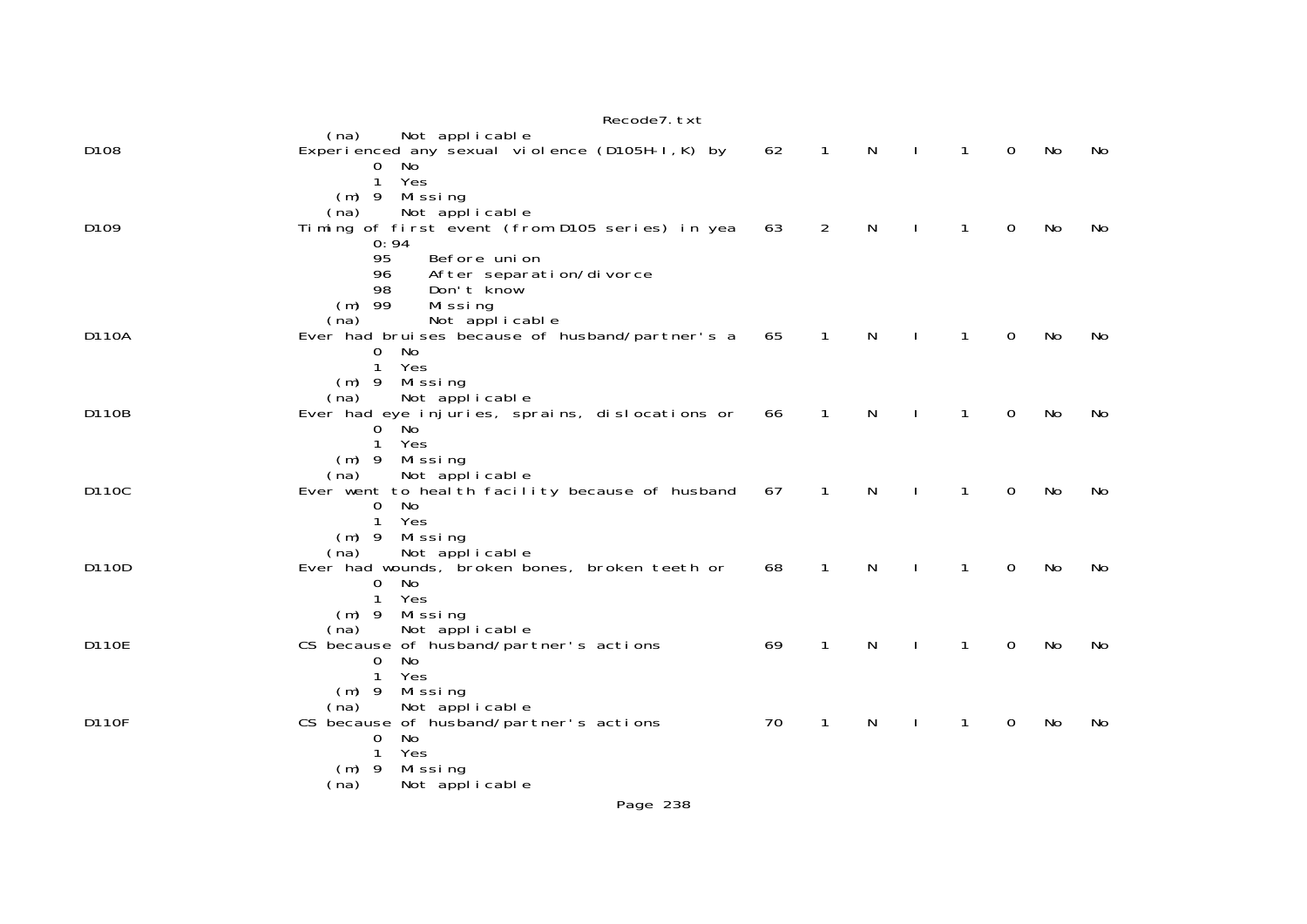```
                   (na)     Not applicable
D108               Experienced any sexual violence (D105H-I,K) by    62    1    N    I    1    0   No   No
                          0  No
                          1  Yes
                      (m) 9  Missing
                   (na)     Not applicable
D109               Timing of first event (from D105 series) in yea   63    2    N    I    1    0   No   No
                          0:94
                          95     Before union
                          96     After separation/divorce
                          98     Don't know
                      (m) 99     Missing
                   (na)         Not applicable
D110A              Ever had bruises because of husband/partner's a   65    1    N    I    1    0   No   No
                          0  No
                          1  Yes
                      (m) 9  Missing
                   (na)     Not applicable
D110B              Ever had eye injuries, sprains, dislocations or   66    1    N    I    1    0   No   No
                          0  No
                          1  Yes
                      (m) 9  Missing
                   (na)     Not applicable
D110C              Ever went to health facility because of husband   67    1    N    I    1    0   No   No
                          0  No
                          1  Yes
                      (m) 9  Missing
                   (na)     Not applicable
D110D              Ever had wounds, broken bones, broken teeth or    68    1    N    I    1    0   No   No
                          0  No
                          1  Yes
                      (m) 9  Missing
                   (na)     Not applicable
D110E              CS because of husband/partner's actions           69    1    N    I    1    0   No   No
                          0  No
                          1  Yes
                      (m) 9  Missing
                   (na)     Not applicable
D110F              CS because of husband/partner's actions           70    1    N    I    1    0   No   No
                          0  No
                          1  Yes
                      (m) 9  Missing
                   (na)     Not applicable
```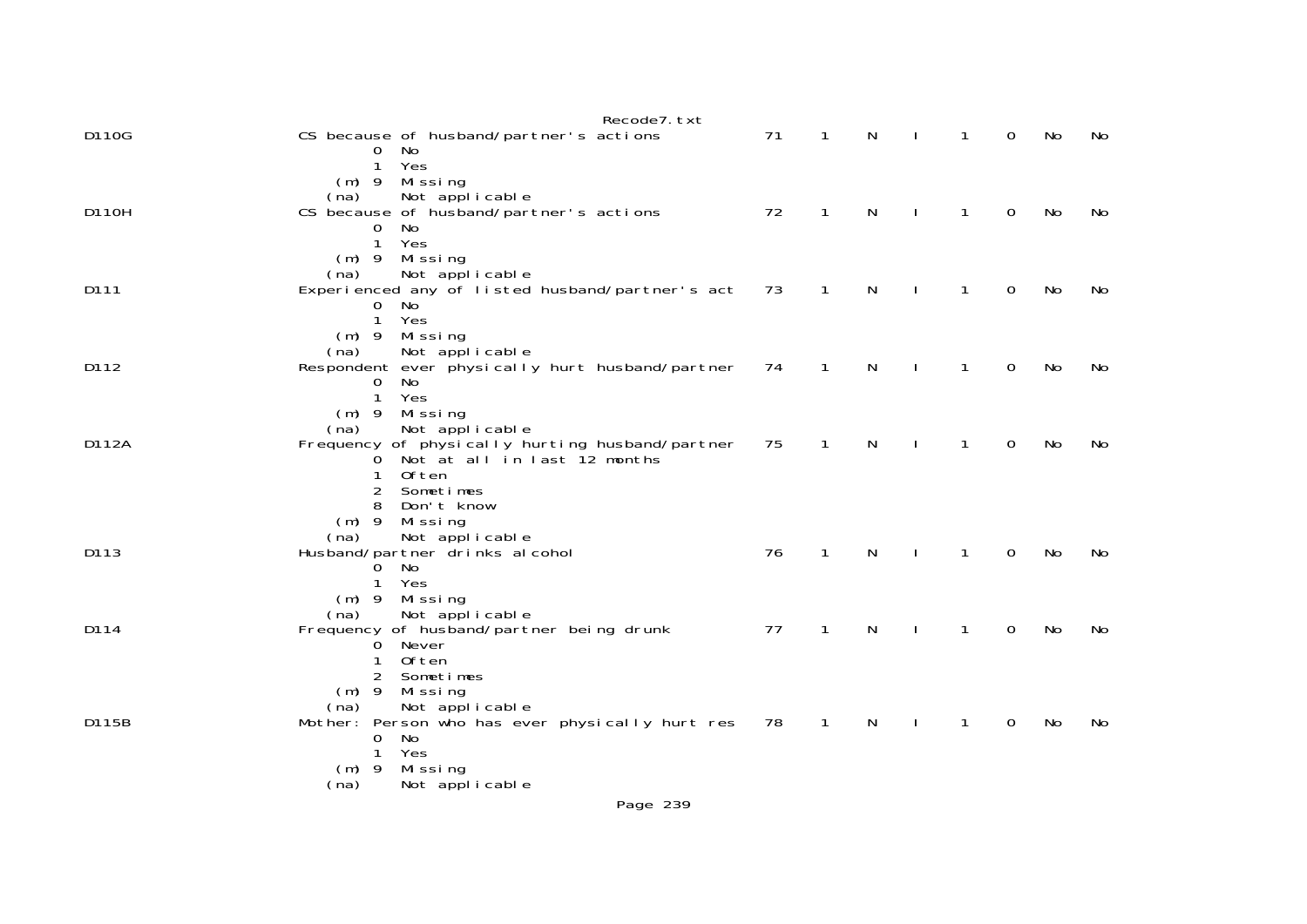```
D110G                CS because of husband/partner's actions           71    1    N    I    1    0    No    No
                          0  No
                          1  Yes
                      (m) 9  Missing
                     (na)    Not applicable
D110H                CS because of husband/partner's actions           72    1    N    I    1    0    No    No
                          0  No
                          1  Yes
                      (m) 9  Missing
                     (na)    Not applicable
D111                 Experienced any of listed husband/partner's act   73    1    N    I    1    0    No    No
                          0  No
                          1  Yes
                      (m) 9  Missing
                     (na)    Not applicable
D112                 Respondent ever physically hurt husband/partner   74    1    N    I    1    0    No    No
                          0  No
                          1  Yes
                      (m) 9  Missing
                     (na)    Not applicable
D112A                Frequency of physically hurting husband/partner   75    1    N    I    1    0    No    No
                          0  Not at all in last 12 months
                          1  Often
                          2  Sometimes
                          8  Don't know
                      (m) 9  Missing
                     (na)    Not applicable
D113                 Husband/partner drinks alcohol                    76    1    N    I    1    0    No    No
                          0  No
                          1  Yes
                      (m) 9  Missing
                     (na)    Not applicable
D114                 Frequency of husband/partner being drunk          77    1    N    I    1    0    No    No
                          0  Never
                          1  Often
                          2  Sometimes
                      (m) 9  Missing
                     (na)    Not applicable
D115B                Mother: Person who has ever physically hurt res   78    1    N    I    1    0    No    No
                          0  No
                          1  Yes
                      (m) 9  Missing
                     (na)    Not applicable
```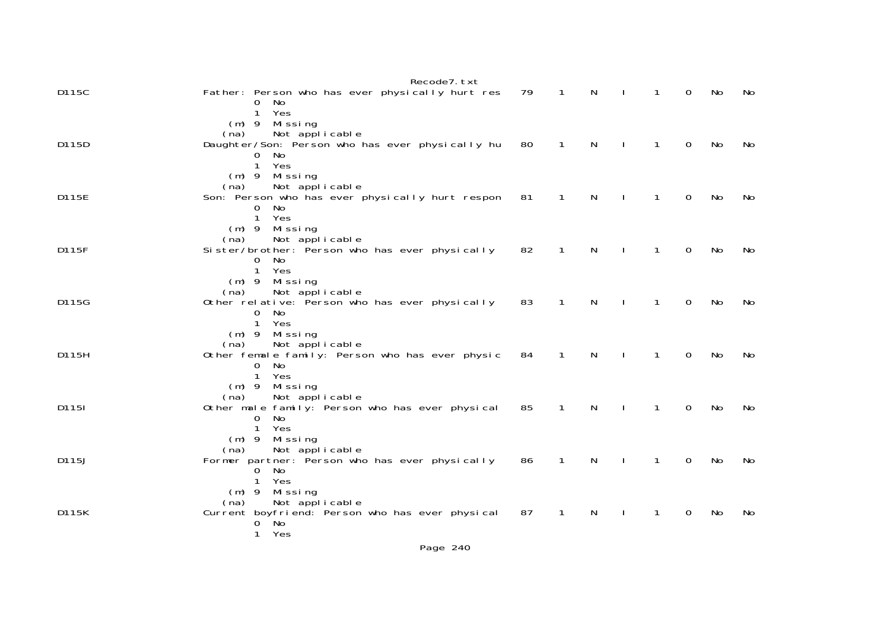```
D115C                 Father: Person who has ever physically hurt res    79    1    N    I    1    0    No    No
                              0  No
                              1  Yes
                          (m) 9  Missing
                         (na)    Not applicable
D115D                 Daughter/Son: Person who has ever physically hu    80    1    N    I    1    0    No    No
                              0  No
                              1  Yes
                          (m) 9  Missing
                         (na)    Not applicable
D115E                 Son: Person who has ever physically hurt respon    81    1    N    I    1    0    No    No
                              0  No
                              1  Yes
                          (m) 9  Missing
                         (na)    Not applicable
D115F                 Sister/brother: Person who has ever physically     82    1    N    I    1    0    No    No
                              0  No
                              1  Yes
                          (m) 9  Missing
                         (na)    Not applicable
D115G                 Other relative: Person who has ever physically     83    1    N    I    1    0    No    No
                              0  No
                              1  Yes
                          (m) 9  Missing
                         (na)    Not applicable
D115H                 Other female family: Person who has ever physic    84    1    N    I    1    0    No    No
                              0  No
                              1  Yes
                          (m) 9  Missing
                         (na)    Not applicable
D115I                 Other male family: Person who has ever physical    85    1    N    I    1    0    No    No
                              0  No
                              1  Yes
                          (m) 9  Missing
                         (na)    Not applicable
D115J                 Former partner: Person who has ever physically     86    1    N    I    1    0    No    No
                              0  No
                              1  Yes
                          (m) 9  Missing
                         (na)    Not applicable
D115K                 Current boyfriend: Person who has ever physical    87    1    N    I    1    0    No    No
                              0  No
                              1  Yes
```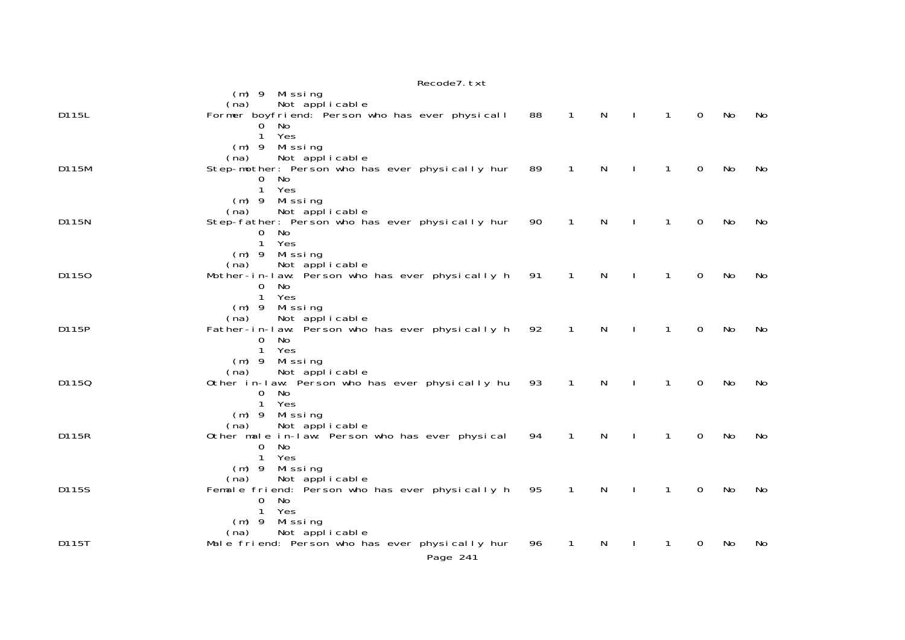```
                     (m) 9  Missing
                    (na)    Not applicable
D115L               Former boyfriend: Person who has ever physicall   88   1   N   I   1   0   No   No
                         0  No
                         1  Yes
                     (m) 9  Missing
                    (na)    Not applicable
D115M               Step-mother: Person who has ever physically hur   89   1   N   I   1   0   No   No
                         0  No
                         1  Yes
                     (m) 9  Missing
                    (na)    Not applicable
D115N               Step-father: Person who has ever physically hur   90   1   N   I   1   0   No   No
                         0  No
                         1  Yes
                     (m) 9  Missing
                    (na)    Not applicable
D115O               Mother-in-law: Person who has ever physically h   91   1   N   I   1   0   No   No
                         0  No
                         1  Yes
                     (m) 9  Missing
                    (na)    Not applicable
D115P               Father-in-law: Person who has ever physically h   92   1   N   I   1   0   No   No
                         0  No
                         1  Yes
                     (m) 9  Missing
                    (na)    Not applicable
D115Q               Other in-law: Person who has ever physically hu   93   1   N   I   1   0   No   No
                         0  No
                         1  Yes
                     (m) 9  Missing
                    (na)    Not applicable
D115R               Other male in-law: Person who has ever physical   94   1   N   I   1   0   No   No
                         0  No
                         1  Yes
                     (m) 9  Missing
                    (na)    Not applicable
D115S               Female friend: Person who has ever physically h   95   1   N   I   1   0   No   No
                         0  No
                         1  Yes
                     (m) 9  Missing
                    (na)    Not applicable
D115T               Male friend: Person who has ever physically hur   96   1   N   I   1   0   No   No
```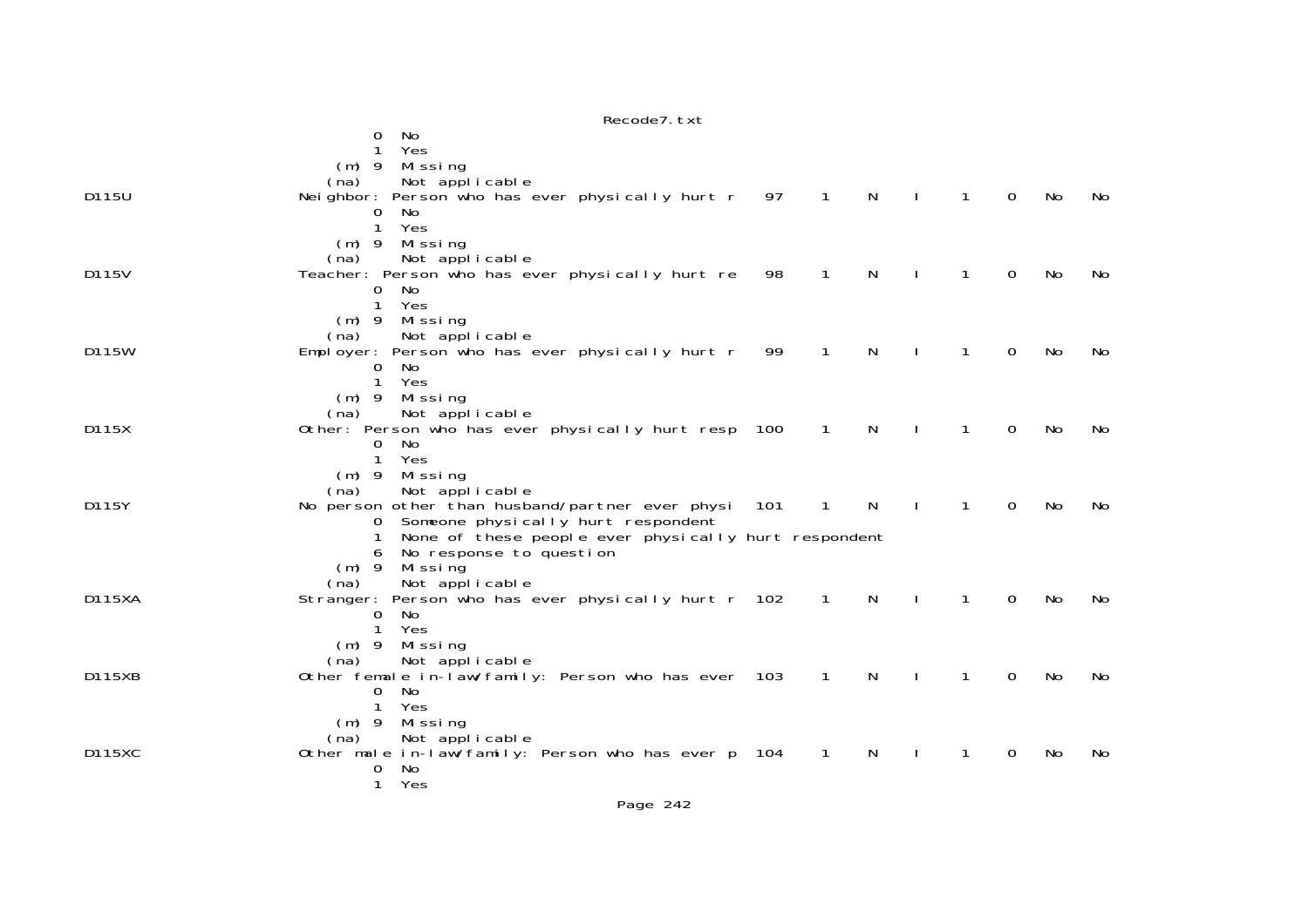```
                 0  No
                 1  Yes
             (m) 9  Missing
            (na)    Not applicable
D115U           Neighbor: Person who has ever physically hurt r    97    1    N    I    1    0   No   No
                 0  No
                 1  Yes
             (m) 9  Missing
            (na)    Not applicable
D115V           Teacher: Person who has ever physically hurt re    98    1    N    I    1    0   No   No
                 0  No
                 1  Yes
             (m) 9  Missing
            (na)    Not applicable
D115W           Employer: Person who has ever physically hurt r    99    1    N    I    1    0   No   No
                 0  No
                 1  Yes
             (m) 9  Missing
            (na)    Not applicable
D115X           Other: Person who has ever physically hurt resp   100    1    N    I    1    0   No   No
                 0  No
                 1  Yes
             (m) 9  Missing
            (na)    Not applicable
D115Y           No person other than husband/partner ever physi   101    1    N    I    1    0   No   No
                 0  Someone physically hurt respondent
                 1  None of these people ever physically hurt respondent
                 6  No response to question
             (m) 9  Missing
            (na)    Not applicable
D115XA          Stranger: Person who has ever physically hurt r   102    1    N    I    1    0   No   No
                 0  No
                 1  Yes
             (m) 9  Missing
            (na)    Not applicable
D115XB          Other female in-law/family: Person who has ever   103    1    N    I    1    0   No   No
                 0  No
                 1  Yes
             (m) 9  Missing
            (na)    Not applicable
D115XC          Other male in-law/family: Person who has ever p   104    1    N    I    1    0   No   No
                 0  No
                 1  Yes
```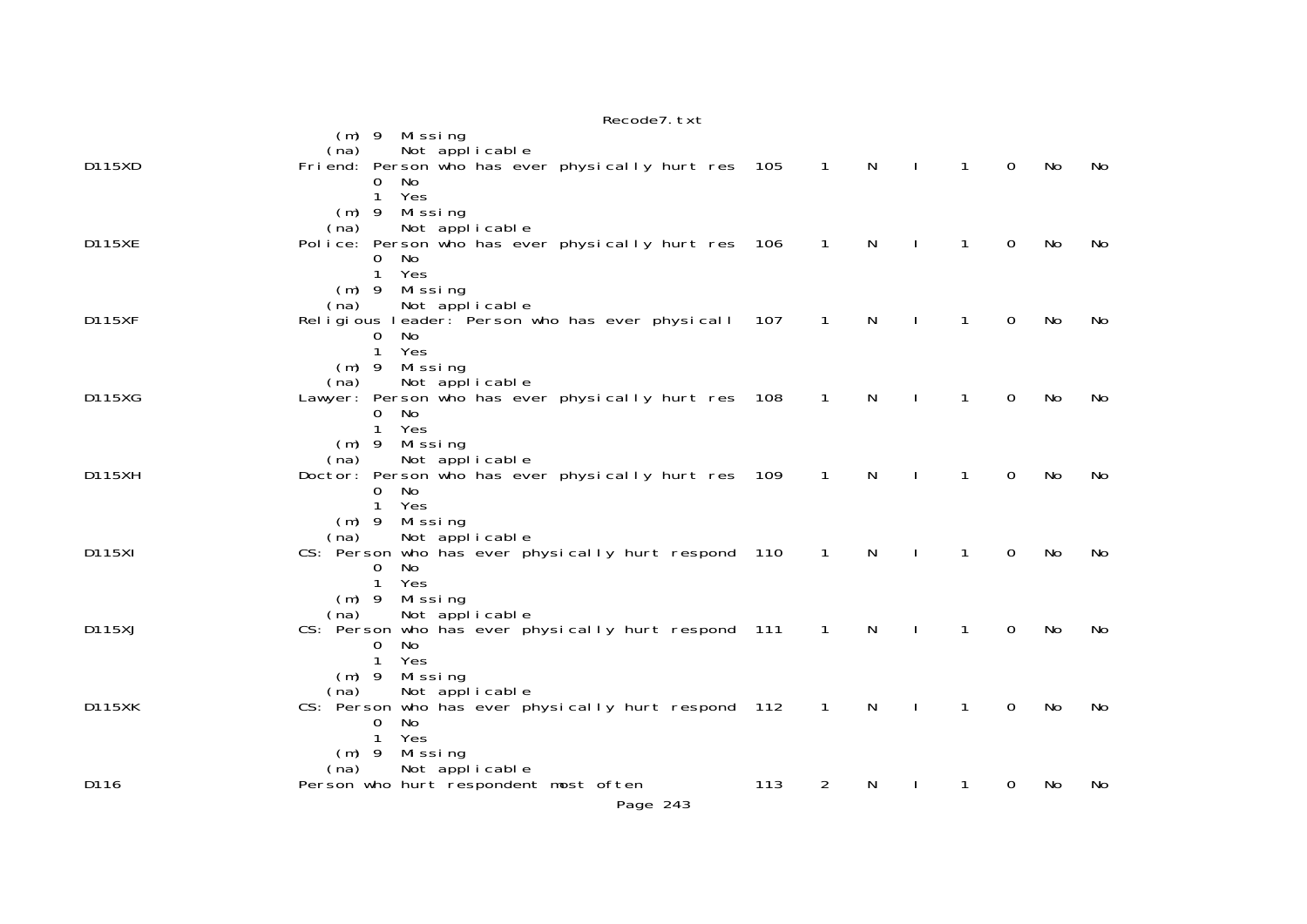```
                     (m) 9  Missing
                    (na)    Not applicable
D115XD              Friend: Person who has ever physically hurt res  105    1    N    I    1    0    No    No
                            0  No
                            1  Yes
                     (m) 9  Missing
                    (na)    Not applicable
D115XE              Police: Person who has ever physically hurt res  106    1    N    I    1    0    No    No
                            0  No
                            1  Yes
                     (m) 9  Missing
                    (na)    Not applicable
D115XF              Religious leader: Person who has ever physicall  107    1    N    I    1    0    No    No
                            0  No
                            1  Yes
                     (m) 9  Missing
                    (na)    Not applicable
D115XG              Lawyer: Person who has ever physically hurt res  108    1    N    I    1    0    No    No
                            0  No
                            1  Yes
                     (m) 9  Missing
                    (na)    Not applicable
D115XH              Doctor: Person who has ever physically hurt res  109    1    N    I    1    0    No    No
                            0  No
                            1  Yes
                     (m) 9  Missing
                    (na)    Not applicable
D115XI              CS: Person who has ever physically hurt respond  110    1    N    I    1    0    No    No
                            0  No
                            1  Yes
                     (m) 9  Missing
                    (na)    Not applicable
D115XJ              CS: Person who has ever physically hurt respond  111    1    N    I    1    0    No    No
                            0  No
                            1  Yes
                     (m) 9  Missing
                    (na)    Not applicable
D115XK              CS: Person who has ever physically hurt respond  112    1    N    I    1    0    No    No
                            0  No
                            1  Yes
                     (m) 9  Missing
                    (na)    Not applicable
D116                Person who hurt respondent most often            113    2    N    I    1    0    No    No
```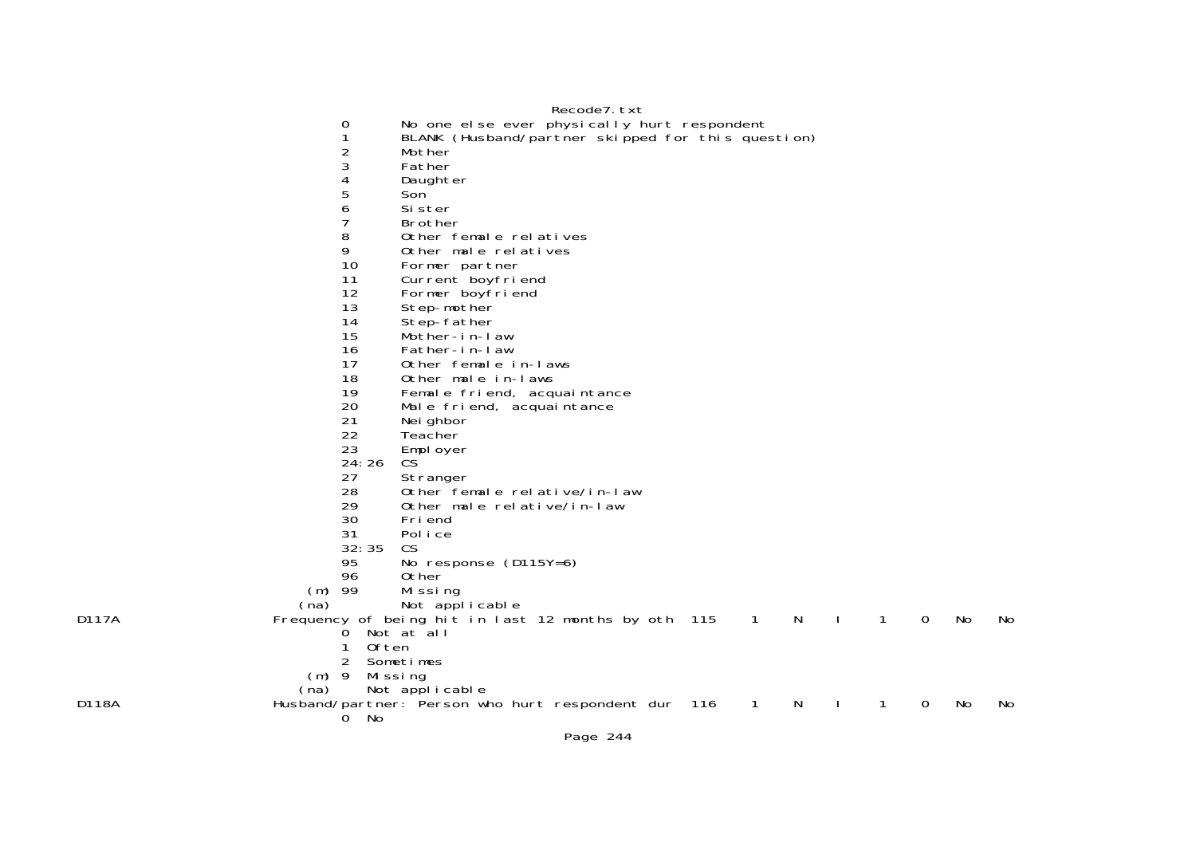```
                                   0       No one else ever physically hurt respondent
                                   1       BLANK (Husband/partner skipped for this question)
                                   2       Mother
                                   3       Father
                                   4       Daughter
                                   5       Son
                                   6       Sister
                                   7       Brother
                                   8       Other female relatives
                                   9       Other male relatives
                                   10      Former partner
                                   11      Current boyfriend
                                   12      Former boyfriend
                                   13      Step-mother
                                   14      Step-father
                                   15      Mother-in-law
                                   16      Father-in-law
                                   17      Other female in-laws
                                   18      Other male in-laws
                                   19      Female friend, acquaintance
                                   20      Male friend, acquaintance
                                   21      Neighbor
                                   22      Teacher
                                   23      Employer
                                   24:26   CS
                                   27      Stranger
                                   28      Other female relative/in-law
                                   29      Other male relative/in-law
                                   30      Friend
                                   31      Police
                                   32:35   CS
                                   95      No response (D115Y=6)
                                   96      Other
                               (m) 99      Missing
                              (na)         Not applicable
D117A                         Frequency of being hit in last 12 months by oth  115    1    N    I    1    0   No   No
                                   0  Not at all
                                   1  Often
                                   2  Sometimes
                               (m) 9  Missing
                              (na)    Not applicable
D118A                         Husband/partner: Person who hurt respondent dur  116    1    N    I    1    0   No   No
                                   0  No
```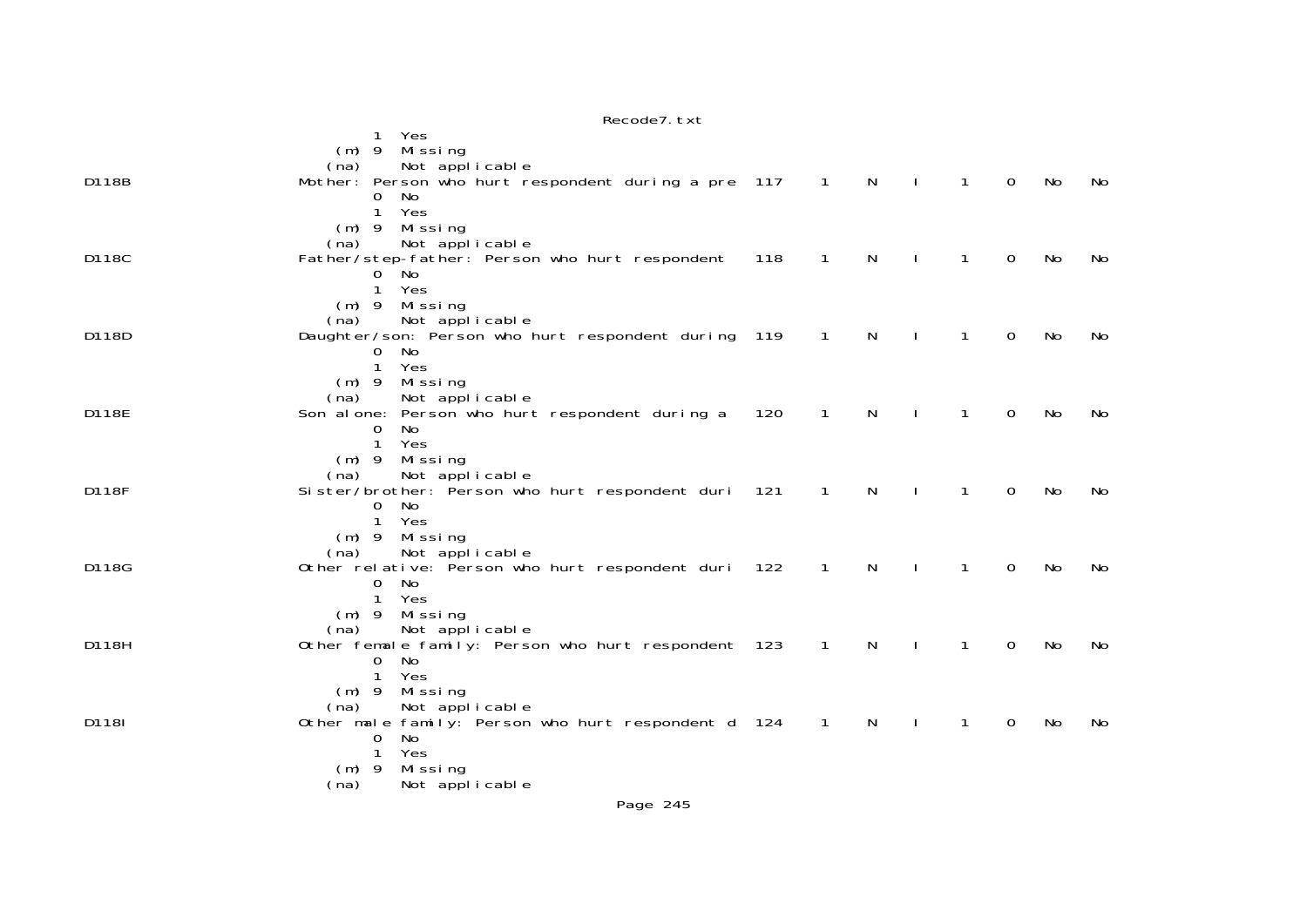```
              1  Yes
         (m) 9  Missing
        (na)    Not applicable
D118B        Mother: Person who hurt respondent during a pre  117   1   N   I   1   0   No   No
              0  No
              1  Yes
         (m) 9  Missing
        (na)    Not applicable
D118C        Father/step-father: Person who hurt respondent   118   1   N   I   1   0   No   No
              0  No
              1  Yes
         (m) 9  Missing
        (na)    Not applicable
D118D        Daughter/son: Person who hurt respondent during  119   1   N   I   1   0   No   No
              0  No
              1  Yes
         (m) 9  Missing
        (na)    Not applicable
D118E        Son alone: Person who hurt respondent during a   120   1   N   I   1   0   No   No
              0  No
              1  Yes
         (m) 9  Missing
        (na)    Not applicable
D118F        Sister/brother: Person who hurt respondent duri  121   1   N   I   1   0   No   No
              0  No
              1  Yes
         (m) 9  Missing
        (na)    Not applicable
D118G        Other relative: Person who hurt respondent duri  122   1   N   I   1   0   No   No
              0  No
              1  Yes
         (m) 9  Missing
        (na)    Not applicable
D118H        Other female family: Person who hurt respondent  123   1   N   I   1   0   No   No
              0  No
              1  Yes
         (m) 9  Missing
        (na)    Not applicable
D118I        Other male family: Person who hurt respondent d  124   1   N   I   1   0   No   No
              0  No
              1  Yes
         (m) 9  Missing
        (na)    Not applicable
```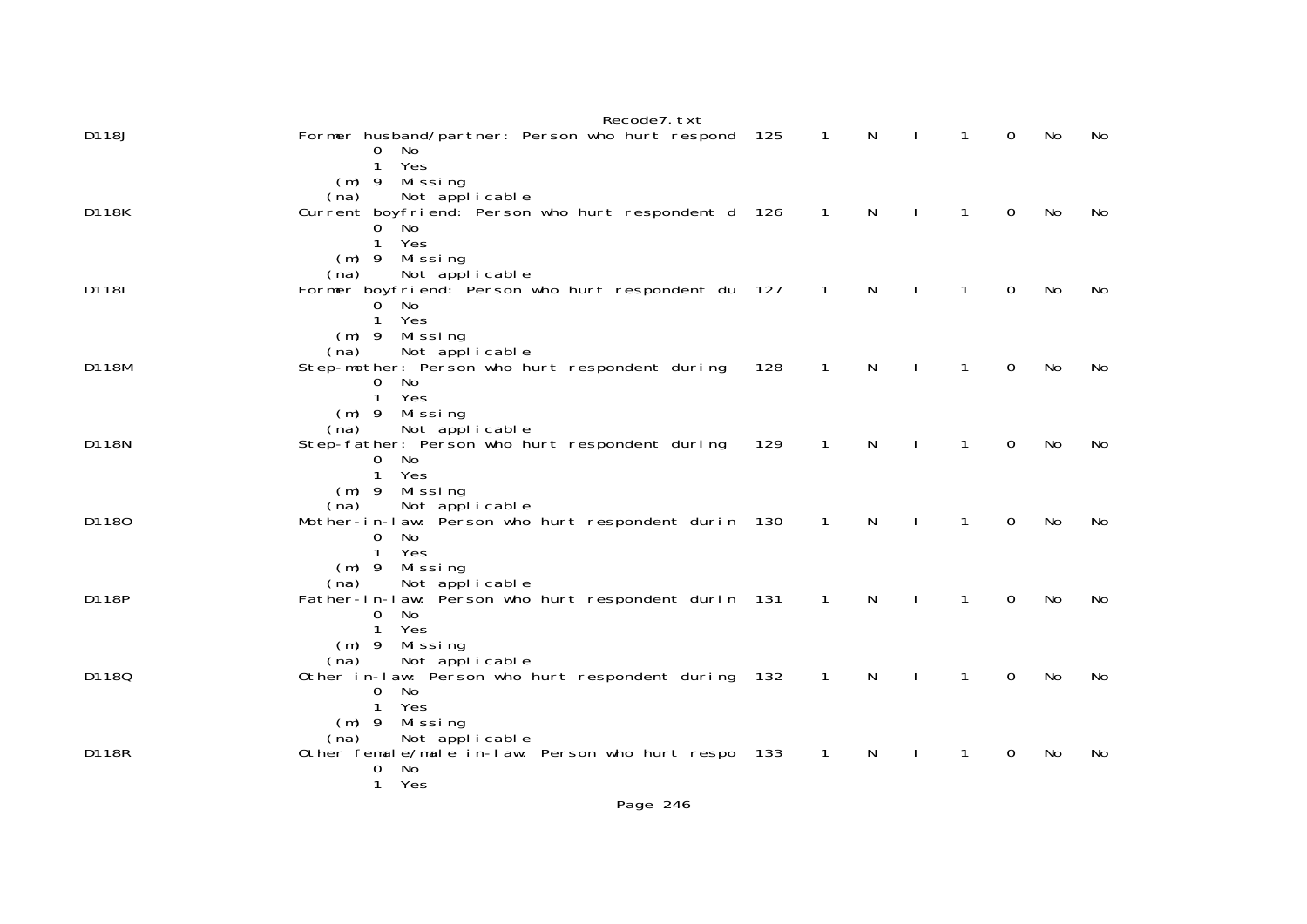```
D118J                 Former husband/partner: Person who hurt respond  125    1    N    I    1    0   No   No
                              0  No
                              1  Yes
                        (m) 9  Missing
                       (na)    Not applicable
D118K                 Current boyfriend: Person who hurt respondent d  126    1    N    I    1    0   No   No
                              0  No
                              1  Yes
                        (m) 9  Missing
                       (na)    Not applicable
D118L                 Former boyfriend: Person who hurt respondent du  127    1    N    I    1    0   No   No
                              0  No
                              1  Yes
                        (m) 9  Missing
                       (na)    Not applicable
D118M                 Step-mother: Person who hurt respondent during   128    1    N    I    1    0   No   No
                              0  No
                              1  Yes
                        (m) 9  Missing
                       (na)    Not applicable
D118N                 Step-father: Person who hurt respondent during   129    1    N    I    1    0   No   No
                              0  No
                              1  Yes
                        (m) 9  Missing
                       (na)    Not applicable
D118O                 Mother-in-law: Person who hurt respondent durin  130    1    N    I    1    0   No   No
                              0  No
                              1  Yes
                        (m) 9  Missing
                       (na)    Not applicable
D118P                 Father-in-law: Person who hurt respondent durin  131    1    N    I    1    0   No   No
                              0  No
                              1  Yes
                        (m) 9  Missing
                       (na)    Not applicable
D118Q                 Other in-law: Person who hurt respondent during  132    1    N    I    1    0   No   No
                              0  No
                              1  Yes
                        (m) 9  Missing
                       (na)    Not applicable
D118R                 Other female/male in-law: Person who hurt respo  133    1    N    I    1    0   No   No
                              0  No
                              1  Yes
```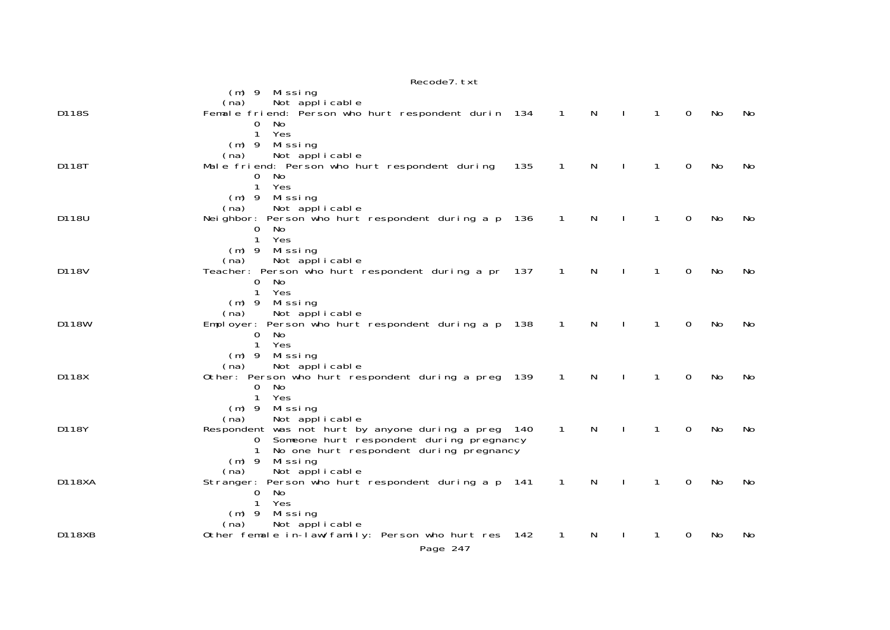```
                          (m) 9  Missing
                         (na)    Not applicable
D118S                    Female friend: Person who hurt respondent durin  134    1    N    I    1    0   No   No
                                0  No
                                1  Yes
                            (m) 9  Missing
                         (na)    Not applicable
D118T                    Male friend: Person who hurt respondent during   135    1    N    I    1    0   No   No
                                0  No
                                1  Yes
                            (m) 9  Missing
                         (na)    Not applicable
D118U                    Neighbor: Person who hurt respondent during a p  136    1    N    I    1    0   No   No
                                0  No
                                1  Yes
                            (m) 9  Missing
                         (na)    Not applicable
D118V                    Teacher: Person who hurt respondent during a pr  137    1    N    I    1    0   No   No
                                0  No
                                1  Yes
                            (m) 9  Missing
                         (na)    Not applicable
D118W                    Employer: Person who hurt respondent during a p  138    1    N    I    1    0   No   No
                                0  No
                                1  Yes
                            (m) 9  Missing
                         (na)    Not applicable
D118X                    Other: Person who hurt respondent during a preg  139    1    N    I    1    0   No   No
                                0  No
                                1  Yes
                            (m) 9  Missing
                         (na)    Not applicable
D118Y                    Respondent was not hurt by anyone during a preg  140    1    N    I    1    0   No   No
                                0  Someone hurt respondent during pregnancy
                                1  No one hurt respondent during pregnancy
                            (m) 9  Missing
                         (na)    Not applicable
D118XA                   Stranger: Person who hurt respondent during a p  141    1    N    I    1    0   No   No
                                0  No
                                1  Yes
                            (m) 9  Missing
                         (na)    Not applicable
D118XB                   Other female in-law/family: Person who hurt res  142    1    N    I    1    0   No   No
```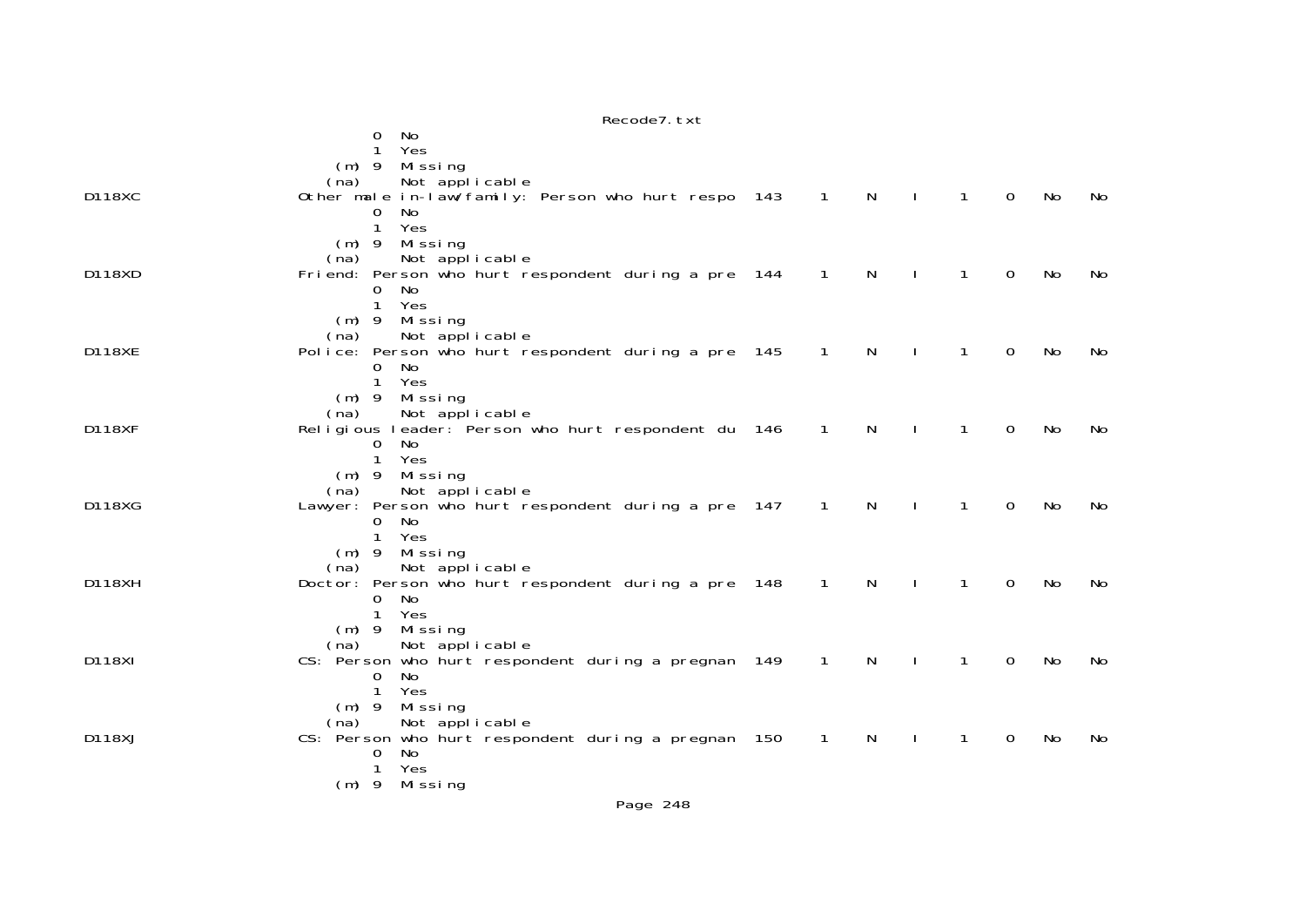```
                                   0  No
                                   1  Yes
                             (m) 9  Missing
                            (na)     Not applicable
D118XC                      Other male in-law/family: Person who hurt respo  143    1    N    I    1    0   No   No
                                   0  No
                                   1  Yes
                             (m) 9  Missing
                            (na)     Not applicable
D118XD                      Friend: Person who hurt respondent during a pre  144    1    N    I    1    0   No   No
                                   0  No
                                   1  Yes
                             (m) 9  Missing
                            (na)     Not applicable
D118XE                      Police: Person who hurt respondent during a pre  145    1    N    I    1    0   No   No
                                   0  No
                                   1  Yes
                             (m) 9  Missing
                            (na)     Not applicable
D118XF                      Religious leader: Person who hurt respondent du  146    1    N    I    1    0   No   No
                                   0  No
                                   1  Yes
                             (m) 9  Missing
                            (na)     Not applicable
D118XG                      Lawyer: Person who hurt respondent during a pre  147    1    N    I    1    0   No   No
                                   0  No
                                   1  Yes
                             (m) 9  Missing
                            (na)     Not applicable
D118XH                      Doctor: Person who hurt respondent during a pre  148    1    N    I    1    0   No   No
                                   0  No
                                   1  Yes
                             (m) 9  Missing
                            (na)     Not applicable
D118XI                      CS: Person who hurt respondent during a pregnan  149    1    N    I    1    0   No   No
                                   0  No
                                   1  Yes
                             (m) 9  Missing
                            (na)     Not applicable
D118XJ                      CS: Person who hurt respondent during a pregnan  150    1    N    I    1    0   No   No
                                   0  No
                                   1  Yes
                             (m) 9  Missing
```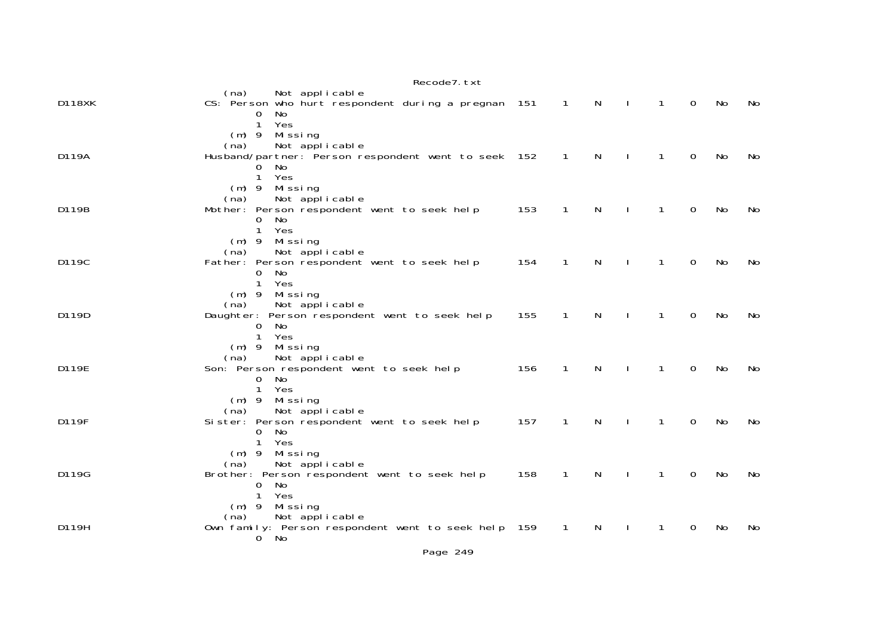```
      (na)     Not applicable
D118XK              CS: Person who hurt respondent during a pregnan  151    1    N    I    1    0    No    No
            0  No
            1  Yes
        (m) 9  Missing
      (na)     Not applicable
D119A               Husband/partner: Person respondent went to seek  152    1    N    I    1    0    No    No
            0  No
            1  Yes
        (m) 9  Missing
      (na)     Not applicable
D119B               Mother: Person respondent went to seek help      153    1    N    I    1    0    No    No
            0  No
            1  Yes
        (m) 9  Missing
      (na)     Not applicable
D119C               Father: Person respondent went to seek help      154    1    N    I    1    0    No    No
            0  No
            1  Yes
        (m) 9  Missing
      (na)     Not applicable
D119D               Daughter: Person respondent went to seek help    155    1    N    I    1    0    No    No
            0  No
            1  Yes
        (m) 9  Missing
      (na)     Not applicable
D119E               Son: Person respondent went to seek help         156    1    N    I    1    0    No    No
            0  No
            1  Yes
        (m) 9  Missing
      (na)     Not applicable
D119F               Sister: Person respondent went to seek help      157    1    N    I    1    0    No    No
            0  No
            1  Yes
        (m) 9  Missing
      (na)     Not applicable
D119G               Brother: Person respondent went to seek help     158    1    N    I    1    0    No    No
            0  No
            1  Yes
        (m) 9  Missing
      (na)     Not applicable
D119H               Own family: Person respondent went to seek help  159    1    N    I    1    0    No    No
            0  No
```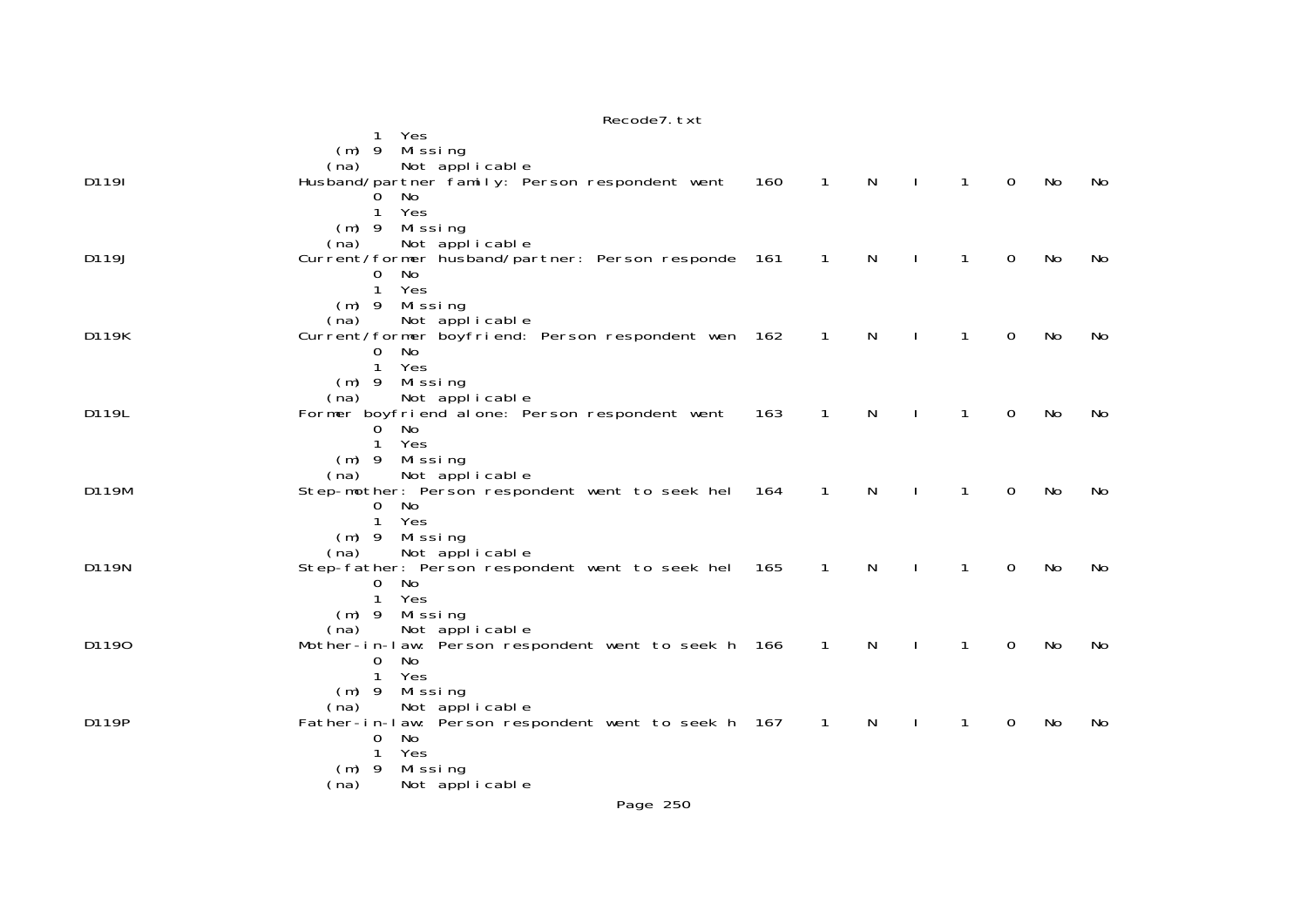```
                    1  Yes
               (m) 9  Missing
              (na)    Not applicable
D119I                 Husband/partner family: Person respondent went    160    1    N    I    1    0    No    No
                    0  No
                    1  Yes
               (m) 9  Missing
              (na)    Not applicable
D119J                 Current/former husband/partner: Person responde  161    1    N    I    1    0    No    No
                    0  No
                    1  Yes
               (m) 9  Missing
              (na)    Not applicable
D119K                 Current/former boyfriend: Person respondent wen  162    1    N    I    1    0    No    No
                    0  No
                    1  Yes
               (m) 9  Missing
              (na)    Not applicable
D119L                 Former boyfriend alone: Person respondent went    163    1    N    I    1    0    No    No
                    0  No
                    1  Yes
               (m) 9  Missing
              (na)    Not applicable
D119M                 Step-mother: Person respondent went to seek hel  164    1    N    I    1    0    No    No
                    0  No
                    1  Yes
               (m) 9  Missing
              (na)    Not applicable
D119N                 Step-father: Person respondent went to seek hel  165    1    N    I    1    0    No    No
                    0  No
                    1  Yes
               (m) 9  Missing
              (na)    Not applicable
D119O                 Mother-in-law: Person respondent went to seek h  166    1    N    I    1    0    No    No
                    0  No
                    1  Yes
               (m) 9  Missing
              (na)    Not applicable
D119P                 Father-in-law: Person respondent went to seek h  167    1    N    I    1    0    No    No
                    0  No
                    1  Yes
               (m) 9  Missing
              (na)    Not applicable
```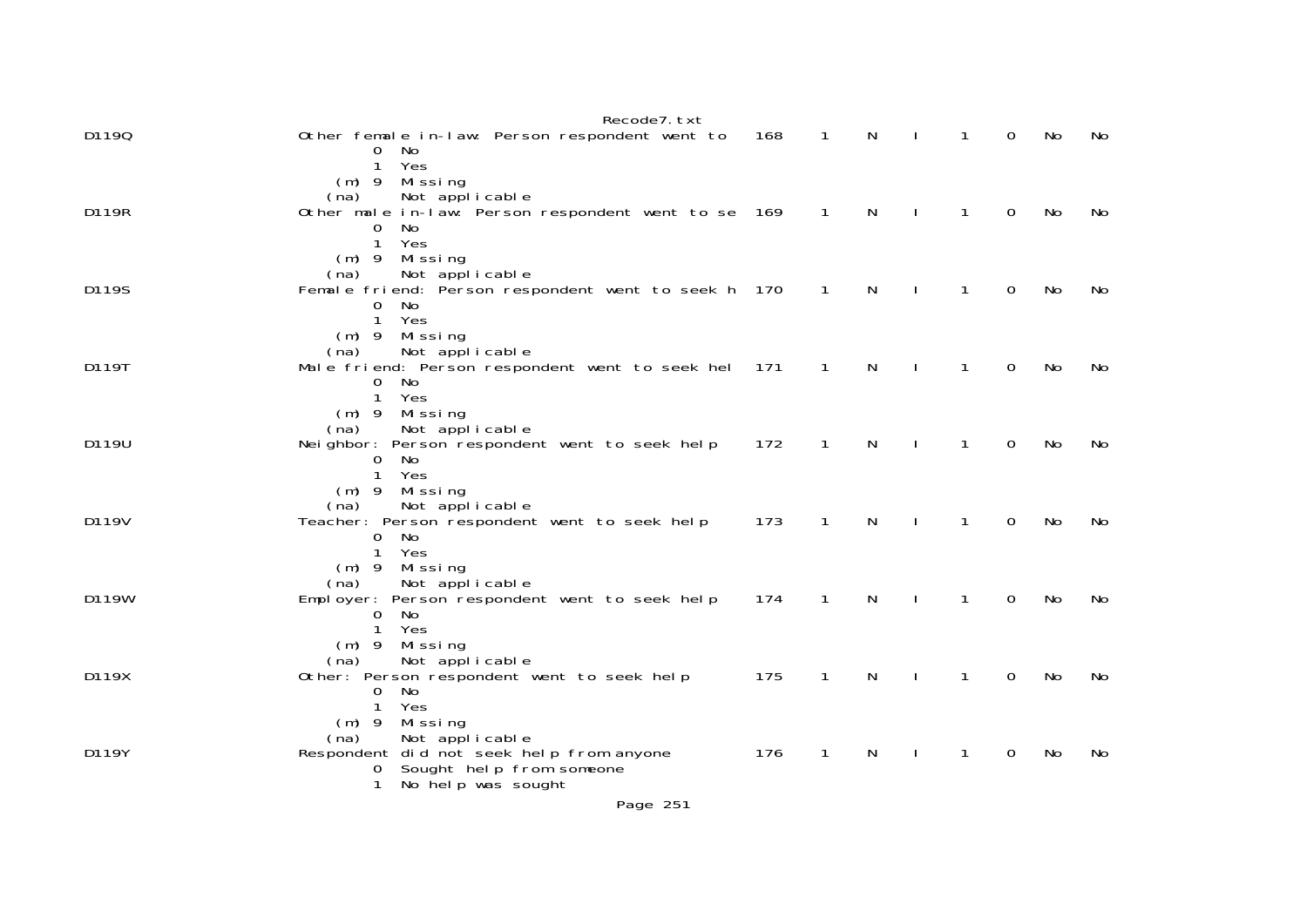```
D119Q                   Other female in-law: Person respondent went to    168    1    N    I    1    0    No    No
                                0  No
                                1  Yes
                           (m) 9  Missing
                          (na)     Not applicable
D119R                   Other male in-law: Person respondent went to se   169    1    N    I    1    0    No    No
                                0  No
                                1  Yes
                           (m) 9  Missing
                          (na)     Not applicable
D119S                   Female friend: Person respondent went to seek h   170    1    N    I    1    0    No    No
                                0  No
                                1  Yes
                           (m) 9  Missing
                          (na)     Not applicable
D119T                   Male friend: Person respondent went to seek hel   171    1    N    I    1    0    No    No
                                0  No
                                1  Yes
                           (m) 9  Missing
                          (na)     Not applicable
D119U                   Neighbor: Person respondent went to seek help     172    1    N    I    1    0    No    No
                                0  No
                                1  Yes
                           (m) 9  Missing
                          (na)     Not applicable
D119V                   Teacher: Person respondent went to seek help      173    1    N    I    1    0    No    No
                                0  No
                                1  Yes
                           (m) 9  Missing
                          (na)     Not applicable
D119W                   Employer: Person respondent went to seek help     174    1    N    I    1    0    No    No
                                0  No
                                1  Yes
                           (m) 9  Missing
                          (na)     Not applicable
D119X                   Other: Person respondent went to seek help        175    1    N    I    1    0    No    No
                                0  No
                                1  Yes
                           (m) 9  Missing
                          (na)     Not applicable
D119Y                   Respondent did not seek help from anyone          176    1    N    I    1    0    No    No
                                0  Sought help from someone
                                1  No help was sought
```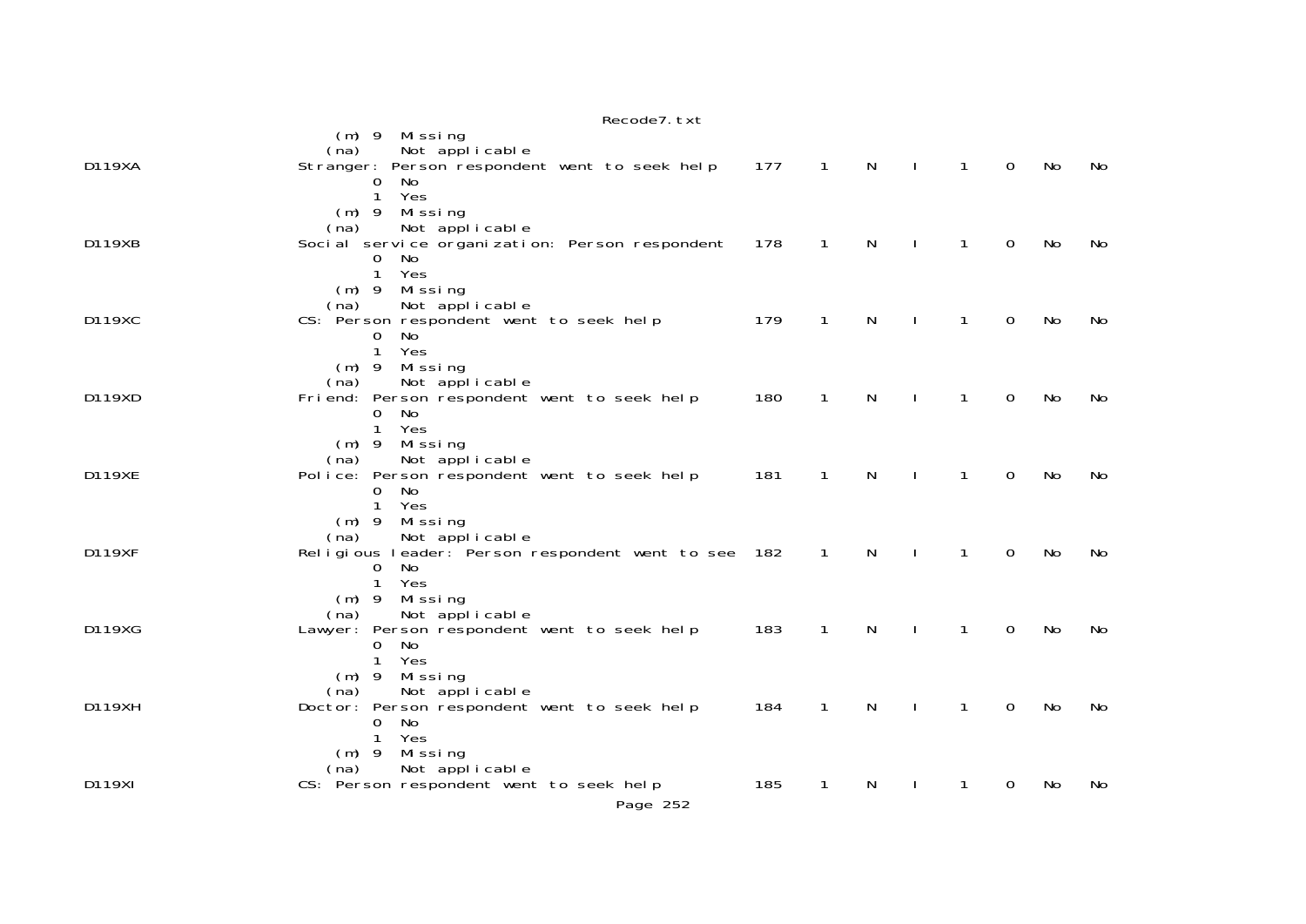```
                     (m) 9  Missing
                    (na)    Not applicable
D119XA              Stranger: Person respondent went to seek help     177    1    N    I    1    0    No    No
                            0  No
                            1  Yes
                     (m) 9  Missing
                    (na)    Not applicable
D119XB              Social service organization: Person respondent    178    1    N    I    1    0    No    No
                            0  No
                            1  Yes
                     (m) 9  Missing
                    (na)    Not applicable
D119XC              CS: Person respondent went to seek help           179    1    N    I    1    0    No    No
                            0  No
                            1  Yes
                     (m) 9  Missing
                    (na)    Not applicable
D119XD              Friend: Person respondent went to seek help       180    1    N    I    1    0    No    No
                            0  No
                            1  Yes
                     (m) 9  Missing
                    (na)    Not applicable
D119XE              Police: Person respondent went to seek help       181    1    N    I    1    0    No    No
                            0  No
                            1  Yes
                     (m) 9  Missing
                    (na)    Not applicable
D119XF              Religious leader: Person respondent went to see   182    1    N    I    1    0    No    No
                            0  No
                            1  Yes
                     (m) 9  Missing
                    (na)    Not applicable
D119XG              Lawyer: Person respondent went to seek help       183    1    N    I    1    0    No    No
                            0  No
                            1  Yes
                     (m) 9  Missing
                    (na)    Not applicable
D119XH              Doctor: Person respondent went to seek help       184    1    N    I    1    0    No    No
                            0  No
                            1  Yes
                     (m) 9  Missing
                    (na)    Not applicable
D119XI              CS: Person respondent went to seek help           185    1    N    I    1    0    No    No
```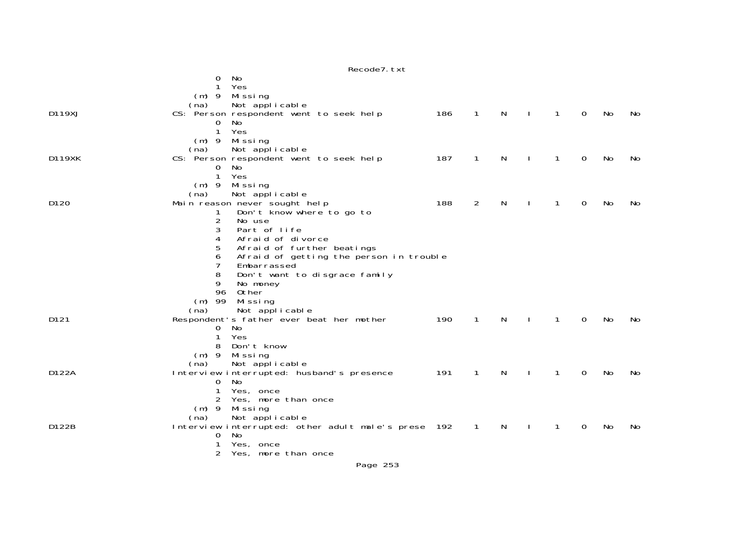```
                 0  No
                 1  Yes
             (m) 9  Missing
            (na)    Not applicable
D119XJ                  CS: Person respondent went to seek help           186    1    N    I    1    0    No    No
                 0  No
                 1  Yes
             (m) 9  Missing
            (na)    Not applicable
D119XK                  CS: Person respondent went to seek help           187    1    N    I    1    0    No    No
                 0  No
                 1  Yes
             (m) 9  Missing
            (na)    Not applicable
D120                    Main reason never sought help                     188    2    N    I    1    0    No    No
                 1   Don't know where to go to
                 2   No use
                 3   Part of life
                 4   Afraid of divorce
                 5   Afraid of further beatings
                 6   Afraid of getting the person in trouble
                 7   Embarrassed
                 8   Don't want to disgrace family
                 9   No money
                 96  Other
             (m) 99  Missing
            (na)     Not applicable
D121                    Respondent's father ever beat her mother          190    1    N    I    1    0    No    No
                 0  No
                 1  Yes
                 8  Don't know
             (m) 9  Missing
            (na)    Not applicable
D122A                   Interview interrupted: husband's presence         191    1    N    I    1    0    No    No
                 0  No
                 1  Yes, once
                 2  Yes, more than once
             (m) 9  Missing
            (na)    Not applicable
D122B                   Interview interrupted: other adult male's prese  192    1    N    I    1    0    No    No
                 0  No
                 1  Yes, once
                 2  Yes, more than once
```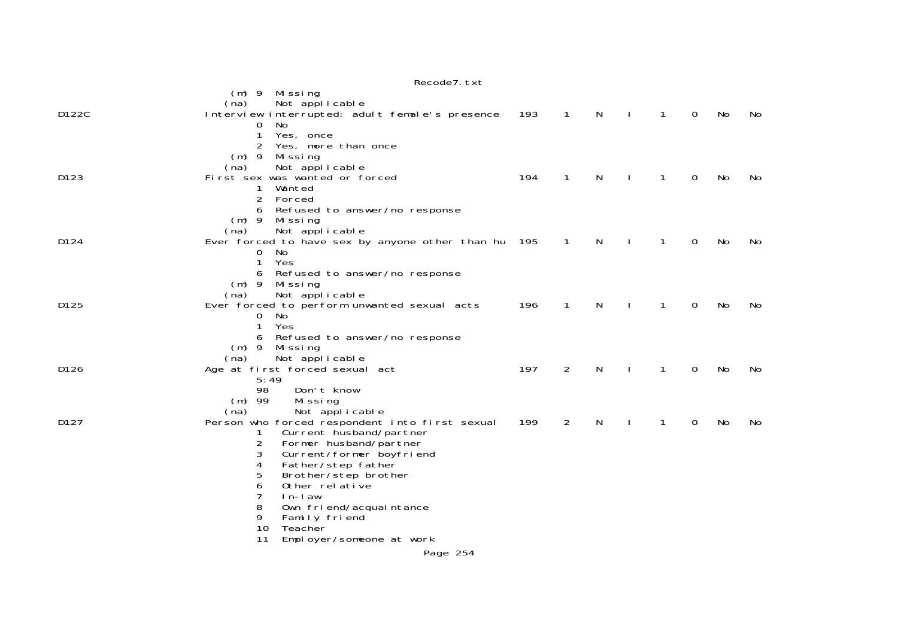```
                        (m) 9  Missing
                       (na)    Not applicable
D122C                 Interview interrupted: adult female's presence   193    1    N    I    1    0    No    No
                            0  No
                            1  Yes, once
                            2  Yes, more than once
                        (m) 9  Missing
                       (na)    Not applicable
D123                  First sex was wanted or forced                    194    1    N    I    1    0    No    No
                            1  Wanted
                            2  Forced
                            6  Refused to answer/no response
                        (m) 9  Missing
                       (na)    Not applicable
D124                  Ever forced to have sex by anyone other than hu   195    1    N    I    1    0    No    No
                            0  No
                            1  Yes
                            6  Refused to answer/no response
                        (m) 9  Missing
                       (na)    Not applicable
D125                  Ever forced to perform unwanted sexual acts       196    1    N    I    1    0    No    No
                            0  No
                            1  Yes
                            6  Refused to answer/no response
                        (m) 9  Missing
                       (na)    Not applicable
D126                  Age at first forced sexual act                    197    2    N    I    1    0    No    No
                            5:49
                            98     Don't know
                        (m) 99     Missing
                       (na)        Not applicable
D127                  Person who forced respondent into first sexual    199    2    N    I    1    0    No    No
                            1   Current husband/partner
                            2   Former husband/partner
                            3   Current/former boyfriend
                            4   Father/step father
                            5   Brother/step brother
                            6   Other relative
                            7   In-law
                            8   Own friend/acquaintance
                            9   Family friend
                            10  Teacher
                            11  Employer/someone at work
```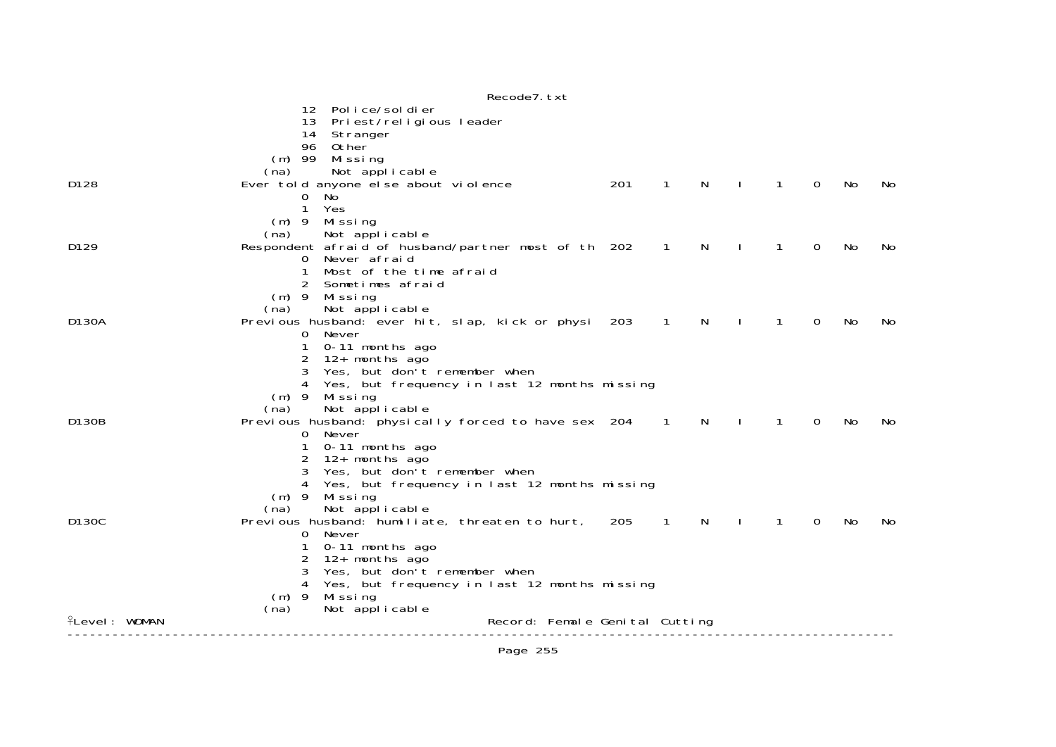```
                                12  Police/soldier
                                13  Priest/religious leader
                                14  Stranger
                                96  Other
                            (m) 99  Missing
                           (na)     Not applicable
D128                    Ever told anyone else about violence             201    1    N    I    1    0   No   No
                                0  No
                                1  Yes
                            (m) 9  Missing
                           (na)    Not applicable
D129                    Respondent afraid of husband/partner most of th  202    1    N    I    1    0   No   No
                                0  Never afraid
                                1  Most of the time afraid
                                2  Sometimes afraid
                            (m) 9  Missing
                           (na)    Not applicable
D130A                   Previous husband: ever hit, slap, kick or physi  203    1    N    I    1    0   No   No
                                0  Never
                                1  0-11 months ago
                                2  12+ months ago
                                3  Yes, but don't remember when
                                4  Yes, but frequency in last 12 months missing
                            (m) 9  Missing
                           (na)    Not applicable
D130B                   Previous husband: physically forced to have sex  204    1    N    I    1    0   No   No
                                0  Never
                                1  0-11 months ago
                                2  12+ months ago
                                3  Yes, but don't remember when
                                4  Yes, but frequency in last 12 months missing
                            (m) 9  Missing
                           (na)    Not applicable
D130C                   Previous husband: humiliate, threaten to hurt,   205    1    N    I    1    0   No   No
                                0  Never
                                1  0-11 months ago
                                2  12+ months ago
                                3  Yes, but don't remember when
                                4  Yes, but frequency in last 12 months missing
                            (m) 9  Missing
                           (na)    Not applicable
Level: WOMAN                                   Record: Female Genital Cutting
```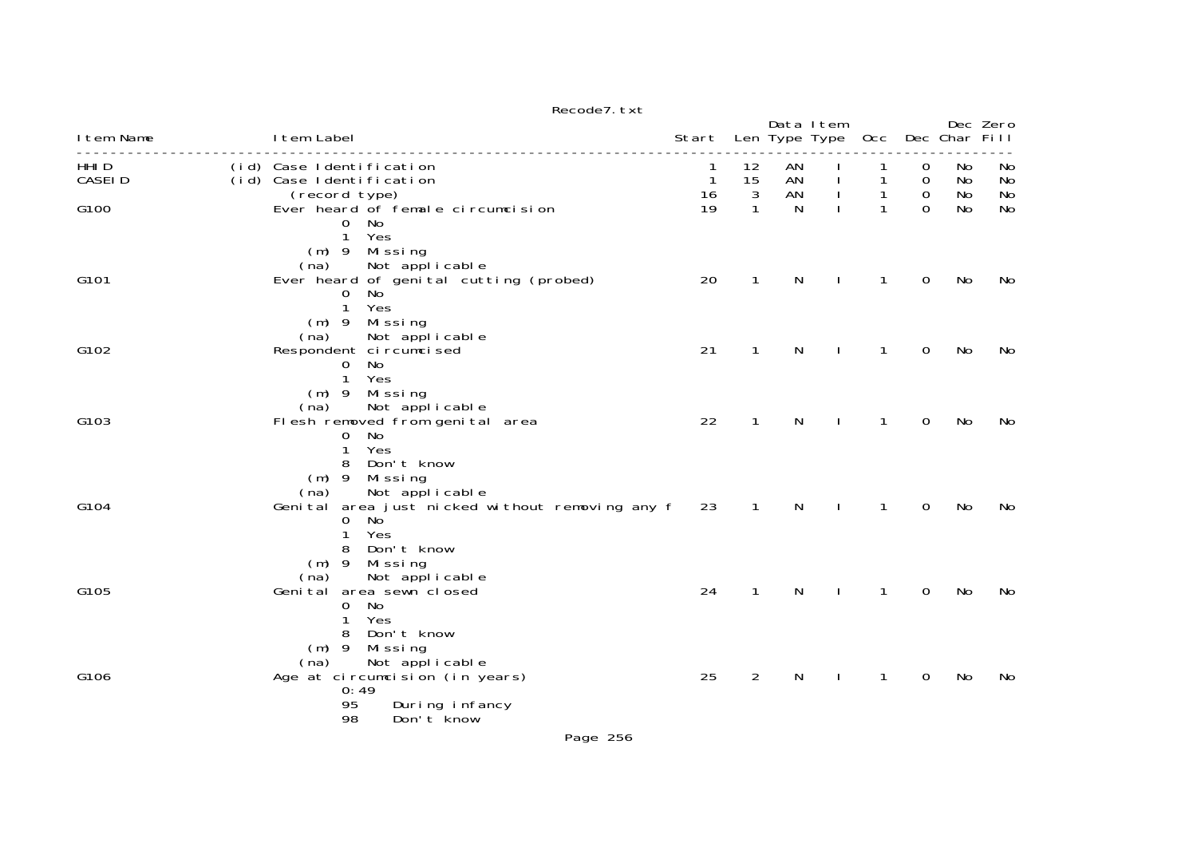Recode7.txt

| Item Name | | Item Label | Start | Len | Data Type | Item Type | Occ | Dec | Dec Char | Zero Fill |
|---|---|---|---|---|---|---|---|---|---|---|
| HHID | (id) | Case Identification | 1 | 12 | AN | I | 1 | 0 | No | No |
| CASEID | (id) | Case Identification | 1 | 15 | AN | I | 1 | 0 | No | No |
| | | (record type) | 16 | 3 | AN | I | 1 | 0 | No | No |
| G100 | | Ever heard of female circumcision | 19 | 1 | N | I | 1 | 0 | No | No |
| | | 0 No | | | | | | | | |
| | | 1 Yes | | | | | | | | |
| | | (m) 9 Missing | | | | | | | | |
| | | (na) Not applicable | | | | | | | | |
| G101 | | Ever heard of genital cutting (probed) | 20 | 1 | N | I | 1 | 0 | No | No |
| | | 0 No | | | | | | | | |
| | | 1 Yes | | | | | | | | |
| | | (m) 9 Missing | | | | | | | | |
| | | (na) Not applicable | | | | | | | | |
| G102 | | Respondent circumcised | 21 | 1 | N | I | 1 | 0 | No | No |
| | | 0 No | | | | | | | | |
| | | 1 Yes | | | | | | | | |
| | | (m) 9 Missing | | | | | | | | |
| | | (na) Not applicable | | | | | | | | |
| G103 | | Flesh removed from genital area | 22 | 1 | N | I | 1 | 0 | No | No |
| | | 0 No | | | | | | | | |
| | | 1 Yes | | | | | | | | |
| | | 8 Don't know | | | | | | | | |
| | | (m) 9 Missing | | | | | | | | |
| | | (na) Not applicable | | | | | | | | |
| G104 | | Genital area just nicked without removing any f | 23 | 1 | N | I | 1 | 0 | No | No |
| | | 0 No | | | | | | | | |
| | | 1 Yes | | | | | | | | |
| | | 8 Don't know | | | | | | | | |
| | | (m) 9 Missing | | | | | | | | |
| | | (na) Not applicable | | | | | | | | |
| G105 | | Genital area sewn closed | 24 | 1 | N | I | 1 | 0 | No | No |
| | | 0 No | | | | | | | | |
| | | 1 Yes | | | | | | | | |
| | | 8 Don't know | | | | | | | | |
| | | (m) 9 Missing | | | | | | | | |
| | | (na) Not applicable | | | | | | | | |
| G106 | | Age at circumcision (in years) | 25 | 2 | N | I | 1 | 0 | No | No |
| | | 0:49 | | | | | | | | |
| | | 95 During infancy | | | | | | | | |
| | | 98 Don't know | | | | | | | | |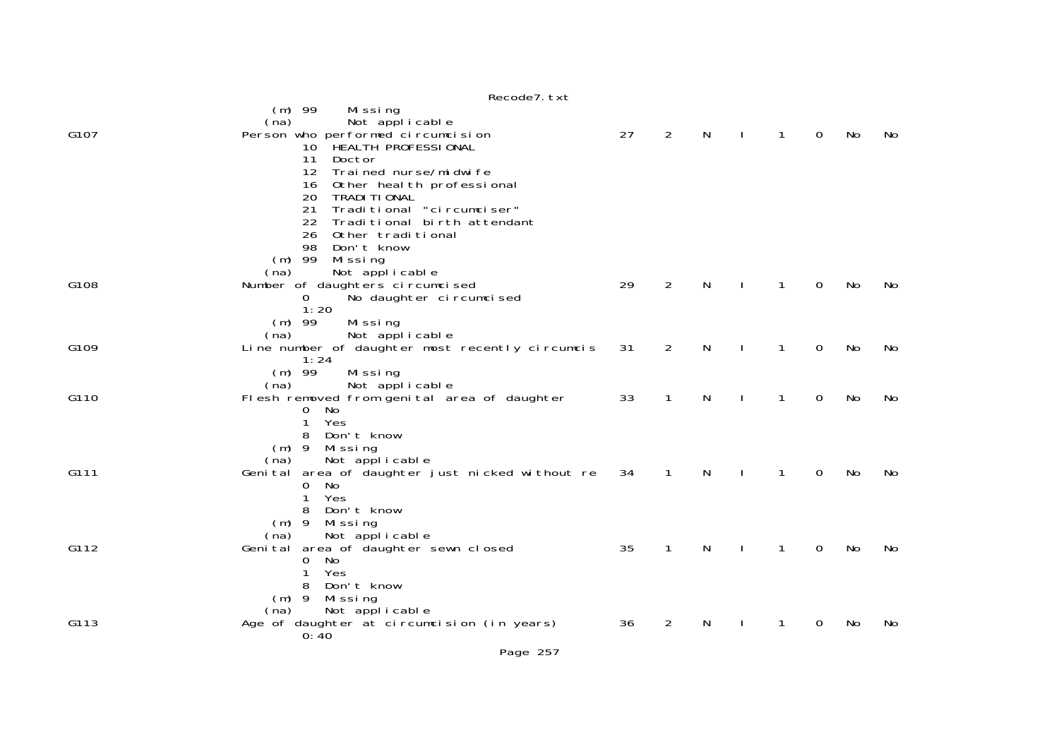```
                 (m) 99     Missing
                (na)        Not applicable
G107            Person who performed circumcision                 27    2    N    I    1    0    No    No
                        10  HEALTH PROFESSIONAL
                        11  Doctor
                        12  Trained nurse/midwife
                        16  Other health professional
                        20  TRADITIONAL
                        21  Traditional "circumciser"
                        22  Traditional birth attendant
                        26  Other traditional
                        98  Don't know
                 (m) 99  Missing
                (na)      Not applicable
G108            Number of daughters circumcised                   29    2    N    I    1    0    No    No
                        0      No daughter circumcised
                        1:20
                 (m) 99     Missing
                (na)        Not applicable
G109            Line number of daughter most recently circumcis   31    2    N    I    1    0    No    No
                        1:24
                 (m) 99     Missing
                (na)        Not applicable
G110            Flesh removed from genital area of daughter       33    1    N    I    1    0    No    No
                        0  No
                        1  Yes
                        8  Don't know
                 (m) 9  Missing
                (na)     Not applicable
G111            Genital area of daughter just nicked without re   34    1    N    I    1    0    No    No
                        0  No
                        1  Yes
                        8  Don't know
                 (m) 9  Missing
                (na)     Not applicable
G112            Genital area of daughter sewn closed              35    1    N    I    1    0    No    No
                        0  No
                        1  Yes
                        8  Don't know
                 (m) 9  Missing
                (na)     Not applicable
G113            Age of daughter at circumcision (in years)        36    2    N    I    1    0    No    No
                        0:40
```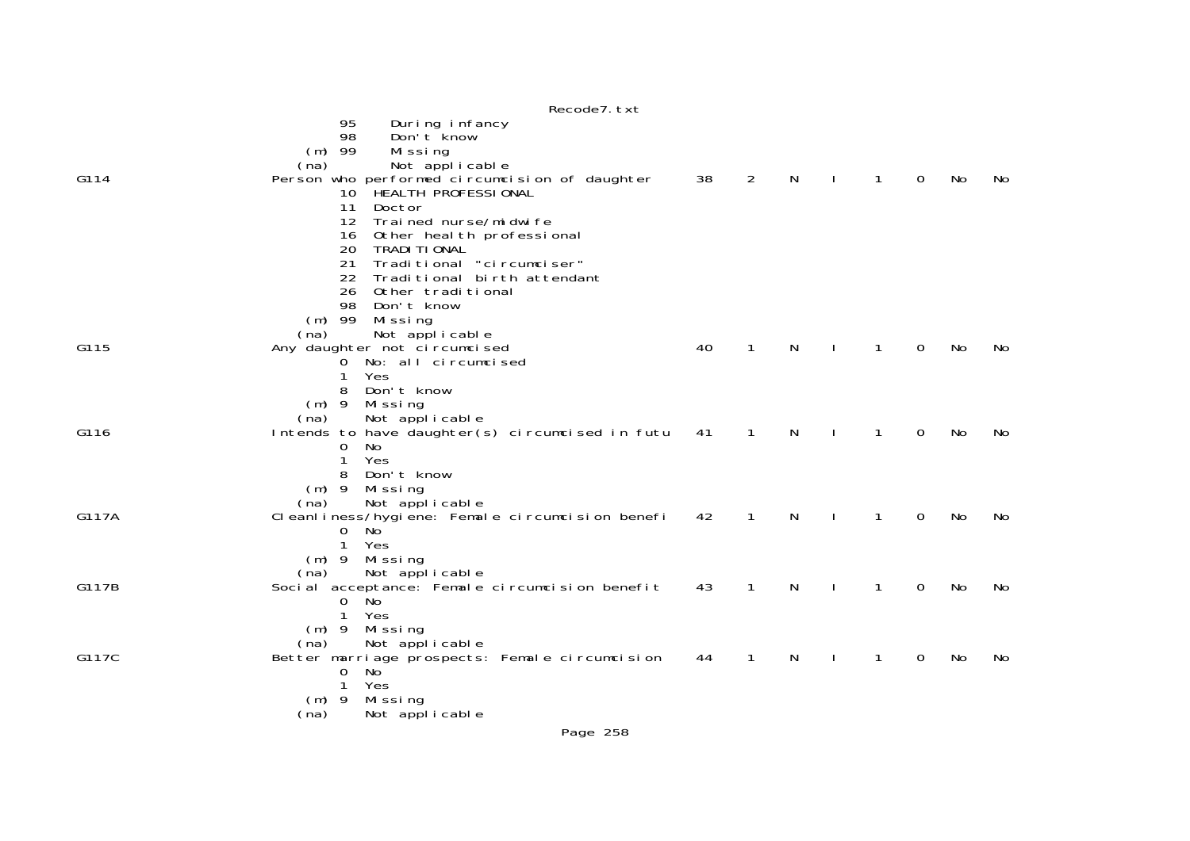```
                  95     During infancy
                  98     Don't know
              (m) 99     Missing
             (na)        Not applicable
G114             Person who performed circumcision of daughter      38    2    N    I    1    0    No    No
                  10  HEALTH PROFESSIONAL
                  11  Doctor
                  12  Trained nurse/midwife
                  16  Other health professional
                  20  TRADITIONAL
                  21  Traditional "circumciser"
                  22  Traditional birth attendant
                  26  Other traditional
                  98  Don't know
              (m) 99  Missing
             (na)     Not applicable
G115             Any daughter not circumcised                        40    1    N    I    1    0    No    No
                  0  No: all circumcised
                  1  Yes
                  8  Don't know
              (m) 9  Missing
             (na)    Not applicable
G116             Intends to have daughter(s) circumcised in futu     41    1    N    I    1    0    No    No
                  0  No
                  1  Yes
                  8  Don't know
              (m) 9  Missing
             (na)    Not applicable
G117A            Cleanliness/hygiene: Female circumcision benefi     42    1    N    I    1    0    No    No
                  0  No
                  1  Yes
              (m) 9  Missing
             (na)    Not applicable
G117B            Social acceptance: Female circumcision benefit      43    1    N    I    1    0    No    No
                  0  No
                  1  Yes
              (m) 9  Missing
             (na)    Not applicable
G117C            Better marriage prospects: Female circumcision      44    1    N    I    1    0    No    No
                  0  No
                  1  Yes
              (m) 9  Missing
             (na)    Not applicable
```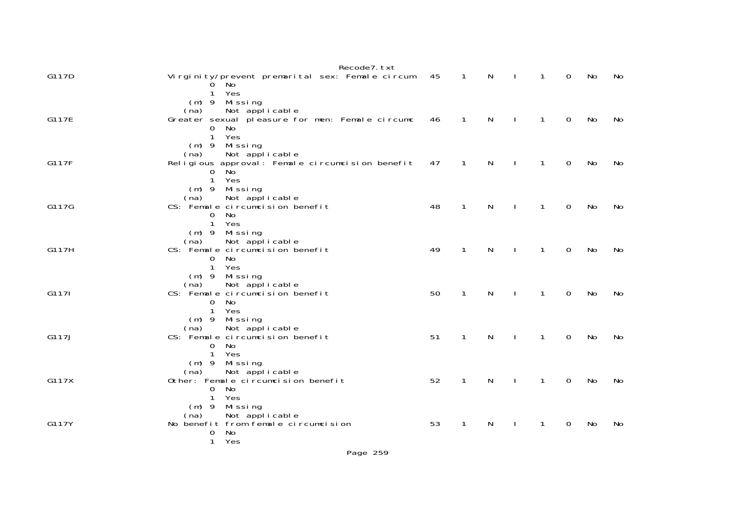```
G117D                   Virginity/prevent premarital sex: Female circum   45    1    N    I    1    0   No   No
                                0  No
                                1  Yes
                            (m) 9  Missing
                           (na)    Not applicable
G117E                   Greater sexual pleasure for men: Female circumc   46    1    N    I    1    0   No   No
                                0  No
                                1  Yes
                            (m) 9  Missing
                           (na)    Not applicable
G117F                   Religious approval: Female circumcision benefit   47    1    N    I    1    0   No   No
                                0  No
                                1  Yes
                            (m) 9  Missing
                           (na)    Not applicable
G117G                   CS: Female circumcision benefit                   48    1    N    I    1    0   No   No
                                0  No
                                1  Yes
                            (m) 9  Missing
                           (na)    Not applicable
G117H                   CS: Female circumcision benefit                   49    1    N    I    1    0   No   No
                                0  No
                                1  Yes
                            (m) 9  Missing
                           (na)    Not applicable
G117I                   CS: Female circumcision benefit                   50    1    N    I    1    0   No   No
                                0  No
                                1  Yes
                            (m) 9  Missing
                           (na)    Not applicable
G117J                   CS: Female circumcision benefit                   51    1    N    I    1    0   No   No
                                0  No
                                1  Yes
                            (m) 9  Missing
                           (na)    Not applicable
G117X                   Other: Female circumcision benefit                52    1    N    I    1    0   No   No
                                0  No
                                1  Yes
                            (m) 9  Missing
                           (na)    Not applicable
G117Y                   No benefit from female circumcision               53    1    N    I    1    0   No   No
                                0  No
                                1  Yes
```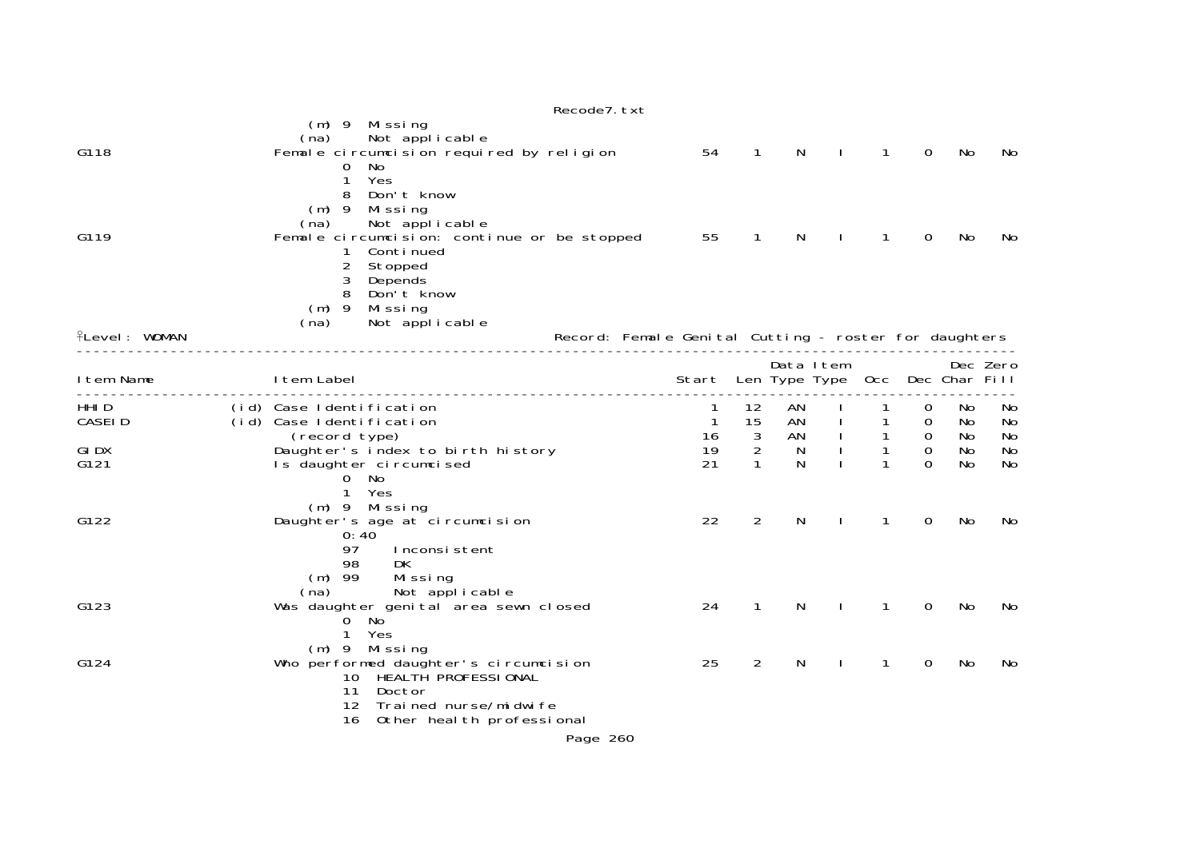```
                  (m) 9  Missing
                 (na)    Not applicable
G118                  Female circumcision required by religion          54    1     N     I     1     0    No    No
                        0  No
                        1  Yes
                        8  Don't know
                    (m) 9  Missing
                   (na)    Not applicable
G119                  Female circumcision: continue or be stopped       55    1     N     I     1     0    No    No
                        1  Continued
                        2  Stopped
                        3  Depends
                        8  Don't know
                    (m) 9  Missing
                   (na)    Not applicable
Level: WOMAN                                       Record: Female Genital Cutting - roster for daughters
------------------------------------------------------------------------------------------------------------------------
                                                                                  Data Item               Dec Zero
Item Name                  Item Label                                   Start  Len Type Type  Occ   Dec Char Fill
------------------------------------------------------------------------------------------------------------------------
HHID                  (id) Case Identification                             1    12    AN    I     1     0    No    No
CASEID                (id) Case Identification                             1    15    AN    I     1     0    No    No
                           (record type)                                  16     3    AN    I     1     0    No    No
GIDX                       Daughter's index to birth history              19     2     N    I     1     0    No    No
G121                       Is daughter circumcised                        21     1     N    I     1     0    No    No
                             0  No
                             1  Yes
                         (m) 9  Missing
G122                       Daughter's age at circumcision                 22     2     N    I     1     0    No    No
                             0:40
                             97     Inconsistent
                             98     DK
                         (m) 99     Missing
                        (na)        Not applicable
G123                       Was daughter genital area sewn closed          24     1     N    I     1     0    No    No
                             0  No
                             1  Yes
                         (m) 9  Missing
G124                       Who performed daughter's circumcision          25     2     N    I     1     0    No    No
                             10  HEALTH PROFESSIONAL
                             11  Doctor
                             12  Trained nurse/midwife
                             16  Other health professional
```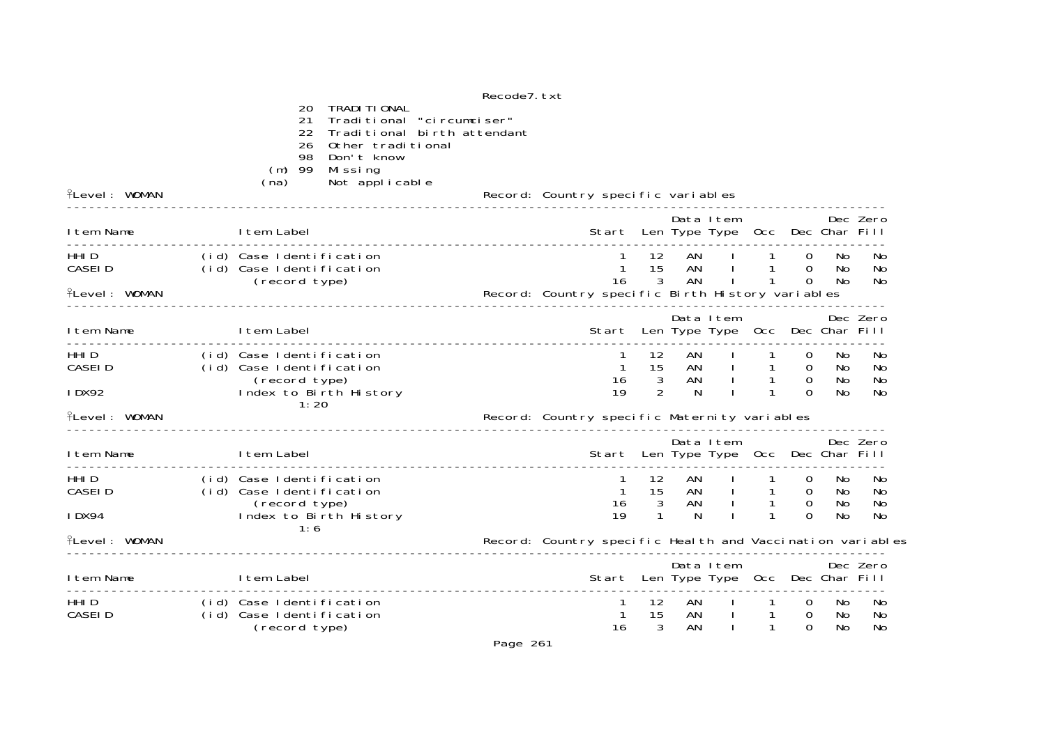```
                        20  TRADITIONAL
                        21  Traditional "circumciser"
                        22  Traditional birth attendant
                        26  Other traditional
                        98  Don't know
                    (m) 99  Missing
                   (na)     Not applicable
```

Level: WOMAN — Record: Country specific variables

| Item Name | | Item Label | Start | Len | Data Type | Item Type | Occ | Dec | Dec Char | Zero Fill |
|---|---|---|---|---|---|---|---|---|---|---|
| HHID | (id) | Case Identification | 1 | 12 | AN | I | 1 | 0 | No | No |
| CASEID | (id) | Case Identification | 1 | 15 | AN | I | 1 | 0 | No | No |
| | | (record type) | 16 | 3 | AN | I | 1 | 0 | No | No |

Level: WOMAN — Record: Country specific Birth History variables

| Item Name | | Item Label | Start | Len | Data Type | Item Type | Occ | Dec | Dec Char | Zero Fill |
|---|---|---|---|---|---|---|---|---|---|---|
| HHID | (id) | Case Identification | 1 | 12 | AN | I | 1 | 0 | No | No |
| CASEID | (id) | Case Identification | 1 | 15 | AN | I | 1 | 0 | No | No |
| | | (record type) | 16 | 3 | AN | I | 1 | 0 | No | No |
| IDX92 | | Index to Birth History<br>1:20 | 19 | 2 | N | I | 1 | 0 | No | No |

Level: WOMAN — Record: Country specific Maternity variables

| Item Name | | Item Label | Start | Len | Data Type | Item Type | Occ | Dec | Dec Char | Zero Fill |
|---|---|---|---|---|---|---|---|---|---|---|
| HHID | (id) | Case Identification | 1 | 12 | AN | I | 1 | 0 | No | No |
| CASEID | (id) | Case Identification | 1 | 15 | AN | I | 1 | 0 | No | No |
| | | (record type) | 16 | 3 | AN | I | 1 | 0 | No | No |
| IDX94 | | Index to Birth History<br>1:6 | 19 | 1 | N | I | 1 | 0 | No | No |

Level: WOMAN — Record: Country specific Health and Vaccination variables

| Item Name | | Item Label | Start | Len | Data Type | Item Type | Occ | Dec | Dec Char | Zero Fill |
|---|---|---|---|---|---|---|---|---|---|---|
| HHID | (id) | Case Identification | 1 | 12 | AN | I | 1 | 0 | No | No |
| CASEID | (id) | Case Identification | 1 | 15 | AN | I | 1 | 0 | No | No |
| | | (record type) | 16 | 3 | AN | I | 1 | 0 | No | No |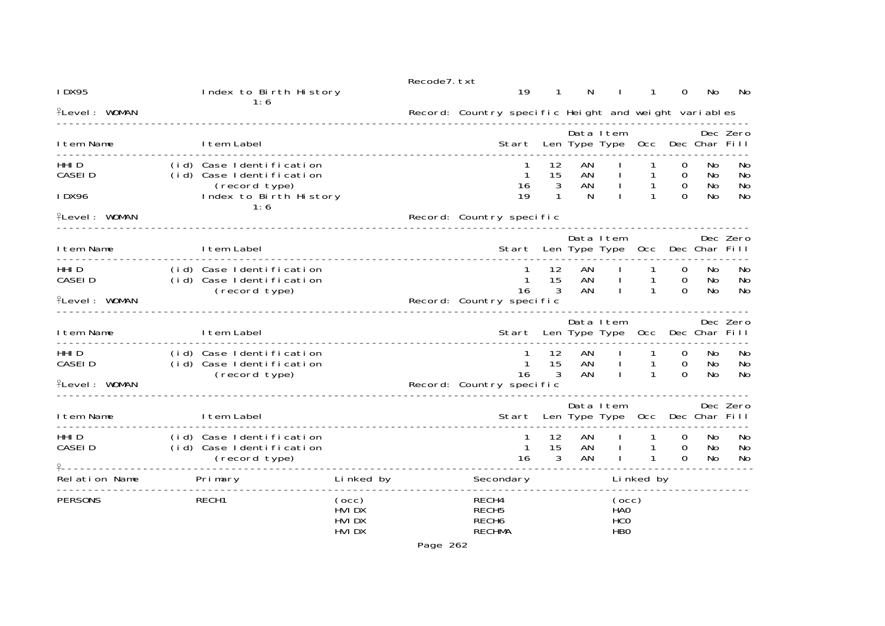| Item Name | Item Label | Start | Len | Data Type | Item Type | Occ | Dec | Dec Char | Zero Fill |
|---|---|---|---|---|---|---|---|---|---|
| IDX95 | Index to Birth History 1:6 | 19 | 1 | N | I | 1 | 0 | No | No |

Level: WOMAN — Record: Country specific Height and weight variables

| Item Name | Item Label | Start | Len | Data Type | Item Type | Occ | Dec | Dec Char | Zero Fill |
|---|---|---|---|---|---|---|---|---|---|
| HHID | (id) Case Identification | 1 | 12 | AN | I | 1 | 0 | No | No |
| CASEID | (id) Case Identification | 1 | 15 | AN | I | 1 | 0 | No | No |
| | (record type) | 16 | 3 | AN | I | 1 | 0 | No | No |
| IDX96 | Index to Birth History 1:6 | 19 | 1 | N | I | 1 | 0 | No | No |

Level: WOMAN — Record: Country specific

| Item Name | Item Label | Start | Len | Data Type | Item Type | Occ | Dec | Dec Char | Zero Fill |
|---|---|---|---|---|---|---|---|---|---|
| HHID | (id) Case Identification | 1 | 12 | AN | I | 1 | 0 | No | No |
| CASEID | (id) Case Identification | 1 | 15 | AN | I | 1 | 0 | No | No |
| | (record type) | 16 | 3 | AN | I | 1 | 0 | No | No |

Level: WOMAN — Record: Country specific

| Item Name | Item Label | Start | Len | Data Type | Item Type | Occ | Dec | Dec Char | Zero Fill |
|---|---|---|---|---|---|---|---|---|---|
| HHID | (id) Case Identification | 1 | 12 | AN | I | 1 | 0 | No | No |
| CASEID | (id) Case Identification | 1 | 15 | AN | I | 1 | 0 | No | No |
| | (record type) | 16 | 3 | AN | I | 1 | 0 | No | No |

Level: WOMAN — Record: Country specific

| Item Name | Item Label | Start | Len | Data Type | Item Type | Occ | Dec | Dec Char | Zero Fill |
|---|---|---|---|---|---|---|---|---|---|
| HHID | (id) Case Identification | 1 | 12 | AN | I | 1 | 0 | No | No |
| CASEID | (id) Case Identification | 1 | 15 | AN | I | 1 | 0 | No | No |
| | (record type) | 16 | 3 | AN | I | 1 | 0 | No | No |

| Relation Name | Primary | Linked by | Secondary | Linked by |
|---|---|---|---|---|
| PERSONS | RECH1 | (occ) | RECH4 | (occ) |
| | | HVIDX | RECH5 | HA0 |
| | | HVIDX | RECH6 | HC0 |
| | | HVIDX | RECHMA | HB0 |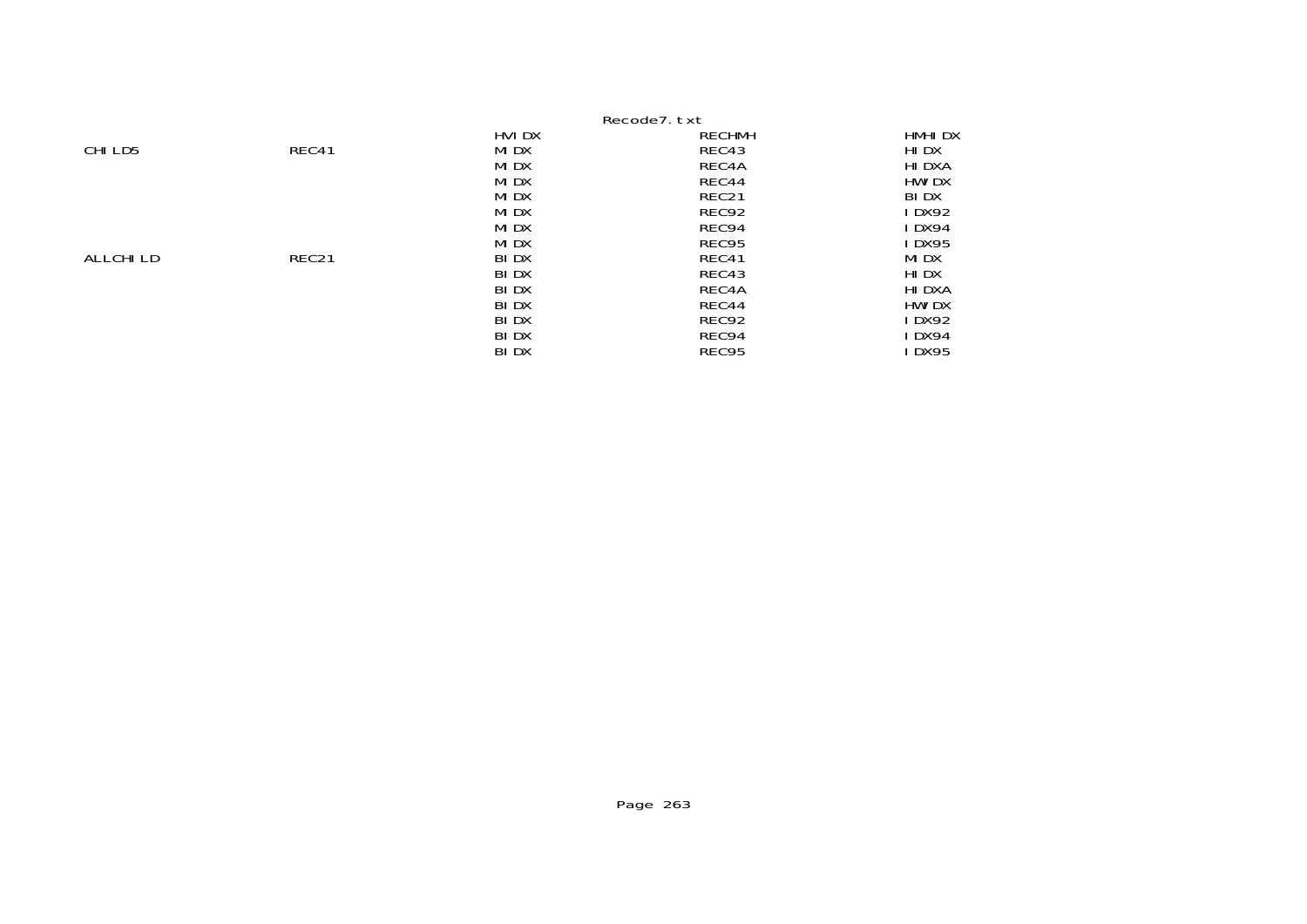| | | HVIDX | RECHMH | HMHIDX |
|---|---|---|---|---|
| CHILD5 | REC41 | MIDX | REC43 | HIDX |
| | | MIDX | REC4A | HIDXA |
| | | MIDX | REC44 | HWIDX |
| | | MIDX | REC21 | BIDX |
| | | MIDX | REC92 | IDX92 |
| | | MIDX | REC94 | IDX94 |
| | | MIDX | REC95 | IDX95 |
| ALLCHILD | REC21 | BIDX | REC41 | MIDX |
| | | BIDX | REC43 | HIDX |
| | | BIDX | REC4A | HIDXA |
| | | BIDX | REC44 | HWIDX |
| | | BIDX | REC92 | IDX92 |
| | | BIDX | REC94 | IDX94 |
| | | BIDX | REC95 | IDX95 |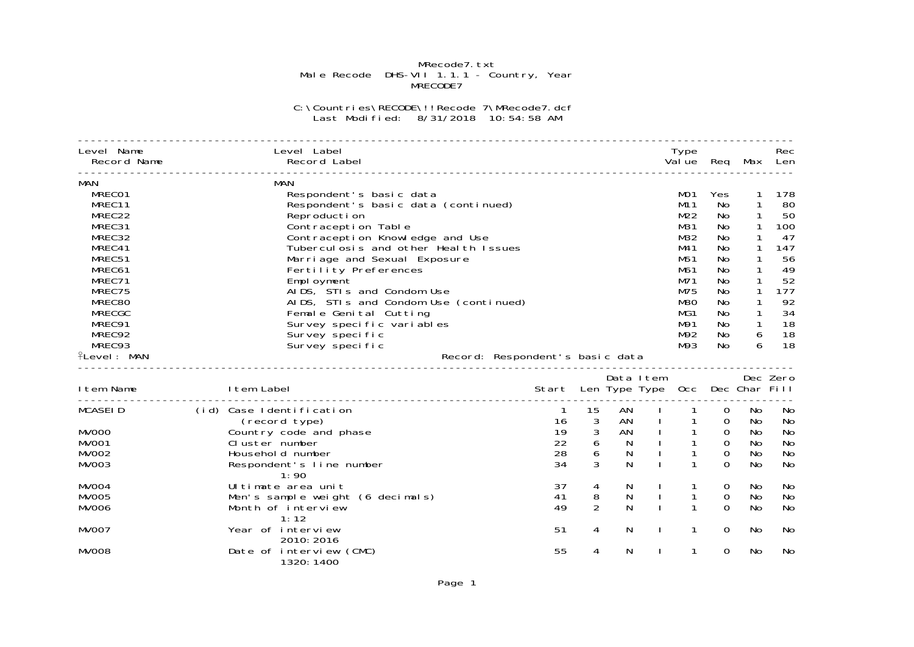MRecode7.txt
Male Recode DHS-VII 1.1.1 - Country, Year
MRECODE7

C:\Countries\RECODE\!!Recode 7\MRecode7.dcf
Last Modified: 8/31/2018 10:54:58 AM

| Level Name / Record Name | Level Label / Record Label | Type Value | Req | Max | Rec Len |
|---|---|---|---|---|---|
| MAN | MAN | | | | |
| MREC01 | Respondent's basic data | M01 | Yes | 1 | 178 |
| MREC11 | Respondent's basic data (continued) | M11 | No | 1 | 80 |
| MREC22 | Reproduction | M22 | No | 1 | 50 |
| MREC31 | Contraception Table | M31 | No | 1 | 100 |
| MREC32 | Contraception Knowledge and Use | M32 | No | 1 | 47 |
| MREC41 | Tuberculosis and other Health Issues | M41 | No | 1 | 147 |
| MREC51 | Marriage and Sexual Exposure | M51 | No | 1 | 56 |
| MREC61 | Fertility Preferences | M61 | No | 1 | 49 |
| MREC71 | Employment | M71 | No | 1 | 52 |
| MREC75 | AIDS, STIs and Condom Use | M75 | No | 1 | 177 |
| MREC80 | AIDS, STIs and Condom Use (continued) | M80 | No | 1 | 92 |
| MRECGC | Female Genital Cutting | MG1 | No | 1 | 34 |
| MREC91 | Survey specific variables | M91 | No | 1 | 18 |
| MREC92 | Survey specific | M92 | No | 6 | 18 |
| MREC93 | Survey specific | M93 | No | 6 | 18 |

Level: MAN　　　　Record: Respondent's basic data

| Item Name | Item Label | Start | Len | Data Type | Item Type | Occ | Dec | Dec Char | Zero Fill |
|---|---|---|---|---|---|---|---|---|---|
| MCASEID | (id) Case Identification | 1 | 15 | AN | I | 1 | 0 | No | No |
| | (record type) | 16 | 3 | AN | I | 1 | 0 | No | No |
| MV000 | Country code and phase | 19 | 3 | AN | I | 1 | 0 | No | No |
| MV001 | Cluster number | 22 | 6 | N | I | 1 | 0 | No | No |
| MV002 | Household number | 28 | 6 | N | I | 1 | 0 | No | No |
| MV003 | Respondent's line number<br>1:90 | 34 | 3 | N | I | 1 | 0 | No | No |
| MV004 | Ultimate area unit | 37 | 4 | N | I | 1 | 0 | No | No |
| MV005 | Men's sample weight (6 decimals) | 41 | 8 | N | I | 1 | 0 | No | No |
| MV006 | Month of interview<br>1:12 | 49 | 2 | N | I | 1 | 0 | No | No |
| MV007 | Year of interview<br>2010:2016 | 51 | 4 | N | I | 1 | 0 | No | No |
| MV008 | Date of interview (CMC)<br>1320:1400 | 55 | 4 | N | I | 1 | 0 | No | No |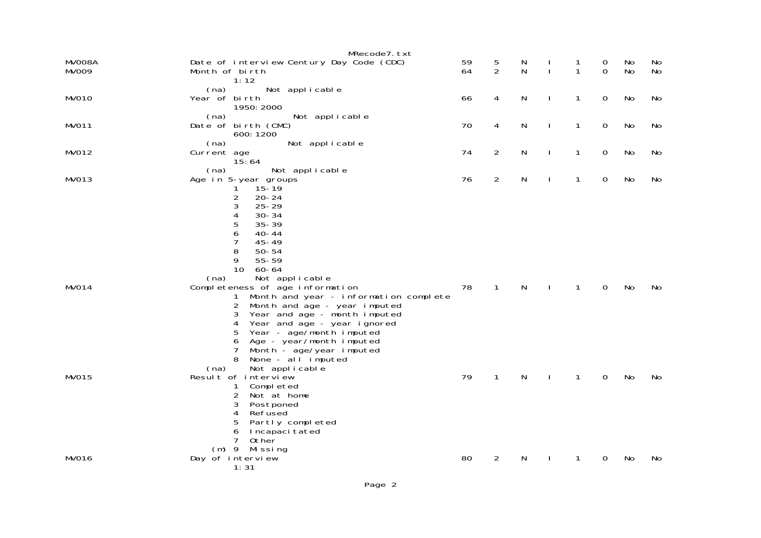| Variable | Description | Start | Len | Type | | | | | |
|---|---|---|---|---|---|---|---|---|---|
| MV008A | Date of interview Century Day Code (CDC) | 59 | 5 | N | I | 1 | 0 | No | No |
| MV009 | Month of birth<br>1:12<br>(na) Not applicable | 64 | 2 | N | I | 1 | 0 | No | No |
| MV010 | Year of birth<br>1950:2000<br>(na) Not applicable | 66 | 4 | N | I | 1 | 0 | No | No |
| MV011 | Date of birth (CMC)<br>600:1200<br>(na) Not applicable | 70 | 4 | N | I | 1 | 0 | No | No |
| MV012 | Current age<br>15:64<br>(na) Not applicable | 74 | 2 | N | I | 1 | 0 | No | No |
| MV013 | Age in 5-year groups<br>1 15-19<br>2 20-24<br>3 25-29<br>4 30-34<br>5 35-39<br>6 40-44<br>7 45-49<br>8 50-54<br>9 55-59<br>10 60-64<br>(na) Not applicable | 76 | 2 | N | I | 1 | 0 | No | No |
| MV014 | Completeness of age information<br>1 Month and year - information complete<br>2 Month and age - year imputed<br>3 Year and age - month imputed<br>4 Year and age - year ignored<br>5 Year - age/month imputed<br>6 Age - year/month imputed<br>7 Month - age/year imputed<br>8 None - all imputed<br>(na) Not applicable | 78 | 1 | N | I | 1 | 0 | No | No |
| MV015 | Result of interview<br>1 Completed<br>2 Not at home<br>3 Postponed<br>4 Refused<br>5 Partly completed<br>6 Incapacitated<br>7 Other<br>(m) 9 Missing | 79 | 1 | N | I | 1 | 0 | No | No |
| MV016 | Day of interview<br>1:31 | 80 | 2 | N | I | 1 | 0 | No | No |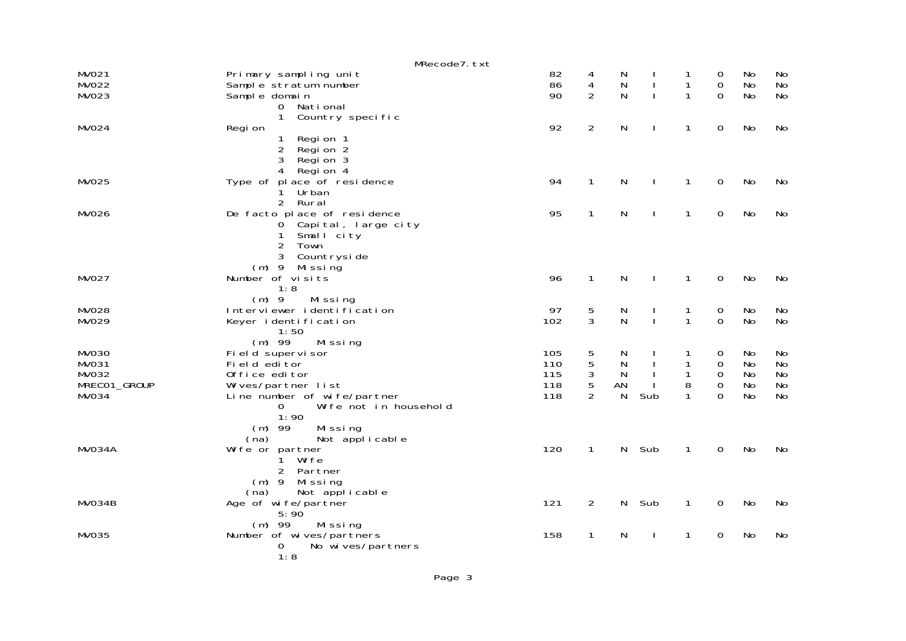| | | | | | | | | | |
|---|---|---|---|---|---|---|---|---|---|
| MV021 | Primary sampling unit | 82 | 4 | N | I | 1 | 0 | No | No |
| MV022 | Sample stratum number | 86 | 4 | N | I | 1 | 0 | No | No |
| MV023 | Sample domain | 90 | 2 | N | I | 1 | 0 | No | No |
| | 0 National | | | | | | | | |
| | 1 Country specific | | | | | | | | |
| MV024 | Region | 92 | 2 | N | I | 1 | 0 | No | No |
| | 1 Region 1 | | | | | | | | |
| | 2 Region 2 | | | | | | | | |
| | 3 Region 3 | | | | | | | | |
| | 4 Region 4 | | | | | | | | |
| MV025 | Type of place of residence | 94 | 1 | N | I | 1 | 0 | No | No |
| | 1 Urban | | | | | | | | |
| | 2 Rural | | | | | | | | |
| MV026 | De facto place of residence | 95 | 1 | N | I | 1 | 0 | No | No |
| | 0 Capital, large city | | | | | | | | |
| | 1 Small city | | | | | | | | |
| | 2 Town | | | | | | | | |
| | 3 Countryside | | | | | | | | |
| | (m) 9 Missing | | | | | | | | |
| MV027 | Number of visits | 96 | 1 | N | I | 1 | 0 | No | No |
| | 1:8 | | | | | | | | |
| | (m) 9 Missing | | | | | | | | |
| MV028 | Interviewer identification | 97 | 5 | N | I | 1 | 0 | No | No |
| MV029 | Keyer identification | 102 | 3 | N | I | 1 | 0 | No | No |
| | 1:50 | | | | | | | | |
| | (m) 99 Missing | | | | | | | | |
| MV030 | Field supervisor | 105 | 5 | N | I | 1 | 0 | No | No |
| MV031 | Field editor | 110 | 5 | N | I | 1 | 0 | No | No |
| MV032 | Office editor | 115 | 3 | N | I | 1 | 0 | No | No |
| MREC01_GROUP | Wives/partner list | 118 | 5 | AN | I | 8 | 0 | No | No |
| MV034 | Line number of wife/partner | 118 | 2 | N | Sub | 1 | 0 | No | No |
| | 0 Wife not in household | | | | | | | | |
| | 1:90 | | | | | | | | |
| | (m) 99 Missing | | | | | | | | |
| | (na) Not applicable | | | | | | | | |
| MV034A | Wife or partner | 120 | 1 | N | Sub | 1 | 0 | No | No |
| | 1 Wife | | | | | | | | |
| | 2 Partner | | | | | | | | |
| | (m) 9 Missing | | | | | | | | |
| | (na) Not applicable | | | | | | | | |
| MV034B | Age of wife/partner | 121 | 2 | N | Sub | 1 | 0 | No | No |
| | 5:90 | | | | | | | | |
| | (m) 99 Missing | | | | | | | | |
| MV035 | Number of wives/partners | 158 | 1 | N | I | 1 | 0 | No | No |
| | 0 No wives/partners | | | | | | | | |
| | 1:8 | | | | | | | | |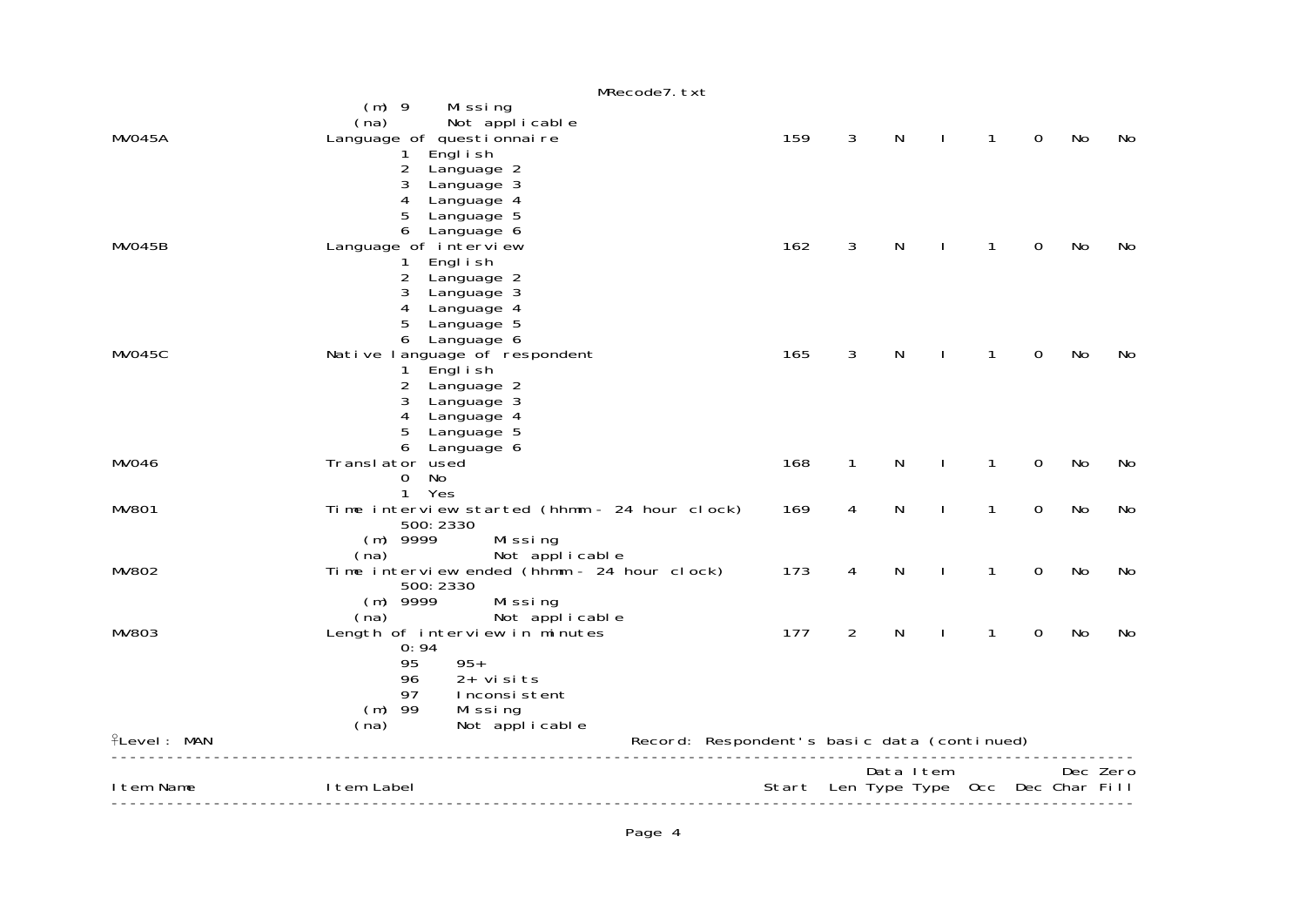| Item Name | Item Label | Start | Len | Data Type | Item Type | Occ | Dec | Dec Char | Zero Fill |
|---|---|---|---|---|---|---|---|---|---|
| | (m) 9 Missing | | | | | | | | |
| | (na) Not applicable | | | | | | | | |
| MV045A | Language of questionnaire | 159 | 3 | N | I | 1 | 0 | No | No |
| | 1 English | | | | | | | | |
| | 2 Language 2 | | | | | | | | |
| | 3 Language 3 | | | | | | | | |
| | 4 Language 4 | | | | | | | | |
| | 5 Language 5 | | | | | | | | |
| | 6 Language 6 | | | | | | | | |
| MV045B | Language of interview | 162 | 3 | N | I | 1 | 0 | No | No |
| | 1 English | | | | | | | | |
| | 2 Language 2 | | | | | | | | |
| | 3 Language 3 | | | | | | | | |
| | 4 Language 4 | | | | | | | | |
| | 5 Language 5 | | | | | | | | |
| | 6 Language 6 | | | | | | | | |
| MV045C | Native language of respondent | 165 | 3 | N | I | 1 | 0 | No | No |
| | 1 English | | | | | | | | |
| | 2 Language 2 | | | | | | | | |
| | 3 Language 3 | | | | | | | | |
| | 4 Language 4 | | | | | | | | |
| | 5 Language 5 | | | | | | | | |
| | 6 Language 6 | | | | | | | | |
| MV046 | Translator used | 168 | 1 | N | I | 1 | 0 | No | No |
| | 0 No | | | | | | | | |
| | 1 Yes | | | | | | | | |
| MV801 | Time interview started (hhmm - 24 hour clock) | 169 | 4 | N | I | 1 | 0 | No | No |
| | 500:2330 | | | | | | | | |
| | (m) 9999 Missing | | | | | | | | |
| | (na) Not applicable | | | | | | | | |
| MV802 | Time interview ended (hhmm - 24 hour clock) | 173 | 4 | N | I | 1 | 0 | No | No |
| | 500:2330 | | | | | | | | |
| | (m) 9999 Missing | | | | | | | | |
| | (na) Not applicable | | | | | | | | |
| MV803 | Length of interview in minutes | 177 | 2 | N | I | 1 | 0 | No | No |
| | 0:94 | | | | | | | | |
| | 95 95+ | | | | | | | | |
| | 96 2+ visits | | | | | | | | |
| | 97 Inconsistent | | | | | | | | |
| | (m) 99 Missing | | | | | | | | |
| | (na) Not applicable | | | | | | | | |

Level: MAN — Record: Respondent's basic data (continued)

| Item Name | Item Label | Start | Len | Data Type | Item Type | Occ | Dec | Dec Char | Zero Fill |
|---|---|---|---|---|---|---|---|---|---|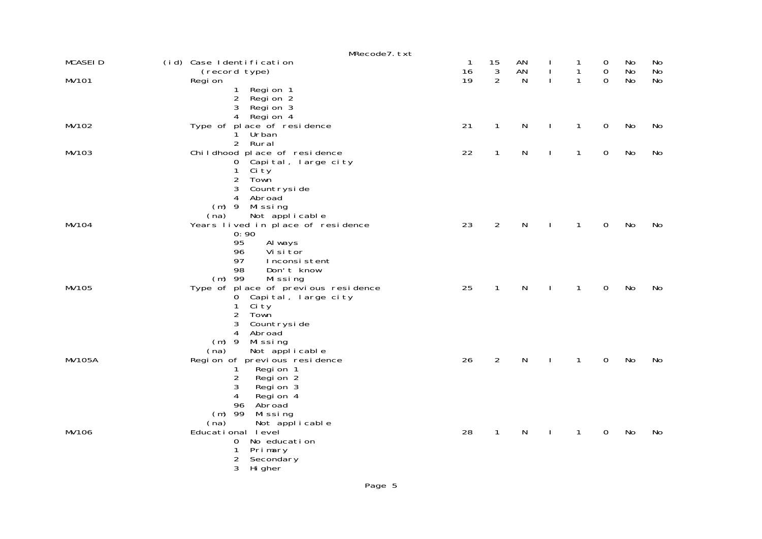```
MCASEID          (id) Case Identification                          1   15  AN   I   1   0  No  No
                        (record type)                              16    3  AN   I   1   0  No  No
MV101                 Region                                       19    2   N   I   1   0  No  No
                              1  Region 1
                              2  Region 2
                              3  Region 3
                              4  Region 4
MV102                 Type of place of residence                   21    1   N   I   1   0  No  No
                              1  Urban
                              2  Rural
MV103                 Childhood place of residence                 22    1   N   I   1   0  No  No
                              0  Capital, large city
                              1  City
                              2  Town
                              3  Countryside
                              4  Abroad
                          (m) 9  Missing
                         (na)    Not applicable
MV104                 Years lived in place of residence            23    2   N   I   1   0  No  No
                              0:90
                              95    Always
                              96    Visitor
                              97    Inconsistent
                              98    Don't know
                          (m) 99    Missing
MV105                 Type of place of previous residence          25    1   N   I   1   0  No  No
                              0  Capital, large city
                              1  City
                              2  Town
                              3  Countryside
                              4  Abroad
                          (m) 9  Missing
                         (na)    Not applicable
MV105A                Region of previous residence                 26    2   N   I   1   0  No  No
                              1   Region 1
                              2   Region 2
                              3   Region 3
                              4   Region 4
                              96  Abroad
                          (m) 99  Missing
                         (na)     Not applicable
MV106                 Educational level                            28    1   N   I   1   0  No  No
                              0  No education
                              1  Primary
                              2  Secondary
                              3  Higher
```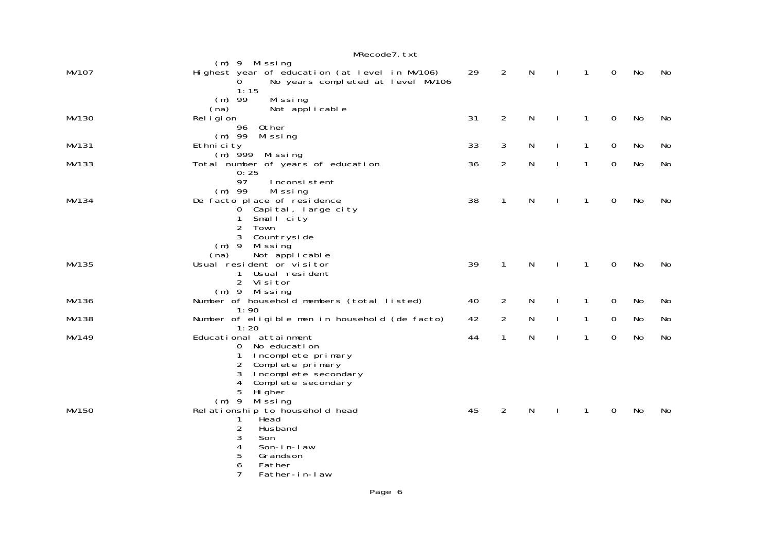```
        (m) 9  Missing
MV107              Highest year of education (at level in MV106)     29    2    N    I    1    0    No    No
                           0      No years completed at level MV106
                           1:15
                       (m) 99     Missing
                      (na)        Not applicable
MV130              Religion                                          31    2    N    I    1    0    No    No
                           96  Other
                       (m) 99  Missing
MV131              Ethnicity                                         33    3    N    I    1    0    No    No
                       (m) 999  Missing
MV133              Total number of years of education                36    2    N    I    1    0    No    No
                           0:25
                           97     Inconsistent
                       (m) 99     Missing
MV134              De facto place of residence                       38    1    N    I    1    0    No    No
                           0  Capital, large city
                           1  Small city
                           2  Town
                           3  Countryside
                       (m) 9  Missing
                      (na)    Not applicable
MV135              Usual resident or visitor                         39    1    N    I    1    0    No    No
                           1  Usual resident
                           2  Visitor
                       (m) 9  Missing
MV136              Number of household members (total listed)        40    2    N    I    1    0    No    No
                           1:90
MV138              Number of eligible men in household (de facto)    42    2    N    I    1    0    No    No
                           1:20
MV149              Educational attainment                            44    1    N    I    1    0    No    No
                           0  No education
                           1  Incomplete primary
                           2  Complete primary
                           3  Incomplete secondary
                           4  Complete secondary
                           5  Higher
                       (m) 9  Missing
MV150              Relationship to household head                    45    2    N    I    1    0    No    No
                           1   Head
                           2   Husband
                           3   Son
                           4   Son-in-law
                           5   Grandson
                           6   Father
                           7   Father-in-law
```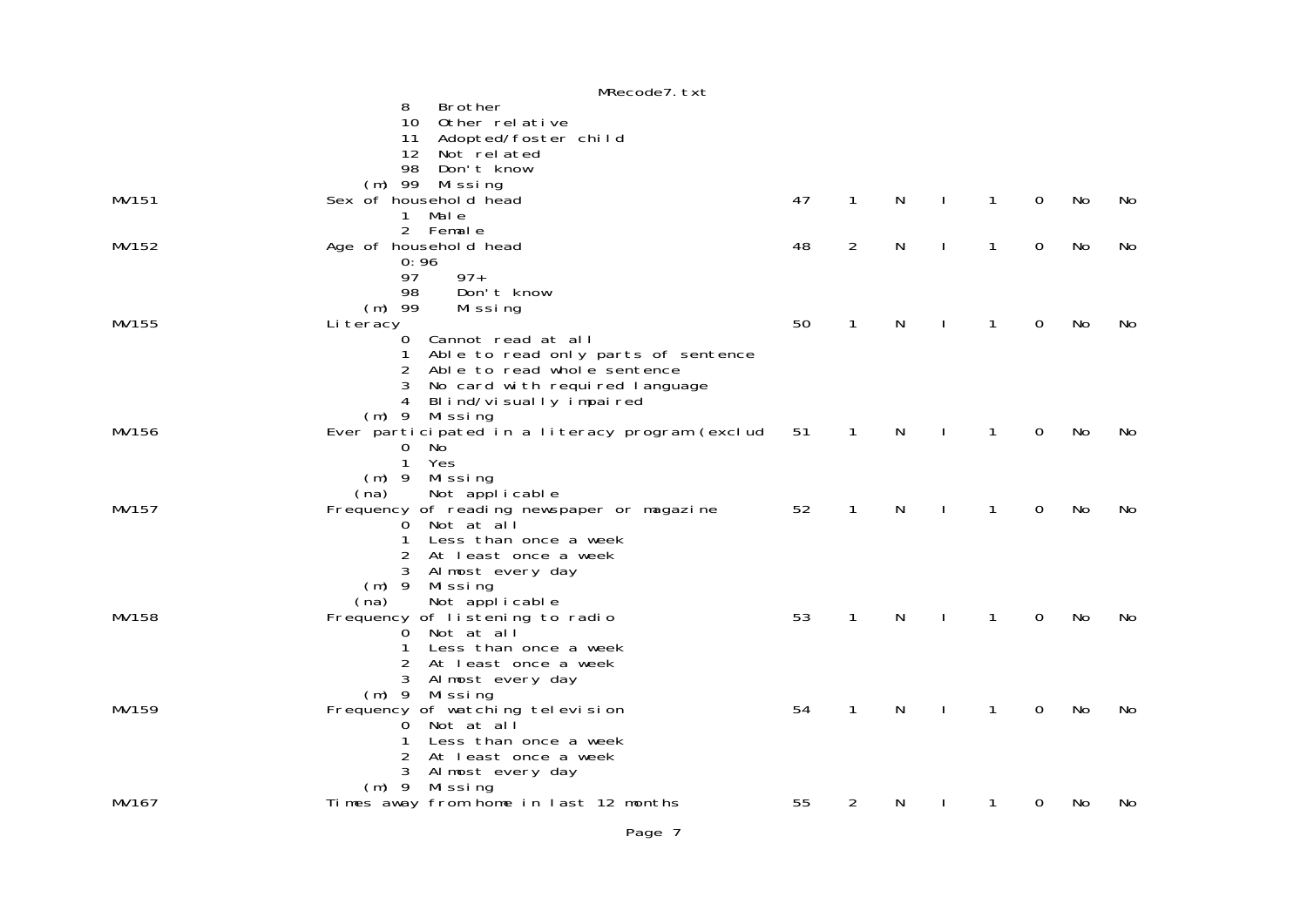```
                8   Brother
                10  Other relative
                11  Adopted/foster child
                12  Not related
                98  Don't know
            (m) 99  Missing
MV151       Sex of household head                          47    1    N    I    1    0    No    No
                1  Male
                2  Female
MV152       Age of household head                          48    2    N    I    1    0    No    No
                0:96
                97    97+
                98    Don't know
            (m) 99    Missing
MV155       Literacy                                       50    1    N    I    1    0    No    No
                0  Cannot read at all
                1  Able to read only parts of sentence
                2  Able to read whole sentence
                3  No card with required language
                4  Blind/visually impaired
            (m) 9  Missing
MV156       Ever participated in a literacy program (exclud 51   1    N    I    1    0    No    No
                0  No
                1  Yes
            (m) 9  Missing
           (na)    Not applicable
MV157       Frequency of reading newspaper or magazine     52    1    N    I    1    0    No    No
                0  Not at all
                1  Less than once a week
                2  At least once a week
                3  Almost every day
            (m) 9  Missing
           (na)    Not applicable
MV158       Frequency of listening to radio                53    1    N    I    1    0    No    No
                0  Not at all
                1  Less than once a week
                2  At least once a week
                3  Almost every day
            (m) 9  Missing
MV159       Frequency of watching television               54    1    N    I    1    0    No    No
                0  Not at all
                1  Less than once a week
                2  At least once a week
                3  Almost every day
            (m) 9  Missing
MV167       Times away from home in last 12 months         55    2    N    I    1    0    No    No
```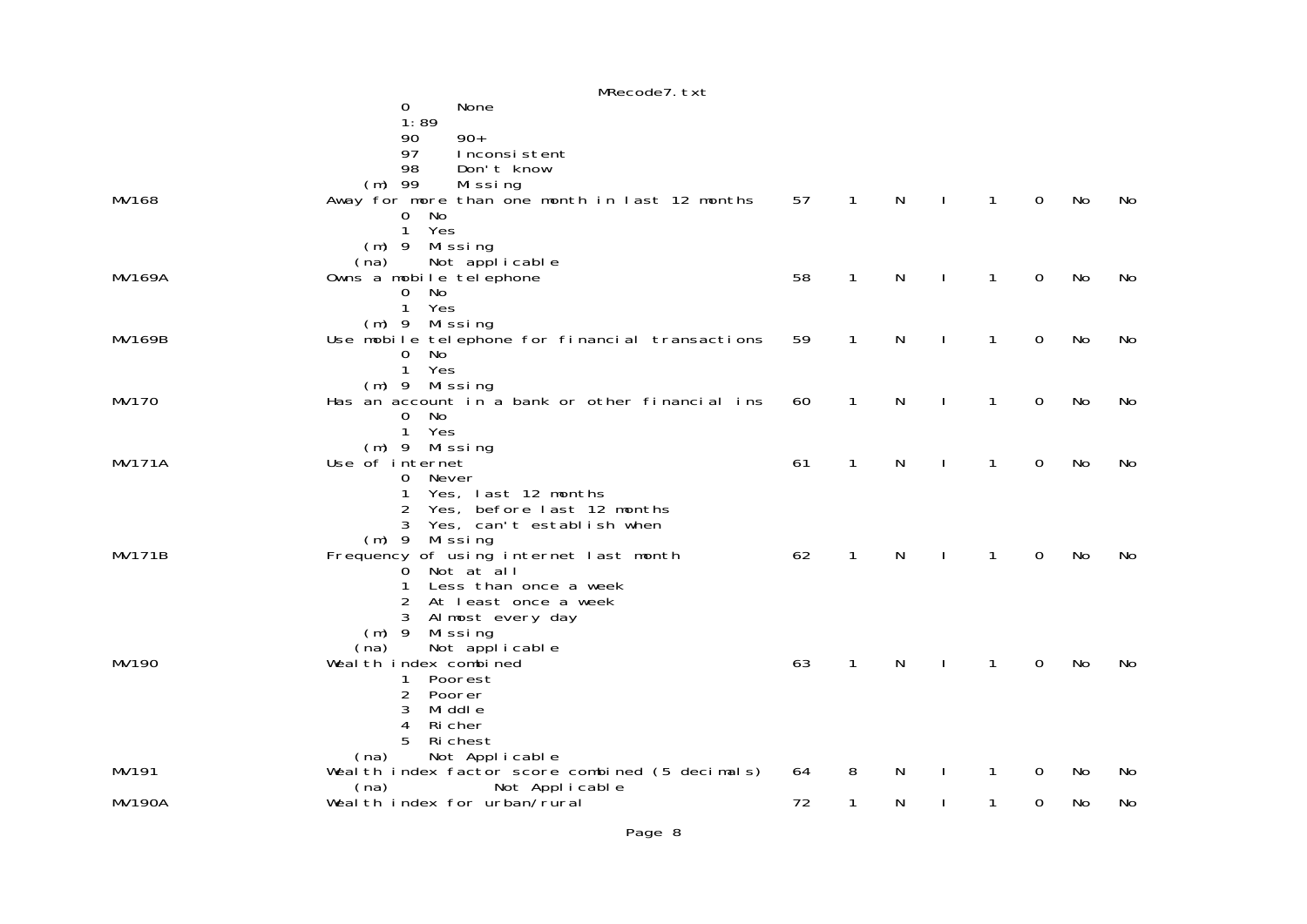```
                                        MRecode7.txt
                    0       None
                    1:89
                    90      90+
                    97      Inconsistent
                    98      Don't know
                (m) 99      Missing
MV168               Away for more than one month in last 12 months     57    1    N    I    1    0    No    No
                    0   No
                    1   Yes
                (m) 9   Missing
               (na)     Not applicable
MV169A              Owns a mobile telephone                            58    1    N    I    1    0    No    No
                    0   No
                    1   Yes
                (m) 9   Missing
MV169B              Use mobile telephone for financial transactions    59    1    N    I    1    0    No    No
                    0   No
                    1   Yes
                (m) 9   Missing
MV170               Has an account in a bank or other financial ins    60    1    N    I    1    0    No    No
                    0   No
                    1   Yes
                (m) 9   Missing
MV171A              Use of internet                                    61    1    N    I    1    0    No    No
                    0   Never
                    1   Yes, last 12 months
                    2   Yes, before last 12 months
                    3   Yes, can't establish when
                (m) 9   Missing
MV171B              Frequency of using internet last month             62    1    N    I    1    0    No    No
                    0   Not at all
                    1   Less than once a week
                    2   At least once a week
                    3   Almost every day
                (m) 9   Missing
               (na)     Not applicable
MV190               Wealth index combined                              63    1    N    I    1    0    No    No
                    1   Poorest
                    2   Poorer
                    3   Middle
                    4   Richer
                    5   Richest
               (na)     Not Applicable
MV191               Wealth index factor score combined (5 decimals)    64    8    N    I    1    0    No    No
               (na)              Not Applicable
MV190A              Wealth index for urban/rural                       72    1    N    I    1    0    No    No
```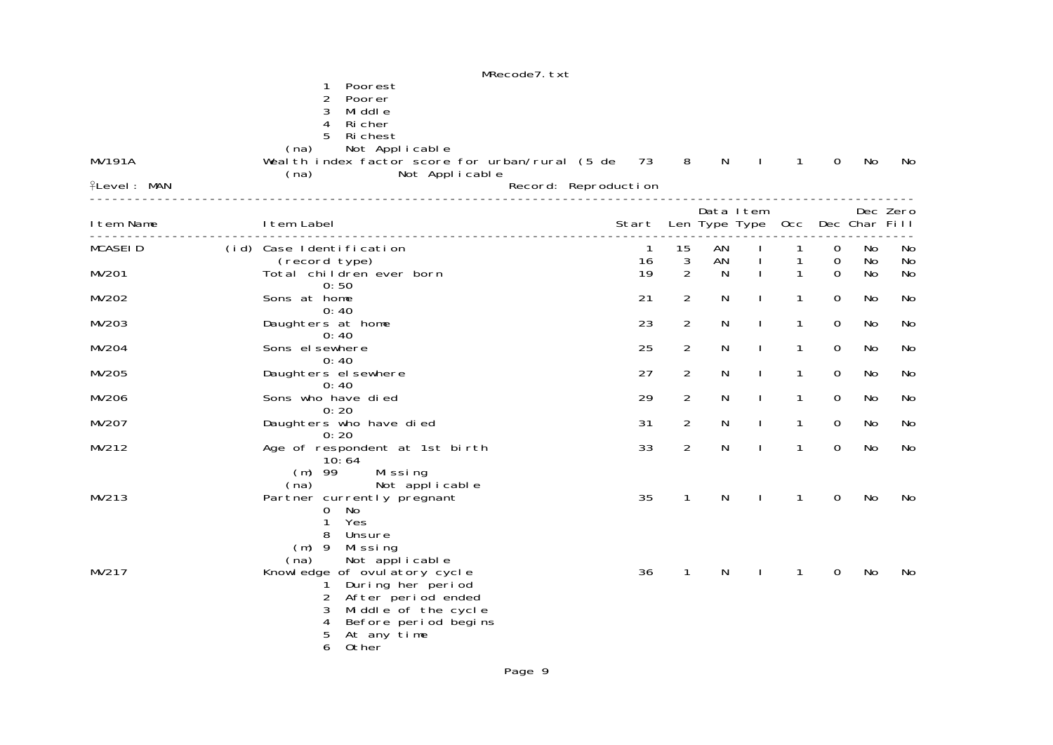| Item Name | | Item Label | Start | Len | Data Type | Item Type | Occ | Dec | Dec Char | Zero Fill |
|---|---|---|---|---|---|---|---|---|---|---|
| | | 1 Poorest | | | | | | | | |
| | | 2 Poorer | | | | | | | | |
| | | 3 Middle | | | | | | | | |
| | | 4 Richer | | | | | | | | |
| | | 5 Richest | | | | | | | | |
| | | (na) Not Applicable | | | | | | | | |
| MV191A | | Wealth index factor score for urban/rural (5 de | 73 | 8 | N | I | 1 | 0 | No | No |
| | | (na) Not Applicable | | | | | | | | |

Level: MAN — Record: Reproduction

| Item Name | | Item Label | Start | Len | Data Type | Item Type | Occ | Dec | Dec Char | Zero Fill |
|---|---|---|---|---|---|---|---|---|---|---|
| MCASEID | (id) | Case Identification | 1 | 15 | AN | I | 1 | 0 | No | No |
| | | (record type) | 16 | 3 | AN | I | 1 | 0 | No | No |
| MV201 | | Total children ever born | 19 | 2 | N | I | 1 | 0 | No | No |
| | | 0:50 | | | | | | | | |
| MV202 | | Sons at home | 21 | 2 | N | I | 1 | 0 | No | No |
| | | 0:40 | | | | | | | | |
| MV203 | | Daughters at home | 23 | 2 | N | I | 1 | 0 | No | No |
| | | 0:40 | | | | | | | | |
| MV204 | | Sons elsewhere | 25 | 2 | N | I | 1 | 0 | No | No |
| | | 0:40 | | | | | | | | |
| MV205 | | Daughters elsewhere | 27 | 2 | N | I | 1 | 0 | No | No |
| | | 0:40 | | | | | | | | |
| MV206 | | Sons who have died | 29 | 2 | N | I | 1 | 0 | No | No |
| | | 0:20 | | | | | | | | |
| MV207 | | Daughters who have died | 31 | 2 | N | I | 1 | 0 | No | No |
| | | 0:20 | | | | | | | | |
| MV212 | | Age of respondent at 1st birth | 33 | 2 | N | I | 1 | 0 | No | No |
| | | 10:64 | | | | | | | | |
| | | (m) 99 Missing | | | | | | | | |
| | | (na) Not applicable | | | | | | | | |
| MV213 | | Partner currently pregnant | 35 | 1 | N | I | 1 | 0 | No | No |
| | | 0 No | | | | | | | | |
| | | 1 Yes | | | | | | | | |
| | | 8 Unsure | | | | | | | | |
| | | (m) 9 Missing | | | | | | | | |
| | | (na) Not applicable | | | | | | | | |
| MV217 | | Knowledge of ovulatory cycle | 36 | 1 | N | I | 1 | 0 | No | No |
| | | 1 During her period | | | | | | | | |
| | | 2 After period ended | | | | | | | | |
| | | 3 Middle of the cycle | | | | | | | | |
| | | 4 Before period begins | | | | | | | | |
| | | 5 At any time | | | | | | | | |
| | | 6 Other | | | | | | | | |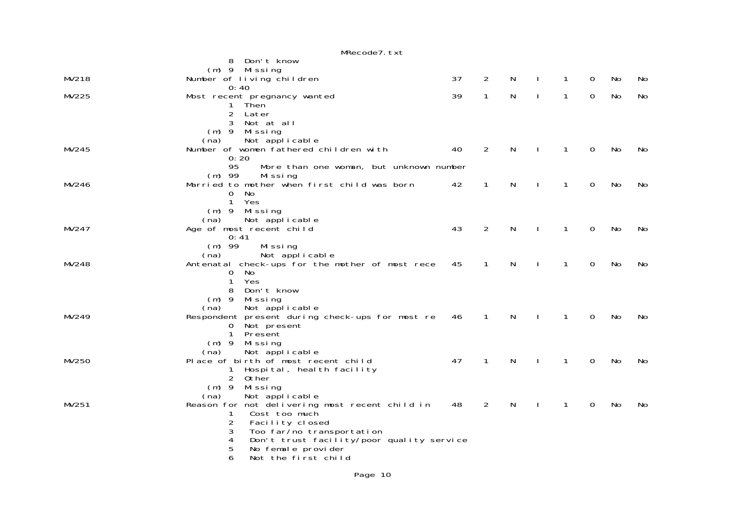```
                    8  Don't know
               (m) 9  Missing
MV218             Number of living children                         37    2    N    I    1    0   No   No
                    0:40
MV225             Most recent pregnancy wanted                      39    1    N    I    1    0   No   No
                    1  Then
                    2  Later
                    3  Not at all
               (m) 9  Missing
              (na)    Not applicable
MV245             Number of women fathered children with           40    2    N    I    1    0   No   No
                    0:20
                    95     More than one woman, but unknown number
               (m) 99     Missing
MV246             Married to mother when first child was born       42    1    N    I    1    0   No   No
                    0  No
                    1  Yes
               (m) 9  Missing
              (na)    Not applicable
MV247             Age of most recent child                          43    2    N    I    1    0   No   No
                    0:41
               (m) 99     Missing
              (na)        Not applicable
MV248             Antenatal check-ups for the mother of most rece   45    1    N    I    1    0   No   No
                    0  No
                    1  Yes
                    8  Don't know
               (m) 9  Missing
              (na)    Not applicable
MV249             Respondent present during check-ups for most re   46    1    N    I    1    0   No   No
                    0  Not present
                    1  Present
               (m) 9  Missing
              (na)    Not applicable
MV250             Place of birth of most recent child               47    1    N    I    1    0   No   No
                    1  Hospital, health facility
                    2  Other
               (m) 9  Missing
              (na)    Not applicable
MV251             Reason for not delivering most recent child in    48    2    N    I    1    0   No   No
                    1   Cost too much
                    2   Facility closed
                    3   Too far/no transportation
                    4   Don't trust facility/poor quality service
                    5   No female provider
                    6   Not the first child
```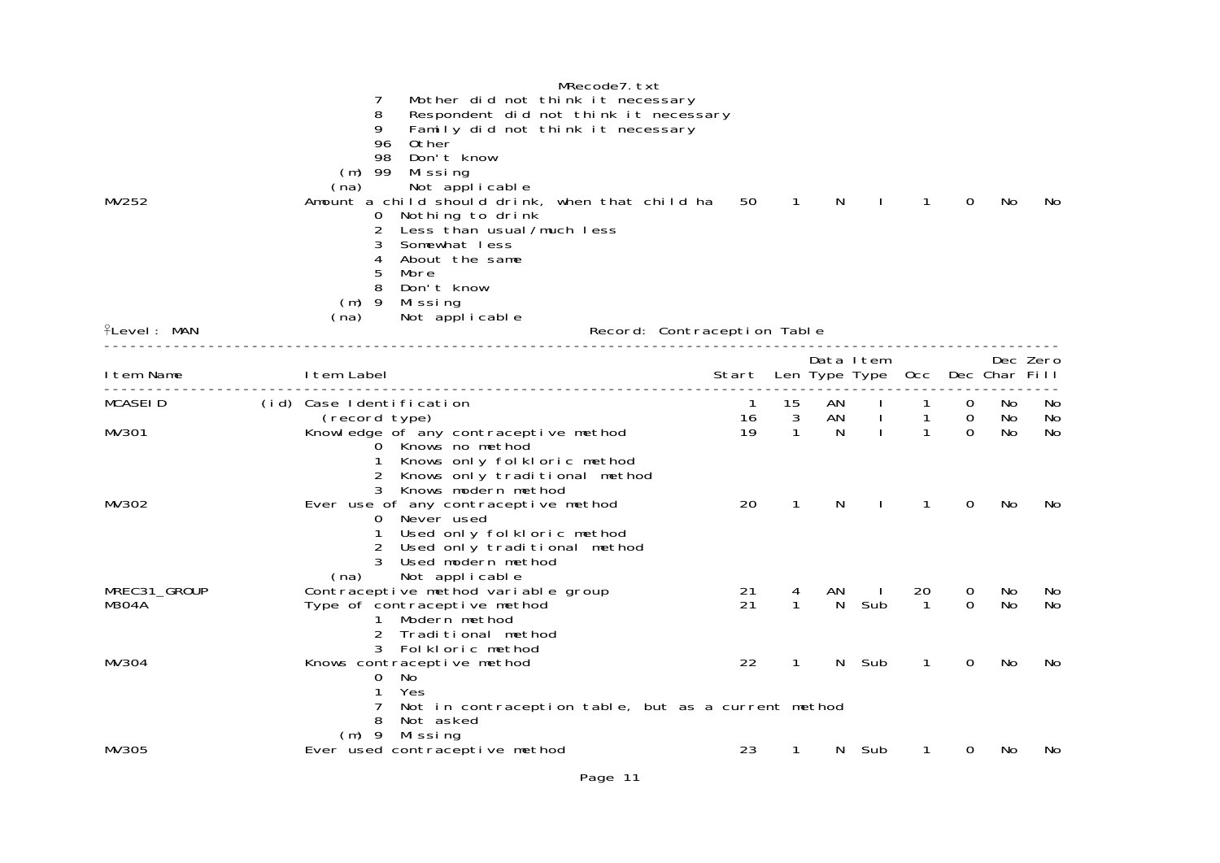```
                    7   Mother did not think it necessary
                    8   Respondent did not think it necessary
                    9   Family did not think it necessary
                    96  Other
                    98  Don't know
                (m) 99  Missing
               (na)     Not applicable
MV252               Amount a child should drink, when that child ha    50     1     N     I      1     0    No    No
                    0  Nothing to drink
                    2  Less than usual/much less
                    3  Somewhat less
                    4  About the same
                    5  More
                    8  Don't know
                (m) 9  Missing
               (na)    Not applicable
Level: MAN                                   Record: Contraception Table
--------------------------------------------------------------------------------------------------------------------
                                                                             Data Item               Dec Zero
Item Name               Item Label                                  Start   Len Type Type   Occ   Dec Char Fill
--------------------------------------------------------------------------------------------------------------------
MCASEID            (id) Case Identification                             1    15   AN    I      1     0    No    No
                         (record type)                                 16     3   AN    I      1     0    No    No
MV301               Knowledge of any contraceptive method              19     1    N    I      1     0    No    No
                    0  Knows no method
                    1  Knows only folkloric method
                    2  Knows only traditional method
                    3  Knows modern method
MV302               Ever use of any contraceptive method               20     1    N    I      1     0    No    No
                    0  Never used
                    1  Used only folkloric method
                    2  Used only traditional method
                    3  Used modern method
               (na)    Not applicable
MREC31_GROUP        Contraceptive method variable group                21     4   AN    I     20     0    No    No
MB04A               Type of contraceptive method                       21     1    N  Sub      1     0    No    No
                    1  Modern method
                    2  Traditional method
                    3  Folkloric method
MV304               Knows contraceptive method                         22     1    N  Sub      1     0    No    No
                    0  No
                    1  Yes
                    7  Not in contraception table, but as a current method
                    8  Not asked
                (m) 9  Missing
MV305               Ever used contraceptive method                     23     1    N  Sub      1     0    No    No
```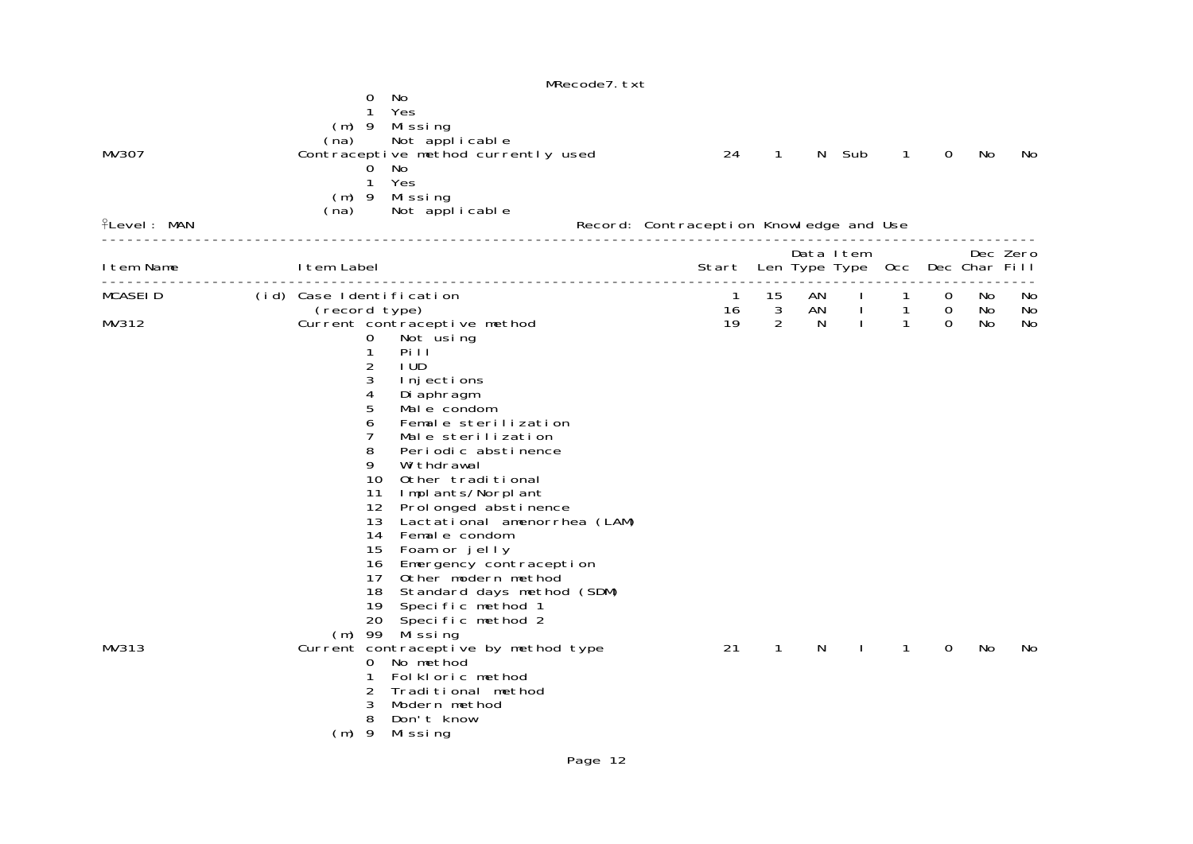```
                                0  No
                                1  Yes
                            (m) 9  Missing
                           (na)    Not applicable
MV307                   Contraceptive method currently used              24    1    N  Sub    1    0   No    No
                                0  No
                                1  Yes
                            (m) 9  Missing
                           (na)    Not applicable
Level: MAN                                          Record: Contraception Knowledge and Use
-------------------------------------------------------------------------------------------------------------
                                                                                   Data Item              Dec Zero
Item Name               Item Label                                        Start  Len Type Type  Occ  Dec Char Fill
-------------------------------------------------------------------------------------------------------------
MCASEID            (id) Case Identification                                  1   15   AN    I     1    0   No    No
                         (record type)                                      16    3   AN    I     1    0   No    No
MV312                   Current contraceptive method                        19    2    N    I     1    0   No    No
                                0   Not using
                                1   Pill
                                2   IUD
                                3   Injections
                                4   Diaphragm
                                5   Male condom
                                6   Female sterilization
                                7   Male sterilization
                                8   Periodic abstinence
                                9   Withdrawal
                                10  Other traditional
                                11  Implants/Norplant
                                12  Prolonged abstinence
                                13  Lactational amenorrhea (LAM)
                                14  Female condom
                                15  Foam or jelly
                                16  Emergency contraception
                                17  Other modern method
                                18  Standard days method (SDM)
                                19  Specific method 1
                                20  Specific method 2
                            (m) 99  Missing
MV313                   Current contraceptive by method type                21    1    N    I     1    0   No    No
                                0  No method
                                1  Folkloric method
                                2  Traditional method
                                3  Modern method
                                8  Don't know
                            (m) 9  Missing
```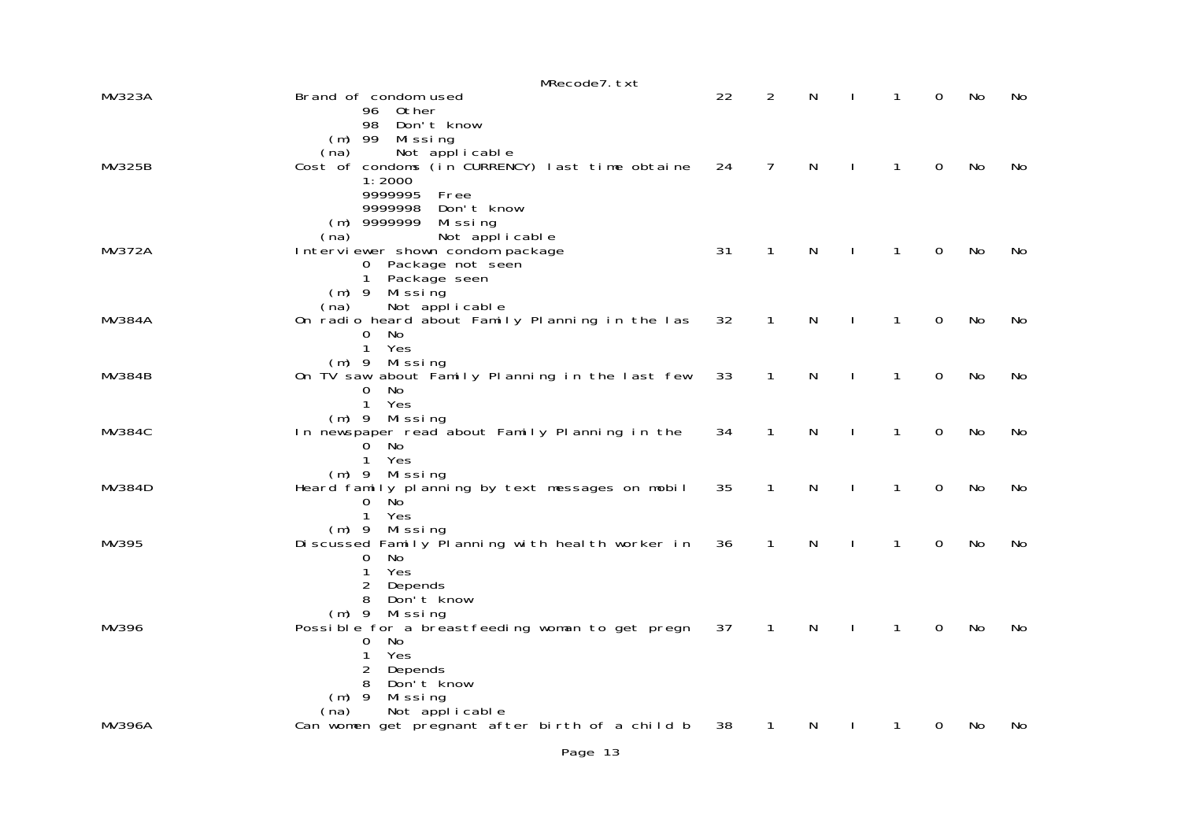MRecode7.txt

```
MV323A                  Brand of condom used                              22    2    N    I    1    0   No    No
                                 96  Other
                                 98  Don't know
                             (m) 99  Missing
                            (na)     Not applicable
MV325B                  Cost of condoms (in CURRENCY) last time obtaine   24    7    N    I    1    0   No    No
                                 1:2000
                                 9999995  Free
                                 9999998  Don't know
                             (m) 9999999  Missing
                            (na)          Not applicable
MV372A                  Interviewer shown condom package                  31    1    N    I    1    0   No    No
                                 0  Package not seen
                                 1  Package seen
                             (m) 9  Missing
                            (na)    Not applicable
MV384A                  On radio heard about Family Planning in the las   32    1    N    I    1    0   No    No
                                 0  No
                                 1  Yes
                             (m) 9  Missing
MV384B                  On TV saw about Family Planning in the last few   33    1    N    I    1    0   No    No
                                 0  No
                                 1  Yes
                             (m) 9  Missing
MV384C                  In newspaper read about Family Planning in the    34    1    N    I    1    0   No    No
                                 0  No
                                 1  Yes
                             (m) 9  Missing
MV384D                  Heard family planning by text messages on mobil   35    1    N    I    1    0   No    No
                                 0  No
                                 1  Yes
                             (m) 9  Missing
MV395                   Discussed Family Planning with health worker in   36    1    N    I    1    0   No    No
                                 0  No
                                 1  Yes
                                 2  Depends
                                 8  Don't know
                             (m) 9  Missing
MV396                   Possible for a breastfeeding woman to get pregn   37    1    N    I    1    0   No    No
                                 0  No
                                 1  Yes
                                 2  Depends
                                 8  Don't know
                             (m) 9  Missing
                            (na)    Not applicable
MV396A                  Can women get pregnant after birth of a child b   38    1    N    I    1    0   No    No
```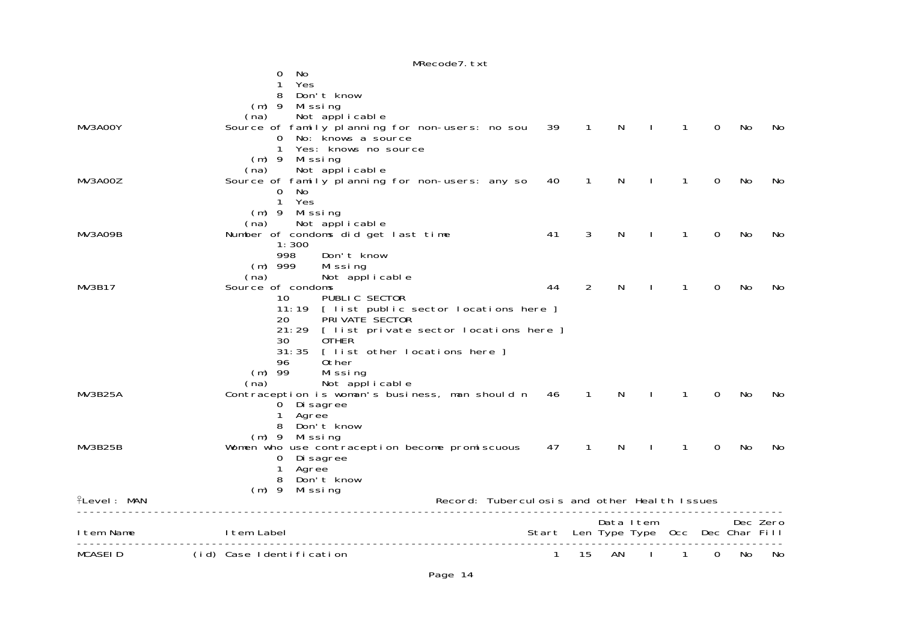```
                    0  No
                    1  Yes
                    8  Don't know
                (m) 9  Missing
               (na)    Not applicable
MV3A00Y             Source of family planning for non-users: no sou   39    1    N    I    1    0   No   No
                    0  No: knows a source
                    1  Yes: knows no source
                (m) 9  Missing
               (na)    Not applicable
MV3A00Z             Source of family planning for non-users: any so   40    1    N    I    1    0   No   No
                    0  No
                    1  Yes
                (m) 9  Missing
               (na)    Not applicable
MV3A09B             Number of condoms did get last time               41    3    N    I    1    0   No   No
                    1:300
                    998     Don't know
                (m) 999     Missing
               (na)         Not applicable
MV3B17              Source of condoms                                 44    2    N    I    1    0   No   No
                    10      PUBLIC SECTOR
                    11:19  [ list public sector locations here ]
                    20      PRIVATE SECTOR
                    21:29  [ list private sector locations here ]
                    30      OTHER
                    31:35  [ list other locations here ]
                    96      Other
                (m) 99      Missing
               (na)         Not applicable
MV3B25A             Contraception is woman's business, man should n   46    1    N    I    1    0   No   No
                    0  Disagree
                    1  Agree
                    8  Don't know
                (m) 9  Missing
MV3B25B             Women who use contraception become promiscuous    47    1    N    I    1    0   No   No
                    0  Disagree
                    1  Agree
                    8  Don't know
                (m) 9  Missing
Level: MAN                                   Record: Tuberculosis and other Health Issues
-----------------------------------------------------------------------------------------------------------
                                                                          Data Item              Dec Zero
Item Name                Item Label                                 Start  Len Type Type  Occ  Dec Char Fill
-----------------------------------------------------------------------------------------------------------
MCASEID             (id) Case Identification                            1   15   AN    I    1    0   No   No
```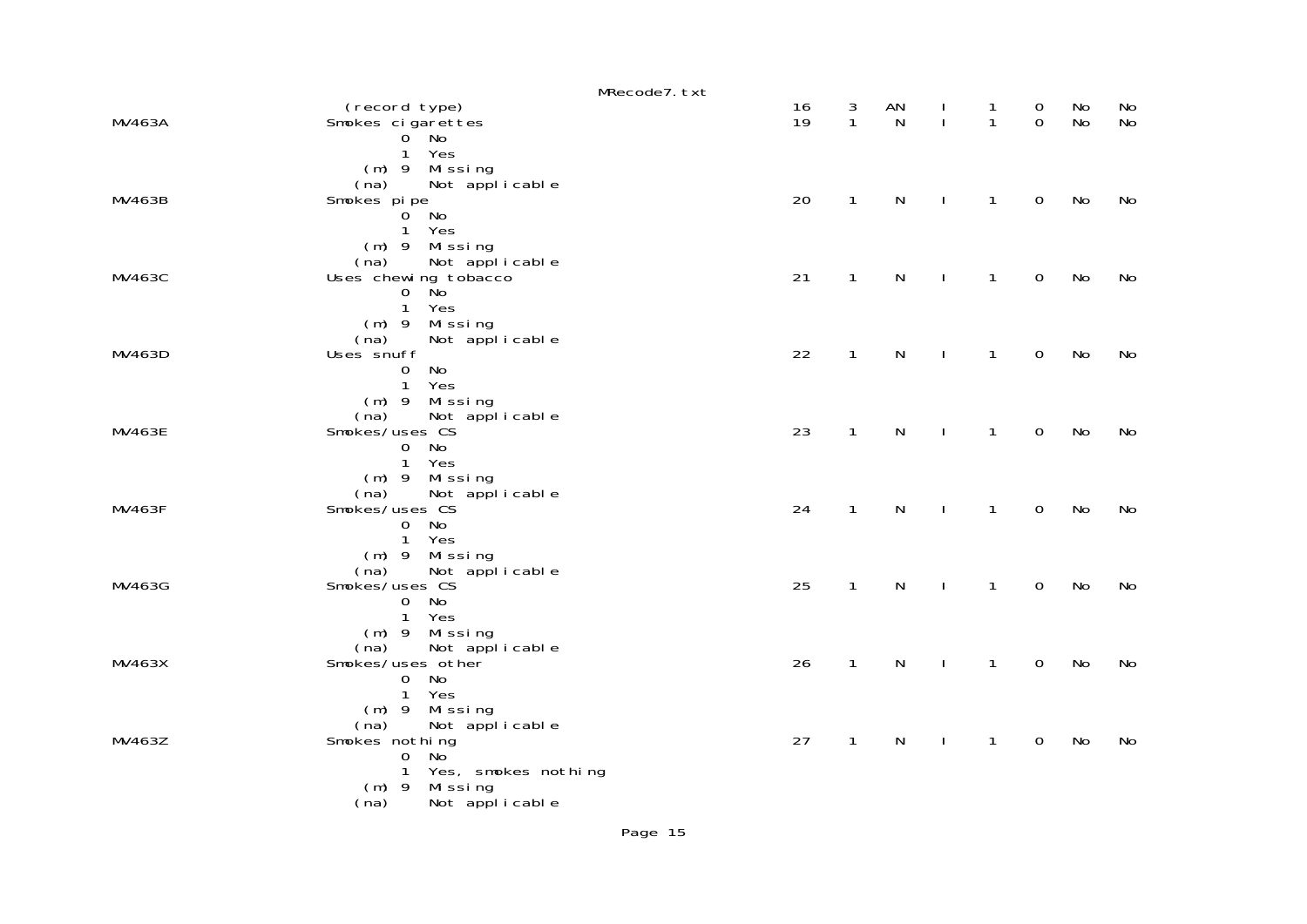| Variable | Description | Start | Len | Type | | | | | |
|---|---|---|---|---|---|---|---|---|---|
| | (record type) | 16 | 3 | AN | I | 1 | 0 | No | No |
| MV463A | Smokes cigarettes | 19 | 1 | N | I | 1 | 0 | No | No |
| | 0 No | | | | | | | | |
| | 1 Yes | | | | | | | | |
| | (m) 9 Missing | | | | | | | | |
| | (na) Not applicable | | | | | | | | |
| MV463B | Smokes pipe | 20 | 1 | N | I | 1 | 0 | No | No |
| | 0 No | | | | | | | | |
| | 1 Yes | | | | | | | | |
| | (m) 9 Missing | | | | | | | | |
| | (na) Not applicable | | | | | | | | |
| MV463C | Uses chewing tobacco | 21 | 1 | N | I | 1 | 0 | No | No |
| | 0 No | | | | | | | | |
| | 1 Yes | | | | | | | | |
| | (m) 9 Missing | | | | | | | | |
| | (na) Not applicable | | | | | | | | |
| MV463D | Uses snuff | 22 | 1 | N | I | 1 | 0 | No | No |
| | 0 No | | | | | | | | |
| | 1 Yes | | | | | | | | |
| | (m) 9 Missing | | | | | | | | |
| | (na) Not applicable | | | | | | | | |
| MV463E | Smokes/uses CS | 23 | 1 | N | I | 1 | 0 | No | No |
| | 0 No | | | | | | | | |
| | 1 Yes | | | | | | | | |
| | (m) 9 Missing | | | | | | | | |
| | (na) Not applicable | | | | | | | | |
| MV463F | Smokes/uses CS | 24 | 1 | N | I | 1 | 0 | No | No |
| | 0 No | | | | | | | | |
| | 1 Yes | | | | | | | | |
| | (m) 9 Missing | | | | | | | | |
| | (na) Not applicable | | | | | | | | |
| MV463G | Smokes/uses CS | 25 | 1 | N | I | 1 | 0 | No | No |
| | 0 No | | | | | | | | |
| | 1 Yes | | | | | | | | |
| | (m) 9 Missing | | | | | | | | |
| | (na) Not applicable | | | | | | | | |
| MV463X | Smokes/uses other | 26 | 1 | N | I | 1 | 0 | No | No |
| | 0 No | | | | | | | | |
| | 1 Yes | | | | | | | | |
| | (m) 9 Missing | | | | | | | | |
| | (na) Not applicable | | | | | | | | |
| MV463Z | Smokes nothing | 27 | 1 | N | I | 1 | 0 | No | No |
| | 0 No | | | | | | | | |
| | 1 Yes, smokes nothing | | | | | | | | |
| | (m) 9 Missing | | | | | | | | |
| | (na) Not applicable | | | | | | | | |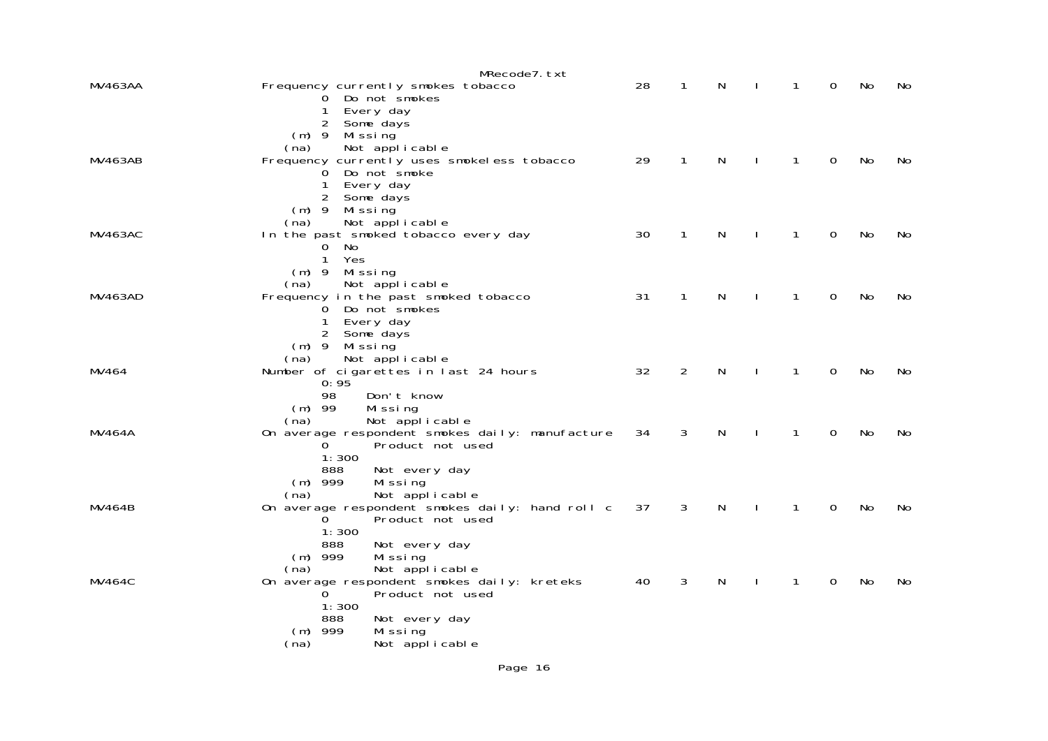| Variable | Description | Start | Length | Type | I | 1 | 0 | No | No |
|---|---|---|---|---|---|---|---|---|---|
| MV463AA | Frequency currently smokes tobacco | 28 | 1 | N | I | 1 | 0 | No | No |
| | 0 Do not smokes | | | | | | | | |
| | 1 Every day | | | | | | | | |
| | 2 Some days | | | | | | | | |
| | (m) 9 Missing | | | | | | | | |
| | (na) Not applicable | | | | | | | | |
| MV463AB | Frequency currently uses smokeless tobacco | 29 | 1 | N | I | 1 | 0 | No | No |
| | 0 Do not smoke | | | | | | | | |
| | 1 Every day | | | | | | | | |
| | 2 Some days | | | | | | | | |
| | (m) 9 Missing | | | | | | | | |
| | (na) Not applicable | | | | | | | | |
| MV463AC | In the past smoked tobacco every day | 30 | 1 | N | I | 1 | 0 | No | No |
| | 0 No | | | | | | | | |
| | 1 Yes | | | | | | | | |
| | (m) 9 Missing | | | | | | | | |
| | (na) Not applicable | | | | | | | | |
| MV463AD | Frequency in the past smoked tobacco | 31 | 1 | N | I | 1 | 0 | No | No |
| | 0 Do not smokes | | | | | | | | |
| | 1 Every day | | | | | | | | |
| | 2 Some days | | | | | | | | |
| | (m) 9 Missing | | | | | | | | |
| | (na) Not applicable | | | | | | | | |
| MV464 | Number of cigarettes in last 24 hours | 32 | 2 | N | I | 1 | 0 | No | No |
| | 0:95 | | | | | | | | |
| | 98 Don't know | | | | | | | | |
| | (m) 99 Missing | | | | | | | | |
| | (na) Not applicable | | | | | | | | |
| MV464A | On average respondent smokes daily: manufacture | 34 | 3 | N | I | 1 | 0 | No | No |
| | 0 Product not used | | | | | | | | |
| | 1:300 | | | | | | | | |
| | 888 Not every day | | | | | | | | |
| | (m) 999 Missing | | | | | | | | |
| | (na) Not applicable | | | | | | | | |
| MV464B | On average respondent smokes daily: hand roll c | 37 | 3 | N | I | 1 | 0 | No | No |
| | 0 Product not used | | | | | | | | |
| | 1:300 | | | | | | | | |
| | 888 Not every day | | | | | | | | |
| | (m) 999 Missing | | | | | | | | |
| | (na) Not applicable | | | | | | | | |
| MV464C | On average respondent smokes daily: kreteks | 40 | 3 | N | I | 1 | 0 | No | No |
| | 0 Product not used | | | | | | | | |
| | 1:300 | | | | | | | | |
| | 888 Not every day | | | | | | | | |
| | (m) 999 Missing | | | | | | | | |
| | (na) Not applicable | | | | | | | | |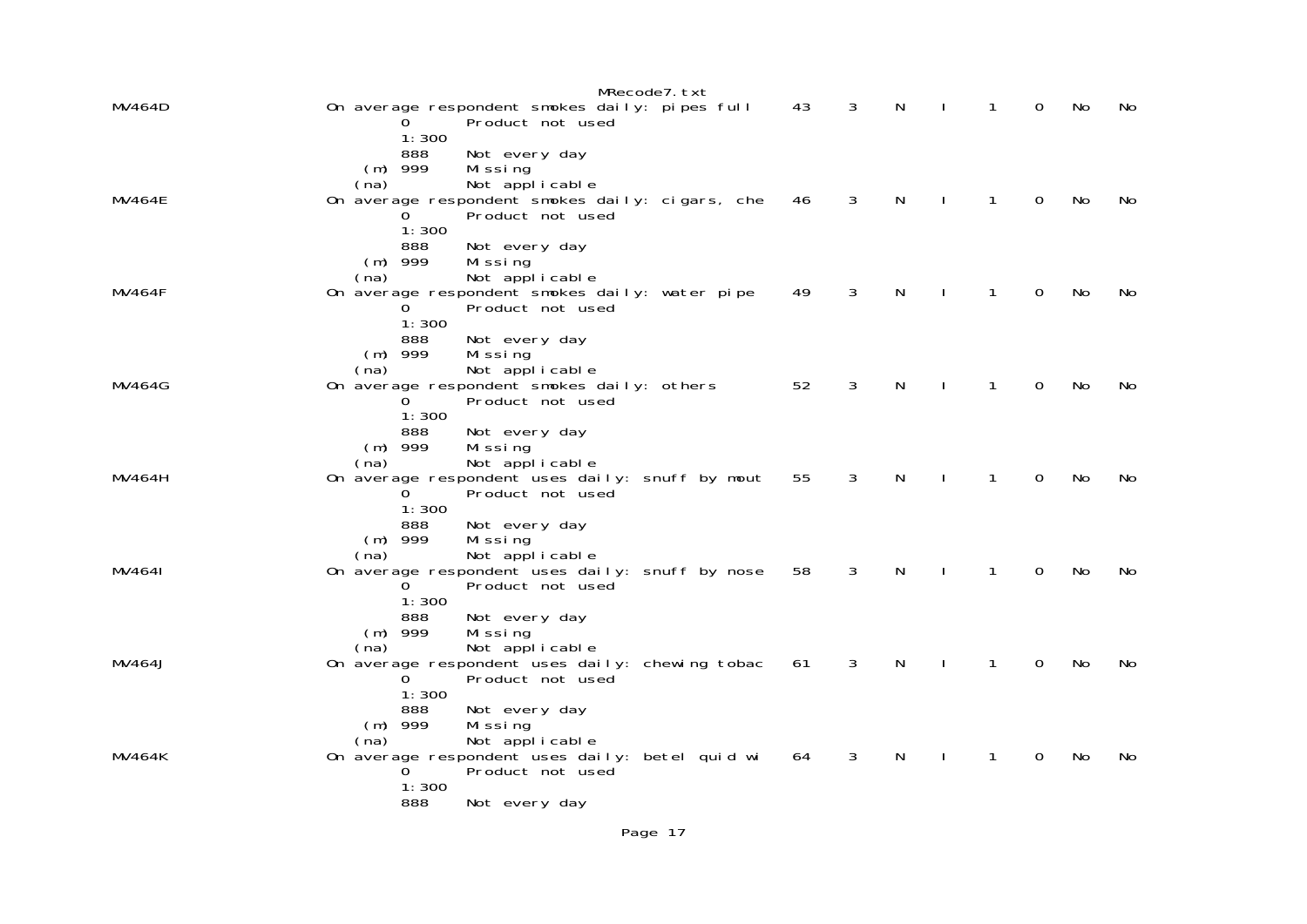```
MV464D                  On average respondent smokes daily: pipes full     43    3    N    I    1    0   No   No
                               0       Product not used
                               1:300
                               888     Not every day
                           (m) 999     Missing
                          (na)         Not applicable
MV464E                  On average respondent smokes daily: cigars, che    46    3    N    I    1    0   No   No
                               0       Product not used
                               1:300
                               888     Not every day
                           (m) 999     Missing
                          (na)         Not applicable
MV464F                  On average respondent smokes daily: water pipe     49    3    N    I    1    0   No   No
                               0       Product not used
                               1:300
                               888     Not every day
                           (m) 999     Missing
                          (na)         Not applicable
MV464G                  On average respondent smokes daily: others         52    3    N    I    1    0   No   No
                               0       Product not used
                               1:300
                               888     Not every day
                           (m) 999     Missing
                          (na)         Not applicable
MV464H                  On average respondent uses daily: snuff by mout    55    3    N    I    1    0   No   No
                               0       Product not used
                               1:300
                               888     Not every day
                           (m) 999     Missing
                          (na)         Not applicable
MV464I                  On average respondent uses daily: snuff by nose    58    3    N    I    1    0   No   No
                               0       Product not used
                               1:300
                               888     Not every day
                           (m) 999     Missing
                          (na)         Not applicable
MV464J                  On average respondent uses daily: chewing tobac    61    3    N    I    1    0   No   No
                               0       Product not used
                               1:300
                               888     Not every day
                           (m) 999     Missing
                          (na)         Not applicable
MV464K                  On average respondent uses daily: betel quid wi    64    3    N    I    1    0   No   No
                               0       Product not used
                               1:300
                               888     Not every day
```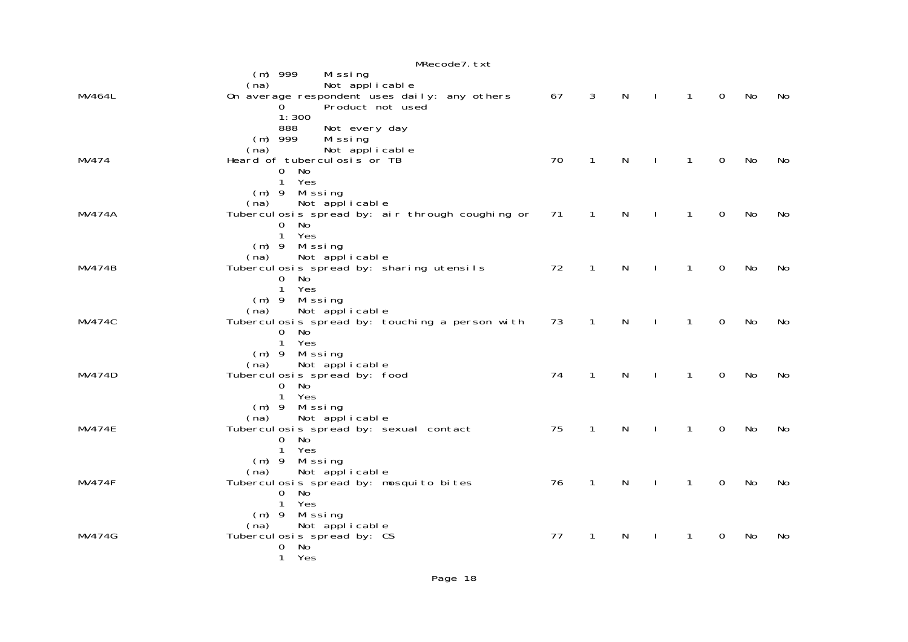```
                                        MRecode7.txt
                    (m) 999     Missing
                   (na)         Not applicable
MV464L              On average respondent uses daily: any others       67    3    N    I    1    0    No    No
                        0       Product not used
                        1:300
                        888     Not every day
                    (m) 999     Missing
                   (na)         Not applicable
MV474               Heard of tuberculosis or TB                        70    1    N    I    1    0    No    No
                        0  No
                        1  Yes
                    (m) 9  Missing
                   (na)    Not applicable
MV474A              Tuberculosis spread by: air through coughing or    71    1    N    I    1    0    No    No
                        0  No
                        1  Yes
                    (m) 9  Missing
                   (na)    Not applicable
MV474B              Tuberculosis spread by: sharing utensils           72    1    N    I    1    0    No    No
                        0  No
                        1  Yes
                    (m) 9  Missing
                   (na)    Not applicable
MV474C              Tuberculosis spread by: touching a person with     73    1    N    I    1    0    No    No
                        0  No
                        1  Yes
                    (m) 9  Missing
                   (na)    Not applicable
MV474D              Tuberculosis spread by: food                       74    1    N    I    1    0    No    No
                        0  No
                        1  Yes
                    (m) 9  Missing
                   (na)    Not applicable
MV474E              Tuberculosis spread by: sexual contact             75    1    N    I    1    0    No    No
                        0  No
                        1  Yes
                    (m) 9  Missing
                   (na)    Not applicable
MV474F              Tuberculosis spread by: mosquito bites             76    1    N    I    1    0    No    No
                        0  No
                        1  Yes
                    (m) 9  Missing
                   (na)    Not applicable
MV474G              Tuberculosis spread by: CS                         77    1    N    I    1    0    No    No
                        0  No
                        1  Yes
```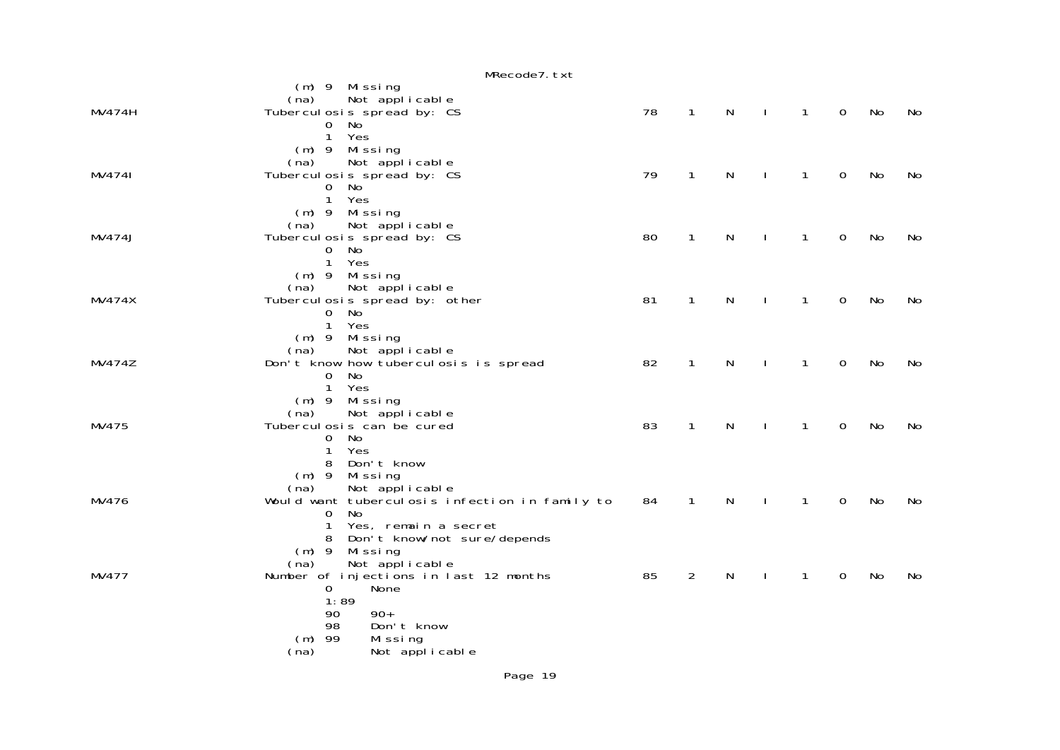```
        (m) 9  Missing
       (na)    Not applicable
MV474H             Tuberculosis spread by: CS                       78   1   N   I   1   0   No   No
            0  No
            1  Yes
        (m) 9  Missing
       (na)    Not applicable
MV474I             Tuberculosis spread by: CS                       79   1   N   I   1   0   No   No
            0  No
            1  Yes
        (m) 9  Missing
       (na)    Not applicable
MV474J             Tuberculosis spread by: CS                       80   1   N   I   1   0   No   No
            0  No
            1  Yes
        (m) 9  Missing
       (na)    Not applicable
MV474X             Tuberculosis spread by: other                    81   1   N   I   1   0   No   No
            0  No
            1  Yes
        (m) 9  Missing
       (na)    Not applicable
MV474Z             Don't know how tuberculosis is spread            82   1   N   I   1   0   No   No
            0  No
            1  Yes
        (m) 9  Missing
       (na)    Not applicable
MV475              Tuberculosis can be cured                        83   1   N   I   1   0   No   No
            0  No
            1  Yes
            8  Don't know
        (m) 9  Missing
       (na)    Not applicable
MV476              Would want tuberculosis infection in family to   84   1   N   I   1   0   No   No
            0  No
            1  Yes, remain a secret
            8  Don't know/not sure/depends
        (m) 9  Missing
       (na)    Not applicable
MV477              Number of injections in last 12 months           85   2   N   I   1   0   No   No
            0      None
            1:89
            90     90+
            98     Don't know
        (m) 99     Missing
       (na)        Not applicable
```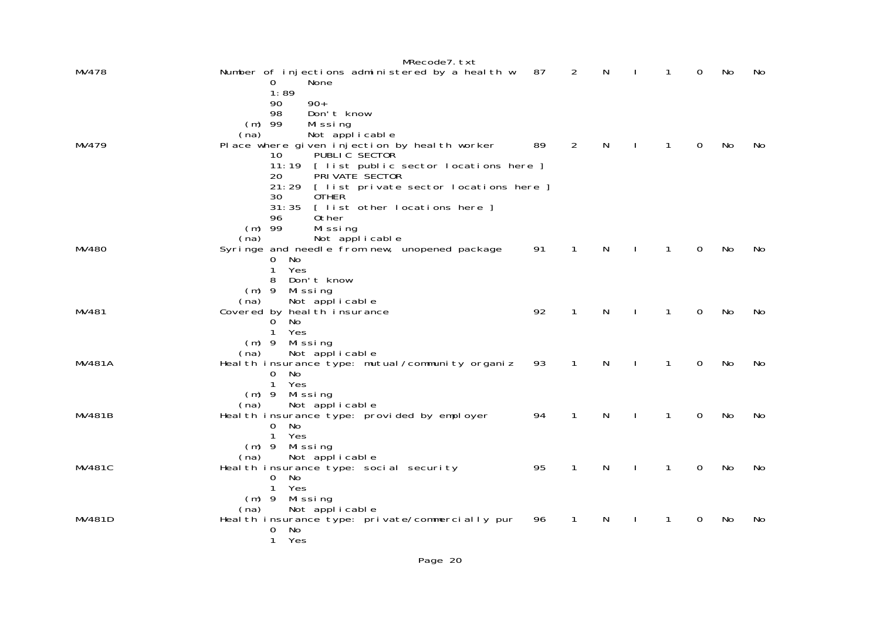```
MV478                   Number of injections administered by a health w   87    2    N    I    1    0   No    No
                                0      None
                                1:89
                                90     90+
                                98     Don't know
                           (m) 99      Missing
                           (na)        Not applicable
MV479                   Place where given injection by health worker       89    2    N    I    1    0   No    No
                                10      PUBLIC SECTOR
                                11:19  [ list public sector locations here ]
                                20      PRIVATE SECTOR
                                21:29  [ list private sector locations here ]
                                30      OTHER
                                31:35  [ list other locations here ]
                                96      Other
                           (m) 99      Missing
                           (na)        Not applicable
MV480                   Syringe and needle from new, unopened package      91    1    N    I    1    0   No    No
                                0  No
                                1  Yes
                                8  Don't know
                           (m) 9  Missing
                           (na)    Not applicable
MV481                   Covered by health insurance                        92    1    N    I    1    0   No    No
                                0  No
                                1  Yes
                           (m) 9  Missing
                           (na)    Not applicable
MV481A                  Health insurance type: mutual/community organiz    93    1    N    I    1    0   No    No
                                0  No
                                1  Yes
                           (m) 9  Missing
                           (na)    Not applicable
MV481B                  Health insurance type: provided by employer        94    1    N    I    1    0   No    No
                                0  No
                                1  Yes
                           (m) 9  Missing
                           (na)    Not applicable
MV481C                  Health insurance type: social security             95    1    N    I    1    0   No    No
                                0  No
                                1  Yes
                           (m) 9  Missing
                           (na)    Not applicable
MV481D                  Health insurance type: private/commercially pur    96    1    N    I    1    0   No    No
                                0  No
                                1  Yes
```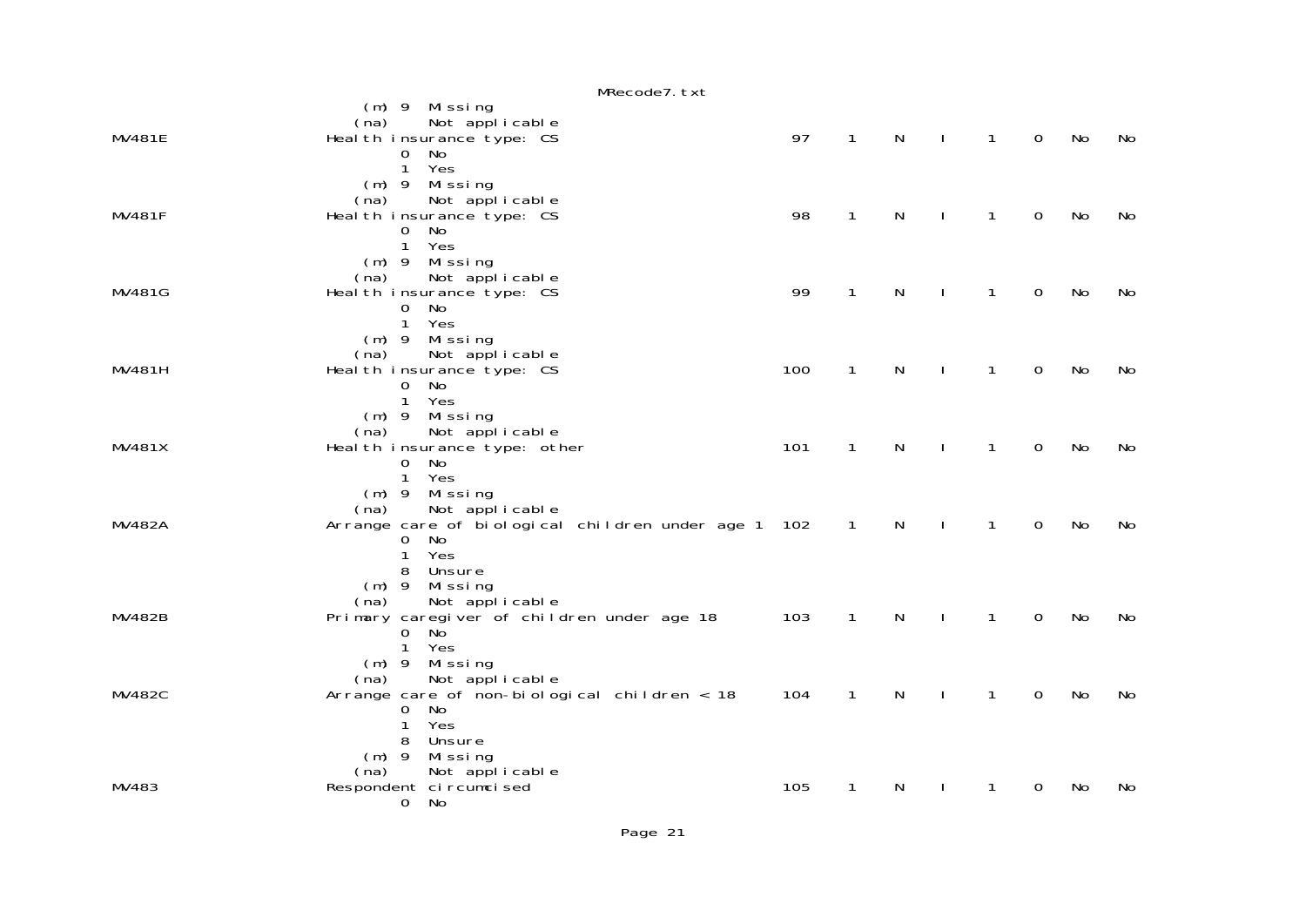```
          (m) 9  Missing
         (na)    Not applicable
MV481E         Health insurance type: CS                          97    1    N    I    1    0   No   No
               0  No
               1  Yes
          (m) 9  Missing
         (na)    Not applicable
MV481F         Health insurance type: CS                          98    1    N    I    1    0   No   No
               0  No
               1  Yes
          (m) 9  Missing
         (na)    Not applicable
MV481G         Health insurance type: CS                          99    1    N    I    1    0   No   No
               0  No
               1  Yes
          (m) 9  Missing
         (na)    Not applicable
MV481H         Health insurance type: CS                         100    1    N    I    1    0   No   No
               0  No
               1  Yes
          (m) 9  Missing
         (na)    Not applicable
MV481X         Health insurance type: other                      101    1    N    I    1    0   No   No
               0  No
               1  Yes
          (m) 9  Missing
         (na)    Not applicable
MV482A         Arrange care of biological children under age 1  102    1    N    I    1    0   No   No
               0  No
               1  Yes
               8  Unsure
          (m) 9  Missing
         (na)    Not applicable
MV482B         Primary caregiver of children under age 18        103    1    N    I    1    0   No   No
               0  No
               1  Yes
          (m) 9  Missing
         (na)    Not applicable
MV482C         Arrange care of non-biological children < 18      104    1    N    I    1    0   No   No
               0  No
               1  Yes
               8  Unsure
          (m) 9  Missing
         (na)    Not applicable
MV483          Respondent circumcised                            105    1    N    I    1    0   No   No
               0  No
```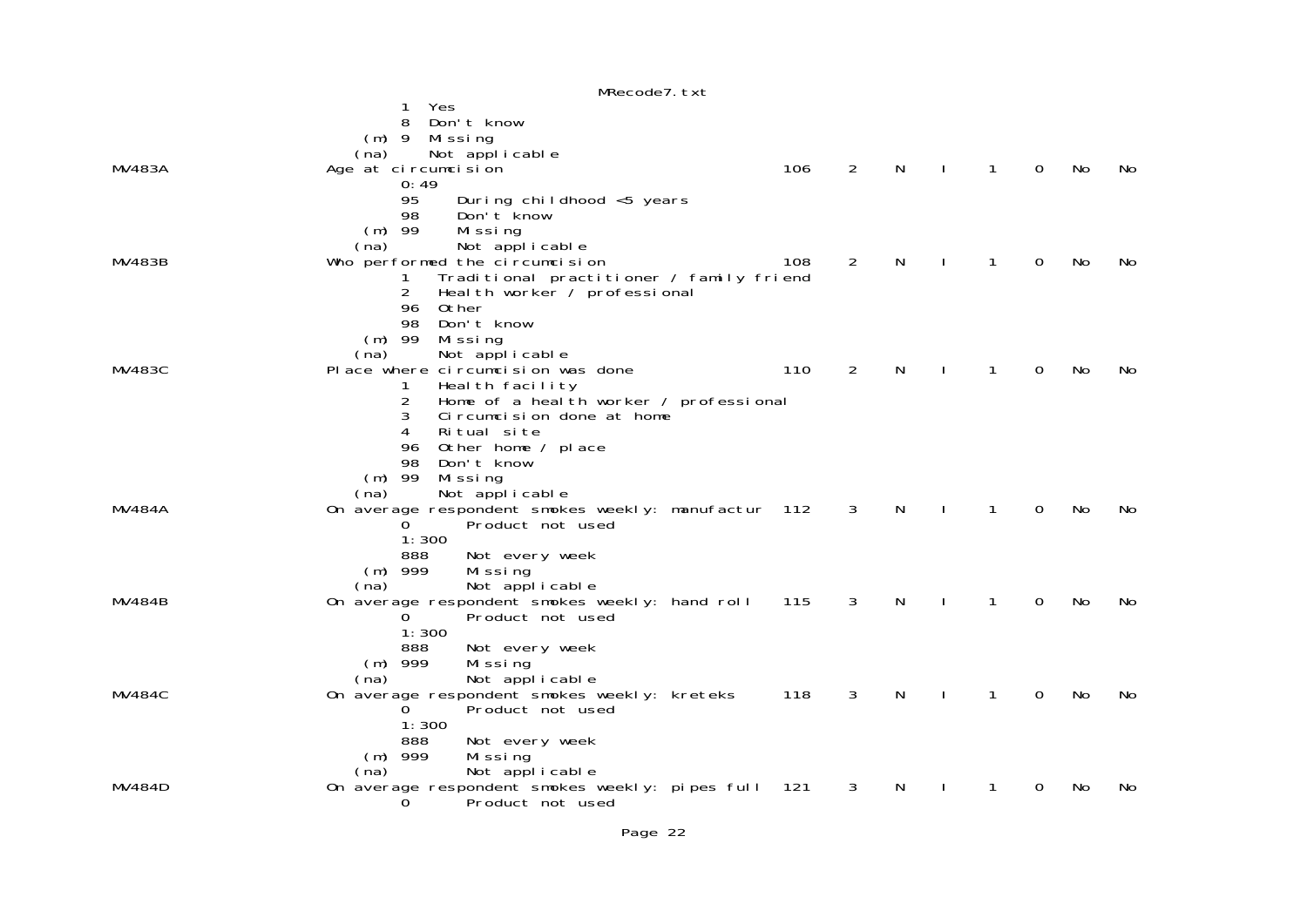```
                            1  Yes
                            8  Don't know
                       (m) 9  Missing
                      (na)    Not applicable
MV483A                Age at circumcision                         106    2    N    I    1    0    No    No
                            0:49
                            95     During childhood <5 years
                            98     Don't know
                       (m) 99     Missing
                      (na)        Not applicable
MV483B                Who performed the circumcision              108    2    N    I    1    0    No    No
                            1   Traditional practitioner / family friend
                            2   Health worker / professional
                            96  Other
                            98  Don't know
                       (m) 99  Missing
                      (na)     Not applicable
MV483C                Place where circumcision was done           110    2    N    I    1    0    No    No
                            1   Health facility
                            2   Home of a health worker / professional
                            3   Circumcision done at home
                            4   Ritual site
                            96  Other home / place
                            98  Don't know
                       (m) 99  Missing
                      (na)     Not applicable
MV484A                On average respondent smokes weekly: manufactur  112    3    N    I    1    0    No    No
                            0       Product not used
                            1:300
                            888     Not every week
                       (m) 999     Missing
                      (na)         Not applicable
MV484B                On average respondent smokes weekly: hand roll   115    3    N    I    1    0    No    No
                            0       Product not used
                            1:300
                            888     Not every week
                       (m) 999     Missing
                      (na)         Not applicable
MV484C                On average respondent smokes weekly: kreteks     118    3    N    I    1    0    No    No
                            0       Product not used
                            1:300
                            888     Not every week
                       (m) 999     Missing
                      (na)         Not applicable
MV484D                On average respondent smokes weekly: pipes full  121    3    N    I    1    0    No    No
                            0       Product not used
```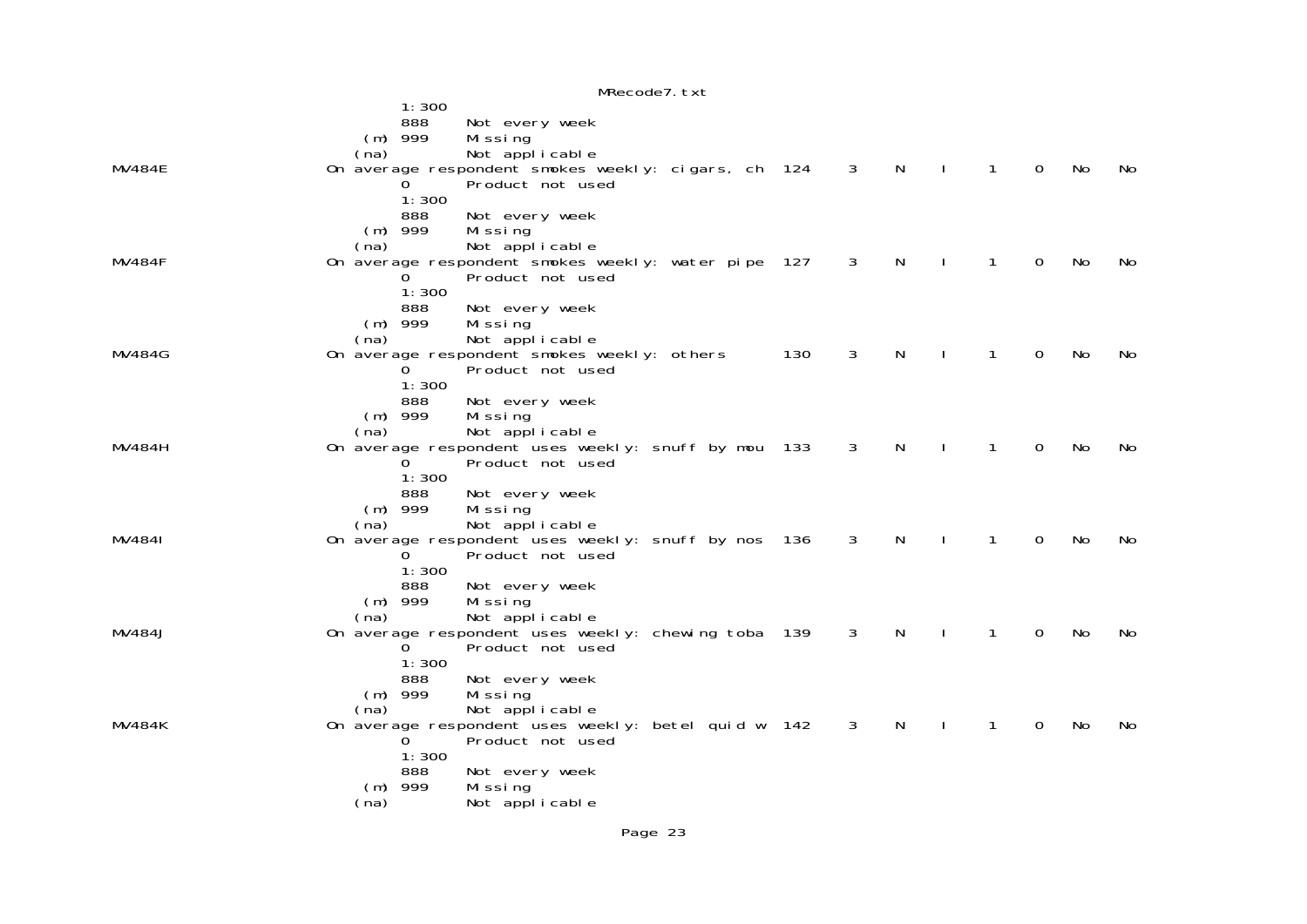```
                        1:300
                        888     Not every week
                    (m) 999     Missing
                   (na)         Not applicable
MV484E             On average respondent smokes weekly: cigars, ch  124    3    N    I    1    0    No    No
                        0       Product not used
                        1:300
                        888     Not every week
                    (m) 999     Missing
                   (na)         Not applicable
MV484F             On average respondent smokes weekly: water pipe  127    3    N    I    1    0    No    No
                        0       Product not used
                        1:300
                        888     Not every week
                    (m) 999     Missing
                   (na)         Not applicable
MV484G             On average respondent smokes weekly: others      130    3    N    I    1    0    No    No
                        0       Product not used
                        1:300
                        888     Not every week
                    (m) 999     Missing
                   (na)         Not applicable
MV484H             On average respondent uses weekly: snuff by mou  133    3    N    I    1    0    No    No
                        0       Product not used
                        1:300
                        888     Not every week
                    (m) 999     Missing
                   (na)         Not applicable
MV484I             On average respondent uses weekly: snuff by nos  136    3    N    I    1    0    No    No
                        0       Product not used
                        1:300
                        888     Not every week
                    (m) 999     Missing
                   (na)         Not applicable
MV484J             On average respondent uses weekly: chewing toba  139    3    N    I    1    0    No    No
                        0       Product not used
                        1:300
                        888     Not every week
                    (m) 999     Missing
                   (na)         Not applicable
MV484K             On average respondent uses weekly: betel quid w  142    3    N    I    1    0    No    No
                        0       Product not used
                        1:300
                        888     Not every week
                    (m) 999     Missing
                   (na)         Not applicable
```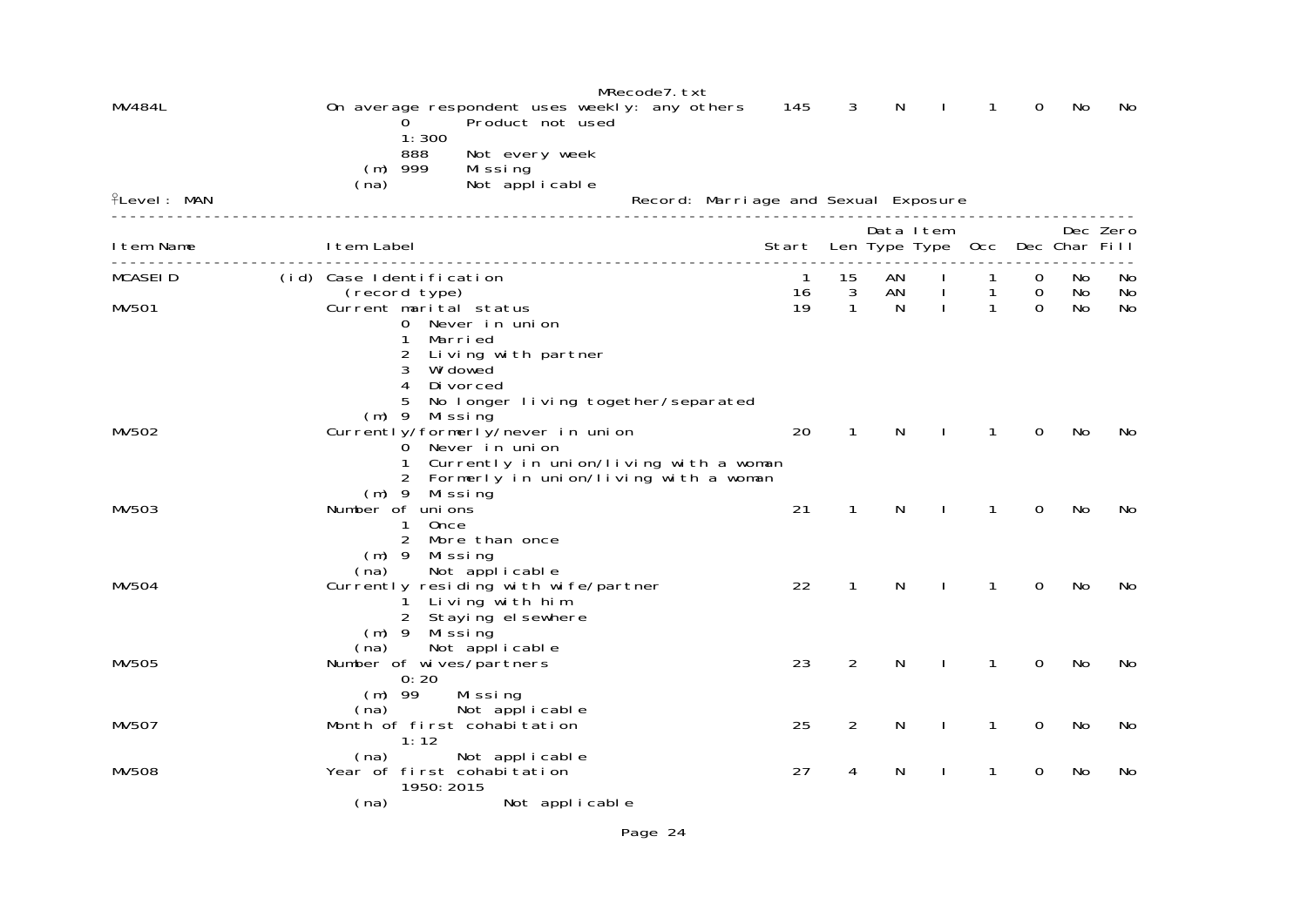| Item Name | | Item Label | Start | Len | Data Type | Item Type | Occ | Dec | Dec Char | Zero Fill |
|---|---|---|---|---|---|---|---|---|---|---|
| MV484L | | On average respondent uses weekly: any others | 145 | 3 | N | I | 1 | 0 | No | No |

```
        0       Product not used
        1:300
        888     Not every week
  (m)   999     Missing
  (na)          Not applicable
```

Level: MAN — Record: Marriage and Sexual Exposure

| Item Name | | Item Label | Start | Len | Data Type | Item Type | Occ | Dec | Dec Char | Zero Fill |
|---|---|---|---|---|---|---|---|---|---|---|
| MCASEID | (id) | Case Identification | 1 | 15 | AN | I | 1 | 0 | No | No |
| | | (record type) | 16 | 3 | AN | I | 1 | 0 | No | No |
| MV501 | | Current marital status | 19 | 1 | N | I | 1 | 0 | No | No |
| MV502 | | Currently/formerly/never in union | 20 | 1 | N | I | 1 | 0 | No | No |
| MV503 | | Number of unions | 21 | 1 | N | I | 1 | 0 | No | No |
| MV504 | | Currently residing with wife/partner | 22 | 1 | N | I | 1 | 0 | No | No |
| MV505 | | Number of wives/partners | 23 | 2 | N | I | 1 | 0 | No | No |
| MV507 | | Month of first cohabitation | 25 | 2 | N | I | 1 | 0 | No | No |
| MV508 | | Year of first cohabitation | 27 | 4 | N | I | 1 | 0 | No | No |

MV501 Current marital status:

```
        0  Never in union
        1  Married
        2  Living with partner
        3  Widowed
        4  Divorced
        5  No longer living together/separated
  (m)   9  Missing
```

MV502 Currently/formerly/never in union:

```
        0  Never in union
        1  Currently in union/living with a woman
        2  Formerly in union/living with a woman
  (m)   9  Missing
```

MV503 Number of unions:

```
        1  Once
        2  More than once
  (m)   9  Missing
  (na)     Not applicable
```

MV504 Currently residing with wife/partner:

```
        1  Living with him
        2  Staying elsewhere
  (m)   9  Missing
  (na)     Not applicable
```

MV505 Number of wives/partners:

```
        0:20
  (m)   99     Missing
  (na)         Not applicable
```

MV507 Month of first cohabitation:

```
        1:12
  (na)         Not applicable
```

MV508 Year of first cohabitation:

```
        1950:2015
  (na)              Not applicable
```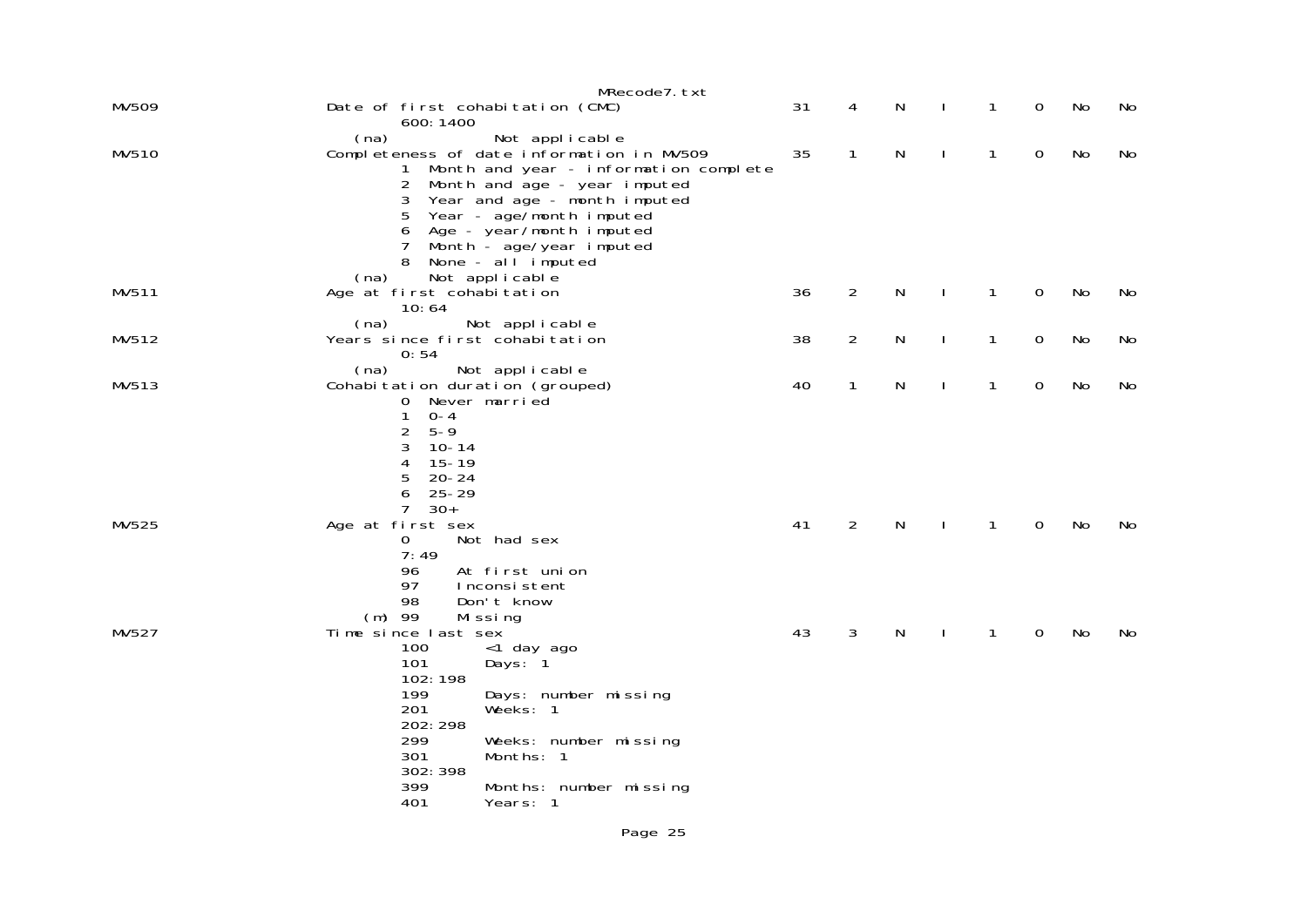```
MV509                Date of first cohabitation (CMC)              31    4    N    I    1    0   No   No
                          600:1400
                     (na)          Not applicable
MV510                Completeness of date information in MV509     35    1    N    I    1    0   No   No
                          1  Month and year - information complete
                          2  Month and age - year imputed
                          3  Year and age - month imputed
                          5  Year - age/month imputed
                          6  Age - year/month imputed
                          7  Month - age/year imputed
                          8  None - all imputed
                     (na)    Not applicable
MV511                Age at first cohabitation                     36    2    N    I    1    0   No   No
                          10:64
                     (na)       Not applicable
MV512                Years since first cohabitation                38    2    N    I    1    0   No   No
                          0:54
                     (na)       Not applicable
MV513                Cohabitation duration (grouped)               40    1    N    I    1    0   No   No
                          0  Never married
                          1  0-4
                          2  5-9
                          3  10-14
                          4  15-19
                          5  20-24
                          6  25-29
                          7  30+
MV525                Age at first sex                              41    2    N    I    1    0   No   No
                          0     Not had sex
                          7:49
                          96    At first union
                          97    Inconsistent
                          98    Don't know
                     (m)  99    Missing
MV527                Time since last sex                           43    3    N    I    1    0   No   No
                          100      <1 day ago
                          101      Days: 1
                          102:198
                          199      Days: number missing
                          201      Weeks: 1
                          202:298
                          299      Weeks: number missing
                          301      Months: 1
                          302:398
                          399      Months: number missing
                          401      Years: 1
```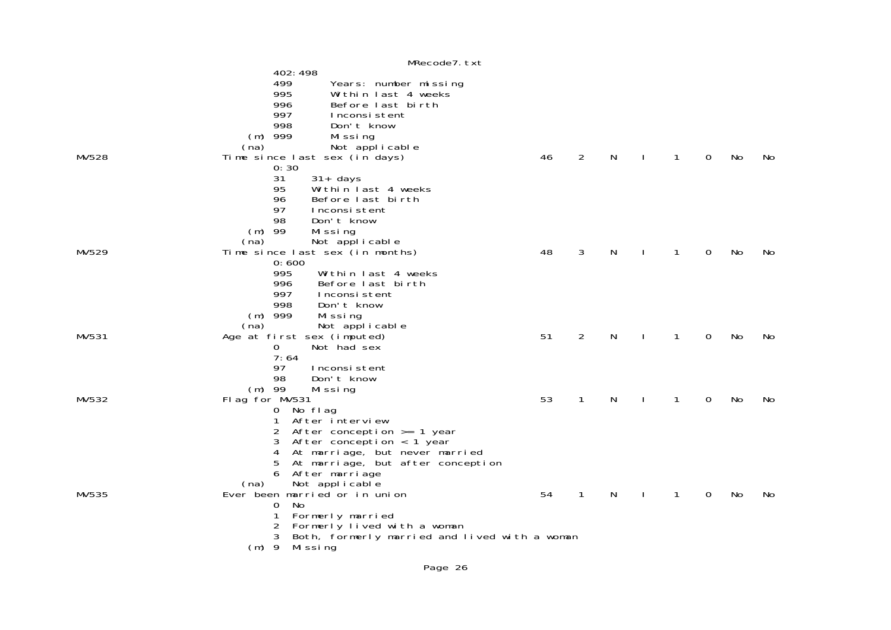```
         402:498
         499       Years: number missing
         995       Within last 4 weeks
         996       Before last birth
         997       Inconsistent
         998       Don't know
     (m) 999       Missing
    (na)           Not applicable
MV528            Time since last sex (in days)                    46    2    N    I    1    0   No   No
         0:30
         31     31+ days
         95     Within last 4 weeks
         96     Before last birth
         97     Inconsistent
         98     Don't know
     (m) 99     Missing
    (na)        Not applicable
MV529            Time since last sex (in months)                  48    3    N    I    1    0   No   No
         0:600
         995     Within last 4 weeks
         996     Before last birth
         997     Inconsistent
         998     Don't know
     (m) 999     Missing
    (na)         Not applicable
MV531            Age at first sex (imputed)                       51    2    N    I    1    0   No   No
         0      Not had sex
         7:64
         97     Inconsistent
         98     Don't know
     (m) 99     Missing
MV532            Flag for MV531                                   53    1    N    I    1    0   No   No
         0  No flag
         1  After interview
         2  After conception >= 1 year
         3  After conception < 1 year
         4  At marriage, but never married
         5  At marriage, but after conception
         6  After marriage
    (na)    Not applicable
MV535            Ever been married or in union                    54    1    N    I    1    0   No   No
         0  No
         1  Formerly married
         2  Formerly lived with a woman
         3  Both, formerly married and lived with a woman
     (m) 9  Missing
```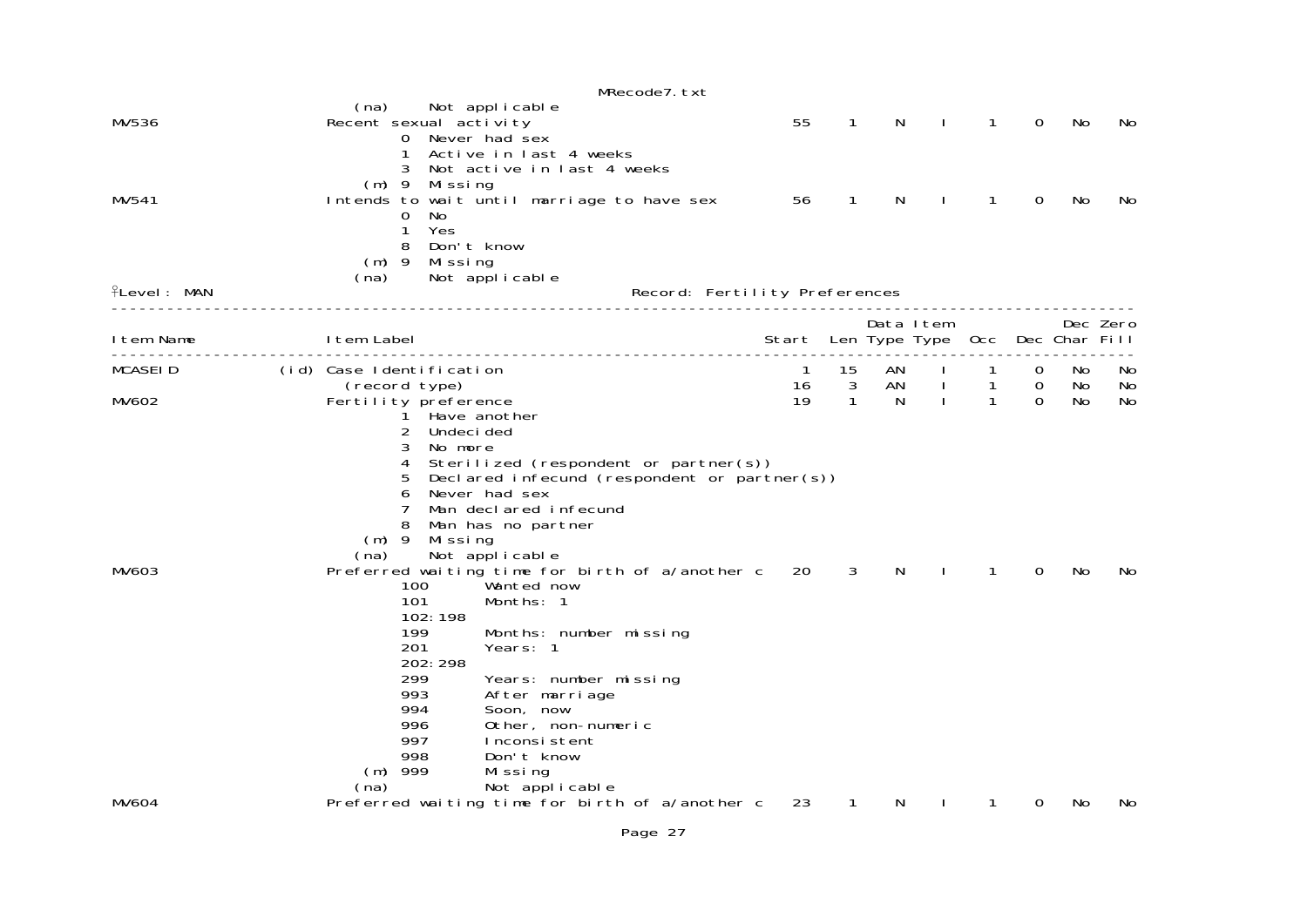```
                      (na)     Not applicable
MV536                 Recent sexual activity                           55    1    N    I    1    0   No   No
                           0   Never had sex
                           1   Active in last 4 weeks
                           3   Not active in last 4 weeks
                       (m) 9   Missing
MV541                 Intends to wait until marriage to have sex       56    1    N    I    1    0   No   No
                           0   No
                           1   Yes
                           8   Don't know
                       (m) 9   Missing
                      (na)     Not applicable
```

Level: MAN                                    Record: Fertility Preferences

```
-----------------------------------------------------------------------------------------------------------
                                                                           Data Item               Dec Zero
Item Name             Item Label                                   Start  Len Type Type  Occ  Dec Char Fill
-----------------------------------------------------------------------------------------------------------
MCASEID          (id) Case Identification                              1   15   AN    I    1    0   No   No
                        (record type)                                 16    3   AN    I    1    0   No   No
MV602                 Fertility preference                            19    1    N    I    1    0   No   No
                           1   Have another
                           2   Undecided
                           3   No more
                           4   Sterilized (respondent or partner(s))
                           5   Declared infecund (respondent or partner(s))
                           6   Never had sex
                           7   Man declared infecund
                           8   Man has no partner
                       (m) 9   Missing
                      (na)     Not applicable
MV603                 Preferred waiting time for birth of a/another c  20    3    N    I    1    0   No   No
                           100       Wanted now
                           101       Months: 1
                           102:198
                           199       Months: number missing
                           201       Years: 1
                           202:298
                           299       Years: number missing
                           993       After marriage
                           994       Soon, now
                           996       Other, non-numeric
                           997       Inconsistent
                           998       Don't know
                       (m) 999       Missing
                      (na)           Not applicable
MV604                 Preferred waiting time for birth of a/another c  23    1    N    I    1    0   No   No
```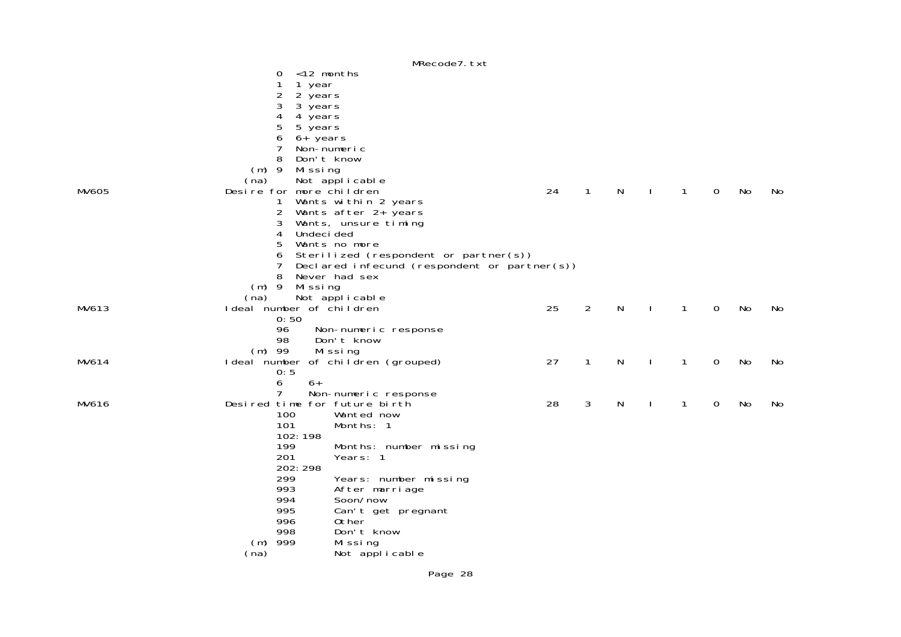```
                        0  <12 months
                        1  1 year
                        2  2 years
                        3  3 years
                        4  4 years
                        5  5 years
                        6  6+ years
                        7  Non-numeric
                        8  Don't know
                    (m) 9  Missing
                   (na)    Not applicable
MV605              Desire for more children                   24    1    N    I    1    0   No   No
                        1  Wants within 2 years
                        2  Wants after 2+ years
                        3  Wants, unsure timing
                        4  Undecided
                        5  Wants no more
                        6  Sterilized (respondent or partner(s))
                        7  Declared infecund (respondent or partner(s))
                        8  Never had sex
                    (m) 9  Missing
                   (na)    Not applicable
MV613              Ideal number of children                   25    2    N    I    1    0   No   No
                        0:50
                        96     Non-numeric response
                        98     Don't know
                    (m) 99     Missing
MV614              Ideal number of children (grouped)         27    1    N    I    1    0   No   No
                        0:5
                        6     6+
                        7     Non-numeric response
MV616              Desired time for future birth              28    3    N    I    1    0   No   No
                        100       Wanted now
                        101       Months: 1
                        102:198
                        199       Months: number missing
                        201       Years: 1
                        202:298
                        299       Years: number missing
                        993       After marriage
                        994       Soon/now
                        995       Can't get pregnant
                        996       Other
                        998       Don't know
                    (m) 999       Missing
                   (na)           Not applicable
```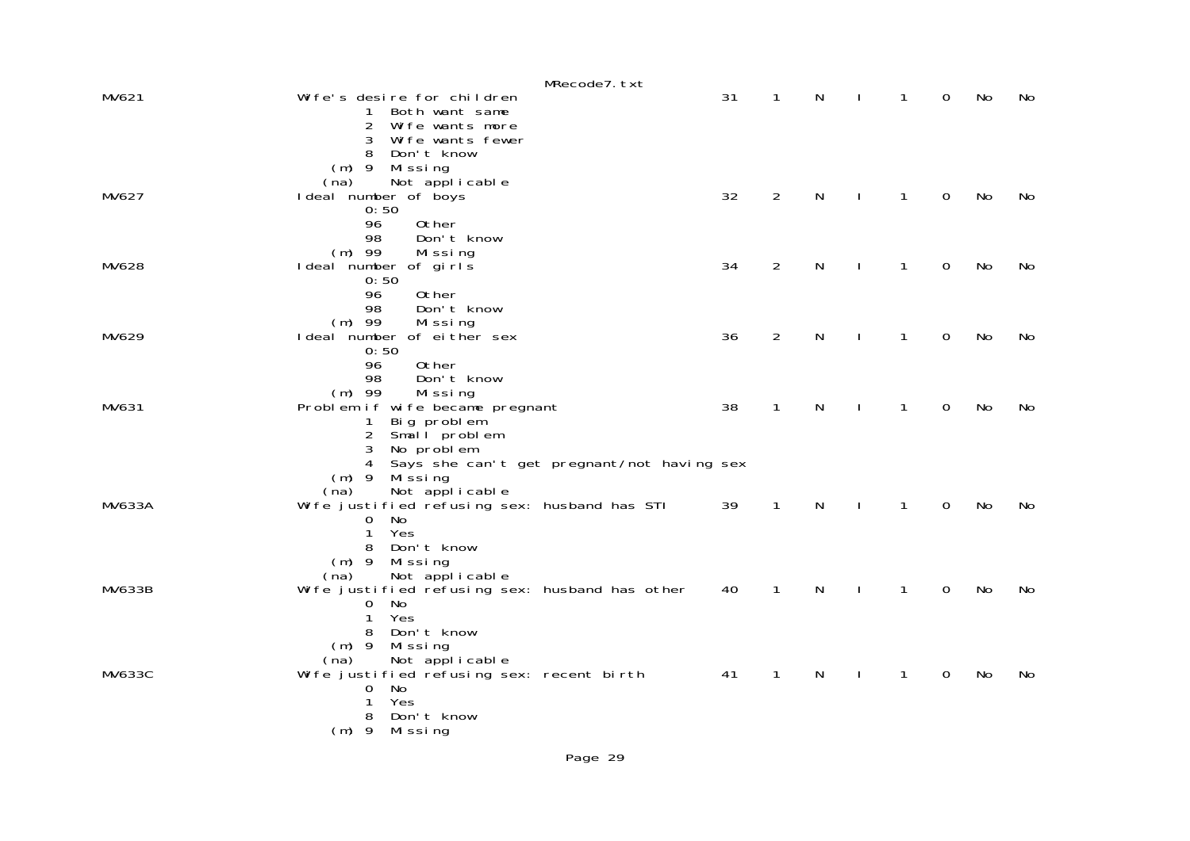```
MV621                   Wife's desire for children                        31    1    N    I    1    0    No    No
                                1  Both want same
                                2  Wife wants more
                                3  Wife wants fewer
                                8  Don't know
                            (m) 9  Missing
                           (na)    Not applicable
MV627                   Ideal number of boys                              32    2    N    I    1    0    No    No
                                0:50
                                96    Other
                                98    Don't know
                            (m) 99    Missing
MV628                   Ideal number of girls                             34    2    N    I    1    0    No    No
                                0:50
                                96    Other
                                98    Don't know
                            (m) 99    Missing
MV629                   Ideal number of either sex                        36    2    N    I    1    0    No    No
                                0:50
                                96    Other
                                98    Don't know
                            (m) 99    Missing
MV631                   Problem if wife became pregnant                   38    1    N    I    1    0    No    No
                                1  Big problem
                                2  Small problem
                                3  No problem
                                4  Says she can't get pregnant/not having sex
                            (m) 9  Missing
                           (na)    Not applicable
MV633A                  Wife justified refusing sex: husband has STI      39    1    N    I    1    0    No    No
                                0  No
                                1  Yes
                                8  Don't know
                            (m) 9  Missing
                           (na)    Not applicable
MV633B                  Wife justified refusing sex: husband has other    40    1    N    I    1    0    No    No
                                0  No
                                1  Yes
                                8  Don't know
                            (m) 9  Missing
                           (na)    Not applicable
MV633C                  Wife justified refusing sex: recent birth         41    1    N    I    1    0    No    No
                                0  No
                                1  Yes
                                8  Don't know
                            (m) 9  Missing
```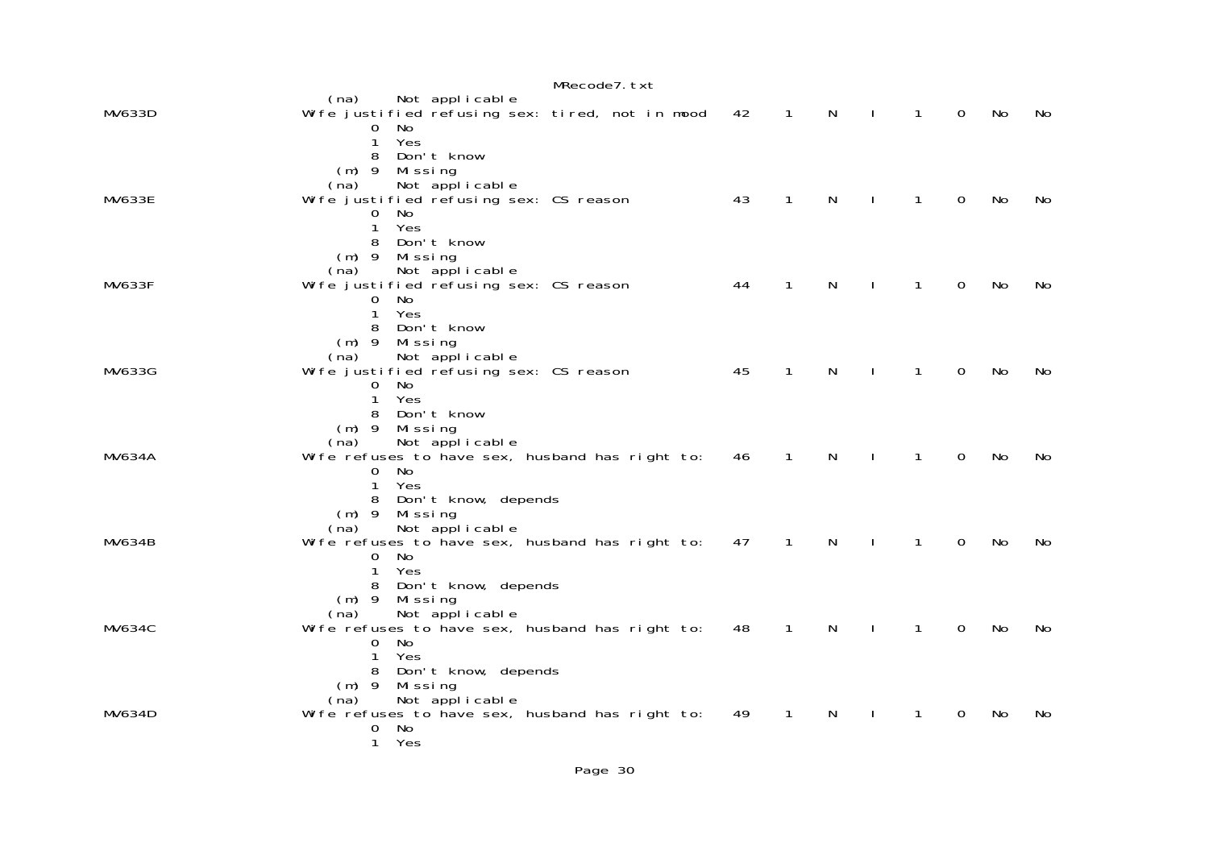```
                          (na)     Not applicable
MV633D                    Wife justified refusing sex: tired, not in mood   42    1    N    I    1    0    No    No
                                 0  No
                                 1  Yes
                                 8  Don't know
                             (m) 9  Missing
                          (na)     Not applicable
MV633E                    Wife justified refusing sex: CS reason            43    1    N    I    1    0    No    No
                                 0  No
                                 1  Yes
                                 8  Don't know
                             (m) 9  Missing
                          (na)     Not applicable
MV633F                    Wife justified refusing sex: CS reason            44    1    N    I    1    0    No    No
                                 0  No
                                 1  Yes
                                 8  Don't know
                             (m) 9  Missing
                          (na)     Not applicable
MV633G                    Wife justified refusing sex: CS reason            45    1    N    I    1    0    No    No
                                 0  No
                                 1  Yes
                                 8  Don't know
                             (m) 9  Missing
                          (na)     Not applicable
MV634A                    Wife refuses to have sex, husband has right to:   46    1    N    I    1    0    No    No
                                 0  No
                                 1  Yes
                                 8  Don't know, depends
                             (m) 9  Missing
                          (na)     Not applicable
MV634B                    Wife refuses to have sex, husband has right to:   47    1    N    I    1    0    No    No
                                 0  No
                                 1  Yes
                                 8  Don't know, depends
                             (m) 9  Missing
                          (na)     Not applicable
MV634C                    Wife refuses to have sex, husband has right to:   48    1    N    I    1    0    No    No
                                 0  No
                                 1  Yes
                                 8  Don't know, depends
                             (m) 9  Missing
                          (na)     Not applicable
MV634D                    Wife refuses to have sex, husband has right to:   49    1    N    I    1    0    No    No
                                 0  No
                                 1  Yes
```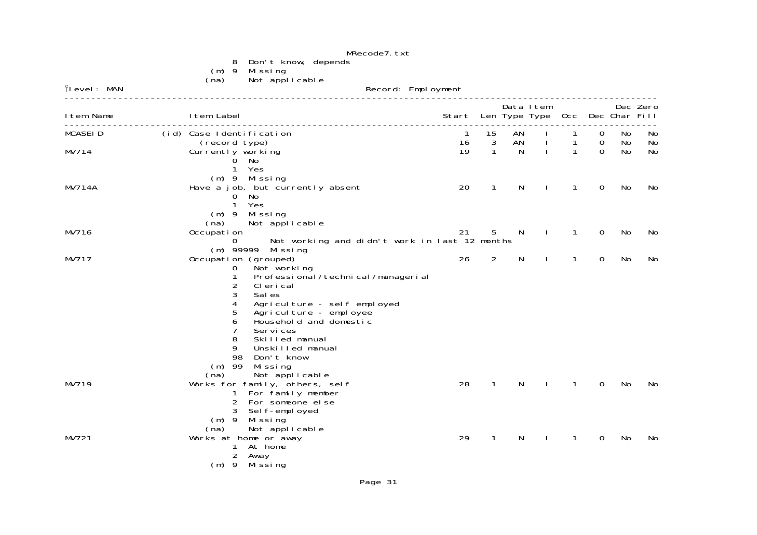```
            8  Don't know, depends
        (m) 9  Missing
       (na)    Not applicable
```

Level: MAN                                                Record: Employment

| Item Name | | Item Label | Start | Len | Data Type | Item Type | Occ | Dec | Dec Char | Zero Fill |
|---|---|---|---|---|---|---|---|---|---|---|
| MCASEID | (id) | Case Identification | 1 | 15 | AN | I | 1 | 0 | No | No |
| | | (record type) | 16 | 3 | AN | I | 1 | 0 | No | No |
| MV714 | | Currently working | 19 | 1 | N | I | 1 | 0 | No | No |
| MV714A | | Have a job, but currently absent | 20 | 1 | N | I | 1 | 0 | No | No |
| MV716 | | Occupation | 21 | 5 | N | I | 1 | 0 | No | No |
| MV717 | | Occupation (grouped) | 26 | 2 | N | I | 1 | 0 | No | No |
| MV719 | | Works for family, others, self | 28 | 1 | N | I | 1 | 0 | No | No |
| MV721 | | Works at home or away | 29 | 1 | N | I | 1 | 0 | No | No |

```
MV714    Currently working
            0  No
            1  Yes
        (m) 9  Missing

MV714A   Have a job, but currently absent
            0  No
            1  Yes
        (m) 9  Missing
       (na)    Not applicable

MV716    Occupation
            0      Not working and didn't work in last 12 months
        (m) 99999  Missing

MV717    Occupation (grouped)
            0   Not working
            1   Professional/technical/managerial
            2   Clerical
            3   Sales
            4   Agriculture - self employed
            5   Agriculture - employee
            6   Household and domestic
            7   Services
            8   Skilled manual
            9   Unskilled manual
            98  Don't know
        (m) 99  Missing
       (na)     Not applicable

MV719    Works for family, others, self
            1  For family member
            2  For someone else
            3  Self-employed
        (m) 9  Missing
       (na)    Not applicable

MV721    Works at home or away
            1  At home
            2  Away
        (m) 9  Missing
```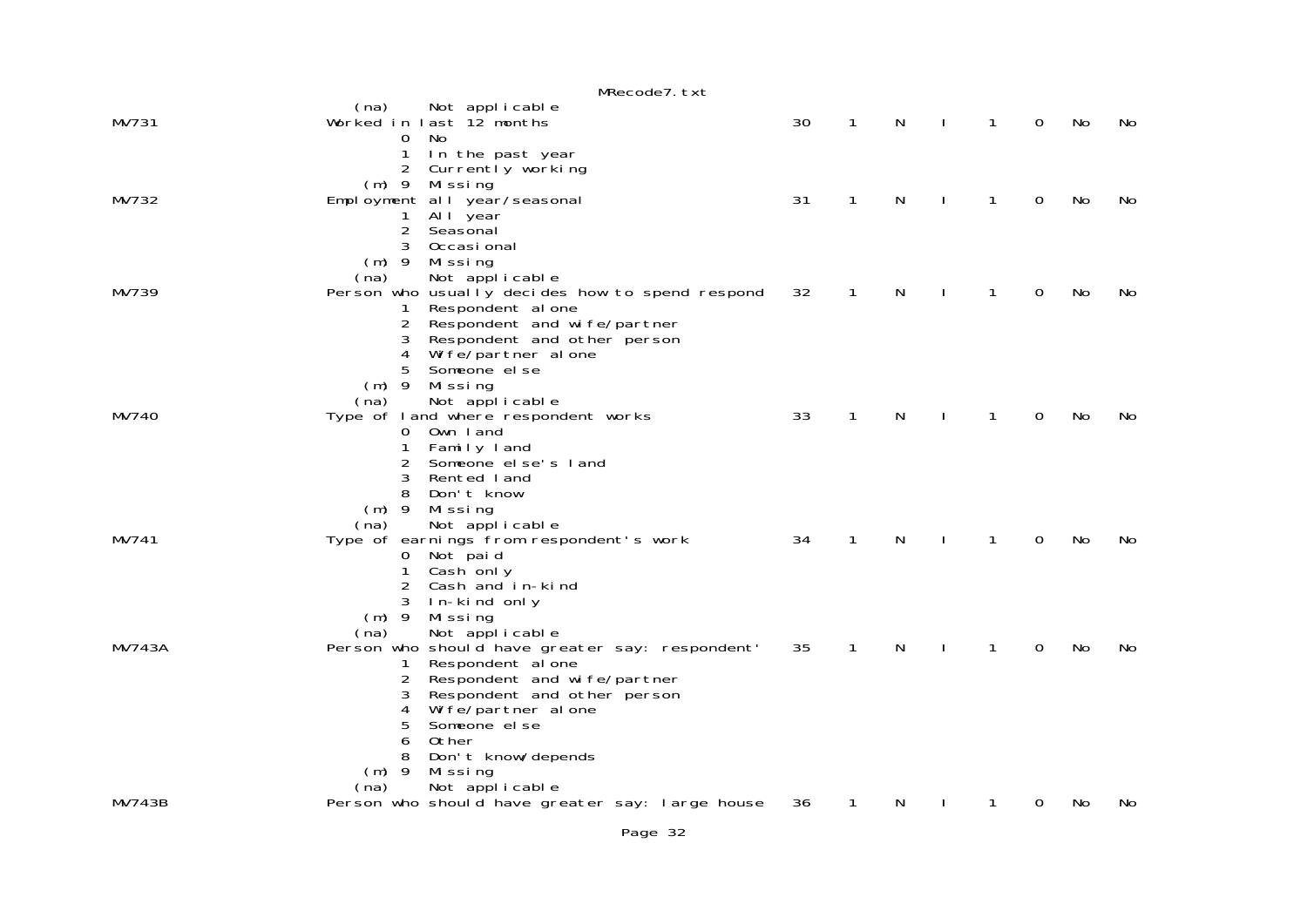```
                    (na)     Not applicable
MV731               Worked in last 12 months                        30    1    N    I    1    0    No    No
                           0  No
                           1  In the past year
                           2  Currently working
                       (m) 9  Missing
MV732               Employment all year/seasonal                    31    1    N    I    1    0    No    No
                           1  All year
                           2  Seasonal
                           3  Occasional
                       (m) 9  Missing
                    (na)     Not applicable
MV739               Person who usually decides how to spend respond 32    1    N    I    1    0    No    No
                           1  Respondent alone
                           2  Respondent and wife/partner
                           3  Respondent and other person
                           4  Wife/partner alone
                           5  Someone else
                       (m) 9  Missing
                    (na)     Not applicable
MV740               Type of land where respondent works             33    1    N    I    1    0    No    No
                           0  Own land
                           1  Family land
                           2  Someone else's land
                           3  Rented land
                           8  Don't know
                       (m) 9  Missing
                    (na)     Not applicable
MV741               Type of earnings from respondent's work         34    1    N    I    1    0    No    No
                           0  Not paid
                           1  Cash only
                           2  Cash and in-kind
                           3  In-kind only
                       (m) 9  Missing
                    (na)     Not applicable
MV743A              Person who should have greater say: respondent' 35    1    N    I    1    0    No    No
                           1  Respondent alone
                           2  Respondent and wife/partner
                           3  Respondent and other person
                           4  Wife/partner alone
                           5  Someone else
                           6  Other
                           8  Don't know/depends
                       (m) 9  Missing
                    (na)     Not applicable
MV743B              Person who should have greater say: large house 36    1    N    I    1    0    No    No
```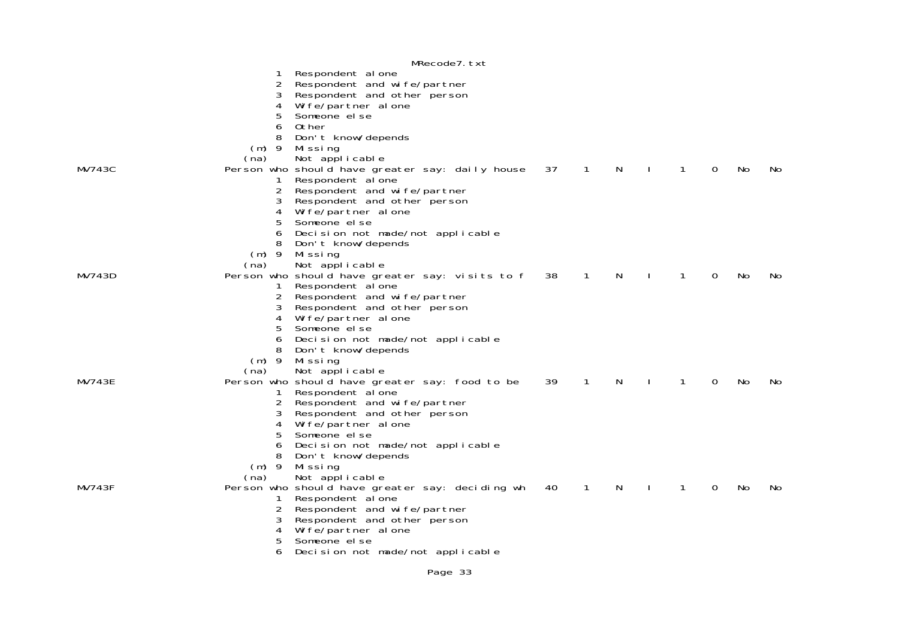```
                    1  Respondent alone
                    2  Respondent and wife/partner
                    3  Respondent and other person
                    4  Wife/partner alone
                    5  Someone else
                    6  Other
                    8  Don't know/depends
                (m) 9  Missing
               (na)    Not applicable
MV743C             Person who should have greater say: daily house   37    1    N    I    1    0   No   No
                    1  Respondent alone
                    2  Respondent and wife/partner
                    3  Respondent and other person
                    4  Wife/partner alone
                    5  Someone else
                    6  Decision not made/not applicable
                    8  Don't know/depends
                (m) 9  Missing
               (na)    Not applicable
MV743D             Person who should have greater say: visits to f   38    1    N    I    1    0   No   No
                    1  Respondent alone
                    2  Respondent and wife/partner
                    3  Respondent and other person
                    4  Wife/partner alone
                    5  Someone else
                    6  Decision not made/not applicable
                    8  Don't know/depends
                (m) 9  Missing
               (na)    Not applicable
MV743E             Person who should have greater say: food to be    39    1    N    I    1    0   No   No
                    1  Respondent alone
                    2  Respondent and wife/partner
                    3  Respondent and other person
                    4  Wife/partner alone
                    5  Someone else
                    6  Decision not made/not applicable
                    8  Don't know/depends
                (m) 9  Missing
               (na)    Not applicable
MV743F             Person who should have greater say: deciding wh   40    1    N    I    1    0   No   No
                    1  Respondent alone
                    2  Respondent and wife/partner
                    3  Respondent and other person
                    4  Wife/partner alone
                    5  Someone else
                    6  Decision not made/not applicable
```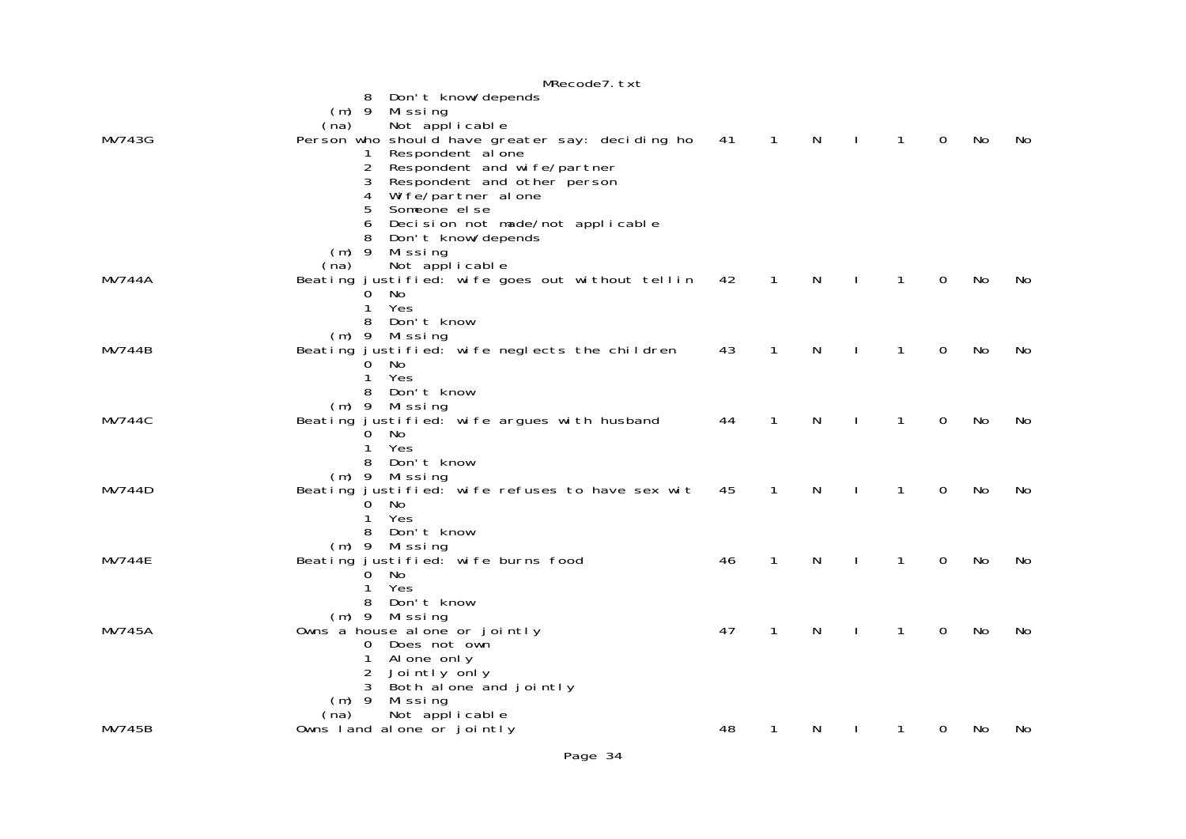```
                 8  Don't know/depends
             (m) 9  Missing
            (na)    Not applicable
MV743G          Person who should have greater say: deciding ho   41   1   N   I   1   0   No   No
                 1  Respondent alone
                 2  Respondent and wife/partner
                 3  Respondent and other person
                 4  Wife/partner alone
                 5  Someone else
                 6  Decision not made/not applicable
                 8  Don't know/depends
             (m) 9  Missing
            (na)    Not applicable
MV744A          Beating justified: wife goes out without tellin   42   1   N   I   1   0   No   No
                 0  No
                 1  Yes
                 8  Don't know
             (m) 9  Missing
MV744B          Beating justified: wife neglects the children     43   1   N   I   1   0   No   No
                 0  No
                 1  Yes
                 8  Don't know
             (m) 9  Missing
MV744C          Beating justified: wife argues with husband       44   1   N   I   1   0   No   No
                 0  No
                 1  Yes
                 8  Don't know
             (m) 9  Missing
MV744D          Beating justified: wife refuses to have sex wit   45   1   N   I   1   0   No   No
                 0  No
                 1  Yes
                 8  Don't know
             (m) 9  Missing
MV744E          Beating justified: wife burns food                46   1   N   I   1   0   No   No
                 0  No
                 1  Yes
                 8  Don't know
             (m) 9  Missing
MV745A          Owns a house alone or jointly                     47   1   N   I   1   0   No   No
                 0  Does not own
                 1  Alone only
                 2  Jointly only
                 3  Both alone and jointly
             (m) 9  Missing
            (na)    Not applicable
MV745B          Owns land alone or jointly                        48   1   N   I   1   0   No   No
```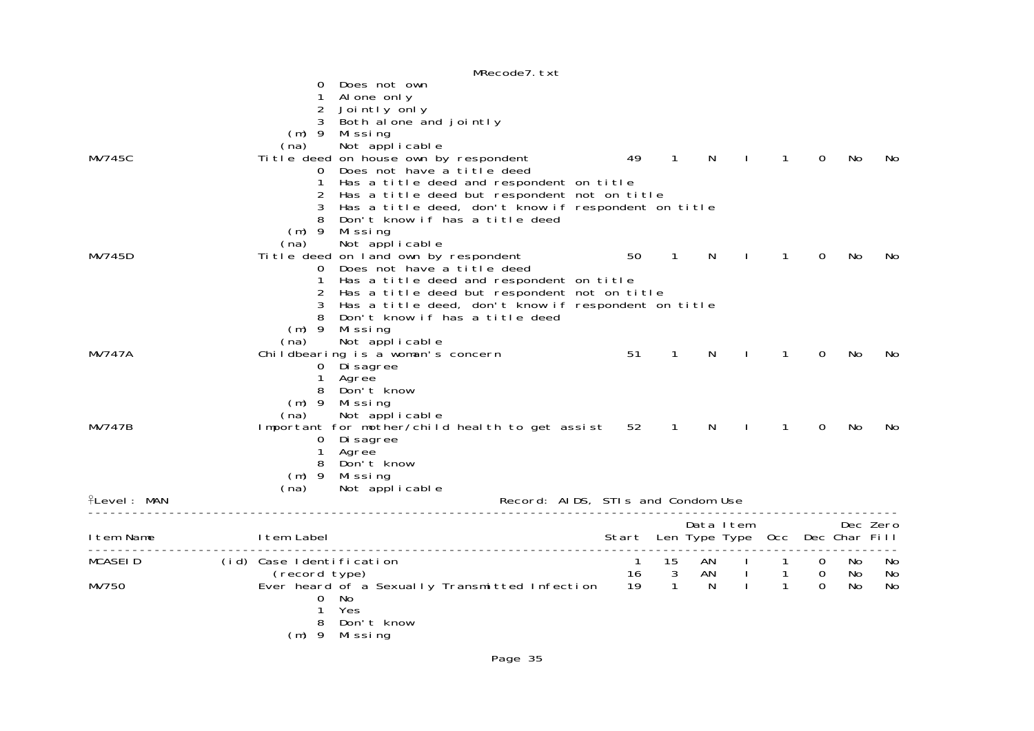```
                                 MRecode7.txt
                   0  Does not own
                   1  Alone only
                   2  Jointly only
                   3  Both alone and jointly
               (m) 9  Missing
              (na)    Not applicable
MV745C               Title deed on house own by respondent          49    1    N    I     1    0   No    No
                   0  Does not have a title deed
                   1  Has a title deed and respondent on title
                   2  Has a title deed but respondent not on title
                   3  Has a title deed, don't know if respondent on title
                   8  Don't know if has a title deed
               (m) 9  Missing
              (na)    Not applicable
MV745D               Title deed on land own by respondent           50    1    N    I     1    0   No    No
                   0  Does not have a title deed
                   1  Has a title deed and respondent on title
                   2  Has a title deed but respondent not on title
                   3  Has a title deed, don't know if respondent on title
                   8  Don't know if has a title deed
               (m) 9  Missing
              (na)    Not applicable
MV747A               Childbearing is a woman's concern              51    1    N    I     1    0   No    No
                   0  Disagree
                   1  Agree
                   8  Don't know
               (m) 9  Missing
              (na)    Not applicable
MV747B               Important for mother/child health to get assist  52    1    N    I     1    0   No    No
                   0  Disagree
                   1  Agree
                   8  Don't know
               (m) 9  Missing
              (na)    Not applicable
Level: MAN                                   Record: AIDS, STIs and Condom Use
--------------------------------------------------------------------------------------------------------
                                                                         Data Item              Dec Zero
Item Name            Item Label                                  Start  Len Type Type  Occ  Dec Char Fill
--------------------------------------------------------------------------------------------------------
MCASEID         (id) Case Identification                             1   15   AN    I     1    0   No    No
                      (record type)                                 16    3   AN    I     1    0   No    No
MV750                Ever heard of a Sexually Transmitted Infection  19    1    N    I     1    0   No    No
                   0  No
                   1  Yes
                   8  Don't know
               (m) 9  Missing
```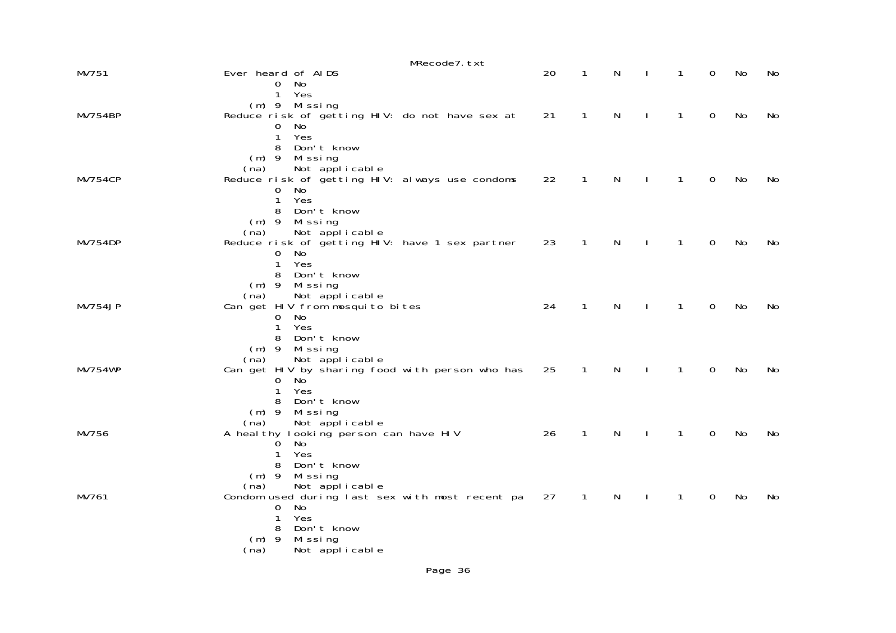```
MV751                  Ever heard of AIDS                                20    1    N    I    1    0    No    No
                              0  No
                              1  Yes
                         (m) 9  Missing
MV754BP                Reduce risk of getting HIV: do not have sex at    21    1    N    I    1    0    No    No
                              0  No
                              1  Yes
                              8  Don't know
                         (m) 9  Missing
                        (na)     Not applicable
MV754CP                Reduce risk of getting HIV: always use condoms    22    1    N    I    1    0    No    No
                              0  No
                              1  Yes
                              8  Don't know
                         (m) 9  Missing
                        (na)     Not applicable
MV754DP                Reduce risk of getting HIV: have 1 sex partner    23    1    N    I    1    0    No    No
                              0  No
                              1  Yes
                              8  Don't know
                         (m) 9  Missing
                        (na)     Not applicable
MV754JP                Can get HIV from mosquito bites                   24    1    N    I    1    0    No    No
                              0  No
                              1  Yes
                              8  Don't know
                         (m) 9  Missing
                        (na)     Not applicable
MV754WP                Can get HIV by sharing food with person who has   25    1    N    I    1    0    No    No
                              0  No
                              1  Yes
                              8  Don't know
                         (m) 9  Missing
                        (na)     Not applicable
MV756                  A healthy looking person can have HIV             26    1    N    I    1    0    No    No
                              0  No
                              1  Yes
                              8  Don't know
                         (m) 9  Missing
                        (na)     Not applicable
MV761                  Condom used during last sex with most recent pa   27    1    N    I    1    0    No    No
                              0  No
                              1  Yes
                              8  Don't know
                         (m) 9  Missing
                        (na)     Not applicable
```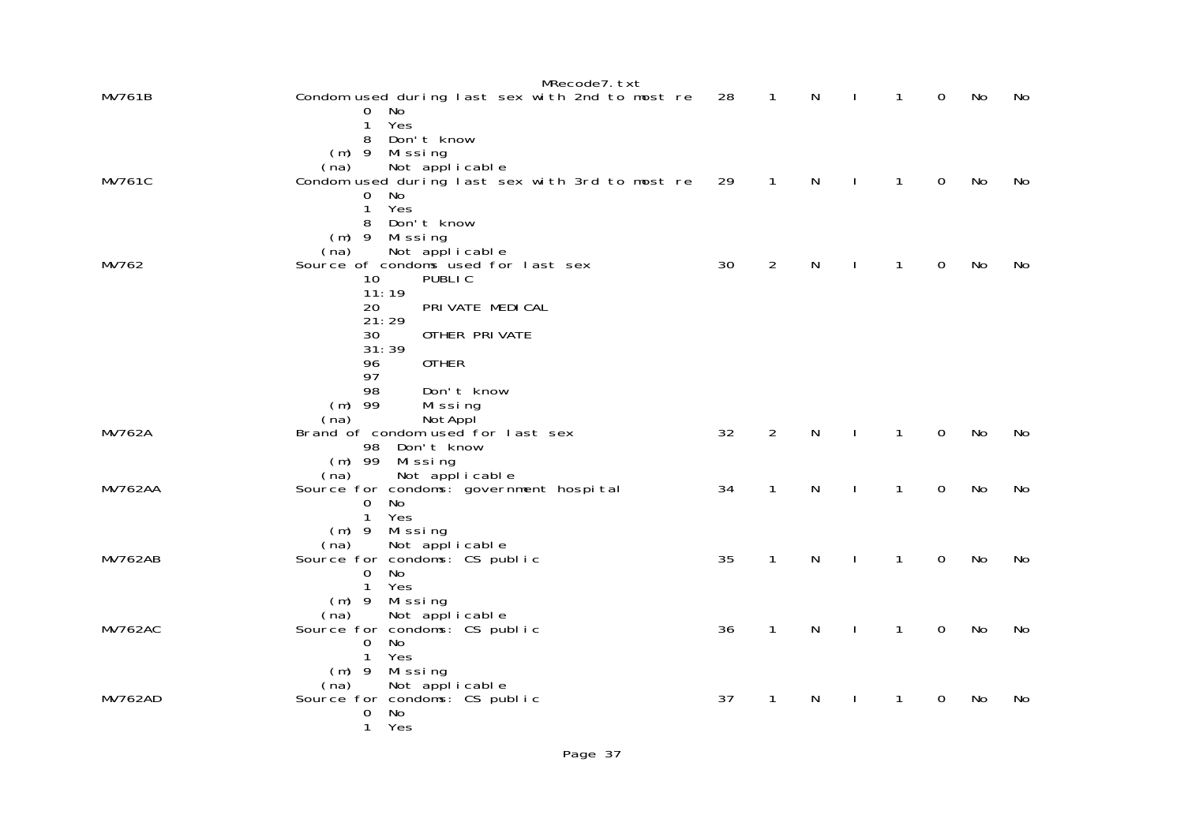```
MV761B                  Condom used during last sex with 2nd to most re    28    1    N    I    1    0   No   No
                                0  No
                                1  Yes
                                8  Don't know
                           (m) 9  Missing
                          (na)     Not applicable
MV761C                  Condom used during last sex with 3rd to most re    29    1    N    I    1    0   No   No
                                0  No
                                1  Yes
                                8  Don't know
                           (m) 9  Missing
                          (na)     Not applicable
MV762                   Source of condoms used for last sex                30    2    N    I    1    0   No   No
                                10      PUBLIC
                                11:19
                                20      PRIVATE MEDICAL
                                21:29
                                30      OTHER PRIVATE
                                31:39
                                96      OTHER
                                97
                                98      Don't know
                           (m) 99      Missing
                          (na)         NotAppl
MV762A                  Brand of condom used for last sex                  32    2    N    I    1    0   No   No
                                98  Don't know
                           (m) 99  Missing
                          (na)      Not applicable
MV762AA                 Source for condoms: government hospital            34    1    N    I    1    0   No   No
                                0  No
                                1  Yes
                           (m) 9  Missing
                          (na)     Not applicable
MV762AB                 Source for condoms: CS public                      35    1    N    I    1    0   No   No
                                0  No
                                1  Yes
                           (m) 9  Missing
                          (na)     Not applicable
MV762AC                 Source for condoms: CS public                      36    1    N    I    1    0   No   No
                                0  No
                                1  Yes
                           (m) 9  Missing
                          (na)     Not applicable
MV762AD                 Source for condoms: CS public                      37    1    N    I    1    0   No   No
                                0  No
                                1  Yes
```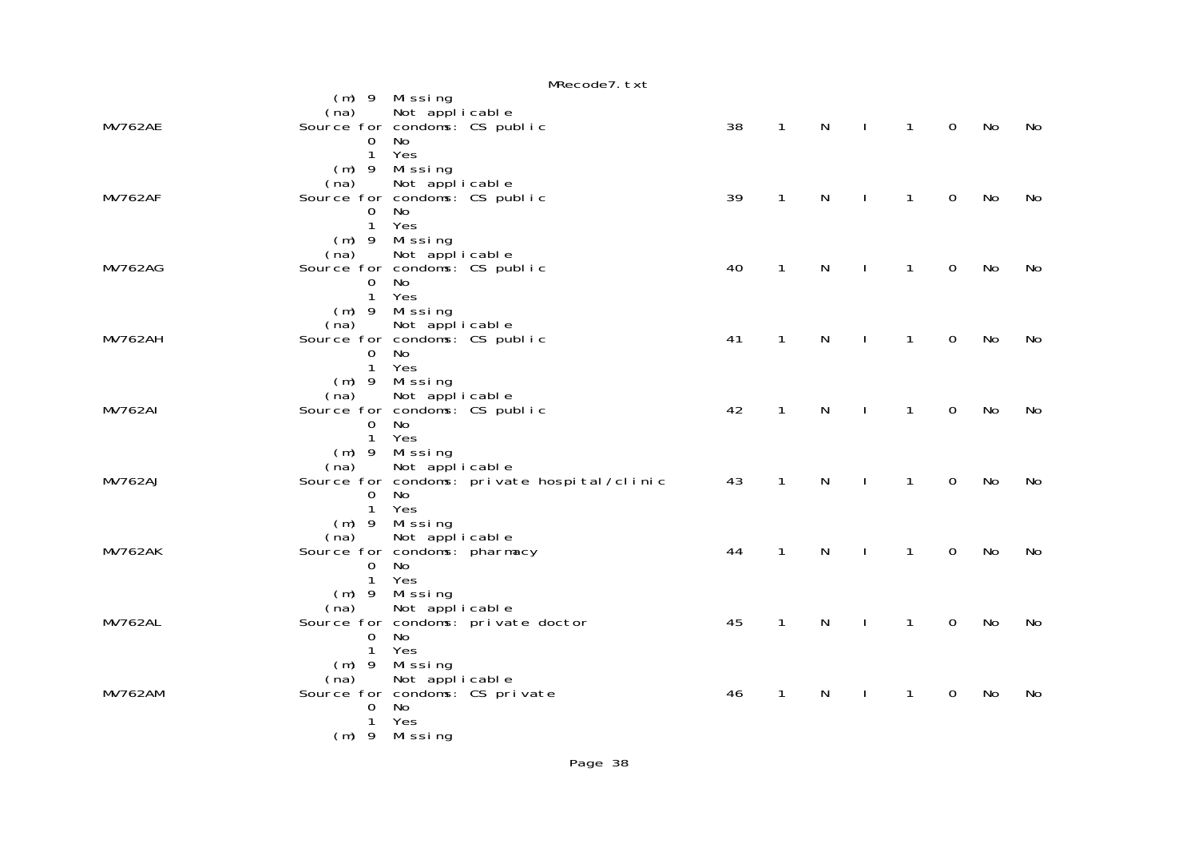```
        (m) 9  Missing
       (na)    Not applicable
MV762AE         Source for condoms: CS public                 38   1   N   I   1   0   No   No
            0  No
            1  Yes
        (m) 9  Missing
       (na)    Not applicable
MV762AF         Source for condoms: CS public                 39   1   N   I   1   0   No   No
            0  No
            1  Yes
        (m) 9  Missing
       (na)    Not applicable
MV762AG         Source for condoms: CS public                 40   1   N   I   1   0   No   No
            0  No
            1  Yes
        (m) 9  Missing
       (na)    Not applicable
MV762AH         Source for condoms: CS public                 41   1   N   I   1   0   No   No
            0  No
            1  Yes
        (m) 9  Missing
       (na)    Not applicable
MV762AI         Source for condoms: CS public                 42   1   N   I   1   0   No   No
            0  No
            1  Yes
        (m) 9  Missing
       (na)    Not applicable
MV762AJ         Source for condoms: private hospital/clinic   43   1   N   I   1   0   No   No
            0  No
            1  Yes
        (m) 9  Missing
       (na)    Not applicable
MV762AK         Source for condoms: pharmacy                  44   1   N   I   1   0   No   No
            0  No
            1  Yes
        (m) 9  Missing
       (na)    Not applicable
MV762AL         Source for condoms: private doctor            45   1   N   I   1   0   No   No
            0  No
            1  Yes
        (m) 9  Missing
       (na)    Not applicable
MV762AM         Source for condoms: CS private                46   1   N   I   1   0   No   No
            0  No
            1  Yes
        (m) 9  Missing
```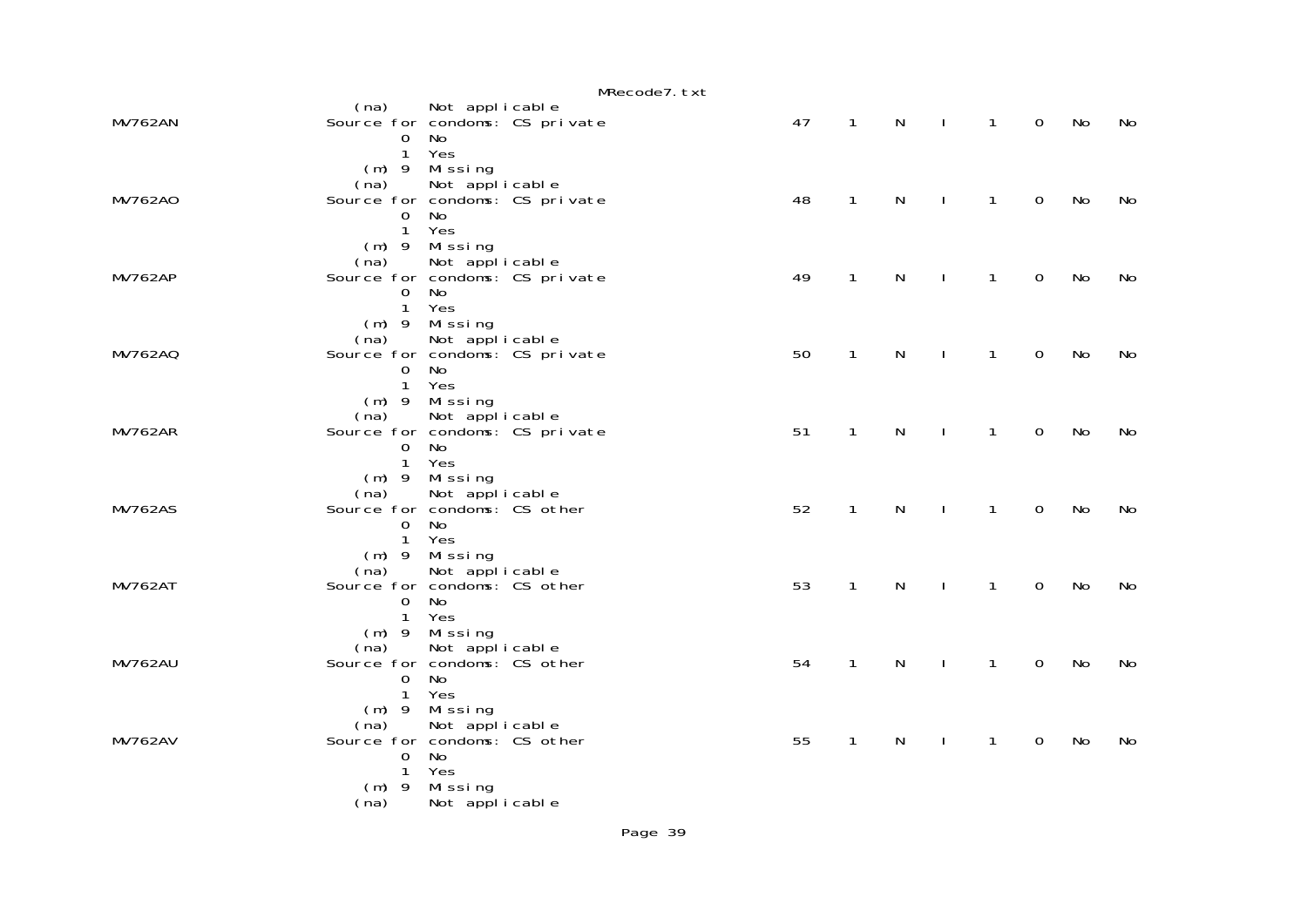```
                    (na)     Not applicable
MV762AN             Source for condoms: CS private                 47    1    N    I    1    0    No    No
                          0  No
                          1  Yes
                      (m) 9  Missing
                    (na)     Not applicable
MV762AO             Source for condoms: CS private                 48    1    N    I    1    0    No    No
                          0  No
                          1  Yes
                      (m) 9  Missing
                    (na)     Not applicable
MV762AP             Source for condoms: CS private                 49    1    N    I    1    0    No    No
                          0  No
                          1  Yes
                      (m) 9  Missing
                    (na)     Not applicable
MV762AQ             Source for condoms: CS private                 50    1    N    I    1    0    No    No
                          0  No
                          1  Yes
                      (m) 9  Missing
                    (na)     Not applicable
MV762AR             Source for condoms: CS private                 51    1    N    I    1    0    No    No
                          0  No
                          1  Yes
                      (m) 9  Missing
                    (na)     Not applicable
MV762AS             Source for condoms: CS other                   52    1    N    I    1    0    No    No
                          0  No
                          1  Yes
                      (m) 9  Missing
                    (na)     Not applicable
MV762AT             Source for condoms: CS other                   53    1    N    I    1    0    No    No
                          0  No
                          1  Yes
                      (m) 9  Missing
                    (na)     Not applicable
MV762AU             Source for condoms: CS other                   54    1    N    I    1    0    No    No
                          0  No
                          1  Yes
                      (m) 9  Missing
                    (na)     Not applicable
MV762AV             Source for condoms: CS other                   55    1    N    I    1    0    No    No
                          0  No
                          1  Yes
                      (m) 9  Missing
                    (na)     Not applicable
```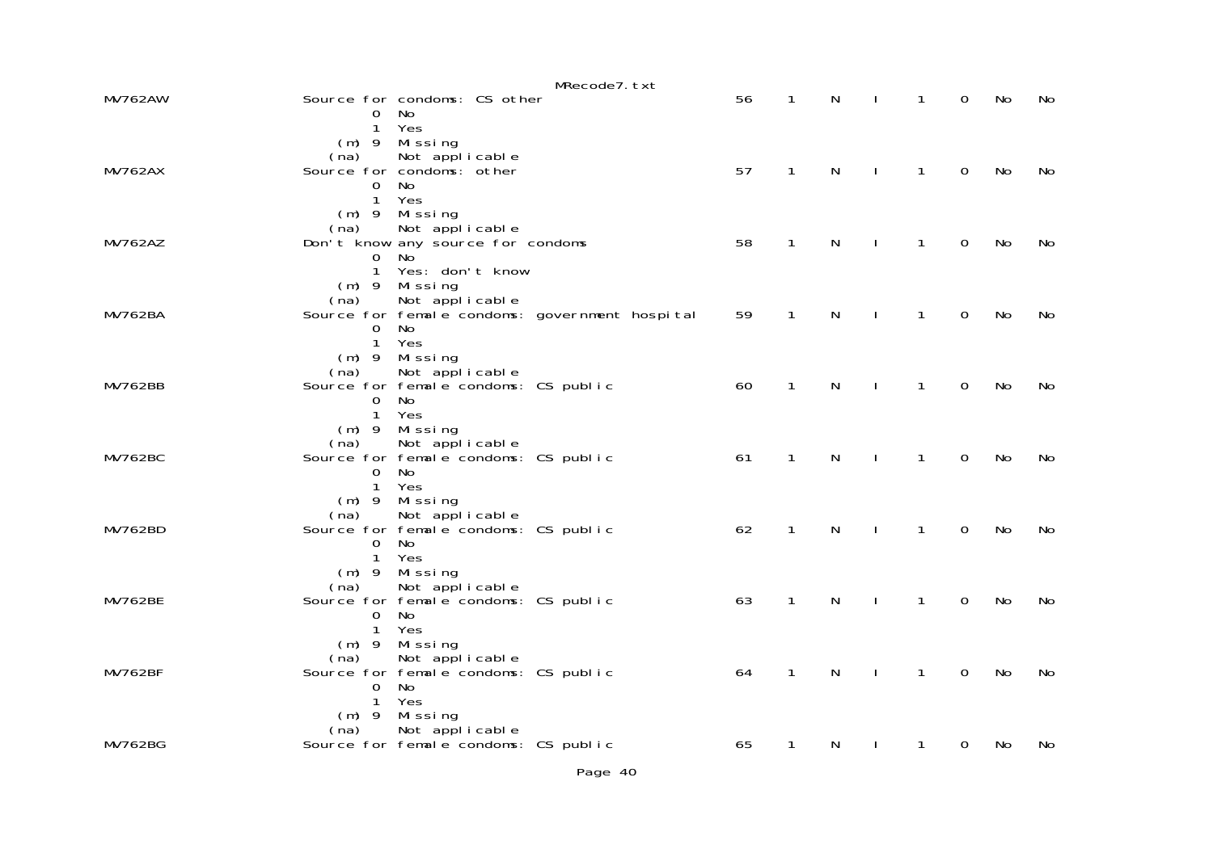```
MV762AW              Source for condoms: CS other                    56    1    N    I    1    0    No    No
                             0  No
                             1  Yes
                         (m) 9  Missing
                        (na)    Not applicable
MV762AX              Source for condoms: other                       57    1    N    I    1    0    No    No
                             0  No
                             1  Yes
                         (m) 9  Missing
                        (na)    Not applicable
MV762AZ              Don't know any source for condoms               58    1    N    I    1    0    No    No
                             0  No
                             1  Yes: don't know
                         (m) 9  Missing
                        (na)    Not applicable
MV762BA              Source for female condoms: government hospital  59    1    N    I    1    0    No    No
                             0  No
                             1  Yes
                         (m) 9  Missing
                        (na)    Not applicable
MV762BB              Source for female condoms: CS public            60    1    N    I    1    0    No    No
                             0  No
                             1  Yes
                         (m) 9  Missing
                        (na)    Not applicable
MV762BC              Source for female condoms: CS public            61    1    N    I    1    0    No    No
                             0  No
                             1  Yes
                         (m) 9  Missing
                        (na)    Not applicable
MV762BD              Source for female condoms: CS public            62    1    N    I    1    0    No    No
                             0  No
                             1  Yes
                         (m) 9  Missing
                        (na)    Not applicable
MV762BE              Source for female condoms: CS public            63    1    N    I    1    0    No    No
                             0  No
                             1  Yes
                         (m) 9  Missing
                        (na)    Not applicable
MV762BF              Source for female condoms: CS public            64    1    N    I    1    0    No    No
                             0  No
                             1  Yes
                         (m) 9  Missing
                        (na)    Not applicable
MV762BG              Source for female condoms: CS public            65    1    N    I    1    0    No    No
```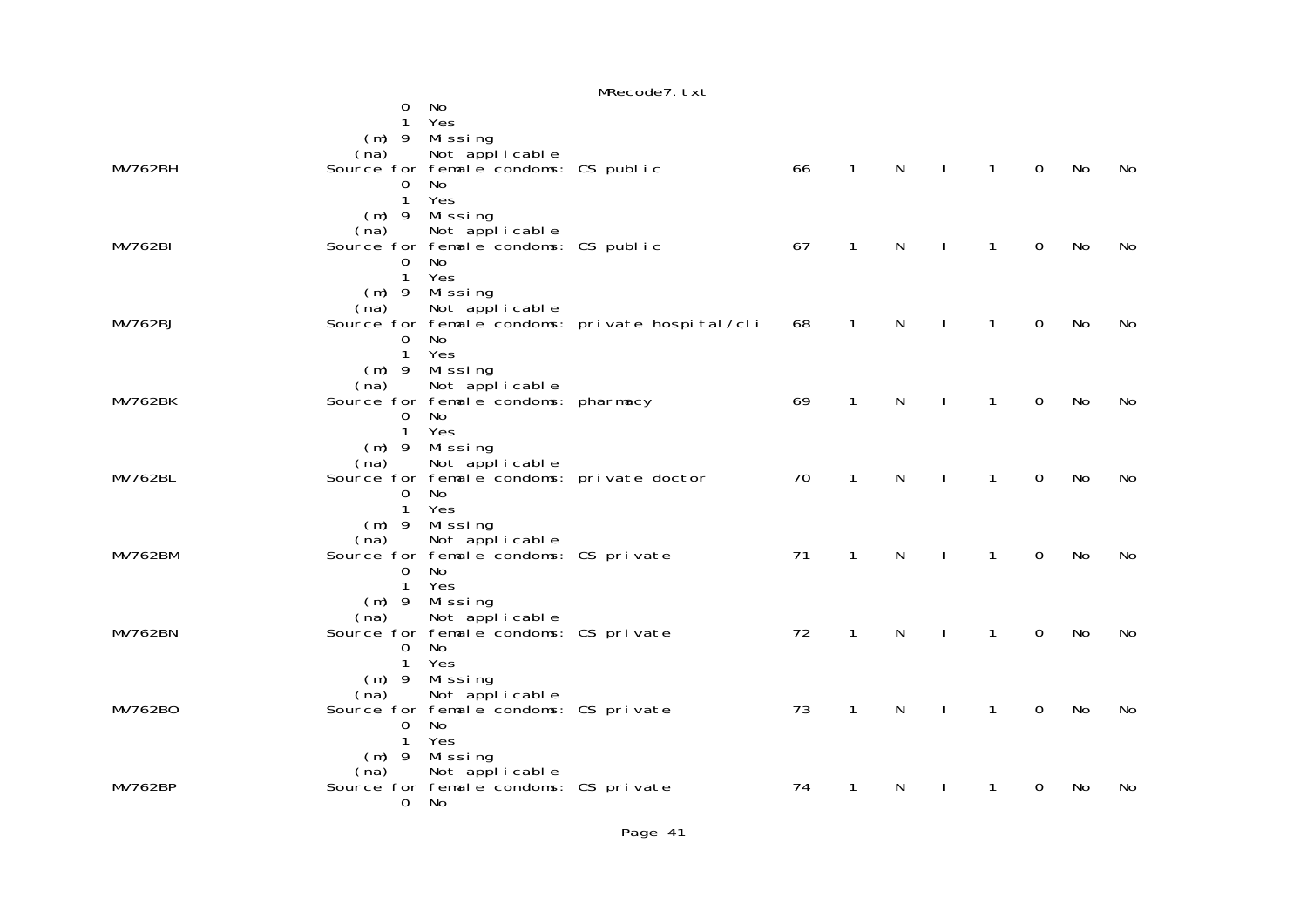```
                    0   No
                    1   Yes
                (m) 9   Missing
               (na)     Not applicable
MV762BH             Source for female condoms: CS public              66    1    N    I    1    0    No    No
                    0   No
                    1   Yes
                (m) 9   Missing
               (na)     Not applicable
MV762BI             Source for female condoms: CS public              67    1    N    I    1    0    No    No
                    0   No
                    1   Yes
                (m) 9   Missing
               (na)     Not applicable
MV762BJ             Source for female condoms: private hospital/cli   68    1    N    I    1    0    No    No
                    0   No
                    1   Yes
                (m) 9   Missing
               (na)     Not applicable
MV762BK             Source for female condoms: pharmacy               69    1    N    I    1    0    No    No
                    0   No
                    1   Yes
                (m) 9   Missing
               (na)     Not applicable
MV762BL             Source for female condoms: private doctor         70    1    N    I    1    0    No    No
                    0   No
                    1   Yes
                (m) 9   Missing
               (na)     Not applicable
MV762BM             Source for female condoms: CS private             71    1    N    I    1    0    No    No
                    0   No
                    1   Yes
                (m) 9   Missing
               (na)     Not applicable
MV762BN             Source for female condoms: CS private             72    1    N    I    1    0    No    No
                    0   No
                    1   Yes
                (m) 9   Missing
               (na)     Not applicable
MV762BO             Source for female condoms: CS private             73    1    N    I    1    0    No    No
                    0   No
                    1   Yes
                (m) 9   Missing
               (na)     Not applicable
MV762BP             Source for female condoms: CS private             74    1    N    I    1    0    No    No
                    0   No
```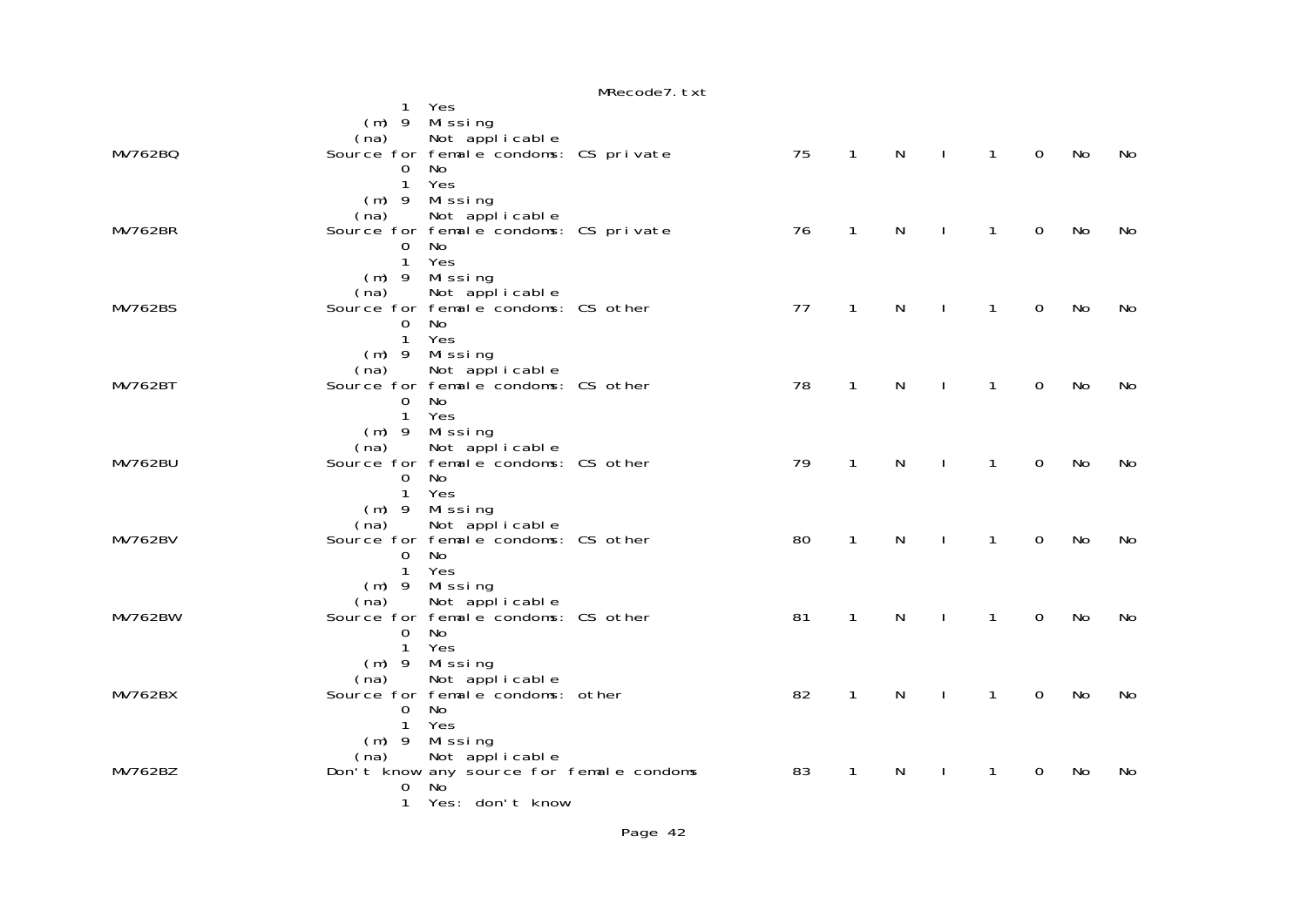```
                 1  Yes
             (m) 9  Missing
            (na)    Not applicable
MV762BQ         Source for female condoms: CS private          75    1    N    I    1    0   No   No
                 0  No
                 1  Yes
             (m) 9  Missing
            (na)    Not applicable
MV762BR         Source for female condoms: CS private          76    1    N    I    1    0   No   No
                 0  No
                 1  Yes
             (m) 9  Missing
            (na)    Not applicable
MV762BS         Source for female condoms: CS other            77    1    N    I    1    0   No   No
                 0  No
                 1  Yes
             (m) 9  Missing
            (na)    Not applicable
MV762BT         Source for female condoms: CS other            78    1    N    I    1    0   No   No
                 0  No
                 1  Yes
             (m) 9  Missing
            (na)    Not applicable
MV762BU         Source for female condoms: CS other            79    1    N    I    1    0   No   No
                 0  No
                 1  Yes
             (m) 9  Missing
            (na)    Not applicable
MV762BV         Source for female condoms: CS other            80    1    N    I    1    0   No   No
                 0  No
                 1  Yes
             (m) 9  Missing
            (na)    Not applicable
MV762BW         Source for female condoms: CS other            81    1    N    I    1    0   No   No
                 0  No
                 1  Yes
             (m) 9  Missing
            (na)    Not applicable
MV762BX         Source for female condoms: other               82    1    N    I    1    0   No   No
                 0  No
                 1  Yes
             (m) 9  Missing
            (na)    Not applicable
MV762BZ         Don't know any source for female condoms       83    1    N    I    1    0   No   No
                 0  No
                 1  Yes: don't know
```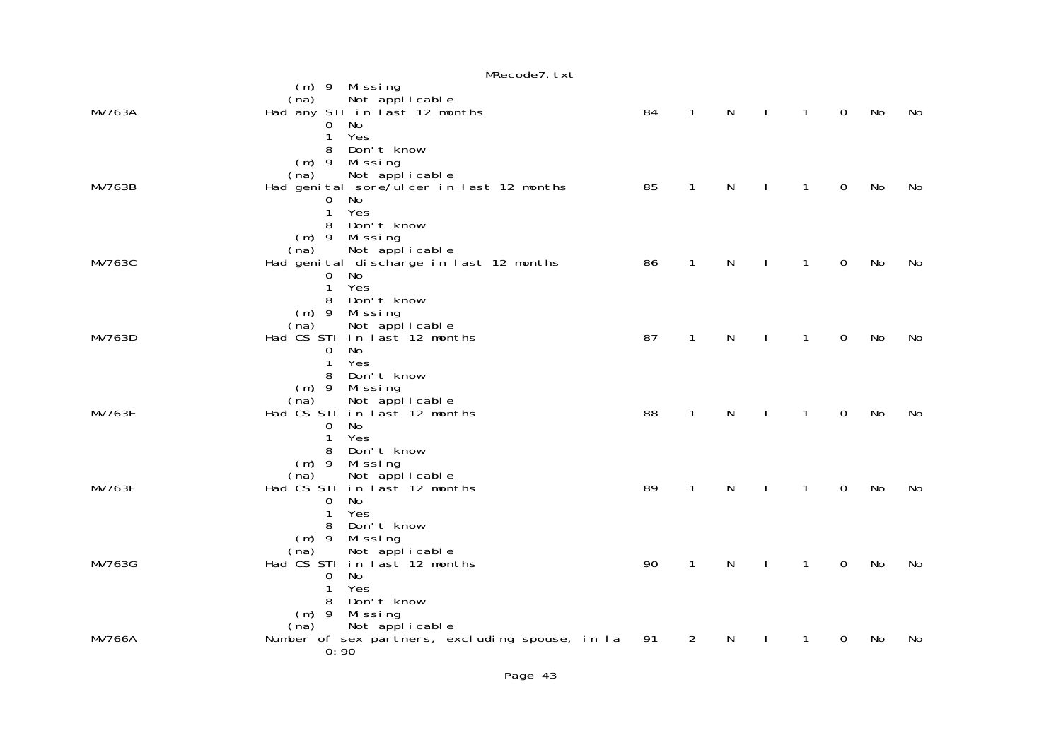```
           (m) 9  Missing
          (na)    Not applicable
MV763A         Had any STI in last 12 months                    84    1    N    I    1    0    No    No
                0  No
                1  Yes
                8  Don't know
           (m) 9  Missing
          (na)    Not applicable
MV763B         Had genital sore/ulcer in last 12 months         85    1    N    I    1    0    No    No
                0  No
                1  Yes
                8  Don't know
           (m) 9  Missing
          (na)    Not applicable
MV763C         Had genital discharge in last 12 months          86    1    N    I    1    0    No    No
                0  No
                1  Yes
                8  Don't know
           (m) 9  Missing
          (na)    Not applicable
MV763D         Had CS STI in last 12 months                     87    1    N    I    1    0    No    No
                0  No
                1  Yes
                8  Don't know
           (m) 9  Missing
          (na)    Not applicable
MV763E         Had CS STI in last 12 months                     88    1    N    I    1    0    No    No
                0  No
                1  Yes
                8  Don't know
           (m) 9  Missing
          (na)    Not applicable
MV763F         Had CS STI in last 12 months                     89    1    N    I    1    0    No    No
                0  No
                1  Yes
                8  Don't know
           (m) 9  Missing
          (na)    Not applicable
MV763G         Had CS STI in last 12 months                     90    1    N    I    1    0    No    No
                0  No
                1  Yes
                8  Don't know
           (m) 9  Missing
          (na)    Not applicable
MV766A         Number of sex partners, excluding spouse, in la  91    2    N    I    1    0    No    No
               0:90
```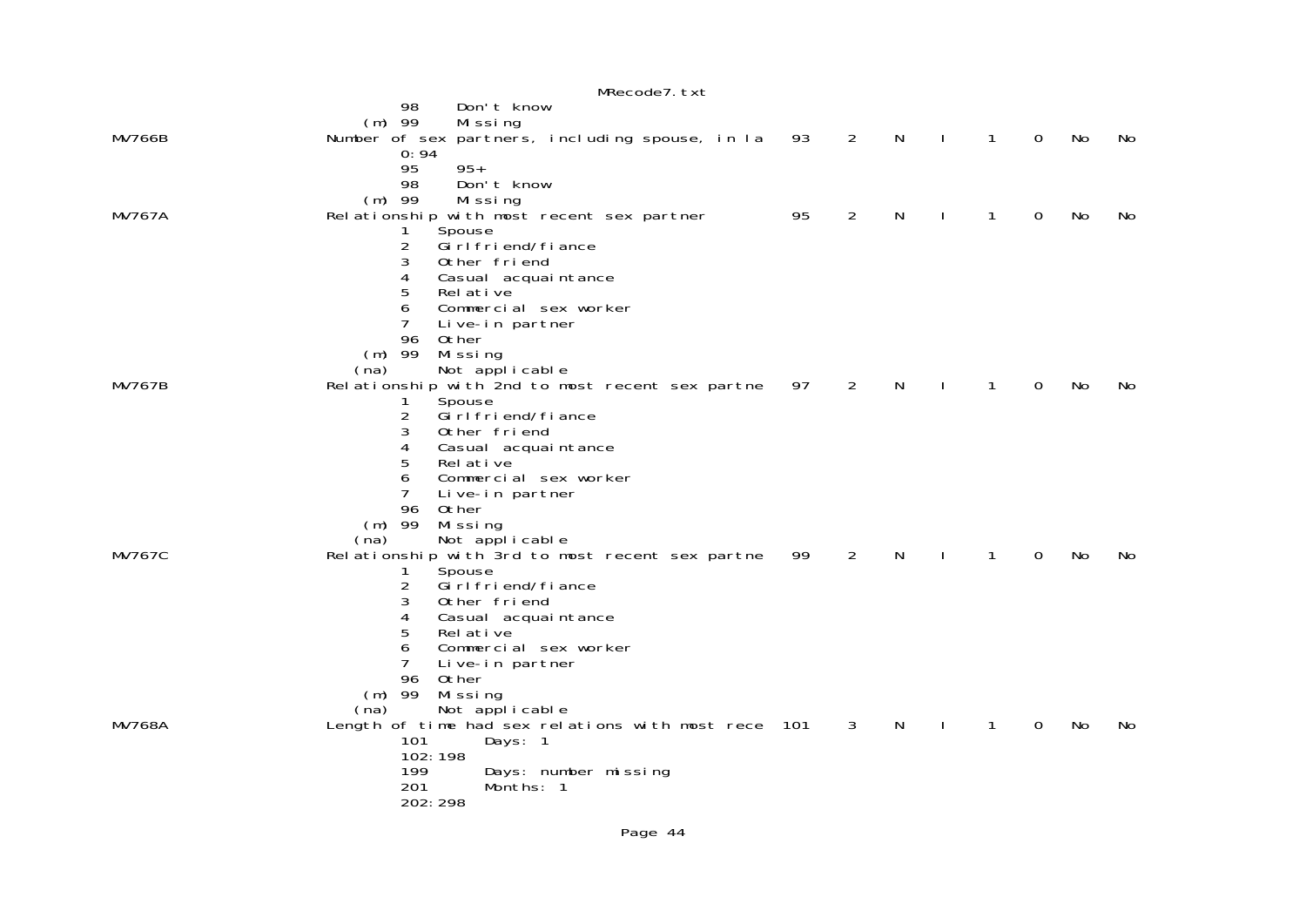```
                       98     Don't know
                  (m) 99     Missing
MV766B            Number of sex partners, including spouse, in la    93    2    N    I    1    0    No    No
                       0:94
                       95     95+
                       98     Don't know
                  (m) 99     Missing
MV767A            Relationship with most recent sex partner          95    2    N    I    1    0    No    No
                       1    Spouse
                       2    Girlfriend/fiance
                       3    Other friend
                       4    Casual acquaintance
                       5    Relative
                       6    Commercial sex worker
                       7    Live-in partner
                       96   Other
                  (m) 99   Missing
                  (na)     Not applicable
MV767B            Relationship with 2nd to most recent sex partne    97    2    N    I    1    0    No    No
                       1    Spouse
                       2    Girlfriend/fiance
                       3    Other friend
                       4    Casual acquaintance
                       5    Relative
                       6    Commercial sex worker
                       7    Live-in partner
                       96   Other
                  (m) 99   Missing
                  (na)     Not applicable
MV767C            Relationship with 3rd to most recent sex partne    99    2    N    I    1    0    No    No
                       1    Spouse
                       2    Girlfriend/fiance
                       3    Other friend
                       4    Casual acquaintance
                       5    Relative
                       6    Commercial sex worker
                       7    Live-in partner
                       96   Other
                  (m) 99   Missing
                  (na)     Not applicable
MV768A            Length of time had sex relations with most rece   101    3    N    I    1    0    No    No
                       101       Days: 1
                       102:198
                       199       Days: number missing
                       201       Months: 1
                       202:298
```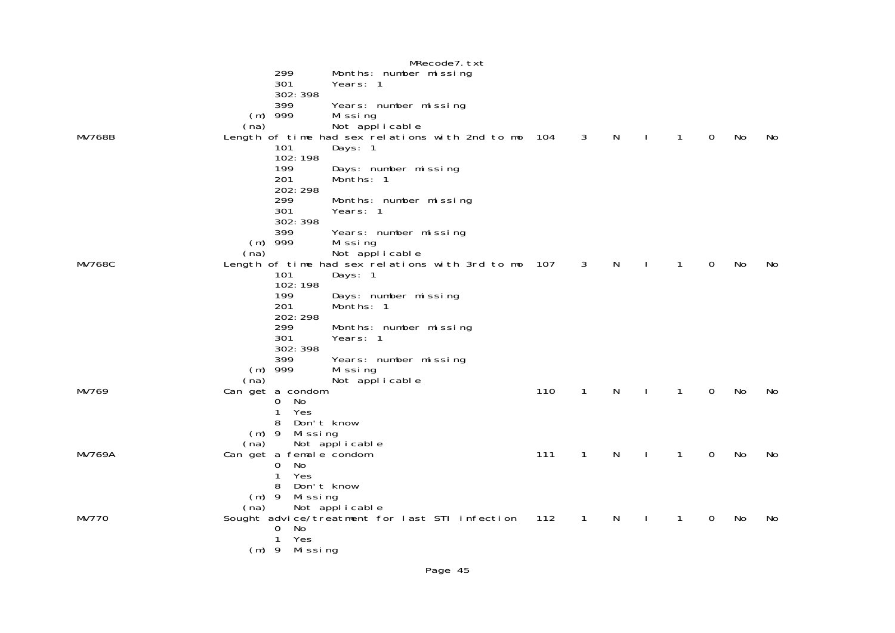```
                    299       Months: number missing
                    301       Years: 1
                    302:398
                    399       Years: number missing
                (m) 999       Missing
               (na)           Not applicable
MV768B          Length of time had sex relations with 2nd to mo  104    3    N    I    1    0    No    No
                    101       Days: 1
                    102:198
                    199       Days: number missing
                    201       Months: 1
                    202:298
                    299       Months: number missing
                    301       Years: 1
                    302:398
                    399       Years: number missing
                (m) 999       Missing
               (na)           Not applicable
MV768C          Length of time had sex relations with 3rd to mo  107    3    N    I    1    0    No    No
                    101       Days: 1
                    102:198
                    199       Days: number missing
                    201       Months: 1
                    202:298
                    299       Months: number missing
                    301       Years: 1
                    302:398
                    399       Years: number missing
                (m) 999       Missing
               (na)           Not applicable
MV769           Can get a condom                                 110    1    N    I    1    0    No    No
                    0  No
                    1  Yes
                    8  Don't know
                (m) 9  Missing
               (na)    Not applicable
MV769A          Can get a female condom                          111    1    N    I    1    0    No    No
                    0  No
                    1  Yes
                    8  Don't know
                (m) 9  Missing
               (na)    Not applicable
MV770           Sought advice/treatment for last STI infection   112    1    N    I    1    0    No    No
                    0  No
                    1  Yes
                (m) 9  Missing
```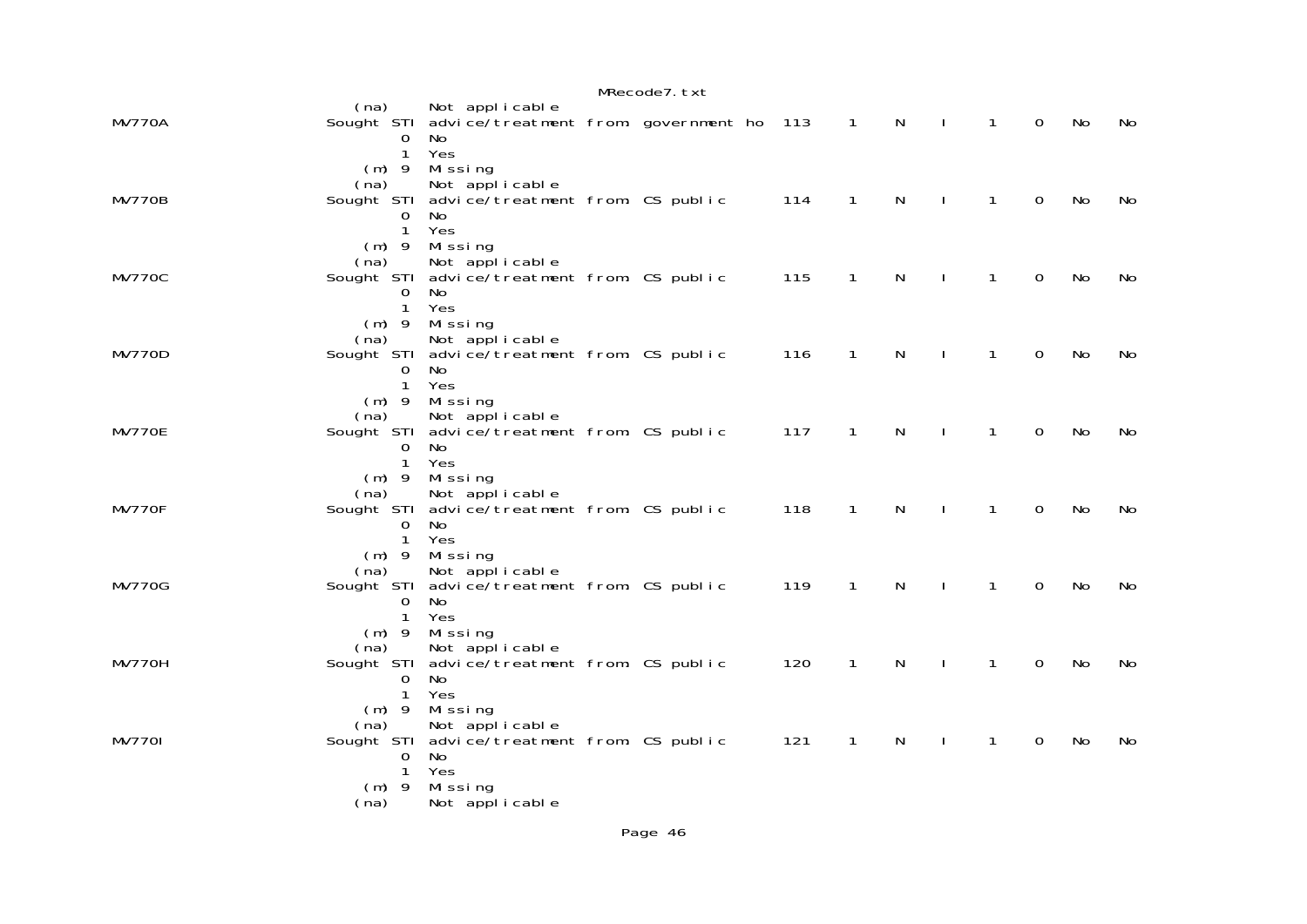```
                    (na)     Not applicable
MV770A            Sought STI advice/treatment from government ho  113    1    N    I    1    0   No   No
                       0     No
                       1     Yes
                   (m) 9     Missing
                    (na)     Not applicable
MV770B            Sought STI advice/treatment from CS public      114    1    N    I    1    0   No   No
                       0     No
                       1     Yes
                   (m) 9     Missing
                    (na)     Not applicable
MV770C            Sought STI advice/treatment from CS public      115    1    N    I    1    0   No   No
                       0     No
                       1     Yes
                   (m) 9     Missing
                    (na)     Not applicable
MV770D            Sought STI advice/treatment from CS public      116    1    N    I    1    0   No   No
                       0     No
                       1     Yes
                   (m) 9     Missing
                    (na)     Not applicable
MV770E            Sought STI advice/treatment from CS public      117    1    N    I    1    0   No   No
                       0     No
                       1     Yes
                   (m) 9     Missing
                    (na)     Not applicable
MV770F            Sought STI advice/treatment from CS public      118    1    N    I    1    0   No   No
                       0     No
                       1     Yes
                   (m) 9     Missing
                    (na)     Not applicable
MV770G            Sought STI advice/treatment from CS public      119    1    N    I    1    0   No   No
                       0     No
                       1     Yes
                   (m) 9     Missing
                    (na)     Not applicable
MV770H            Sought STI advice/treatment from CS public      120    1    N    I    1    0   No   No
                       0     No
                       1     Yes
                   (m) 9     Missing
                    (na)     Not applicable
MV770I            Sought STI advice/treatment from CS public      121    1    N    I    1    0   No   No
                       0     No
                       1     Yes
                   (m) 9     Missing
                    (na)     Not applicable
```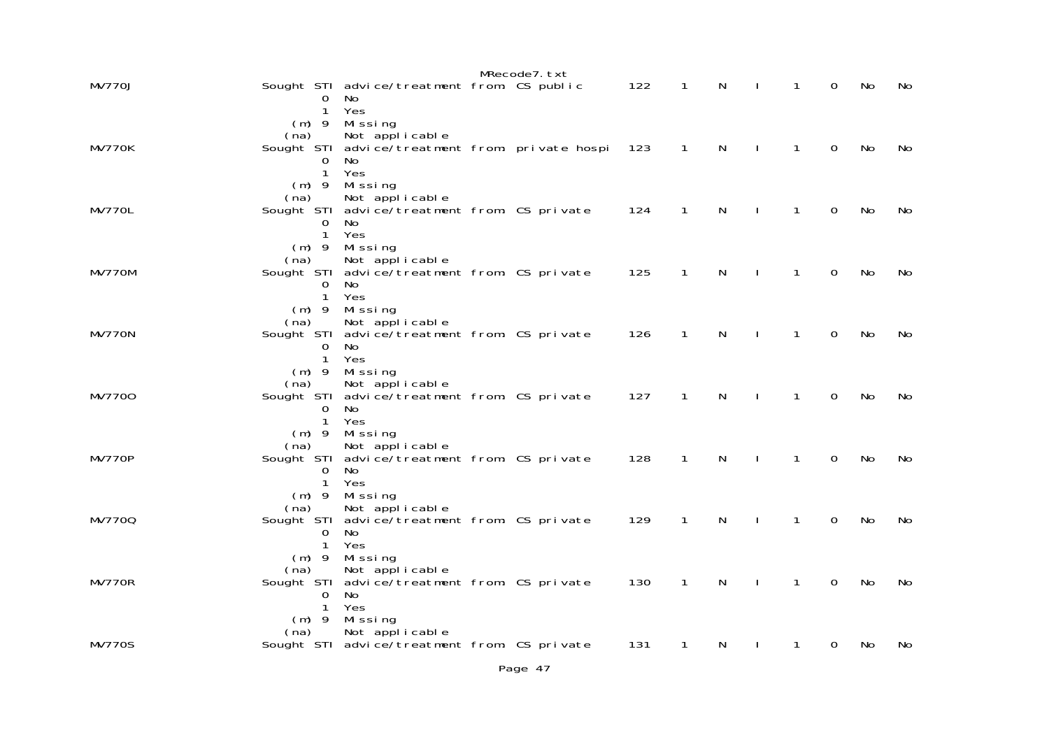| | | | | | | | | | | |
|---|---|---|---|---|---|---|---|---|---|---|
| MV770J | Sought STI advice/treatment from CS public | 122 | 1 | N | I | 1 | 0 | No | No |
| | 0 No | | | | | | | | |
| | 1 Yes | | | | | | | | |
| | (m) 9 Missing | | | | | | | | |
| | (na) Not applicable | | | | | | | | |
| MV770K | Sought STI advice/treatment from private hospi | 123 | 1 | N | I | 1 | 0 | No | No |
| | 0 No | | | | | | | | |
| | 1 Yes | | | | | | | | |
| | (m) 9 Missing | | | | | | | | |
| | (na) Not applicable | | | | | | | | |
| MV770L | Sought STI advice/treatment from CS private | 124 | 1 | N | I | 1 | 0 | No | No |
| | 0 No | | | | | | | | |
| | 1 Yes | | | | | | | | |
| | (m) 9 Missing | | | | | | | | |
| | (na) Not applicable | | | | | | | | |
| MV770M | Sought STI advice/treatment from CS private | 125 | 1 | N | I | 1 | 0 | No | No |
| | 0 No | | | | | | | | |
| | 1 Yes | | | | | | | | |
| | (m) 9 Missing | | | | | | | | |
| | (na) Not applicable | | | | | | | | |
| MV770N | Sought STI advice/treatment from CS private | 126 | 1 | N | I | 1 | 0 | No | No |
| | 0 No | | | | | | | | |
| | 1 Yes | | | | | | | | |
| | (m) 9 Missing | | | | | | | | |
| | (na) Not applicable | | | | | | | | |
| MV770O | Sought STI advice/treatment from CS private | 127 | 1 | N | I | 1 | 0 | No | No |
| | 0 No | | | | | | | | |
| | 1 Yes | | | | | | | | |
| | (m) 9 Missing | | | | | | | | |
| | (na) Not applicable | | | | | | | | |
| MV770P | Sought STI advice/treatment from CS private | 128 | 1 | N | I | 1 | 0 | No | No |
| | 0 No | | | | | | | | |
| | 1 Yes | | | | | | | | |
| | (m) 9 Missing | | | | | | | | |
| | (na) Not applicable | | | | | | | | |
| MV770Q | Sought STI advice/treatment from CS private | 129 | 1 | N | I | 1 | 0 | No | No |
| | 0 No | | | | | | | | |
| | 1 Yes | | | | | | | | |
| | (m) 9 Missing | | | | | | | | |
| | (na) Not applicable | | | | | | | | |
| MV770R | Sought STI advice/treatment from CS private | 130 | 1 | N | I | 1 | 0 | No | No |
| | 0 No | | | | | | | | |
| | 1 Yes | | | | | | | | |
| | (m) 9 Missing | | | | | | | | |
| | (na) Not applicable | | | | | | | | |
| MV770S | Sought STI advice/treatment from CS private | 131 | 1 | N | I | 1 | 0 | No | No |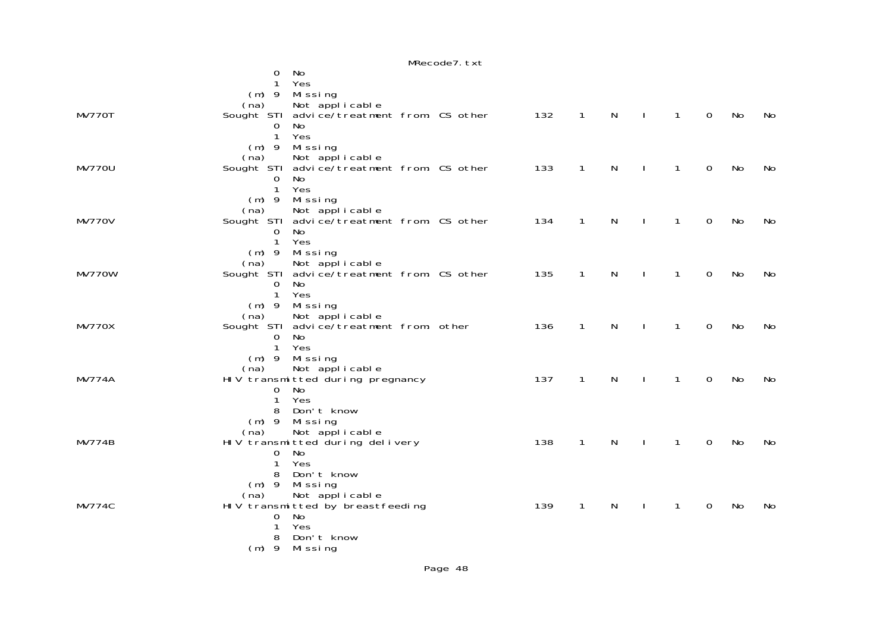```
                         0  No
                         1  Yes
                     (m) 9  Missing
                    (na)    Not applicable
MV770T               Sought STI advice/treatment from CS other        132   1   N   I   1   0   No   No
                         0  No
                         1  Yes
                     (m) 9  Missing
                    (na)    Not applicable
MV770U               Sought STI advice/treatment from CS other        133   1   N   I   1   0   No   No
                         0  No
                         1  Yes
                     (m) 9  Missing
                    (na)    Not applicable
MV770V               Sought STI advice/treatment from CS other        134   1   N   I   1   0   No   No
                         0  No
                         1  Yes
                     (m) 9  Missing
                    (na)    Not applicable
MV770W               Sought STI advice/treatment from CS other        135   1   N   I   1   0   No   No
                         0  No
                         1  Yes
                     (m) 9  Missing
                    (na)    Not applicable
MV770X               Sought STI advice/treatment from other           136   1   N   I   1   0   No   No
                         0  No
                         1  Yes
                     (m) 9  Missing
                    (na)    Not applicable
MV774A               HIV transmitted during pregnancy                 137   1   N   I   1   0   No   No
                         0  No
                         1  Yes
                         8  Don't know
                     (m) 9  Missing
                    (na)    Not applicable
MV774B               HIV transmitted during delivery                  138   1   N   I   1   0   No   No
                         0  No
                         1  Yes
                         8  Don't know
                     (m) 9  Missing
                    (na)    Not applicable
MV774C               HIV transmitted by breastfeeding                 139   1   N   I   1   0   No   No
                         0  No
                         1  Yes
                         8  Don't know
                     (m) 9  Missing
```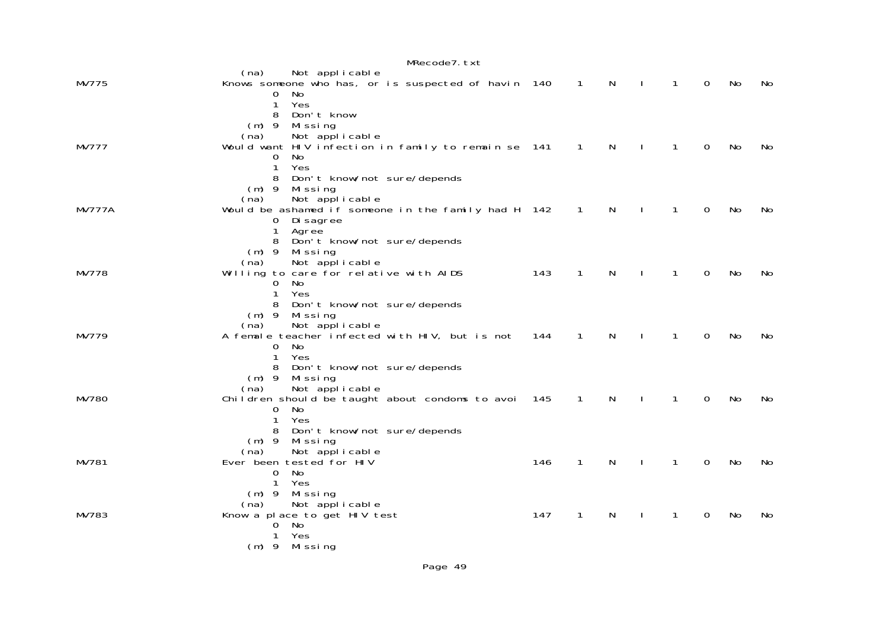```
   (na)     Not applicable
MV775                  Knows someone who has, or is suspected of havin  140    1    N    I    1    0    No    No
            0  No
            1  Yes
            8  Don't know
        (m) 9  Missing
       (na)    Not applicable
MV777                  Would want HIV infection in family to remain se  141    1    N    I    1    0    No    No
            0  No
            1  Yes
            8  Don't know/not sure/depends
        (m) 9  Missing
       (na)    Not applicable
MV777A                 Would be ashamed if someone in the family had H  142    1    N    I    1    0    No    No
            0  Disagree
            1  Agree
            8  Don't know/not sure/depends
        (m) 9  Missing
       (na)    Not applicable
MV778                  Willing to care for relative with AIDS           143    1    N    I    1    0    No    No
            0  No
            1  Yes
            8  Don't know/not sure/depends
        (m) 9  Missing
       (na)    Not applicable
MV779                  A female teacher infected with HIV, but is not   144    1    N    I    1    0    No    No
            0  No
            1  Yes
            8  Don't know/not sure/depends
        (m) 9  Missing
       (na)    Not applicable
MV780                  Children should be taught about condoms to avoi  145    1    N    I    1    0    No    No
            0  No
            1  Yes
            8  Don't know/not sure/depends
        (m) 9  Missing
       (na)    Not applicable
MV781                  Ever been tested for HIV                         146    1    N    I    1    0    No    No
            0  No
            1  Yes
        (m) 9  Missing
       (na)    Not applicable
MV783                  Know a place to get HIV test                     147    1    N    I    1    0    No    No
            0  No
            1  Yes
        (m) 9  Missing
```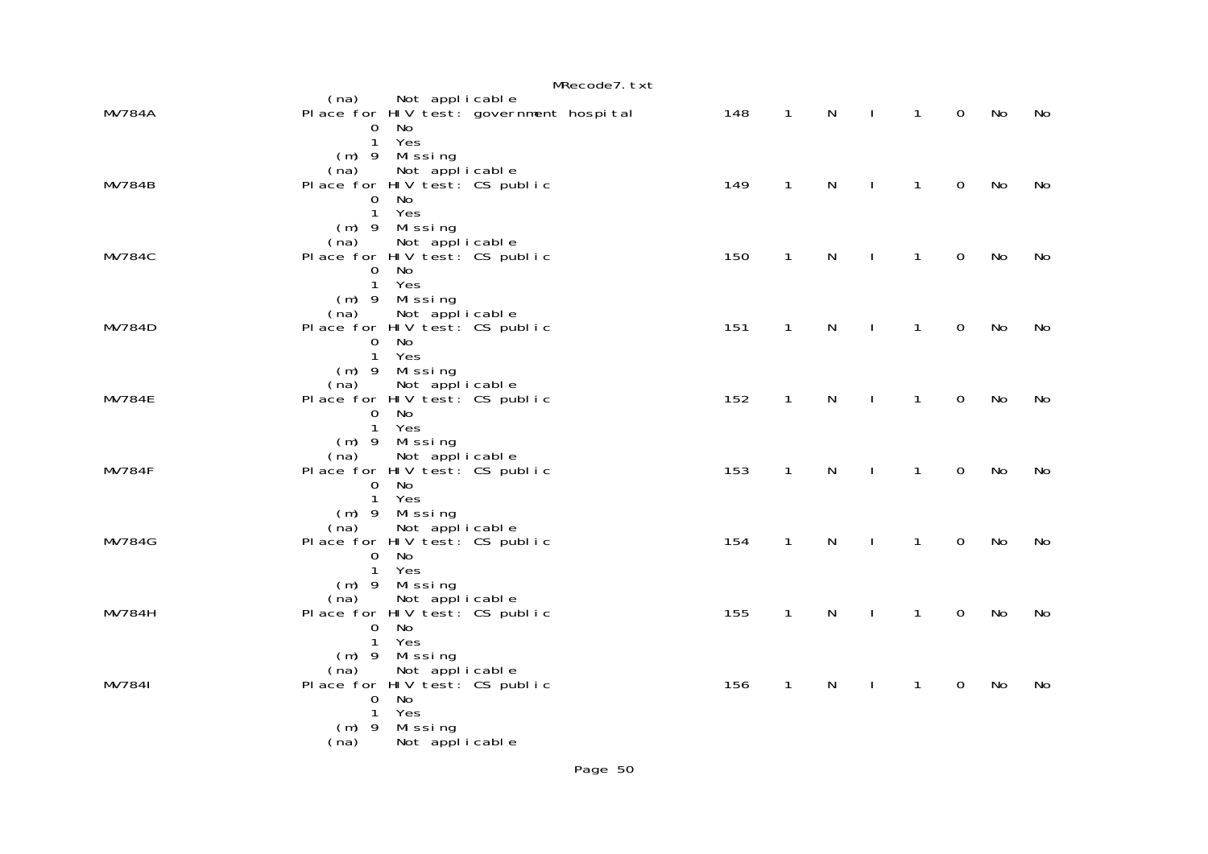```
          (na)     Not applicable
MV784A          Place for HIV test: government hospital         148    1    N    I    1    0    No    No
                    0  No
                    1  Yes
                (m) 9  Missing
               (na)    Not applicable
MV784B          Place for HIV test: CS public                   149    1    N    I    1    0    No    No
                    0  No
                    1  Yes
                (m) 9  Missing
               (na)    Not applicable
MV784C          Place for HIV test: CS public                   150    1    N    I    1    0    No    No
                    0  No
                    1  Yes
                (m) 9  Missing
               (na)    Not applicable
MV784D          Place for HIV test: CS public                   151    1    N    I    1    0    No    No
                    0  No
                    1  Yes
                (m) 9  Missing
               (na)    Not applicable
MV784E          Place for HIV test: CS public                   152    1    N    I    1    0    No    No
                    0  No
                    1  Yes
                (m) 9  Missing
               (na)    Not applicable
MV784F          Place for HIV test: CS public                   153    1    N    I    1    0    No    No
                    0  No
                    1  Yes
                (m) 9  Missing
               (na)    Not applicable
MV784G          Place for HIV test: CS public                   154    1    N    I    1    0    No    No
                    0  No
                    1  Yes
                (m) 9  Missing
               (na)    Not applicable
MV784H          Place for HIV test: CS public                   155    1    N    I    1    0    No    No
                    0  No
                    1  Yes
                (m) 9  Missing
               (na)    Not applicable
MV784I          Place for HIV test: CS public                   156    1    N    I    1    0    No    No
                    0  No
                    1  Yes
                (m) 9  Missing
               (na)    Not applicable
```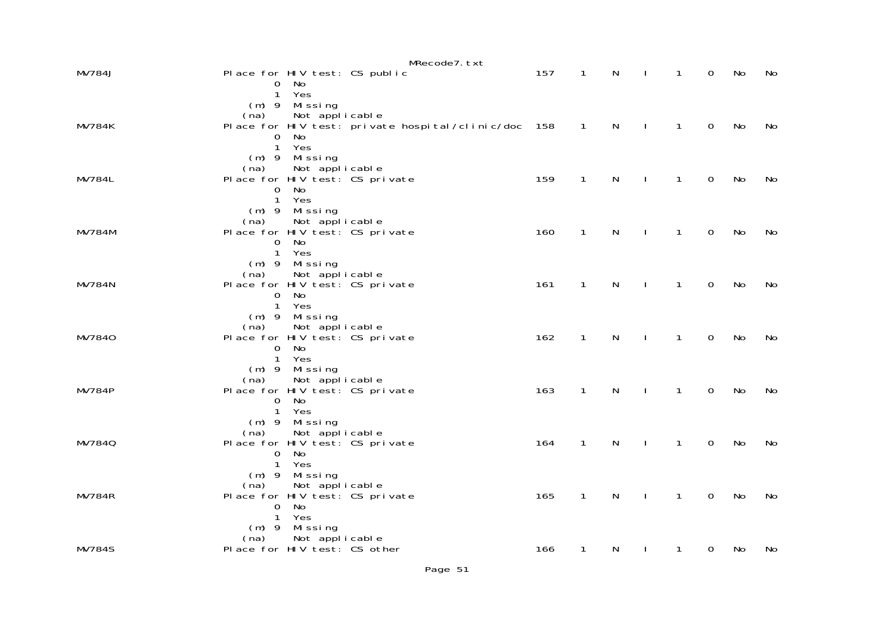```
MV784J                 Place for HIV test: CS public                        157    1    N    I    1    0    No    No
                             0  No
                             1  Yes
                         (m) 9  Missing
                        (na)    Not applicable
MV784K                 Place for HIV test: private hospital/clinic/doc      158    1    N    I    1    0    No    No
                             0  No
                             1  Yes
                         (m) 9  Missing
                        (na)    Not applicable
MV784L                 Place for HIV test: CS private                       159    1    N    I    1    0    No    No
                             0  No
                             1  Yes
                         (m) 9  Missing
                        (na)    Not applicable
MV784M                 Place for HIV test: CS private                       160    1    N    I    1    0    No    No
                             0  No
                             1  Yes
                         (m) 9  Missing
                        (na)    Not applicable
MV784N                 Place for HIV test: CS private                       161    1    N    I    1    0    No    No
                             0  No
                             1  Yes
                         (m) 9  Missing
                        (na)    Not applicable
MV784O                 Place for HIV test: CS private                       162    1    N    I    1    0    No    No
                             0  No
                             1  Yes
                         (m) 9  Missing
                        (na)    Not applicable
MV784P                 Place for HIV test: CS private                       163    1    N    I    1    0    No    No
                             0  No
                             1  Yes
                         (m) 9  Missing
                        (na)    Not applicable
MV784Q                 Place for HIV test: CS private                       164    1    N    I    1    0    No    No
                             0  No
                             1  Yes
                         (m) 9  Missing
                        (na)    Not applicable
MV784R                 Place for HIV test: CS private                       165    1    N    I    1    0    No    No
                             0  No
                             1  Yes
                         (m) 9  Missing
                        (na)    Not applicable
MV784S                 Place for HIV test: CS other                         166    1    N    I    1    0    No    No
```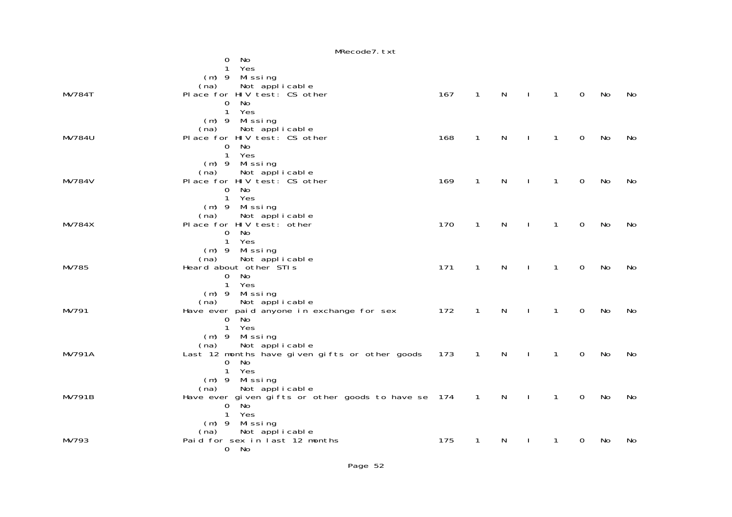```
          0  No
          1  Yes
     (m) 9  Missing
     (na)    Not applicable
MV784T                  Place for HIV test: CS other                    167    1    N    I    1    0    No    No
          0  No
          1  Yes
     (m) 9  Missing
     (na)    Not applicable
MV784U                  Place for HIV test: CS other                    168    1    N    I    1    0    No    No
          0  No
          1  Yes
     (m) 9  Missing
     (na)    Not applicable
MV784V                  Place for HIV test: CS other                    169    1    N    I    1    0    No    No
          0  No
          1  Yes
     (m) 9  Missing
     (na)    Not applicable
MV784X                  Place for HIV test: other                       170    1    N    I    1    0    No    No
          0  No
          1  Yes
     (m) 9  Missing
     (na)    Not applicable
MV785                   Heard about other STIs                          171    1    N    I    1    0    No    No
          0  No
          1  Yes
     (m) 9  Missing
     (na)    Not applicable
MV791                   Have ever paid anyone in exchange for sex       172    1    N    I    1    0    No    No
          0  No
          1  Yes
     (m) 9  Missing
     (na)    Not applicable
MV791A                  Last 12 months have given gifts or other goods  173    1    N    I    1    0    No    No
          0  No
          1  Yes
     (m) 9  Missing
     (na)    Not applicable
MV791B                  Have ever given gifts or other goods to have se 174    1    N    I    1    0    No    No
          0  No
          1  Yes
     (m) 9  Missing
     (na)    Not applicable
MV793                   Paid for sex in last 12 months                  175    1    N    I    1    0    No    No
          0  No
```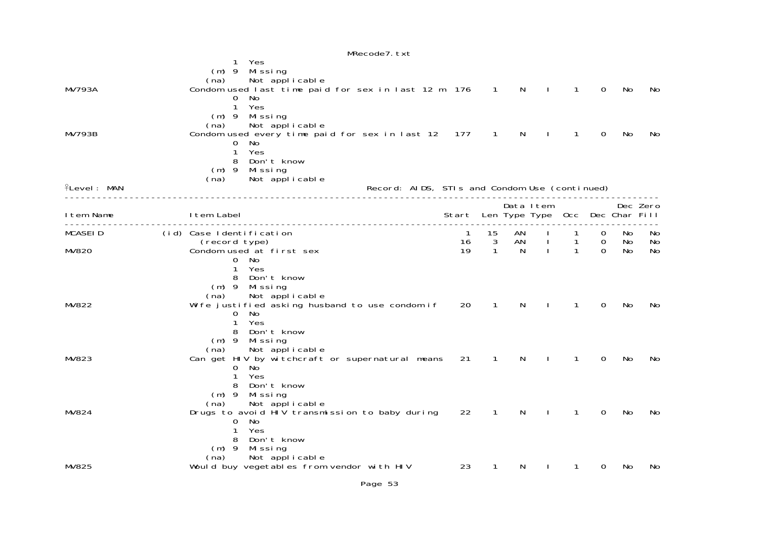```
                           1  Yes
                     (m) 9  Missing
                    (na)    Not applicable
MV793A                Condom used last time paid for sex in last 12 m  176    1    N    I    1    0   No   No
                           0  No
                           1  Yes
                     (m) 9  Missing
                    (na)    Not applicable
MV793B                Condom used every time paid for sex in last 12   177    1    N    I    1    0   No   No
                           0  No
                           1  Yes
                           8  Don't know
                     (m) 9  Missing
                    (na)    Not applicable
Level: MAN                                        Record: AIDS, STIs and Condom Use (continued)
----------------------------------------------------------------------------------------------------------------
                                                                                Data Item              Dec Zero
Item Name             Item Label                                        Start  Len Type Type  Occ  Dec Char Fill
----------------------------------------------------------------------------------------------------------------
MCASEID          (id) Case Identification                                   1   15   AN    I    1    0   No   No
                       (record type)                                       16    3   AN    I    1    0   No   No
MV820                 Condom used at first sex                             19    1    N    I    1    0   No   No
                           0  No
                           1  Yes
                           8  Don't know
                     (m) 9  Missing
                    (na)    Not applicable
MV822                 Wife justified asking husband to use condom if       20    1    N    I    1    0   No   No
                           0  No
                           1  Yes
                           8  Don't know
                     (m) 9  Missing
                    (na)    Not applicable
MV823                 Can get HIV by witchcraft or supernatural means      21    1    N    I    1    0   No   No
                           0  No
                           1  Yes
                           8  Don't know
                     (m) 9  Missing
                    (na)    Not applicable
MV824                 Drugs to avoid HIV transmission to baby during       22    1    N    I    1    0   No   No
                           0  No
                           1  Yes
                           8  Don't know
                     (m) 9  Missing
                    (na)    Not applicable
MV825                 Would buy vegetables from vendor with HIV            23    1    N    I    1    0   No   No
```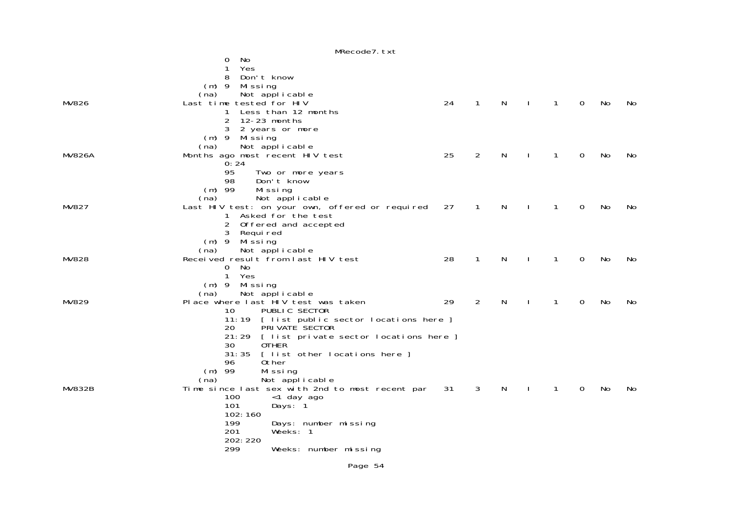```
              0  No
              1  Yes
              8  Don't know
          (m) 9  Missing
         (na)    Not applicable
MV826         Last time tested for HIV                          24    1    N    I    1    0   No   No
              1  Less than 12 months
              2  12-23 months
              3  2 years or more
          (m) 9  Missing
         (na)    Not applicable
MV826A        Months ago most recent HIV test                   25    2    N    I    1    0   No   No
              0:24
              95     Two or more years
              98     Don't know
          (m) 99     Missing
         (na)        Not applicable
MV827         Last HIV test: on your own, offered or required   27    1    N    I    1    0   No   No
              1  Asked for the test
              2  Offered and accepted
              3  Required
          (m) 9  Missing
         (na)    Not applicable
MV828         Received result from last HIV test                28    1    N    I    1    0   No   No
              0  No
              1  Yes
          (m) 9  Missing
         (na)    Not applicable
MV829         Place where last HIV test was taken               29    2    N    I    1    0   No   No
              10      PUBLIC SECTOR
              11:19  [ list public sector locations here ]
              20      PRIVATE SECTOR
              21:29  [ list private sector locations here ]
              30      OTHER
              31:35  [ list other locations here ]
              96      Other
          (m) 99      Missing
         (na)         Not applicable
MV832B        Time since last sex with 2nd to most recent par   31    3    N    I    1    0   No   No
              100       <1 day ago
              101       Days: 1
              102:160
              199       Days: number missing
              201       Weeks: 1
              202:220
              299       Weeks: number missing
```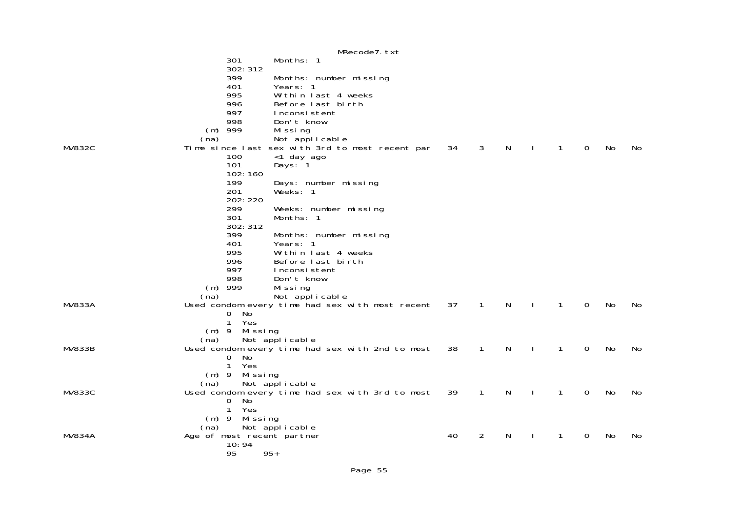```
                    301       Months: 1
                    302:312
                    399       Months: number missing
                    401       Years: 1
                    995       Within last 4 weeks
                    996       Before last birth
                    997       Inconsistent
                    998       Don't know
                (m) 999       Missing
               (na)           Not applicable
MV832C         Time since last sex with 3rd to most recent par   34   3   N   I   1   0   No   No
                    100       <1 day ago
                    101       Days: 1
                    102:160
                    199       Days: number missing
                    201       Weeks: 1
                    202:220
                    299       Weeks: number missing
                    301       Months: 1
                    302:312
                    399       Months: number missing
                    401       Years: 1
                    995       Within last 4 weeks
                    996       Before last birth
                    997       Inconsistent
                    998       Don't know
                (m) 999       Missing
               (na)           Not applicable
MV833A         Used condom every time had sex with most recent   37   1   N   I   1   0   No   No
                    0   No
                    1   Yes
                (m) 9   Missing
               (na)     Not applicable
MV833B         Used condom every time had sex with 2nd to most   38   1   N   I   1   0   No   No
                    0   No
                    1   Yes
                (m) 9   Missing
               (na)     Not applicable
MV833C         Used condom every time had sex with 3rd to most   39   1   N   I   1   0   No   No
                    0   No
                    1   Yes
                (m) 9   Missing
               (na)     Not applicable
MV834A         Age of most recent partner                         40   2   N   I   1   0   No   No
                    10:94
                    95     95+
```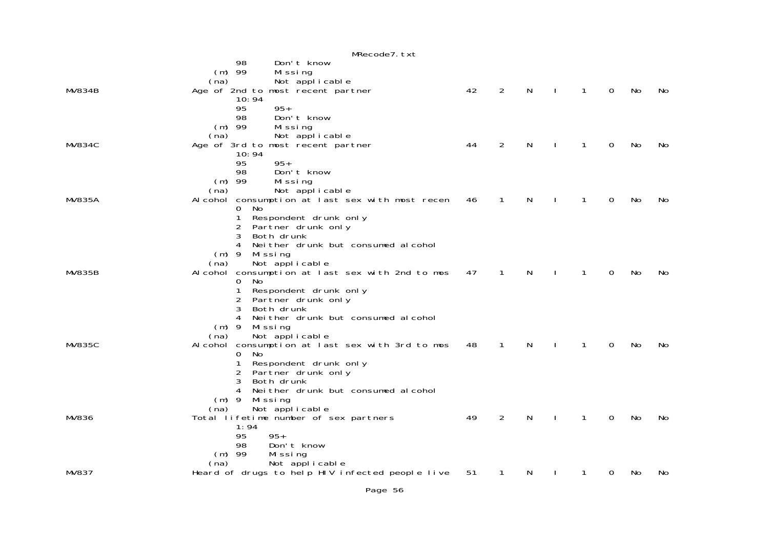```
                98      Don't know
           (m) 99      Missing
           (na)        Not applicable
MV834B     Age of 2nd to most recent partner              42    2    N    I    1    0    No    No
                10:94
                95      95+
                98      Don't know
           (m) 99      Missing
           (na)        Not applicable
MV834C     Age of 3rd to most recent partner              44    2    N    I    1    0    No    No
                10:94
                95      95+
                98      Don't know
           (m) 99      Missing
           (na)        Not applicable
MV835A     Alcohol consumption at last sex with most recen    46    1    N    I    1    0    No    No
                0  No
                1  Respondent drunk only
                2  Partner drunk only
                3  Both drunk
                4  Neither drunk but consumed alcohol
           (m) 9  Missing
           (na)    Not applicable
MV835B     Alcohol consumption at last sex with 2nd to mos    47    1    N    I    1    0    No    No
                0  No
                1  Respondent drunk only
                2  Partner drunk only
                3  Both drunk
                4  Neither drunk but consumed alcohol
           (m) 9  Missing
           (na)    Not applicable
MV835C     Alcohol consumption at last sex with 3rd to mos    48    1    N    I    1    0    No    No
                0  No
                1  Respondent drunk only
                2  Partner drunk only
                3  Both drunk
                4  Neither drunk but consumed alcohol
           (m) 9  Missing
           (na)    Not applicable
MV836      Total lifetime number of sex partners          49    2    N    I    1    0    No    No
                1:94
                95     95+
                98     Don't know
           (m) 99     Missing
           (na)       Not applicable
MV837      Heard of drugs to help HIV infected people live    51    1    N    I    1    0    No    No
```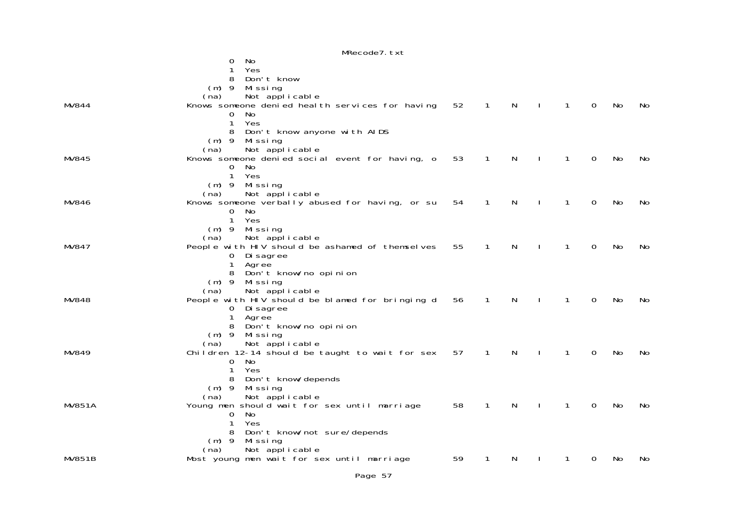```
             0  No
             1  Yes
             8  Don't know
         (m) 9  Missing
        (na)    Not applicable
MV844       Knows someone denied health services for having   52   1   N   I   1   0   No   No
             0  No
             1  Yes
             8  Don't know anyone with AIDS
         (m) 9  Missing
        (na)    Not applicable
MV845       Knows someone denied social event for having, o   53   1   N   I   1   0   No   No
             0  No
             1  Yes
         (m) 9  Missing
        (na)    Not applicable
MV846       Knows someone verbally abused for having, or su   54   1   N   I   1   0   No   No
             0  No
             1  Yes
         (m) 9  Missing
        (na)    Not applicable
MV847       People with HIV should be ashamed of themselves   55   1   N   I   1   0   No   No
             0  Disagree
             1  Agree
             8  Don't know/no opinion
         (m) 9  Missing
        (na)    Not applicable
MV848       People with HIV should be blamed for bringing d   56   1   N   I   1   0   No   No
             0  Disagree
             1  Agree
             8  Don't know/no opinion
         (m) 9  Missing
        (na)    Not applicable
MV849       Children 12-14 should be taught to wait for sex   57   1   N   I   1   0   No   No
             0  No
             1  Yes
             8  Don't know/depends
         (m) 9  Missing
        (na)    Not applicable
MV851A      Young men should wait for sex until marriage      58   1   N   I   1   0   No   No
             0  No
             1  Yes
             8  Don't know/not sure/depends
         (m) 9  Missing
        (na)    Not applicable
MV851B      Most young men wait for sex until marriage        59   1   N   I   1   0   No   No
```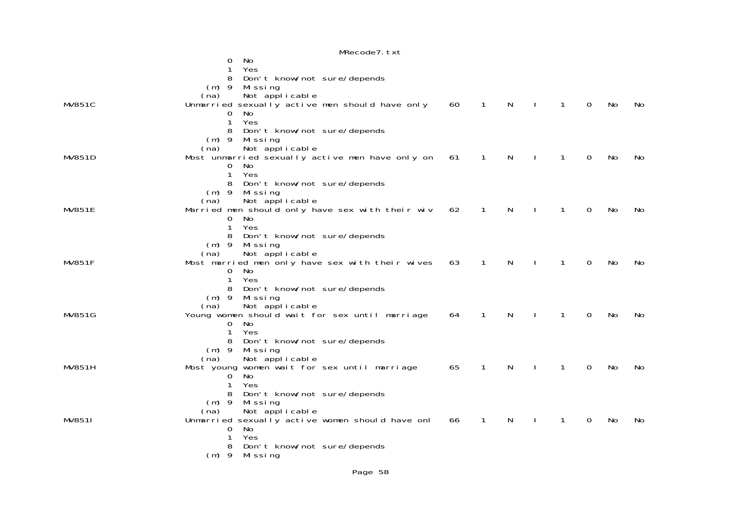```
                 0  No
                 1  Yes
                 8  Don't know/not sure/depends
             (m) 9  Missing
            (na)    Not applicable
MV851C          Unmarried sexually active men should have only     60    1    N    I    1    0    No    No
                 0  No
                 1  Yes
                 8  Don't know/not sure/depends
             (m) 9  Missing
            (na)    Not applicable
MV851D          Most unmarried sexually active men have only on    61    1    N    I    1    0    No    No
                 0  No
                 1  Yes
                 8  Don't know/not sure/depends
             (m) 9  Missing
            (na)    Not applicable
MV851E          Married men should only have sex with their wiv    62    1    N    I    1    0    No    No
                 0  No
                 1  Yes
                 8  Don't know/not sure/depends
             (m) 9  Missing
            (na)    Not applicable
MV851F          Most married men only have sex with their wives    63    1    N    I    1    0    No    No
                 0  No
                 1  Yes
                 8  Don't know/not sure/depends
             (m) 9  Missing
            (na)    Not applicable
MV851G          Young women should wait for sex until marriage     64    1    N    I    1    0    No    No
                 0  No
                 1  Yes
                 8  Don't know/not sure/depends
             (m) 9  Missing
            (na)    Not applicable
MV851H          Most young women wait for sex until marriage       65    1    N    I    1    0    No    No
                 0  No
                 1  Yes
                 8  Don't know/not sure/depends
             (m) 9  Missing
            (na)    Not applicable
MV851I          Unmarried sexually active women should have onl    66    1    N    I    1    0    No    No
                 0  No
                 1  Yes
                 8  Don't know/not sure/depends
             (m) 9  Missing
```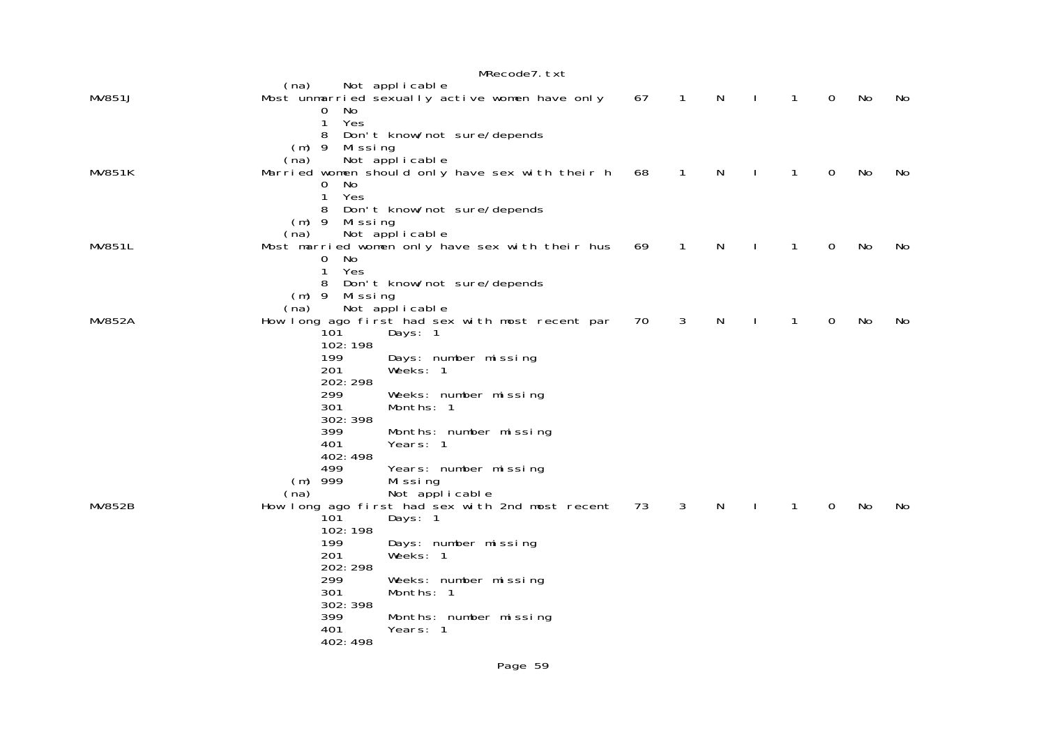```
                    (na)     Not applicable
MV851J              Most unmarried sexually active women have only     67    1    N    I    1    0    No    No
                         0   No
                         1   Yes
                         8   Don't know/not sure/depends
                     (m) 9   Missing
                    (na)     Not applicable
MV851K              Married women should only have sex with their h    68    1    N    I    1    0    No    No
                         0   No
                         1   Yes
                         8   Don't know/not sure/depends
                     (m) 9   Missing
                    (na)     Not applicable
MV851L              Most married women only have sex with their hus    69    1    N    I    1    0    No    No
                         0   No
                         1   Yes
                         8   Don't know/not sure/depends
                     (m) 9   Missing
                    (na)     Not applicable
MV852A              How long ago first had sex with most recent par    70    3    N    I    1    0    No    No
                         101       Days: 1
                         102:198
                         199       Days: number missing
                         201       Weeks: 1
                         202:298
                         299       Weeks: number missing
                         301       Months: 1
                         302:398
                         399       Months: number missing
                         401       Years: 1
                         402:498
                         499       Years: number missing
                     (m) 999       Missing
                    (na)           Not applicable
MV852B              How long ago first had sex with 2nd most recent    73    3    N    I    1    0    No    No
                         101       Days: 1
                         102:198
                         199       Days: number missing
                         201       Weeks: 1
                         202:298
                         299       Weeks: number missing
                         301       Months: 1
                         302:398
                         399       Months: number missing
                         401       Years: 1
                         402:498
```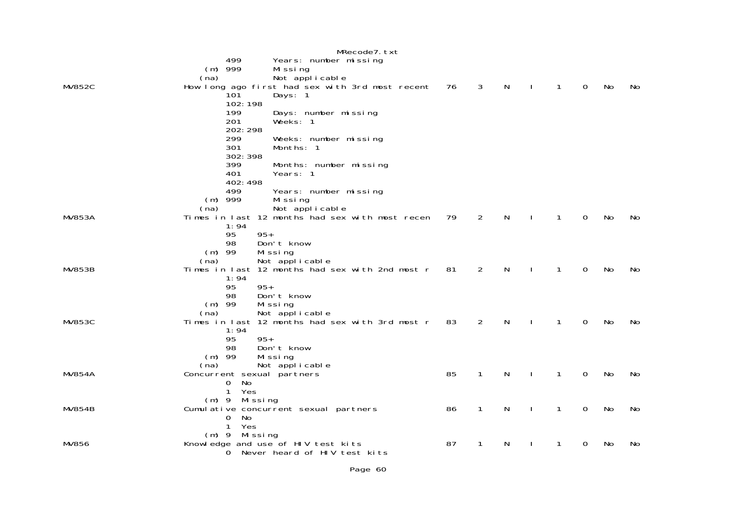```
                 499      Years: number missing
             (m) 999      Missing
            (na)          Not applicable
MV852C           How long ago first had sex with 3rd most recent    76    3    N    I    1    0    No    No
                 101      Days: 1
                 102:198
                 199      Days: number missing
                 201      Weeks: 1
                 202:298
                 299      Weeks: number missing
                 301      Months: 1
                 302:398
                 399      Months: number missing
                 401      Years: 1
                 402:498
                 499      Years: number missing
             (m) 999      Missing
            (na)          Not applicable
MV853A           Times in last 12 months had sex with most recen    79    2    N    I    1    0    No    No
                 1:94
                 95    95+
                 98    Don't know
             (m) 99    Missing
            (na)       Not applicable
MV853B           Times in last 12 months had sex with 2nd most r    81    2    N    I    1    0    No    No
                 1:94
                 95    95+
                 98    Don't know
             (m) 99    Missing
            (na)       Not applicable
MV853C           Times in last 12 months had sex with 3rd most r    83    2    N    I    1    0    No    No
                 1:94
                 95    95+
                 98    Don't know
             (m) 99    Missing
            (na)       Not applicable
MV854A           Concurrent sexual partners                         85    1    N    I    1    0    No    No
                 0  No
                 1  Yes
             (m) 9  Missing
MV854B           Cumulative concurrent sexual partners              86    1    N    I    1    0    No    No
                 0  No
                 1  Yes
             (m) 9  Missing
MV856            Knowledge and use of HIV test kits                 87    1    N    I    1    0    No    No
                 0  Never heard of HIV test kits
```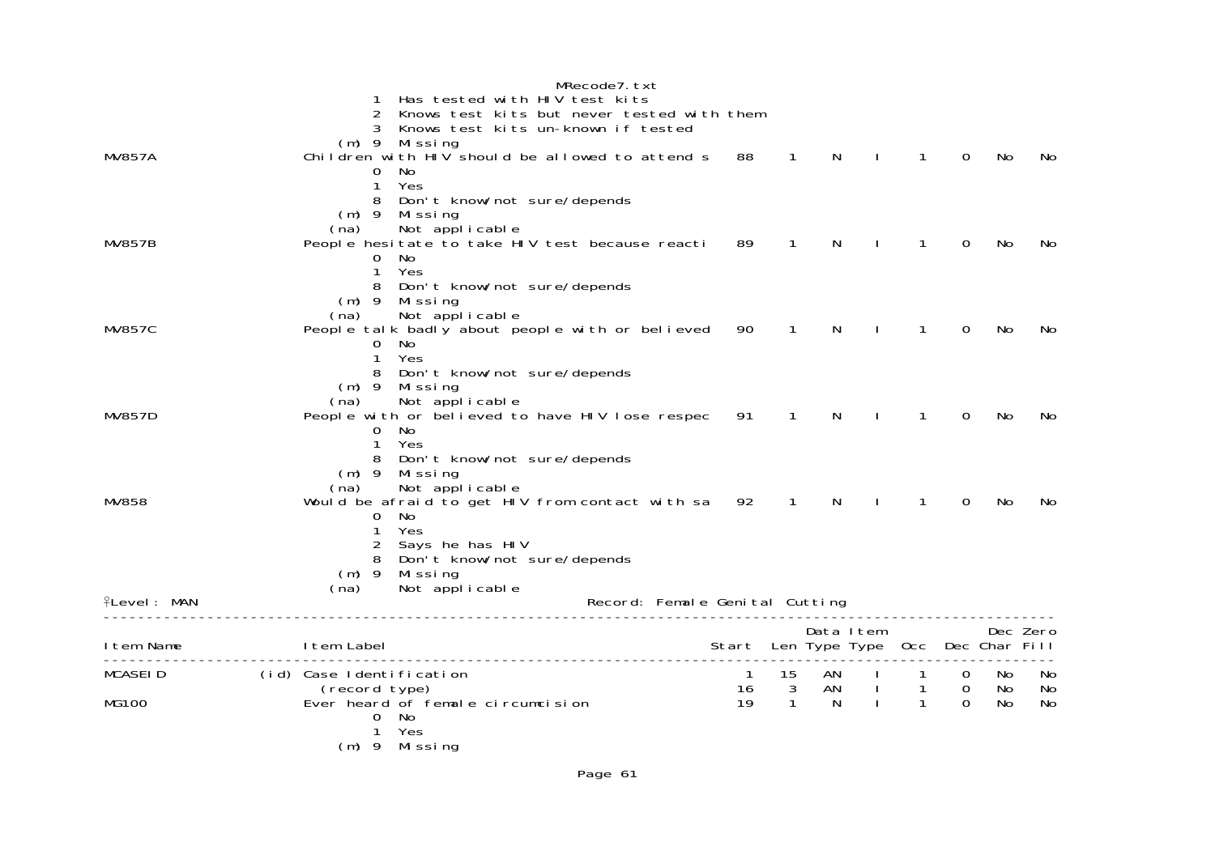```
                              1  Has tested with HIV test kits
                              2  Knows test kits but never tested with them
                              3  Knows test kits un-known if tested
                          (m) 9  Missing
MV857A                   Children with HIV should be allowed to attend s    88    1    N    I    1    0   No   No
                              0  No
                              1  Yes
                              8  Don't know/not sure/depends
                          (m) 9  Missing
                         (na)    Not applicable
MV857B                   People hesitate to take HIV test because reacti    89    1    N    I    1    0   No   No
                              0  No
                              1  Yes
                              8  Don't know/not sure/depends
                          (m) 9  Missing
                         (na)    Not applicable
MV857C                   People talk badly about people with or believed    90    1    N    I    1    0   No   No
                              0  No
                              1  Yes
                              8  Don't know/not sure/depends
                          (m) 9  Missing
                         (na)    Not applicable
MV857D                   People with or believed to have HIV lose respec    91    1    N    I    1    0   No   No
                              0  No
                              1  Yes
                              8  Don't know/not sure/depends
                          (m) 9  Missing
                         (na)    Not applicable
MV858                    Would be afraid to get HIV from contact with sa    92    1    N    I    1    0   No   No
                              0  No
                              1  Yes
                              2  Says he has HIV
                              8  Don't know/not sure/depends
                          (m) 9  Missing
                         (na)    Not applicable
```

Level: MAN — Record: Female Genital Cutting

| Item Name | | Item Label | Start | Len | Data Type | Item Type | Occ | Dec | Dec Char | Zero Fill |
|---|---|---|---|---|---|---|---|---|---|---|
| MCASEID | (id) | Case Identification | 1 | 15 | AN | I | 1 | 0 | No | No |
| | | (record type) | 16 | 3 | AN | I | 1 | 0 | No | No |
| MG100 | | Ever heard of female circumcision | 19 | 1 | N | I | 1 | 0 | No | No |

```
                              0  No
                              1  Yes
                          (m) 9  Missing
```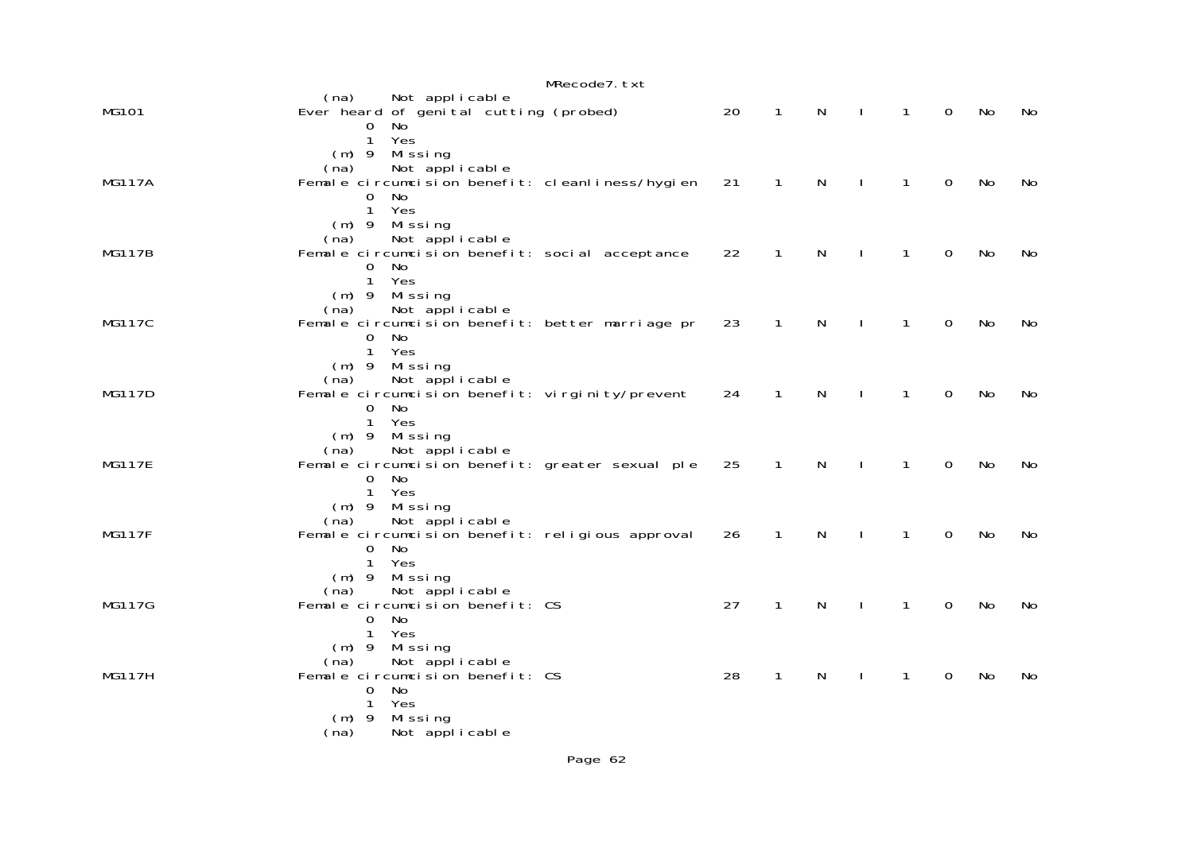```
                  (na)     Not applicable
MG101             Ever heard of genital cutting (probed)           20    1    N    I    1    0    No    No
                         0  No
                         1  Yes
                     (m) 9  Missing
                  (na)     Not applicable
MG117A            Female circumcision benefit: cleanliness/hygien  21    1    N    I    1    0    No    No
                         0  No
                         1  Yes
                     (m) 9  Missing
                  (na)     Not applicable
MG117B            Female circumcision benefit: social acceptance   22    1    N    I    1    0    No    No
                         0  No
                         1  Yes
                     (m) 9  Missing
                  (na)     Not applicable
MG117C            Female circumcision benefit: better marriage pr  23    1    N    I    1    0    No    No
                         0  No
                         1  Yes
                     (m) 9  Missing
                  (na)     Not applicable
MG117D            Female circumcision benefit: virginity/prevent   24    1    N    I    1    0    No    No
                         0  No
                         1  Yes
                     (m) 9  Missing
                  (na)     Not applicable
MG117E            Female circumcision benefit: greater sexual ple  25    1    N    I    1    0    No    No
                         0  No
                         1  Yes
                     (m) 9  Missing
                  (na)     Not applicable
MG117F            Female circumcision benefit: religious approval  26    1    N    I    1    0    No    No
                         0  No
                         1  Yes
                     (m) 9  Missing
                  (na)     Not applicable
MG117G            Female circumcision benefit: CS                  27    1    N    I    1    0    No    No
                         0  No
                         1  Yes
                     (m) 9  Missing
                  (na)     Not applicable
MG117H            Female circumcision benefit: CS                  28    1    N    I    1    0    No    No
                         0  No
                         1  Yes
                     (m) 9  Missing
                  (na)     Not applicable
```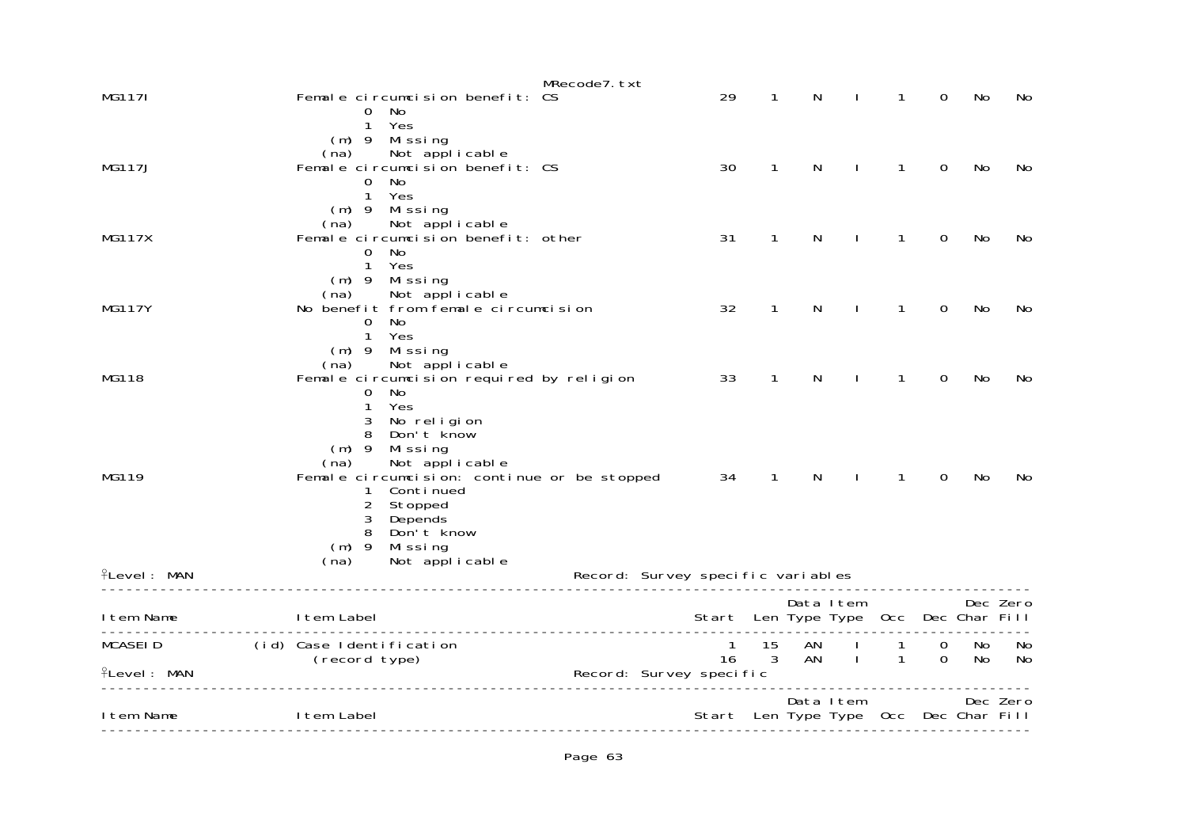```
MG117I                  Female circumcision benefit: CS                   29     1     N     I     1     0    No    No
                                0  No
                                1  Yes
                            (m) 9  Missing
                           (na)    Not applicable
MG117J                  Female circumcision benefit: CS                   30     1     N     I     1     0    No    No
                                0  No
                                1  Yes
                            (m) 9  Missing
                           (na)    Not applicable
MG117X                  Female circumcision benefit: other                31     1     N     I     1     0    No    No
                                0  No
                                1  Yes
                            (m) 9  Missing
                           (na)    Not applicable
MG117Y                  No benefit from female circumcision               32     1     N     I     1     0    No    No
                                0  No
                                1  Yes
                            (m) 9  Missing
                           (na)    Not applicable
MG118                   Female circumcision required by religion          33     1     N     I     1     0    No    No
                                0  No
                                1  Yes
                                3  No religion
                                8  Don't know
                            (m) 9  Missing
                           (na)    Not applicable
MG119                   Female circumcision: continue or be stopped       34     1     N     I     1     0    No    No
                                1  Continued
                                2  Stopped
                                3  Depends
                                8  Don't know
                            (m) 9  Missing
                           (na)    Not applicable
```

Level: MAN — Record: Survey specific variables

| Item Name | Item Label | Start | Len | Data Type | Item Type | Occ | Dec | Dec Char | Zero Fill |
|---|---|---|---|---|---|---|---|---|---|
| MCASEID | (id) Case Identification | 1 | 15 | AN | I | 1 | 0 | No | No |
| | (record type) | 16 | 3 | AN | I | 1 | 0 | No | No |

Level: MAN — Record: Survey specific

| Item Name | Item Label | Start | Len | Data Type | Item Type | Occ | Dec | Dec Char | Zero Fill |
|---|---|---|---|---|---|---|---|---|---|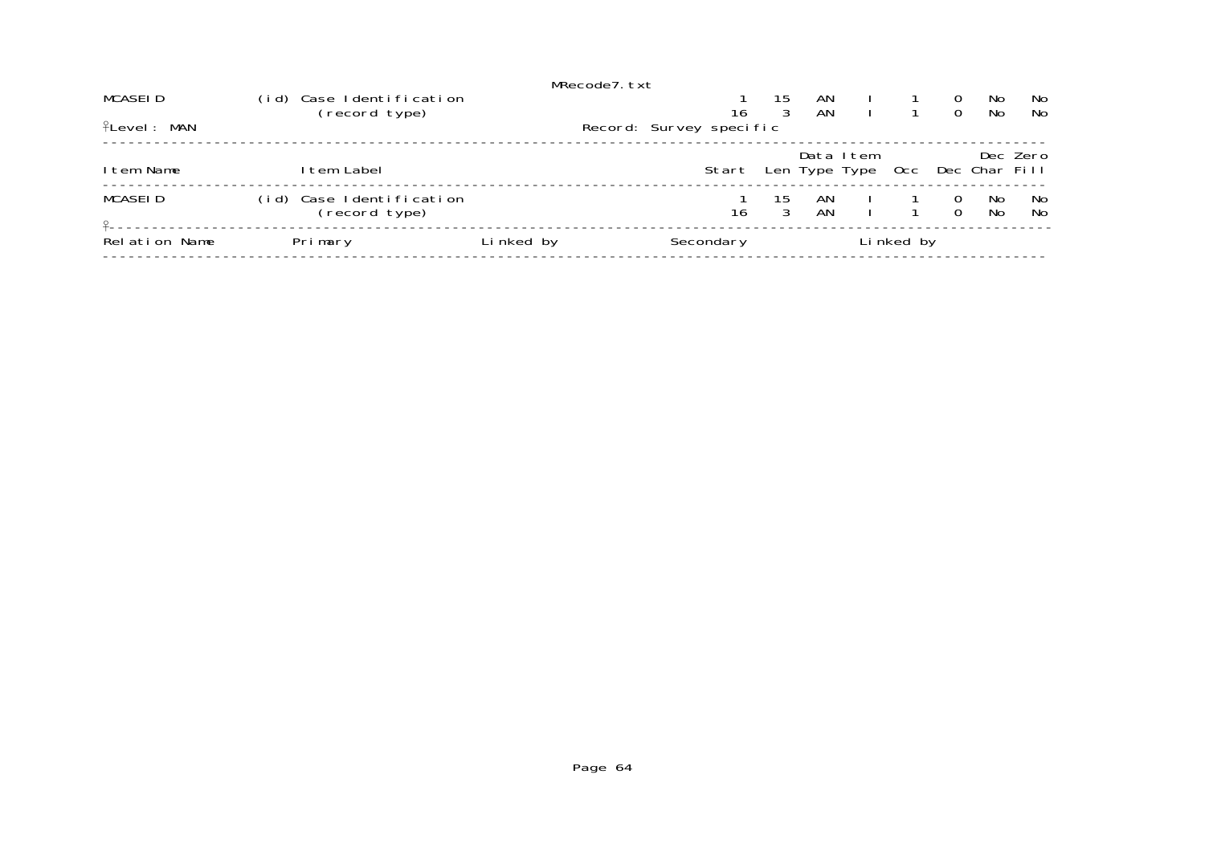| | | | | | | | | | |
|---|---|---|---|---|---|---|---|---|---|
| MCASEID | (id) Case Identification | 1 | 15 | AN | I | 1 | 0 | No | No |
| | (record type) | 16 | 3 | AN | I | 1 | 0 | No | No |

Level: MAN Record: Survey specific

| Item Name | Item Label | Start | Len | Data Type | Item Type | Occ | Dec | Dec Char | Zero Fill |
|---|---|---|---|---|---|---|---|---|---|
| MCASEID | (id) Case Identification | 1 | 15 | AN | I | 1 | 0 | No | No |
| | (record type) | 16 | 3 | AN | I | 1 | 0 | No | No |

| Relation Name | Primary | Linked by | Secondary | Linked by |
|---|---|---|---|---|